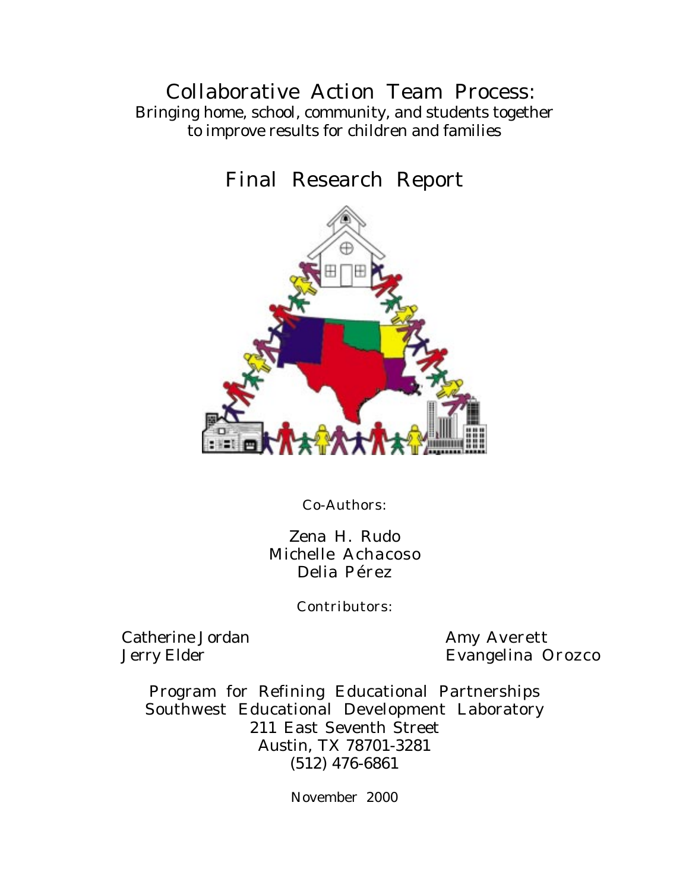# Collaborative Action Team Process:

Bringing home, school, community, and students together to improve results for children and families

## Final Research Report

Co-Authors:

Zena H. Rudo
Michelle Achacoso
Delia Pérez

Contributors:

Catherine Jordan
Jerry Elder
Amy Averett
Evangelina Orozco

Program for Refining Educational Partnerships
Southwest Educational Development Laboratory
211 East Seventh Street
Austin, TX 78701-3281
(512) 476-6861

November 2000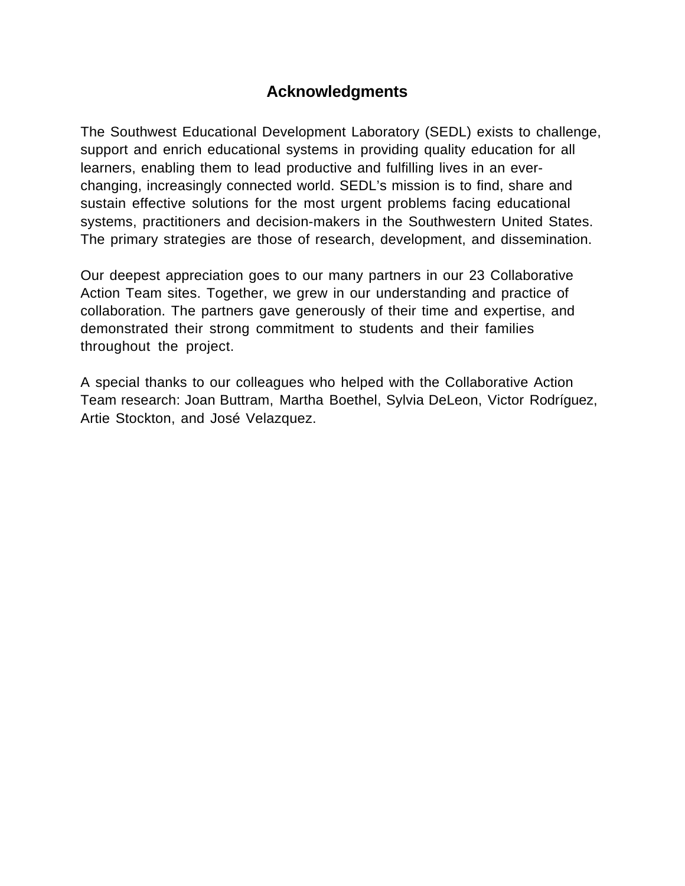# Acknowledgments

The Southwest Educational Development Laboratory (SEDL) exists to challenge, support and enrich educational systems in providing quality education for all learners, enabling them to lead productive and fulfilling lives in an ever-changing, increasingly connected world. SEDL's mission is to find, share and sustain effective solutions for the most urgent problems facing educational systems, practitioners and decision-makers in the Southwestern United States. The primary strategies are those of research, development, and dissemination.

Our deepest appreciation goes to our many partners in our 23 Collaborative Action Team sites. Together, we grew in our understanding and practice of collaboration. The partners gave generously of their time and expertise, and demonstrated their strong commitment to students and their families throughout the project.

A special thanks to our colleagues who helped with the Collaborative Action Team research: Joan Buttram, Martha Boethel, Sylvia DeLeon, Victor Rodríguez, Artie Stockton, and José Velazquez.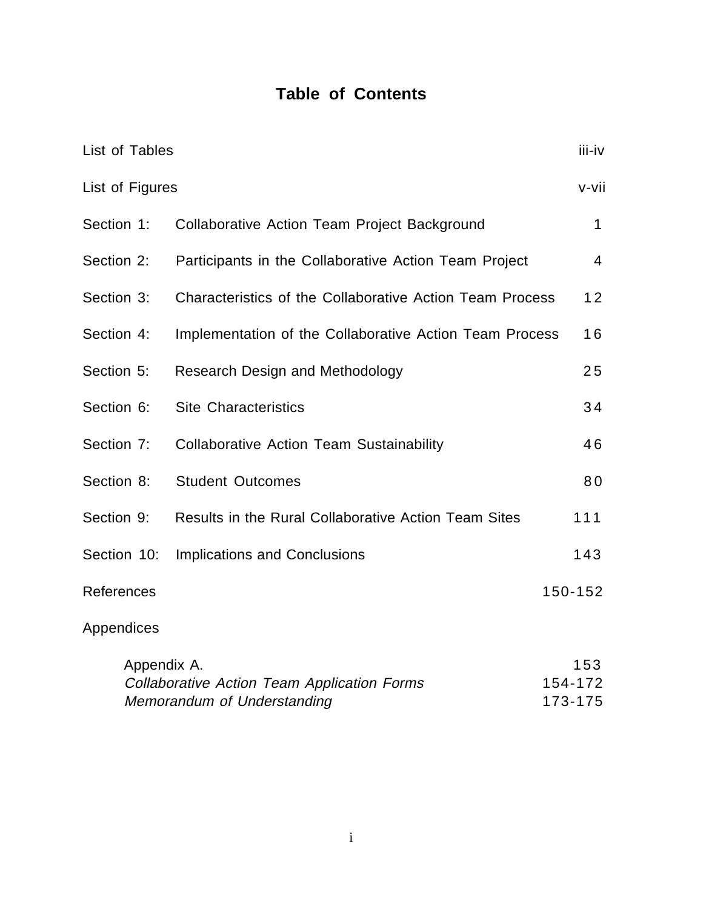# Table of Contents

| | | |
|---|---|---|
| List of Tables | | iii-iv |
| List of Figures | | v-vii |
| Section 1: | Collaborative Action Team Project Background | 1 |
| Section 2: | Participants in the Collaborative Action Team Project | 4 |
| Section 3: | Characteristics of the Collaborative Action Team Process | 12 |
| Section 4: | Implementation of the Collaborative Action Team Process | 16 |
| Section 5: | Research Design and Methodology | 25 |
| Section 6: | Site Characteristics | 34 |
| Section 7: | Collaborative Action Team Sustainability | 46 |
| Section 8: | Student Outcomes | 80 |
| Section 9: | Results in the Rural Collaborative Action Team Sites | 111 |
| Section 10: | Implications and Conclusions | 143 |
| References | | 150-152 |
| Appendices | | |
| | Appendix A. | 153 |
| | *Collaborative Action Team Application Forms* | 154-172 |
| | *Memorandum of Understanding* | 173-175 |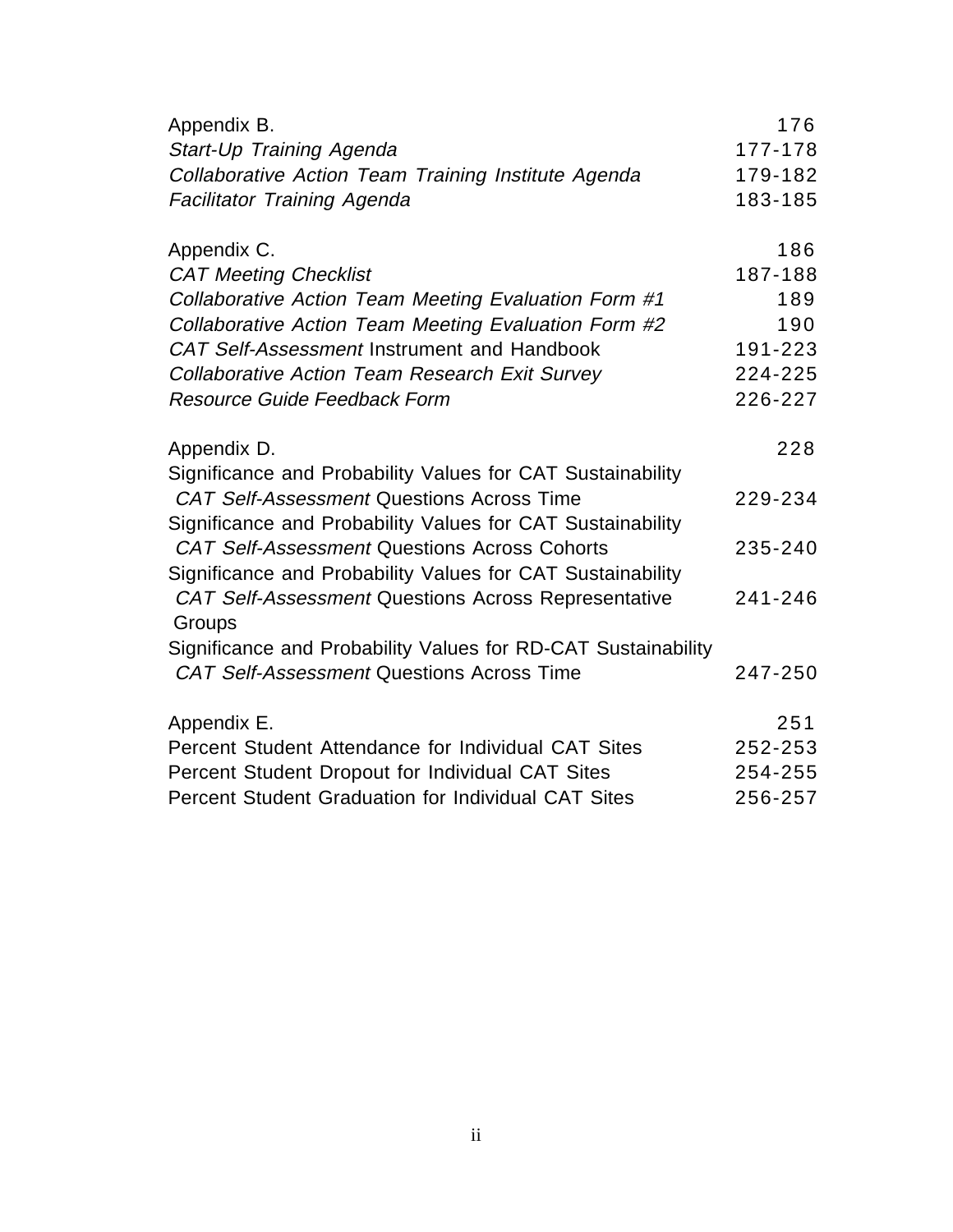| | |
|---|---|
| Appendix B. | 176 |
| *Start-Up Training Agenda* | 177-178 |
| *Collaborative Action Team Training Institute Agenda* | 179-182 |
| *Facilitator Training Agenda* | 183-185 |
| | |
| Appendix C. | 186 |
| *CAT Meeting Checklist* | 187-188 |
| *Collaborative Action Team Meeting Evaluation Form #1* | 189 |
| *Collaborative Action Team Meeting Evaluation Form #2* | 190 |
| *CAT Self-Assessment* Instrument and Handbook | 191-223 |
| *Collaborative Action Team Research Exit Survey* | 224-225 |
| *Resource Guide Feedback Form* | 226-227 |
| | |
| Appendix D. | 228 |
| Significance and Probability Values for CAT Sustainability *CAT Self-Assessment* Questions Across Time | 229-234 |
| Significance and Probability Values for CAT Sustainability *CAT Self-Assessment* Questions Across Cohorts | 235-240 |
| Significance and Probability Values for CAT Sustainability *CAT Self-Assessment* Questions Across Representative Groups | 241-246 |
| Significance and Probability Values for RD-CAT Sustainability *CAT Self-Assessment* Questions Across Time | 247-250 |
| | |
| Appendix E. | 251 |
| Percent Student Attendance for Individual CAT Sites | 252-253 |
| Percent Student Dropout for Individual CAT Sites | 254-255 |
| Percent Student Graduation for Individual CAT Sites | 256-257 |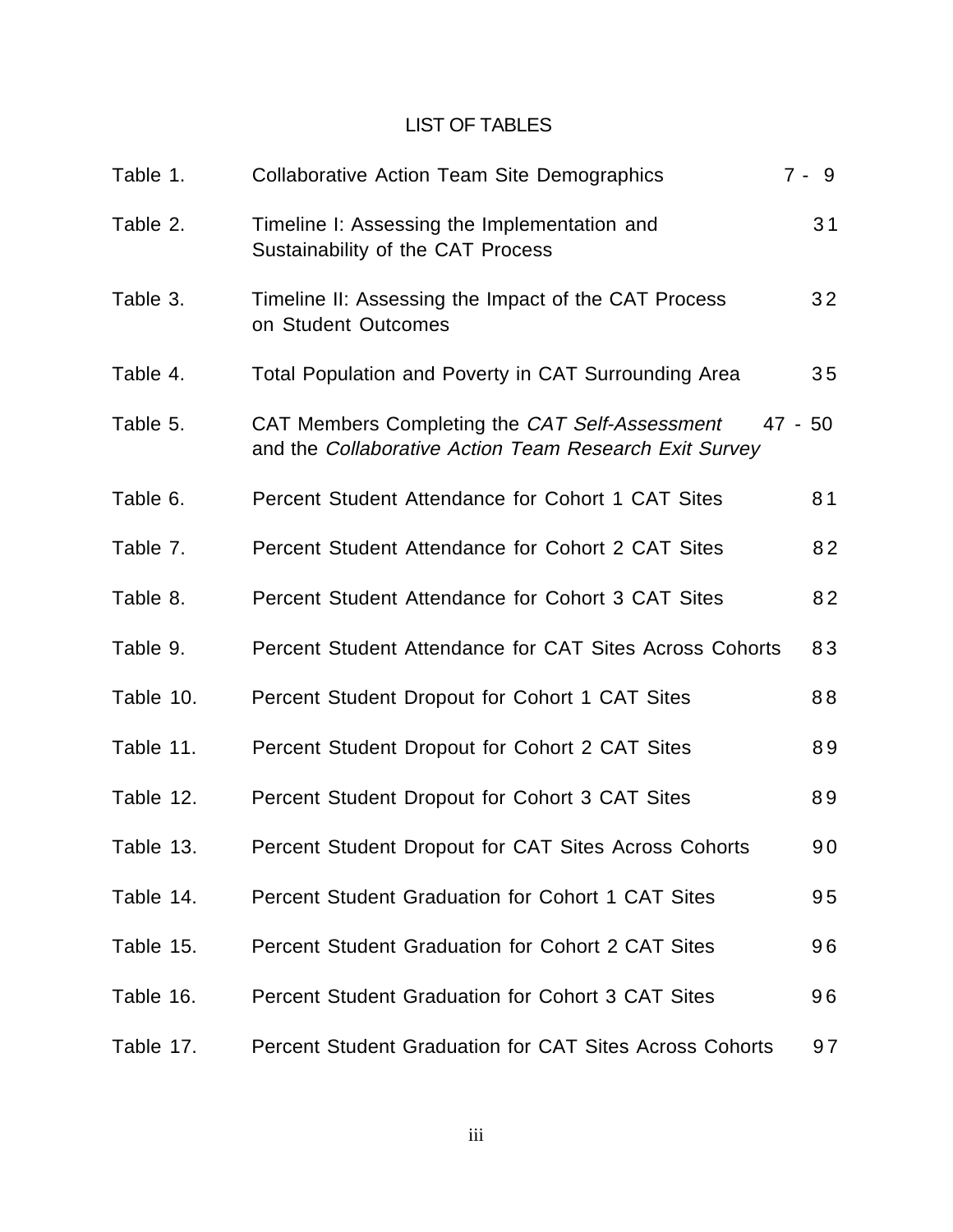# LIST OF TABLES

| | | |
|---|---|---|
| Table 1. | Collaborative Action Team Site Demographics | 7 - 9 |
| Table 2. | Timeline I: Assessing the Implementation and Sustainability of the CAT Process | 31 |
| Table 3. | Timeline II: Assessing the Impact of the CAT Process on Student Outcomes | 32 |
| Table 4. | Total Population and Poverty in CAT Surrounding Area | 35 |
| Table 5. | CAT Members Completing the *CAT Self-Assessment* and the *Collaborative Action Team Research Exit Survey* | 47 - 50 |
| Table 6. | Percent Student Attendance for Cohort 1 CAT Sites | 81 |
| Table 7. | Percent Student Attendance for Cohort 2 CAT Sites | 82 |
| Table 8. | Percent Student Attendance for Cohort 3 CAT Sites | 82 |
| Table 9. | Percent Student Attendance for CAT Sites Across Cohorts | 83 |
| Table 10. | Percent Student Dropout for Cohort 1 CAT Sites | 88 |
| Table 11. | Percent Student Dropout for Cohort 2 CAT Sites | 89 |
| Table 12. | Percent Student Dropout for Cohort 3 CAT Sites | 89 |
| Table 13. | Percent Student Dropout for CAT Sites Across Cohorts | 90 |
| Table 14. | Percent Student Graduation for Cohort 1 CAT Sites | 95 |
| Table 15. | Percent Student Graduation for Cohort 2 CAT Sites | 96 |
| Table 16. | Percent Student Graduation for Cohort 3 CAT Sites | 96 |
| Table 17. | Percent Student Graduation for CAT Sites Across Cohorts | 97 |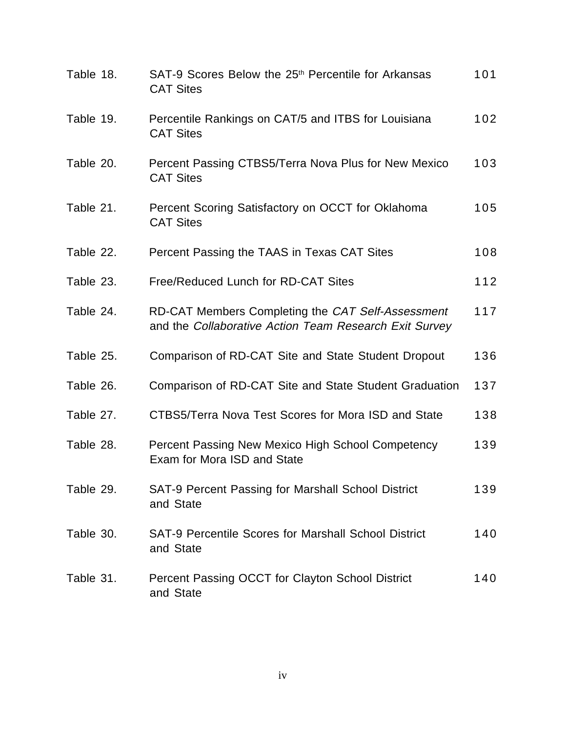| | | |
|---|---|---|
| Table 18. | SAT-9 Scores Below the 25th Percentile for Arkansas CAT Sites | 101 |
| Table 19. | Percentile Rankings on CAT/5 and ITBS for Louisiana CAT Sites | 102 |
| Table 20. | Percent Passing CTBS5/Terra Nova Plus for New Mexico CAT Sites | 103 |
| Table 21. | Percent Scoring Satisfactory on OCCT for Oklahoma CAT Sites | 105 |
| Table 22. | Percent Passing the TAAS in Texas CAT Sites | 108 |
| Table 23. | Free/Reduced Lunch for RD-CAT Sites | 112 |
| Table 24. | RD-CAT Members Completing the *CAT Self-Assessment* and the *Collaborative Action Team Research Exit Survey* | 117 |
| Table 25. | Comparison of RD-CAT Site and State Student Dropout | 136 |
| Table 26. | Comparison of RD-CAT Site and State Student Graduation | 137 |
| Table 27. | CTBS5/Terra Nova Test Scores for Mora ISD and State | 138 |
| Table 28. | Percent Passing New Mexico High School Competency Exam for Mora ISD and State | 139 |
| Table 29. | SAT-9 Percent Passing for Marshall School District and State | 139 |
| Table 30. | SAT-9 Percentile Scores for Marshall School District and State | 140 |
| Table 31. | Percent Passing OCCT for Clayton School District and State | 140 |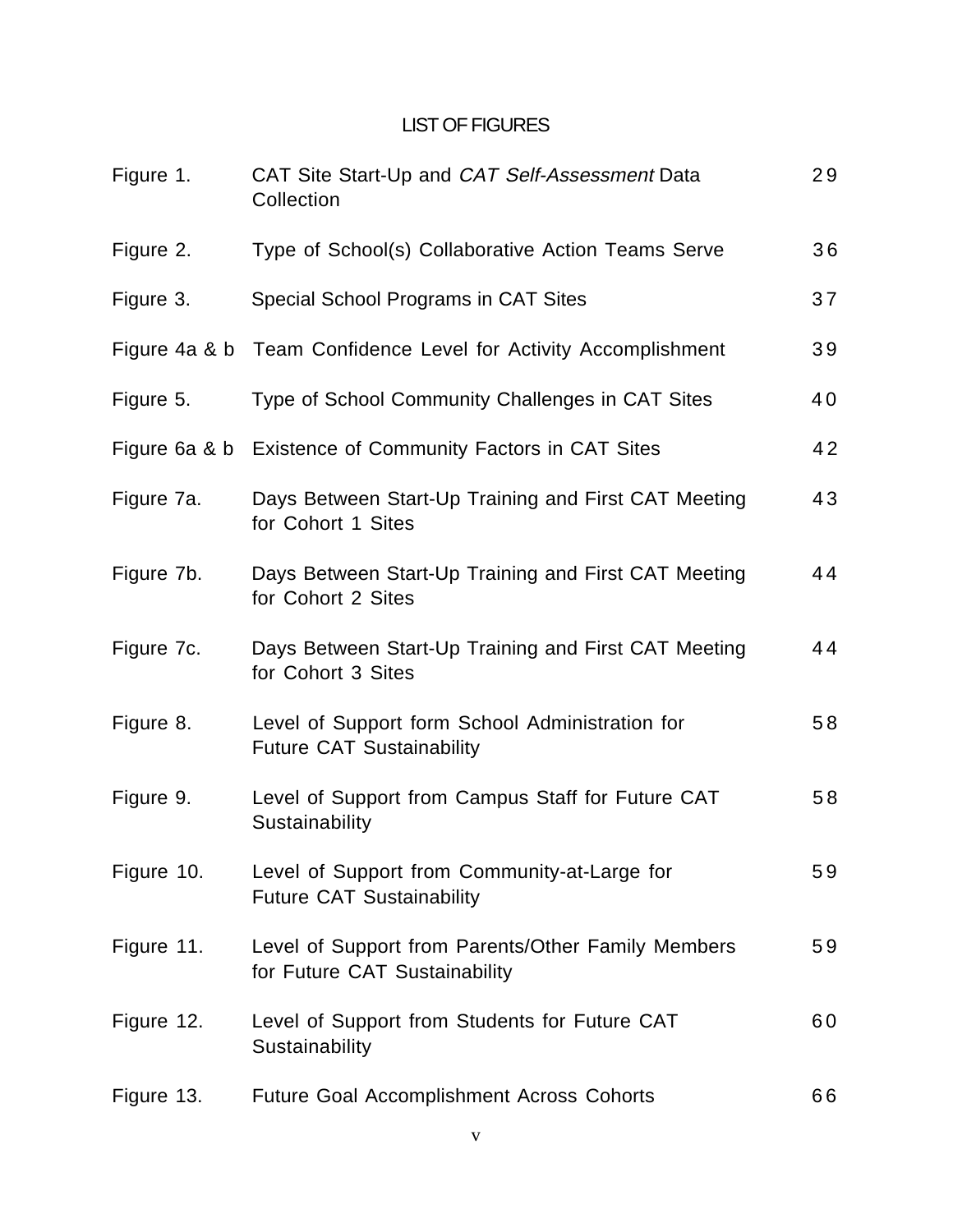# LIST OF FIGURES

| | | |
|---|---|---|
| Figure 1. | CAT Site Start-Up and *CAT Self-Assessment* Data Collection | 29 |
| Figure 2. | Type of School(s) Collaborative Action Teams Serve | 36 |
| Figure 3. | Special School Programs in CAT Sites | 37 |
| Figure 4a & b | Team Confidence Level for Activity Accomplishment | 39 |
| Figure 5. | Type of School Community Challenges in CAT Sites | 40 |
| Figure 6a & b | Existence of Community Factors in CAT Sites | 42 |
| Figure 7a. | Days Between Start-Up Training and First CAT Meeting for Cohort 1 Sites | 43 |
| Figure 7b. | Days Between Start-Up Training and First CAT Meeting for Cohort 2 Sites | 44 |
| Figure 7c. | Days Between Start-Up Training and First CAT Meeting for Cohort 3 Sites | 44 |
| Figure 8. | Level of Support form School Administration for Future CAT Sustainability | 58 |
| Figure 9. | Level of Support from Campus Staff for Future CAT Sustainability | 58 |
| Figure 10. | Level of Support from Community-at-Large for Future CAT Sustainability | 59 |
| Figure 11. | Level of Support from Parents/Other Family Members for Future CAT Sustainability | 59 |
| Figure 12. | Level of Support from Students for Future CAT Sustainability | 60 |
| Figure 13. | Future Goal Accomplishment Across Cohorts | 66 |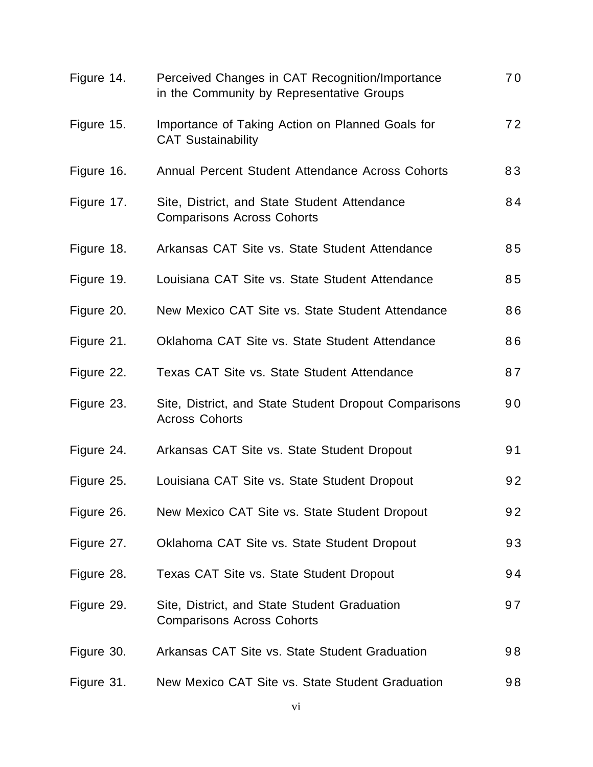| | | |
|---|---|---|
| Figure 14. | Perceived Changes in CAT Recognition/Importance in the Community by Representative Groups | 70 |
| Figure 15. | Importance of Taking Action on Planned Goals for CAT Sustainability | 72 |
| Figure 16. | Annual Percent Student Attendance Across Cohorts | 83 |
| Figure 17. | Site, District, and State Student Attendance Comparisons Across Cohorts | 84 |
| Figure 18. | Arkansas CAT Site vs. State Student Attendance | 85 |
| Figure 19. | Louisiana CAT Site vs. State Student Attendance | 85 |
| Figure 20. | New Mexico CAT Site vs. State Student Attendance | 86 |
| Figure 21. | Oklahoma CAT Site vs. State Student Attendance | 86 |
| Figure 22. | Texas CAT Site vs. State Student Attendance | 87 |
| Figure 23. | Site, District, and State Student Dropout Comparisons Across Cohorts | 90 |
| Figure 24. | Arkansas CAT Site vs. State Student Dropout | 91 |
| Figure 25. | Louisiana CAT Site vs. State Student Dropout | 92 |
| Figure 26. | New Mexico CAT Site vs. State Student Dropout | 92 |
| Figure 27. | Oklahoma CAT Site vs. State Student Dropout | 93 |
| Figure 28. | Texas CAT Site vs. State Student Dropout | 94 |
| Figure 29. | Site, District, and State Student Graduation Comparisons Across Cohorts | 97 |
| Figure 30. | Arkansas CAT Site vs. State Student Graduation | 98 |
| Figure 31. | New Mexico CAT Site vs. State Student Graduation | 98 |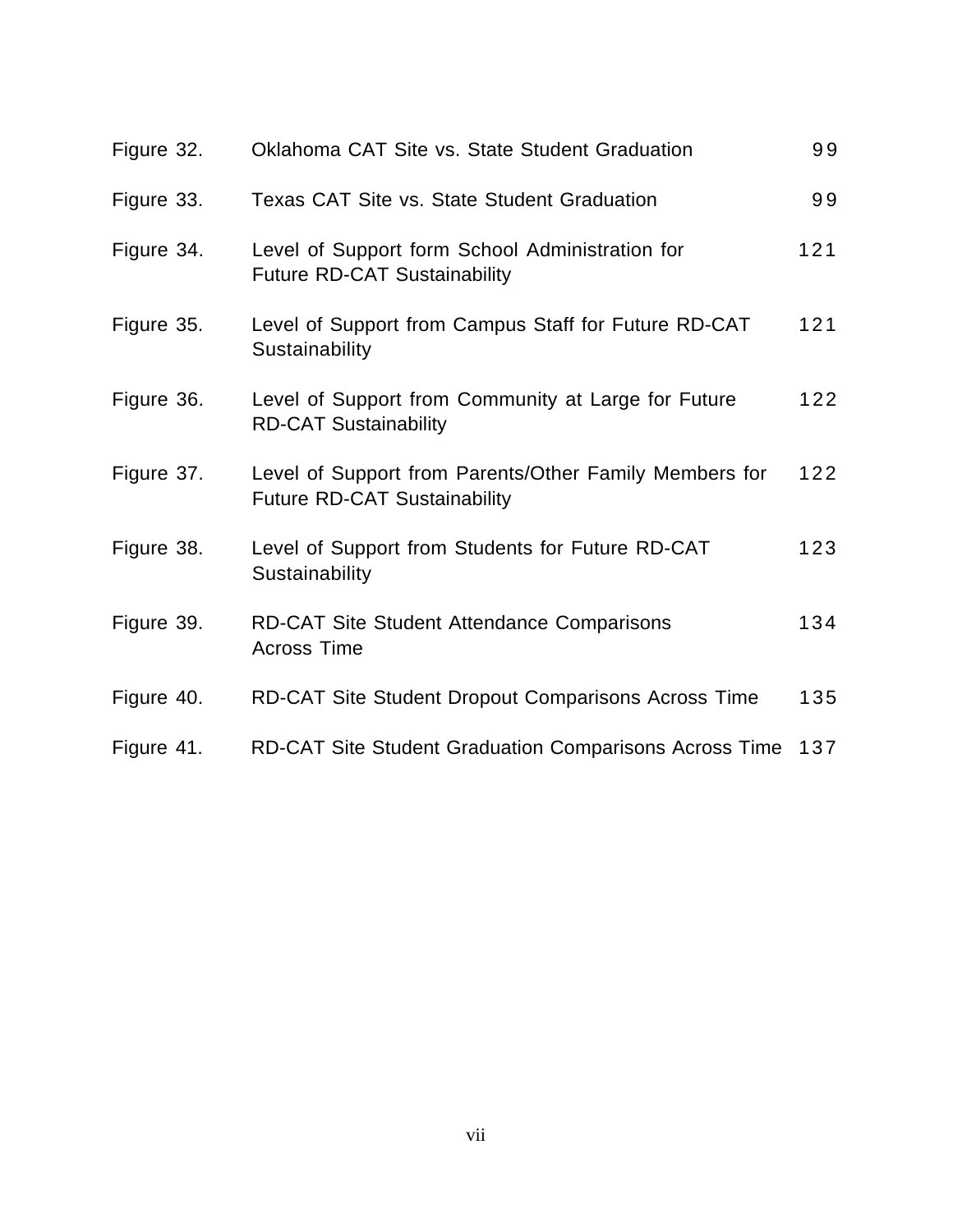| | | |
|---|---|---|
| Figure 32. | Oklahoma CAT Site vs. State Student Graduation | 99 |
| Figure 33. | Texas CAT Site vs. State Student Graduation | 99 |
| Figure 34. | Level of Support form School Administration for Future RD-CAT Sustainability | 121 |
| Figure 35. | Level of Support from Campus Staff for Future RD-CAT Sustainability | 121 |
| Figure 36. | Level of Support from Community at Large for Future RD-CAT Sustainability | 122 |
| Figure 37. | Level of Support from Parents/Other Family Members for Future RD-CAT Sustainability | 122 |
| Figure 38. | Level of Support from Students for Future RD-CAT Sustainability | 123 |
| Figure 39. | RD-CAT Site Student Attendance Comparisons Across Time | 134 |
| Figure 40. | RD-CAT Site Student Dropout Comparisons Across Time | 135 |
| Figure 41. | RD-CAT Site Student Graduation Comparisons Across Time | 137 |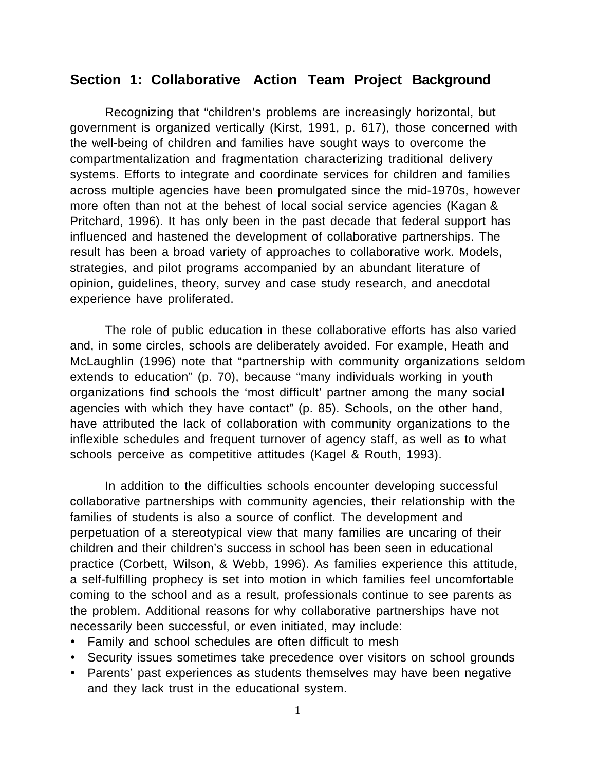## Section 1: Collaborative Action Team Project Background

Recognizing that "children's problems are increasingly horizontal, but government is organized vertically (Kirst, 1991, p. 617), those concerned with the well-being of children and families have sought ways to overcome the compartmentalization and fragmentation characterizing traditional delivery systems. Efforts to integrate and coordinate services for children and families across multiple agencies have been promulgated since the mid-1970s, however more often than not at the behest of local social service agencies (Kagan & Pritchard, 1996). It has only been in the past decade that federal support has influenced and hastened the development of collaborative partnerships. The result has been a broad variety of approaches to collaborative work. Models, strategies, and pilot programs accompanied by an abundant literature of opinion, guidelines, theory, survey and case study research, and anecdotal experience have proliferated.

The role of public education in these collaborative efforts has also varied and, in some circles, schools are deliberately avoided. For example, Heath and McLaughlin (1996) note that "partnership with community organizations seldom extends to education" (p. 70), because "many individuals working in youth organizations find schools the 'most difficult' partner among the many social agencies with which they have contact" (p. 85). Schools, on the other hand, have attributed the lack of collaboration with community organizations to the inflexible schedules and frequent turnover of agency staff, as well as to what schools perceive as competitive attitudes (Kagel & Routh, 1993).

In addition to the difficulties schools encounter developing successful collaborative partnerships with community agencies, their relationship with the families of students is also a source of conflict. The development and perpetuation of a stereotypical view that many families are uncaring of their children and their children's success in school has been seen in educational practice (Corbett, Wilson, & Webb, 1996). As families experience this attitude, a self-fulfilling prophecy is set into motion in which families feel uncomfortable coming to the school and as a result, professionals continue to see parents as the problem. Additional reasons for why collaborative partnerships have not necessarily been successful, or even initiated, may include:

- Family and school schedules are often difficult to mesh
- Security issues sometimes take precedence over visitors on school grounds
- Parents' past experiences as students themselves may have been negative and they lack trust in the educational system.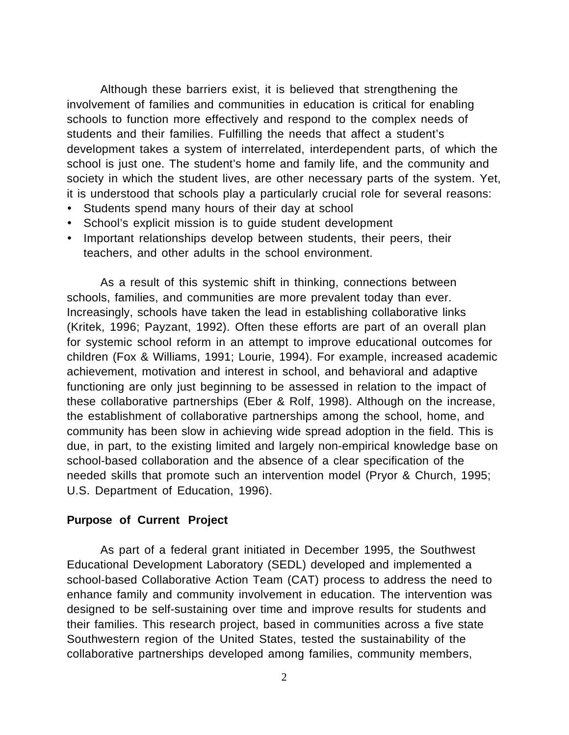Although these barriers exist, it is believed that strengthening the involvement of families and communities in education is critical for enabling schools to function more effectively and respond to the complex needs of students and their families. Fulfilling the needs that affect a student's development takes a system of interrelated, interdependent parts, of which the school is just one. The student's home and family life, and the community and society in which the student lives, are other necessary parts of the system. Yet, it is understood that schools play a particularly crucial role for several reasons:

- Students spend many hours of their day at school
- School's explicit mission is to guide student development
- Important relationships develop between students, their peers, their teachers, and other adults in the school environment.

As a result of this systemic shift in thinking, connections between schools, families, and communities are more prevalent today than ever. Increasingly, schools have taken the lead in establishing collaborative links (Kritek, 1996; Payzant, 1992). Often these efforts are part of an overall plan for systemic school reform in an attempt to improve educational outcomes for children (Fox & Williams, 1991; Lourie, 1994). For example, increased academic achievement, motivation and interest in school, and behavioral and adaptive functioning are only just beginning to be assessed in relation to the impact of these collaborative partnerships (Eber & Rolf, 1998). Although on the increase, the establishment of collaborative partnerships among the school, home, and community has been slow in achieving wide spread adoption in the field. This is due, in part, to the existing limited and largely non-empirical knowledge base on school-based collaboration and the absence of a clear specification of the needed skills that promote such an intervention model (Pryor & Church, 1995; U.S. Department of Education, 1996).

**Purpose of Current Project**

As part of a federal grant initiated in December 1995, the Southwest Educational Development Laboratory (SEDL) developed and implemented a school-based Collaborative Action Team (CAT) process to address the need to enhance family and community involvement in education. The intervention was designed to be self-sustaining over time and improve results for students and their families. This research project, based in communities across a five state Southwestern region of the United States, tested the sustainability of the collaborative partnerships developed among families, community members,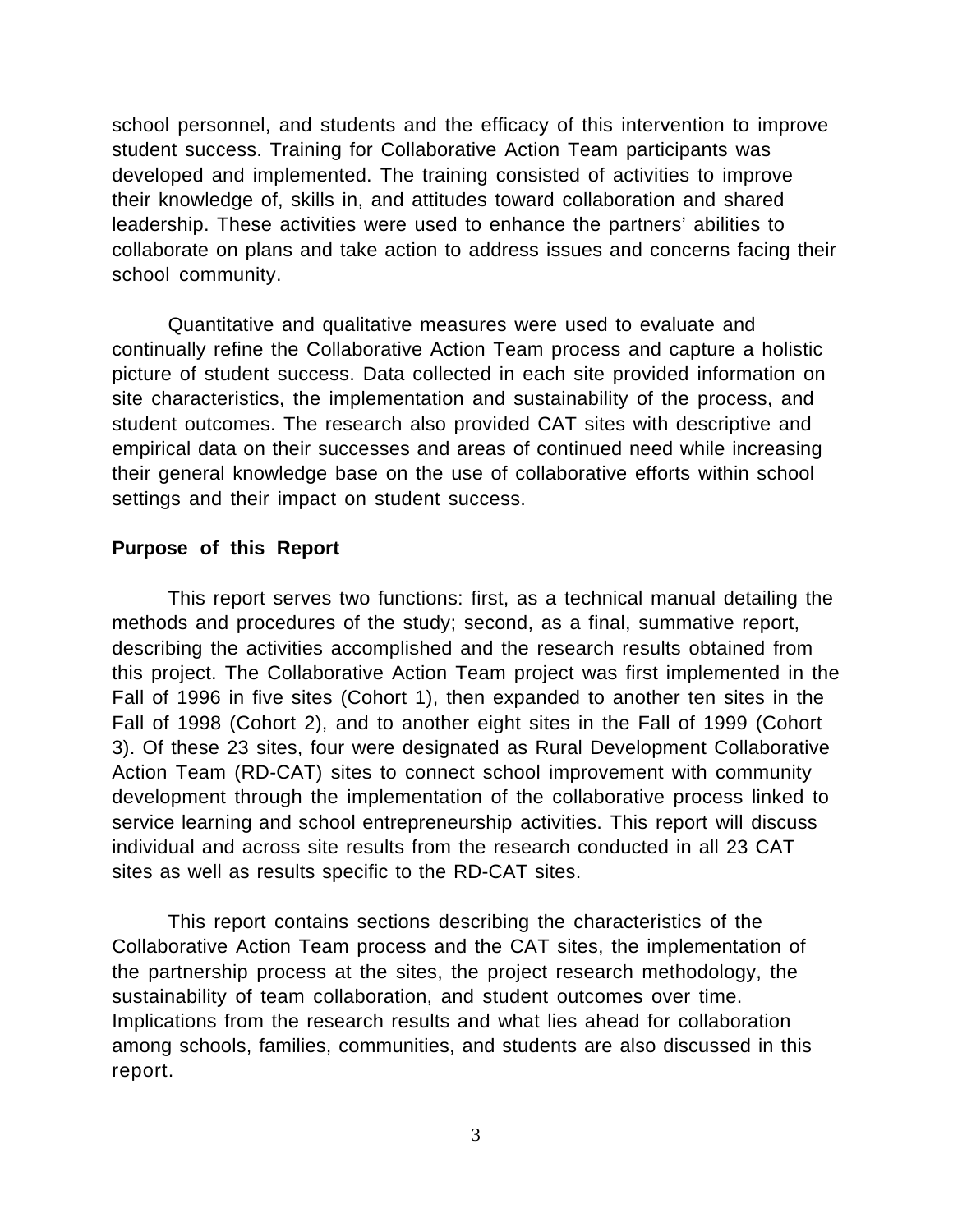school personnel, and students and the efficacy of this intervention to improve student success. Training for Collaborative Action Team participants was developed and implemented. The training consisted of activities to improve their knowledge of, skills in, and attitudes toward collaboration and shared leadership. These activities were used to enhance the partners' abilities to collaborate on plans and take action to address issues and concerns facing their school community.

Quantitative and qualitative measures were used to evaluate and continually refine the Collaborative Action Team process and capture a holistic picture of student success. Data collected in each site provided information on site characteristics, the implementation and sustainability of the process, and student outcomes. The research also provided CAT sites with descriptive and empirical data on their successes and areas of continued need while increasing their general knowledge base on the use of collaborative efforts within school settings and their impact on student success.

**Purpose of this Report**

This report serves two functions: first, as a technical manual detailing the methods and procedures of the study; second, as a final, summative report, describing the activities accomplished and the research results obtained from this project. The Collaborative Action Team project was first implemented in the Fall of 1996 in five sites (Cohort 1), then expanded to another ten sites in the Fall of 1998 (Cohort 2), and to another eight sites in the Fall of 1999 (Cohort 3). Of these 23 sites, four were designated as Rural Development Collaborative Action Team (RD-CAT) sites to connect school improvement with community development through the implementation of the collaborative process linked to service learning and school entrepreneurship activities. This report will discuss individual and across site results from the research conducted in all 23 CAT sites as well as results specific to the RD-CAT sites.

This report contains sections describing the characteristics of the Collaborative Action Team process and the CAT sites, the implementation of the partnership process at the sites, the project research methodology, the sustainability of team collaboration, and student outcomes over time. Implications from the research results and what lies ahead for collaboration among schools, families, communities, and students are also discussed in this report.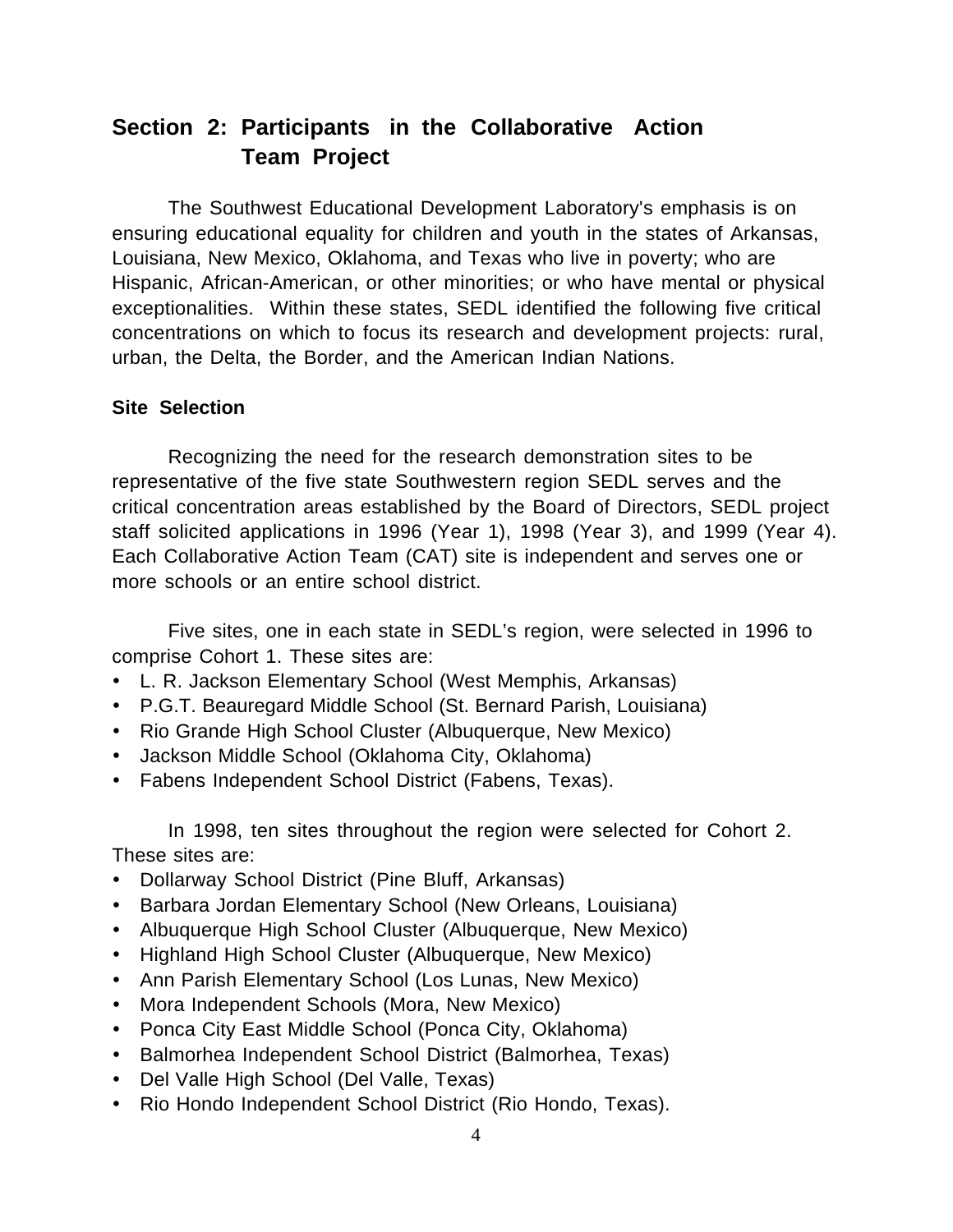## Section 2: Participants in the Collaborative Action Team Project

The Southwest Educational Development Laboratory's emphasis is on ensuring educational equality for children and youth in the states of Arkansas, Louisiana, New Mexico, Oklahoma, and Texas who live in poverty; who are Hispanic, African-American, or other minorities; or who have mental or physical exceptionalities. Within these states, SEDL identified the following five critical concentrations on which to focus its research and development projects: rural, urban, the Delta, the Border, and the American Indian Nations.

### Site Selection

Recognizing the need for the research demonstration sites to be representative of the five state Southwestern region SEDL serves and the critical concentration areas established by the Board of Directors, SEDL project staff solicited applications in 1996 (Year 1), 1998 (Year 3), and 1999 (Year 4). Each Collaborative Action Team (CAT) site is independent and serves one or more schools or an entire school district.

Five sites, one in each state in SEDL's region, were selected in 1996 to comprise Cohort 1. These sites are:

- L. R. Jackson Elementary School (West Memphis, Arkansas)
- P.G.T. Beauregard Middle School (St. Bernard Parish, Louisiana)
- Rio Grande High School Cluster (Albuquerque, New Mexico)
- Jackson Middle School (Oklahoma City, Oklahoma)
- Fabens Independent School District (Fabens, Texas).

In 1998, ten sites throughout the region were selected for Cohort 2. These sites are:

- Dollarway School District (Pine Bluff, Arkansas)
- Barbara Jordan Elementary School (New Orleans, Louisiana)
- Albuquerque High School Cluster (Albuquerque, New Mexico)
- Highland High School Cluster (Albuquerque, New Mexico)
- Ann Parish Elementary School (Los Lunas, New Mexico)
- Mora Independent Schools (Mora, New Mexico)
- Ponca City East Middle School (Ponca City, Oklahoma)
- Balmorhea Independent School District (Balmorhea, Texas)
- Del Valle High School (Del Valle, Texas)
- Rio Hondo Independent School District (Rio Hondo, Texas).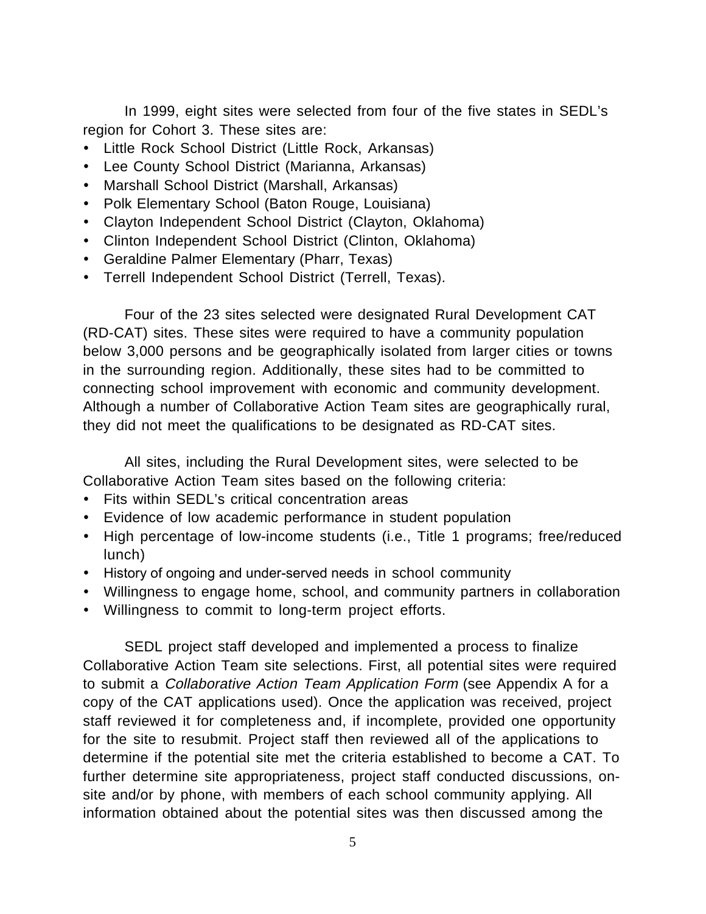In 1999, eight sites were selected from four of the five states in SEDL's region for Cohort 3. These sites are:

- Little Rock School District (Little Rock, Arkansas)
- Lee County School District (Marianna, Arkansas)
- Marshall School District (Marshall, Arkansas)
- Polk Elementary School (Baton Rouge, Louisiana)
- Clayton Independent School District (Clayton, Oklahoma)
- Clinton Independent School District (Clinton, Oklahoma)
- Geraldine Palmer Elementary (Pharr, Texas)
- Terrell Independent School District (Terrell, Texas).

Four of the 23 sites selected were designated Rural Development CAT (RD-CAT) sites. These sites were required to have a community population below 3,000 persons and be geographically isolated from larger cities or towns in the surrounding region. Additionally, these sites had to be committed to connecting school improvement with economic and community development. Although a number of Collaborative Action Team sites are geographically rural, they did not meet the qualifications to be designated as RD-CAT sites.

All sites, including the Rural Development sites, were selected to be Collaborative Action Team sites based on the following criteria:

- Fits within SEDL's critical concentration areas
- Evidence of low academic performance in student population
- High percentage of low-income students (i.e., Title 1 programs; free/reduced lunch)
- History of ongoing and under-served needs in school community
- Willingness to engage home, school, and community partners in collaboration
- Willingness to commit to long-term project efforts.

SEDL project staff developed and implemented a process to finalize Collaborative Action Team site selections. First, all potential sites were required to submit a *Collaborative Action Team Application Form* (see Appendix A for a copy of the CAT applications used). Once the application was received, project staff reviewed it for completeness and, if incomplete, provided one opportunity for the site to resubmit. Project staff then reviewed all of the applications to determine if the potential site met the criteria established to become a CAT. To further determine site appropriateness, project staff conducted discussions, on-site and/or by phone, with members of each school community applying. All information obtained about the potential sites was then discussed among the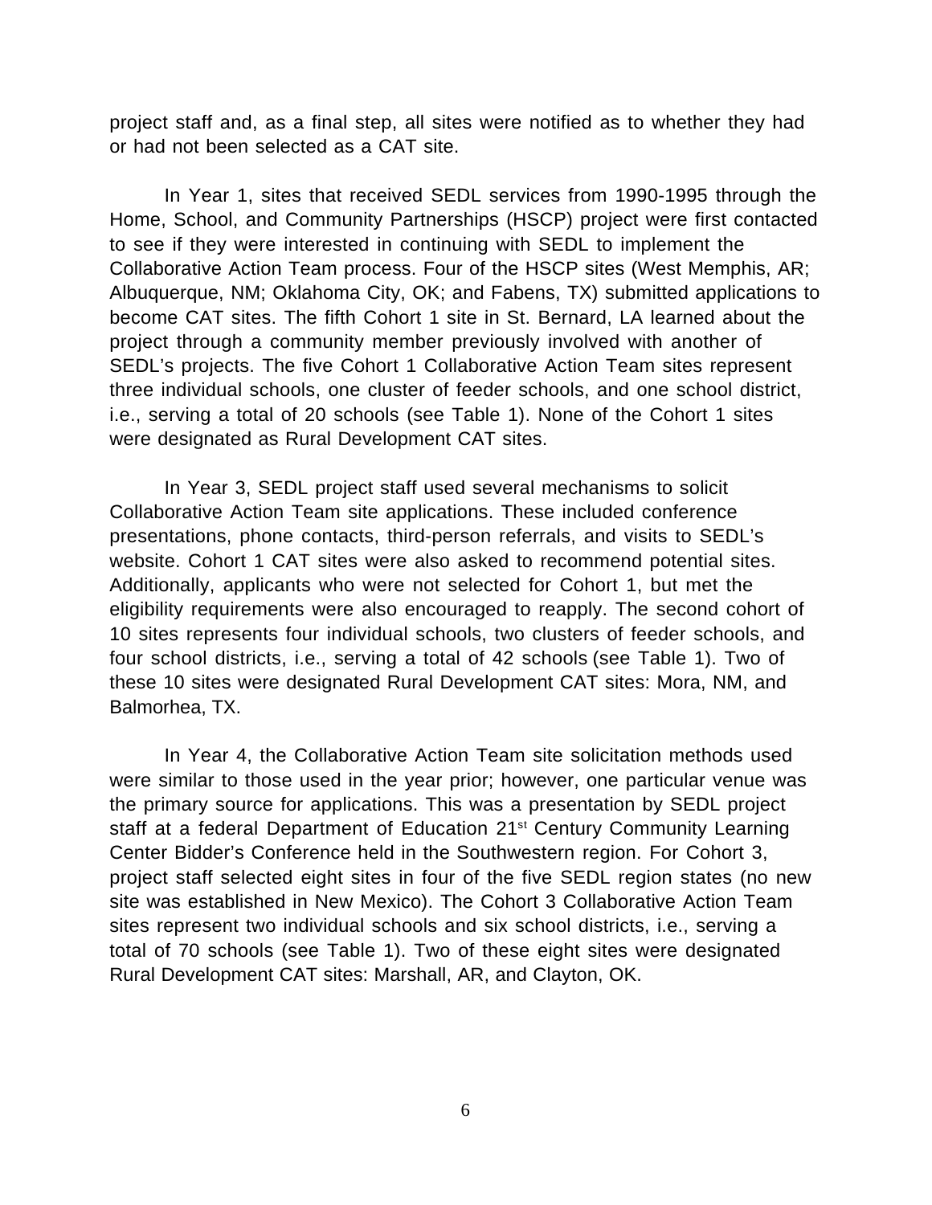project staff and, as a final step, all sites were notified as to whether they had or had not been selected as a CAT site.

In Year 1, sites that received SEDL services from 1990-1995 through the Home, School, and Community Partnerships (HSCP) project were first contacted to see if they were interested in continuing with SEDL to implement the Collaborative Action Team process. Four of the HSCP sites (West Memphis, AR; Albuquerque, NM; Oklahoma City, OK; and Fabens, TX) submitted applications to become CAT sites. The fifth Cohort 1 site in St. Bernard, LA learned about the project through a community member previously involved with another of SEDL's projects. The five Cohort 1 Collaborative Action Team sites represent three individual schools, one cluster of feeder schools, and one school district, i.e., serving a total of 20 schools (see Table 1). None of the Cohort 1 sites were designated as Rural Development CAT sites.

In Year 3, SEDL project staff used several mechanisms to solicit Collaborative Action Team site applications. These included conference presentations, phone contacts, third-person referrals, and visits to SEDL's website. Cohort 1 CAT sites were also asked to recommend potential sites. Additionally, applicants who were not selected for Cohort 1, but met the eligibility requirements were also encouraged to reapply. The second cohort of 10 sites represents four individual schools, two clusters of feeder schools, and four school districts, i.e., serving a total of 42 schools (see Table 1). Two of these 10 sites were designated Rural Development CAT sites: Mora, NM, and Balmorhea, TX.

In Year 4, the Collaborative Action Team site solicitation methods used were similar to those used in the year prior; however, one particular venue was the primary source for applications. This was a presentation by SEDL project staff at a federal Department of Education 21st Century Community Learning Center Bidder's Conference held in the Southwestern region. For Cohort 3, project staff selected eight sites in four of the five SEDL region states (no new site was established in New Mexico). The Cohort 3 Collaborative Action Team sites represent two individual schools and six school districts, i.e., serving a total of 70 schools (see Table 1). Two of these eight sites were designated Rural Development CAT sites: Marshall, AR, and Clayton, OK.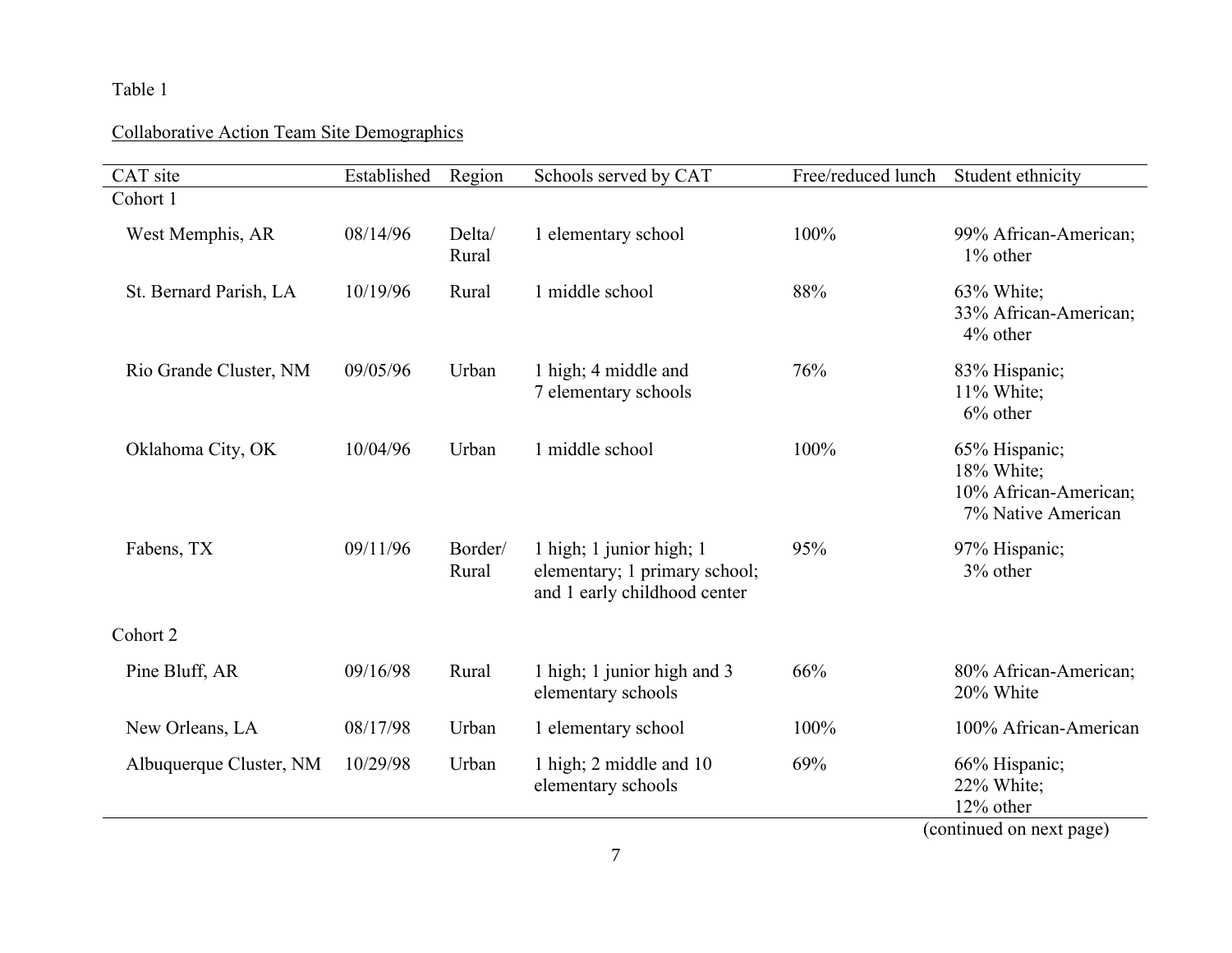Table 1

Collaborative Action Team Site Demographics

| CAT site | Established | Region | Schools served by CAT | Free/reduced lunch | Student ethnicity |
|---|---|---|---|---|---|
| Cohort 1 | | | | | |
| West Memphis, AR | 08/14/96 | Delta/ Rural | 1 elementary school | 100% | 99% African-American; 1% other |
| St. Bernard Parish, LA | 10/19/96 | Rural | 1 middle school | 88% | 63% White; 33% African-American; 4% other |
| Rio Grande Cluster, NM | 09/05/96 | Urban | 1 high; 4 middle and 7 elementary schools | 76% | 83% Hispanic; 11% White; 6% other |
| Oklahoma City, OK | 10/04/96 | Urban | 1 middle school | 100% | 65% Hispanic; 18% White; 10% African-American; 7% Native American |
| Fabens, TX | 09/11/96 | Border/ Rural | 1 high; 1 junior high; 1 elementary; 1 primary school; and 1 early childhood center | 95% | 97% Hispanic; 3% other |
| Cohort 2 | | | | | |
| Pine Bluff, AR | 09/16/98 | Rural | 1 high; 1 junior high and 3 elementary schools | 66% | 80% African-American; 20% White |
| New Orleans, LA | 08/17/98 | Urban | 1 elementary school | 100% | 100% African-American |
| Albuquerque Cluster, NM | 10/29/98 | Urban | 1 high; 2 middle and 10 elementary schools | 69% | 66% Hispanic; 22% White; 12% other |

(continued on next page)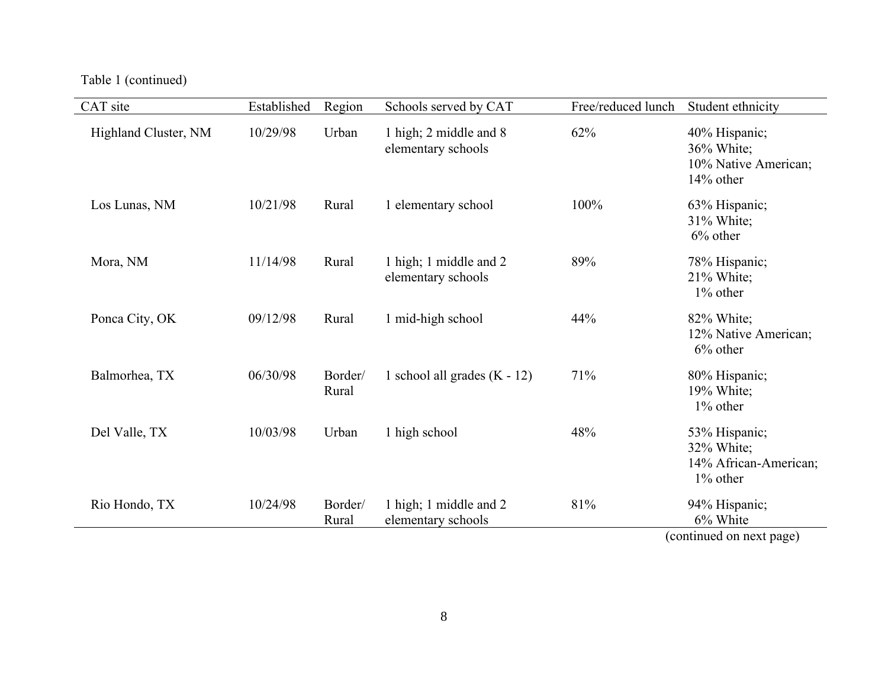Table 1 (continued)

| CAT site | Established | Region | Schools served by CAT | Free/reduced lunch | Student ethnicity |
|---|---|---|---|---|---|
| Highland Cluster, NM | 10/29/98 | Urban | 1 high; 2 middle and 8 elementary schools | 62% | 40% Hispanic; 36% White; 10% Native American; 14% other |
| Los Lunas, NM | 10/21/98 | Rural | 1 elementary school | 100% | 63% Hispanic; 31% White; 6% other |
| Mora, NM | 11/14/98 | Rural | 1 high; 1 middle and 2 elementary schools | 89% | 78% Hispanic; 21% White; 1% other |
| Ponca City, OK | 09/12/98 | Rural | 1 mid-high school | 44% | 82% White; 12% Native American; 6% other |
| Balmorhea, TX | 06/30/98 | Border/ Rural | 1 school all grades (K - 12) | 71% | 80% Hispanic; 19% White; 1% other |
| Del Valle, TX | 10/03/98 | Urban | 1 high school | 48% | 53% Hispanic; 32% White; 14% African-American; 1% other |
| Rio Hondo, TX | 10/24/98 | Border/ Rural | 1 high; 1 middle and 2 elementary schools | 81% | 94% Hispanic; 6% White |

(continued on next page)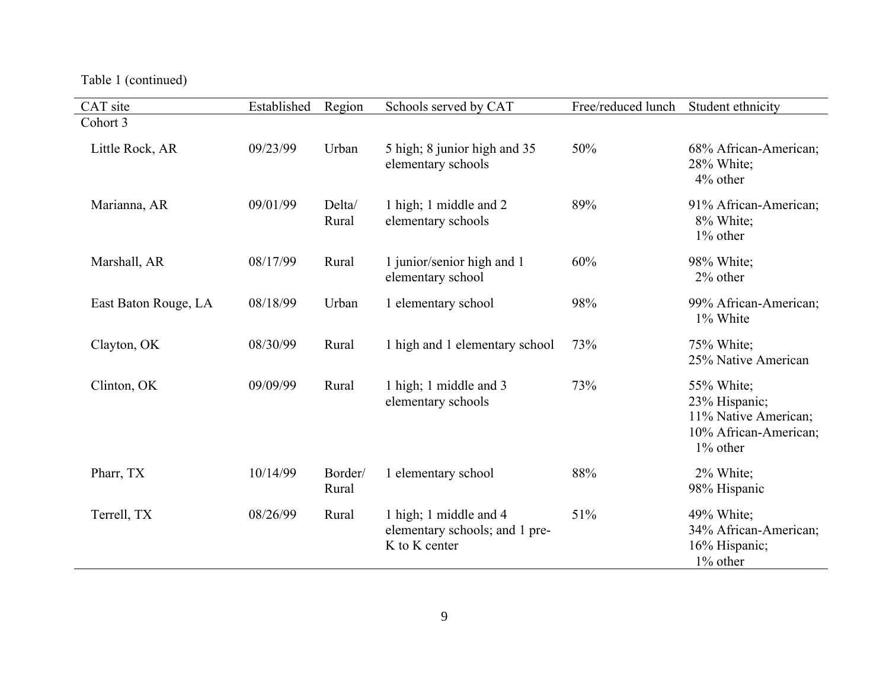Table 1 (continued)

| CAT site | Established | Region | Schools served by CAT | Free/reduced lunch | Student ethnicity |
|---|---|---|---|---|---|
| Cohort 3 | | | | | |
| Little Rock, AR | 09/23/99 | Urban | 5 high; 8 junior high and 35 elementary schools | 50% | 68% African-American; 28% White; 4% other |
| Marianna, AR | 09/01/99 | Delta/ Rural | 1 high; 1 middle and 2 elementary schools | 89% | 91% African-American; 8% White; 1% other |
| Marshall, AR | 08/17/99 | Rural | 1 junior/senior high and 1 elementary school | 60% | 98% White; 2% other |
| East Baton Rouge, LA | 08/18/99 | Urban | 1 elementary school | 98% | 99% African-American; 1% White |
| Clayton, OK | 08/30/99 | Rural | 1 high and 1 elementary school | 73% | 75% White; 25% Native American |
| Clinton, OK | 09/09/99 | Rural | 1 high; 1 middle and 3 elementary schools | 73% | 55% White; 23% Hispanic; 11% Native American; 10% African-American; 1% other |
| Pharr, TX | 10/14/99 | Border/ Rural | 1 elementary school | 88% | 2% White; 98% Hispanic |
| Terrell, TX | 08/26/99 | Rural | 1 high; 1 middle and 4 elementary schools; and 1 pre-K to K center | 51% | 49% White; 34% African-American; 16% Hispanic; 1% other |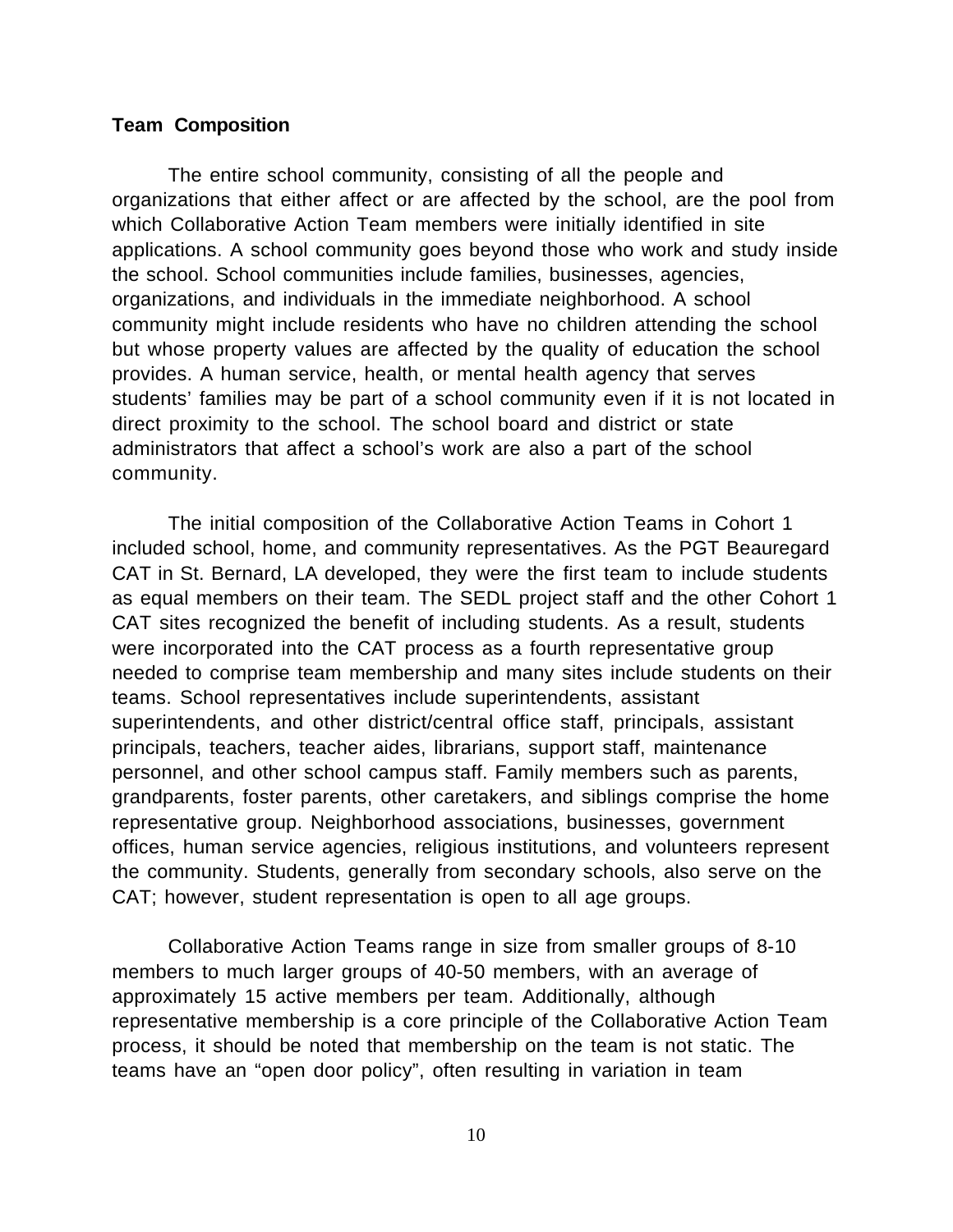**Team Composition**

The entire school community, consisting of all the people and organizations that either affect or are affected by the school, are the pool from which Collaborative Action Team members were initially identified in site applications. A school community goes beyond those who work and study inside the school. School communities include families, businesses, agencies, organizations, and individuals in the immediate neighborhood. A school community might include residents who have no children attending the school but whose property values are affected by the quality of education the school provides. A human service, health, or mental health agency that serves students' families may be part of a school community even if it is not located in direct proximity to the school. The school board and district or state administrators that affect a school's work are also a part of the school community.

The initial composition of the Collaborative Action Teams in Cohort 1 included school, home, and community representatives. As the PGT Beauregard CAT in St. Bernard, LA developed, they were the first team to include students as equal members on their team. The SEDL project staff and the other Cohort 1 CAT sites recognized the benefit of including students. As a result, students were incorporated into the CAT process as a fourth representative group needed to comprise team membership and many sites include students on their teams. School representatives include superintendents, assistant superintendents, and other district/central office staff, principals, assistant principals, teachers, teacher aides, librarians, support staff, maintenance personnel, and other school campus staff. Family members such as parents, grandparents, foster parents, other caretakers, and siblings comprise the home representative group. Neighborhood associations, businesses, government offices, human service agencies, religious institutions, and volunteers represent the community. Students, generally from secondary schools, also serve on the CAT; however, student representation is open to all age groups.

Collaborative Action Teams range in size from smaller groups of 8-10 members to much larger groups of 40-50 members, with an average of approximately 15 active members per team. Additionally, although representative membership is a core principle of the Collaborative Action Team process, it should be noted that membership on the team is not static. The teams have an "open door policy", often resulting in variation in team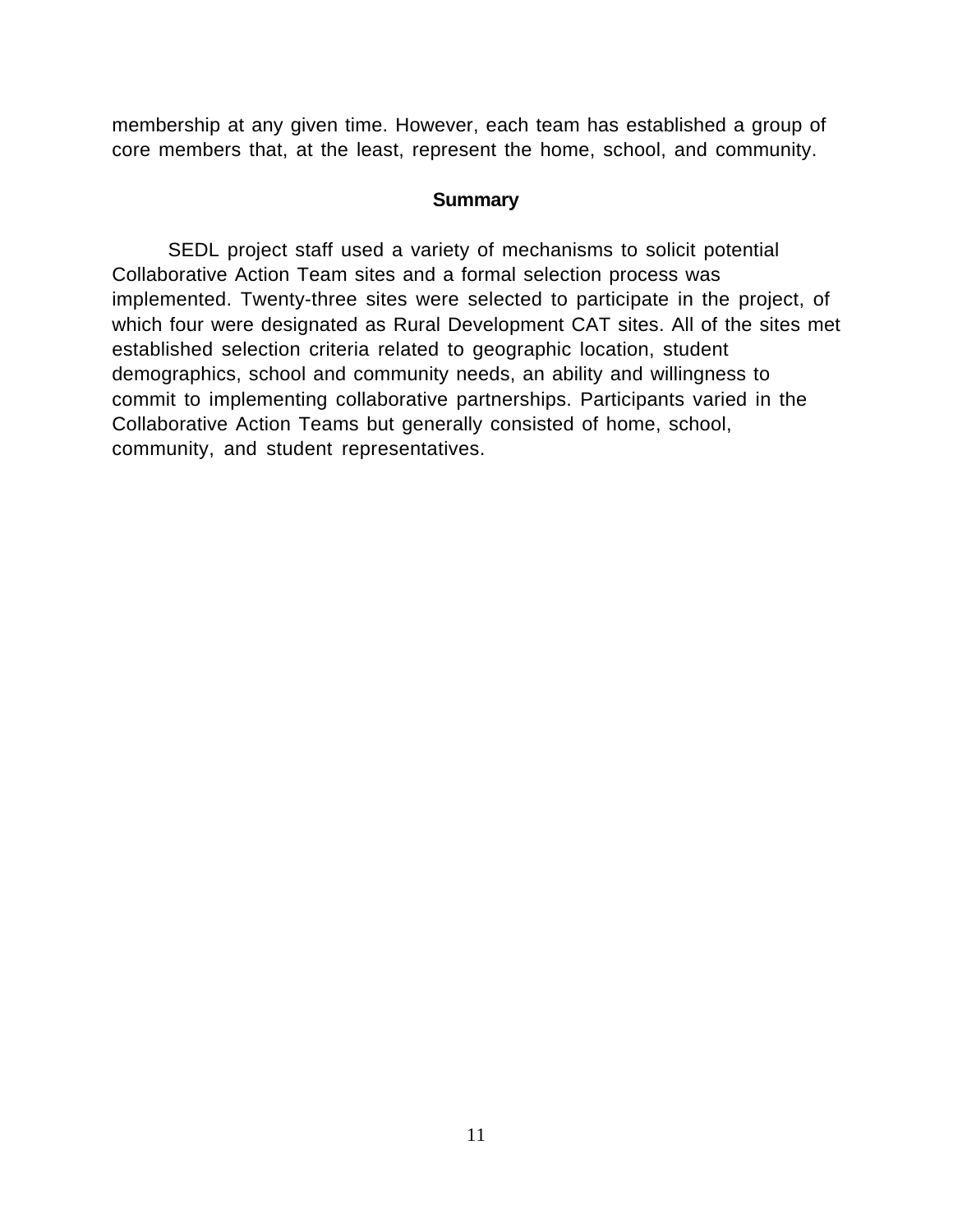membership at any given time. However, each team has established a group of core members that, at the least, represent the home, school, and community.

## Summary

SEDL project staff used a variety of mechanisms to solicit potential Collaborative Action Team sites and a formal selection process was implemented. Twenty-three sites were selected to participate in the project, of which four were designated as Rural Development CAT sites. All of the sites met established selection criteria related to geographic location, student demographics, school and community needs, an ability and willingness to commit to implementing collaborative partnerships. Participants varied in the Collaborative Action Teams but generally consisted of home, school, community, and student representatives.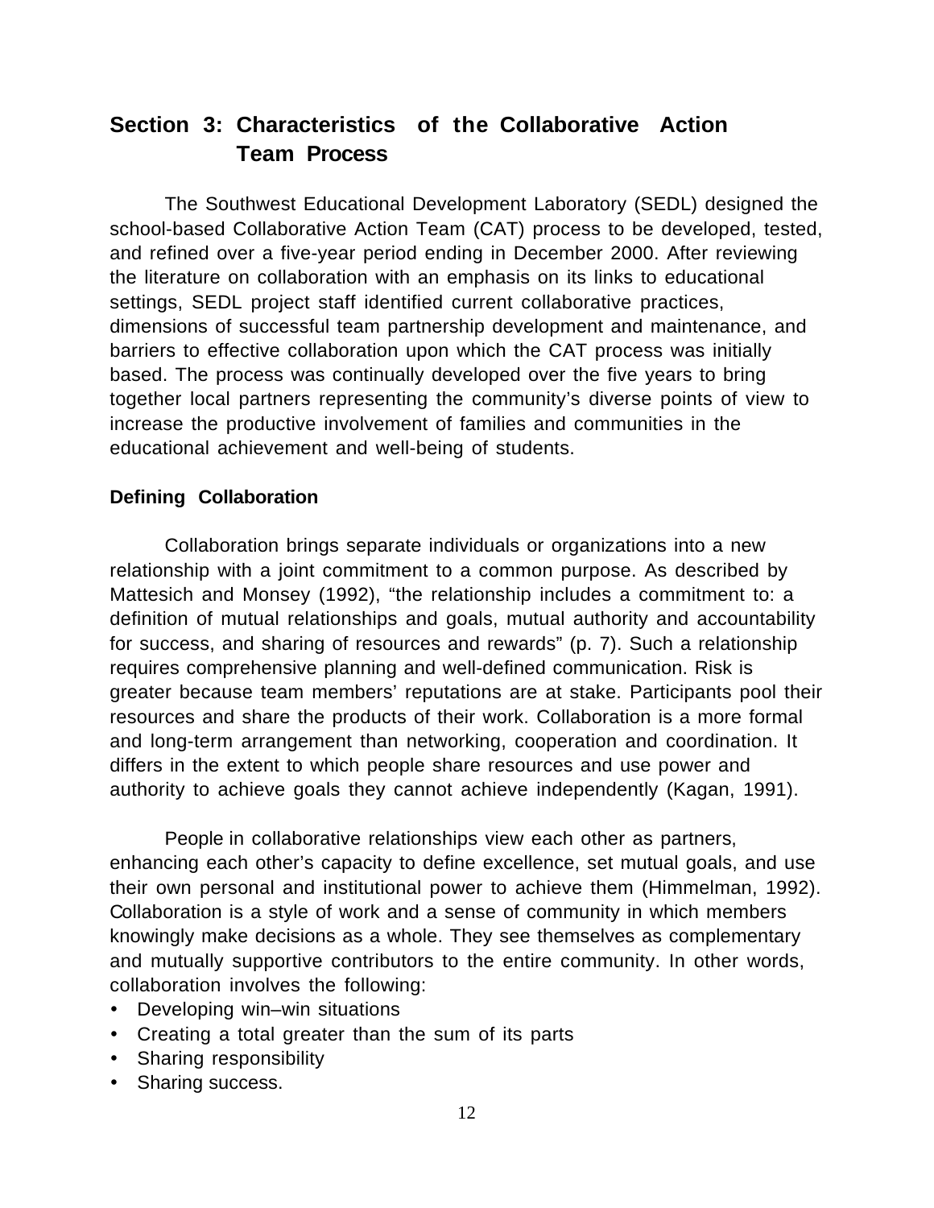## Section 3: Characteristics of the Collaborative Action Team Process

The Southwest Educational Development Laboratory (SEDL) designed the school-based Collaborative Action Team (CAT) process to be developed, tested, and refined over a five-year period ending in December 2000. After reviewing the literature on collaboration with an emphasis on its links to educational settings, SEDL project staff identified current collaborative practices, dimensions of successful team partnership development and maintenance, and barriers to effective collaboration upon which the CAT process was initially based. The process was continually developed over the five years to bring together local partners representing the community's diverse points of view to increase the productive involvement of families and communities in the educational achievement and well-being of students.

### Defining Collaboration

Collaboration brings separate individuals or organizations into a new relationship with a joint commitment to a common purpose. As described by Mattesich and Monsey (1992), "the relationship includes a commitment to: a definition of mutual relationships and goals, mutual authority and accountability for success, and sharing of resources and rewards" (p. 7). Such a relationship requires comprehensive planning and well-defined communication. Risk is greater because team members' reputations are at stake. Participants pool their resources and share the products of their work. Collaboration is a more formal and long-term arrangement than networking, cooperation and coordination. It differs in the extent to which people share resources and use power and authority to achieve goals they cannot achieve independently (Kagan, 1991).

People in collaborative relationships view each other as partners, enhancing each other's capacity to define excellence, set mutual goals, and use their own personal and institutional power to achieve them (Himmelman, 1992). Collaboration is a style of work and a sense of community in which members knowingly make decisions as a whole. They see themselves as complementary and mutually supportive contributors to the entire community. In other words, collaboration involves the following:

- Developing win–win situations
- Creating a total greater than the sum of its parts
- Sharing responsibility
- Sharing success.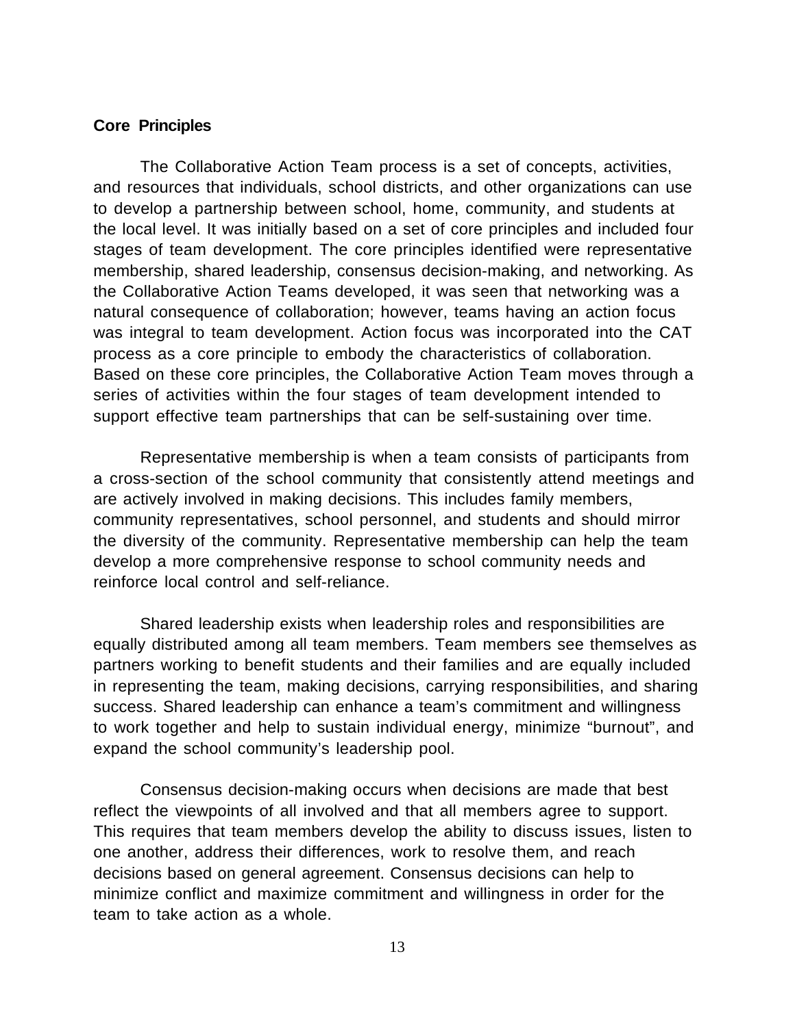**Core Principles**

The Collaborative Action Team process is a set of concepts, activities, and resources that individuals, school districts, and other organizations can use to develop a partnership between school, home, community, and students at the local level. It was initially based on a set of core principles and included four stages of team development. The core principles identified were representative membership, shared leadership, consensus decision-making, and networking. As the Collaborative Action Teams developed, it was seen that networking was a natural consequence of collaboration; however, teams having an action focus was integral to team development. Action focus was incorporated into the CAT process as a core principle to embody the characteristics of collaboration. Based on these core principles, the Collaborative Action Team moves through a series of activities within the four stages of team development intended to support effective team partnerships that can be self-sustaining over time.

Representative membership is when a team consists of participants from a cross-section of the school community that consistently attend meetings and are actively involved in making decisions. This includes family members, community representatives, school personnel, and students and should mirror the diversity of the community. Representative membership can help the team develop a more comprehensive response to school community needs and reinforce local control and self-reliance.

Shared leadership exists when leadership roles and responsibilities are equally distributed among all team members. Team members see themselves as partners working to benefit students and their families and are equally included in representing the team, making decisions, carrying responsibilities, and sharing success. Shared leadership can enhance a team's commitment and willingness to work together and help to sustain individual energy, minimize "burnout", and expand the school community's leadership pool.

Consensus decision-making occurs when decisions are made that best reflect the viewpoints of all involved and that all members agree to support. This requires that team members develop the ability to discuss issues, listen to one another, address their differences, work to resolve them, and reach decisions based on general agreement. Consensus decisions can help to minimize conflict and maximize commitment and willingness in order for the team to take action as a whole.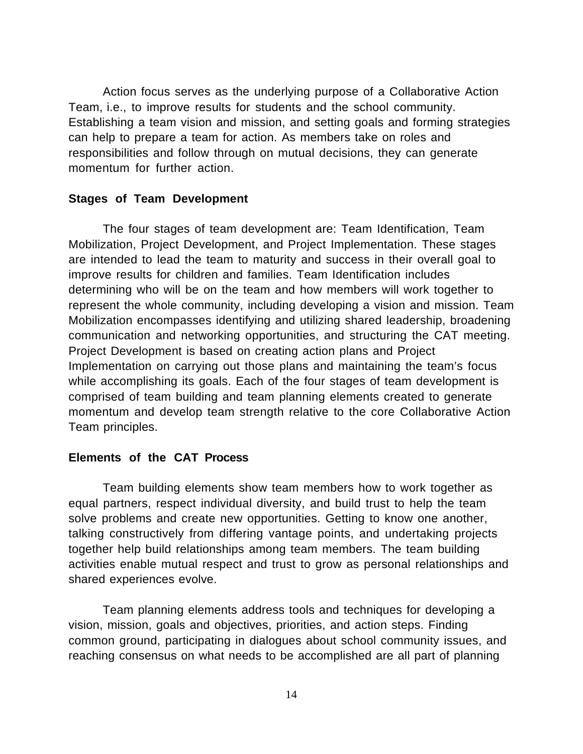Action focus serves as the underlying purpose of a Collaborative Action Team, i.e., to improve results for students and the school community. Establishing a team vision and mission, and setting goals and forming strategies can help to prepare a team for action. As members take on roles and responsibilities and follow through on mutual decisions, they can generate momentum for further action.

**Stages of Team Development**

The four stages of team development are: Team Identification, Team Mobilization, Project Development, and Project Implementation. These stages are intended to lead the team to maturity and success in their overall goal to improve results for children and families. Team Identification includes determining who will be on the team and how members will work together to represent the whole community, including developing a vision and mission. Team Mobilization encompasses identifying and utilizing shared leadership, broadening communication and networking opportunities, and structuring the CAT meeting. Project Development is based on creating action plans and Project Implementation on carrying out those plans and maintaining the team's focus while accomplishing its goals. Each of the four stages of team development is comprised of team building and team planning elements created to generate momentum and develop team strength relative to the core Collaborative Action Team principles.

**Elements of the CAT Process**

Team building elements show team members how to work together as equal partners, respect individual diversity, and build trust to help the team solve problems and create new opportunities. Getting to know one another, talking constructively from differing vantage points, and undertaking projects together help build relationships among team members. The team building activities enable mutual respect and trust to grow as personal relationships and shared experiences evolve.

Team planning elements address tools and techniques for developing a vision, mission, goals and objectives, priorities, and action steps. Finding common ground, participating in dialogues about school community issues, and reaching consensus on what needs to be accomplished are all part of planning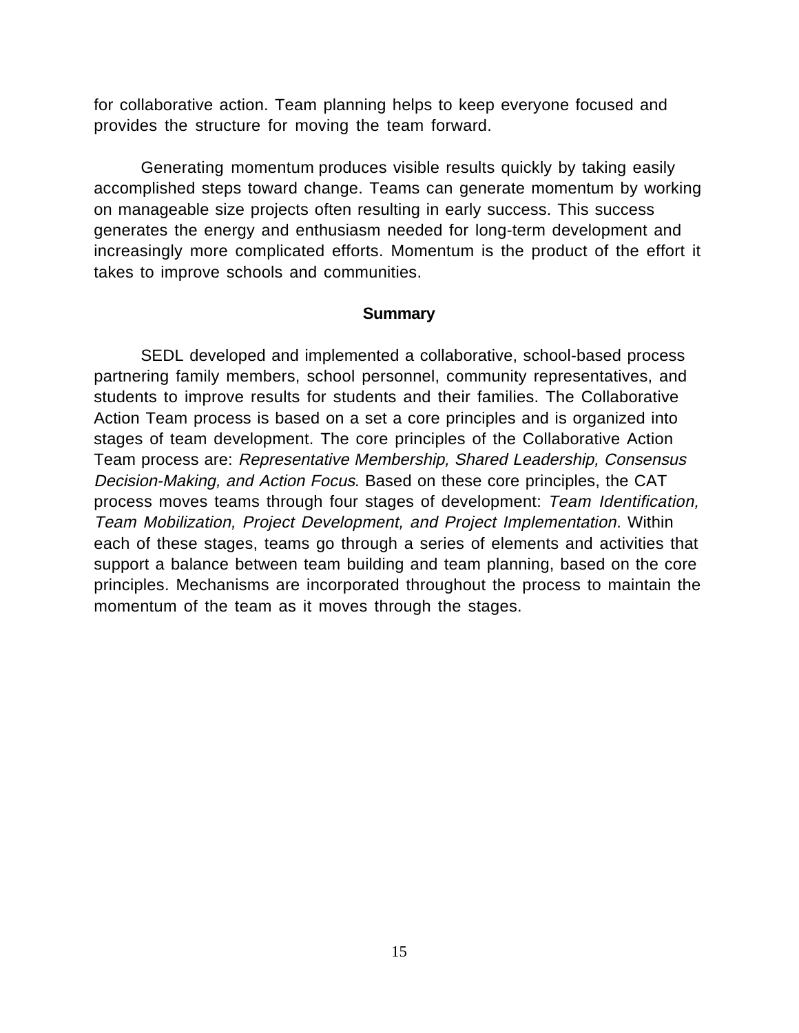for collaborative action. Team planning helps to keep everyone focused and provides the structure for moving the team forward.

Generating momentum produces visible results quickly by taking easily accomplished steps toward change. Teams can generate momentum by working on manageable size projects often resulting in early success. This success generates the energy and enthusiasm needed for long-term development and increasingly more complicated efforts. Momentum is the product of the effort it takes to improve schools and communities.

## Summary

SEDL developed and implemented a collaborative, school-based process partnering family members, school personnel, community representatives, and students to improve results for students and their families. The Collaborative Action Team process is based on a set a core principles and is organized into stages of team development. The core principles of the Collaborative Action Team process are: *Representative Membership, Shared Leadership, Consensus Decision-Making, and Action Focus*. Based on these core principles, the CAT process moves teams through four stages of development: *Team Identification, Team Mobilization, Project Development, and Project Implementation*. Within each of these stages, teams go through a series of elements and activities that support a balance between team building and team planning, based on the core principles. Mechanisms are incorporated throughout the process to maintain the momentum of the team as it moves through the stages.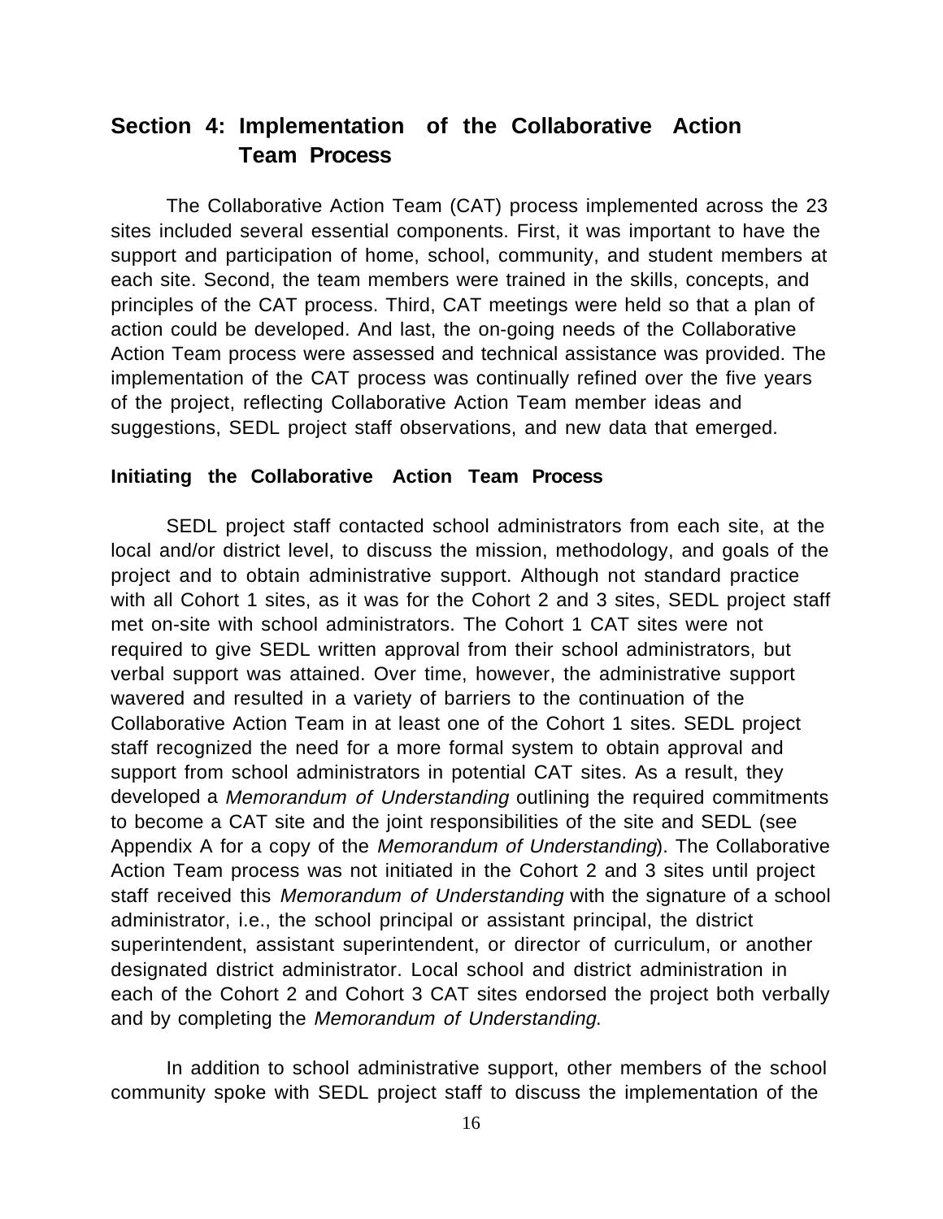## Section 4: Implementation of the Collaborative Action Team Process

The Collaborative Action Team (CAT) process implemented across the 23 sites included several essential components. First, it was important to have the support and participation of home, school, community, and student members at each site. Second, the team members were trained in the skills, concepts, and principles of the CAT process. Third, CAT meetings were held so that a plan of action could be developed. And last, the on-going needs of the Collaborative Action Team process were assessed and technical assistance was provided. The implementation of the CAT process was continually refined over the five years of the project, reflecting Collaborative Action Team member ideas and suggestions, SEDL project staff observations, and new data that emerged.

### Initiating the Collaborative Action Team Process

SEDL project staff contacted school administrators from each site, at the local and/or district level, to discuss the mission, methodology, and goals of the project and to obtain administrative support. Although not standard practice with all Cohort 1 sites, as it was for the Cohort 2 and 3 sites, SEDL project staff met on-site with school administrators. The Cohort 1 CAT sites were not required to give SEDL written approval from their school administrators, but verbal support was attained. Over time, however, the administrative support wavered and resulted in a variety of barriers to the continuation of the Collaborative Action Team in at least one of the Cohort 1 sites. SEDL project staff recognized the need for a more formal system to obtain approval and support from school administrators in potential CAT sites. As a result, they developed a *Memorandum of Understanding* outlining the required commitments to become a CAT site and the joint responsibilities of the site and SEDL (see Appendix A for a copy of the *Memorandum of Understanding*). The Collaborative Action Team process was not initiated in the Cohort 2 and 3 sites until project staff received this *Memorandum of Understanding* with the signature of a school administrator, i.e., the school principal or assistant principal, the district superintendent, assistant superintendent, or director of curriculum, or another designated district administrator. Local school and district administration in each of the Cohort 2 and Cohort 3 CAT sites endorsed the project both verbally and by completing the *Memorandum of Understanding*.

In addition to school administrative support, other members of the school community spoke with SEDL project staff to discuss the implementation of the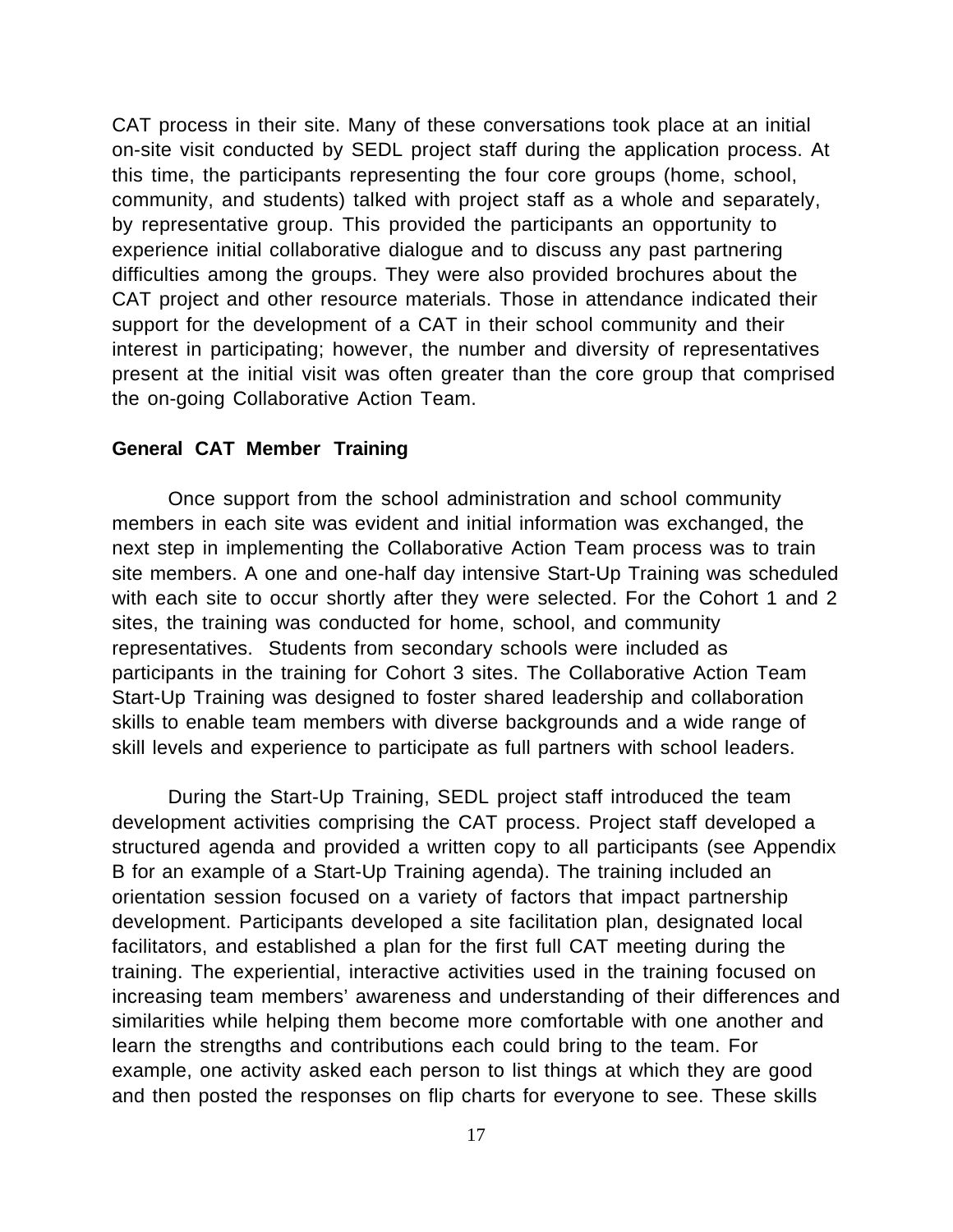CAT process in their site. Many of these conversations took place at an initial on-site visit conducted by SEDL project staff during the application process. At this time, the participants representing the four core groups (home, school, community, and students) talked with project staff as a whole and separately, by representative group. This provided the participants an opportunity to experience initial collaborative dialogue and to discuss any past partnering difficulties among the groups. They were also provided brochures about the CAT project and other resource materials. Those in attendance indicated their support for the development of a CAT in their school community and their interest in participating; however, the number and diversity of representatives present at the initial visit was often greater than the core group that comprised the on-going Collaborative Action Team.

**General CAT Member Training**

Once support from the school administration and school community members in each site was evident and initial information was exchanged, the next step in implementing the Collaborative Action Team process was to train site members. A one and one-half day intensive Start-Up Training was scheduled with each site to occur shortly after they were selected. For the Cohort 1 and 2 sites, the training was conducted for home, school, and community representatives. Students from secondary schools were included as participants in the training for Cohort 3 sites. The Collaborative Action Team Start-Up Training was designed to foster shared leadership and collaboration skills to enable team members with diverse backgrounds and a wide range of skill levels and experience to participate as full partners with school leaders.

During the Start-Up Training, SEDL project staff introduced the team development activities comprising the CAT process. Project staff developed a structured agenda and provided a written copy to all participants (see Appendix B for an example of a Start-Up Training agenda). The training included an orientation session focused on a variety of factors that impact partnership development. Participants developed a site facilitation plan, designated local facilitators, and established a plan for the first full CAT meeting during the training. The experiential, interactive activities used in the training focused on increasing team members' awareness and understanding of their differences and similarities while helping them become more comfortable with one another and learn the strengths and contributions each could bring to the team. For example, one activity asked each person to list things at which they are good and then posted the responses on flip charts for everyone to see. These skills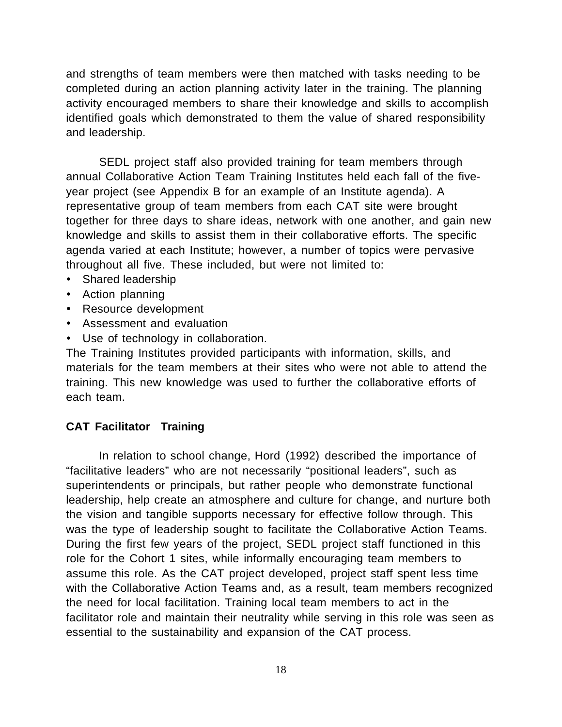and strengths of team members were then matched with tasks needing to be completed during an action planning activity later in the training. The planning activity encouraged members to share their knowledge and skills to accomplish identified goals which demonstrated to them the value of shared responsibility and leadership.

SEDL project staff also provided training for team members through annual Collaborative Action Team Training Institutes held each fall of the five-year project (see Appendix B for an example of an Institute agenda). A representative group of team members from each CAT site were brought together for three days to share ideas, network with one another, and gain new knowledge and skills to assist them in their collaborative efforts. The specific agenda varied at each Institute; however, a number of topics were pervasive throughout all five. These included, but were not limited to:

- Shared leadership
- Action planning
- Resource development
- Assessment and evaluation
- Use of technology in collaboration.

The Training Institutes provided participants with information, skills, and materials for the team members at their sites who were not able to attend the training. This new knowledge was used to further the collaborative efforts of each team.

**CAT Facilitator Training**

In relation to school change, Hord (1992) described the importance of "facilitative leaders" who are not necessarily "positional leaders", such as superintendents or principals, but rather people who demonstrate functional leadership, help create an atmosphere and culture for change, and nurture both the vision and tangible supports necessary for effective follow through. This was the type of leadership sought to facilitate the Collaborative Action Teams. During the first few years of the project, SEDL project staff functioned in this role for the Cohort 1 sites, while informally encouraging team members to assume this role. As the CAT project developed, project staff spent less time with the Collaborative Action Teams and, as a result, team members recognized the need for local facilitation. Training local team members to act in the facilitator role and maintain their neutrality while serving in this role was seen as essential to the sustainability and expansion of the CAT process.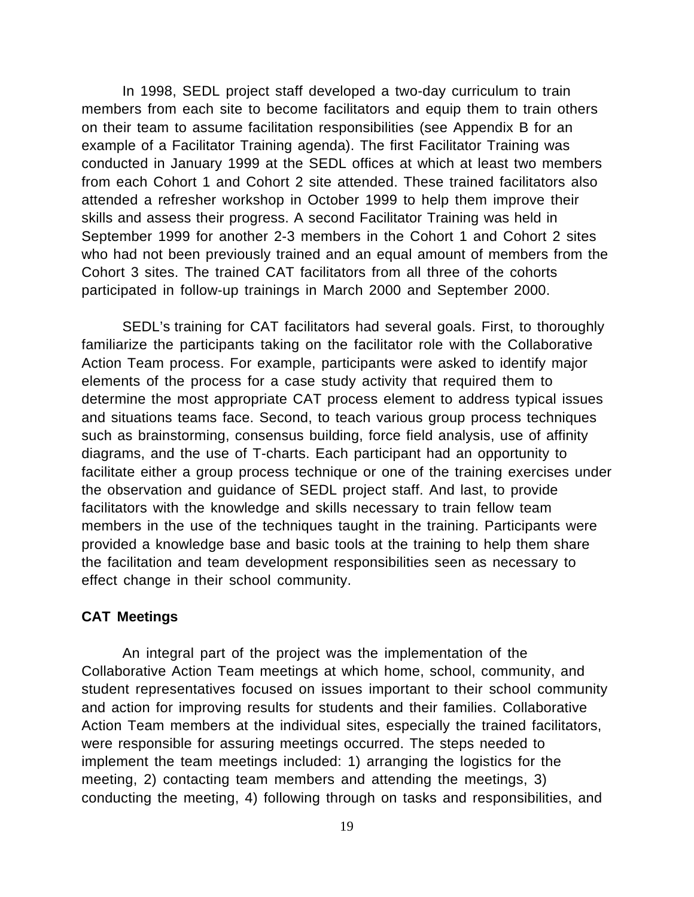In 1998, SEDL project staff developed a two-day curriculum to train members from each site to become facilitators and equip them to train others on their team to assume facilitation responsibilities (see Appendix B for an example of a Facilitator Training agenda). The first Facilitator Training was conducted in January 1999 at the SEDL offices at which at least two members from each Cohort 1 and Cohort 2 site attended. These trained facilitators also attended a refresher workshop in October 1999 to help them improve their skills and assess their progress. A second Facilitator Training was held in September 1999 for another 2-3 members in the Cohort 1 and Cohort 2 sites who had not been previously trained and an equal amount of members from the Cohort 3 sites. The trained CAT facilitators from all three of the cohorts participated in follow-up trainings in March 2000 and September 2000.

SEDL's training for CAT facilitators had several goals. First, to thoroughly familiarize the participants taking on the facilitator role with the Collaborative Action Team process. For example, participants were asked to identify major elements of the process for a case study activity that required them to determine the most appropriate CAT process element to address typical issues and situations teams face. Second, to teach various group process techniques such as brainstorming, consensus building, force field analysis, use of affinity diagrams, and the use of T-charts. Each participant had an opportunity to facilitate either a group process technique or one of the training exercises under the observation and guidance of SEDL project staff. And last, to provide facilitators with the knowledge and skills necessary to train fellow team members in the use of the techniques taught in the training. Participants were provided a knowledge base and basic tools at the training to help them share the facilitation and team development responsibilities seen as necessary to effect change in their school community.

**CAT Meetings**

An integral part of the project was the implementation of the Collaborative Action Team meetings at which home, school, community, and student representatives focused on issues important to their school community and action for improving results for students and their families. Collaborative Action Team members at the individual sites, especially the trained facilitators, were responsible for assuring meetings occurred. The steps needed to implement the team meetings included: 1) arranging the logistics for the meeting, 2) contacting team members and attending the meetings, 3) conducting the meeting, 4) following through on tasks and responsibilities, and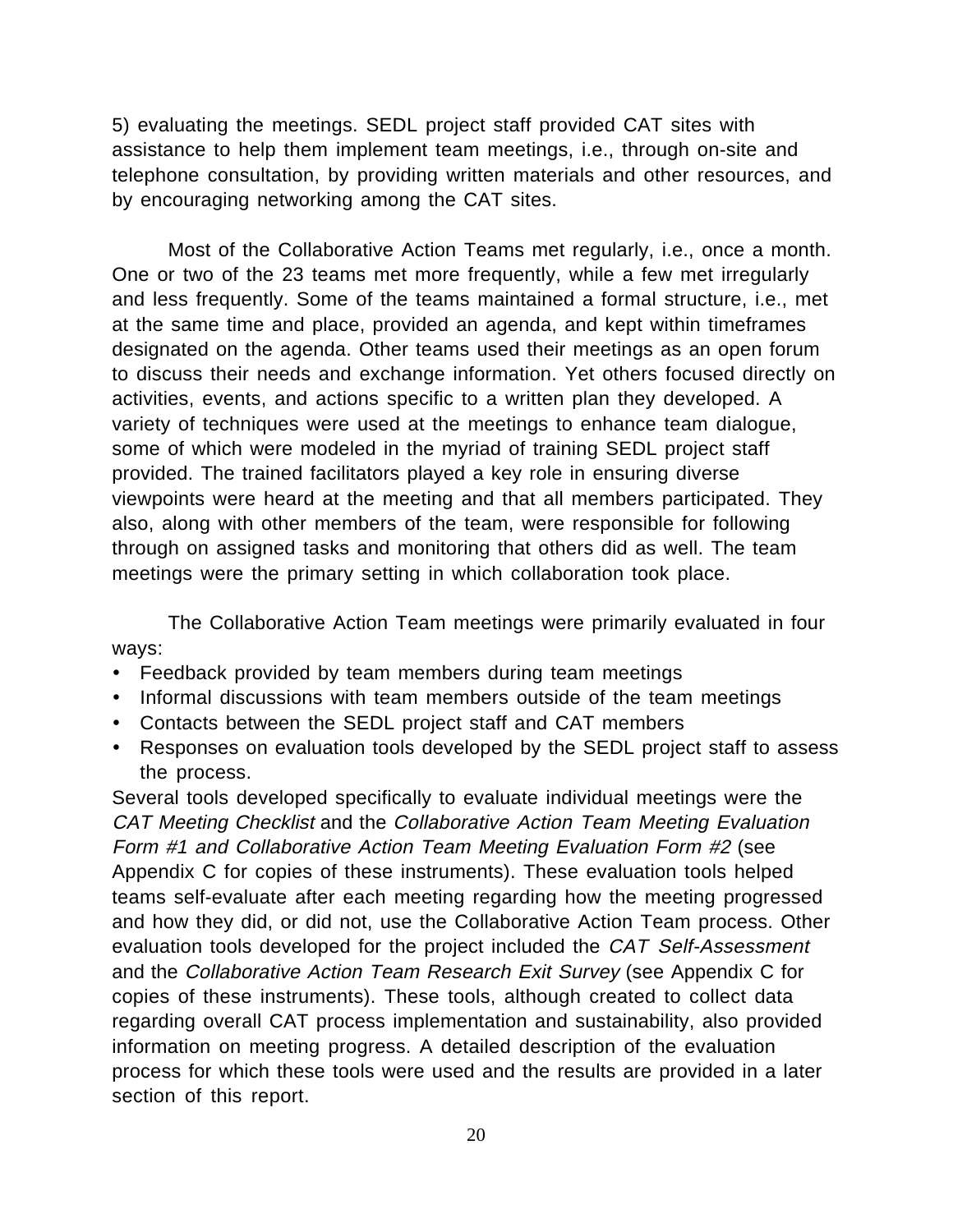5) evaluating the meetings. SEDL project staff provided CAT sites with assistance to help them implement team meetings, i.e., through on-site and telephone consultation, by providing written materials and other resources, and by encouraging networking among the CAT sites.

Most of the Collaborative Action Teams met regularly, i.e., once a month. One or two of the 23 teams met more frequently, while a few met irregularly and less frequently. Some of the teams maintained a formal structure, i.e., met at the same time and place, provided an agenda, and kept within timeframes designated on the agenda. Other teams used their meetings as an open forum to discuss their needs and exchange information. Yet others focused directly on activities, events, and actions specific to a written plan they developed. A variety of techniques were used at the meetings to enhance team dialogue, some of which were modeled in the myriad of training SEDL project staff provided. The trained facilitators played a key role in ensuring diverse viewpoints were heard at the meeting and that all members participated. They also, along with other members of the team, were responsible for following through on assigned tasks and monitoring that others did as well. The team meetings were the primary setting in which collaboration took place.

The Collaborative Action Team meetings were primarily evaluated in four ways:

- Feedback provided by team members during team meetings
- Informal discussions with team members outside of the team meetings
- Contacts between the SEDL project staff and CAT members
- Responses on evaluation tools developed by the SEDL project staff to assess the process.

Several tools developed specifically to evaluate individual meetings were the *CAT Meeting Checklist* and the *Collaborative Action Team Meeting Evaluation Form #1 and Collaborative Action Team Meeting Evaluation Form #2* (see Appendix C for copies of these instruments). These evaluation tools helped teams self-evaluate after each meeting regarding how the meeting progressed and how they did, or did not, use the Collaborative Action Team process. Other evaluation tools developed for the project included the *CAT Self-Assessment* and the *Collaborative Action Team Research Exit Survey* (see Appendix C for copies of these instruments). These tools, although created to collect data regarding overall CAT process implementation and sustainability, also provided information on meeting progress. A detailed description of the evaluation process for which these tools were used and the results are provided in a later section of this report.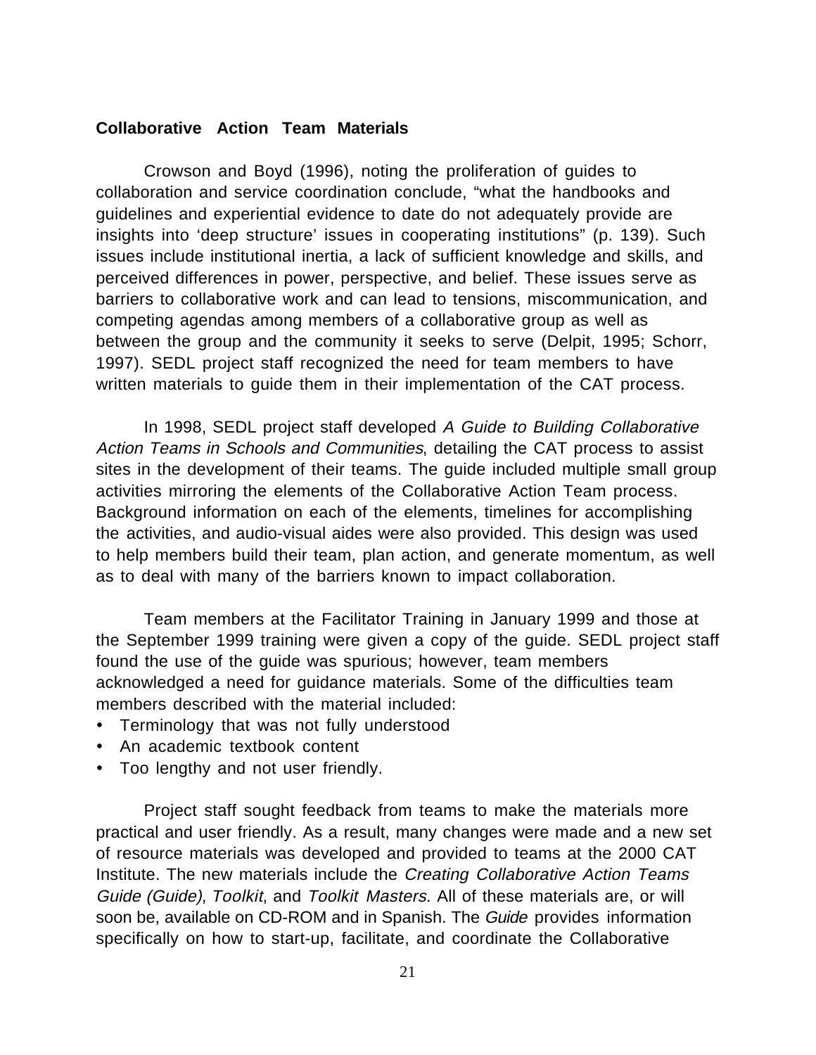**Collaborative Action Team Materials**

Crowson and Boyd (1996), noting the proliferation of guides to collaboration and service coordination conclude, "what the handbooks and guidelines and experiential evidence to date do not adequately provide are insights into 'deep structure' issues in cooperating institutions" (p. 139). Such issues include institutional inertia, a lack of sufficient knowledge and skills, and perceived differences in power, perspective, and belief. These issues serve as barriers to collaborative work and can lead to tensions, miscommunication, and competing agendas among members of a collaborative group as well as between the group and the community it seeks to serve (Delpit, 1995; Schorr, 1997). SEDL project staff recognized the need for team members to have written materials to guide them in their implementation of the CAT process.

In 1998, SEDL project staff developed *A Guide to Building Collaborative Action Teams in Schools and Communities*, detailing the CAT process to assist sites in the development of their teams. The guide included multiple small group activities mirroring the elements of the Collaborative Action Team process. Background information on each of the elements, timelines for accomplishing the activities, and audio-visual aides were also provided. This design was used to help members build their team, plan action, and generate momentum, as well as to deal with many of the barriers known to impact collaboration.

Team members at the Facilitator Training in January 1999 and those at the September 1999 training were given a copy of the guide. SEDL project staff found the use of the guide was spurious; however, team members acknowledged a need for guidance materials. Some of the difficulties team members described with the material included:

- Terminology that was not fully understood
- An academic textbook content
- Too lengthy and not user friendly.

Project staff sought feedback from teams to make the materials more practical and user friendly. As a result, many changes were made and a new set of resource materials was developed and provided to teams at the 2000 CAT Institute. The new materials include the *Creating Collaborative Action Teams Guide (Guide)*, *Toolkit*, and *Toolkit Masters*. All of these materials are, or will soon be, available on CD-ROM and in Spanish. The *Guide* provides information specifically on how to start-up, facilitate, and coordinate the Collaborative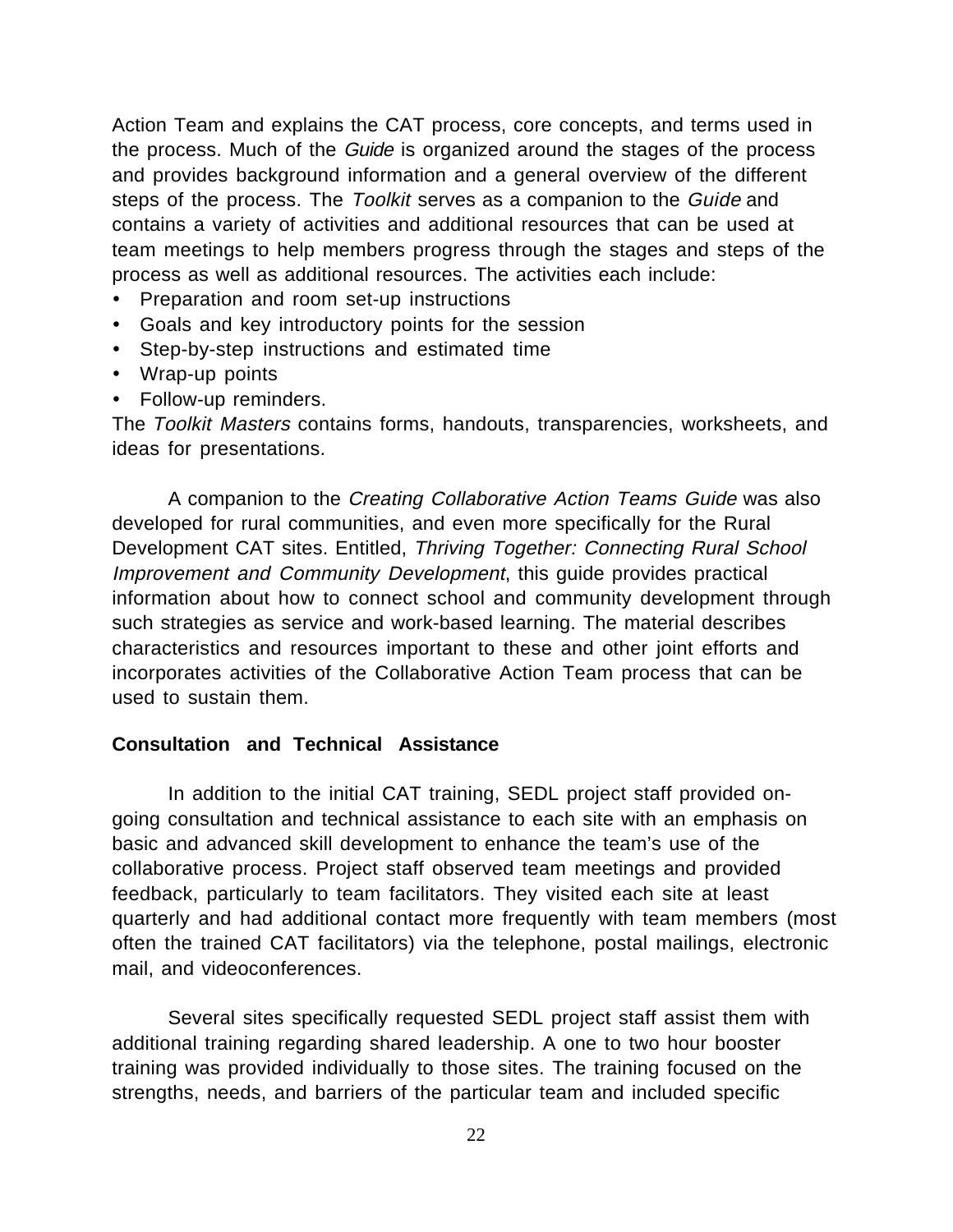Action Team and explains the CAT process, core concepts, and terms used in the process. Much of the *Guide* is organized around the stages of the process and provides background information and a general overview of the different steps of the process. The *Toolkit* serves as a companion to the *Guide* and contains a variety of activities and additional resources that can be used at team meetings to help members progress through the stages and steps of the process as well as additional resources. The activities each include:

- Preparation and room set-up instructions
- Goals and key introductory points for the session
- Step-by-step instructions and estimated time
- Wrap-up points
- Follow-up reminders.

The *Toolkit Masters* contains forms, handouts, transparencies, worksheets, and ideas for presentations.

A companion to the *Creating Collaborative Action Teams Guide* was also developed for rural communities, and even more specifically for the Rural Development CAT sites. Entitled, *Thriving Together: Connecting Rural School Improvement and Community Development*, this guide provides practical information about how to connect school and community development through such strategies as service and work-based learning. The material describes characteristics and resources important to these and other joint efforts and incorporates activities of the Collaborative Action Team process that can be used to sustain them.

**Consultation and Technical Assistance**

In addition to the initial CAT training, SEDL project staff provided on-going consultation and technical assistance to each site with an emphasis on basic and advanced skill development to enhance the team's use of the collaborative process. Project staff observed team meetings and provided feedback, particularly to team facilitators. They visited each site at least quarterly and had additional contact more frequently with team members (most often the trained CAT facilitators) via the telephone, postal mailings, electronic mail, and videoconferences.

Several sites specifically requested SEDL project staff assist them with additional training regarding shared leadership. A one to two hour booster training was provided individually to those sites. The training focused on the strengths, needs, and barriers of the particular team and included specific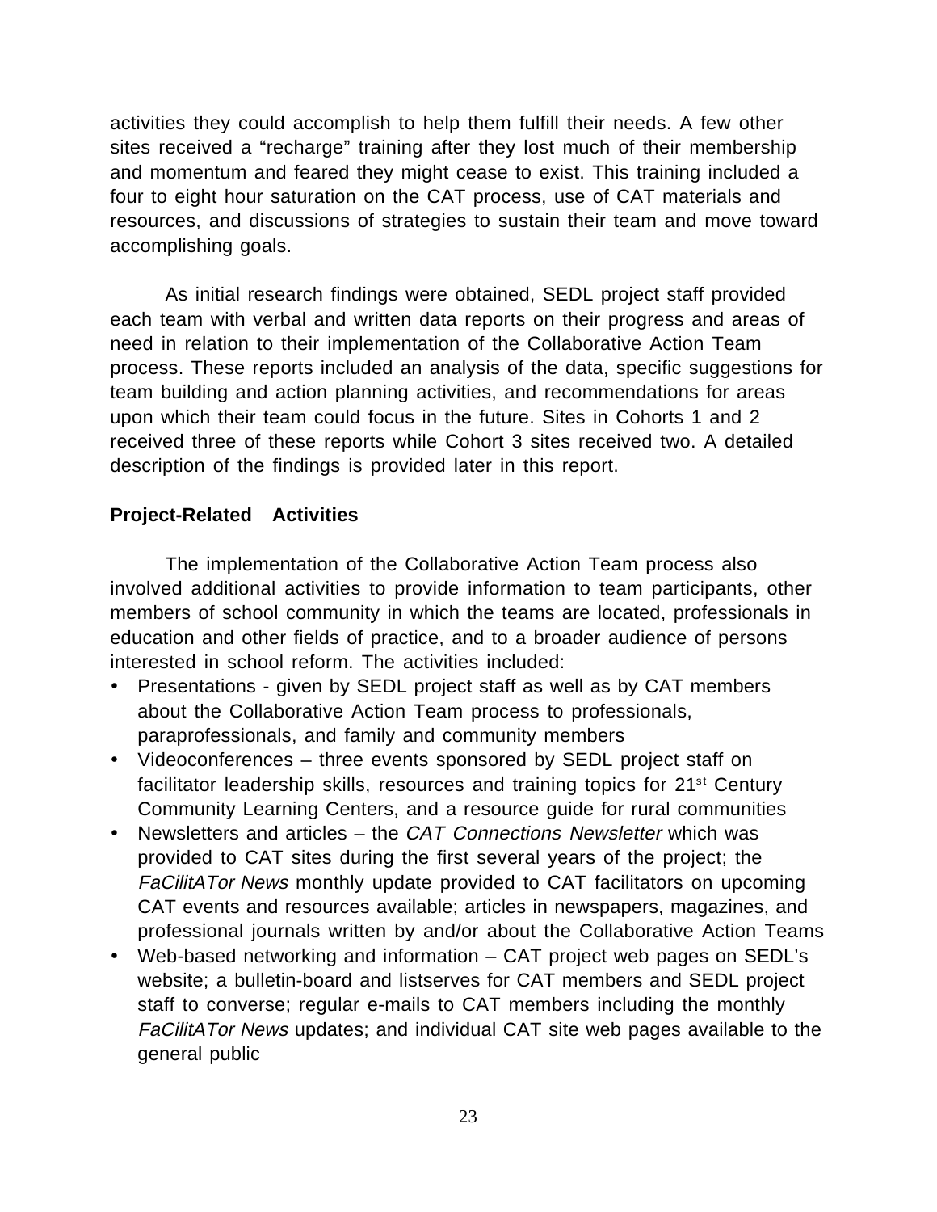activities they could accomplish to help them fulfill their needs. A few other sites received a "recharge" training after they lost much of their membership and momentum and feared they might cease to exist. This training included a four to eight hour saturation on the CAT process, use of CAT materials and resources, and discussions of strategies to sustain their team and move toward accomplishing goals.

As initial research findings were obtained, SEDL project staff provided each team with verbal and written data reports on their progress and areas of need in relation to their implementation of the Collaborative Action Team process. These reports included an analysis of the data, specific suggestions for team building and action planning activities, and recommendations for areas upon which their team could focus in the future. Sites in Cohorts 1 and 2 received three of these reports while Cohort 3 sites received two. A detailed description of the findings is provided later in this report.

**Project-Related Activities**

The implementation of the Collaborative Action Team process also involved additional activities to provide information to team participants, other members of school community in which the teams are located, professionals in education and other fields of practice, and to a broader audience of persons interested in school reform. The activities included:

- Presentations - given by SEDL project staff as well as by CAT members about the Collaborative Action Team process to professionals, paraprofessionals, and family and community members
- Videoconferences – three events sponsored by SEDL project staff on facilitator leadership skills, resources and training topics for 21st Century Community Learning Centers, and a resource guide for rural communities
- Newsletters and articles – the *CAT Connections Newsletter* which was provided to CAT sites during the first several years of the project; the *FaCilitATor News* monthly update provided to CAT facilitators on upcoming CAT events and resources available; articles in newspapers, magazines, and professional journals written by and/or about the Collaborative Action Teams
- Web-based networking and information – CAT project web pages on SEDL's website; a bulletin-board and listserves for CAT members and SEDL project staff to converse; regular e-mails to CAT members including the monthly *FaCilitATor News* updates; and individual CAT site web pages available to the general public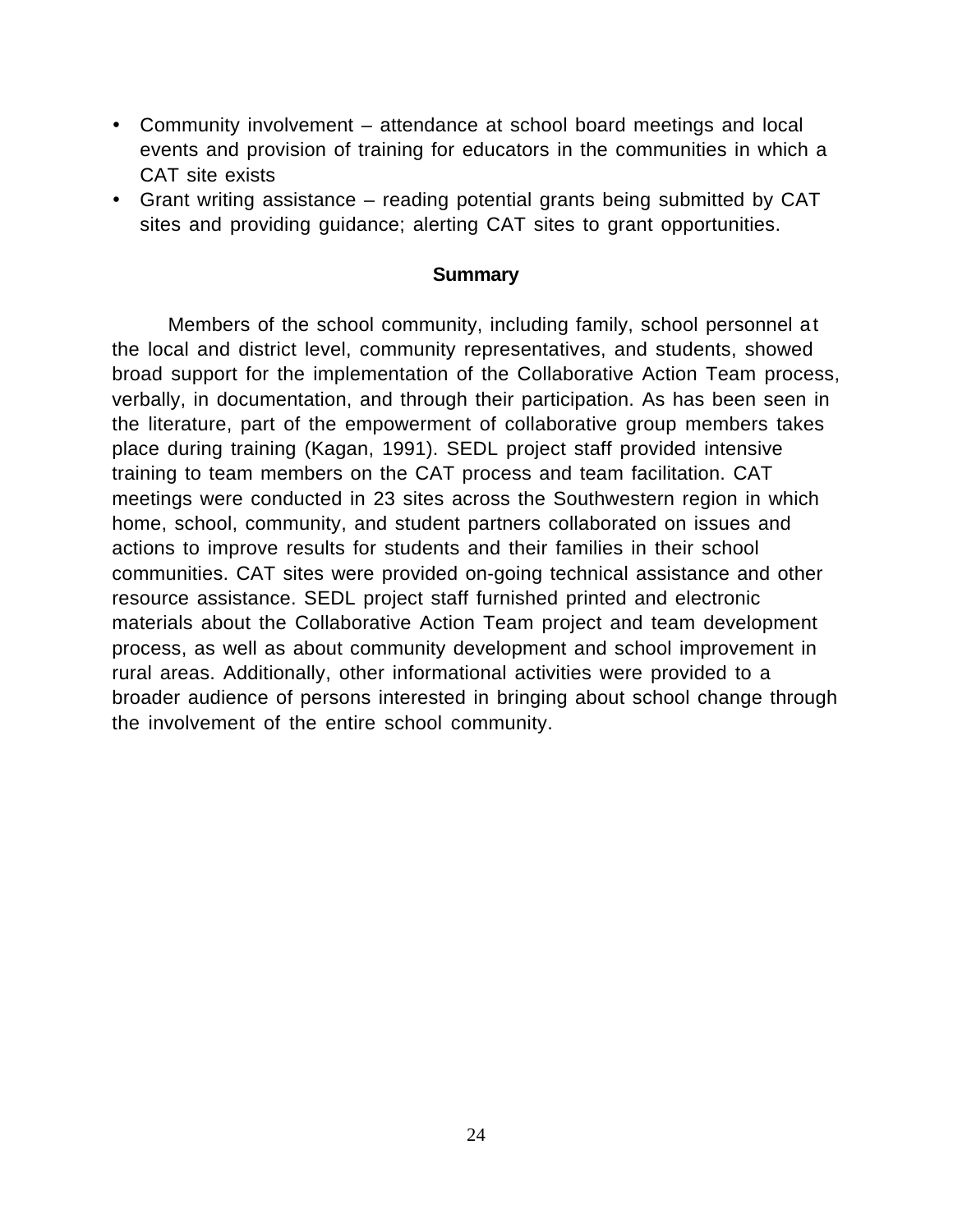- Community involvement – attendance at school board meetings and local events and provision of training for educators in the communities in which a CAT site exists
- Grant writing assistance – reading potential grants being submitted by CAT sites and providing guidance; alerting CAT sites to grant opportunities.

## Summary

Members of the school community, including family, school personnel at the local and district level, community representatives, and students, showed broad support for the implementation of the Collaborative Action Team process, verbally, in documentation, and through their participation. As has been seen in the literature, part of the empowerment of collaborative group members takes place during training (Kagan, 1991). SEDL project staff provided intensive training to team members on the CAT process and team facilitation. CAT meetings were conducted in 23 sites across the Southwestern region in which home, school, community, and student partners collaborated on issues and actions to improve results for students and their families in their school communities. CAT sites were provided on-going technical assistance and other resource assistance. SEDL project staff furnished printed and electronic materials about the Collaborative Action Team project and team development process, as well as about community development and school improvement in rural areas. Additionally, other informational activities were provided to a broader audience of persons interested in bringing about school change through the involvement of the entire school community.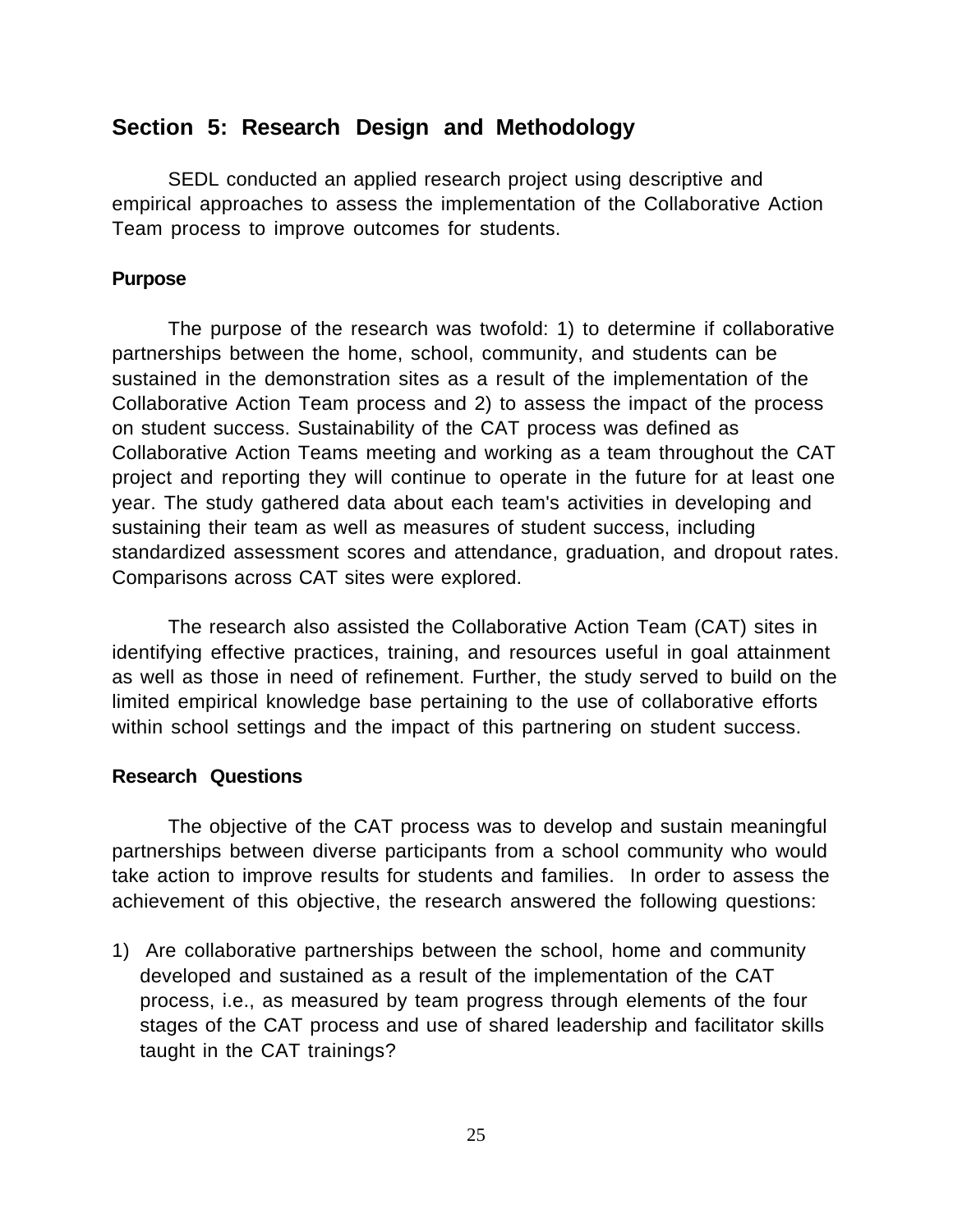## Section 5: Research Design and Methodology

SEDL conducted an applied research project using descriptive and empirical approaches to assess the implementation of the Collaborative Action Team process to improve outcomes for students.

### Purpose

The purpose of the research was twofold: 1) to determine if collaborative partnerships between the home, school, community, and students can be sustained in the demonstration sites as a result of the implementation of the Collaborative Action Team process and 2) to assess the impact of the process on student success. Sustainability of the CAT process was defined as Collaborative Action Teams meeting and working as a team throughout the CAT project and reporting they will continue to operate in the future for at least one year. The study gathered data about each team's activities in developing and sustaining their team as well as measures of student success, including standardized assessment scores and attendance, graduation, and dropout rates. Comparisons across CAT sites were explored.

The research also assisted the Collaborative Action Team (CAT) sites in identifying effective practices, training, and resources useful in goal attainment as well as those in need of refinement. Further, the study served to build on the limited empirical knowledge base pertaining to the use of collaborative efforts within school settings and the impact of this partnering on student success.

### Research Questions

The objective of the CAT process was to develop and sustain meaningful partnerships between diverse participants from a school community who would take action to improve results for students and families. In order to assess the achievement of this objective, the research answered the following questions:

1) Are collaborative partnerships between the school, home and community developed and sustained as a result of the implementation of the CAT process, i.e., as measured by team progress through elements of the four stages of the CAT process and use of shared leadership and facilitator skills taught in the CAT trainings?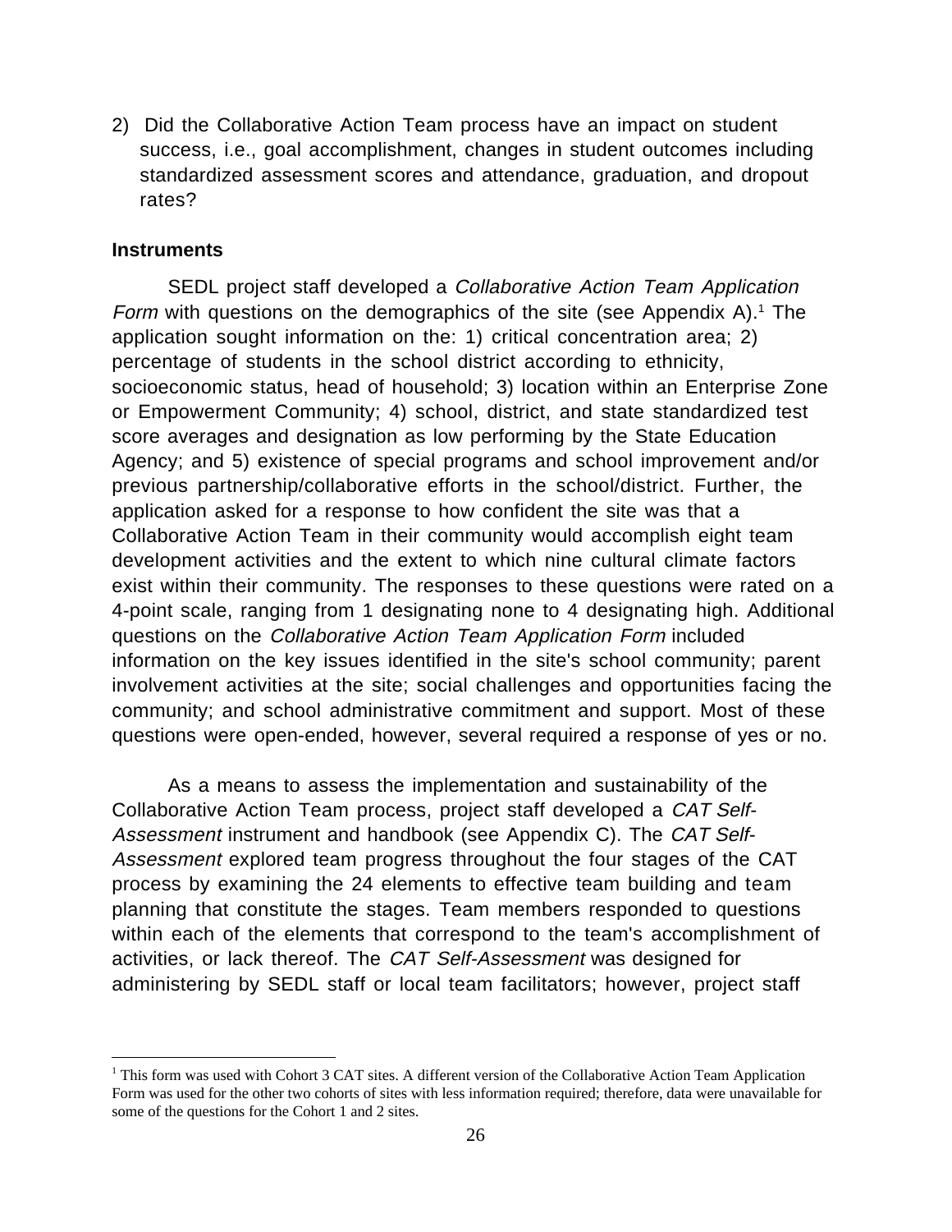2) Did the Collaborative Action Team process have an impact on student success, i.e., goal accomplishment, changes in student outcomes including standardized assessment scores and attendance, graduation, and dropout rates?

**Instruments**

SEDL project staff developed a *Collaborative Action Team Application Form* with questions on the demographics of the site (see Appendix A).[1] The application sought information on the: 1) critical concentration area; 2) percentage of students in the school district according to ethnicity, socioeconomic status, head of household; 3) location within an Enterprise Zone or Empowerment Community; 4) school, district, and state standardized test score averages and designation as low performing by the State Education Agency; and 5) existence of special programs and school improvement and/or previous partnership/collaborative efforts in the school/district. Further, the application asked for a response to how confident the site was that a Collaborative Action Team in their community would accomplish eight team development activities and the extent to which nine cultural climate factors exist within their community. The responses to these questions were rated on a 4-point scale, ranging from 1 designating none to 4 designating high. Additional questions on the *Collaborative Action Team Application Form* included information on the key issues identified in the site's school community; parent involvement activities at the site; social challenges and opportunities facing the community; and school administrative commitment and support. Most of these questions were open-ended, however, several required a response of yes or no.

As a means to assess the implementation and sustainability of the Collaborative Action Team process, project staff developed a *CAT Self-Assessment* instrument and handbook (see Appendix C). The *CAT Self-Assessment* explored team progress throughout the four stages of the CAT process by examining the 24 elements to effective team building and team planning that constitute the stages. Team members responded to questions within each of the elements that correspond to the team's accomplishment of activities, or lack thereof. The *CAT Self-Assessment* was designed for administering by SEDL staff or local team facilitators; however, project staff

[1] This form was used with Cohort 3 CAT sites. A different version of the Collaborative Action Team Application Form was used for the other two cohorts of sites with less information required; therefore, data were unavailable for some of the questions for the Cohort 1 and 2 sites.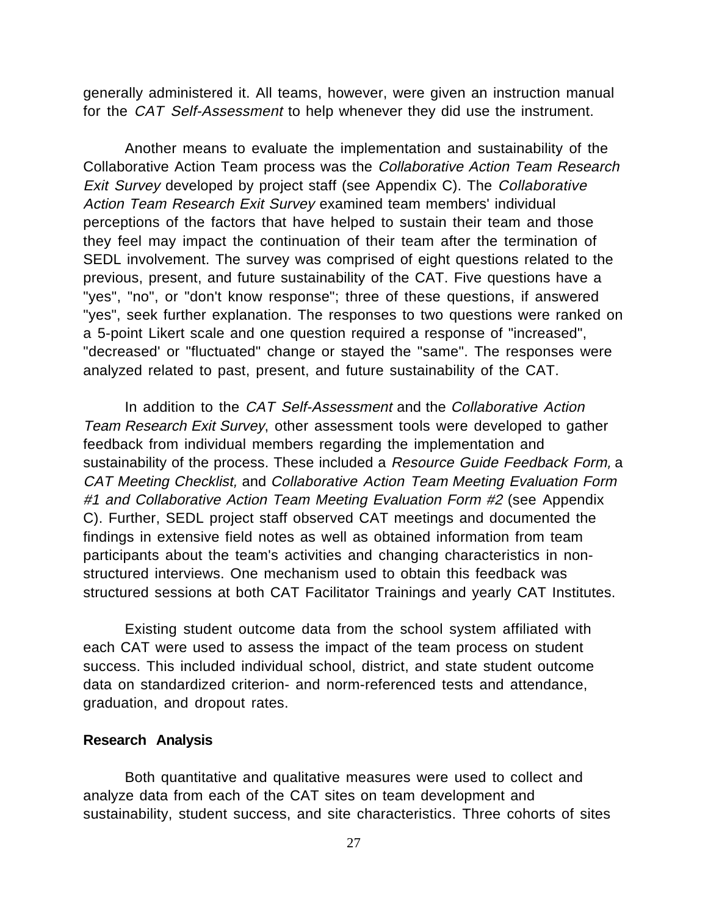generally administered it. All teams, however, were given an instruction manual for the *CAT Self-Assessment* to help whenever they did use the instrument.

Another means to evaluate the implementation and sustainability of the Collaborative Action Team process was the *Collaborative Action Team Research Exit Survey* developed by project staff (see Appendix C). The *Collaborative Action Team Research Exit Survey* examined team members' individual perceptions of the factors that have helped to sustain their team and those they feel may impact the continuation of their team after the termination of SEDL involvement. The survey was comprised of eight questions related to the previous, present, and future sustainability of the CAT. Five questions have a "yes", "no", or "don't know response"; three of these questions, if answered "yes", seek further explanation. The responses to two questions were ranked on a 5-point Likert scale and one question required a response of "increased", "decreased' or "fluctuated" change or stayed the "same". The responses were analyzed related to past, present, and future sustainability of the CAT.

In addition to the *CAT Self-Assessment* and the *Collaborative Action Team Research Exit Survey*, other assessment tools were developed to gather feedback from individual members regarding the implementation and sustainability of the process. These included a *Resource Guide Feedback Form,* a *CAT Meeting Checklist,* and *Collaborative Action Team Meeting Evaluation Form #1 and Collaborative Action Team Meeting Evaluation Form #2* (see Appendix C). Further, SEDL project staff observed CAT meetings and documented the findings in extensive field notes as well as obtained information from team participants about the team's activities and changing characteristics in non-structured interviews. One mechanism used to obtain this feedback was structured sessions at both CAT Facilitator Trainings and yearly CAT Institutes.

Existing student outcome data from the school system affiliated with each CAT were used to assess the impact of the team process on student success. This included individual school, district, and state student outcome data on standardized criterion- and norm-referenced tests and attendance, graduation, and dropout rates.

**Research Analysis**

Both quantitative and qualitative measures were used to collect and analyze data from each of the CAT sites on team development and sustainability, student success, and site characteristics. Three cohorts of sites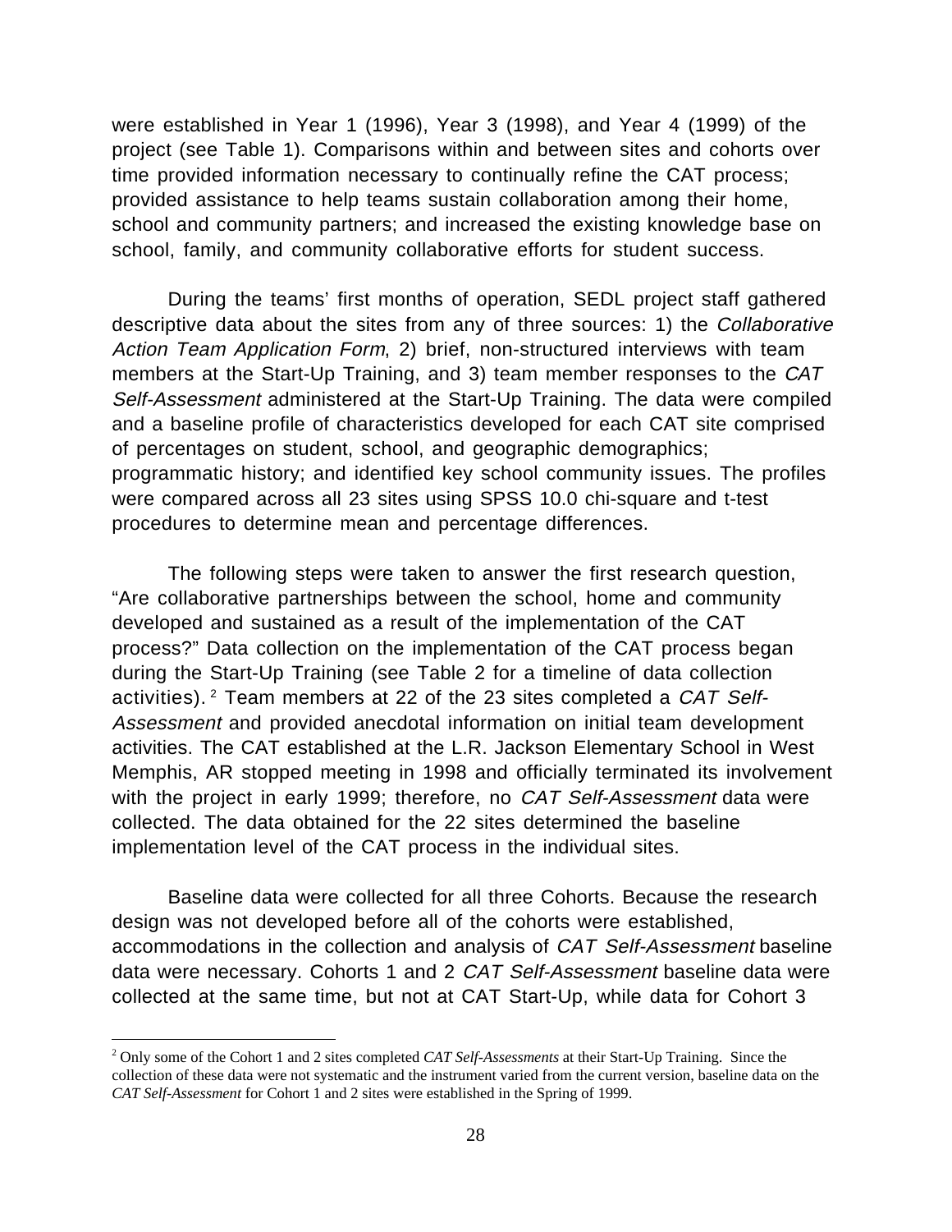were established in Year 1 (1996), Year 3 (1998), and Year 4 (1999) of the project (see Table 1). Comparisons within and between sites and cohorts over time provided information necessary to continually refine the CAT process; provided assistance to help teams sustain collaboration among their home, school and community partners; and increased the existing knowledge base on school, family, and community collaborative efforts for student success.

During the teams' first months of operation, SEDL project staff gathered descriptive data about the sites from any of three sources: 1) the *Collaborative Action Team Application Form*, 2) brief, non-structured interviews with team members at the Start-Up Training, and 3) team member responses to the *CAT Self-Assessment* administered at the Start-Up Training. The data were compiled and a baseline profile of characteristics developed for each CAT site comprised of percentages on student, school, and geographic demographics; programmatic history; and identified key school community issues. The profiles were compared across all 23 sites using SPSS 10.0 chi-square and t-test procedures to determine mean and percentage differences.

The following steps were taken to answer the first research question, "Are collaborative partnerships between the school, home and community developed and sustained as a result of the implementation of the CAT process?" Data collection on the implementation of the CAT process began during the Start-Up Training (see Table 2 for a timeline of data collection activities).[2] Team members at 22 of the 23 sites completed a *CAT Self-Assessment* and provided anecdotal information on initial team development activities. The CAT established at the L.R. Jackson Elementary School in West Memphis, AR stopped meeting in 1998 and officially terminated its involvement with the project in early 1999; therefore, no *CAT Self-Assessment* data were collected. The data obtained for the 22 sites determined the baseline implementation level of the CAT process in the individual sites.

Baseline data were collected for all three Cohorts. Because the research design was not developed before all of the cohorts were established, accommodations in the collection and analysis of *CAT Self-Assessment* baseline data were necessary. Cohorts 1 and 2 *CAT Self-Assessment* baseline data were collected at the same time, but not at CAT Start-Up, while data for Cohort 3

---

[2] Only some of the Cohort 1 and 2 sites completed *CAT Self-Assessments* at their Start-Up Training. Since the collection of these data were not systematic and the instrument varied from the current version, baseline data on the *CAT Self-Assessment* for Cohort 1 and 2 sites were established in the Spring of 1999.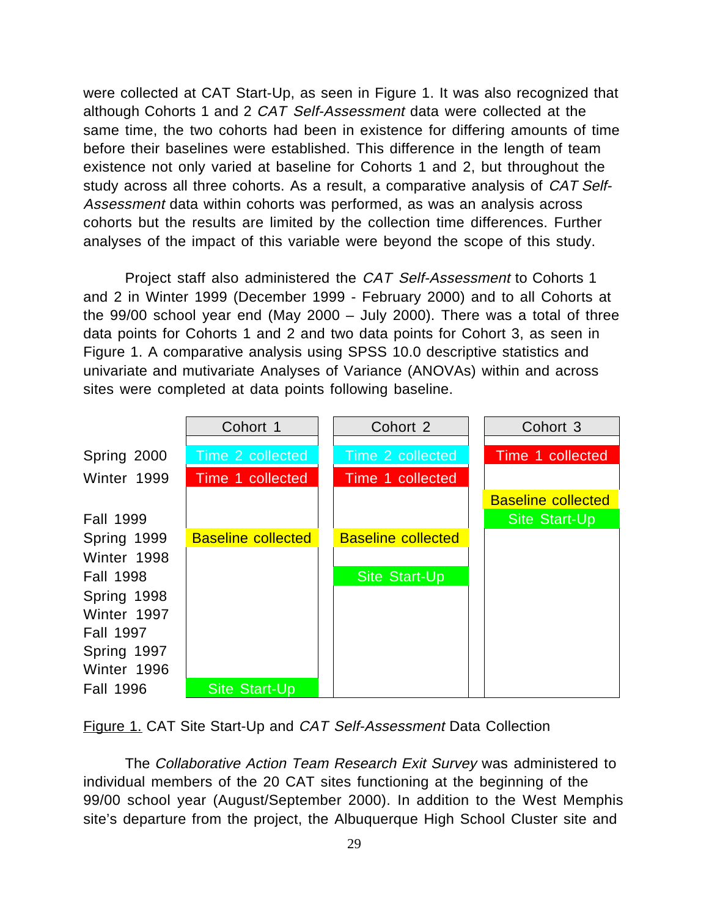were collected at CAT Start-Up, as seen in Figure 1. It was also recognized that although Cohorts 1 and 2 *CAT Self-Assessment* data were collected at the same time, the two cohorts had been in existence for differing amounts of time before their baselines were established. This difference in the length of team existence not only varied at baseline for Cohorts 1 and 2, but throughout the study across all three cohorts. As a result, a comparative analysis of *CAT Self-Assessment* data within cohorts was performed, as was an analysis across cohorts but the results are limited by the collection time differences. Further analyses of the impact of this variable were beyond the scope of this study.

Project staff also administered the *CAT Self-Assessment* to Cohorts 1 and 2 in Winter 1999 (December 1999 - February 2000) and to all Cohorts at the 99/00 school year end (May 2000 – July 2000). There was a total of three data points for Cohorts 1 and 2 and two data points for Cohort 3, as seen in Figure 1. A comparative analysis using SPSS 10.0 descriptive statistics and univariate and mutivariate Analyses of Variance (ANOVAs) within and across sites were completed at data points following baseline.

| | Cohort 1 | Cohort 2 | Cohort 3 |
|---|---|---|---|
| Spring 2000 | Time 2 collected | Time 2 collected | Time 1 collected |
| Winter 1999 | Time 1 collected | Time 1 collected | |
| | | | Baseline collected |
| Fall 1999 | | | Site Start-Up |
| Spring 1999 | Baseline collected | Baseline collected | |
| Winter 1998 | | | |
| Fall 1998 | | Site Start-Up | |
| Spring 1998 | | | |
| Winter 1997 | | | |
| Fall 1997 | | | |
| Spring 1997 | | | |
| Winter 1996 | | | |
| Fall 1996 | Site Start-Up | | |

Figure 1. CAT Site Start-Up and *CAT Self-Assessment* Data Collection

The *Collaborative Action Team Research Exit Survey* was administered to individual members of the 20 CAT sites functioning at the beginning of the 99/00 school year (August/September 2000). In addition to the West Memphis site's departure from the project, the Albuquerque High School Cluster site and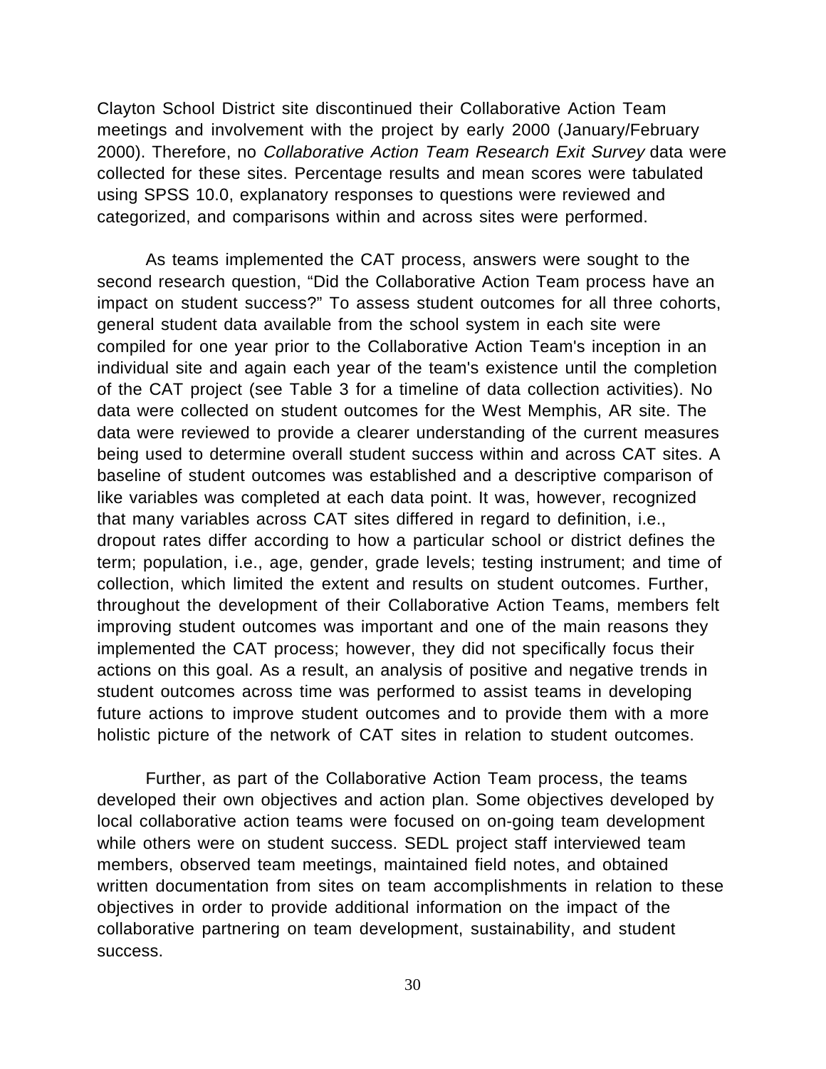Clayton School District site discontinued their Collaborative Action Team meetings and involvement with the project by early 2000 (January/February 2000). Therefore, no *Collaborative Action Team Research Exit Survey* data were collected for these sites. Percentage results and mean scores were tabulated using SPSS 10.0, explanatory responses to questions were reviewed and categorized, and comparisons within and across sites were performed.

As teams implemented the CAT process, answers were sought to the second research question, "Did the Collaborative Action Team process have an impact on student success?" To assess student outcomes for all three cohorts, general student data available from the school system in each site were compiled for one year prior to the Collaborative Action Team's inception in an individual site and again each year of the team's existence until the completion of the CAT project (see Table 3 for a timeline of data collection activities). No data were collected on student outcomes for the West Memphis, AR site. The data were reviewed to provide a clearer understanding of the current measures being used to determine overall student success within and across CAT sites. A baseline of student outcomes was established and a descriptive comparison of like variables was completed at each data point. It was, however, recognized that many variables across CAT sites differed in regard to definition, i.e., dropout rates differ according to how a particular school or district defines the term; population, i.e., age, gender, grade levels; testing instrument; and time of collection, which limited the extent and results on student outcomes. Further, throughout the development of their Collaborative Action Teams, members felt improving student outcomes was important and one of the main reasons they implemented the CAT process; however, they did not specifically focus their actions on this goal. As a result, an analysis of positive and negative trends in student outcomes across time was performed to assist teams in developing future actions to improve student outcomes and to provide them with a more holistic picture of the network of CAT sites in relation to student outcomes.

Further, as part of the Collaborative Action Team process, the teams developed their own objectives and action plan. Some objectives developed by local collaborative action teams were focused on on-going team development while others were on student success. SEDL project staff interviewed team members, observed team meetings, maintained field notes, and obtained written documentation from sites on team accomplishments in relation to these objectives in order to provide additional information on the impact of the collaborative partnering on team development, sustainability, and student success.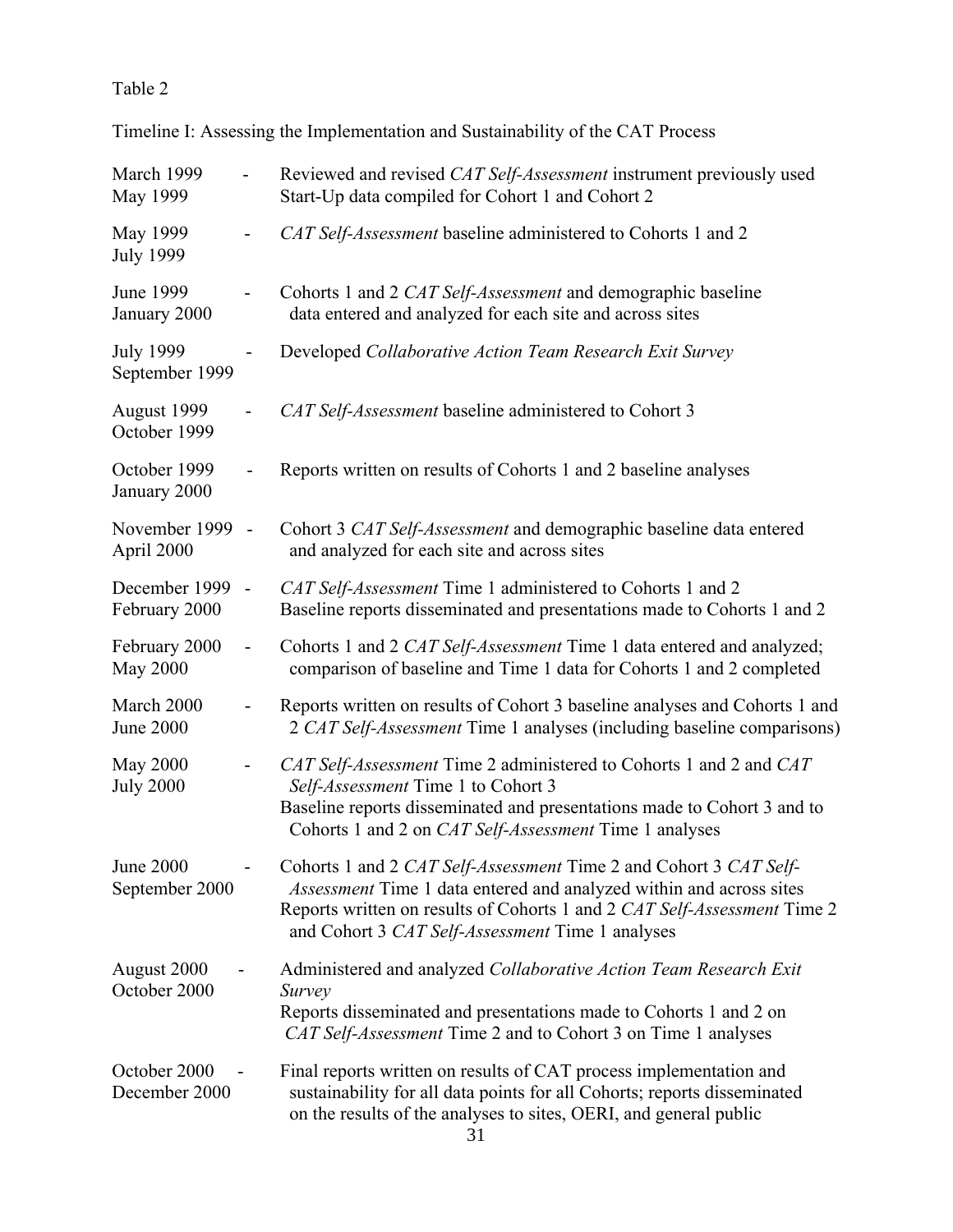Table 2

Timeline I: Assessing the Implementation and Sustainability of the CAT Process

| Dates | Activities |
|---|---|
| March 1999 - May 1999 | Reviewed and revised *CAT Self-Assessment* instrument previously used<br>Start-Up data compiled for Cohort 1 and Cohort 2 |
| May 1999 - July 1999 | *CAT Self-Assessment* baseline administered to Cohorts 1 and 2 |
| June 1999 - January 2000 | Cohorts 1 and 2 *CAT Self-Assessment* and demographic baseline data entered and analyzed for each site and across sites |
| July 1999 - September 1999 | Developed *Collaborative Action Team Research Exit Survey* |
| August 1999 - October 1999 | *CAT Self-Assessment* baseline administered to Cohort 3 |
| October 1999 - January 2000 | Reports written on results of Cohorts 1 and 2 baseline analyses |
| November 1999 - April 2000 | Cohort 3 *CAT Self-Assessment* and demographic baseline data entered and analyzed for each site and across sites |
| December 1999 - February 2000 | *CAT Self-Assessment* Time 1 administered to Cohorts 1 and 2<br>Baseline reports disseminated and presentations made to Cohorts 1 and 2 |
| February 2000 - May 2000 | Cohorts 1 and 2 *CAT Self-Assessment* Time 1 data entered and analyzed; comparison of baseline and Time 1 data for Cohorts 1 and 2 completed |
| March 2000 - June 2000 | Reports written on results of Cohort 3 baseline analyses and Cohorts 1 and 2 *CAT Self-Assessment* Time 1 analyses (including baseline comparisons) |
| May 2000 - July 2000 | *CAT Self-Assessment* Time 2 administered to Cohorts 1 and 2 and *CAT Self-Assessment* Time 1 to Cohort 3<br>Baseline reports disseminated and presentations made to Cohort 3 and to Cohorts 1 and 2 on *CAT Self-Assessment* Time 1 analyses |
| June 2000 - September 2000 | Cohorts 1 and 2 *CAT Self-Assessment* Time 2 and Cohort 3 *CAT Self-Assessment* Time 1 data entered and analyzed within and across sites<br>Reports written on results of Cohorts 1 and 2 *CAT Self-Assessment* Time 2 and Cohort 3 *CAT Self-Assessment* Time 1 analyses |
| August 2000 - October 2000 | Administered and analyzed *Collaborative Action Team Research Exit Survey*<br>Reports disseminated and presentations made to Cohorts 1 and 2 on *CAT Self-Assessment* Time 2 and to Cohort 3 on Time 1 analyses |
| October 2000 - December 2000 | Final reports written on results of CAT process implementation and sustainability for all data points for all Cohorts; reports disseminated on the results of the analyses to sites, OERI, and general public |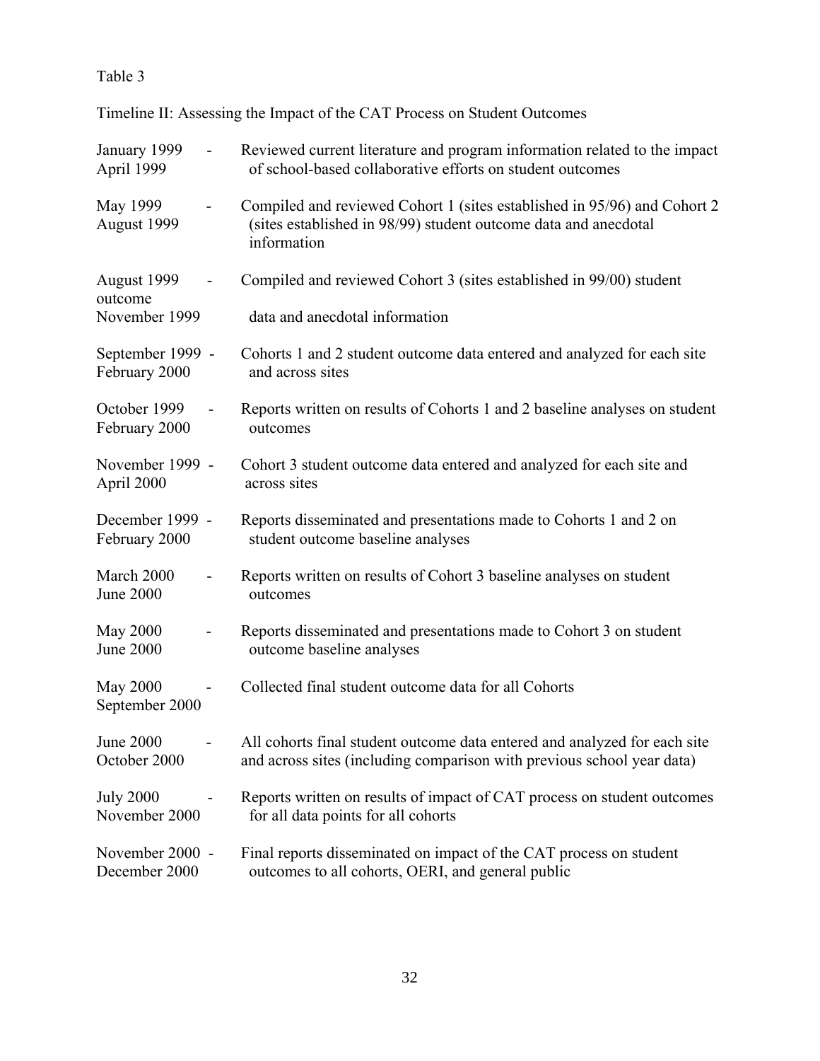Table 3

Timeline II: Assessing the Impact of the CAT Process on Student Outcomes

| Dates | Activity |
|---|---|
| January 1999 - April 1999 | Reviewed current literature and program information related to the impact of school-based collaborative efforts on student outcomes |
| May 1999 - August 1999 | Compiled and reviewed Cohort 1 (sites established in 95/96) and Cohort 2 (sites established in 98/99) student outcome data and anecdotal information |
| August 1999 - November 1999 | Compiled and reviewed Cohort 3 (sites established in 99/00) student outcome data and anecdotal information |
| September 1999 - February 2000 | Cohorts 1 and 2 student outcome data entered and analyzed for each site and across sites |
| October 1999 - February 2000 | Reports written on results of Cohorts 1 and 2 baseline analyses on student outcomes |
| November 1999 - April 2000 | Cohort 3 student outcome data entered and analyzed for each site and across sites |
| December 1999 - February 2000 | Reports disseminated and presentations made to Cohorts 1 and 2 on student outcome baseline analyses |
| March 2000 - June 2000 | Reports written on results of Cohort 3 baseline analyses on student outcomes |
| May 2000 - June 2000 | Reports disseminated and presentations made to Cohort 3 on student outcome baseline analyses |
| May 2000 - September 2000 | Collected final student outcome data for all Cohorts |
| June 2000 - October 2000 | All cohorts final student outcome data entered and analyzed for each site and across sites (including comparison with previous school year data) |
| July 2000 - November 2000 | Reports written on results of impact of CAT process on student outcomes for all data points for all cohorts |
| November 2000 - December 2000 | Final reports disseminated on impact of the CAT process on student outcomes to all cohorts, OERI, and general public |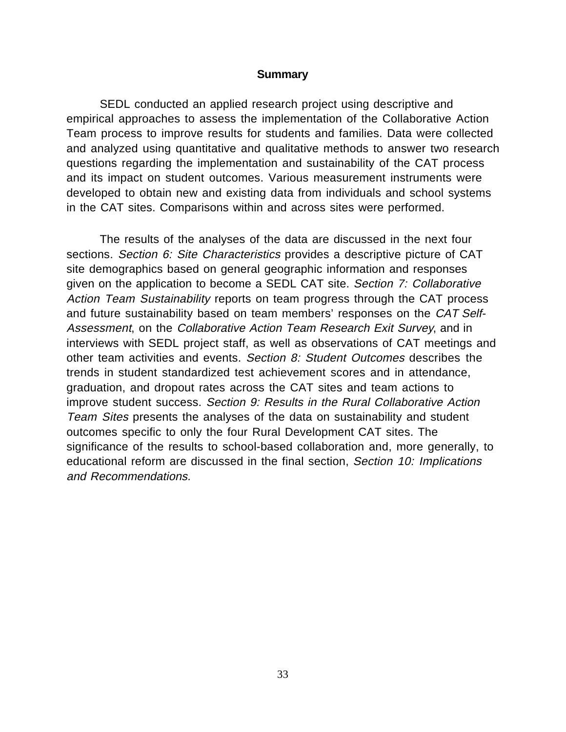## Summary

SEDL conducted an applied research project using descriptive and empirical approaches to assess the implementation of the Collaborative Action Team process to improve results for students and families. Data were collected and analyzed using quantitative and qualitative methods to answer two research questions regarding the implementation and sustainability of the CAT process and its impact on student outcomes. Various measurement instruments were developed to obtain new and existing data from individuals and school systems in the CAT sites. Comparisons within and across sites were performed.

The results of the analyses of the data are discussed in the next four sections. *Section 6: Site Characteristics* provides a descriptive picture of CAT site demographics based on general geographic information and responses given on the application to become a SEDL CAT site. *Section 7: Collaborative Action Team Sustainability* reports on team progress through the CAT process and future sustainability based on team members' responses on the *CAT Self-Assessment*, on the *Collaborative Action Team Research Exit Survey*, and in interviews with SEDL project staff, as well as observations of CAT meetings and other team activities and events. *Section 8: Student Outcomes* describes the trends in student standardized test achievement scores and in attendance, graduation, and dropout rates across the CAT sites and team actions to improve student success. *Section 9: Results in the Rural Collaborative Action Team Sites* presents the analyses of the data on sustainability and student outcomes specific to only the four Rural Development CAT sites. The significance of the results to school-based collaboration and, more generally, to educational reform are discussed in the final section, *Section 10: Implications and Recommendations.*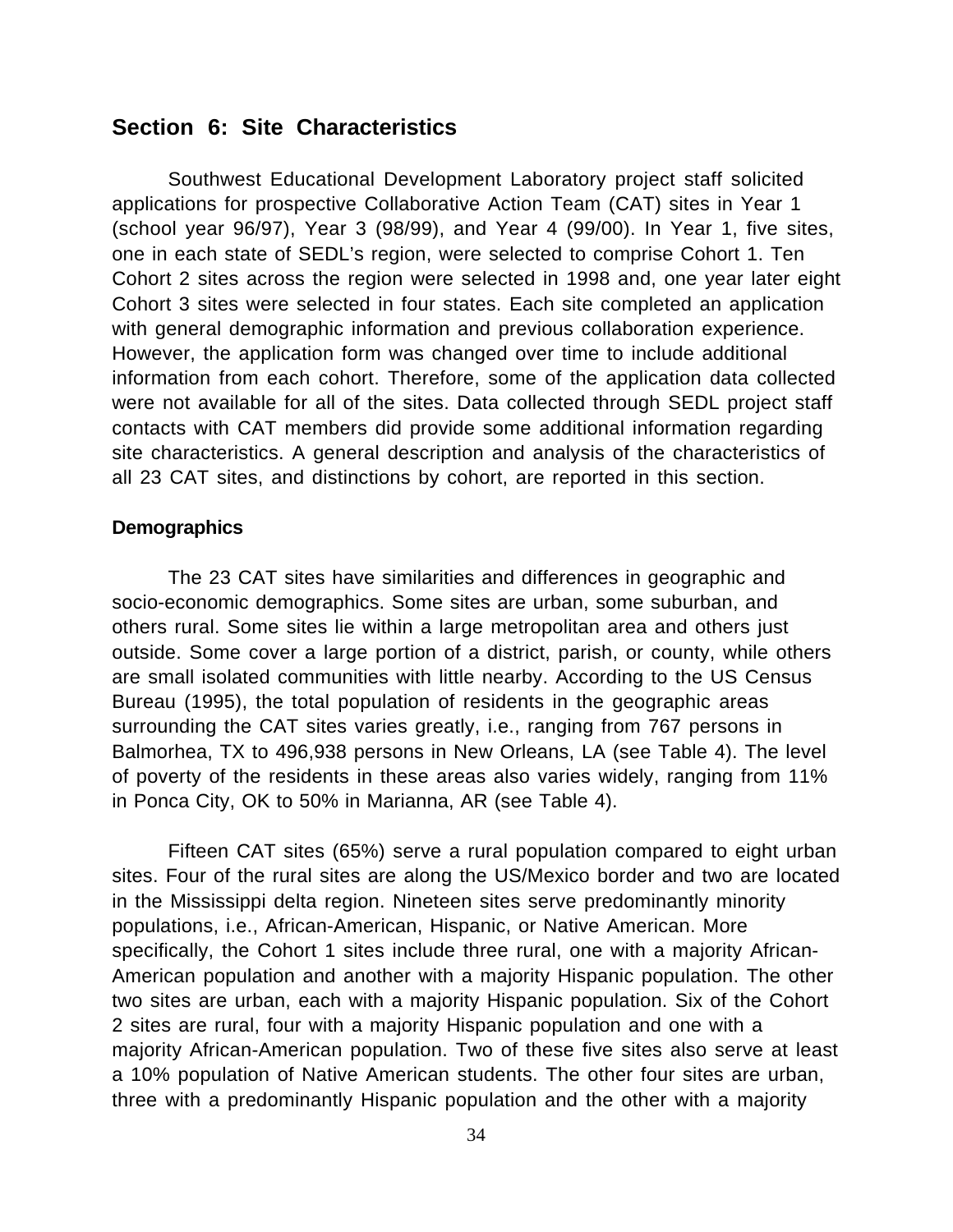## Section 6: Site Characteristics

Southwest Educational Development Laboratory project staff solicited applications for prospective Collaborative Action Team (CAT) sites in Year 1 (school year 96/97), Year 3 (98/99), and Year 4 (99/00). In Year 1, five sites, one in each state of SEDL's region, were selected to comprise Cohort 1. Ten Cohort 2 sites across the region were selected in 1998 and, one year later eight Cohort 3 sites were selected in four states. Each site completed an application with general demographic information and previous collaboration experience. However, the application form was changed over time to include additional information from each cohort. Therefore, some of the application data collected were not available for all of the sites. Data collected through SEDL project staff contacts with CAT members did provide some additional information regarding site characteristics. A general description and analysis of the characteristics of all 23 CAT sites, and distinctions by cohort, are reported in this section.

### Demographics

The 23 CAT sites have similarities and differences in geographic and socio-economic demographics. Some sites are urban, some suburban, and others rural. Some sites lie within a large metropolitan area and others just outside. Some cover a large portion of a district, parish, or county, while others are small isolated communities with little nearby. According to the US Census Bureau (1995), the total population of residents in the geographic areas surrounding the CAT sites varies greatly, i.e., ranging from 767 persons in Balmorhea, TX to 496,938 persons in New Orleans, LA (see Table 4). The level of poverty of the residents in these areas also varies widely, ranging from 11% in Ponca City, OK to 50% in Marianna, AR (see Table 4).

Fifteen CAT sites (65%) serve a rural population compared to eight urban sites. Four of the rural sites are along the US/Mexico border and two are located in the Mississippi delta region. Nineteen sites serve predominantly minority populations, i.e., African-American, Hispanic, or Native American. More specifically, the Cohort 1 sites include three rural, one with a majority African-American population and another with a majority Hispanic population. The other two sites are urban, each with a majority Hispanic population. Six of the Cohort 2 sites are rural, four with a majority Hispanic population and one with a majority African-American population. Two of these five sites also serve at least a 10% population of Native American students. The other four sites are urban, three with a predominantly Hispanic population and the other with a majority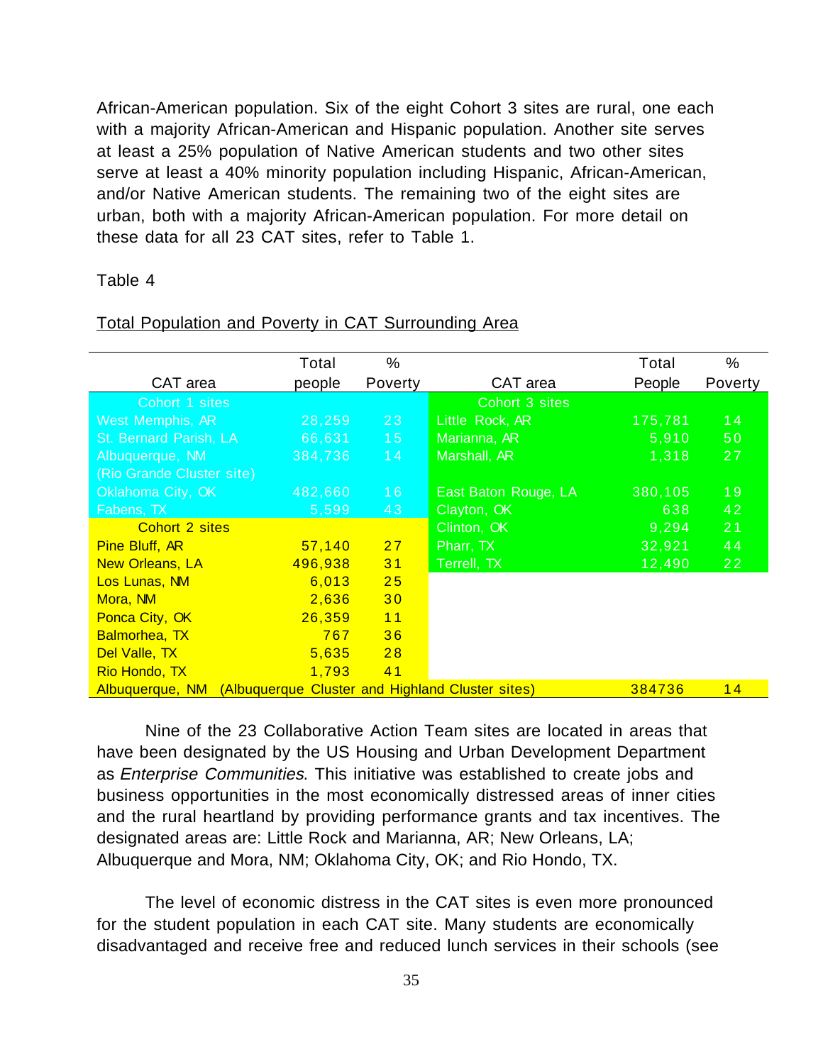African-American population. Six of the eight Cohort 3 sites are rural, one each with a majority African-American and Hispanic population. Another site serves at least a 25% population of Native American students and two other sites serve at least a 40% minority population including Hispanic, African-American, and/or Native American students. The remaining two of the eight sites are urban, both with a majority African-American population. For more detail on these data for all 23 CAT sites, refer to Table 1.

Table 4

Total Population and Poverty in CAT Surrounding Area

| CAT area | Total people | % Poverty | CAT area | Total People | % Poverty |
|---|---|---|---|---|---|
| Cohort 1 sites | | | Cohort 3 sites | | |
| West Memphis, AR | 28,259 | 23 | Little Rock, AR | 175,781 | 14 |
| St. Bernard Parish, LA | 66,631 | 15 | Marianna, AR | 5,910 | 50 |
| Albuquerque, NM (Rio Grande Cluster site) | 384,736 | 14 | Marshall, AR | 1,318 | 27 |
| Oklahoma City, OK | 482,660 | 16 | East Baton Rouge, LA | 380,105 | 19 |
| Fabens, TX | 5,599 | 43 | Clayton, OK | 638 | 42 |
| Cohort 2 sites | | | Clinton, OK | 9,294 | 21 |
| Pine Bluff, AR | 57,140 | 27 | Pharr, TX | 32,921 | 44 |
| New Orleans, LA | 496,938 | 31 | Terrell, TX | 12,490 | 22 |
| Los Lunas, NM | 6,013 | 25 | | | |
| Mora, NM | 2,636 | 30 | | | |
| Ponca City, OK | 26,359 | 11 | | | |
| Balmorhea, TX | 767 | 36 | | | |
| Del Valle, TX | 5,635 | 28 | | | |
| Rio Hondo, TX | 1,793 | 41 | | | |
| Albuquerque, NM (Albuquerque Cluster and Highland Cluster sites) | | | | 384736 | 14 |

Nine of the 23 Collaborative Action Team sites are located in areas that have been designated by the US Housing and Urban Development Department as *Enterprise Communities*. This initiative was established to create jobs and business opportunities in the most economically distressed areas of inner cities and the rural heartland by providing performance grants and tax incentives. The designated areas are: Little Rock and Marianna, AR; New Orleans, LA; Albuquerque and Mora, NM; Oklahoma City, OK; and Rio Hondo, TX.

The level of economic distress in the CAT sites is even more pronounced for the student population in each CAT site. Many students are economically disadvantaged and receive free and reduced lunch services in their schools (see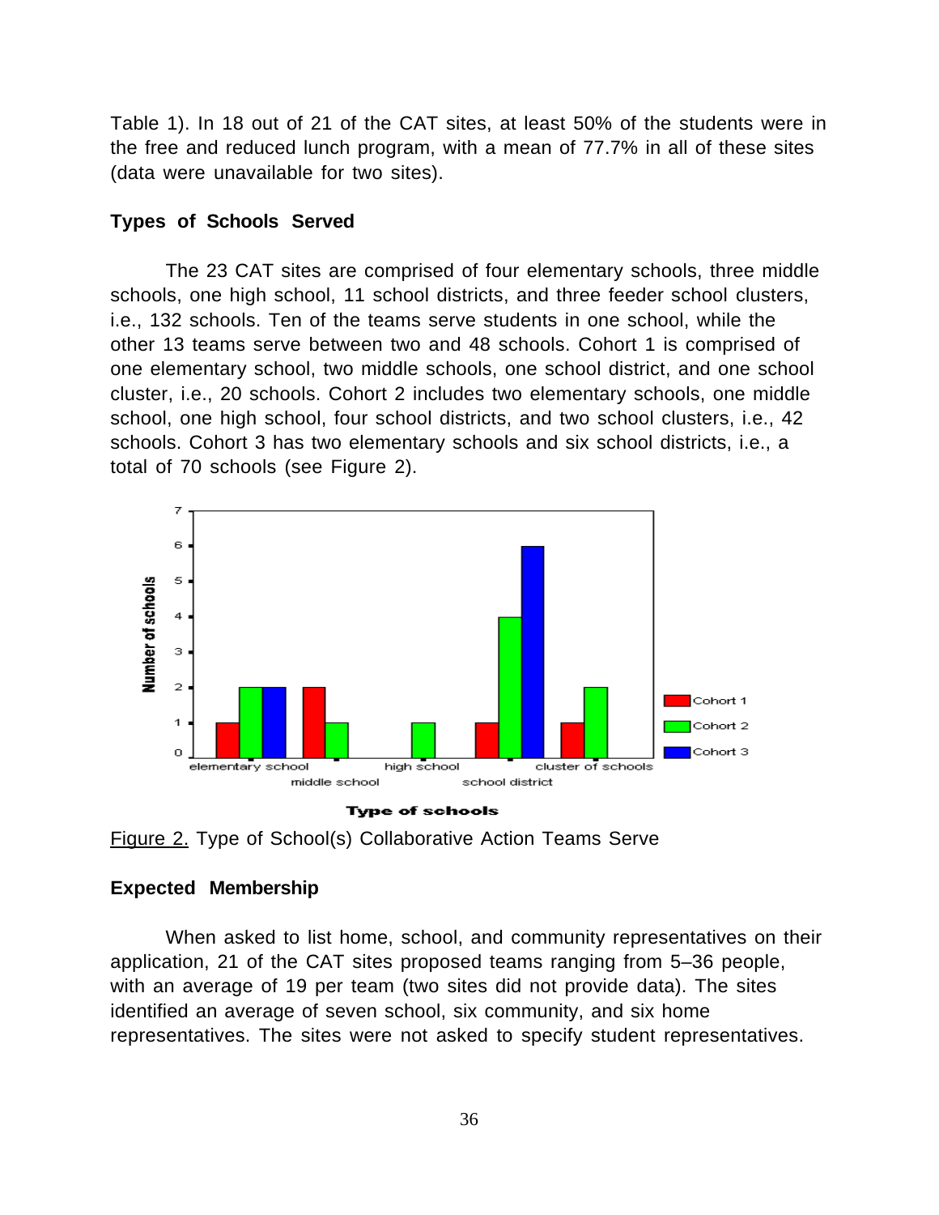Table 1). In 18 out of 21 of the CAT sites, at least 50% of the students were in the free and reduced lunch program, with a mean of 77.7% in all of these sites (data were unavailable for two sites).

### Types of Schools Served

The 23 CAT sites are comprised of four elementary schools, three middle schools, one high school, 11 school districts, and three feeder school clusters, i.e., 132 schools. Ten of the teams serve students in one school, while the other 13 teams serve between two and 48 schools. Cohort 1 is comprised of one elementary school, two middle schools, one school district, and one school cluster, i.e., 20 schools. Cohort 2 includes two elementary schools, one middle school, one high school, four school districts, and two school clusters, i.e., 42 schools. Cohort 3 has two elementary schools and six school districts, i.e., a total of 70 schools (see Figure 2).

Figure 2. Type of School(s) Collaborative Action Teams Serve

### Expected Membership

When asked to list home, school, and community representatives on their application, 21 of the CAT sites proposed teams ranging from 5–36 people, with an average of 19 per team (two sites did not provide data). The sites identified an average of seven school, six community, and six home representatives. The sites were not asked to specify student representatives.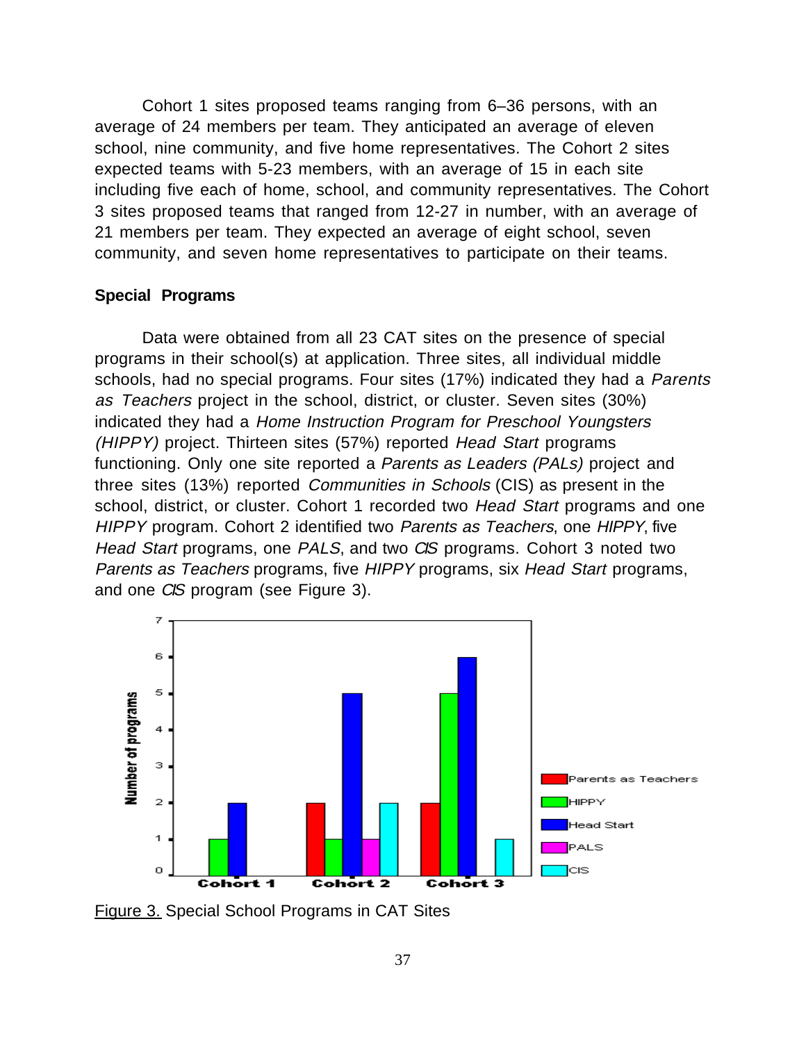Cohort 1 sites proposed teams ranging from 6–36 persons, with an average of 24 members per team. They anticipated an average of eleven school, nine community, and five home representatives. The Cohort 2 sites expected teams with 5-23 members, with an average of 15 in each site including five each of home, school, and community representatives. The Cohort 3 sites proposed teams that ranged from 12-27 in number, with an average of 21 members per team. They expected an average of eight school, seven community, and seven home representatives to participate on their teams.

**Special Programs**

Data were obtained from all 23 CAT sites on the presence of special programs in their school(s) at application. Three sites, all individual middle schools, had no special programs. Four sites (17%) indicated they had a *Parents as Teachers* project in the school, district, or cluster. Seven sites (30%) indicated they had a *Home Instruction Program for Preschool Youngsters (HIPPY)* project. Thirteen sites (57%) reported *Head Start* programs functioning. Only one site reported a *Parents as Leaders (PALs)* project and three sites (13%) reported *Communities in Schools* (CIS) as present in the school, district, or cluster. Cohort 1 recorded two *Head Start* programs and one *HIPPY* program. Cohort 2 identified two *Parents as Teachers*, one *HIPPY*, five *Head Start* programs, one *PALS*, and two *CIS* programs. Cohort 3 noted two *Parents as Teachers* programs, five *HIPPY* programs, six *Head Start* programs, and one *CIS* program (see Figure 3).

Figure 3. Special School Programs in CAT Sites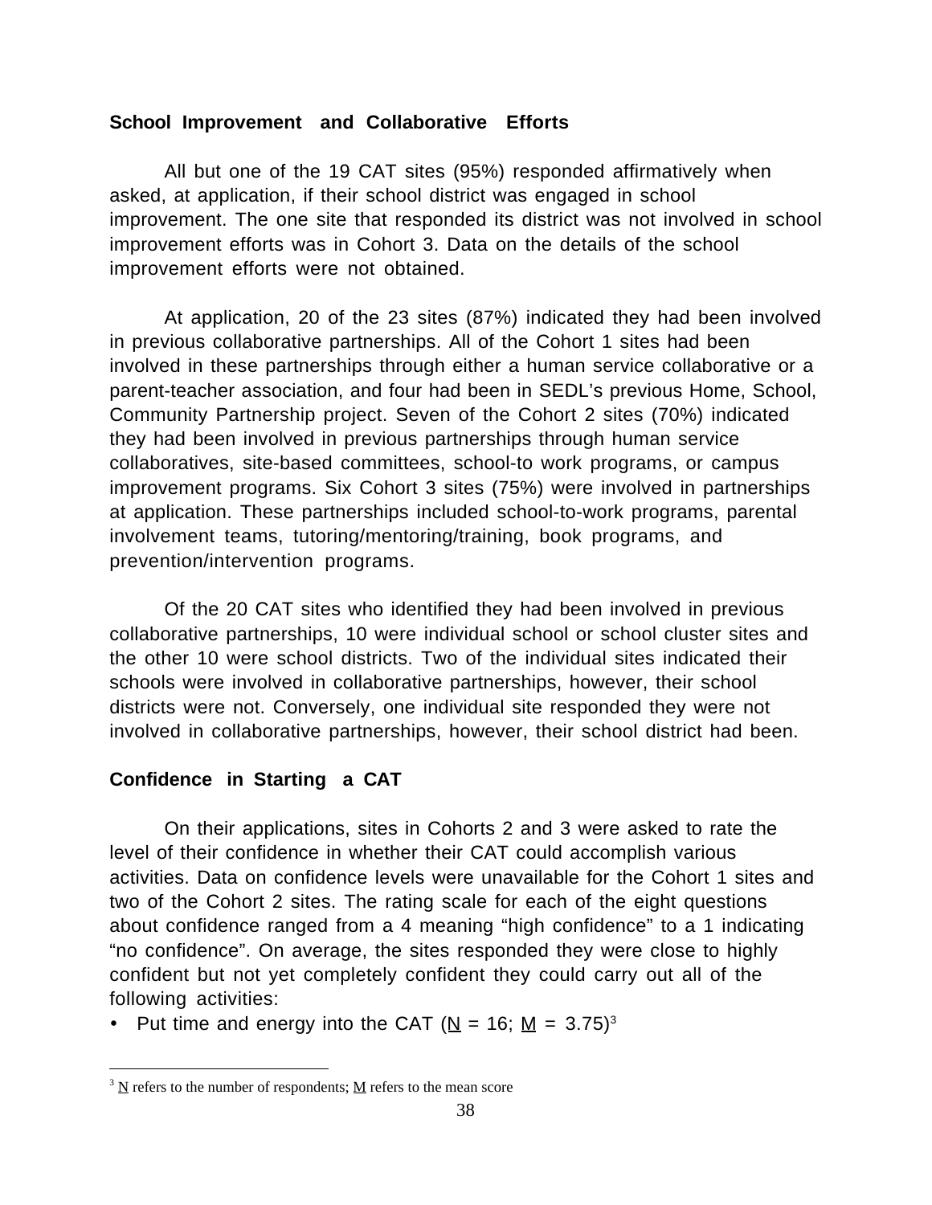**School Improvement and Collaborative Efforts**

All but one of the 19 CAT sites (95%) responded affirmatively when asked, at application, if their school district was engaged in school improvement. The one site that responded its district was not involved in school improvement efforts was in Cohort 3. Data on the details of the school improvement efforts were not obtained.

At application, 20 of the 23 sites (87%) indicated they had been involved in previous collaborative partnerships. All of the Cohort 1 sites had been involved in these partnerships through either a human service collaborative or a parent-teacher association, and four had been in SEDL's previous Home, School, Community Partnership project. Seven of the Cohort 2 sites (70%) indicated they had been involved in previous partnerships through human service collaboratives, site-based committees, school-to work programs, or campus improvement programs. Six Cohort 3 sites (75%) were involved in partnerships at application. These partnerships included school-to-work programs, parental involvement teams, tutoring/mentoring/training, book programs, and prevention/intervention programs.

Of the 20 CAT sites who identified they had been involved in previous collaborative partnerships, 10 were individual school or school cluster sites and the other 10 were school districts. Two of the individual sites indicated their schools were involved in collaborative partnerships, however, their school districts were not. Conversely, one individual site responded they were not involved in collaborative partnerships, however, their school district had been.

**Confidence in Starting a CAT**

On their applications, sites in Cohorts 2 and 3 were asked to rate the level of their confidence in whether their CAT could accomplish various activities. Data on confidence levels were unavailable for the Cohort 1 sites and two of the Cohort 2 sites. The rating scale for each of the eight questions about confidence ranged from a 4 meaning "high confidence" to a 1 indicating "no confidence". On average, the sites responded they were close to highly confident but not yet completely confident they could carry out all of the following activities:

- Put time and energy into the CAT ($\underline{N}$ = 16; $\underline{M}$ = 3.75)[3]

[3] $\underline{N}$ refers to the number of respondents; $\underline{M}$ refers to the mean score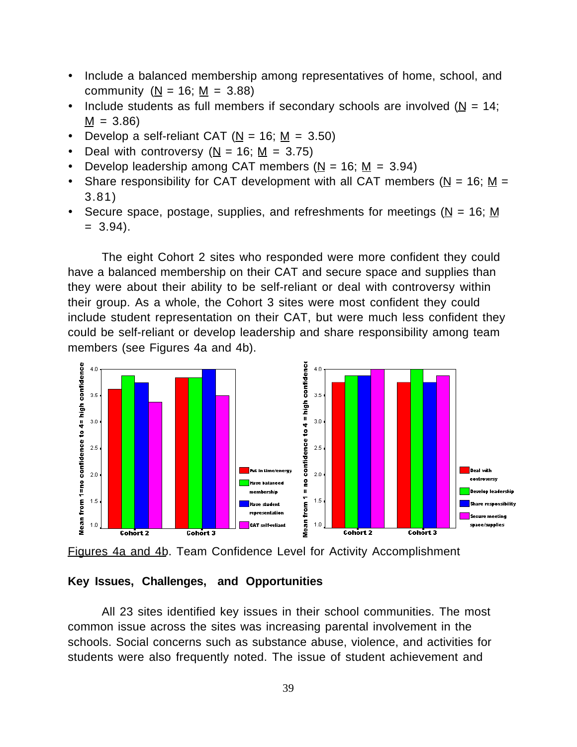- Include a balanced membership among representatives of home, school, and community (N = 16; M = 3.88)
- Include students as full members if secondary schools are involved (N = 14; M = 3.86)
- Develop a self-reliant CAT (N = 16; M = 3.50)
- Deal with controversy (N = 16; M = 3.75)
- Develop leadership among CAT members (N = 16; M = 3.94)
- Share responsibility for CAT development with all CAT members (N = 16; M = 3.81)
- Secure space, postage, supplies, and refreshments for meetings (N = 16; M = 3.94).

The eight Cohort 2 sites who responded were more confident they could have a balanced membership on their CAT and secure space and supplies than they were about their ability to be self-reliant or deal with controversy within their group. As a whole, the Cohort 3 sites were most confident they could include student representation on their CAT, but were much less confident they could be self-reliant or develop leadership and share responsibility among team members (see Figures 4a and 4b).

Figures 4a and 4b. Team Confidence Level for Activity Accomplishment

**Key Issues, Challenges, and Opportunities**

All 23 sites identified key issues in their school communities. The most common issue across the sites was increasing parental involvement in the schools. Social concerns such as substance abuse, violence, and activities for students were also frequently noted. The issue of student achievement and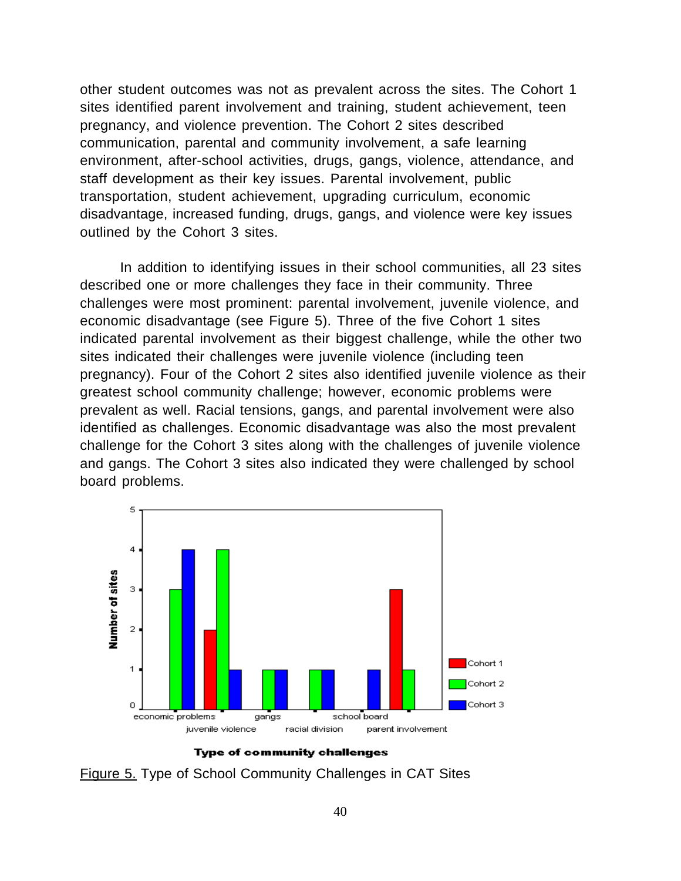other student outcomes was not as prevalent across the sites. The Cohort 1 sites identified parent involvement and training, student achievement, teen pregnancy, and violence prevention. The Cohort 2 sites described communication, parental and community involvement, a safe learning environment, after-school activities, drugs, gangs, violence, attendance, and staff development as their key issues. Parental involvement, public transportation, student achievement, upgrading curriculum, economic disadvantage, increased funding, drugs, gangs, and violence were key issues outlined by the Cohort 3 sites.

In addition to identifying issues in their school communities, all 23 sites described one or more challenges they face in their community. Three challenges were most prominent: parental involvement, juvenile violence, and economic disadvantage (see Figure 5). Three of the five Cohort 1 sites indicated parental involvement as their biggest challenge, while the other two sites indicated their challenges were juvenile violence (including teen pregnancy). Four of the Cohort 2 sites also identified juvenile violence as their greatest school community challenge; however, economic problems were prevalent as well. Racial tensions, gangs, and parental involvement were also identified as challenges. Economic disadvantage was also the most prevalent challenge for the Cohort 3 sites along with the challenges of juvenile violence and gangs. The Cohort 3 sites also indicated they were challenged by school board problems.

Figure 5. Type of School Community Challenges in CAT Sites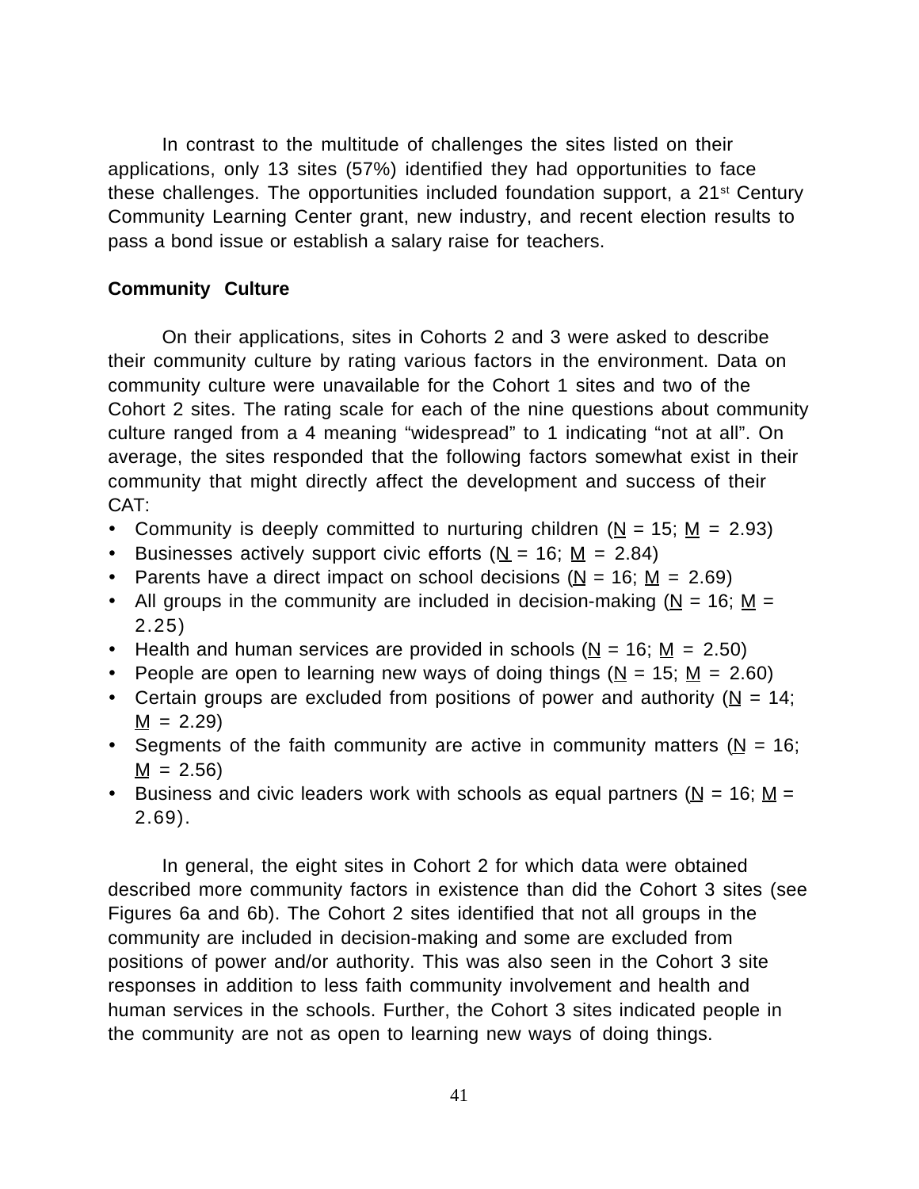In contrast to the multitude of challenges the sites listed on their applications, only 13 sites (57%) identified they had opportunities to face these challenges. The opportunities included foundation support, a 21st Century Community Learning Center grant, new industry, and recent election results to pass a bond issue or establish a salary raise for teachers.

**Community Culture**

On their applications, sites in Cohorts 2 and 3 were asked to describe their community culture by rating various factors in the environment. Data on community culture were unavailable for the Cohort 1 sites and two of the Cohort 2 sites. The rating scale for each of the nine questions about community culture ranged from a 4 meaning "widespread" to 1 indicating "not at all". On average, the sites responded that the following factors somewhat exist in their community that might directly affect the development and success of their CAT:

- Community is deeply committed to nurturing children (N = 15; M = 2.93)
- Businesses actively support civic efforts (N = 16; M = 2.84)
- Parents have a direct impact on school decisions (N = 16; M = 2.69)
- All groups in the community are included in decision-making (N = 16; M = 2.25)
- Health and human services are provided in schools (N = 16; M = 2.50)
- People are open to learning new ways of doing things (N = 15; M = 2.60)
- Certain groups are excluded from positions of power and authority (N = 14; M = 2.29)
- Segments of the faith community are active in community matters (N = 16; M = 2.56)
- Business and civic leaders work with schools as equal partners (N = 16; M = 2.69).

In general, the eight sites in Cohort 2 for which data were obtained described more community factors in existence than did the Cohort 3 sites (see Figures 6a and 6b). The Cohort 2 sites identified that not all groups in the community are included in decision-making and some are excluded from positions of power and/or authority. This was also seen in the Cohort 3 site responses in addition to less faith community involvement and health and human services in the schools. Further, the Cohort 3 sites indicated people in the community are not as open to learning new ways of doing things.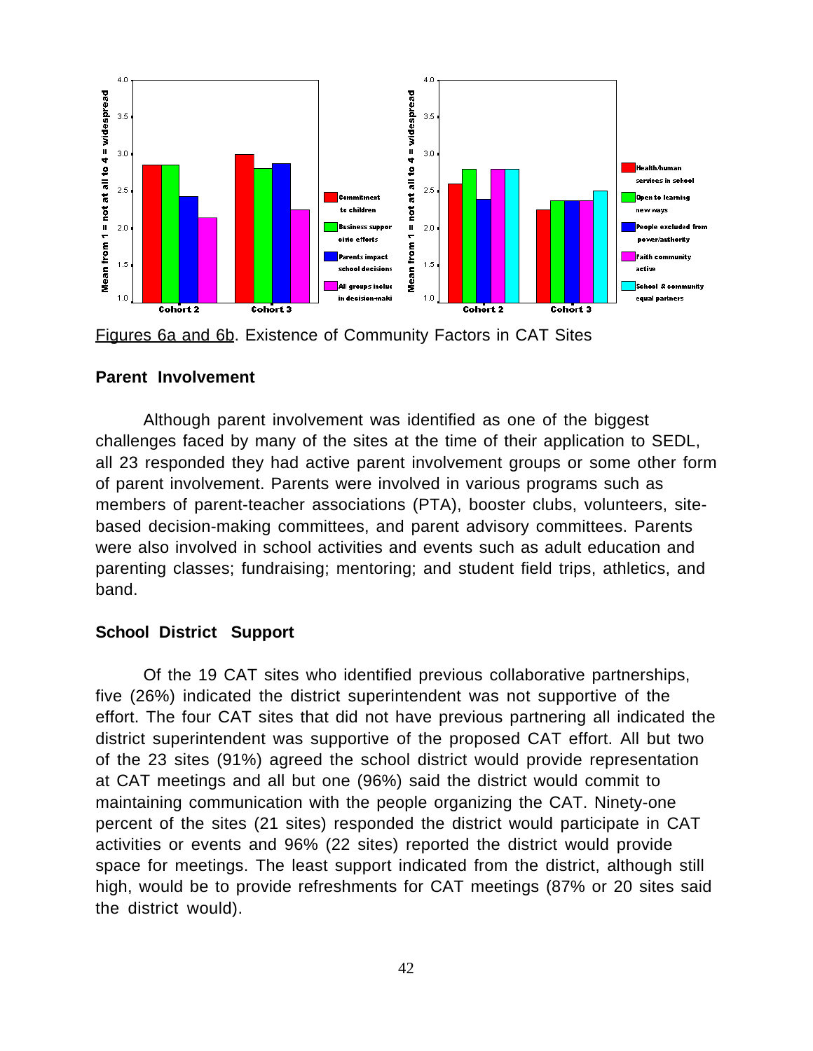Figures 6a and 6b. Existence of Community Factors in CAT Sites

**Parent Involvement**

Although parent involvement was identified as one of the biggest challenges faced by many of the sites at the time of their application to SEDL, all 23 responded they had active parent involvement groups or some other form of parent involvement. Parents were involved in various programs such as members of parent-teacher associations (PTA), booster clubs, volunteers, site-based decision-making committees, and parent advisory committees. Parents were also involved in school activities and events such as adult education and parenting classes; fundraising; mentoring; and student field trips, athletics, and band.

**School District Support**

Of the 19 CAT sites who identified previous collaborative partnerships, five (26%) indicated the district superintendent was not supportive of the effort. The four CAT sites that did not have previous partnering all indicated the district superintendent was supportive of the proposed CAT effort. All but two of the 23 sites (91%) agreed the school district would provide representation at CAT meetings and all but one (96%) said the district would commit to maintaining communication with the people organizing the CAT. Ninety-one percent of the sites (21 sites) responded the district would participate in CAT activities or events and 96% (22 sites) reported the district would provide space for meetings. The least support indicated from the district, although still high, would be to provide refreshments for CAT meetings (87% or 20 sites said the district would).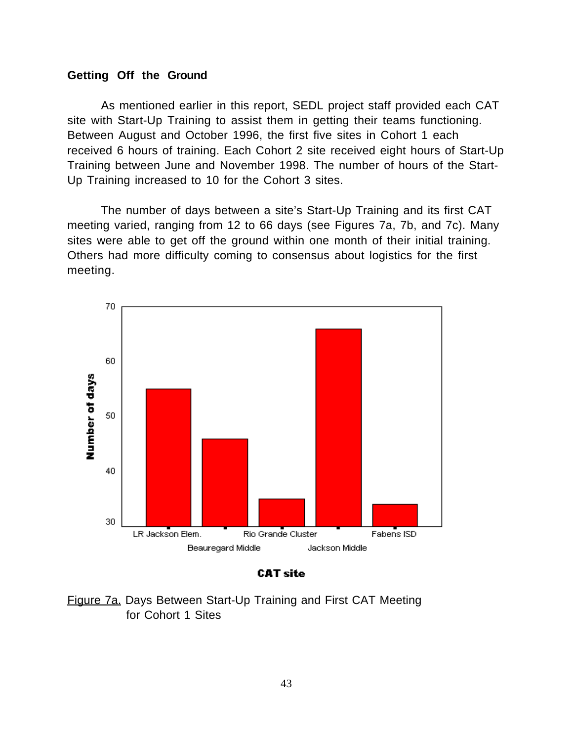### Getting Off the Ground

As mentioned earlier in this report, SEDL project staff provided each CAT site with Start-Up Training to assist them in getting their teams functioning. Between August and October 1996, the first five sites in Cohort 1 each received 6 hours of training. Each Cohort 2 site received eight hours of Start-Up Training between June and November 1998. The number of hours of the Start-Up Training increased to 10 for the Cohort 3 sites.

The number of days between a site's Start-Up Training and its first CAT meeting varied, ranging from 12 to 66 days (see Figures 7a, 7b, and 7c). Many sites were able to get off the ground within one month of their initial training. Others had more difficulty coming to consensus about logistics for the first meeting.

Figure 7a. Days Between Start-Up Training and First CAT Meeting for Cohort 1 Sites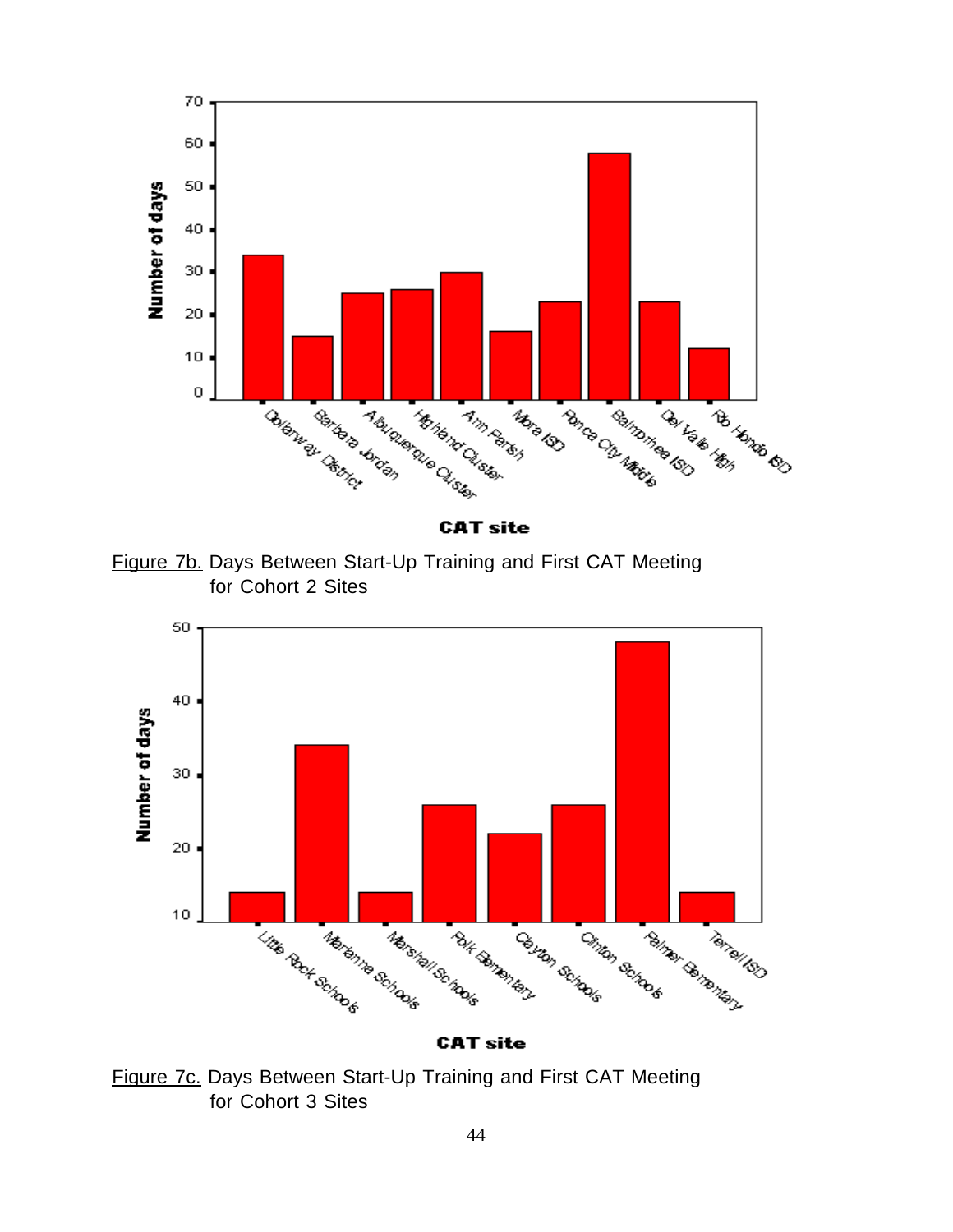Figure 7b. Days Between Start-Up Training and First CAT Meeting for Cohort 2 Sites

Figure 7c. Days Between Start-Up Training and First CAT Meeting for Cohort 3 Sites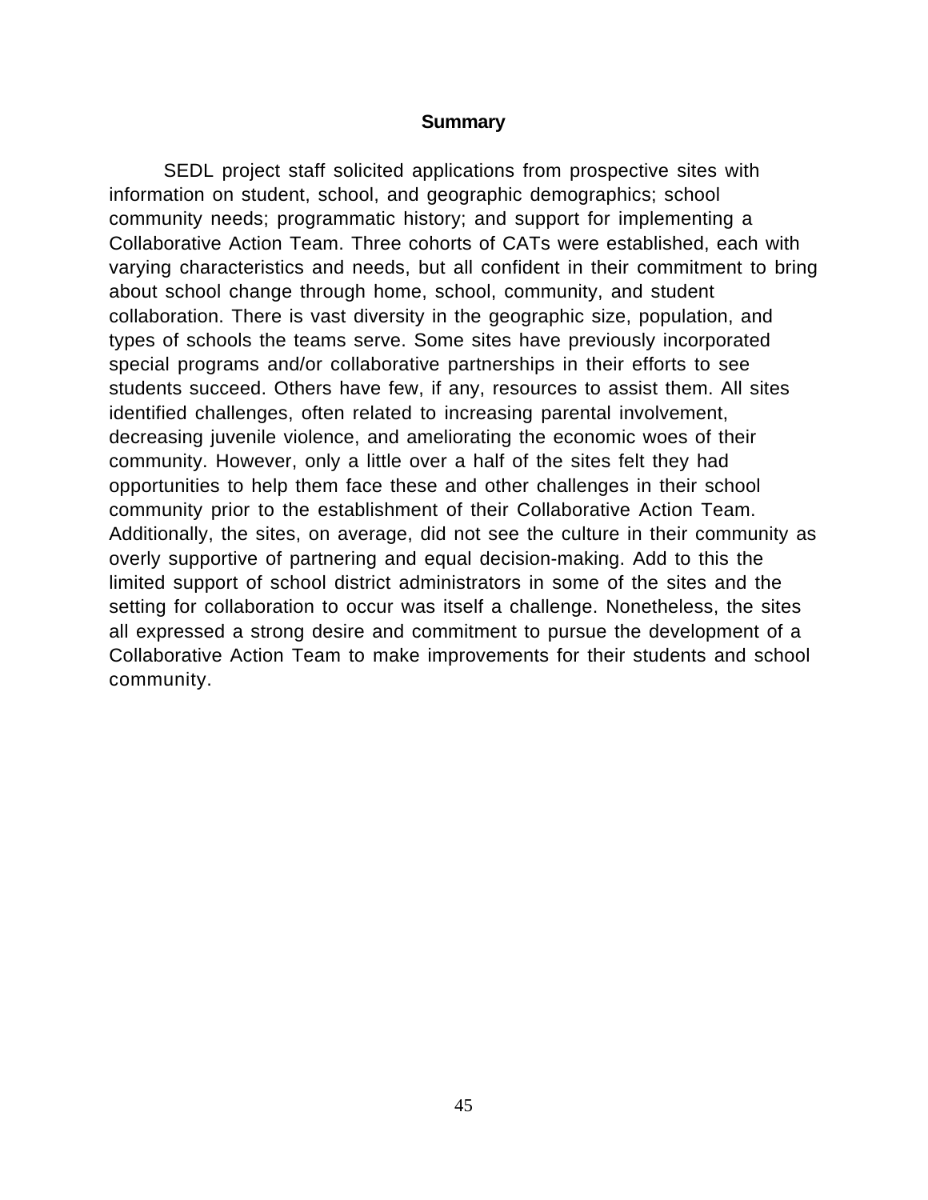## Summary

SEDL project staff solicited applications from prospective sites with information on student, school, and geographic demographics; school community needs; programmatic history; and support for implementing a Collaborative Action Team. Three cohorts of CATs were established, each with varying characteristics and needs, but all confident in their commitment to bring about school change through home, school, community, and student collaboration. There is vast diversity in the geographic size, population, and types of schools the teams serve. Some sites have previously incorporated special programs and/or collaborative partnerships in their efforts to see students succeed. Others have few, if any, resources to assist them. All sites identified challenges, often related to increasing parental involvement, decreasing juvenile violence, and ameliorating the economic woes of their community. However, only a little over a half of the sites felt they had opportunities to help them face these and other challenges in their school community prior to the establishment of their Collaborative Action Team. Additionally, the sites, on average, did not see the culture in their community as overly supportive of partnering and equal decision-making. Add to this the limited support of school district administrators in some of the sites and the setting for collaboration to occur was itself a challenge. Nonetheless, the sites all expressed a strong desire and commitment to pursue the development of a Collaborative Action Team to make improvements for their students and school community.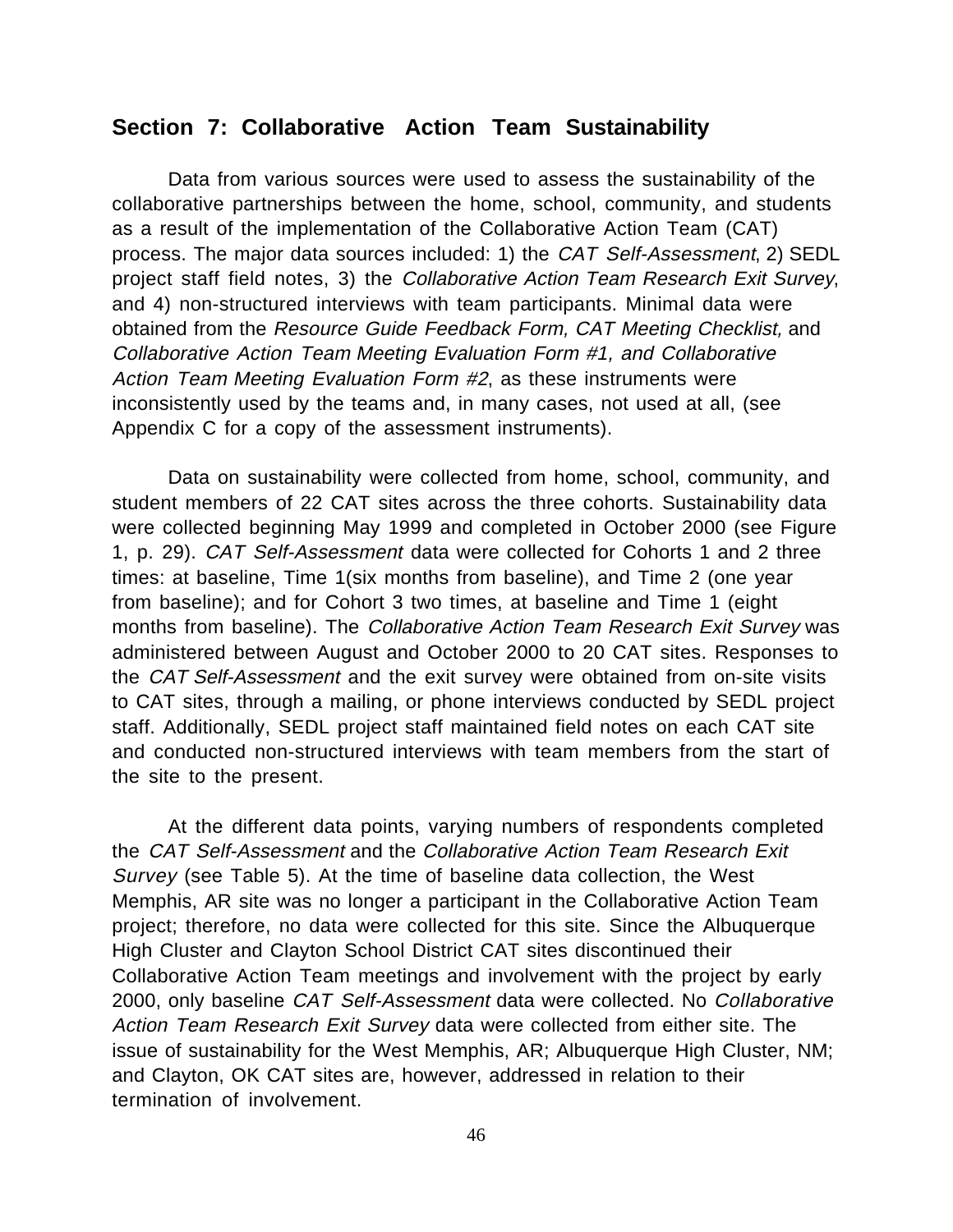## Section 7: Collaborative Action Team Sustainability

Data from various sources were used to assess the sustainability of the collaborative partnerships between the home, school, community, and students as a result of the implementation of the Collaborative Action Team (CAT) process. The major data sources included: 1) the *CAT Self-Assessment*, 2) SEDL project staff field notes, 3) the *Collaborative Action Team Research Exit Survey*, and 4) non-structured interviews with team participants. Minimal data were obtained from the *Resource Guide Feedback Form, CAT Meeting Checklist,* and *Collaborative Action Team Meeting Evaluation Form #1, and Collaborative Action Team Meeting Evaluation Form #2*, as these instruments were inconsistently used by the teams and, in many cases, not used at all, (see Appendix C for a copy of the assessment instruments).

Data on sustainability were collected from home, school, community, and student members of 22 CAT sites across the three cohorts. Sustainability data were collected beginning May 1999 and completed in October 2000 (see Figure 1, p. 29). *CAT Self-Assessment* data were collected for Cohorts 1 and 2 three times: at baseline, Time 1(six months from baseline), and Time 2 (one year from baseline); and for Cohort 3 two times, at baseline and Time 1 (eight months from baseline). The *Collaborative Action Team Research Exit Survey* was administered between August and October 2000 to 20 CAT sites. Responses to the *CAT Self-Assessment* and the exit survey were obtained from on-site visits to CAT sites, through a mailing, or phone interviews conducted by SEDL project staff. Additionally, SEDL project staff maintained field notes on each CAT site and conducted non-structured interviews with team members from the start of the site to the present.

At the different data points, varying numbers of respondents completed the *CAT Self-Assessment* and the *Collaborative Action Team Research Exit Survey* (see Table 5). At the time of baseline data collection, the West Memphis, AR site was no longer a participant in the Collaborative Action Team project; therefore, no data were collected for this site. Since the Albuquerque High Cluster and Clayton School District CAT sites discontinued their Collaborative Action Team meetings and involvement with the project by early 2000, only baseline *CAT Self-Assessment* data were collected. No *Collaborative Action Team Research Exit Survey* data were collected from either site. The issue of sustainability for the West Memphis, AR; Albuquerque High Cluster, NM; and Clayton, OK CAT sites are, however, addressed in relation to their termination of involvement.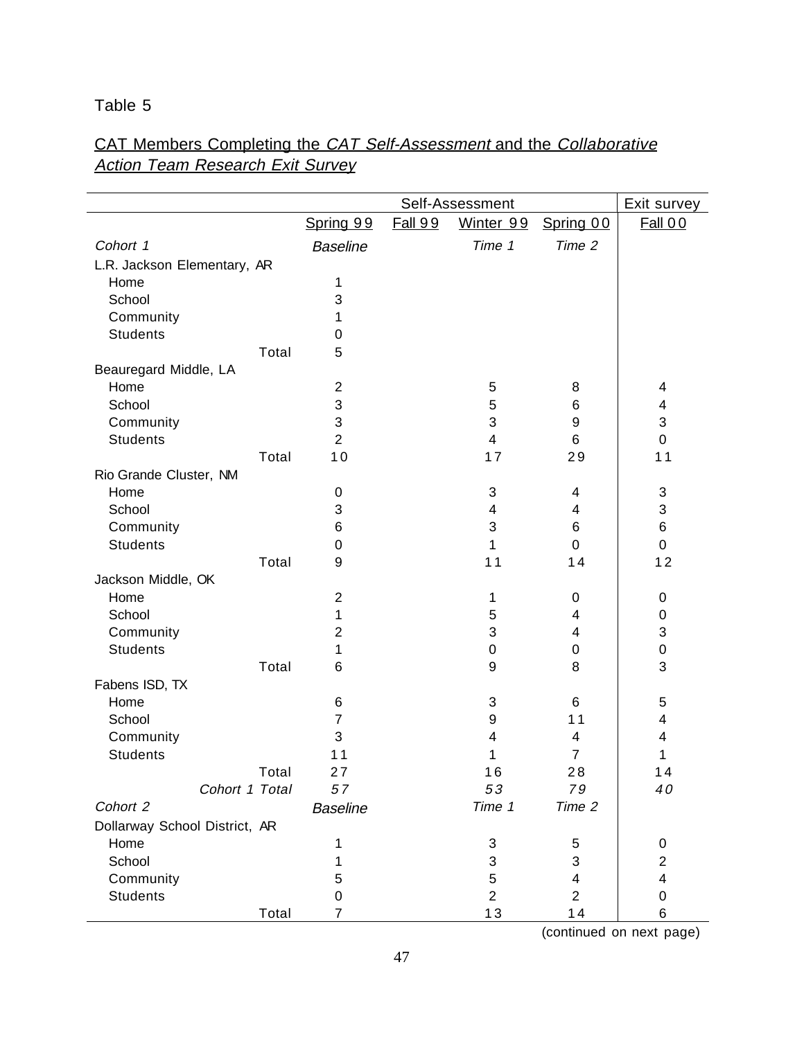Table 5

CAT Members Completing the *CAT Self-Assessment* and the *Collaborative Action Team Research Exit Survey*

| | Self-Assessment | | | | Exit survey |
|---|---|---|---|---|---|
| | Spring 99 | Fall 99 | Winter 99 | Spring 00 | Fall 00 |
| *Cohort 1* | *Baseline* | | *Time 1* | *Time 2* | |
| L.R. Jackson Elementary, AR | | | | | |
| Home | 1 | | | | |
| School | 3 | | | | |
| Community | 1 | | | | |
| Students | 0 | | | | |
| Total | 5 | | | | |
| Beauregard Middle, LA | | | | | |
| Home | 2 | | 5 | 8 | 4 |
| School | 3 | | 5 | 6 | 4 |
| Community | 3 | | 3 | 9 | 3 |
| Students | 2 | | 4 | 6 | 0 |
| Total | 10 | | 17 | 29 | 11 |
| Rio Grande Cluster, NM | | | | | |
| Home | 0 | | 3 | 4 | 3 |
| School | 3 | | 4 | 4 | 3 |
| Community | 6 | | 3 | 6 | 6 |
| Students | 0 | | 1 | 0 | 0 |
| Total | 9 | | 11 | 14 | 12 |
| Jackson Middle, OK | | | | | |
| Home | 2 | | 1 | 0 | 0 |
| School | 1 | | 5 | 4 | 0 |
| Community | 2 | | 3 | 4 | 3 |
| Students | 1 | | 0 | 0 | 0 |
| Total | 6 | | 9 | 8 | 3 |
| Fabens ISD, TX | | | | | |
| Home | 6 | | 3 | 6 | 5 |
| School | 7 | | 9 | 11 | 4 |
| Community | 3 | | 4 | 4 | 4 |
| Students | 11 | | 1 | 7 | 1 |
| Total | 27 | | 16 | 28 | 14 |
| *Cohort 1 Total* | *57* | | *53* | *79* | *40* |
| *Cohort 2* | *Baseline* | | *Time 1* | *Time 2* | |
| Dollarway School District, AR | | | | | |
| Home | 1 | | 3 | 5 | 0 |
| School | 1 | | 3 | 3 | 2 |
| Community | 5 | | 5 | 4 | 4 |
| Students | 0 | | 2 | 2 | 0 |
| Total | 7 | | 13 | 14 | 6 |

(continued on next page)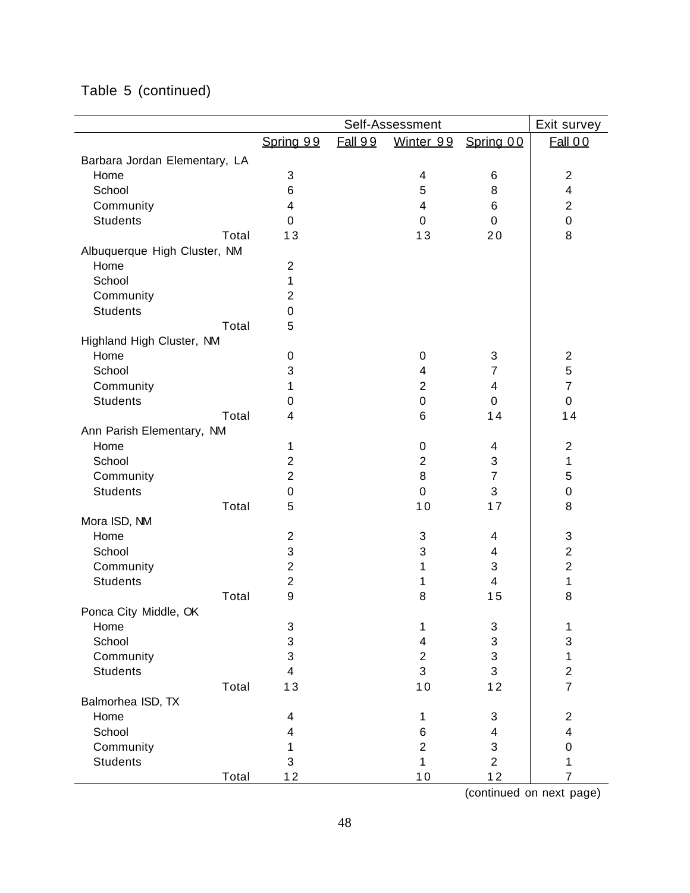Table 5 (continued)

| | Self-Assessment | | | | Exit survey |
|---|---|---|---|---|---|
| | Spring 99 | Fall 99 | Winter 99 | Spring 00 | Fall 00 |
| **Barbara Jordan Elementary, LA** | | | | | |
| Home | 3 | | 4 | 6 | 2 |
| School | 6 | | 5 | 8 | 4 |
| Community | 4 | | 4 | 6 | 2 |
| Students | 0 | | 0 | 0 | 0 |
| Total | 13 | | 13 | 20 | 8 |
| **Albuquerque High Cluster, NM** | | | | | |
| Home | 2 | | | | |
| School | 1 | | | | |
| Community | 2 | | | | |
| Students | 0 | | | | |
| Total | 5 | | | | |
| **Highland High Cluster, NM** | | | | | |
| Home | 0 | | 0 | 3 | 2 |
| School | 3 | | 4 | 7 | 5 |
| Community | 1 | | 2 | 4 | 7 |
| Students | 0 | | 0 | 0 | 0 |
| Total | 4 | | 6 | 14 | 14 |
| **Ann Parish Elementary, NM** | | | | | |
| Home | 1 | | 0 | 4 | 2 |
| School | 2 | | 2 | 3 | 1 |
| Community | 2 | | 8 | 7 | 5 |
| Students | 0 | | 0 | 3 | 0 |
| Total | 5 | | 10 | 17 | 8 |
| **Mora ISD, NM** | | | | | |
| Home | 2 | | 3 | 4 | 3 |
| School | 3 | | 3 | 4 | 2 |
| Community | 2 | | 1 | 3 | 2 |
| Students | 2 | | 1 | 4 | 1 |
| Total | 9 | | 8 | 15 | 8 |
| **Ponca City Middle, OK** | | | | | |
| Home | 3 | | 1 | 3 | 1 |
| School | 3 | | 4 | 3 | 3 |
| Community | 3 | | 2 | 3 | 1 |
| Students | 4 | | 3 | 3 | 2 |
| Total | 13 | | 10 | 12 | 7 |
| **Balmorhea ISD, TX** | | | | | |
| Home | 4 | | 1 | 3 | 2 |
| School | 4 | | 6 | 4 | 4 |
| Community | 1 | | 2 | 3 | 0 |
| Students | 3 | | 1 | 2 | 1 |
| Total | 12 | | 10 | 12 | 7 |

(continued on next page)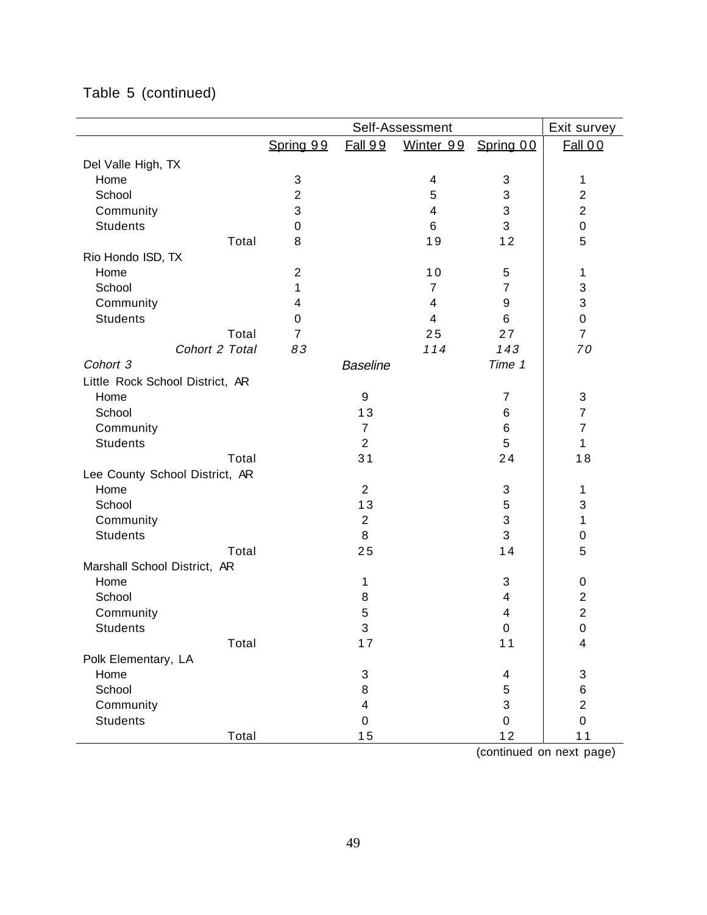Table 5 (continued)

| | Self-Assessment | | | | Exit survey |
|---|---|---|---|---|---|
| | Spring 99 | Fall 99 | Winter 99 | Spring 00 | Fall 00 |
| Del Valle High, TX | | | | | |
| Home | 3 | | 4 | 3 | 1 |
| School | 2 | | 5 | 3 | 2 |
| Community | 3 | | 4 | 3 | 2 |
| Students | 0 | | 6 | 3 | 0 |
| Total | 8 | | 19 | 12 | 5 |
| Rio Hondo ISD, TX | | | | | |
| Home | 2 | | 10 | 5 | 1 |
| School | 1 | | 7 | 7 | 3 |
| Community | 4 | | 4 | 9 | 3 |
| Students | 0 | | 4 | 6 | 0 |
| Total | 7 | | 25 | 27 | 7 |
| *Cohort 2 Total* | *83* | | *114* | *143* | *70* |
| *Cohort 3* | | *Baseline* | | *Time 1* | |
| Little Rock School District, AR | | | | | |
| Home | | 9 | | 7 | 3 |
| School | | 13 | | 6 | 7 |
| Community | | 7 | | 6 | 7 |
| Students | | 2 | | 5 | 1 |
| Total | | 31 | | 24 | 18 |
| Lee County School District, AR | | | | | |
| Home | | 2 | | 3 | 1 |
| School | | 13 | | 5 | 3 |
| Community | | 2 | | 3 | 1 |
| Students | | 8 | | 3 | 0 |
| Total | | 25 | | 14 | 5 |
| Marshall School District, AR | | | | | |
| Home | | 1 | | 3 | 0 |
| School | | 8 | | 4 | 2 |
| Community | | 5 | | 4 | 2 |
| Students | | 3 | | 0 | 0 |
| Total | | 17 | | 11 | 4 |
| Polk Elementary, LA | | | | | |
| Home | | 3 | | 4 | 3 |
| School | | 8 | | 5 | 6 |
| Community | | 4 | | 3 | 2 |
| Students | | 0 | | 0 | 0 |
| Total | | 15 | | 12 | 11 |

(continued on next page)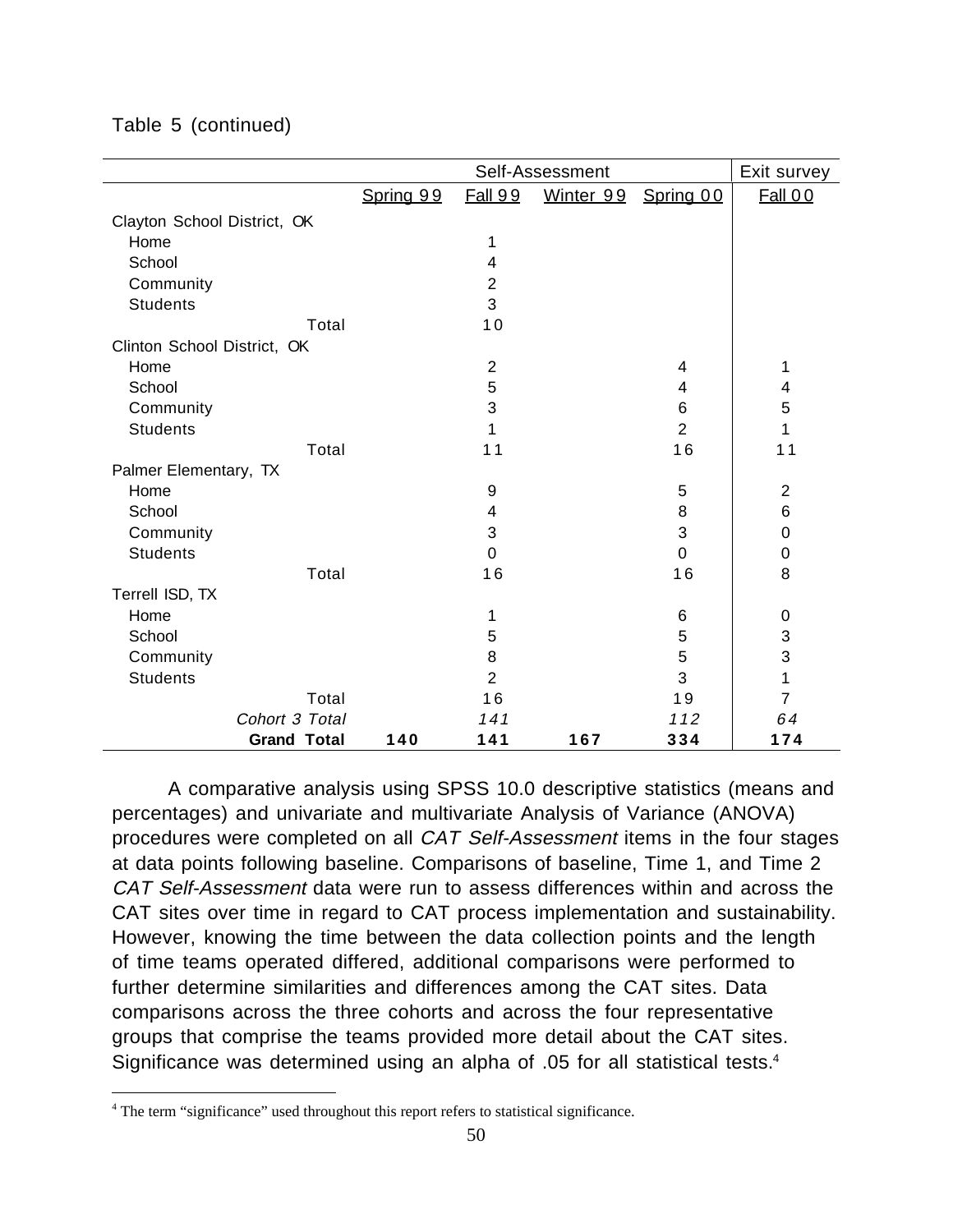Table 5 (continued)

| | Self-Assessment | | | | Exit survey |
|---|---|---|---|---|---|
| | Spring 99 | Fall 99 | Winter 99 | Spring 00 | Fall 00 |
| Clayton School District, OK | | | | | |
| Home | | 1 | | | |
| School | | 4 | | | |
| Community | | 2 | | | |
| Students | | 3 | | | |
| Total | | 10 | | | |
| Clinton School District, OK | | | | | |
| Home | | 2 | | 4 | 1 |
| School | | 5 | | 4 | 4 |
| Community | | 3 | | 6 | 5 |
| Students | | 1 | | 2 | 1 |
| Total | | 11 | | 16 | 11 |
| Palmer Elementary, TX | | | | | |
| Home | | 9 | | 5 | 2 |
| School | | 4 | | 8 | 6 |
| Community | | 3 | | 3 | 0 |
| Students | | 0 | | 0 | 0 |
| Total | | 16 | | 16 | 8 |
| Terrell ISD, TX | | | | | |
| Home | | 1 | | 6 | 0 |
| School | | 5 | | 5 | 3 |
| Community | | 8 | | 5 | 3 |
| Students | | 2 | | 3 | 1 |
| Total | | 16 | | 19 | 7 |
| *Cohort 3 Total* | | *141* | | *112* | *64* |
| **Grand Total** | **140** | **141** | **167** | **334** | **174** |

A comparative analysis using SPSS 10.0 descriptive statistics (means and percentages) and univariate and multivariate Analysis of Variance (ANOVA) procedures were completed on all *CAT Self-Assessment* items in the four stages at data points following baseline. Comparisons of baseline, Time 1, and Time 2 *CAT Self-Assessment* data were run to assess differences within and across the CAT sites over time in regard to CAT process implementation and sustainability. However, knowing the time between the data collection points and the length of time teams operated differed, additional comparisons were performed to further determine similarities and differences among the CAT sites. Data comparisons across the three cohorts and across the four representative groups that comprise the teams provided more detail about the CAT sites. Significance was determined using an alpha of .05 for all statistical tests.[4]

[4] The term "significance" used throughout this report refers to statistical significance.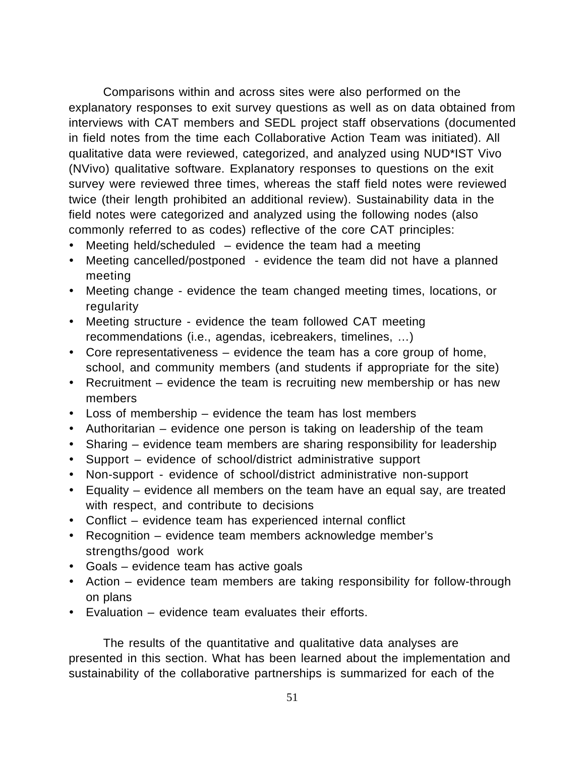Comparisons within and across sites were also performed on the explanatory responses to exit survey questions as well as on data obtained from interviews with CAT members and SEDL project staff observations (documented in field notes from the time each Collaborative Action Team was initiated). All qualitative data were reviewed, categorized, and analyzed using NUD*IST Vivo (NVivo) qualitative software. Explanatory responses to questions on the exit survey were reviewed three times, whereas the staff field notes were reviewed twice (their length prohibited an additional review). Sustainability data in the field notes were categorized and analyzed using the following nodes (also commonly referred to as codes) reflective of the core CAT principles:

- Meeting held/scheduled – evidence the team had a meeting
- Meeting cancelled/postponed - evidence the team did not have a planned meeting
- Meeting change - evidence the team changed meeting times, locations, or regularity
- Meeting structure - evidence the team followed CAT meeting recommendations (i.e., agendas, icebreakers, timelines, …)
- Core representativeness – evidence the team has a core group of home, school, and community members (and students if appropriate for the site)
- Recruitment – evidence the team is recruiting new membership or has new members
- Loss of membership – evidence the team has lost members
- Authoritarian – evidence one person is taking on leadership of the team
- Sharing – evidence team members are sharing responsibility for leadership
- Support – evidence of school/district administrative support
- Non-support - evidence of school/district administrative non-support
- Equality – evidence all members on the team have an equal say, are treated with respect, and contribute to decisions
- Conflict – evidence team has experienced internal conflict
- Recognition – evidence team members acknowledge member's strengths/good work
- Goals – evidence team has active goals
- Action – evidence team members are taking responsibility for follow-through on plans
- Evaluation – evidence team evaluates their efforts.

The results of the quantitative and qualitative data analyses are presented in this section. What has been learned about the implementation and sustainability of the collaborative partnerships is summarized for each of the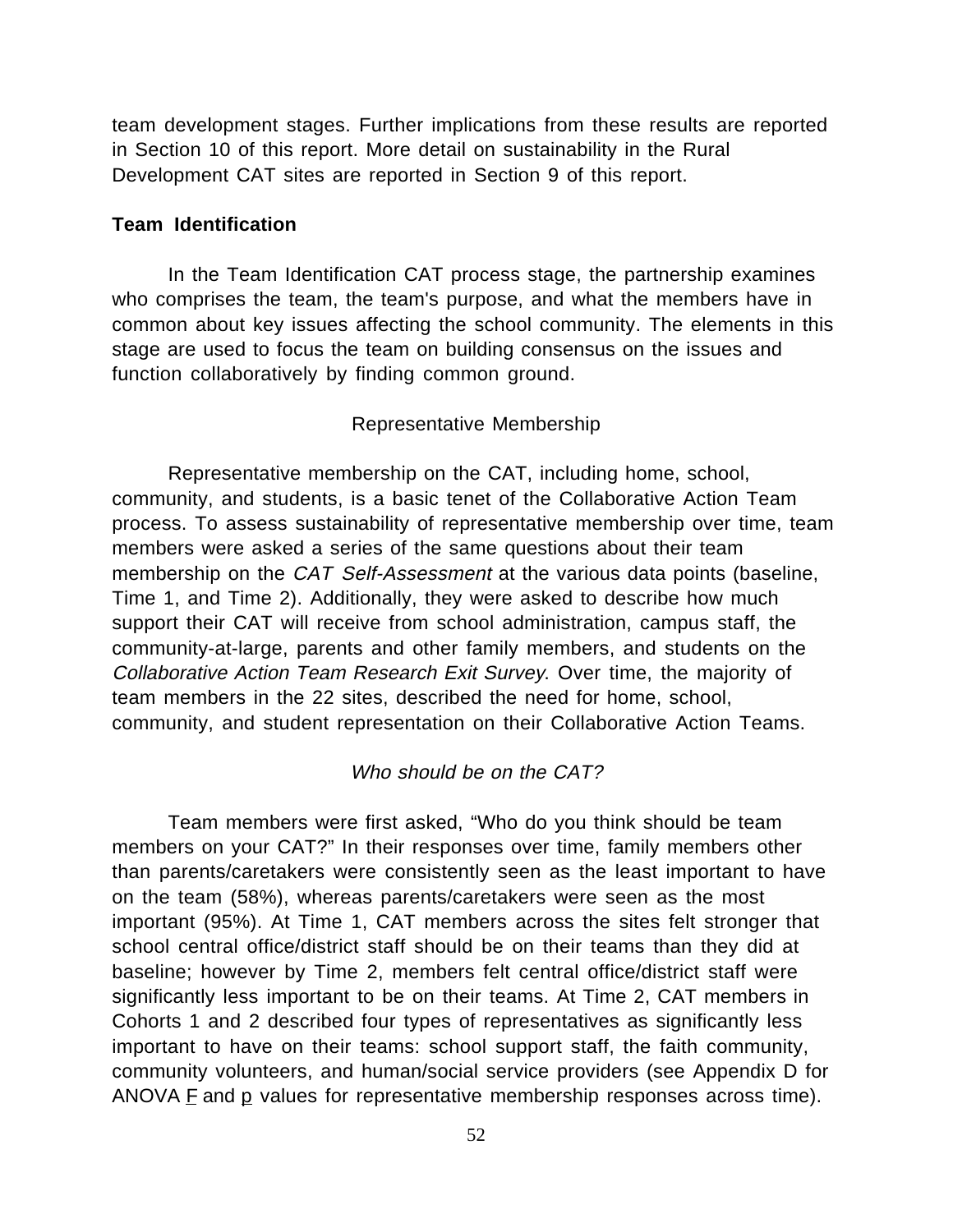team development stages. Further implications from these results are reported in Section 10 of this report. More detail on sustainability in the Rural Development CAT sites are reported in Section 9 of this report.

**Team Identification**

In the Team Identification CAT process stage, the partnership examines who comprises the team, the team's purpose, and what the members have in common about key issues affecting the school community. The elements in this stage are used to focus the team on building consensus on the issues and function collaboratively by finding common ground.

Representative Membership

Representative membership on the CAT, including home, school, community, and students, is a basic tenet of the Collaborative Action Team process. To assess sustainability of representative membership over time, team members were asked a series of the same questions about their team membership on the *CAT Self-Assessment* at the various data points (baseline, Time 1, and Time 2). Additionally, they were asked to describe how much support their CAT will receive from school administration, campus staff, the community-at-large, parents and other family members, and students on the *Collaborative Action Team Research Exit Survey*. Over time, the majority of team members in the 22 sites, described the need for home, school, community, and student representation on their Collaborative Action Teams.

*Who should be on the CAT?*

Team members were first asked, "Who do you think should be team members on your CAT?" In their responses over time, family members other than parents/caretakers were consistently seen as the least important to have on the team (58%), whereas parents/caretakers were seen as the most important (95%). At Time 1, CAT members across the sites felt stronger that school central office/district staff should be on their teams than they did at baseline; however by Time 2, members felt central office/district staff were significantly less important to be on their teams. At Time 2, CAT members in Cohorts 1 and 2 described four types of representatives as significantly less important to have on their teams: school support staff, the faith community, community volunteers, and human/social service providers (see Appendix D for ANOVA $F$ and $p$ values for representative membership responses across time).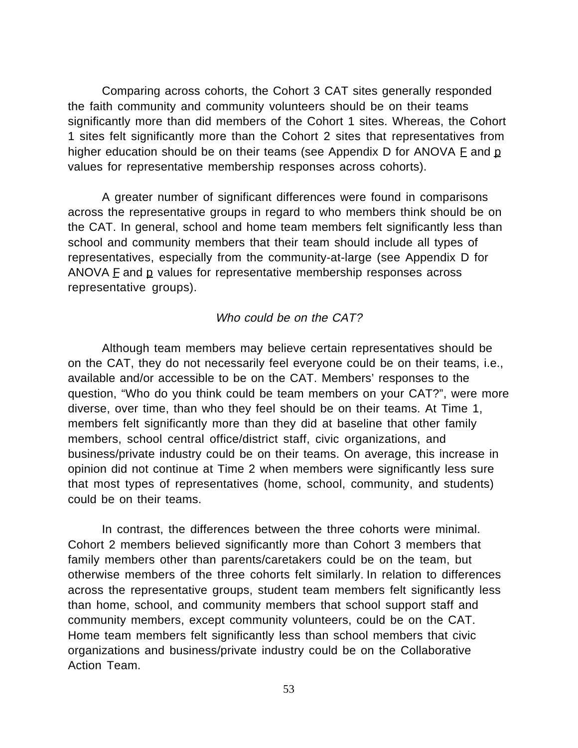Comparing across cohorts, the Cohort 3 CAT sites generally responded the faith community and community volunteers should be on their teams significantly more than did members of the Cohort 1 sites. Whereas, the Cohort 1 sites felt significantly more than the Cohort 2 sites that representatives from higher education should be on their teams (see Appendix D for ANOVA $F$ and $p$ values for representative membership responses across cohorts).

A greater number of significant differences were found in comparisons across the representative groups in regard to who members think should be on the CAT. In general, school and home team members felt significantly less than school and community members that their team should include all types of representatives, especially from the community-at-large (see Appendix D for ANOVA $F$ and $p$ values for representative membership responses across representative groups).

*Who could be on the CAT?*

Although team members may believe certain representatives should be on the CAT, they do not necessarily feel everyone could be on their teams, i.e., available and/or accessible to be on the CAT. Members' responses to the question, "Who do you think could be team members on your CAT?", were more diverse, over time, than who they feel should be on their teams. At Time 1, members felt significantly more than they did at baseline that other family members, school central office/district staff, civic organizations, and business/private industry could be on their teams. On average, this increase in opinion did not continue at Time 2 when members were significantly less sure that most types of representatives (home, school, community, and students) could be on their teams.

In contrast, the differences between the three cohorts were minimal. Cohort 2 members believed significantly more than Cohort 3 members that family members other than parents/caretakers could be on the team, but otherwise members of the three cohorts felt similarly. In relation to differences across the representative groups, student team members felt significantly less than home, school, and community members that school support staff and community members, except community volunteers, could be on the CAT. Home team members felt significantly less than school members that civic organizations and business/private industry could be on the Collaborative Action Team.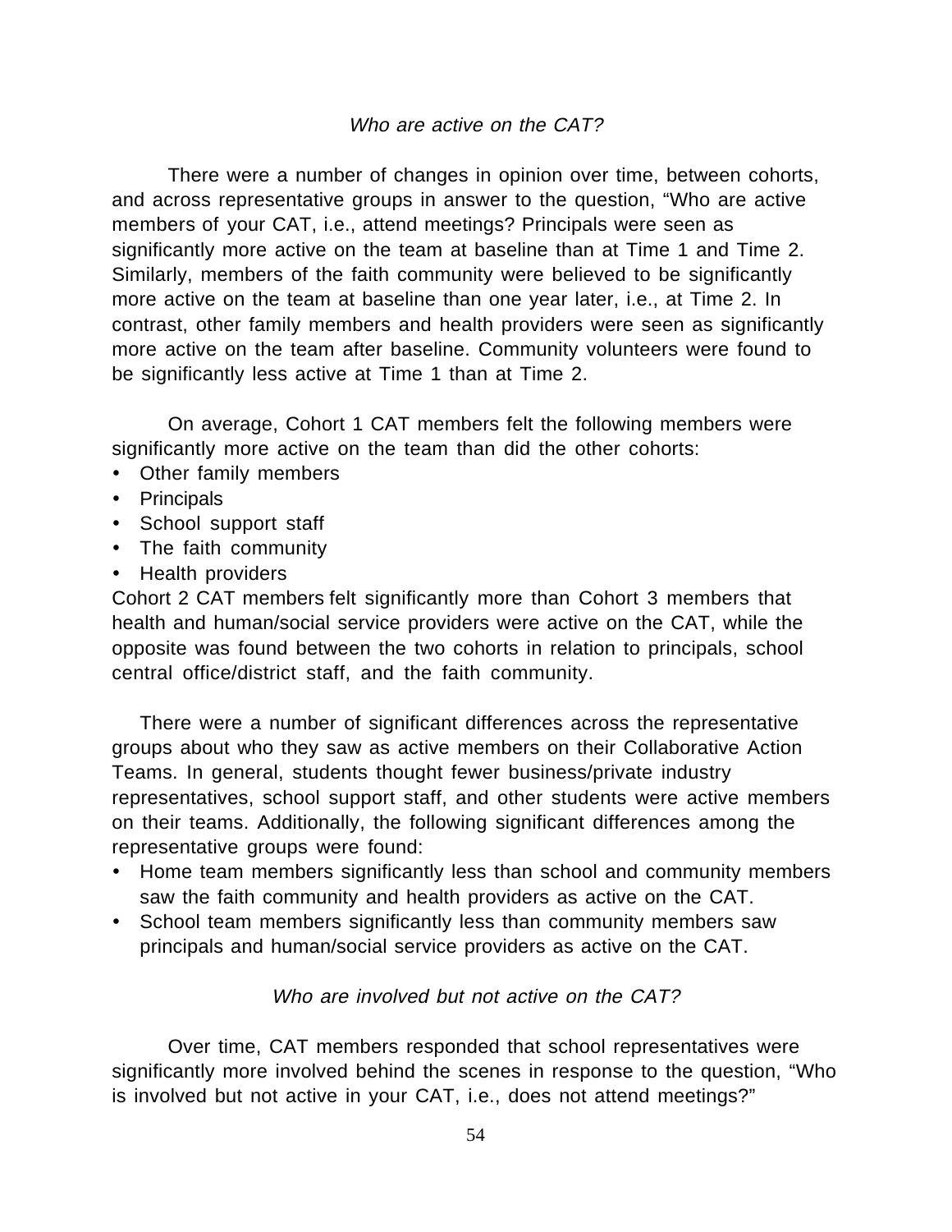*Who are active on the CAT?*

There were a number of changes in opinion over time, between cohorts, and across representative groups in answer to the question, “Who are active members of your CAT, i.e., attend meetings? Principals were seen as significantly more active on the team at baseline than at Time 1 and Time 2. Similarly, members of the faith community were believed to be significantly more active on the team at baseline than one year later, i.e., at Time 2. In contrast, other family members and health providers were seen as significantly more active on the team after baseline. Community volunteers were found to be significantly less active at Time 1 than at Time 2.

On average, Cohort 1 CAT members felt the following members were significantly more active on the team than did the other cohorts:

- Other family members
- Principals
- School support staff
- The faith community
- Health providers

Cohort 2 CAT members felt significantly more than Cohort 3 members that health and human/social service providers were active on the CAT, while the opposite was found between the two cohorts in relation to principals, school central office/district staff, and the faith community.

There were a number of significant differences across the representative groups about who they saw as active members on their Collaborative Action Teams. In general, students thought fewer business/private industry representatives, school support staff, and other students were active members on their teams. Additionally, the following significant differences among the representative groups were found:

- Home team members significantly less than school and community members saw the faith community and health providers as active on the CAT.
- School team members significantly less than community members saw principals and human/social service providers as active on the CAT.

*Who are involved but not active on the CAT?*

Over time, CAT members responded that school representatives were significantly more involved behind the scenes in response to the question, “Who is involved but not active in your CAT, i.e., does not attend meetings?”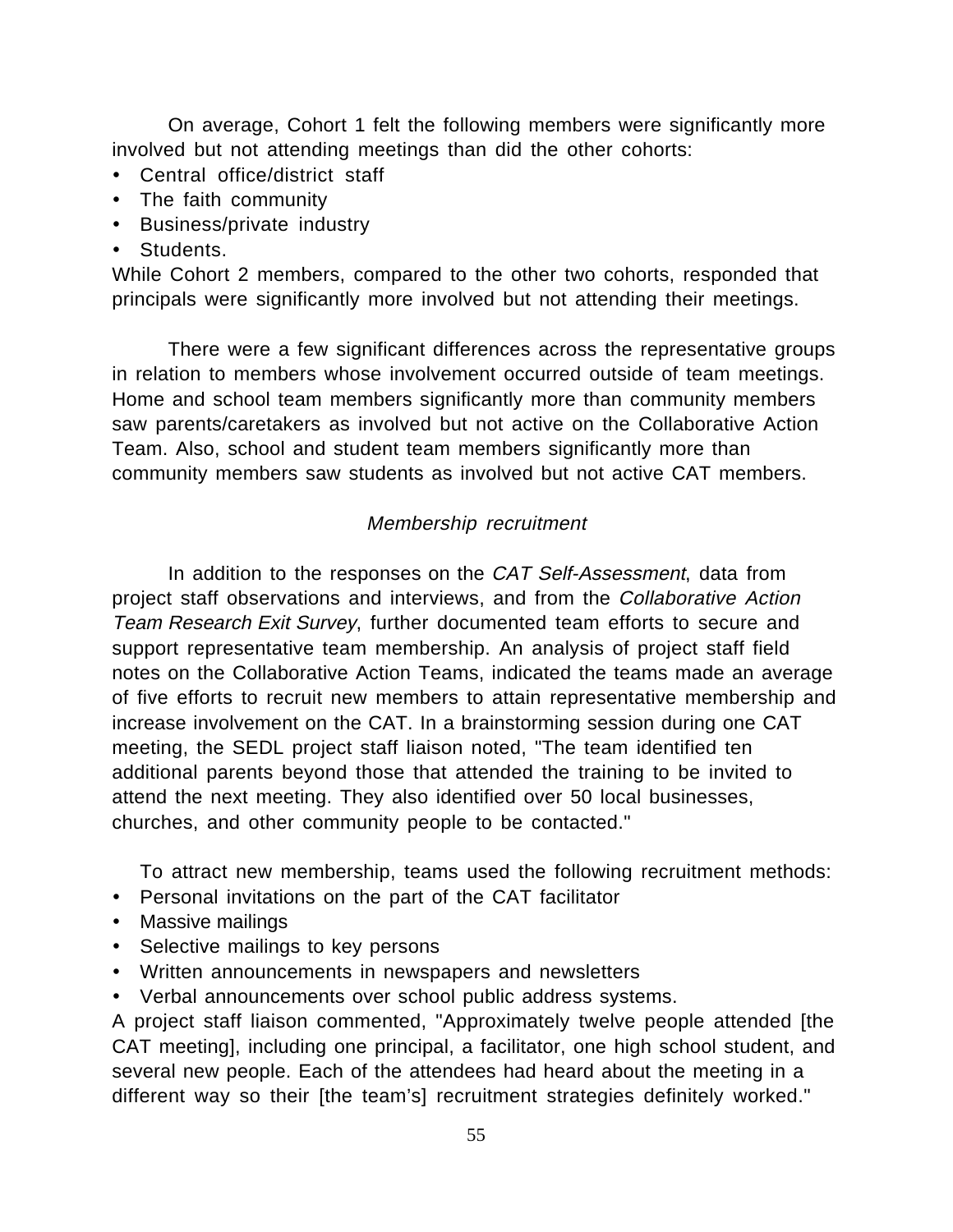On average, Cohort 1 felt the following members were significantly more involved but not attending meetings than did the other cohorts:

- Central office/district staff
- The faith community
- Business/private industry
- Students.

While Cohort 2 members, compared to the other two cohorts, responded that principals were significantly more involved but not attending their meetings.

There were a few significant differences across the representative groups in relation to members whose involvement occurred outside of team meetings. Home and school team members significantly more than community members saw parents/caretakers as involved but not active on the Collaborative Action Team. Also, school and student team members significantly more than community members saw students as involved but not active CAT members.

*Membership recruitment*

In addition to the responses on the *CAT Self-Assessment*, data from project staff observations and interviews, and from the *Collaborative Action Team Research Exit Survey*, further documented team efforts to secure and support representative team membership. An analysis of project staff field notes on the Collaborative Action Teams, indicated the teams made an average of five efforts to recruit new members to attain representative membership and increase involvement on the CAT. In a brainstorming session during one CAT meeting, the SEDL project staff liaison noted, "The team identified ten additional parents beyond those that attended the training to be invited to attend the next meeting. They also identified over 50 local businesses, churches, and other community people to be contacted."

To attract new membership, teams used the following recruitment methods:

- Personal invitations on the part of the CAT facilitator
- Massive mailings
- Selective mailings to key persons
- Written announcements in newspapers and newsletters
- Verbal announcements over school public address systems.

A project staff liaison commented, "Approximately twelve people attended [the CAT meeting], including one principal, a facilitator, one high school student, and several new people. Each of the attendees had heard about the meeting in a different way so their [the team's] recruitment strategies definitely worked."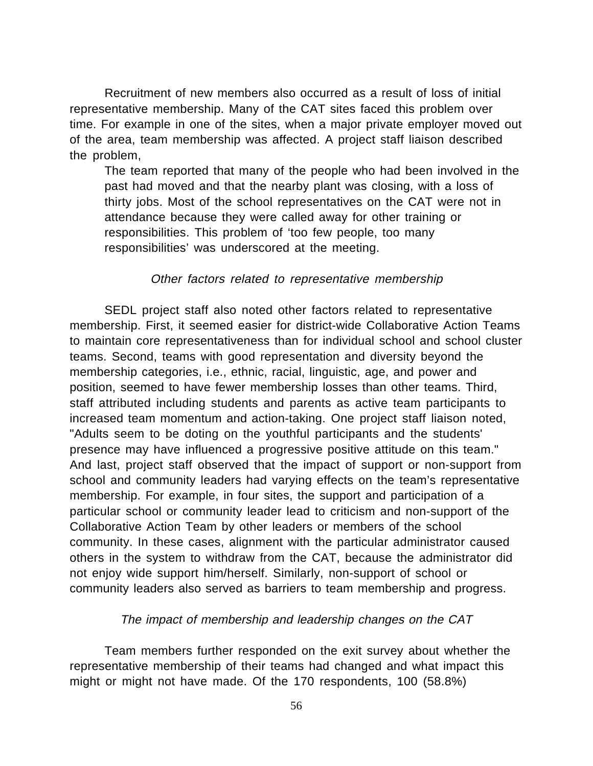Recruitment of new members also occurred as a result of loss of initial representative membership. Many of the CAT sites faced this problem over time. For example in one of the sites, when a major private employer moved out of the area, team membership was affected. A project staff liaison described the problem,

> The team reported that many of the people who had been involved in the past had moved and that the nearby plant was closing, with a loss of thirty jobs. Most of the school representatives on the CAT were not in attendance because they were called away for other training or responsibilities. This problem of 'too few people, too many responsibilities' was underscored at the meeting.

### *Other factors related to representative membership*

SEDL project staff also noted other factors related to representative membership. First, it seemed easier for district-wide Collaborative Action Teams to maintain core representativeness than for individual school and school cluster teams. Second, teams with good representation and diversity beyond the membership categories, i.e., ethnic, racial, linguistic, age, and power and position, seemed to have fewer membership losses than other teams. Third, staff attributed including students and parents as active team participants to increased team momentum and action-taking. One project staff liaison noted, "Adults seem to be doting on the youthful participants and the students' presence may have influenced a progressive positive attitude on this team." And last, project staff observed that the impact of support or non-support from school and community leaders had varying effects on the team's representative membership. For example, in four sites, the support and participation of a particular school or community leader lead to criticism and non-support of the Collaborative Action Team by other leaders or members of the school community. In these cases, alignment with the particular administrator caused others in the system to withdraw from the CAT, because the administrator did not enjoy wide support him/herself. Similarly, non-support of school or community leaders also served as barriers to team membership and progress.

### *The impact of membership and leadership changes on the CAT*

Team members further responded on the exit survey about whether the representative membership of their teams had changed and what impact this might or might not have made. Of the 170 respondents, 100 (58.8%)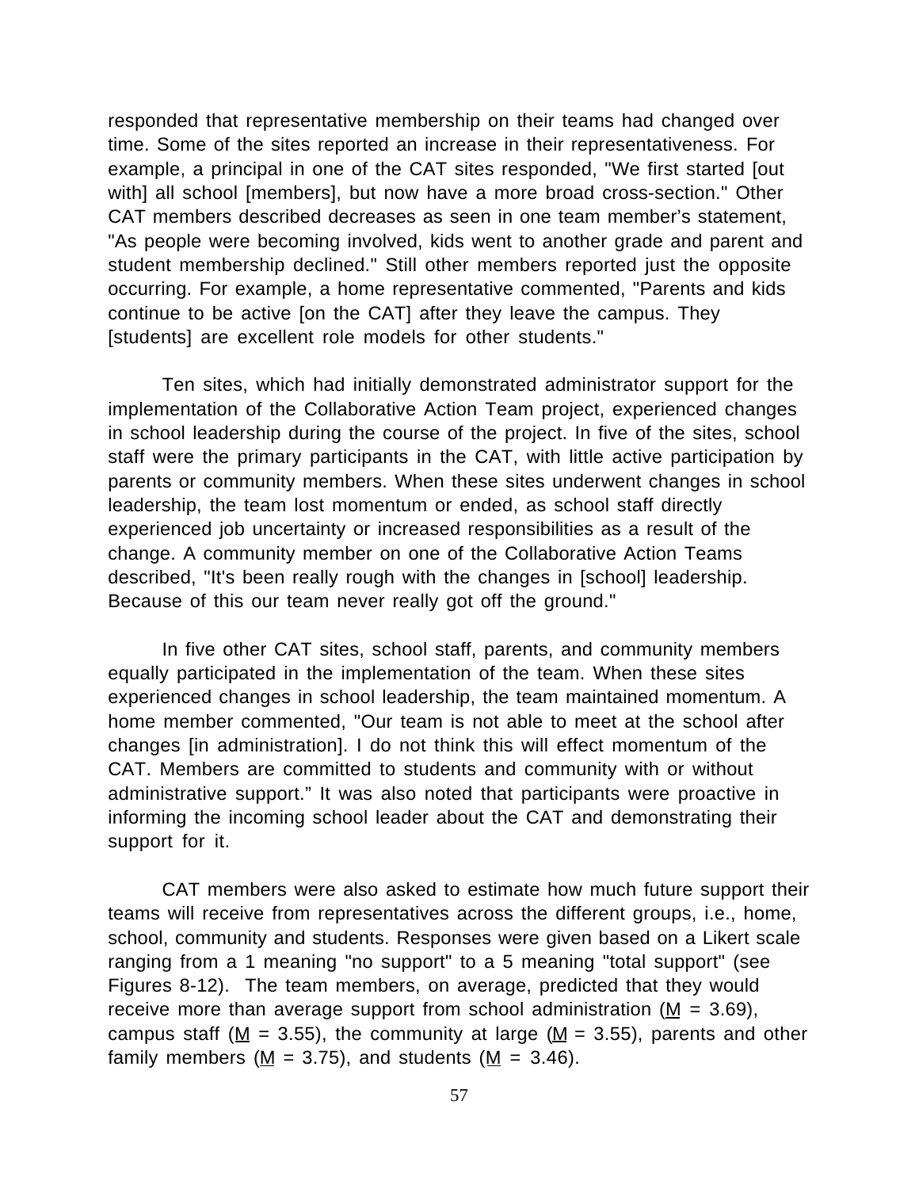responded that representative membership on their teams had changed over time. Some of the sites reported an increase in their representativeness. For example, a principal in one of the CAT sites responded, "We first started [out with] all school [members], but now have a more broad cross-section." Other CAT members described decreases as seen in one team member's statement, "As people were becoming involved, kids went to another grade and parent and student membership declined." Still other members reported just the opposite occurring. For example, a home representative commented, "Parents and kids continue to be active [on the CAT] after they leave the campus. They [students] are excellent role models for other students."

Ten sites, which had initially demonstrated administrator support for the implementation of the Collaborative Action Team project, experienced changes in school leadership during the course of the project. In five of the sites, school staff were the primary participants in the CAT, with little active participation by parents or community members. When these sites underwent changes in school leadership, the team lost momentum or ended, as school staff directly experienced job uncertainty or increased responsibilities as a result of the change. A community member on one of the Collaborative Action Teams described, "It's been really rough with the changes in [school] leadership. Because of this our team never really got off the ground."

In five other CAT sites, school staff, parents, and community members equally participated in the implementation of the team. When these sites experienced changes in school leadership, the team maintained momentum. A home member commented, "Our team is not able to meet at the school after changes [in administration]. I do not think this will effect momentum of the CAT. Members are committed to students and community with or without administrative support." It was also noted that participants were proactive in informing the incoming school leader about the CAT and demonstrating their support for it.

CAT members were also asked to estimate how much future support their teams will receive from representatives across the different groups, i.e., home, school, community and students. Responses were given based on a Likert scale ranging from a 1 meaning "no support" to a 5 meaning "total support" (see Figures 8-12). The team members, on average, predicted that they would receive more than average support from school administration ($\underline{M}$ = 3.69), campus staff ($\underline{M}$ = 3.55), the community at large ($\underline{M}$ = 3.55), parents and other family members ($\underline{M}$ = 3.75), and students ($\underline{M}$ = 3.46).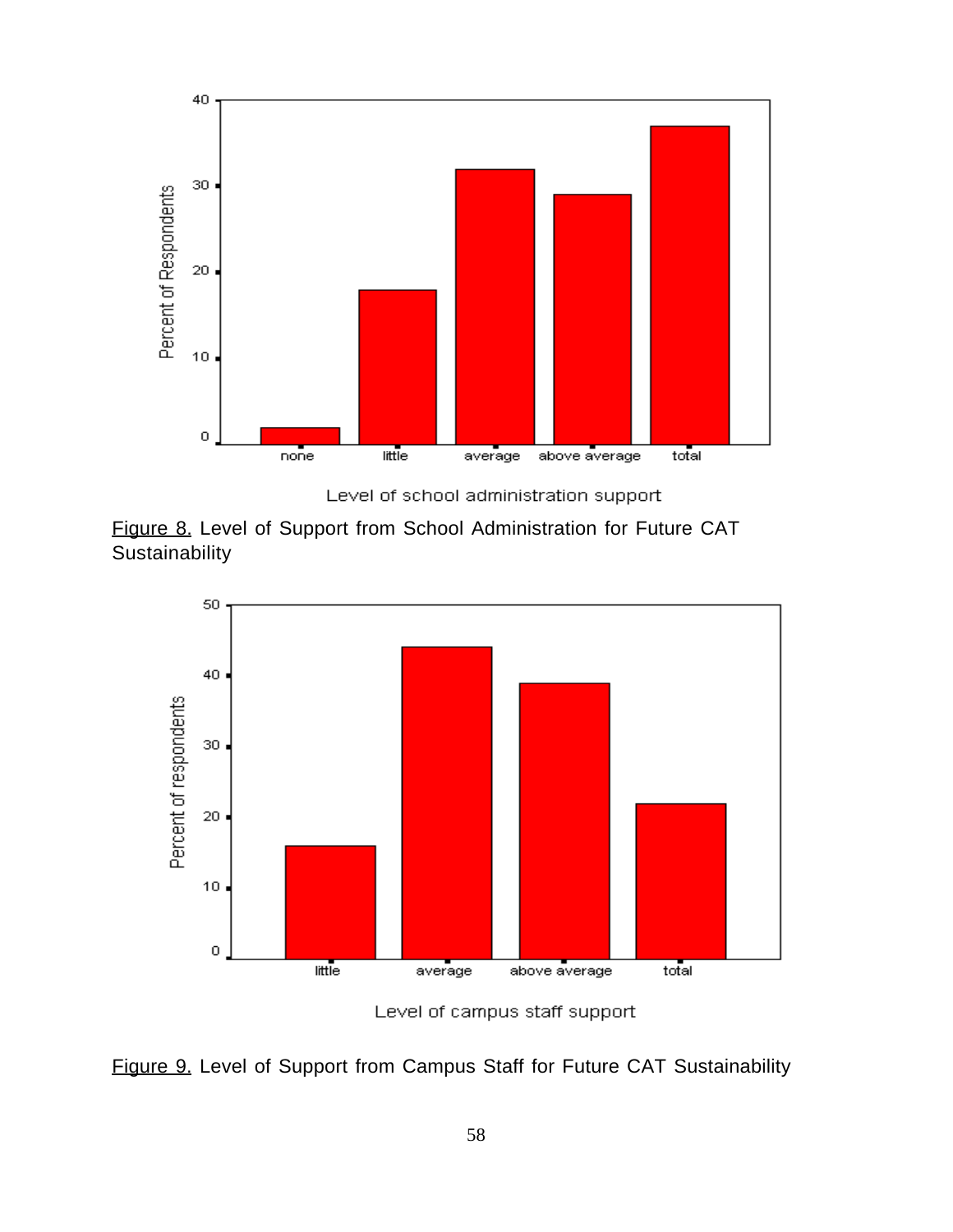Figure 8. Level of Support from School Administration for Future CAT Sustainability

Figure 9. Level of Support from Campus Staff for Future CAT Sustainability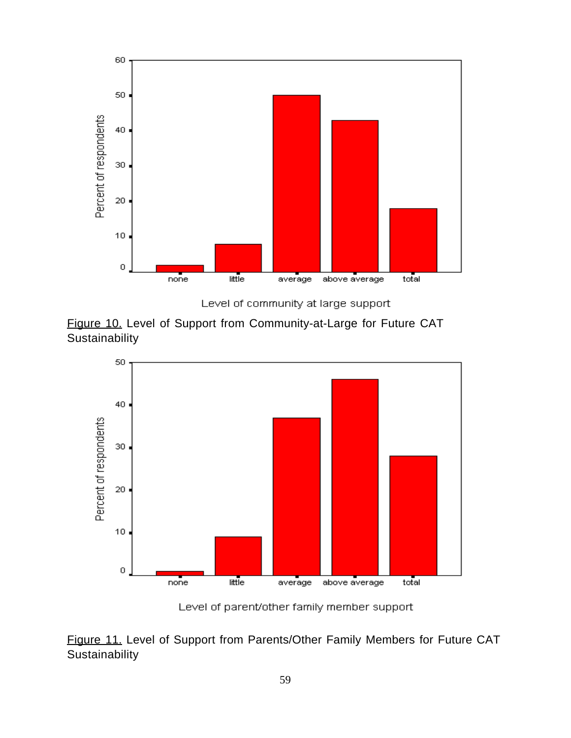Figure 10. Level of Support from Community-at-Large for Future CAT Sustainability

Figure 11. Level of Support from Parents/Other Family Members for Future CAT Sustainability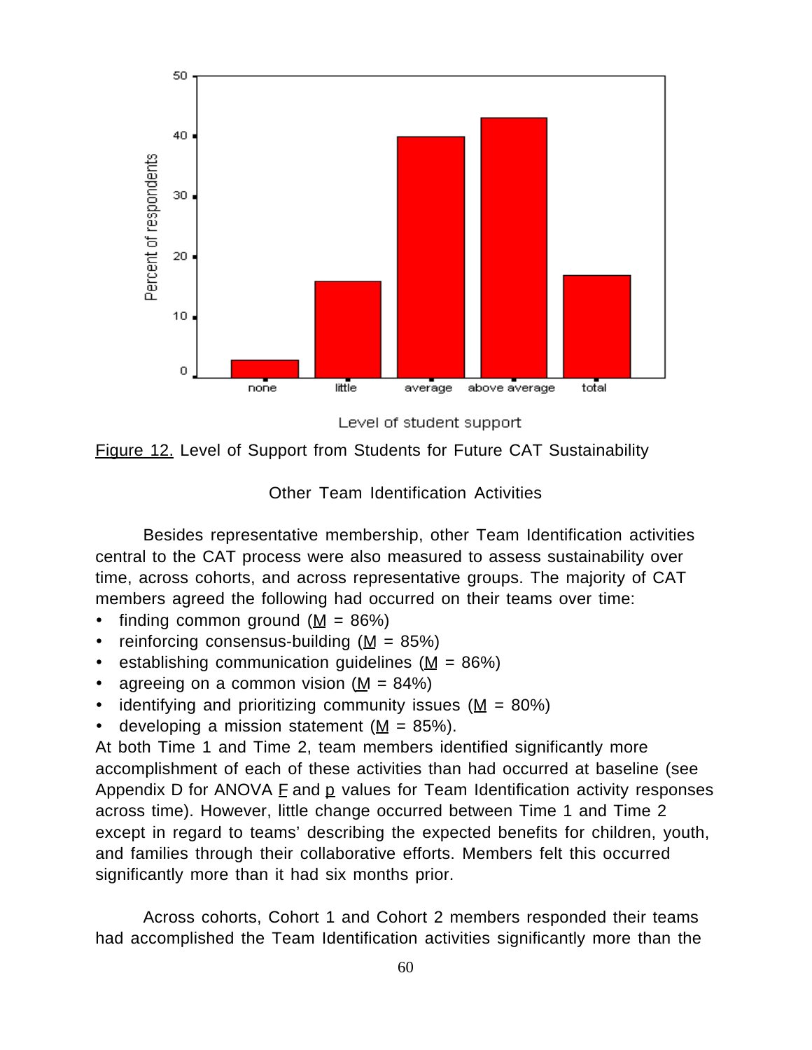Figure 12. Level of Support from Students for Future CAT Sustainability

## Other Team Identification Activities

Besides representative membership, other Team Identification activities central to the CAT process were also measured to assess sustainability over time, across cohorts, and across representative groups. The majority of CAT members agreed the following had occurred on their teams over time:

- finding common ground ($M$ = 86%)
- reinforcing consensus-building ($M$ = 85%)
- establishing communication guidelines ($M$ = 86%)
- agreeing on a common vision ($M$ = 84%)
- identifying and prioritizing community issues ($M$ = 80%)
- developing a mission statement ($M$ = 85%).

At both Time 1 and Time 2, team members identified significantly more accomplishment of each of these activities than had occurred at baseline (see Appendix D for ANOVA $F$ and $p$ values for Team Identification activity responses across time). However, little change occurred between Time 1 and Time 2 except in regard to teams' describing the expected benefits for children, youth, and families through their collaborative efforts. Members felt this occurred significantly more than it had six months prior.

Across cohorts, Cohort 1 and Cohort 2 members responded their teams had accomplished the Team Identification activities significantly more than the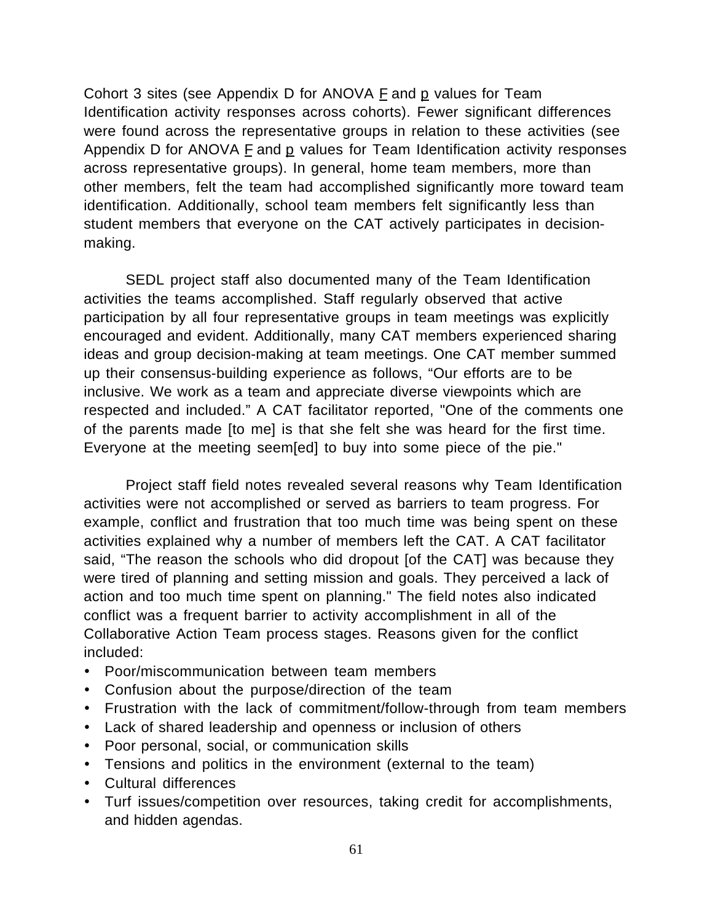Cohort 3 sites (see Appendix D for ANOVA $F$ and $p$ values for Team Identification activity responses across cohorts). Fewer significant differences were found across the representative groups in relation to these activities (see Appendix D for ANOVA $F$ and $p$ values for Team Identification activity responses across representative groups). In general, home team members, more than other members, felt the team had accomplished significantly more toward team identification. Additionally, school team members felt significantly less than student members that everyone on the CAT actively participates in decision-making.

SEDL project staff also documented many of the Team Identification activities the teams accomplished. Staff regularly observed that active participation by all four representative groups in team meetings was explicitly encouraged and evident. Additionally, many CAT members experienced sharing ideas and group decision-making at team meetings. One CAT member summed up their consensus-building experience as follows, "Our efforts are to be inclusive. We work as a team and appreciate diverse viewpoints which are respected and included." A CAT facilitator reported, "One of the comments one of the parents made [to me] is that she felt she was heard for the first time. Everyone at the meeting seem[ed] to buy into some piece of the pie."

Project staff field notes revealed several reasons why Team Identification activities were not accomplished or served as barriers to team progress. For example, conflict and frustration that too much time was being spent on these activities explained why a number of members left the CAT. A CAT facilitator said, "The reason the schools who did dropout [of the CAT] was because they were tired of planning and setting mission and goals. They perceived a lack of action and too much time spent on planning." The field notes also indicated conflict was a frequent barrier to activity accomplishment in all of the Collaborative Action Team process stages. Reasons given for the conflict included:

- Poor/miscommunication between team members
- Confusion about the purpose/direction of the team
- Frustration with the lack of commitment/follow-through from team members
- Lack of shared leadership and openness or inclusion of others
- Poor personal, social, or communication skills
- Tensions and politics in the environment (external to the team)
- Cultural differences
- Turf issues/competition over resources, taking credit for accomplishments, and hidden agendas.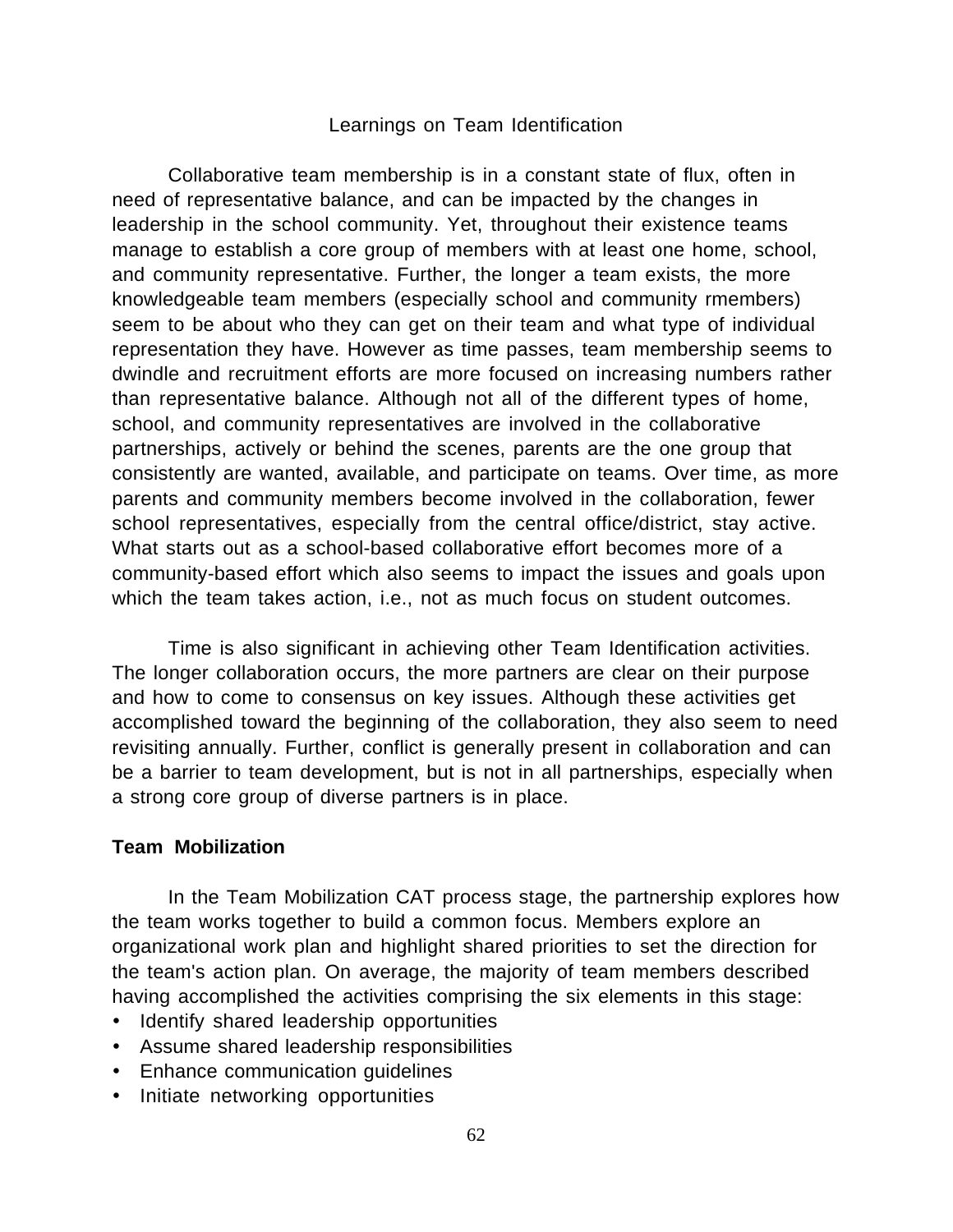### Learnings on Team Identification

Collaborative team membership is in a constant state of flux, often in need of representative balance, and can be impacted by the changes in leadership in the school community. Yet, throughout their existence teams manage to establish a core group of members with at least one home, school, and community representative. Further, the longer a team exists, the more knowledgeable team members (especially school and community rmembers) seem to be about who they can get on their team and what type of individual representation they have. However as time passes, team membership seems to dwindle and recruitment efforts are more focused on increasing numbers rather than representative balance. Although not all of the different types of home, school, and community representatives are involved in the collaborative partnerships, actively or behind the scenes, parents are the one group that consistently are wanted, available, and participate on teams. Over time, as more parents and community members become involved in the collaboration, fewer school representatives, especially from the central office/district, stay active. What starts out as a school-based collaborative effort becomes more of a community-based effort which also seems to impact the issues and goals upon which the team takes action, i.e., not as much focus on student outcomes.

Time is also significant in achieving other Team Identification activities. The longer collaboration occurs, the more partners are clear on their purpose and how to come to consensus on key issues. Although these activities get accomplished toward the beginning of the collaboration, they also seem to need revisiting annually. Further, conflict is generally present in collaboration and can be a barrier to team development, but is not in all partnerships, especially when a strong core group of diverse partners is in place.

**Team Mobilization**

In the Team Mobilization CAT process stage, the partnership explores how the team works together to build a common focus. Members explore an organizational work plan and highlight shared priorities to set the direction for the team's action plan. On average, the majority of team members described having accomplished the activities comprising the six elements in this stage:

- Identify shared leadership opportunities
- Assume shared leadership responsibilities
- Enhance communication guidelines
- Initiate networking opportunities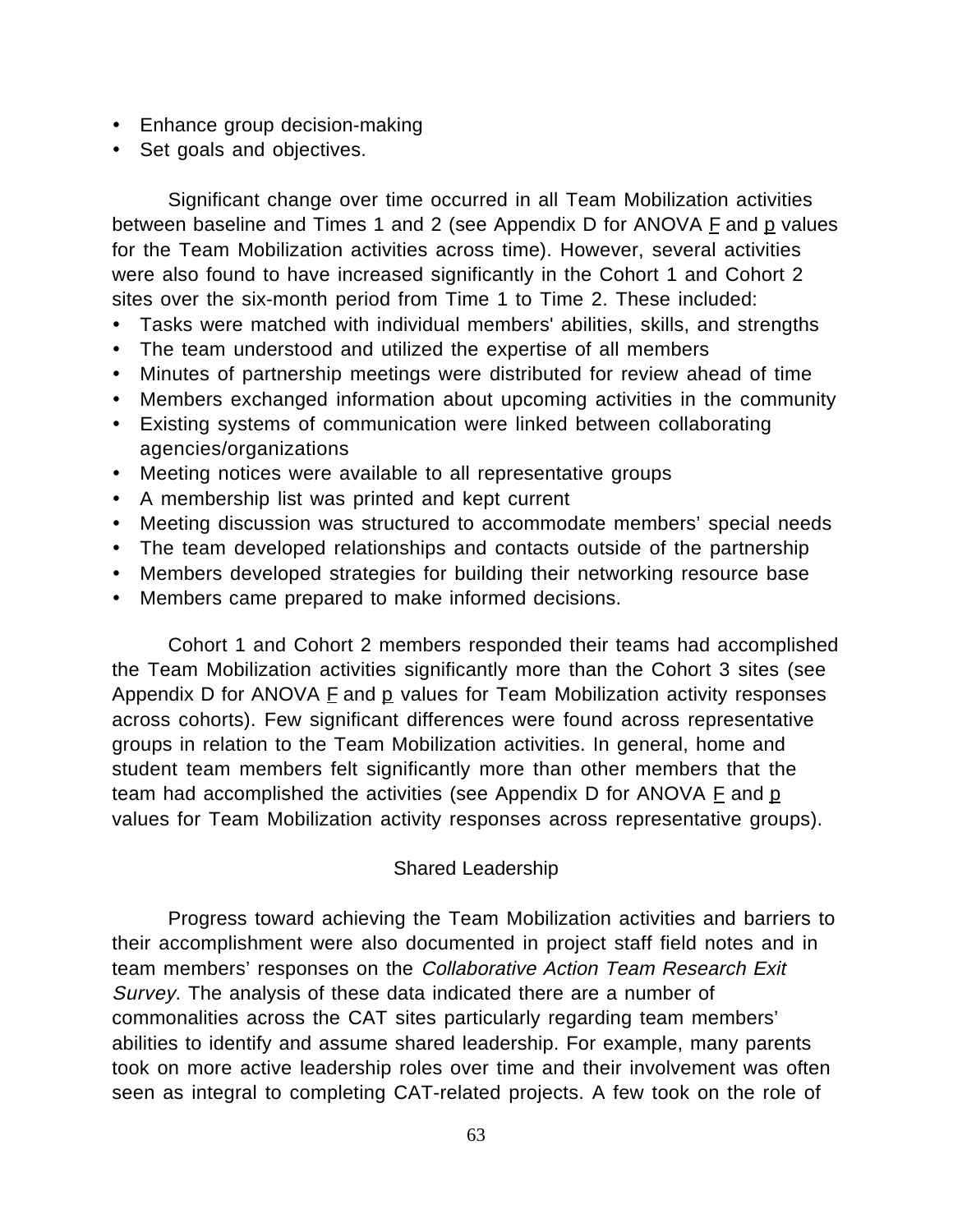- Enhance group decision-making
- Set goals and objectives.

Significant change over time occurred in all Team Mobilization activities between baseline and Times 1 and 2 (see Appendix D for ANOVA F and p values for the Team Mobilization activities across time). However, several activities were also found to have increased significantly in the Cohort 1 and Cohort 2 sites over the six-month period from Time 1 to Time 2. These included:

- Tasks were matched with individual members' abilities, skills, and strengths
- The team understood and utilized the expertise of all members
- Minutes of partnership meetings were distributed for review ahead of time
- Members exchanged information about upcoming activities in the community
- Existing systems of communication were linked between collaborating agencies/organizations
- Meeting notices were available to all representative groups
- A membership list was printed and kept current
- Meeting discussion was structured to accommodate members' special needs
- The team developed relationships and contacts outside of the partnership
- Members developed strategies for building their networking resource base
- Members came prepared to make informed decisions.

Cohort 1 and Cohort 2 members responded their teams had accomplished the Team Mobilization activities significantly more than the Cohort 3 sites (see Appendix D for ANOVA F and p values for Team Mobilization activity responses across cohorts). Few significant differences were found across representative groups in relation to the Team Mobilization activities. In general, home and student team members felt significantly more than other members that the team had accomplished the activities (see Appendix D for ANOVA F and p values for Team Mobilization activity responses across representative groups).

## Shared Leadership

Progress toward achieving the Team Mobilization activities and barriers to their accomplishment were also documented in project staff field notes and in team members' responses on the *Collaborative Action Team Research Exit Survey*. The analysis of these data indicated there are a number of commonalities across the CAT sites particularly regarding team members' abilities to identify and assume shared leadership. For example, many parents took on more active leadership roles over time and their involvement was often seen as integral to completing CAT-related projects. A few took on the role of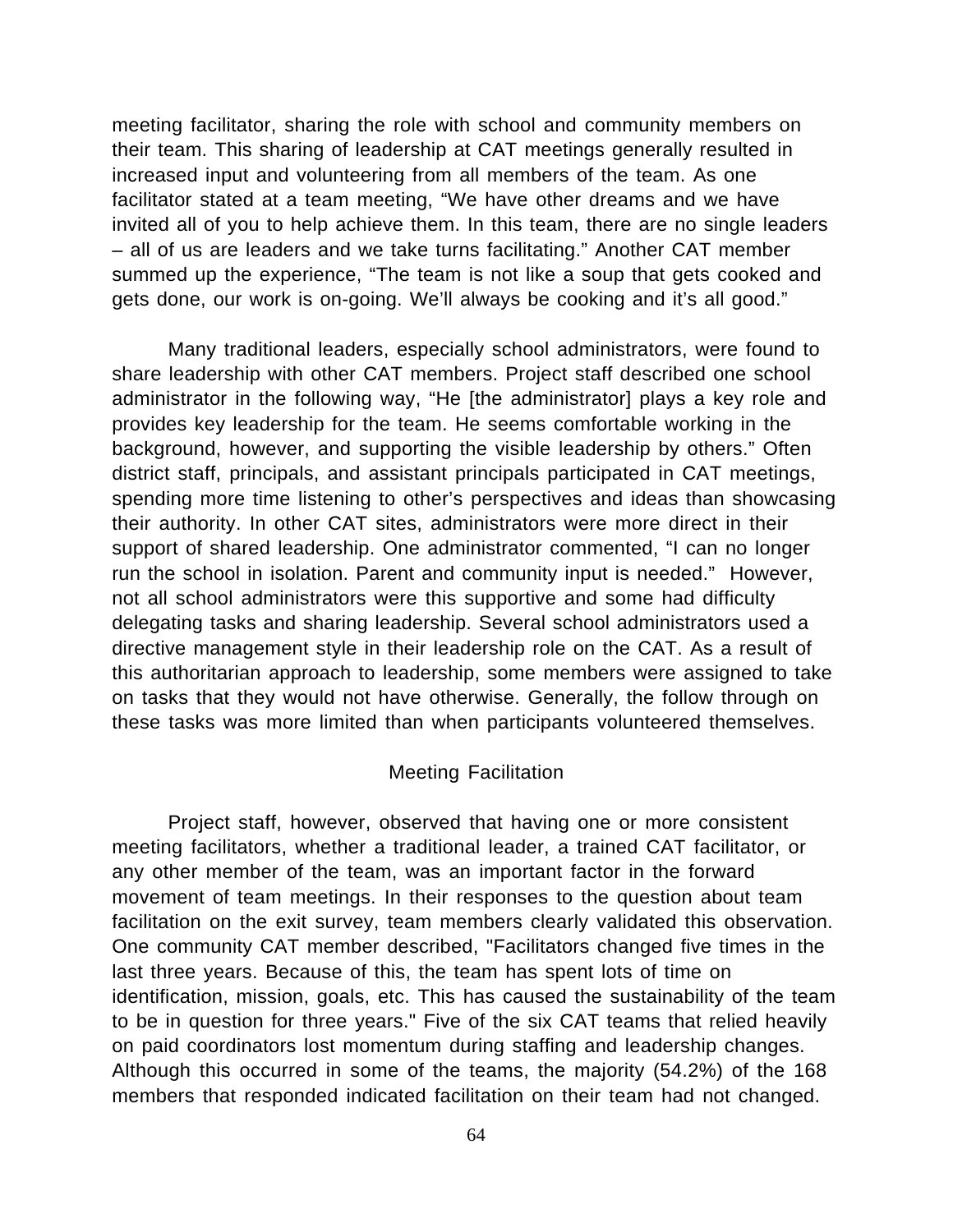meeting facilitator, sharing the role with school and community members on their team. This sharing of leadership at CAT meetings generally resulted in increased input and volunteering from all members of the team. As one facilitator stated at a team meeting, “We have other dreams and we have invited all of you to help achieve them. In this team, there are no single leaders – all of us are leaders and we take turns facilitating.” Another CAT member summed up the experience, “The team is not like a soup that gets cooked and gets done, our work is on-going. We’ll always be cooking and it’s all good.”

Many traditional leaders, especially school administrators, were found to share leadership with other CAT members. Project staff described one school administrator in the following way, “He [the administrator] plays a key role and provides key leadership for the team. He seems comfortable working in the background, however, and supporting the visible leadership by others.” Often district staff, principals, and assistant principals participated in CAT meetings, spending more time listening to other’s perspectives and ideas than showcasing their authority. In other CAT sites, administrators were more direct in their support of shared leadership. One administrator commented, “I can no longer run the school in isolation. Parent and community input is needed.” However, not all school administrators were this supportive and some had difficulty delegating tasks and sharing leadership. Several school administrators used a directive management style in their leadership role on the CAT. As a result of this authoritarian approach to leadership, some members were assigned to take on tasks that they would not have otherwise. Generally, the follow through on these tasks was more limited than when participants volunteered themselves.

### Meeting Facilitation

Project staff, however, observed that having one or more consistent meeting facilitators, whether a traditional leader, a trained CAT facilitator, or any other member of the team, was an important factor in the forward movement of team meetings. In their responses to the question about team facilitation on the exit survey, team members clearly validated this observation. One community CAT member described, "Facilitators changed five times in the last three years. Because of this, the team has spent lots of time on identification, mission, goals, etc. This has caused the sustainability of the team to be in question for three years." Five of the six CAT teams that relied heavily on paid coordinators lost momentum during staffing and leadership changes. Although this occurred in some of the teams, the majority (54.2%) of the 168 members that responded indicated facilitation on their team had not changed.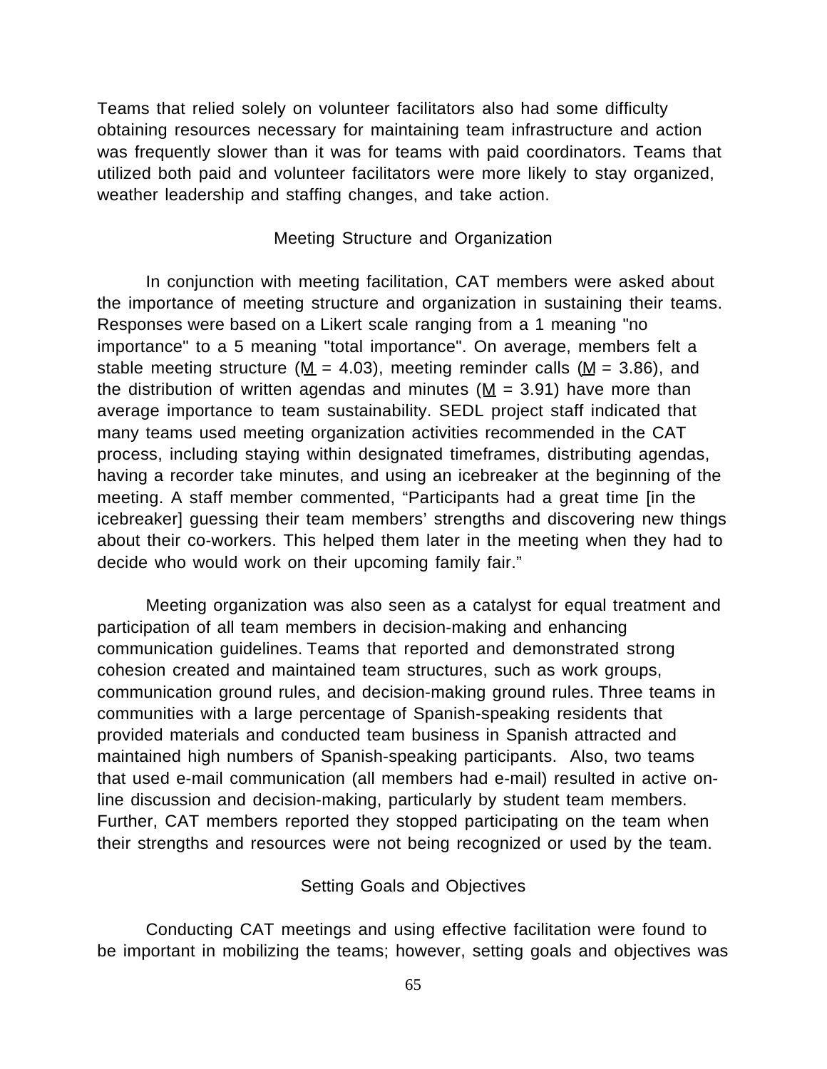Teams that relied solely on volunteer facilitators also had some difficulty obtaining resources necessary for maintaining team infrastructure and action was frequently slower than it was for teams with paid coordinators. Teams that utilized both paid and volunteer facilitators were more likely to stay organized, weather leadership and staffing changes, and take action.

## Meeting Structure and Organization

In conjunction with meeting facilitation, CAT members were asked about the importance of meeting structure and organization in sustaining their teams. Responses were based on a Likert scale ranging from a 1 meaning "no importance" to a 5 meaning "total importance". On average, members felt a stable meeting structure ($\underline{M}$ = 4.03), meeting reminder calls ($\underline{M}$ = 3.86), and the distribution of written agendas and minutes ($\underline{M}$ = 3.91) have more than average importance to team sustainability. SEDL project staff indicated that many teams used meeting organization activities recommended in the CAT process, including staying within designated timeframes, distributing agendas, having a recorder take minutes, and using an icebreaker at the beginning of the meeting. A staff member commented, “Participants had a great time [in the icebreaker] guessing their team members’ strengths and discovering new things about their co-workers. This helped them later in the meeting when they had to decide who would work on their upcoming family fair.”

Meeting organization was also seen as a catalyst for equal treatment and participation of all team members in decision-making and enhancing communication guidelines. Teams that reported and demonstrated strong cohesion created and maintained team structures, such as work groups, communication ground rules, and decision-making ground rules. Three teams in communities with a large percentage of Spanish-speaking residents that provided materials and conducted team business in Spanish attracted and maintained high numbers of Spanish-speaking participants. Also, two teams that used e-mail communication (all members had e-mail) resulted in active on-line discussion and decision-making, particularly by student team members. Further, CAT members reported they stopped participating on the team when their strengths and resources were not being recognized or used by the team.

## Setting Goals and Objectives

Conducting CAT meetings and using effective facilitation were found to be important in mobilizing the teams; however, setting goals and objectives was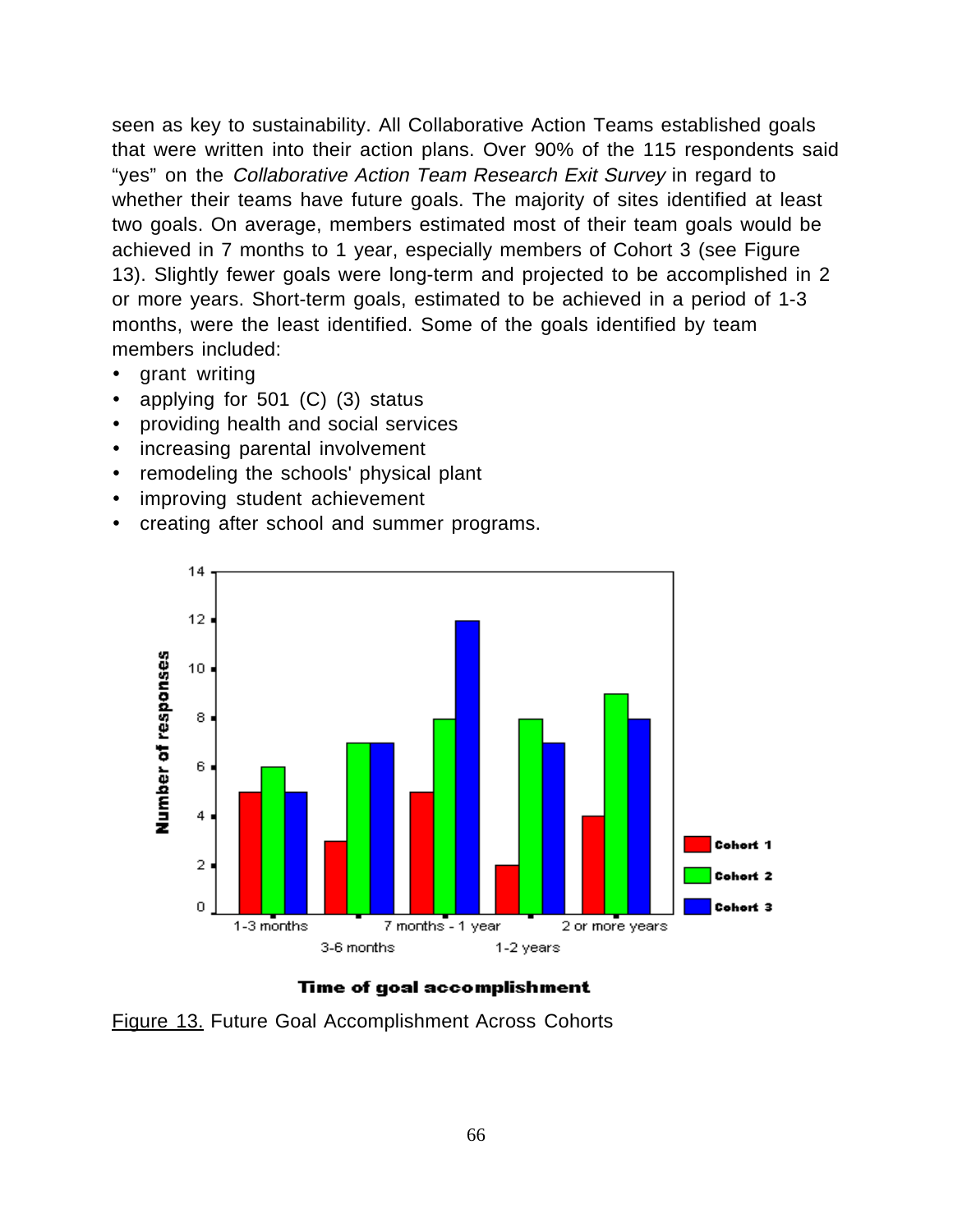seen as key to sustainability. All Collaborative Action Teams established goals that were written into their action plans. Over 90% of the 115 respondents said "yes" on the *Collaborative Action Team Research Exit Survey* in regard to whether their teams have future goals. The majority of sites identified at least two goals. On average, members estimated most of their team goals would be achieved in 7 months to 1 year, especially members of Cohort 3 (see Figure 13). Slightly fewer goals were long-term and projected to be accomplished in 2 or more years. Short-term goals, estimated to be achieved in a period of 1-3 months, were the least identified. Some of the goals identified by team members included:

- grant writing
- applying for 501 (C) (3) status
- providing health and social services
- increasing parental involvement
- remodeling the schools' physical plant
- improving student achievement
- creating after school and summer programs.

| Time of goal accomplishment | Cohort 1 | Cohort 2 | Cohort 3 |
| --- | --- | --- | --- |
| 1-3 months | 5 | 6 | 5 |
| 3-6 months | 3 | 7 | 7 |
| 7 months - 1 year | 5 | 8 | 12 |
| 1-2 years | 2 | 8 | 7 |
| 2 or more years | 4 | 9 | 8 |

Figure 13. Future Goal Accomplishment Across Cohorts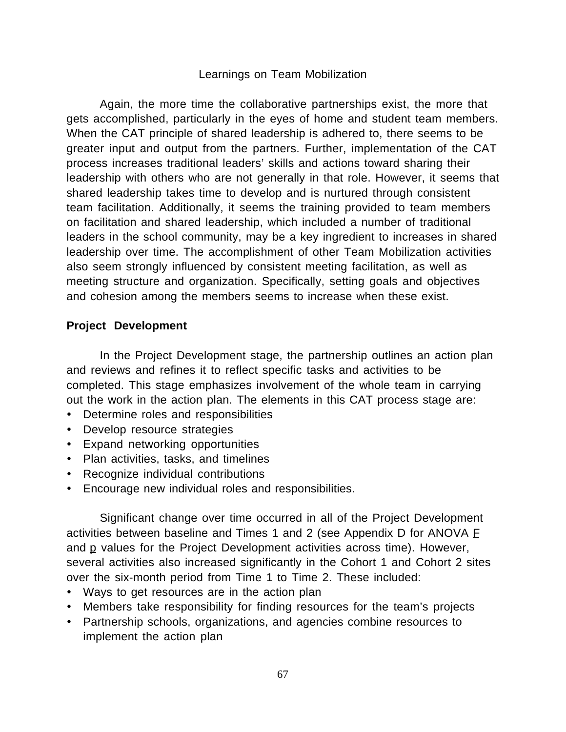### Learnings on Team Mobilization

Again, the more time the collaborative partnerships exist, the more that gets accomplished, particularly in the eyes of home and student team members. When the CAT principle of shared leadership is adhered to, there seems to be greater input and output from the partners. Further, implementation of the CAT process increases traditional leaders' skills and actions toward sharing their leadership with others who are not generally in that role. However, it seems that shared leadership takes time to develop and is nurtured through consistent team facilitation. Additionally, it seems the training provided to team members on facilitation and shared leadership, which included a number of traditional leaders in the school community, may be a key ingredient to increases in shared leadership over time. The accomplishment of other Team Mobilization activities also seem strongly influenced by consistent meeting facilitation, as well as meeting structure and organization. Specifically, setting goals and objectives and cohesion among the members seems to increase when these exist.

**Project Development**

In the Project Development stage, the partnership outlines an action plan and reviews and refines it to reflect specific tasks and activities to be completed. This stage emphasizes involvement of the whole team in carrying out the work in the action plan. The elements in this CAT process stage are:

- Determine roles and responsibilities
- Develop resource strategies
- Expand networking opportunities
- Plan activities, tasks, and timelines
- Recognize individual contributions
- Encourage new individual roles and responsibilities.

Significant change over time occurred in all of the Project Development activities between baseline and Times 1 and 2 (see Appendix D for ANOVA $F$ and $p$ values for the Project Development activities across time). However, several activities also increased significantly in the Cohort 1 and Cohort 2 sites over the six-month period from Time 1 to Time 2. These included:

- Ways to get resources are in the action plan
- Members take responsibility for finding resources for the team's projects
- Partnership schools, organizations, and agencies combine resources to implement the action plan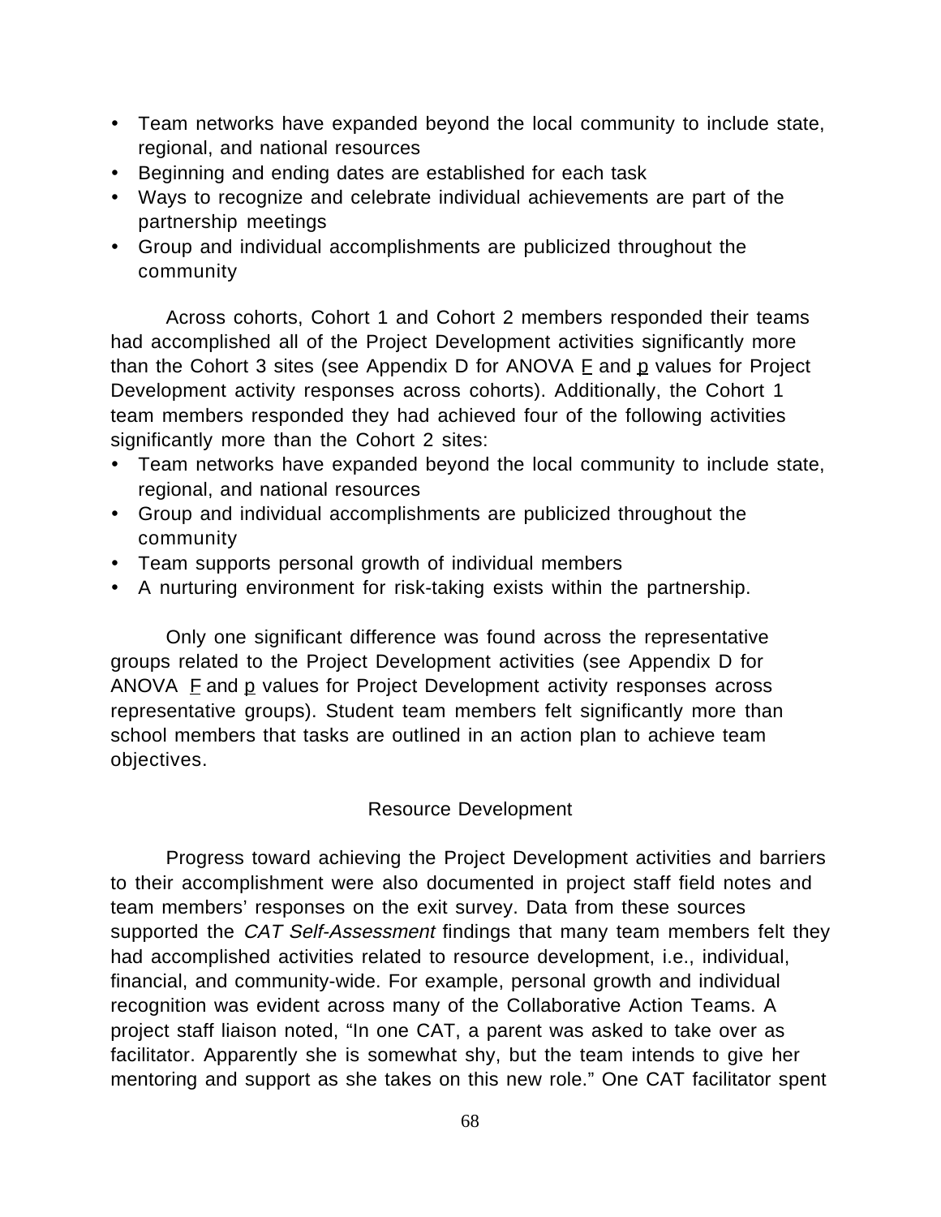- Team networks have expanded beyond the local community to include state, regional, and national resources
- Beginning and ending dates are established for each task
- Ways to recognize and celebrate individual achievements are part of the partnership meetings
- Group and individual accomplishments are publicized throughout the community

Across cohorts, Cohort 1 and Cohort 2 members responded their teams had accomplished all of the Project Development activities significantly more than the Cohort 3 sites (see Appendix D for ANOVA $F$ and $p$ values for Project Development activity responses across cohorts). Additionally, the Cohort 1 team members responded they had achieved four of the following activities significantly more than the Cohort 2 sites:

- Team networks have expanded beyond the local community to include state, regional, and national resources
- Group and individual accomplishments are publicized throughout the community
- Team supports personal growth of individual members
- A nurturing environment for risk-taking exists within the partnership.

Only one significant difference was found across the representative groups related to the Project Development activities (see Appendix D for ANOVA $F$ and $p$ values for Project Development activity responses across representative groups). Student team members felt significantly more than school members that tasks are outlined in an action plan to achieve team objectives.

## Resource Development

Progress toward achieving the Project Development activities and barriers to their accomplishment were also documented in project staff field notes and team members' responses on the exit survey. Data from these sources supported the *CAT Self-Assessment* findings that many team members felt they had accomplished activities related to resource development, i.e., individual, financial, and community-wide. For example, personal growth and individual recognition was evident across many of the Collaborative Action Teams. A project staff liaison noted, "In one CAT, a parent was asked to take over as facilitator. Apparently she is somewhat shy, but the team intends to give her mentoring and support as she takes on this new role." One CAT facilitator spent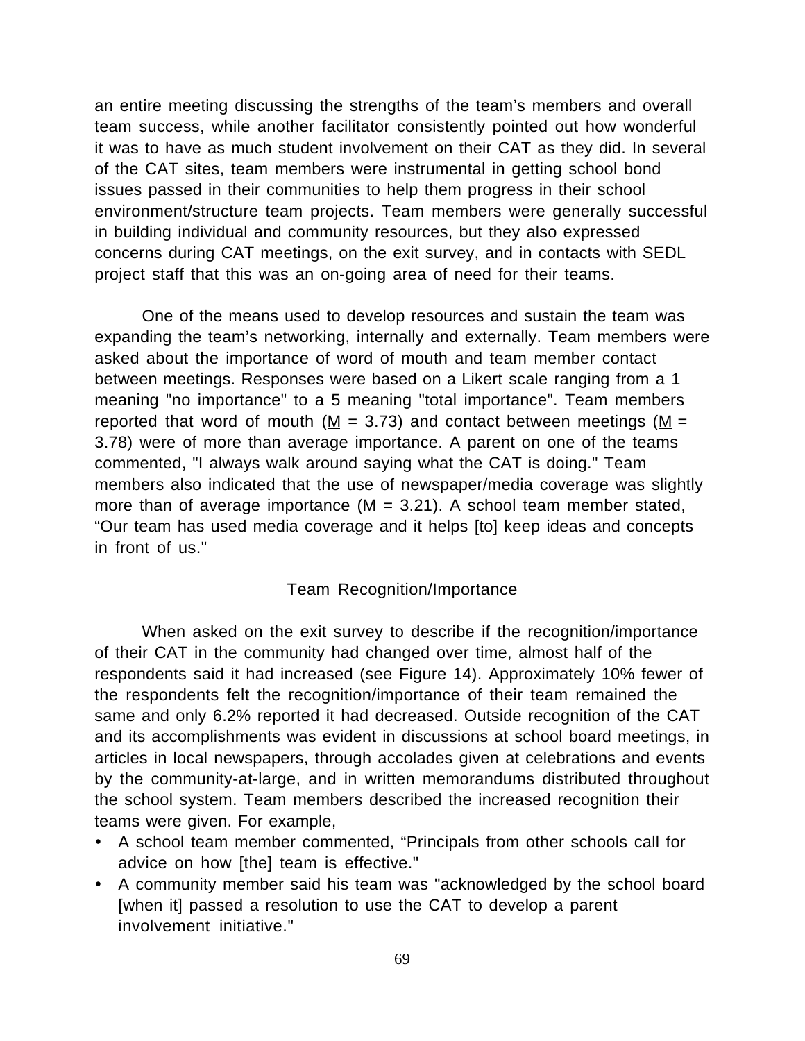an entire meeting discussing the strengths of the team's members and overall team success, while another facilitator consistently pointed out how wonderful it was to have as much student involvement on their CAT as they did. In several of the CAT sites, team members were instrumental in getting school bond issues passed in their communities to help them progress in their school environment/structure team projects. Team members were generally successful in building individual and community resources, but they also expressed concerns during CAT meetings, on the exit survey, and in contacts with SEDL project staff that this was an on-going area of need for their teams.

One of the means used to develop resources and sustain the team was expanding the team's networking, internally and externally. Team members were asked about the importance of word of mouth and team member contact between meetings. Responses were based on a Likert scale ranging from a 1 meaning "no importance" to a 5 meaning "total importance". Team members reported that word of mouth ($\underline{M}$ = 3.73) and contact between meetings ($\underline{M}$ = 3.78) were of more than average importance. A parent on one of the teams commented, "I always walk around saying what the CAT is doing." Team members also indicated that the use of newspaper/media coverage was slightly more than of average importance (M = 3.21). A school team member stated, "Our team has used media coverage and it helps [to] keep ideas and concepts in front of us."

## Team Recognition/Importance

When asked on the exit survey to describe if the recognition/importance of their CAT in the community had changed over time, almost half of the respondents said it had increased (see Figure 14). Approximately 10% fewer of the respondents felt the recognition/importance of their team remained the same and only 6.2% reported it had decreased. Outside recognition of the CAT and its accomplishments was evident in discussions at school board meetings, in articles in local newspapers, through accolades given at celebrations and events by the community-at-large, and in written memorandums distributed throughout the school system. Team members described the increased recognition their teams were given. For example,

- A school team member commented, "Principals from other schools call for advice on how [the] team is effective."
- A community member said his team was "acknowledged by the school board [when it] passed a resolution to use the CAT to develop a parent involvement initiative."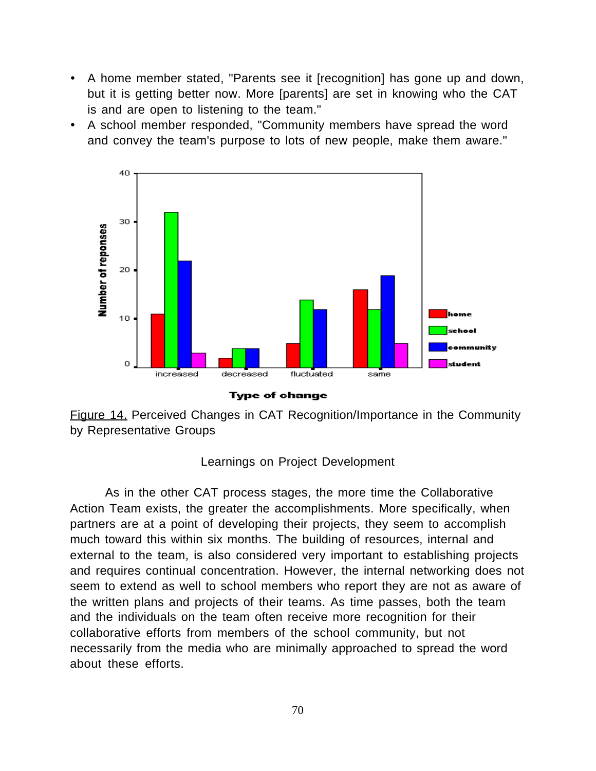- A home member stated, "Parents see it [recognition] has gone up and down, but it is getting better now. More [parents] are set in knowing who the CAT is and are open to listening to the team."
- A school member responded, "Community members have spread the word and convey the team's purpose to lots of new people, make them aware."

Figure 14. Perceived Changes in CAT Recognition/Importance in the Community by Representative Groups

## Learnings on Project Development

As in the other CAT process stages, the more time the Collaborative Action Team exists, the greater the accomplishments. More specifically, when partners are at a point of developing their projects, they seem to accomplish much toward this within six months. The building of resources, internal and external to the team, is also considered very important to establishing projects and requires continual concentration. However, the internal networking does not seem to extend as well to school members who report they are not as aware of the written plans and projects of their teams. As time passes, both the team and the individuals on the team often receive more recognition for their collaborative efforts from members of the school community, but not necessarily from the media who are minimally approached to spread the word about these efforts.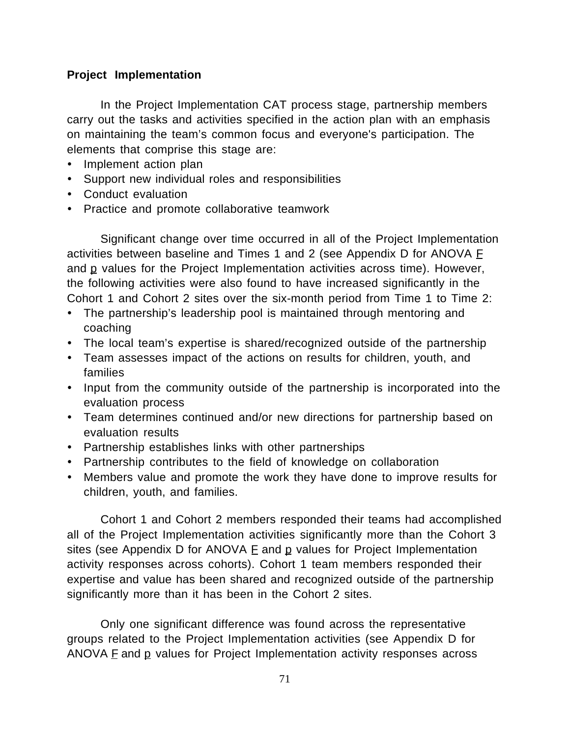**Project Implementation**

In the Project Implementation CAT process stage, partnership members carry out the tasks and activities specified in the action plan with an emphasis on maintaining the team's common focus and everyone's participation. The elements that comprise this stage are:

- Implement action plan
- Support new individual roles and responsibilities
- Conduct evaluation
- Practice and promote collaborative teamwork

Significant change over time occurred in all of the Project Implementation activities between baseline and Times 1 and 2 (see Appendix D for ANOVA F and p values for the Project Implementation activities across time). However, the following activities were also found to have increased significantly in the Cohort 1 and Cohort 2 sites over the six-month period from Time 1 to Time 2:

- The partnership's leadership pool is maintained through mentoring and coaching
- The local team's expertise is shared/recognized outside of the partnership
- Team assesses impact of the actions on results for children, youth, and families
- Input from the community outside of the partnership is incorporated into the evaluation process
- Team determines continued and/or new directions for partnership based on evaluation results
- Partnership establishes links with other partnerships
- Partnership contributes to the field of knowledge on collaboration
- Members value and promote the work they have done to improve results for children, youth, and families.

Cohort 1 and Cohort 2 members responded their teams had accomplished all of the Project Implementation activities significantly more than the Cohort 3 sites (see Appendix D for ANOVA F and p values for Project Implementation activity responses across cohorts). Cohort 1 team members responded their expertise and value has been shared and recognized outside of the partnership significantly more than it has been in the Cohort 2 sites.

Only one significant difference was found across the representative groups related to the Project Implementation activities (see Appendix D for ANOVA F and p values for Project Implementation activity responses across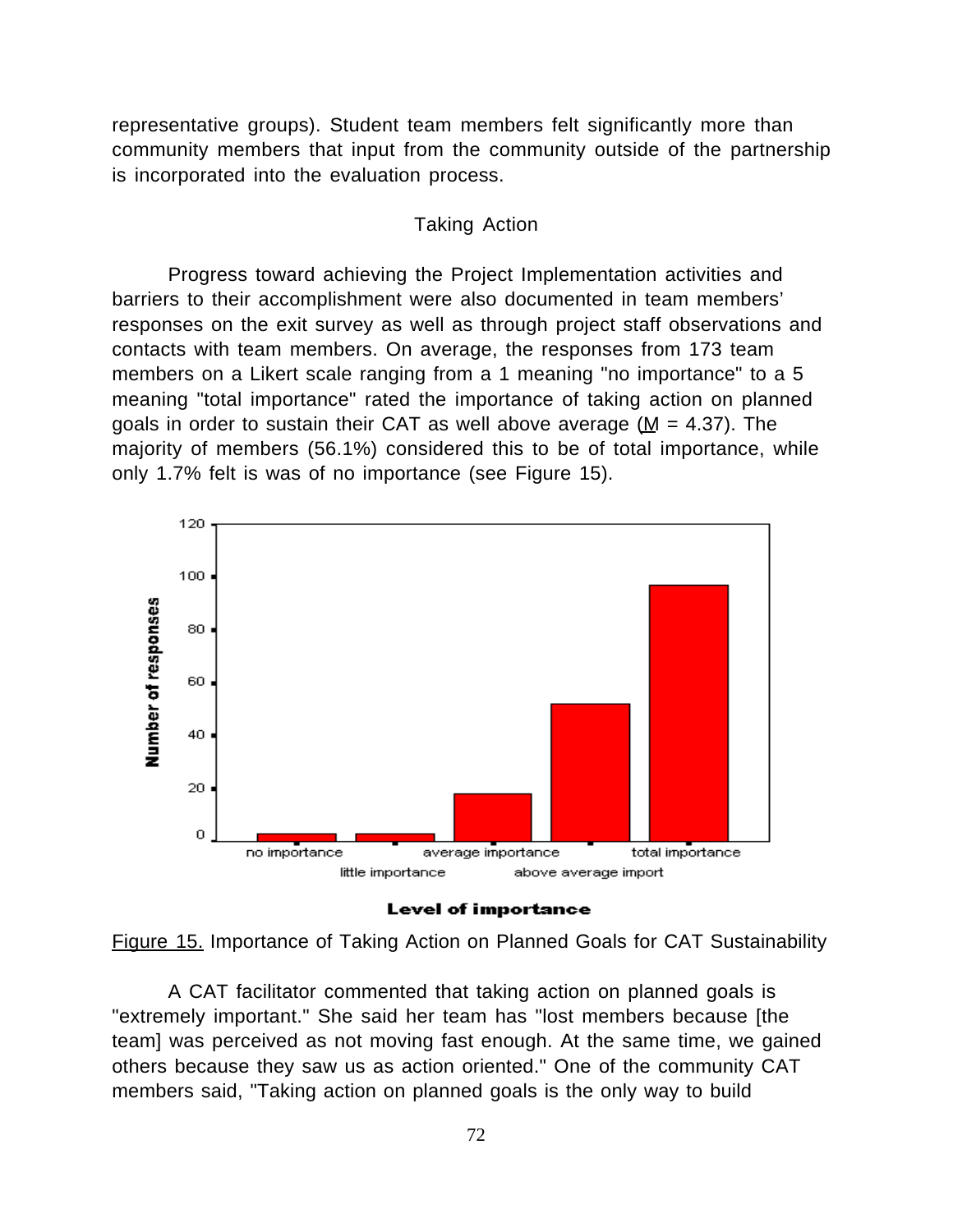representative groups). Student team members felt significantly more than community members that input from the community outside of the partnership is incorporated into the evaluation process.

### Taking Action

Progress toward achieving the Project Implementation activities and barriers to their accomplishment were also documented in team members' responses on the exit survey as well as through project staff observations and contacts with team members. On average, the responses from 173 team members on a Likert scale ranging from a 1 meaning "no importance" to a 5 meaning "total importance" rated the importance of taking action on planned goals in order to sustain their CAT as well above average ($\underline{M}$ = 4.37). The majority of members (56.1%) considered this to be of total importance, while only 1.7% felt is was of no importance (see Figure 15).

Figure 15. Importance of Taking Action on Planned Goals for CAT Sustainability

A CAT facilitator commented that taking action on planned goals is "extremely important." She said her team has "lost members because [the team] was perceived as not moving fast enough. At the same time, we gained others because they saw us as action oriented." One of the community CAT members said, "Taking action on planned goals is the only way to build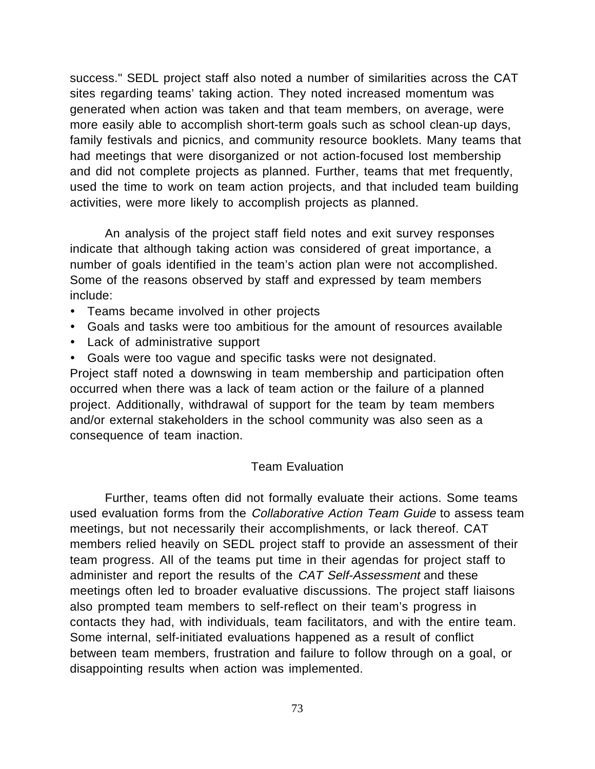success." SEDL project staff also noted a number of similarities across the CAT sites regarding teams' taking action. They noted increased momentum was generated when action was taken and that team members, on average, were more easily able to accomplish short-term goals such as school clean-up days, family festivals and picnics, and community resource booklets. Many teams that had meetings that were disorganized or not action-focused lost membership and did not complete projects as planned. Further, teams that met frequently, used the time to work on team action projects, and that included team building activities, were more likely to accomplish projects as planned.

An analysis of the project staff field notes and exit survey responses indicate that although taking action was considered of great importance, a number of goals identified in the team's action plan were not accomplished. Some of the reasons observed by staff and expressed by team members include:

- Teams became involved in other projects
- Goals and tasks were too ambitious for the amount of resources available
- Lack of administrative support
- Goals were too vague and specific tasks were not designated.

Project staff noted a downswing in team membership and participation often occurred when there was a lack of team action or the failure of a planned project. Additionally, withdrawal of support for the team by team members and/or external stakeholders in the school community was also seen as a consequence of team inaction.

## Team Evaluation

Further, teams often did not formally evaluate their actions. Some teams used evaluation forms from the *Collaborative Action Team Guide* to assess team meetings, but not necessarily their accomplishments, or lack thereof. CAT members relied heavily on SEDL project staff to provide an assessment of their team progress. All of the teams put time in their agendas for project staff to administer and report the results of the *CAT Self-Assessment* and these meetings often led to broader evaluative discussions. The project staff liaisons also prompted team members to self-reflect on their team's progress in contacts they had, with individuals, team facilitators, and with the entire team. Some internal, self-initiated evaluations happened as a result of conflict between team members, frustration and failure to follow through on a goal, or disappointing results when action was implemented.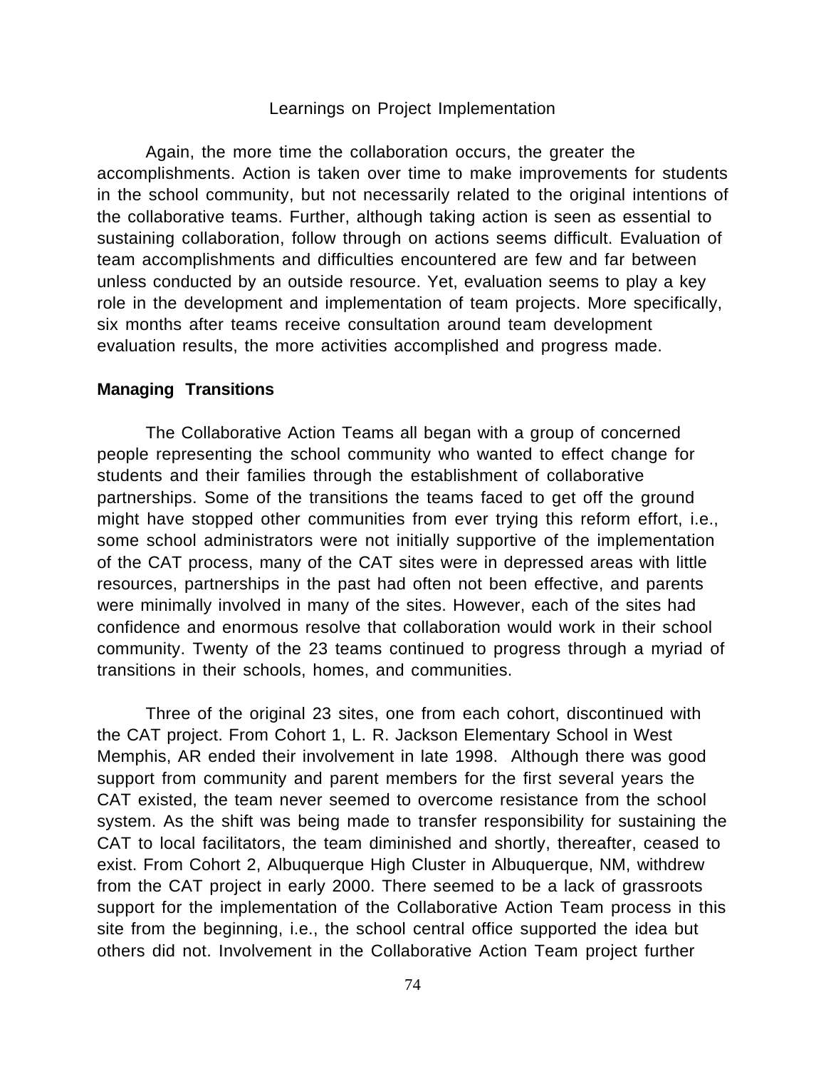Learnings on Project Implementation

Again, the more time the collaboration occurs, the greater the accomplishments. Action is taken over time to make improvements for students in the school community, but not necessarily related to the original intentions of the collaborative teams. Further, although taking action is seen as essential to sustaining collaboration, follow through on actions seems difficult. Evaluation of team accomplishments and difficulties encountered are few and far between unless conducted by an outside resource. Yet, evaluation seems to play a key role in the development and implementation of team projects. More specifically, six months after teams receive consultation around team development evaluation results, the more activities accomplished and progress made.

**Managing Transitions**

The Collaborative Action Teams all began with a group of concerned people representing the school community who wanted to effect change for students and their families through the establishment of collaborative partnerships. Some of the transitions the teams faced to get off the ground might have stopped other communities from ever trying this reform effort, i.e., some school administrators were not initially supportive of the implementation of the CAT process, many of the CAT sites were in depressed areas with little resources, partnerships in the past had often not been effective, and parents were minimally involved in many of the sites. However, each of the sites had confidence and enormous resolve that collaboration would work in their school community. Twenty of the 23 teams continued to progress through a myriad of transitions in their schools, homes, and communities.

Three of the original 23 sites, one from each cohort, discontinued with the CAT project. From Cohort 1, L. R. Jackson Elementary School in West Memphis, AR ended their involvement in late 1998. Although there was good support from community and parent members for the first several years the CAT existed, the team never seemed to overcome resistance from the school system. As the shift was being made to transfer responsibility for sustaining the CAT to local facilitators, the team diminished and shortly, thereafter, ceased to exist. From Cohort 2, Albuquerque High Cluster in Albuquerque, NM, withdrew from the CAT project in early 2000. There seemed to be a lack of grassroots support for the implementation of the Collaborative Action Team process in this site from the beginning, i.e., the school central office supported the idea but others did not. Involvement in the Collaborative Action Team project further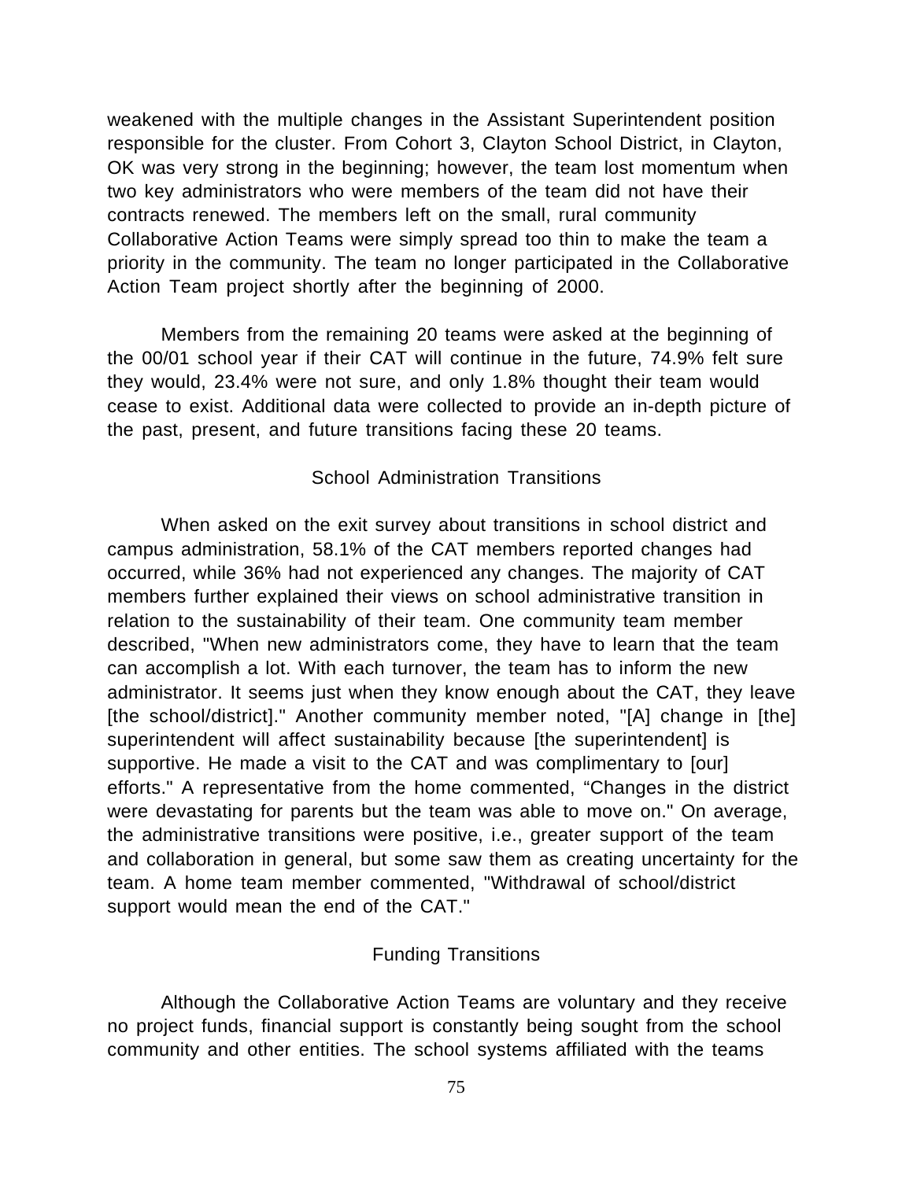weakened with the multiple changes in the Assistant Superintendent position responsible for the cluster. From Cohort 3, Clayton School District, in Clayton, OK was very strong in the beginning; however, the team lost momentum when two key administrators who were members of the team did not have their contracts renewed. The members left on the small, rural community Collaborative Action Teams were simply spread too thin to make the team a priority in the community. The team no longer participated in the Collaborative Action Team project shortly after the beginning of 2000.

Members from the remaining 20 teams were asked at the beginning of the 00/01 school year if their CAT will continue in the future, 74.9% felt sure they would, 23.4% were not sure, and only 1.8% thought their team would cease to exist. Additional data were collected to provide an in-depth picture of the past, present, and future transitions facing these 20 teams.

## School Administration Transitions

When asked on the exit survey about transitions in school district and campus administration, 58.1% of the CAT members reported changes had occurred, while 36% had not experienced any changes. The majority of CAT members further explained their views on school administrative transition in relation to the sustainability of their team. One community team member described, "When new administrators come, they have to learn that the team can accomplish a lot. With each turnover, the team has to inform the new administrator. It seems just when they know enough about the CAT, they leave [the school/district]." Another community member noted, "[A] change in [the] superintendent will affect sustainability because [the superintendent] is supportive. He made a visit to the CAT and was complimentary to [our] efforts." A representative from the home commented, "Changes in the district were devastating for parents but the team was able to move on." On average, the administrative transitions were positive, i.e., greater support of the team and collaboration in general, but some saw them as creating uncertainty for the team. A home team member commented, "Withdrawal of school/district support would mean the end of the CAT."

## Funding Transitions

Although the Collaborative Action Teams are voluntary and they receive no project funds, financial support is constantly being sought from the school community and other entities. The school systems affiliated with the teams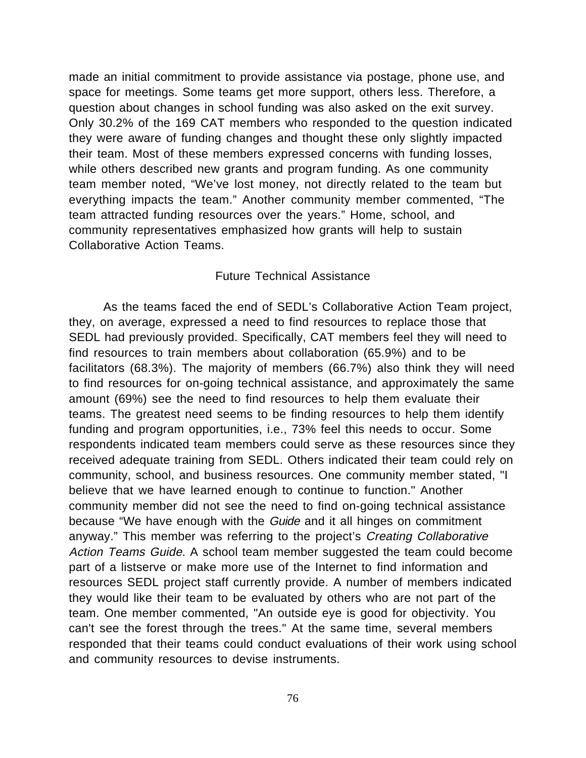made an initial commitment to provide assistance via postage, phone use, and space for meetings. Some teams get more support, others less. Therefore, a question about changes in school funding was also asked on the exit survey. Only 30.2% of the 169 CAT members who responded to the question indicated they were aware of funding changes and thought these only slightly impacted their team. Most of these members expressed concerns with funding losses, while others described new grants and program funding. As one community team member noted, “We’ve lost money, not directly related to the team but everything impacts the team.” Another community member commented, “The team attracted funding resources over the years.” Home, school, and community representatives emphasized how grants will help to sustain Collaborative Action Teams.

## Future Technical Assistance

As the teams faced the end of SEDL’s Collaborative Action Team project, they, on average, expressed a need to find resources to replace those that SEDL had previously provided. Specifically, CAT members feel they will need to find resources to train members about collaboration (65.9%) and to be facilitators (68.3%). The majority of members (66.7%) also think they will need to find resources for on-going technical assistance, and approximately the same amount (69%) see the need to find resources to help them evaluate their teams. The greatest need seems to be finding resources to help them identify funding and program opportunities, i.e., 73% feel this needs to occur. Some respondents indicated team members could serve as these resources since they received adequate training from SEDL. Others indicated their team could rely on community, school, and business resources. One community member stated, "I believe that we have learned enough to continue to function." Another community member did not see the need to find on-going technical assistance because “We have enough with the *Guide* and it all hinges on commitment anyway.” This member was referring to the project’s *Creating Collaborative Action Teams Guide.* A school team member suggested the team could become part of a listserve or make more use of the Internet to find information and resources SEDL project staff currently provide. A number of members indicated they would like their team to be evaluated by others who are not part of the team. One member commented, "An outside eye is good for objectivity. You can't see the forest through the trees." At the same time, several members responded that their teams could conduct evaluations of their work using school and community resources to devise instruments.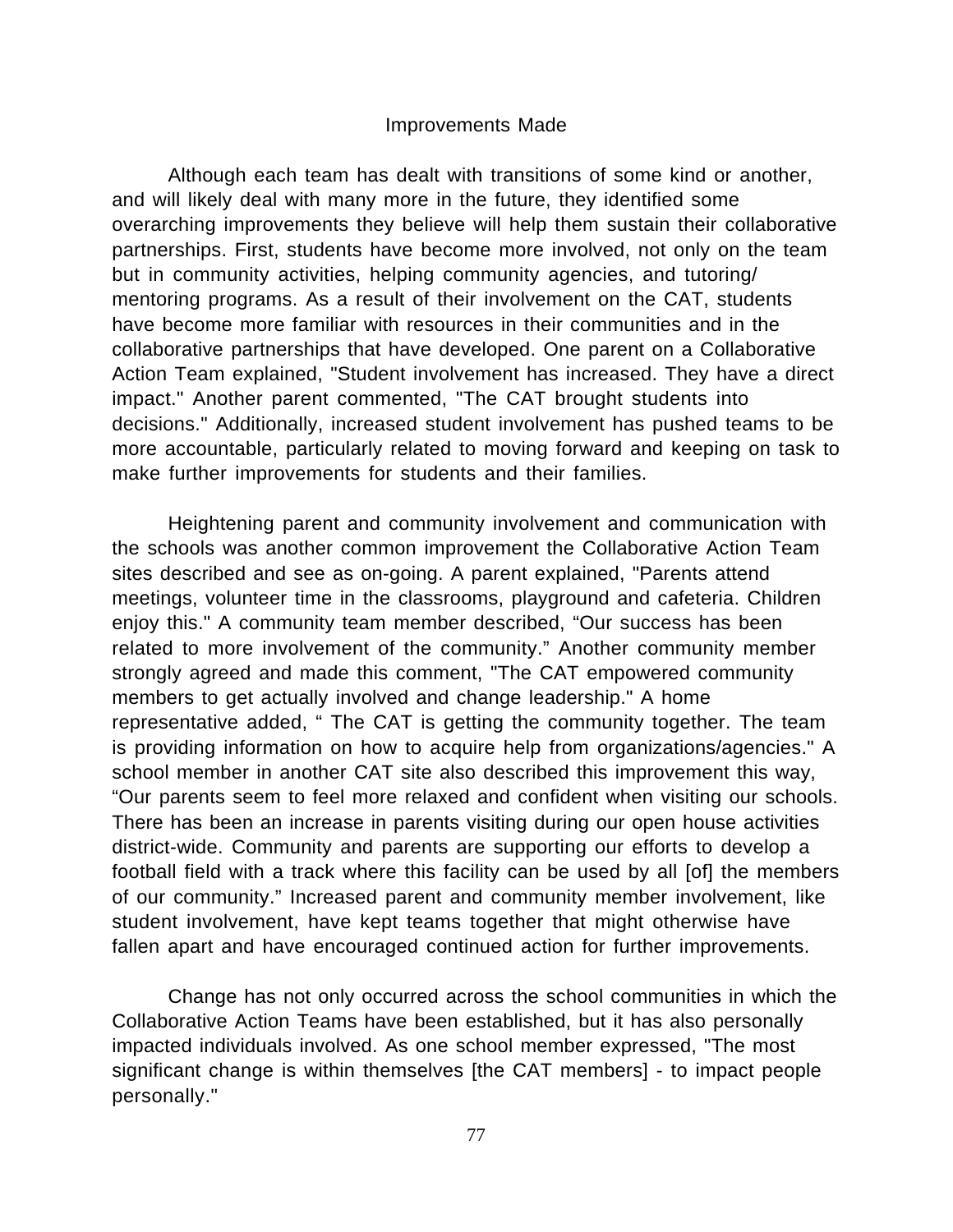## Improvements Made

Although each team has dealt with transitions of some kind or another, and will likely deal with many more in the future, they identified some overarching improvements they believe will help them sustain their collaborative partnerships. First, students have become more involved, not only on the team but in community activities, helping community agencies, and tutoring/ mentoring programs. As a result of their involvement on the CAT, students have become more familiar with resources in their communities and in the collaborative partnerships that have developed. One parent on a Collaborative Action Team explained, "Student involvement has increased. They have a direct impact." Another parent commented, "The CAT brought students into decisions." Additionally, increased student involvement has pushed teams to be more accountable, particularly related to moving forward and keeping on task to make further improvements for students and their families.

Heightening parent and community involvement and communication with the schools was another common improvement the Collaborative Action Team sites described and see as on-going. A parent explained, "Parents attend meetings, volunteer time in the classrooms, playground and cafeteria. Children enjoy this." A community team member described, "Our success has been related to more involvement of the community." Another community member strongly agreed and made this comment, "The CAT empowered community members to get actually involved and change leadership." A home representative added, " The CAT is getting the community together. The team is providing information on how to acquire help from organizations/agencies." A school member in another CAT site also described this improvement this way, "Our parents seem to feel more relaxed and confident when visiting our schools. There has been an increase in parents visiting during our open house activities district-wide. Community and parents are supporting our efforts to develop a football field with a track where this facility can be used by all [of] the members of our community." Increased parent and community member involvement, like student involvement, have kept teams together that might otherwise have fallen apart and have encouraged continued action for further improvements.

Change has not only occurred across the school communities in which the Collaborative Action Teams have been established, but it has also personally impacted individuals involved. As one school member expressed, "The most significant change is within themselves [the CAT members] - to impact people personally."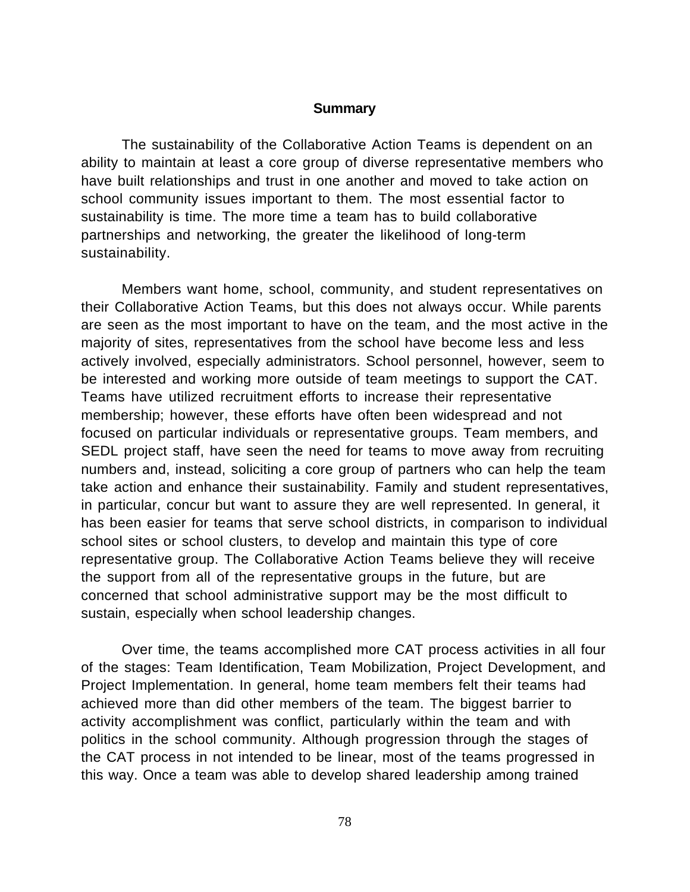## Summary

The sustainability of the Collaborative Action Teams is dependent on an ability to maintain at least a core group of diverse representative members who have built relationships and trust in one another and moved to take action on school community issues important to them. The most essential factor to sustainability is time. The more time a team has to build collaborative partnerships and networking, the greater the likelihood of long-term sustainability.

Members want home, school, community, and student representatives on their Collaborative Action Teams, but this does not always occur. While parents are seen as the most important to have on the team, and the most active in the majority of sites, representatives from the school have become less and less actively involved, especially administrators. School personnel, however, seem to be interested and working more outside of team meetings to support the CAT. Teams have utilized recruitment efforts to increase their representative membership; however, these efforts have often been widespread and not focused on particular individuals or representative groups. Team members, and SEDL project staff, have seen the need for teams to move away from recruiting numbers and, instead, soliciting a core group of partners who can help the team take action and enhance their sustainability. Family and student representatives, in particular, concur but want to assure they are well represented. In general, it has been easier for teams that serve school districts, in comparison to individual school sites or school clusters, to develop and maintain this type of core representative group. The Collaborative Action Teams believe they will receive the support from all of the representative groups in the future, but are concerned that school administrative support may be the most difficult to sustain, especially when school leadership changes.

Over time, the teams accomplished more CAT process activities in all four of the stages: Team Identification, Team Mobilization, Project Development, and Project Implementation. In general, home team members felt their teams had achieved more than did other members of the team. The biggest barrier to activity accomplishment was conflict, particularly within the team and with politics in the school community. Although progression through the stages of the CAT process in not intended to be linear, most of the teams progressed in this way. Once a team was able to develop shared leadership among trained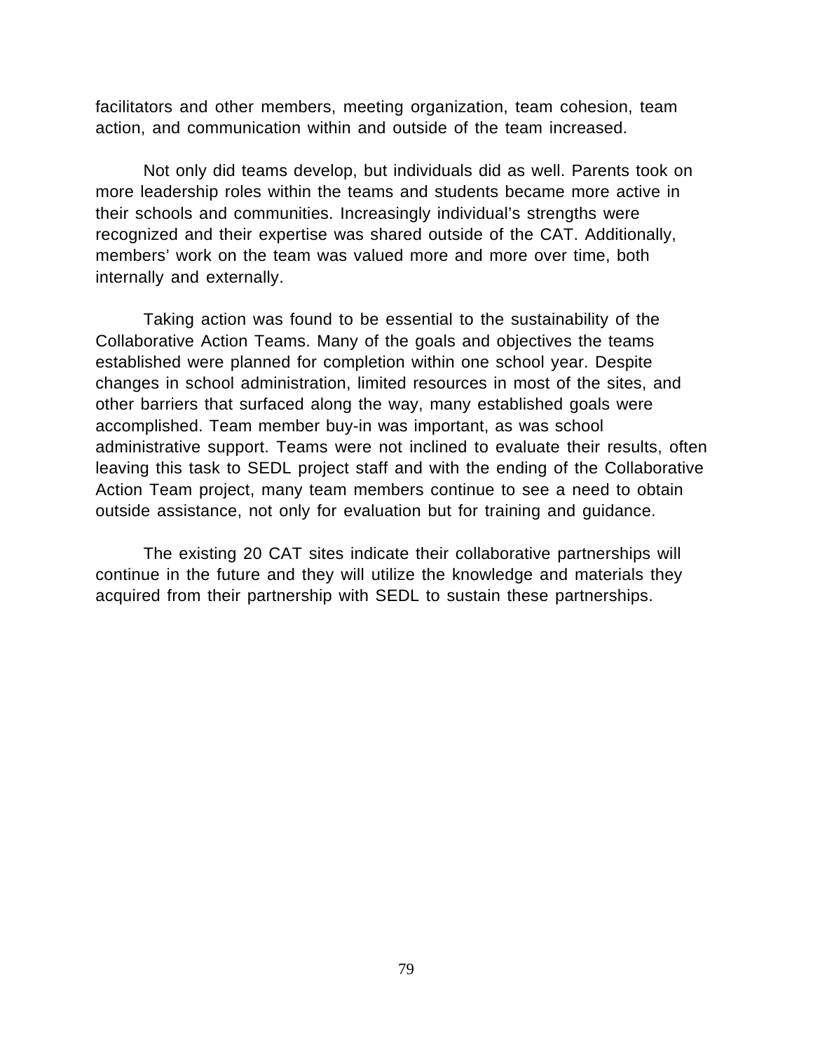facilitators and other members, meeting organization, team cohesion, team action, and communication within and outside of the team increased.

Not only did teams develop, but individuals did as well. Parents took on more leadership roles within the teams and students became more active in their schools and communities. Increasingly individual's strengths were recognized and their expertise was shared outside of the CAT. Additionally, members' work on the team was valued more and more over time, both internally and externally.

Taking action was found to be essential to the sustainability of the Collaborative Action Teams. Many of the goals and objectives the teams established were planned for completion within one school year. Despite changes in school administration, limited resources in most of the sites, and other barriers that surfaced along the way, many established goals were accomplished. Team member buy-in was important, as was school administrative support. Teams were not inclined to evaluate their results, often leaving this task to SEDL project staff and with the ending of the Collaborative Action Team project, many team members continue to see a need to obtain outside assistance, not only for evaluation but for training and guidance.

The existing 20 CAT sites indicate their collaborative partnerships will continue in the future and they will utilize the knowledge and materials they acquired from their partnership with SEDL to sustain these partnerships.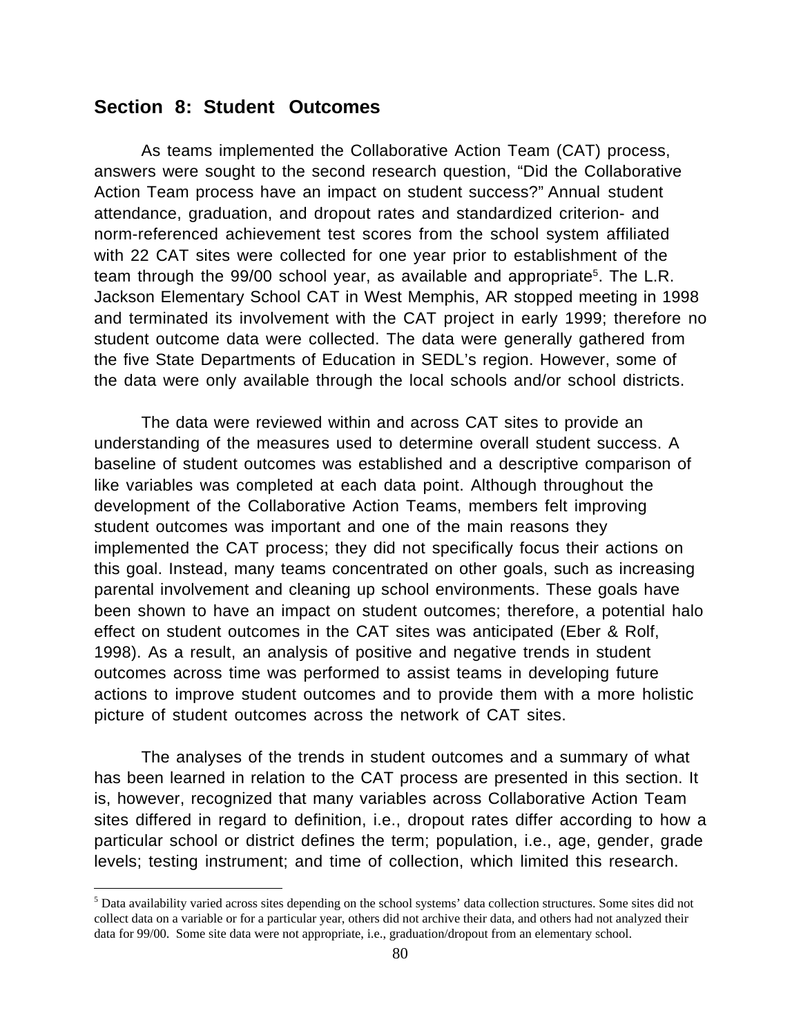## Section 8: Student Outcomes

As teams implemented the Collaborative Action Team (CAT) process, answers were sought to the second research question, "Did the Collaborative Action Team process have an impact on student success?" Annual student attendance, graduation, and dropout rates and standardized criterion- and norm-referenced achievement test scores from the school system affiliated with 22 CAT sites were collected for one year prior to establishment of the team through the 99/00 school year, as available and appropriate[5]. The L.R. Jackson Elementary School CAT in West Memphis, AR stopped meeting in 1998 and terminated its involvement with the CAT project in early 1999; therefore no student outcome data were collected. The data were generally gathered from the five State Departments of Education in SEDL's region. However, some of the data were only available through the local schools and/or school districts.

The data were reviewed within and across CAT sites to provide an understanding of the measures used to determine overall student success. A baseline of student outcomes was established and a descriptive comparison of like variables was completed at each data point. Although throughout the development of the Collaborative Action Teams, members felt improving student outcomes was important and one of the main reasons they implemented the CAT process; they did not specifically focus their actions on this goal. Instead, many teams concentrated on other goals, such as increasing parental involvement and cleaning up school environments. These goals have been shown to have an impact on student outcomes; therefore, a potential halo effect on student outcomes in the CAT sites was anticipated (Eber & Rolf, 1998). As a result, an analysis of positive and negative trends in student outcomes across time was performed to assist teams in developing future actions to improve student outcomes and to provide them with a more holistic picture of student outcomes across the network of CAT sites.

The analyses of the trends in student outcomes and a summary of what has been learned in relation to the CAT process are presented in this section. It is, however, recognized that many variables across Collaborative Action Team sites differed in regard to definition, i.e., dropout rates differ according to how a particular school or district defines the term; population, i.e., age, gender, grade levels; testing instrument; and time of collection, which limited this research.

---

[5] Data availability varied across sites depending on the school systems' data collection structures. Some sites did not collect data on a variable or for a particular year, others did not archive their data, and others had not analyzed their data for 99/00. Some site data were not appropriate, i.e., graduation/dropout from an elementary school.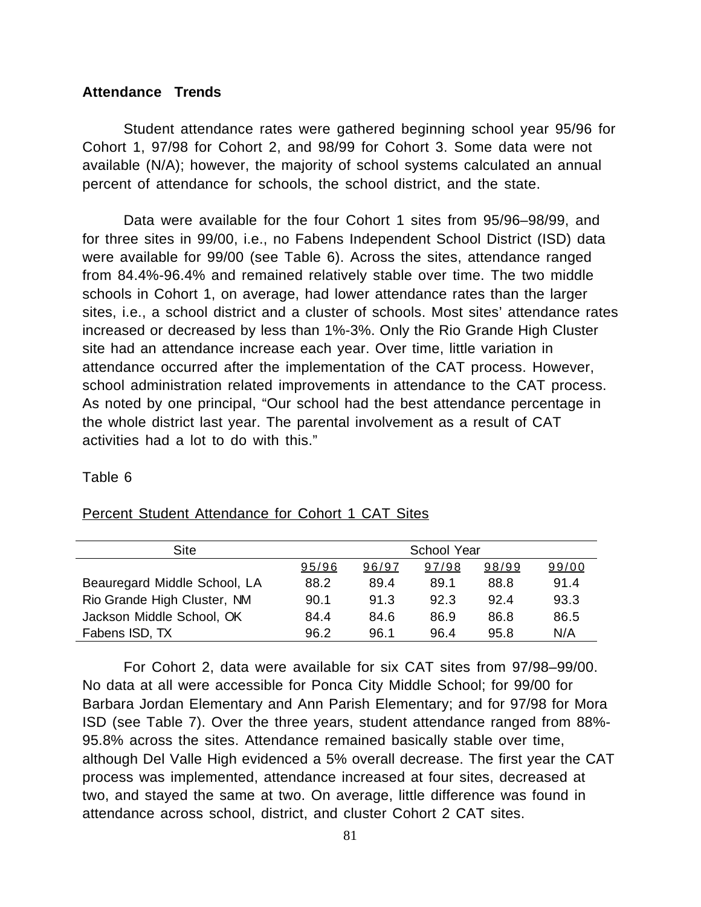**Attendance Trends**

Student attendance rates were gathered beginning school year 95/96 for Cohort 1, 97/98 for Cohort 2, and 98/99 for Cohort 3. Some data were not available (N/A); however, the majority of school systems calculated an annual percent of attendance for schools, the school district, and the state.

Data were available for the four Cohort 1 sites from 95/96–98/99, and for three sites in 99/00, i.e., no Fabens Independent School District (ISD) data were available for 99/00 (see Table 6). Across the sites, attendance ranged from 84.4%-96.4% and remained relatively stable over time. The two middle schools in Cohort 1, on average, had lower attendance rates than the larger sites, i.e., a school district and a cluster of schools. Most sites' attendance rates increased or decreased by less than 1%-3%. Only the Rio Grande High Cluster site had an attendance increase each year. Over time, little variation in attendance occurred after the implementation of the CAT process. However, school administration related improvements in attendance to the CAT process. As noted by one principal, "Our school had the best attendance percentage in the whole district last year. The parental involvement as a result of CAT activities had a lot to do with this."

Table 6

Percent Student Attendance for Cohort 1 CAT Sites

| Site | School Year | | | | |
|---|---|---|---|---|---|
| | 95/96 | 96/97 | 97/98 | 98/99 | 99/00 |
| Beauregard Middle School, LA | 88.2 | 89.4 | 89.1 | 88.8 | 91.4 |
| Rio Grande High Cluster, NM | 90.1 | 91.3 | 92.3 | 92.4 | 93.3 |
| Jackson Middle School, OK | 84.4 | 84.6 | 86.9 | 86.8 | 86.5 |
| Fabens ISD, TX | 96.2 | 96.1 | 96.4 | 95.8 | N/A |

For Cohort 2, data were available for six CAT sites from 97/98–99/00. No data at all were accessible for Ponca City Middle School; for 99/00 for Barbara Jordan Elementary and Ann Parish Elementary; and for 97/98 for Mora ISD (see Table 7). Over the three years, student attendance ranged from 88%-95.8% across the sites. Attendance remained basically stable over time, although Del Valle High evidenced a 5% overall decrease. The first year the CAT process was implemented, attendance increased at four sites, decreased at two, and stayed the same at two. On average, little difference was found in attendance across school, district, and cluster Cohort 2 CAT sites.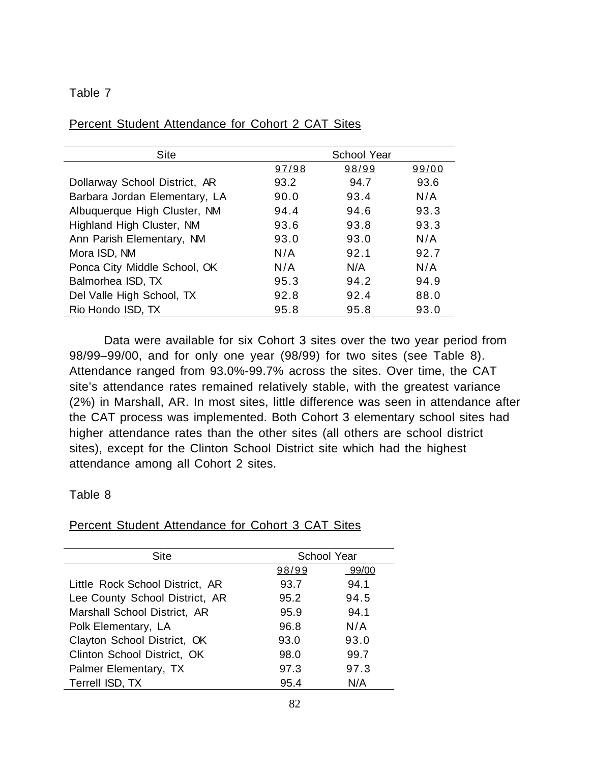Table 7

Percent Student Attendance for Cohort 2 CAT Sites

| Site | School Year | | |
|---|---|---|---|
| | 97/98 | 98/99 | 99/00 |
| Dollarway School District, AR | 93.2 | 94.7 | 93.6 |
| Barbara Jordan Elementary, LA | 90.0 | 93.4 | N/A |
| Albuquerque High Cluster, NM | 94.4 | 94.6 | 93.3 |
| Highland High Cluster, NM | 93.6 | 93.8 | 93.3 |
| Ann Parish Elementary, NM | 93.0 | 93.0 | N/A |
| Mora ISD, NM | N/A | 92.1 | 92.7 |
| Ponca City Middle School, OK | N/A | N/A | N/A |
| Balmorhea ISD, TX | 95.3 | 94.2 | 94.9 |
| Del Valle High School, TX | 92.8 | 92.4 | 88.0 |
| Rio Hondo ISD, TX | 95.8 | 95.8 | 93.0 |

Data were available for six Cohort 3 sites over the two year period from 98/99–99/00, and for only one year (98/99) for two sites (see Table 8). Attendance ranged from 93.0%-99.7% across the sites. Over time, the CAT site's attendance rates remained relatively stable, with the greatest variance (2%) in Marshall, AR. In most sites, little difference was seen in attendance after the CAT process was implemented. Both Cohort 3 elementary school sites had higher attendance rates than the other sites (all others are school district sites), except for the Clinton School District site which had the highest attendance among all Cohort 2 sites.

Table 8

Percent Student Attendance for Cohort 3 CAT Sites

| Site | School Year | |
|---|---|---|
| | 98/99 | 99/00 |
| Little Rock School District, AR | 93.7 | 94.1 |
| Lee County School District, AR | 95.2 | 94.5 |
| Marshall School District, AR | 95.9 | 94.1 |
| Polk Elementary, LA | 96.8 | N/A |
| Clayton School District, OK | 93.0 | 93.0 |
| Clinton School District, OK | 98.0 | 99.7 |
| Palmer Elementary, TX | 97.3 | 97.3 |
| Terrell ISD, TX | 95.4 | N/A |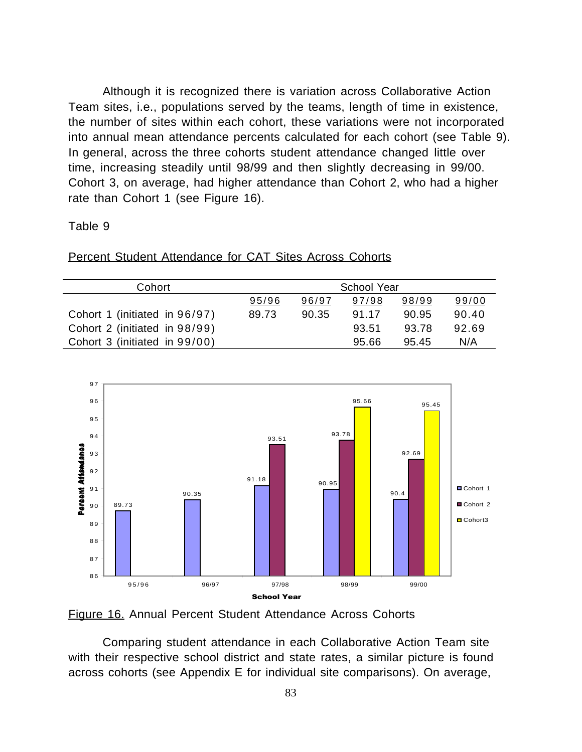Although it is recognized there is variation across Collaborative Action Team sites, i.e., populations served by the teams, length of time in existence, the number of sites within each cohort, these variations were not incorporated into annual mean attendance percents calculated for each cohort (see Table 9). In general, across the three cohorts student attendance changed little over time, increasing steadily until 98/99 and then slightly decreasing in 99/00. Cohort 3, on average, had higher attendance than Cohort 2, who had a higher rate than Cohort 1 (see Figure 16).

Table 9

Percent Student Attendance for CAT Sites Across Cohorts

| Cohort | School Year | | | | |
|---|---|---|---|---|---|
| | 95/96 | 96/97 | 97/98 | 98/99 | 99/00 |
| Cohort 1 (initiated in 96/97) | 89.73 | 90.35 | 91.17 | 90.95 | 90.40 |
| Cohort 2 (initiated in 98/99) | | | 93.51 | 93.78 | 92.69 |
| Cohort 3 (initiated in 99/00) | | | 95.66 | 95.45 | N/A |

Figure 16. Annual Percent Student Attendance Across Cohorts

Comparing student attendance in each Collaborative Action Team site with their respective school district and state rates, a similar picture is found across cohorts (see Appendix E for individual site comparisons). On average,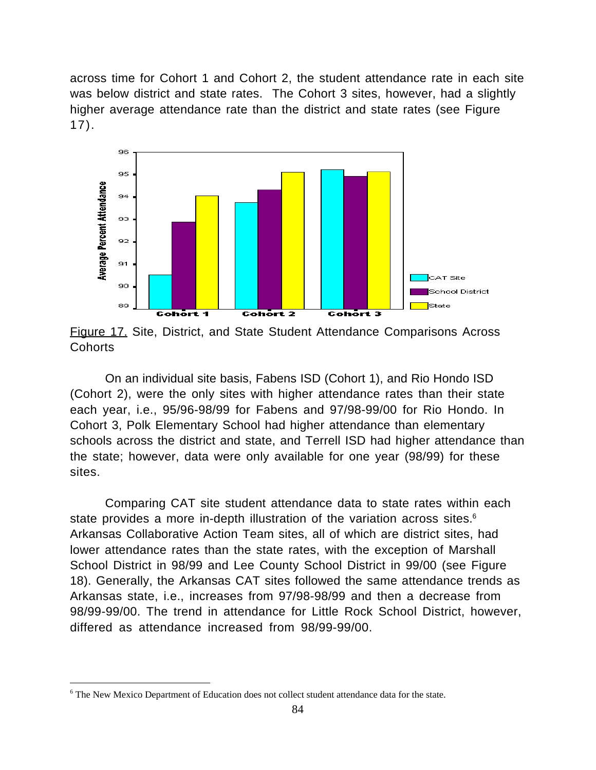across time for Cohort 1 and Cohort 2, the student attendance rate in each site was below district and state rates. The Cohort 3 sites, however, had a slightly higher average attendance rate than the district and state rates (see Figure 17).

Figure 17. Site, District, and State Student Attendance Comparisons Across Cohorts

On an individual site basis, Fabens ISD (Cohort 1), and Rio Hondo ISD (Cohort 2), were the only sites with higher attendance rates than their state each year, i.e., 95/96-98/99 for Fabens and 97/98-99/00 for Rio Hondo. In Cohort 3, Polk Elementary School had higher attendance than elementary schools across the district and state, and Terrell ISD had higher attendance than the state; however, data were only available for one year (98/99) for these sites.

Comparing CAT site student attendance data to state rates within each state provides a more in-depth illustration of the variation across sites.[6] Arkansas Collaborative Action Team sites, all of which are district sites, had lower attendance rates than the state rates, with the exception of Marshall School District in 98/99 and Lee County School District in 99/00 (see Figure 18). Generally, the Arkansas CAT sites followed the same attendance trends as Arkansas state, i.e., increases from 97/98-98/99 and then a decrease from 98/99-99/00. The trend in attendance for Little Rock School District, however, differed as attendance increased from 98/99-99/00.

[6] The New Mexico Department of Education does not collect student attendance data for the state.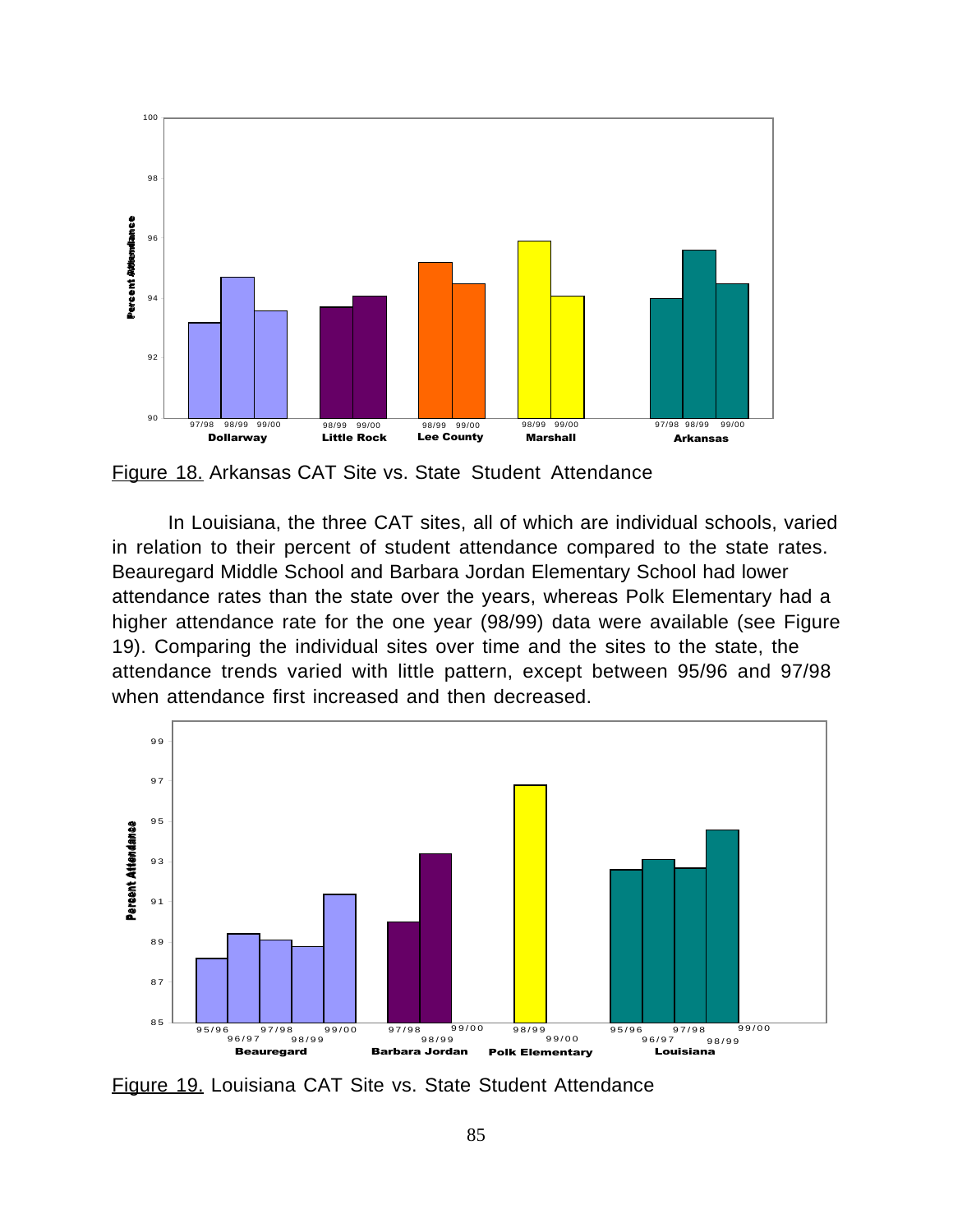Figure 18. Arkansas CAT Site vs. State Student Attendance

In Louisiana, the three CAT sites, all of which are individual schools, varied in relation to their percent of student attendance compared to the state rates. Beauregard Middle School and Barbara Jordan Elementary School had lower attendance rates than the state over the years, whereas Polk Elementary had a higher attendance rate for the one year (98/99) data were available (see Figure 19). Comparing the individual sites over time and the sites to the state, the attendance trends varied with little pattern, except between 95/96 and 97/98 when attendance first increased and then decreased.

Figure 19. Louisiana CAT Site vs. State Student Attendance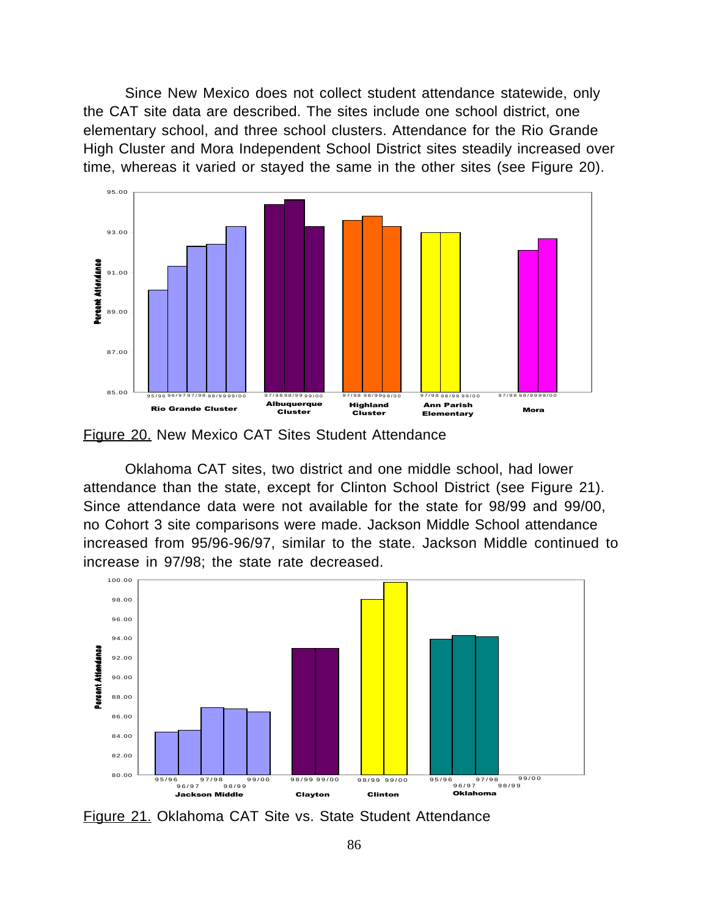Since New Mexico does not collect student attendance statewide, only the CAT site data are described. The sites include one school district, one elementary school, and three school clusters. Attendance for the Rio Grande High Cluster and Mora Independent School District sites steadily increased over time, whereas it varied or stayed the same in the other sites (see Figure 20).

Figure 20. New Mexico CAT Sites Student Attendance

Oklahoma CAT sites, two district and one middle school, had lower attendance than the state, except for Clinton School District (see Figure 21). Since attendance data were not available for the state for 98/99 and 99/00, no Cohort 3 site comparisons were made. Jackson Middle School attendance increased from 95/96-96/97, similar to the state. Jackson Middle continued to increase in 97/98; the state rate decreased.

Figure 21. Oklahoma CAT Site vs. State Student Attendance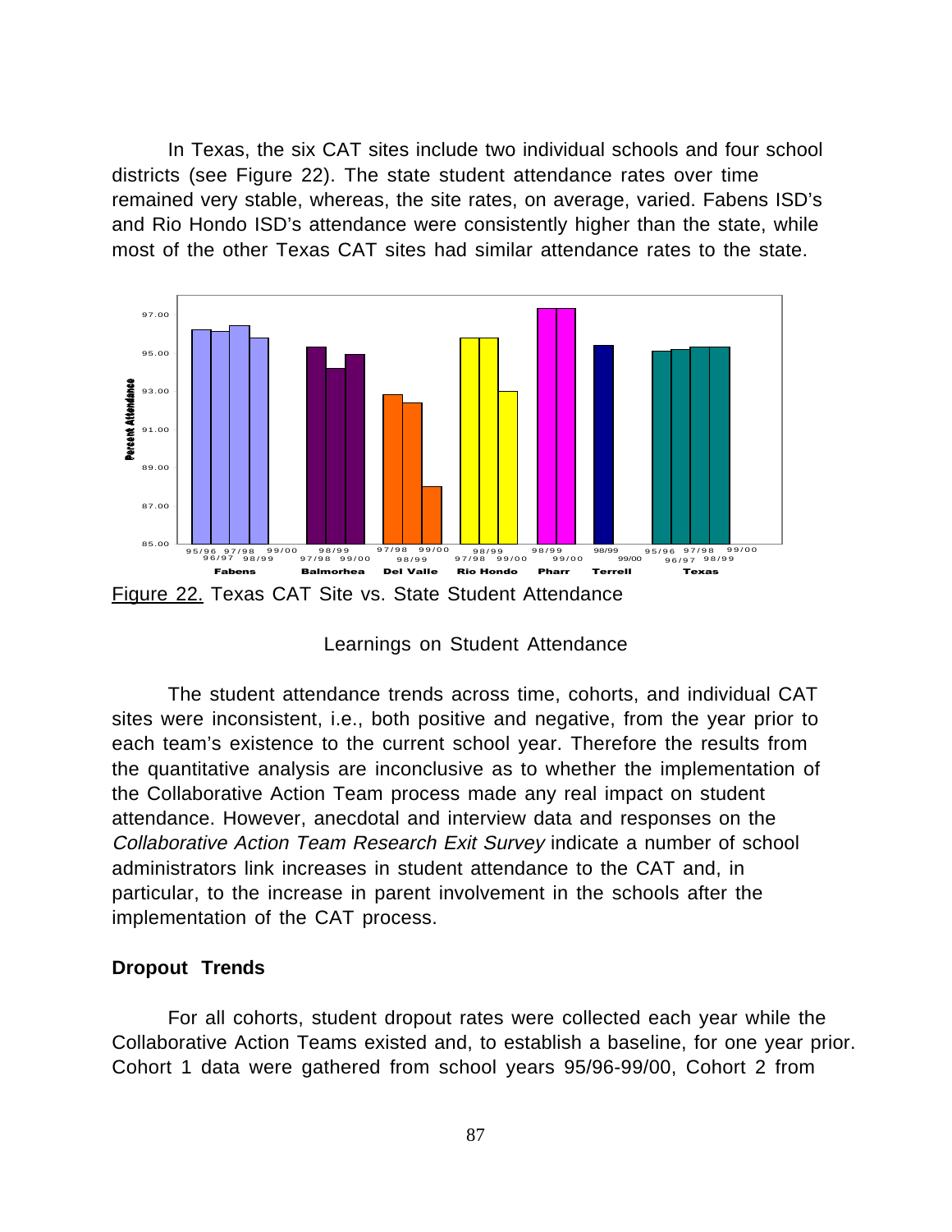In Texas, the six CAT sites include two individual schools and four school districts (see Figure 22). The state student attendance rates over time remained very stable, whereas, the site rates, on average, varied. Fabens ISD's and Rio Hondo ISD's attendance were consistently higher than the state, while most of the other Texas CAT sites had similar attendance rates to the state.

Figure 22. Texas CAT Site vs. State Student Attendance

## Learnings on Student Attendance

The student attendance trends across time, cohorts, and individual CAT sites were inconsistent, i.e., both positive and negative, from the year prior to each team's existence to the current school year. Therefore the results from the quantitative analysis are inconclusive as to whether the implementation of the Collaborative Action Team process made any real impact on student attendance. However, anecdotal and interview data and responses on the *Collaborative Action Team Research Exit Survey* indicate a number of school administrators link increases in student attendance to the CAT and, in particular, to the increase in parent involvement in the schools after the implementation of the CAT process.

### Dropout Trends

For all cohorts, student dropout rates were collected each year while the Collaborative Action Teams existed and, to establish a baseline, for one year prior. Cohort 1 data were gathered from school years 95/96-99/00, Cohort 2 from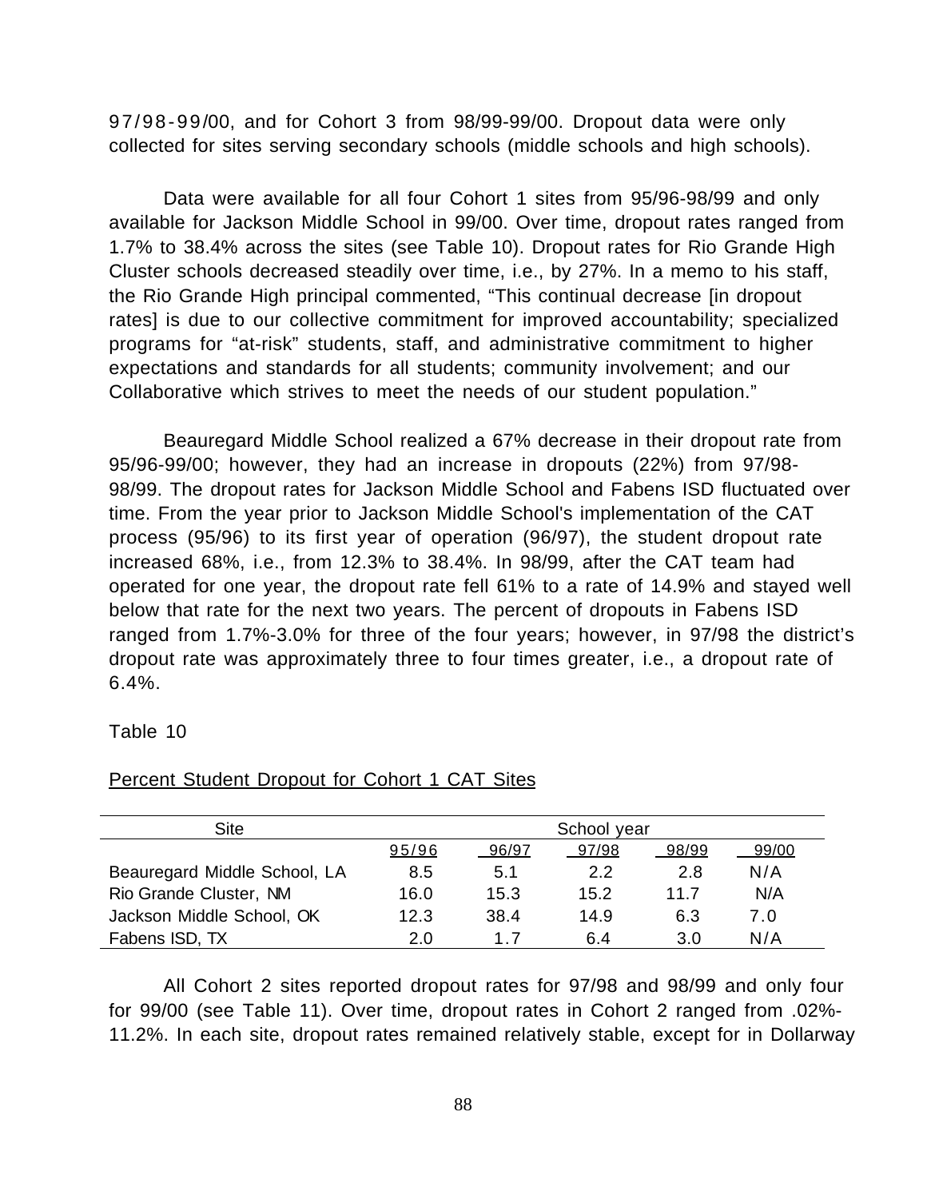97/98-99/00, and for Cohort 3 from 98/99-99/00. Dropout data were only collected for sites serving secondary schools (middle schools and high schools).

Data were available for all four Cohort 1 sites from 95/96-98/99 and only available for Jackson Middle School in 99/00. Over time, dropout rates ranged from 1.7% to 38.4% across the sites (see Table 10). Dropout rates for Rio Grande High Cluster schools decreased steadily over time, i.e., by 27%. In a memo to his staff, the Rio Grande High principal commented, "This continual decrease [in dropout rates] is due to our collective commitment for improved accountability; specialized programs for "at-risk" students, staff, and administrative commitment to higher expectations and standards for all students; community involvement; and our Collaborative which strives to meet the needs of our student population."

Beauregard Middle School realized a 67% decrease in their dropout rate from 95/96-99/00; however, they had an increase in dropouts (22%) from 97/98-98/99. The dropout rates for Jackson Middle School and Fabens ISD fluctuated over time. From the year prior to Jackson Middle School's implementation of the CAT process (95/96) to its first year of operation (96/97), the student dropout rate increased 68%, i.e., from 12.3% to 38.4%. In 98/99, after the CAT team had operated for one year, the dropout rate fell 61% to a rate of 14.9% and stayed well below that rate for the next two years. The percent of dropouts in Fabens ISD ranged from 1.7%-3.0% for three of the four years; however, in 97/98 the district's dropout rate was approximately three to four times greater, i.e., a dropout rate of 6.4%.

Table 10

Percent Student Dropout for Cohort 1 CAT Sites

| Site | School year | | | | |
|---|---|---|---|---|---|
| | 95/96 | 96/97 | 97/98 | 98/99 | 99/00 |
| Beauregard Middle School, LA | 8.5 | 5.1 | 2.2 | 2.8 | N/A |
| Rio Grande Cluster, NM | 16.0 | 15.3 | 15.2 | 11.7 | N/A |
| Jackson Middle School, OK | 12.3 | 38.4 | 14.9 | 6.3 | 7.0 |
| Fabens ISD, TX | 2.0 | 1.7 | 6.4 | 3.0 | N/A |

All Cohort 2 sites reported dropout rates for 97/98 and 98/99 and only four for 99/00 (see Table 11). Over time, dropout rates in Cohort 2 ranged from .02%-11.2%. In each site, dropout rates remained relatively stable, except for in Dollarway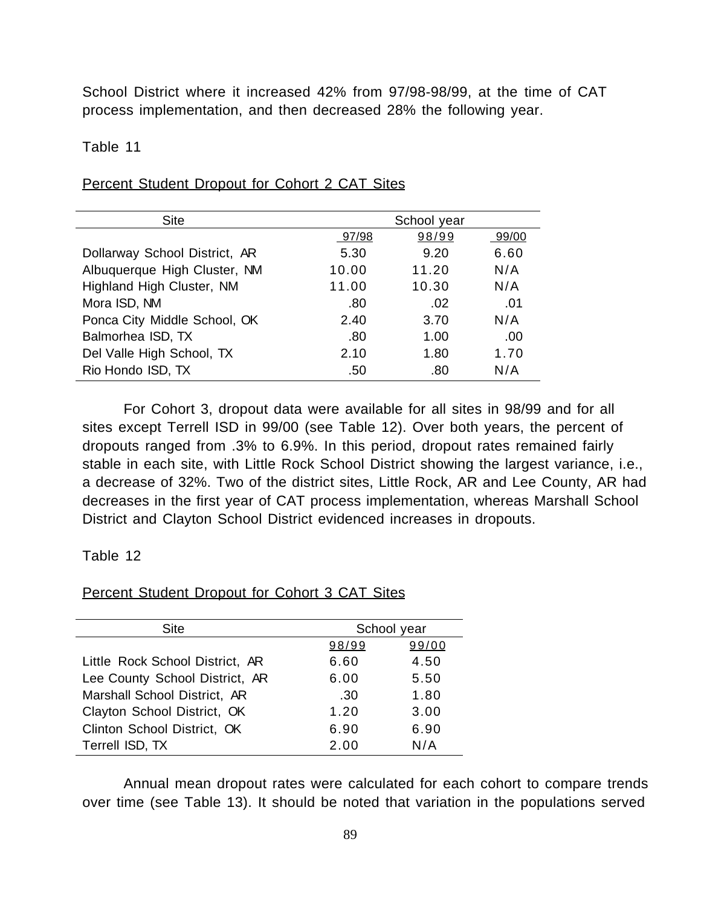School District where it increased 42% from 97/98-98/99, at the time of CAT process implementation, and then decreased 28% the following year.

Table 11

Percent Student Dropout for Cohort 2 CAT Sites

| Site | School year | | |
|---|---|---|---|
| | 97/98 | 98/99 | 99/00 |
| Dollarway School District, AR | 5.30 | 9.20 | 6.60 |
| Albuquerque High Cluster, NM | 10.00 | 11.20 | N/A |
| Highland High Cluster, NM | 11.00 | 10.30 | N/A |
| Mora ISD, NM | .80 | .02 | .01 |
| Ponca City Middle School, OK | 2.40 | 3.70 | N/A |
| Balmorhea ISD, TX | .80 | 1.00 | .00 |
| Del Valle High School, TX | 2.10 | 1.80 | 1.70 |
| Rio Hondo ISD, TX | .50 | .80 | N/A |

For Cohort 3, dropout data were available for all sites in 98/99 and for all sites except Terrell ISD in 99/00 (see Table 12). Over both years, the percent of dropouts ranged from .3% to 6.9%. In this period, dropout rates remained fairly stable in each site, with Little Rock School District showing the largest variance, i.e., a decrease of 32%. Two of the district sites, Little Rock, AR and Lee County, AR had decreases in the first year of CAT process implementation, whereas Marshall School District and Clayton School District evidenced increases in dropouts.

Table 12

Percent Student Dropout for Cohort 3 CAT Sites

| Site | School year | |
|---|---|---|
| | 98/99 | 99/00 |
| Little Rock School District, AR | 6.60 | 4.50 |
| Lee County School District, AR | 6.00 | 5.50 |
| Marshall School District, AR | .30 | 1.80 |
| Clayton School District, OK | 1.20 | 3.00 |
| Clinton School District, OK | 6.90 | 6.90 |
| Terrell ISD, TX | 2.00 | N/A |

Annual mean dropout rates were calculated for each cohort to compare trends over time (see Table 13). It should be noted that variation in the populations served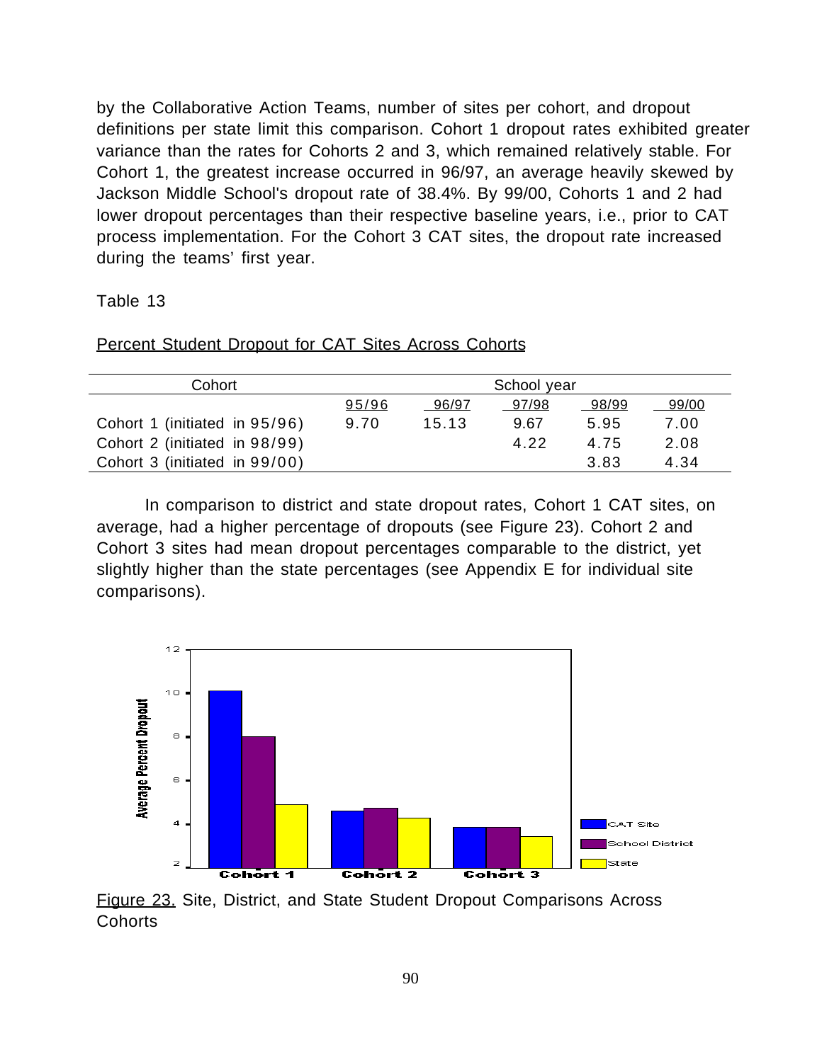by the Collaborative Action Teams, number of sites per cohort, and dropout definitions per state limit this comparison. Cohort 1 dropout rates exhibited greater variance than the rates for Cohorts 2 and 3, which remained relatively stable. For Cohort 1, the greatest increase occurred in 96/97, an average heavily skewed by Jackson Middle School's dropout rate of 38.4%. By 99/00, Cohorts 1 and 2 had lower dropout percentages than their respective baseline years, i.e., prior to CAT process implementation. For the Cohort 3 CAT sites, the dropout rate increased during the teams' first year.

Table 13

Percent Student Dropout for CAT Sites Across Cohorts

| Cohort | School year | | | | |
|---|---|---|---|---|---|
| | 95/96 | 96/97 | 97/98 | 98/99 | 99/00 |
| Cohort 1 (initiated in 95/96) | 9.70 | 15.13 | 9.67 | 5.95 | 7.00 |
| Cohort 2 (initiated in 98/99) | | | 4.22 | 4.75 | 2.08 |
| Cohort 3 (initiated in 99/00) | | | | 3.83 | 4.34 |

In comparison to district and state dropout rates, Cohort 1 CAT sites, on average, had a higher percentage of dropouts (see Figure 23). Cohort 2 and Cohort 3 sites had mean dropout percentages comparable to the district, yet slightly higher than the state percentages (see Appendix E for individual site comparisons).

Figure 23. Site, District, and State Student Dropout Comparisons Across Cohorts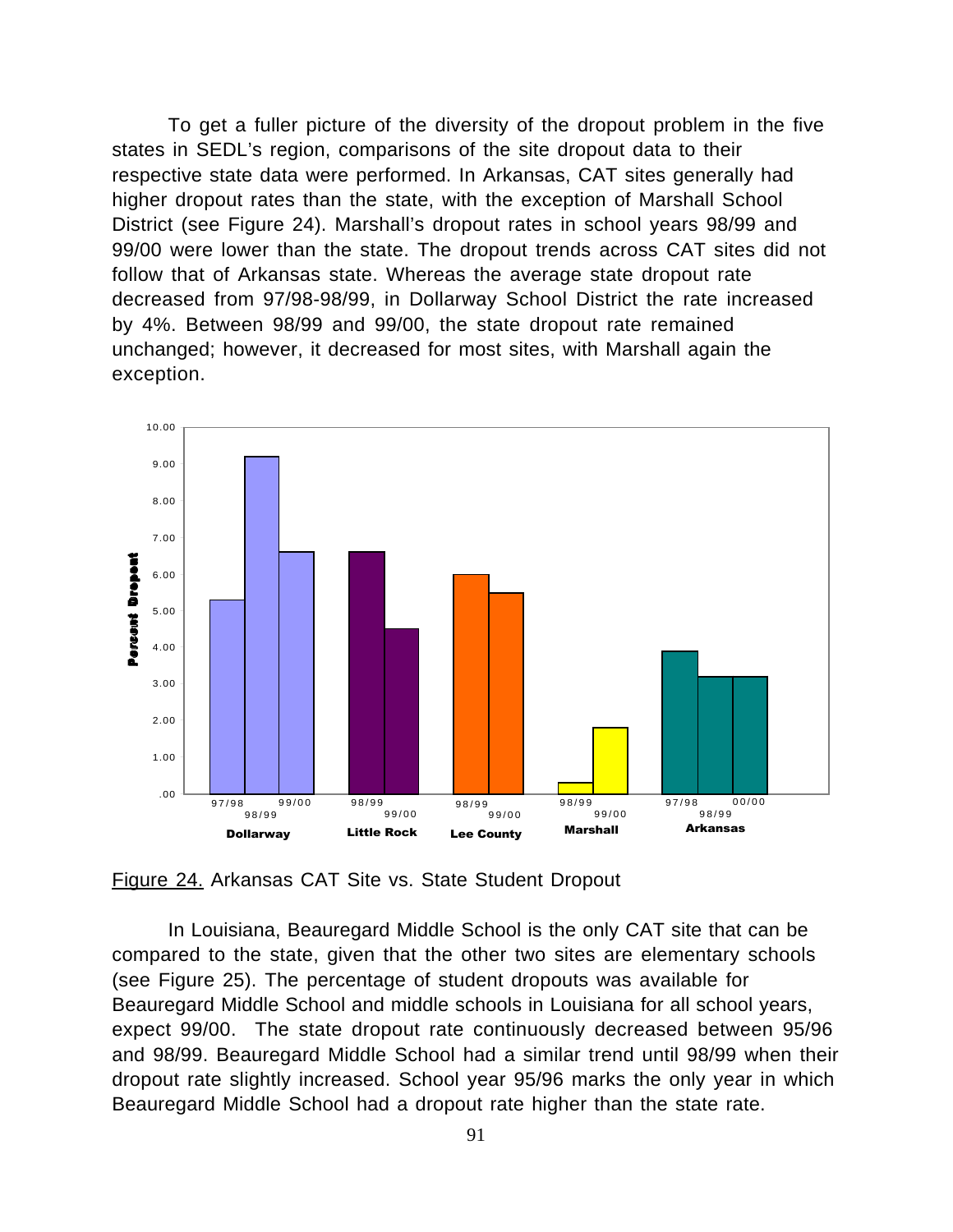To get a fuller picture of the diversity of the dropout problem in the five states in SEDL's region, comparisons of the site dropout data to their respective state data were performed. In Arkansas, CAT sites generally had higher dropout rates than the state, with the exception of Marshall School District (see Figure 24). Marshall's dropout rates in school years 98/99 and 99/00 were lower than the state. The dropout trends across CAT sites did not follow that of Arkansas state. Whereas the average state dropout rate decreased from 97/98-98/99, in Dollarway School District the rate increased by 4%. Between 98/99 and 99/00, the state dropout rate remained unchanged; however, it decreased for most sites, with Marshall again the exception.

Figure 24. Arkansas CAT Site vs. State Student Dropout

In Louisiana, Beauregard Middle School is the only CAT site that can be compared to the state, given that the other two sites are elementary schools (see Figure 25). The percentage of student dropouts was available for Beauregard Middle School and middle schools in Louisiana for all school years, expect 99/00. The state dropout rate continuously decreased between 95/96 and 98/99. Beauregard Middle School had a similar trend until 98/99 when their dropout rate slightly increased. School year 95/96 marks the only year in which Beauregard Middle School had a dropout rate higher than the state rate.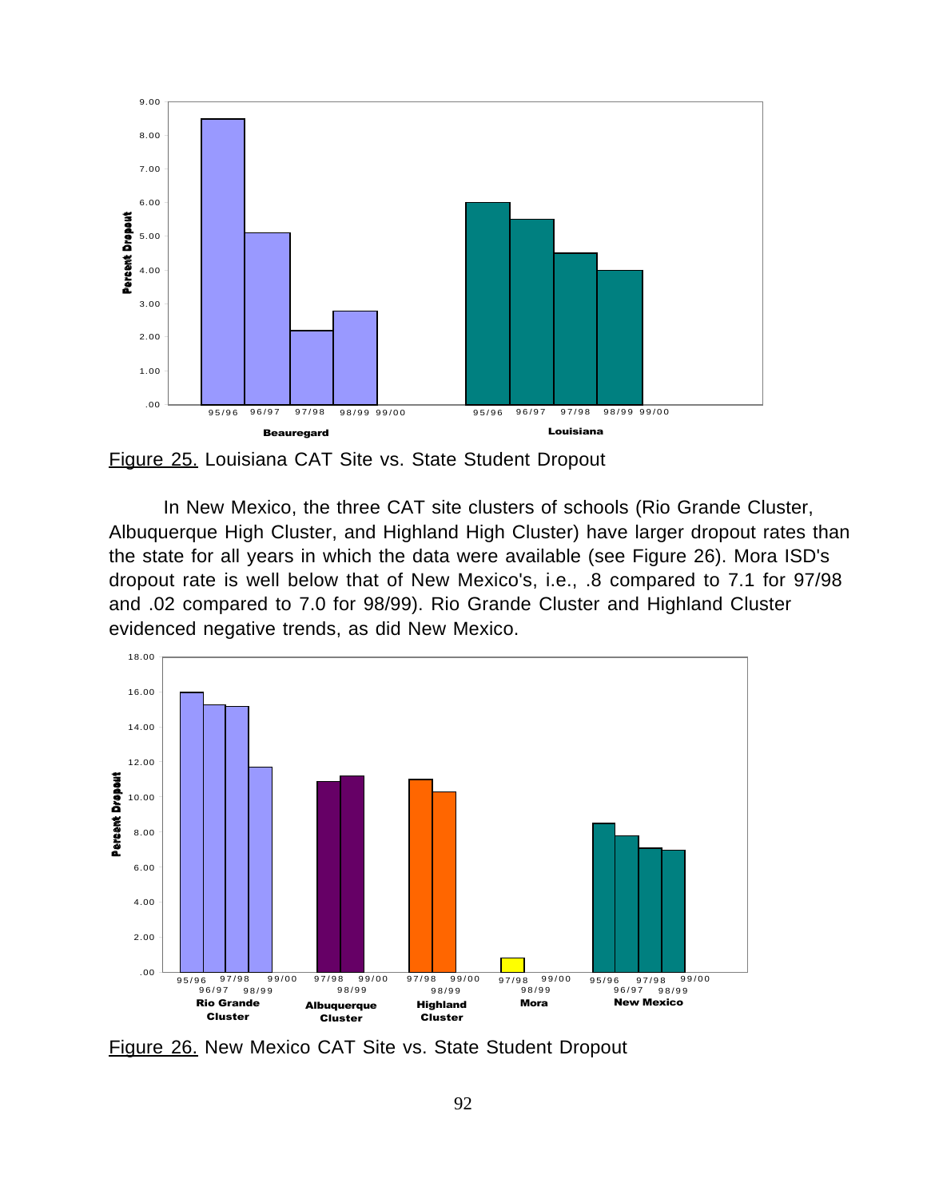Figure 25. Louisiana CAT Site vs. State Student Dropout

In New Mexico, the three CAT site clusters of schools (Rio Grande Cluster, Albuquerque High Cluster, and Highland High Cluster) have larger dropout rates than the state for all years in which the data were available (see Figure 26). Mora ISD's dropout rate is well below that of New Mexico's, i.e., .8 compared to 7.1 for 97/98 and .02 compared to 7.0 for 98/99). Rio Grande Cluster and Highland Cluster evidenced negative trends, as did New Mexico.

Figure 26. New Mexico CAT Site vs. State Student Dropout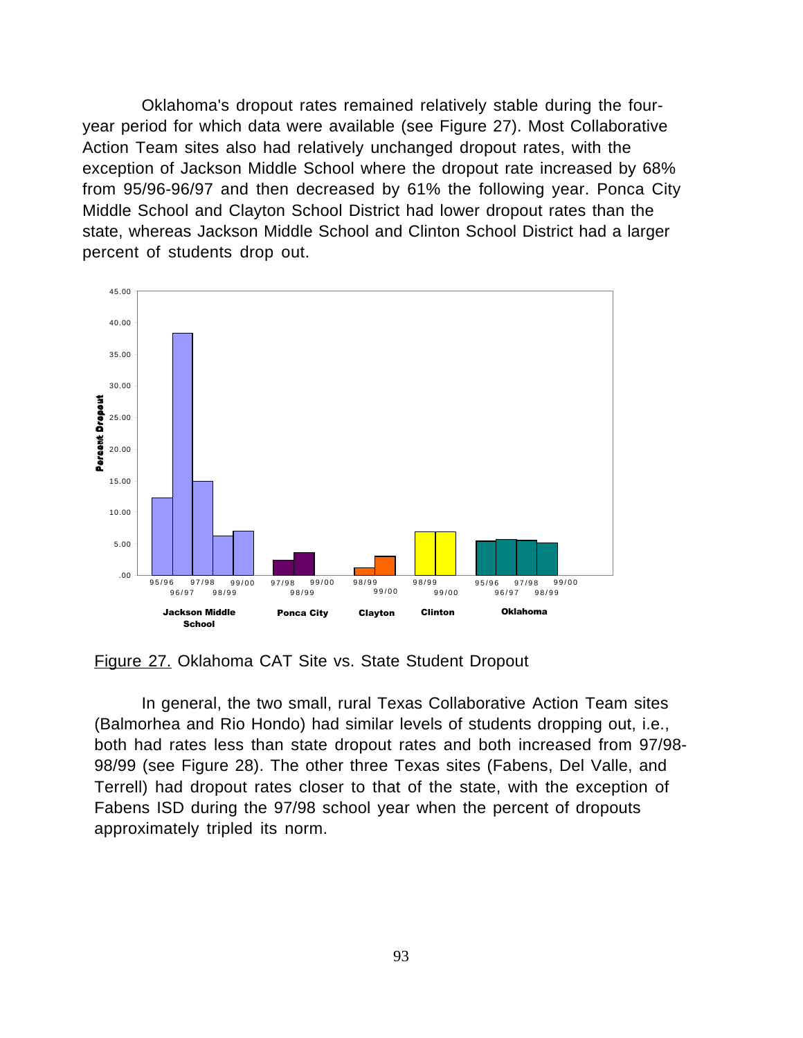Oklahoma's dropout rates remained relatively stable during the four-year period for which data were available (see Figure 27). Most Collaborative Action Team sites also had relatively unchanged dropout rates, with the exception of Jackson Middle School where the dropout rate increased by 68% from 95/96-96/97 and then decreased by 61% the following year. Ponca City Middle School and Clayton School District had lower dropout rates than the state, whereas Jackson Middle School and Clinton School District had a larger percent of students drop out.

Figure 27. Oklahoma CAT Site vs. State Student Dropout

In general, the two small, rural Texas Collaborative Action Team sites (Balmorhea and Rio Hondo) had similar levels of students dropping out, i.e., both had rates less than state dropout rates and both increased from 97/98-98/99 (see Figure 28). The other three Texas sites (Fabens, Del Valle, and Terrell) had dropout rates closer to that of the state, with the exception of Fabens ISD during the 97/98 school year when the percent of dropouts approximately tripled its norm.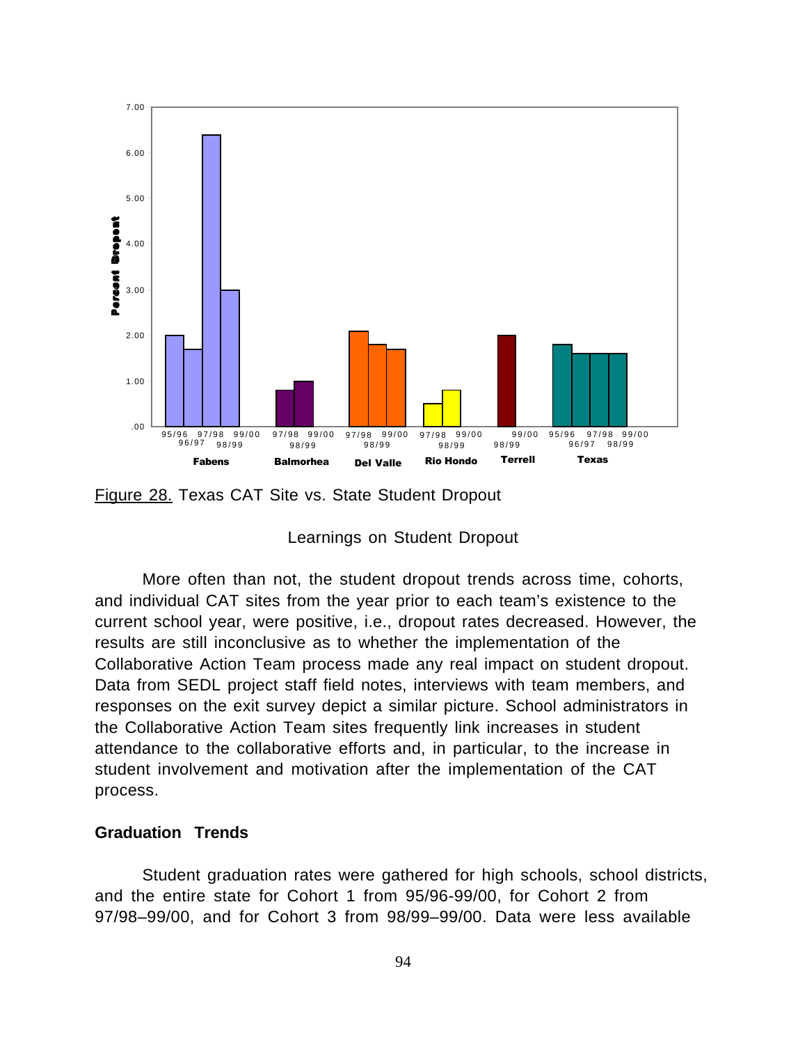Figure 28. Texas CAT Site vs. State Student Dropout

Learnings on Student Dropout

More often than not, the student dropout trends across time, cohorts, and individual CAT sites from the year prior to each team's existence to the current school year, were positive, i.e., dropout rates decreased. However, the results are still inconclusive as to whether the implementation of the Collaborative Action Team process made any real impact on student dropout. Data from SEDL project staff field notes, interviews with team members, and responses on the exit survey depict a similar picture. School administrators in the Collaborative Action Team sites frequently link increases in student attendance to the collaborative efforts and, in particular, to the increase in student involvement and motivation after the implementation of the CAT process.

**Graduation Trends**

Student graduation rates were gathered for high schools, school districts, and the entire state for Cohort 1 from 95/96-99/00, for Cohort 2 from 97/98–99/00, and for Cohort 3 from 98/99–99/00. Data were less available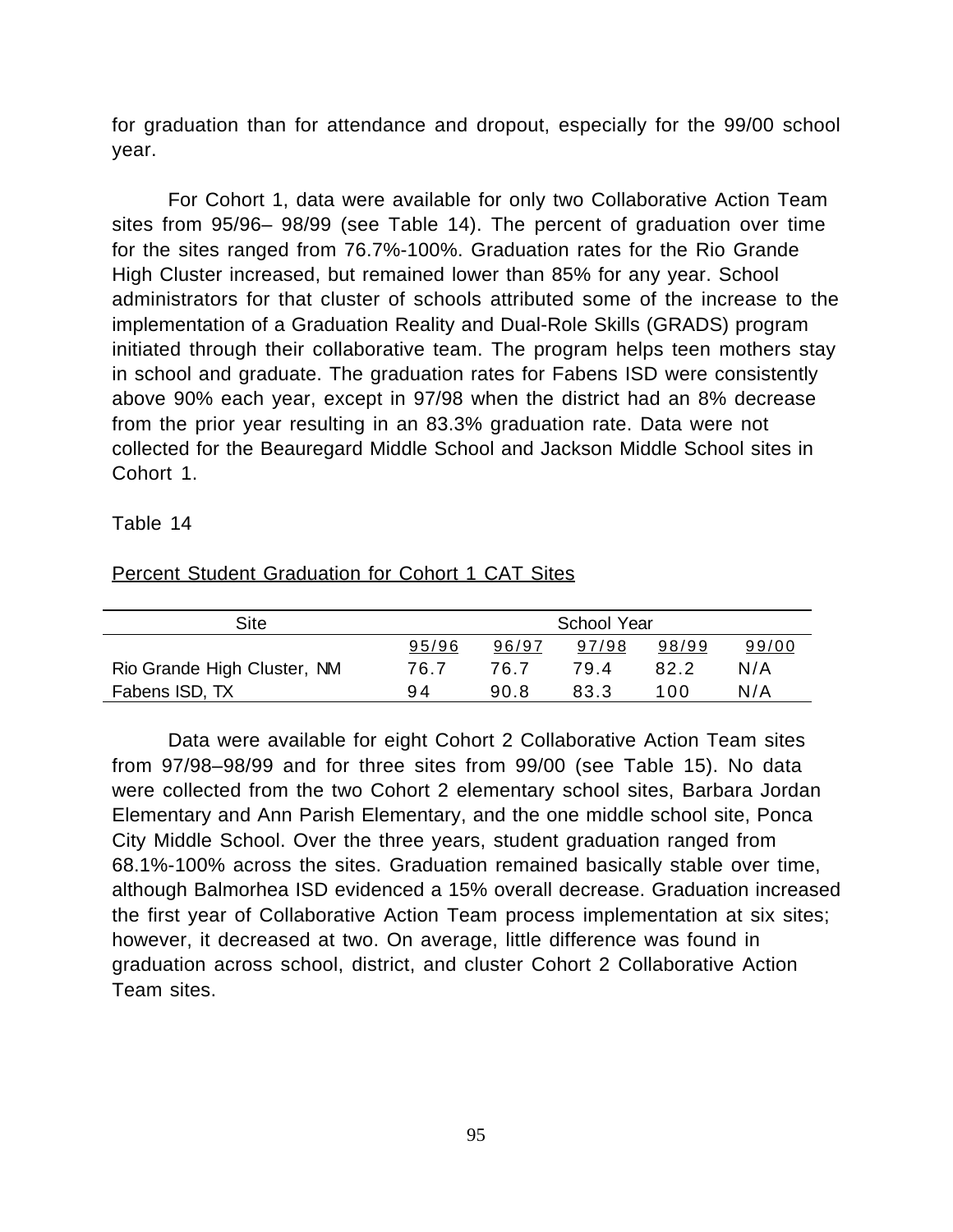for graduation than for attendance and dropout, especially for the 99/00 school year.

For Cohort 1, data were available for only two Collaborative Action Team sites from 95/96– 98/99 (see Table 14). The percent of graduation over time for the sites ranged from 76.7%-100%. Graduation rates for the Rio Grande High Cluster increased, but remained lower than 85% for any year. School administrators for that cluster of schools attributed some of the increase to the implementation of a Graduation Reality and Dual-Role Skills (GRADS) program initiated through their collaborative team. The program helps teen mothers stay in school and graduate. The graduation rates for Fabens ISD were consistently above 90% each year, except in 97/98 when the district had an 8% decrease from the prior year resulting in an 83.3% graduation rate. Data were not collected for the Beauregard Middle School and Jackson Middle School sites in Cohort 1.

Table 14

Percent Student Graduation for Cohort 1 CAT Sites

| Site | School Year | | | | |
|---|---|---|---|---|---|
| | 95/96 | 96/97 | 97/98 | 98/99 | 99/00 |
| Rio Grande High Cluster, NM | 76.7 | 76.7 | 79.4 | 82.2 | N/A |
| Fabens ISD, TX | 94 | 90.8 | 83.3 | 100 | N/A |

Data were available for eight Cohort 2 Collaborative Action Team sites from 97/98–98/99 and for three sites from 99/00 (see Table 15). No data were collected from the two Cohort 2 elementary school sites, Barbara Jordan Elementary and Ann Parish Elementary, and the one middle school site, Ponca City Middle School. Over the three years, student graduation ranged from 68.1%-100% across the sites. Graduation remained basically stable over time, although Balmorhea ISD evidenced a 15% overall decrease. Graduation increased the first year of Collaborative Action Team process implementation at six sites; however, it decreased at two. On average, little difference was found in graduation across school, district, and cluster Cohort 2 Collaborative Action Team sites.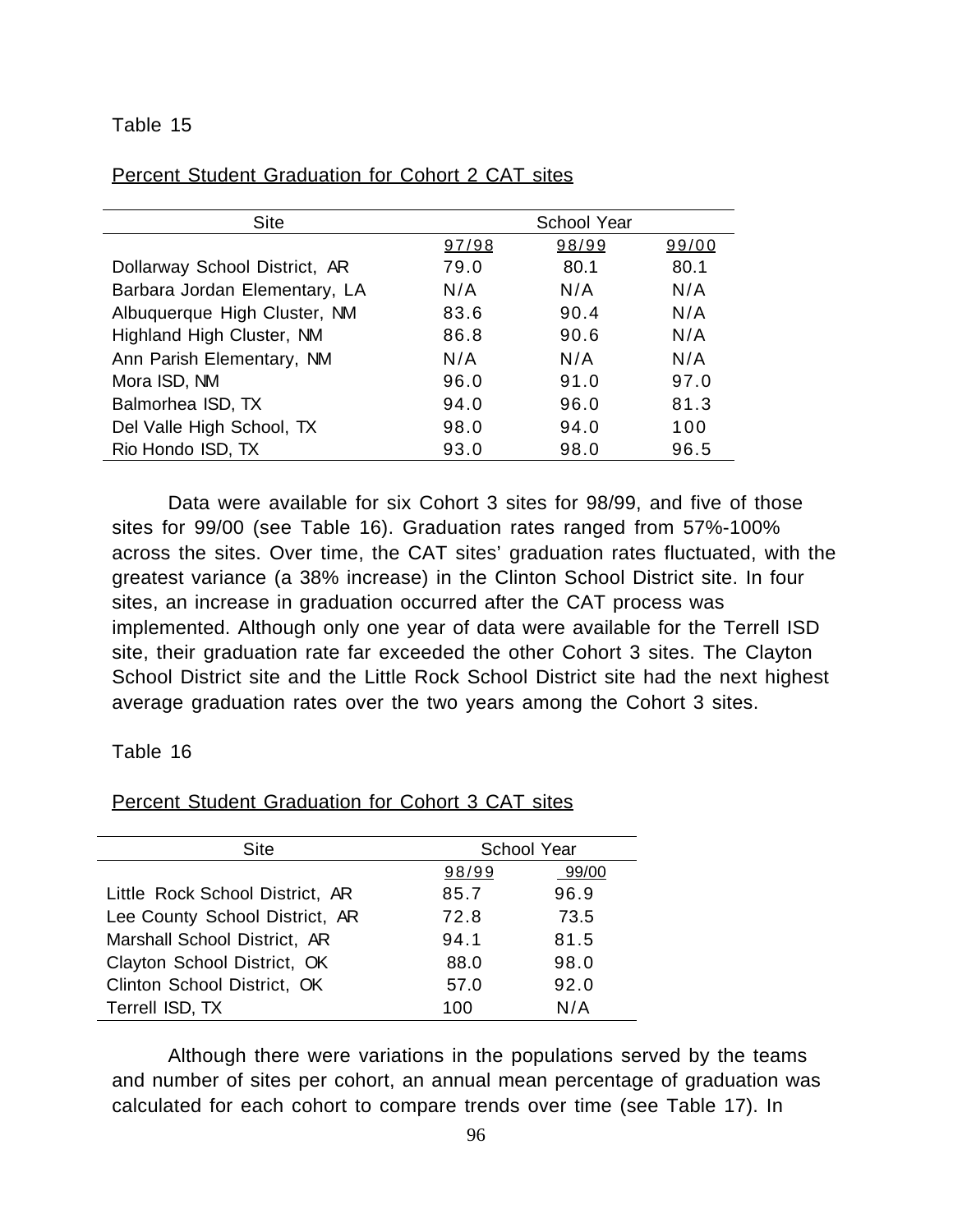Table 15

Percent Student Graduation for Cohort 2 CAT sites

| Site | School Year | | |
|---|---|---|---|
| | 97/98 | 98/99 | 99/00 |
| Dollarway School District, AR | 79.0 | 80.1 | 80.1 |
| Barbara Jordan Elementary, LA | N/A | N/A | N/A |
| Albuquerque High Cluster, NM | 83.6 | 90.4 | N/A |
| Highland High Cluster, NM | 86.8 | 90.6 | N/A |
| Ann Parish Elementary, NM | N/A | N/A | N/A |
| Mora ISD, NM | 96.0 | 91.0 | 97.0 |
| Balmorhea ISD, TX | 94.0 | 96.0 | 81.3 |
| Del Valle High School, TX | 98.0 | 94.0 | 100 |
| Rio Hondo ISD, TX | 93.0 | 98.0 | 96.5 |

Data were available for six Cohort 3 sites for 98/99, and five of those sites for 99/00 (see Table 16). Graduation rates ranged from 57%-100% across the sites. Over time, the CAT sites' graduation rates fluctuated, with the greatest variance (a 38% increase) in the Clinton School District site. In four sites, an increase in graduation occurred after the CAT process was implemented. Although only one year of data were available for the Terrell ISD site, their graduation rate far exceeded the other Cohort 3 sites. The Clayton School District site and the Little Rock School District site had the next highest average graduation rates over the two years among the Cohort 3 sites.

Table 16

Percent Student Graduation for Cohort 3 CAT sites

| Site | School Year | |
|---|---|---|
| | 98/99 | 99/00 |
| Little Rock School District, AR | 85.7 | 96.9 |
| Lee County School District, AR | 72.8 | 73.5 |
| Marshall School District, AR | 94.1 | 81.5 |
| Clayton School District, OK | 88.0 | 98.0 |
| Clinton School District, OK | 57.0 | 92.0 |
| Terrell ISD, TX | 100 | N/A |

Although there were variations in the populations served by the teams and number of sites per cohort, an annual mean percentage of graduation was calculated for each cohort to compare trends over time (see Table 17). In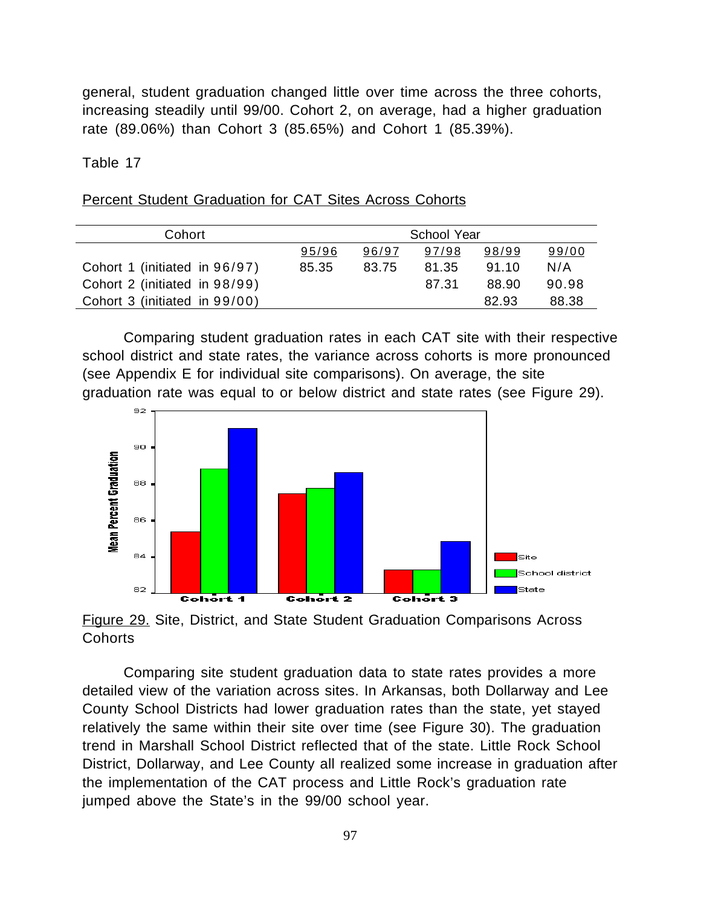general, student graduation changed little over time across the three cohorts, increasing steadily until 99/00. Cohort 2, on average, had a higher graduation rate (89.06%) than Cohort 3 (85.65%) and Cohort 1 (85.39%).

Table 17

Percent Student Graduation for CAT Sites Across Cohorts

| Cohort | School Year | | | | |
|---|---|---|---|---|---|
| | 95/96 | 96/97 | 97/98 | 98/99 | 99/00 |
| Cohort 1 (initiated in 96/97) | 85.35 | 83.75 | 81.35 | 91.10 | N/A |
| Cohort 2 (initiated in 98/99) | | | 87.31 | 88.90 | 90.98 |
| Cohort 3 (initiated in 99/00) | | | | 82.93 | 88.38 |

Comparing student graduation rates in each CAT site with their respective school district and state rates, the variance across cohorts is more pronounced (see Appendix E for individual site comparisons). On average, the site graduation rate was equal to or below district and state rates (see Figure 29).

Figure 29. Site, District, and State Student Graduation Comparisons Across Cohorts

Comparing site student graduation data to state rates provides a more detailed view of the variation across sites. In Arkansas, both Dollarway and Lee County School Districts had lower graduation rates than the state, yet stayed relatively the same within their site over time (see Figure 30). The graduation trend in Marshall School District reflected that of the state. Little Rock School District, Dollarway, and Lee County all realized some increase in graduation after the implementation of the CAT process and Little Rock's graduation rate jumped above the State's in the 99/00 school year.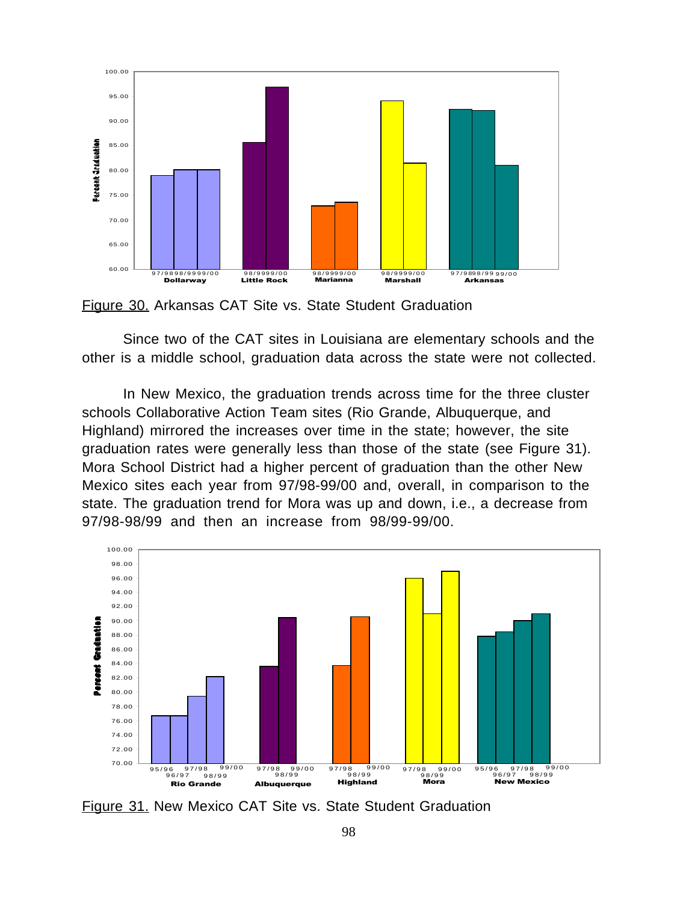Figure 30. Arkansas CAT Site vs. State Student Graduation

Since two of the CAT sites in Louisiana are elementary schools and the other is a middle school, graduation data across the state were not collected.

In New Mexico, the graduation trends across time for the three cluster schools Collaborative Action Team sites (Rio Grande, Albuquerque, and Highland) mirrored the increases over time in the state; however, the site graduation rates were generally less than those of the state (see Figure 31). Mora School District had a higher percent of graduation than the other New Mexico sites each year from 97/98-99/00 and, overall, in comparison to the state. The graduation trend for Mora was up and down, i.e., a decrease from 97/98-98/99 and then an increase from 98/99-99/00.

Figure 31. New Mexico CAT Site vs. State Student Graduation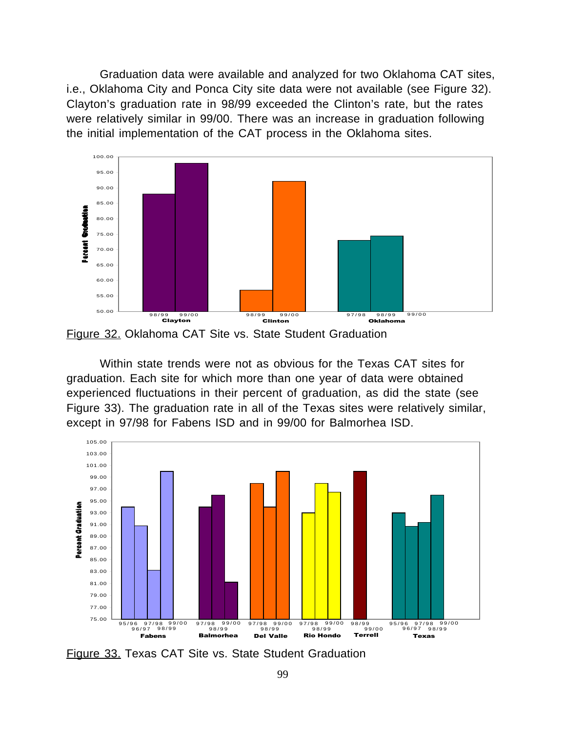Graduation data were available and analyzed for two Oklahoma CAT sites, i.e., Oklahoma City and Ponca City site data were not available (see Figure 32). Clayton's graduation rate in 98/99 exceeded the Clinton's rate, but the rates were relatively similar in 99/00. There was an increase in graduation following the initial implementation of the CAT process in the Oklahoma sites.

Figure 32. Oklahoma CAT Site vs. State Student Graduation

Within state trends were not as obvious for the Texas CAT sites for graduation. Each site for which more than one year of data were obtained experienced fluctuations in their percent of graduation, as did the state (see Figure 33). The graduation rate in all of the Texas sites were relatively similar, except in 97/98 for Fabens ISD and in 99/00 for Balmorhea ISD.

Figure 33. Texas CAT Site vs. State Student Graduation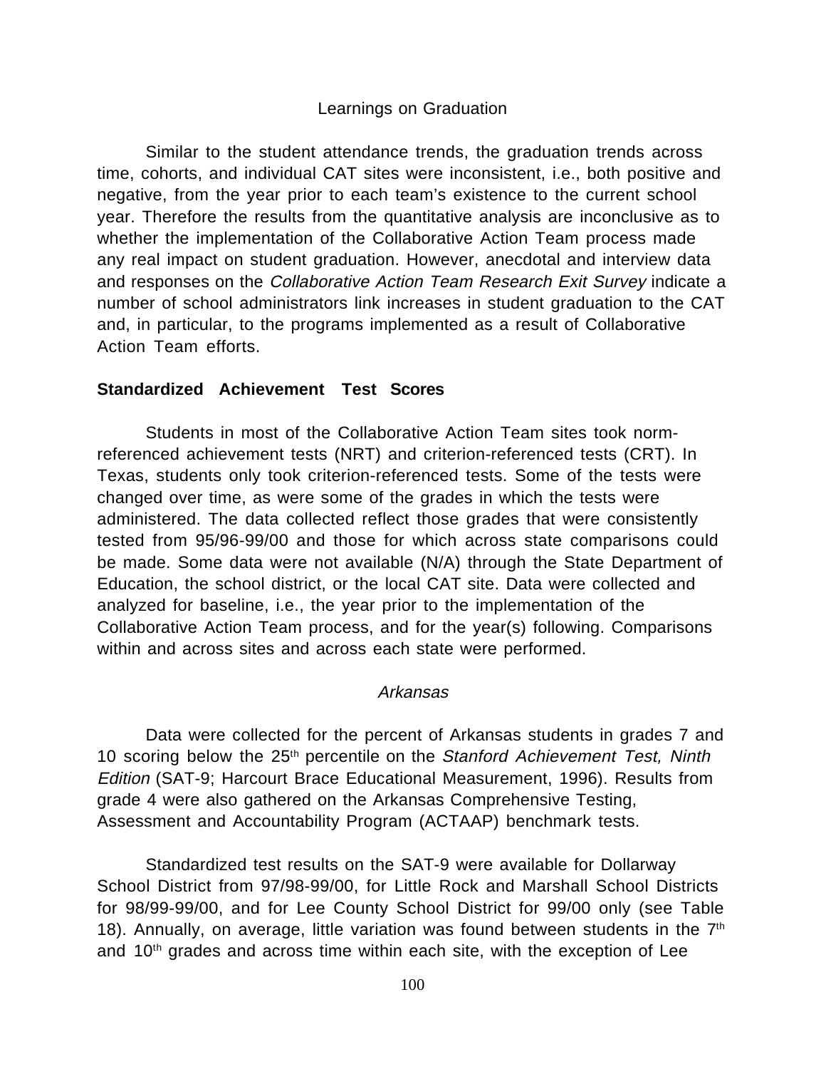### Learnings on Graduation

Similar to the student attendance trends, the graduation trends across time, cohorts, and individual CAT sites were inconsistent, i.e., both positive and negative, from the year prior to each team's existence to the current school year. Therefore the results from the quantitative analysis are inconclusive as to whether the implementation of the Collaborative Action Team process made any real impact on student graduation. However, anecdotal and interview data and responses on the *Collaborative Action Team Research Exit Survey* indicate a number of school administrators link increases in student graduation to the CAT and, in particular, to the programs implemented as a result of Collaborative Action Team efforts.

## Standardized Achievement Test Scores

Students in most of the Collaborative Action Team sites took norm-referenced achievement tests (NRT) and criterion-referenced tests (CRT). In Texas, students only took criterion-referenced tests. Some of the tests were changed over time, as were some of the grades in which the tests were administered. The data collected reflect those grades that were consistently tested from 95/96-99/00 and those for which across state comparisons could be made. Some data were not available (N/A) through the State Department of Education, the school district, or the local CAT site. Data were collected and analyzed for baseline, i.e., the year prior to the implementation of the Collaborative Action Team process, and for the year(s) following. Comparisons within and across sites and across each state were performed.

### *Arkansas*

Data were collected for the percent of Arkansas students in grades 7 and 10 scoring below the 25th percentile on the *Stanford Achievement Test, Ninth Edition* (SAT-9; Harcourt Brace Educational Measurement, 1996). Results from grade 4 were also gathered on the Arkansas Comprehensive Testing, Assessment and Accountability Program (ACTAAP) benchmark tests.

Standardized test results on the SAT-9 were available for Dollarway School District from 97/98-99/00, for Little Rock and Marshall School Districts for 98/99-99/00, and for Lee County School District for 99/00 only (see Table 18). Annually, on average, little variation was found between students in the 7th and 10th grades and across time within each site, with the exception of Lee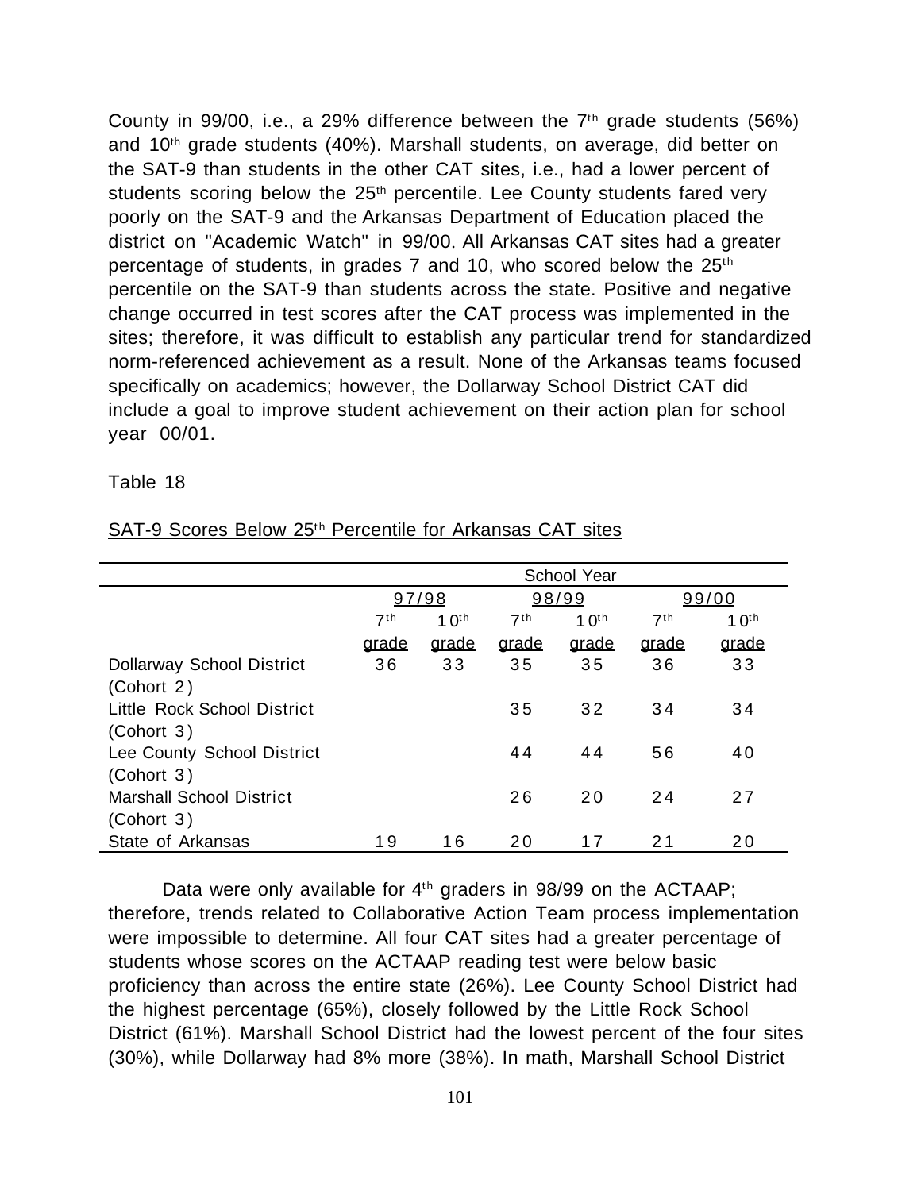County in 99/00, i.e., a 29% difference between the 7th grade students (56%) and 10th grade students (40%). Marshall students, on average, did better on the SAT-9 than students in the other CAT sites, i.e., had a lower percent of students scoring below the 25th percentile. Lee County students fared very poorly on the SAT-9 and the Arkansas Department of Education placed the district on "Academic Watch" in 99/00. All Arkansas CAT sites had a greater percentage of students, in grades 7 and 10, who scored below the 25th percentile on the SAT-9 than students across the state. Positive and negative change occurred in test scores after the CAT process was implemented in the sites; therefore, it was difficult to establish any particular trend for standardized norm-referenced achievement as a result. None of the Arkansas teams focused specifically on academics; however, the Dollarway School District CAT did include a goal to improve student achievement on their action plan for school year 00/01.

Table 18

SAT-9 Scores Below 25th Percentile for Arkansas CAT sites

| | School Year | | | | | |
|---|---|---|---|---|---|---|
| | 97/98 | | 98/99 | | 99/00 | |
| | 7th grade | 10th grade | 7th grade | 10th grade | 7th grade | 10th grade |
| Dollarway School District (Cohort 2) | 36 | 33 | 35 | 35 | 36 | 33 |
| Little Rock School District (Cohort 3) | | | 35 | 32 | 34 | 34 |
| Lee County School District (Cohort 3) | | | 44 | 44 | 56 | 40 |
| Marshall School District (Cohort 3) | | | 26 | 20 | 24 | 27 |
| State of Arkansas | 19 | 16 | 20 | 17 | 21 | 20 |

Data were only available for 4th graders in 98/99 on the ACTAAP; therefore, trends related to Collaborative Action Team process implementation were impossible to determine. All four CAT sites had a greater percentage of students whose scores on the ACTAAP reading test were below basic proficiency than across the entire state (26%). Lee County School District had the highest percentage (65%), closely followed by the Little Rock School District (61%). Marshall School District had the lowest percent of the four sites (30%), while Dollarway had 8% more (38%). In math, Marshall School District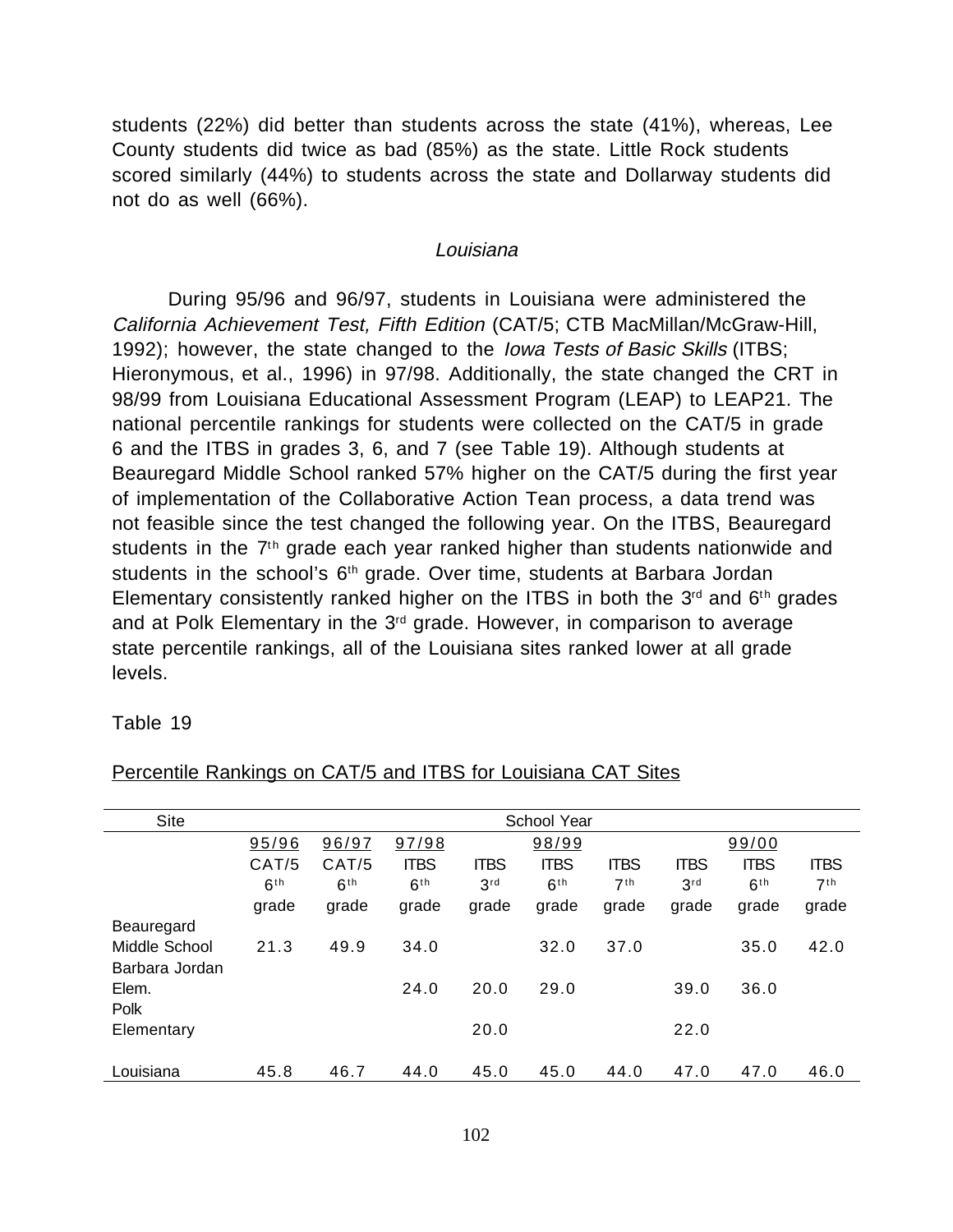students (22%) did better than students across the state (41%), whereas, Lee County students did twice as bad (85%) as the state. Little Rock students scored similarly (44%) to students across the state and Dollarway students did not do as well (66%).

### *Louisiana*

During 95/96 and 96/97, students in Louisiana were administered the *California Achievement Test, Fifth Edition* (CAT/5; CTB MacMillan/McGraw-Hill, 1992); however, the state changed to the *Iowa Tests of Basic Skills* (ITBS; Hieronymous, et al., 1996) in 97/98. Additionally, the state changed the CRT in 98/99 from Louisiana Educational Assessment Program (LEAP) to LEAP21. The national percentile rankings for students were collected on the CAT/5 in grade 6 and the ITBS in grades 3, 6, and 7 (see Table 19). Although students at Beauregard Middle School ranked 57% higher on the CAT/5 during the first year of implementation of the Collaborative Action Tean process, a data trend was not feasible since the test changed the following year. On the ITBS, Beauregard students in the 7th grade each year ranked higher than students nationwide and students in the school's 6th grade. Over time, students at Barbara Jordan Elementary consistently ranked higher on the ITBS in both the 3rd and 6th grades and at Polk Elementary in the 3rd grade. However, in comparison to average state percentile rankings, all of the Louisiana sites ranked lower at all grade levels.

Table 19

Percentile Rankings on CAT/5 and ITBS for Louisiana CAT Sites

| Site | School Year | | | | | | | | |
|---|---|---|---|---|---|---|---|---|---|
| | 95/96 | 96/97 | 97/98 | | 98/99 | | | 99/00 | |
| | CAT/5 6th grade | CAT/5 6th grade | ITBS 6th grade | ITBS 3rd grade | ITBS 6th grade | ITBS 7th grade | ITBS 3rd grade | ITBS 6th grade | ITBS 7th grade |
| Beauregard Middle School | 21.3 | 49.9 | 34.0 | | 32.0 | 37.0 | | 35.0 | 42.0 |
| Barbara Jordan Elem. | | | 24.0 | 20.0 | 29.0 | | 39.0 | 36.0 | |
| Polk Elementary | | | | 20.0 | | | 22.0 | | |
| Louisiana | 45.8 | 46.7 | 44.0 | 45.0 | 45.0 | 44.0 | 47.0 | 47.0 | 46.0 |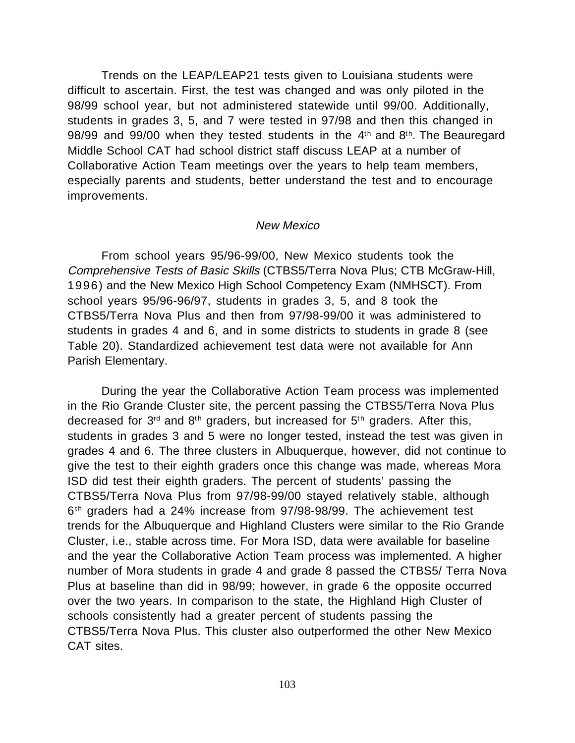Trends on the LEAP/LEAP21 tests given to Louisiana students were difficult to ascertain. First, the test was changed and was only piloted in the 98/99 school year, but not administered statewide until 99/00. Additionally, students in grades 3, 5, and 7 were tested in 97/98 and then this changed in 98/99 and 99/00 when they tested students in the 4th and 8th. The Beauregard Middle School CAT had school district staff discuss LEAP at a number of Collaborative Action Team meetings over the years to help team members, especially parents and students, better understand the test and to encourage improvements.

### *New Mexico*

From school years 95/96-99/00, New Mexico students took the *Comprehensive Tests of Basic Skills* (CTBS5/Terra Nova Plus; CTB McGraw-Hill, 1996) and the New Mexico High School Competency Exam (NMHSCT). From school years 95/96-96/97, students in grades 3, 5, and 8 took the CTBS5/Terra Nova Plus and then from 97/98-99/00 it was administered to students in grades 4 and 6, and in some districts to students in grade 8 (see Table 20). Standardized achievement test data were not available for Ann Parish Elementary.

During the year the Collaborative Action Team process was implemented in the Rio Grande Cluster site, the percent passing the CTBS5/Terra Nova Plus decreased for 3rd and 8th graders, but increased for 5th graders. After this, students in grades 3 and 5 were no longer tested, instead the test was given in grades 4 and 6. The three clusters in Albuquerque, however, did not continue to give the test to their eighth graders once this change was made, whereas Mora ISD did test their eighth graders. The percent of students' passing the CTBS5/Terra Nova Plus from 97/98-99/00 stayed relatively stable, although 6th graders had a 24% increase from 97/98-98/99. The achievement test trends for the Albuquerque and Highland Clusters were similar to the Rio Grande Cluster, i.e., stable across time. For Mora ISD, data were available for baseline and the year the Collaborative Action Team process was implemented. A higher number of Mora students in grade 4 and grade 8 passed the CTBS5/ Terra Nova Plus at baseline than did in 98/99; however, in grade 6 the opposite occurred over the two years. In comparison to the state, the Highland High Cluster of schools consistently had a greater percent of students passing the CTBS5/Terra Nova Plus. This cluster also outperformed the other New Mexico CAT sites.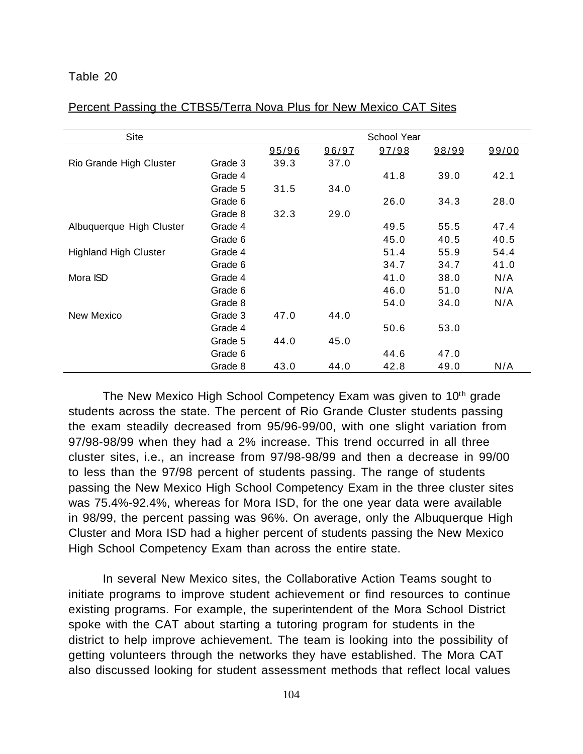Table 20

Percent Passing the CTBS5/Terra Nova Plus for New Mexico CAT Sites

| Site | | School Year | | | | |
|---|---|---|---|---|---|---|
| | | 95/96 | 96/97 | 97/98 | 98/99 | 99/00 |
| Rio Grande High Cluster | Grade 3 | 39.3 | 37.0 | | | |
| | Grade 4 | | | 41.8 | 39.0 | 42.1 |
| | Grade 5 | 31.5 | 34.0 | | | |
| | Grade 6 | | | 26.0 | 34.3 | 28.0 |
| | Grade 8 | 32.3 | 29.0 | | | |
| Albuquerque High Cluster | Grade 4 | | | 49.5 | 55.5 | 47.4 |
| | Grade 6 | | | 45.0 | 40.5 | 40.5 |
| Highland High Cluster | Grade 4 | | | 51.4 | 55.9 | 54.4 |
| | Grade 6 | | | 34.7 | 34.7 | 41.0 |
| Mora ISD | Grade 4 | | | 41.0 | 38.0 | N/A |
| | Grade 6 | | | 46.0 | 51.0 | N/A |
| | Grade 8 | | | 54.0 | 34.0 | N/A |
| New Mexico | Grade 3 | 47.0 | 44.0 | | | |
| | Grade 4 | | | 50.6 | 53.0 | |
| | Grade 5 | 44.0 | 45.0 | | | |
| | Grade 6 | | | 44.6 | 47.0 | |
| | Grade 8 | 43.0 | 44.0 | 42.8 | 49.0 | N/A |

The New Mexico High School Competency Exam was given to 10th grade students across the state. The percent of Rio Grande Cluster students passing the exam steadily decreased from 95/96-99/00, with one slight variation from 97/98-98/99 when they had a 2% increase. This trend occurred in all three cluster sites, i.e., an increase from 97/98-98/99 and then a decrease in 99/00 to less than the 97/98 percent of students passing. The range of students passing the New Mexico High School Competency Exam in the three cluster sites was 75.4%-92.4%, whereas for Mora ISD, for the one year data were available in 98/99, the percent passing was 96%. On average, only the Albuquerque High Cluster and Mora ISD had a higher percent of students passing the New Mexico High School Competency Exam than across the entire state.

In several New Mexico sites, the Collaborative Action Teams sought to initiate programs to improve student achievement or find resources to continue existing programs. For example, the superintendent of the Mora School District spoke with the CAT about starting a tutoring program for students in the district to help improve achievement. The team is looking into the possibility of getting volunteers through the networks they have established. The Mora CAT also discussed looking for student assessment methods that reflect local values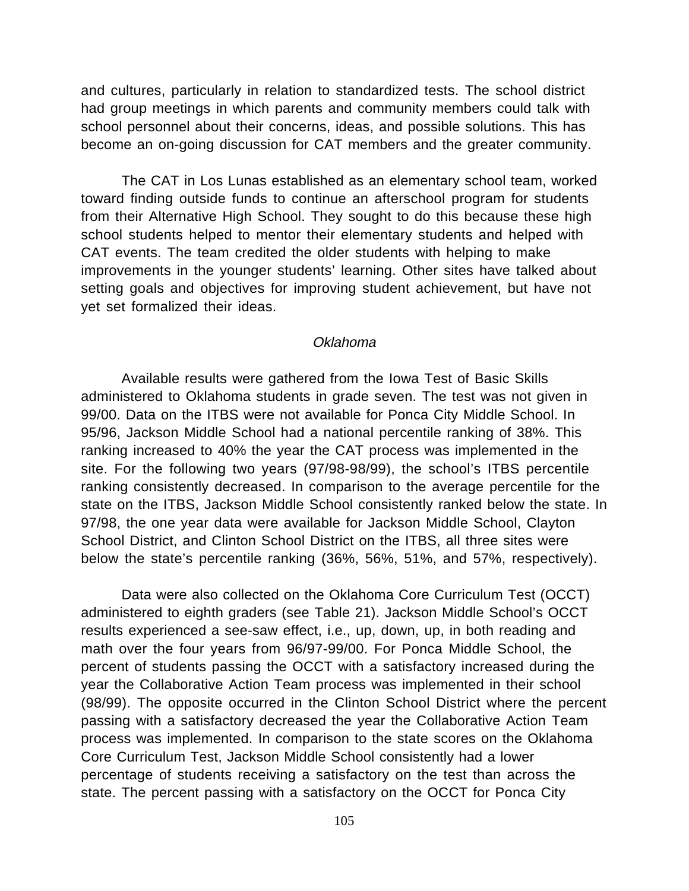and cultures, particularly in relation to standardized tests. The school district had group meetings in which parents and community members could talk with school personnel about their concerns, ideas, and possible solutions. This has become an on-going discussion for CAT members and the greater community.

The CAT in Los Lunas established as an elementary school team, worked toward finding outside funds to continue an afterschool program for students from their Alternative High School. They sought to do this because these high school students helped to mentor their elementary students and helped with CAT events. The team credited the older students with helping to make improvements in the younger students' learning. Other sites have talked about setting goals and objectives for improving student achievement, but have not yet set formalized their ideas.

*Oklahoma*

Available results were gathered from the Iowa Test of Basic Skills administered to Oklahoma students in grade seven. The test was not given in 99/00. Data on the ITBS were not available for Ponca City Middle School. In 95/96, Jackson Middle School had a national percentile ranking of 38%. This ranking increased to 40% the year the CAT process was implemented in the site. For the following two years (97/98-98/99), the school's ITBS percentile ranking consistently decreased. In comparison to the average percentile for the state on the ITBS, Jackson Middle School consistently ranked below the state. In 97/98, the one year data were available for Jackson Middle School, Clayton School District, and Clinton School District on the ITBS, all three sites were below the state's percentile ranking (36%, 56%, 51%, and 57%, respectively).

Data were also collected on the Oklahoma Core Curriculum Test (OCCT) administered to eighth graders (see Table 21). Jackson Middle School's OCCT results experienced a see-saw effect, i.e., up, down, up, in both reading and math over the four years from 96/97-99/00. For Ponca Middle School, the percent of students passing the OCCT with a satisfactory increased during the year the Collaborative Action Team process was implemented in their school (98/99). The opposite occurred in the Clinton School District where the percent passing with a satisfactory decreased the year the Collaborative Action Team process was implemented. In comparison to the state scores on the Oklahoma Core Curriculum Test, Jackson Middle School consistently had a lower percentage of students receiving a satisfactory on the test than across the state. The percent passing with a satisfactory on the OCCT for Ponca City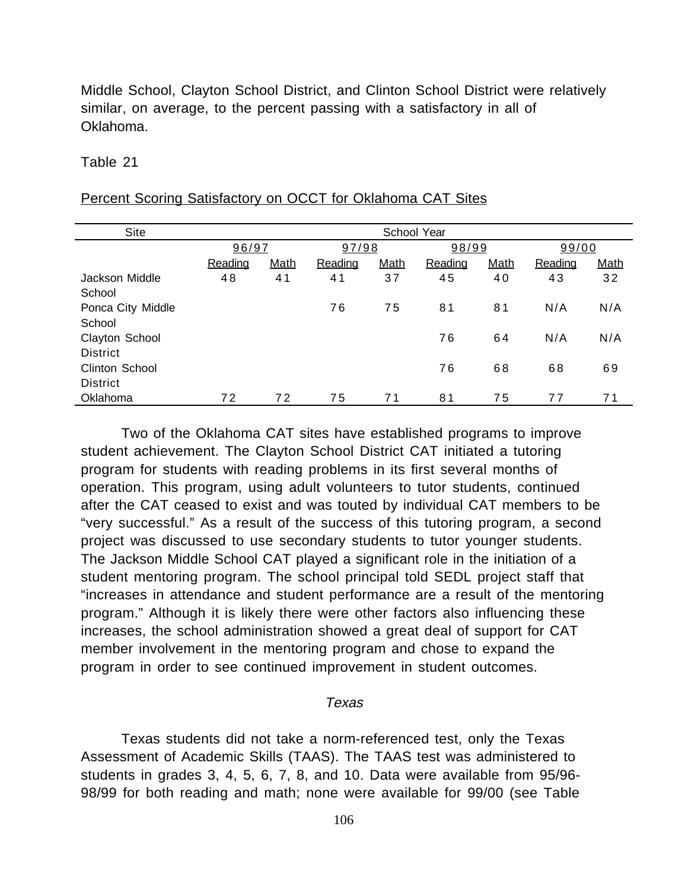Middle School, Clayton School District, and Clinton School District were relatively similar, on average, to the percent passing with a satisfactory in all of Oklahoma.

Table 21

Percent Scoring Satisfactory on OCCT for Oklahoma CAT Sites

| Site | School Year | | | | | | | |
|---|---|---|---|---|---|---|---|---|
| | 96/97 | | 97/98 | | 98/99 | | 99/00 | |
| | Reading | Math | Reading | Math | Reading | Math | Reading | Math |
| Jackson Middle School | 48 | 41 | 41 | 37 | 45 | 40 | 43 | 32 |
| Ponca City Middle School | | | 76 | 75 | 81 | 81 | N/A | N/A |
| Clayton School District | | | | | 76 | 64 | N/A | N/A |
| Clinton School District | | | | | 76 | 68 | 68 | 69 |
| Oklahoma | 72 | 72 | 75 | 71 | 81 | 75 | 77 | 71 |

Two of the Oklahoma CAT sites have established programs to improve student achievement. The Clayton School District CAT initiated a tutoring program for students with reading problems in its first several months of operation. This program, using adult volunteers to tutor students, continued after the CAT ceased to exist and was touted by individual CAT members to be "very successful." As a result of the success of this tutoring program, a second project was discussed to use secondary students to tutor younger students. The Jackson Middle School CAT played a significant role in the initiation of a student mentoring program. The school principal told SEDL project staff that "increases in attendance and student performance are a result of the mentoring program." Although it is likely there were other factors also influencing these increases, the school administration showed a great deal of support for CAT member involvement in the mentoring program and chose to expand the program in order to see continued improvement in student outcomes.

### *Texas*

Texas students did not take a norm-referenced test, only the Texas Assessment of Academic Skills (TAAS). The TAAS test was administered to students in grades 3, 4, 5, 6, 7, 8, and 10. Data were available from 95/96-98/99 for both reading and math; none were available for 99/00 (see Table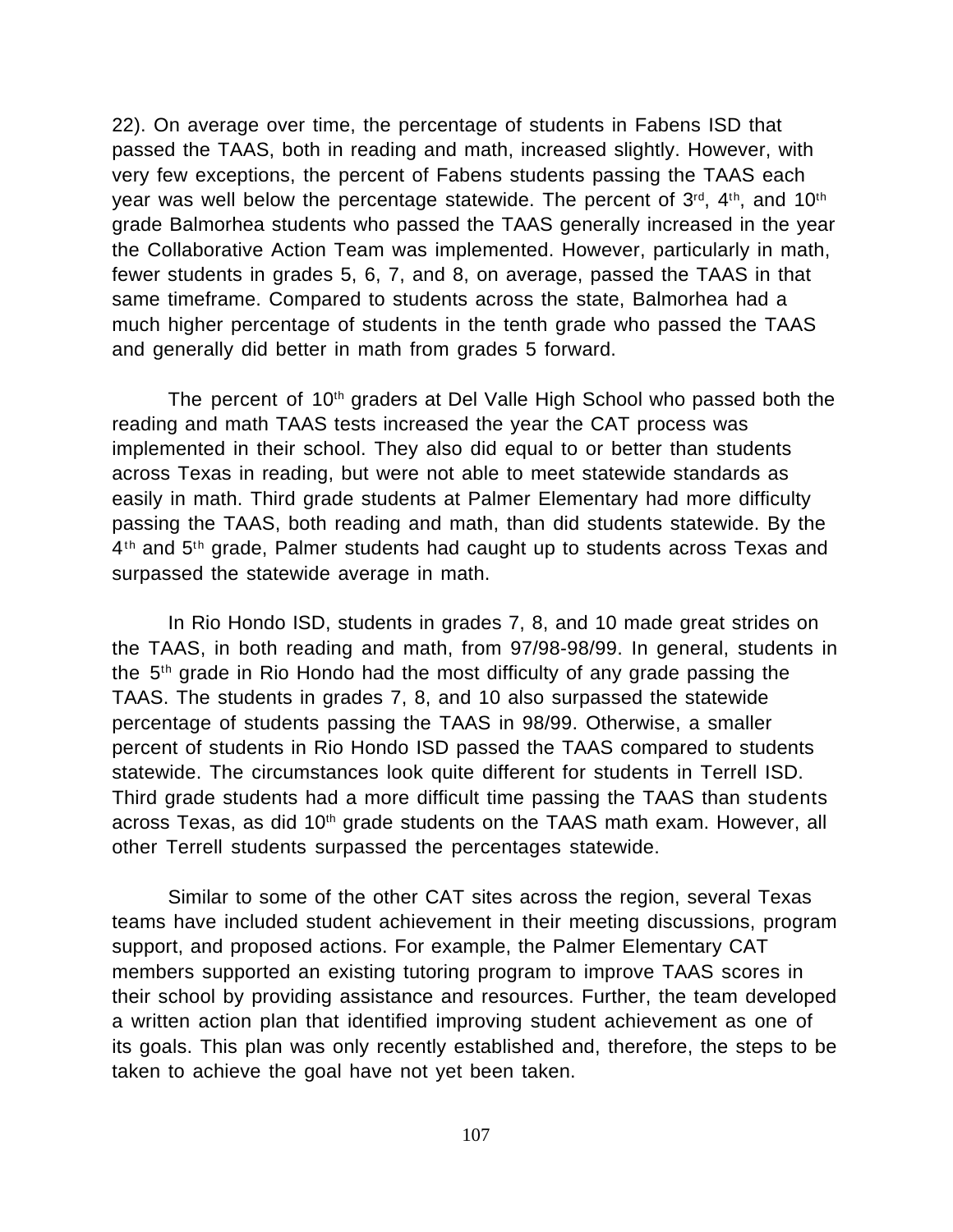22). On average over time, the percentage of students in Fabens ISD that passed the TAAS, both in reading and math, increased slightly. However, with very few exceptions, the percent of Fabens students passing the TAAS each year was well below the percentage statewide. The percent of 3rd, 4th, and 10th grade Balmorhea students who passed the TAAS generally increased in the year the Collaborative Action Team was implemented. However, particularly in math, fewer students in grades 5, 6, 7, and 8, on average, passed the TAAS in that same timeframe. Compared to students across the state, Balmorhea had a much higher percentage of students in the tenth grade who passed the TAAS and generally did better in math from grades 5 forward.

The percent of 10th graders at Del Valle High School who passed both the reading and math TAAS tests increased the year the CAT process was implemented in their school. They also did equal to or better than students across Texas in reading, but were not able to meet statewide standards as easily in math. Third grade students at Palmer Elementary had more difficulty passing the TAAS, both reading and math, than did students statewide. By the 4th and 5th grade, Palmer students had caught up to students across Texas and surpassed the statewide average in math.

In Rio Hondo ISD, students in grades 7, 8, and 10 made great strides on the TAAS, in both reading and math, from 97/98-98/99. In general, students in the 5th grade in Rio Hondo had the most difficulty of any grade passing the TAAS. The students in grades 7, 8, and 10 also surpassed the statewide percentage of students passing the TAAS in 98/99. Otherwise, a smaller percent of students in Rio Hondo ISD passed the TAAS compared to students statewide. The circumstances look quite different for students in Terrell ISD. Third grade students had a more difficult time passing the TAAS than students across Texas, as did 10th grade students on the TAAS math exam. However, all other Terrell students surpassed the percentages statewide.

Similar to some of the other CAT sites across the region, several Texas teams have included student achievement in their meeting discussions, program support, and proposed actions. For example, the Palmer Elementary CAT members supported an existing tutoring program to improve TAAS scores in their school by providing assistance and resources. Further, the team developed a written action plan that identified improving student achievement as one of its goals. This plan was only recently established and, therefore, the steps to be taken to achieve the goal have not yet been taken.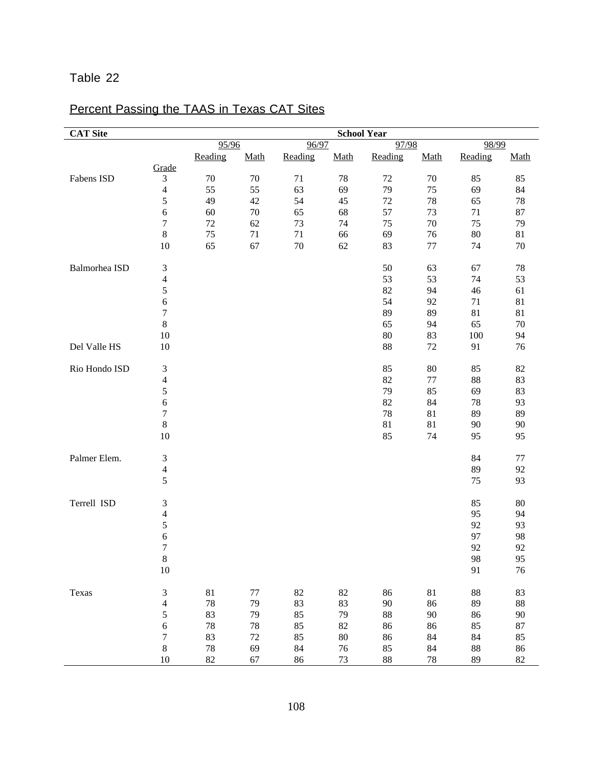Table 22

Percent Passing the TAAS in Texas CAT Sites

| CAT Site | | School Year | | | | | | | |
|---|---|---|---|---|---|---|---|---|---|
| | | 95/96 | | 96/97 | | 97/98 | | 98/99 | |
| | | Reading | Math | Reading | Math | Reading | Math | Reading | Math |
| | Grade | | | | | | | | |
| Fabens ISD | 3 | 70 | 70 | 71 | 78 | 72 | 70 | 85 | 85 |
| | 4 | 55 | 55 | 63 | 69 | 79 | 75 | 69 | 84 |
| | 5 | 49 | 42 | 54 | 45 | 72 | 78 | 65 | 78 |
| | 6 | 60 | 70 | 65 | 68 | 57 | 73 | 71 | 87 |
| | 7 | 72 | 62 | 73 | 74 | 75 | 70 | 75 | 79 |
| | 8 | 75 | 71 | 71 | 66 | 69 | 76 | 80 | 81 |
| | 10 | 65 | 67 | 70 | 62 | 83 | 77 | 74 | 70 |
| Balmorhea ISD | 3 | | | | | 50 | 63 | 67 | 78 |
| | 4 | | | | | 53 | 53 | 74 | 53 |
| | 5 | | | | | 82 | 94 | 46 | 61 |
| | 6 | | | | | 54 | 92 | 71 | 81 |
| | 7 | | | | | 89 | 89 | 81 | 81 |
| | 8 | | | | | 65 | 94 | 65 | 70 |
| | 10 | | | | | 80 | 83 | 100 | 94 |
| Del Valle HS | 10 | | | | | 88 | 72 | 91 | 76 |
| Rio Hondo ISD | 3 | | | | | 85 | 80 | 85 | 82 |
| | 4 | | | | | 82 | 77 | 88 | 83 |
| | 5 | | | | | 79 | 85 | 69 | 83 |
| | 6 | | | | | 82 | 84 | 78 | 93 |
| | 7 | | | | | 78 | 81 | 89 | 89 |
| | 8 | | | | | 81 | 81 | 90 | 90 |
| | 10 | | | | | 85 | 74 | 95 | 95 |
| Palmer Elem. | 3 | | | | | | | 84 | 77 |
| | 4 | | | | | | | 89 | 92 |
| | 5 | | | | | | | 75 | 93 |
| Terrell ISD | 3 | | | | | | | 85 | 80 |
| | 4 | | | | | | | 95 | 94 |
| | 5 | | | | | | | 92 | 93 |
| | 6 | | | | | | | 97 | 98 |
| | 7 | | | | | | | 92 | 92 |
| | 8 | | | | | | | 98 | 95 |
| | 10 | | | | | | | 91 | 76 |
| Texas | 3 | 81 | 77 | 82 | 82 | 86 | 81 | 88 | 83 |
| | 4 | 78 | 79 | 83 | 83 | 90 | 86 | 89 | 88 |
| | 5 | 83 | 79 | 85 | 79 | 88 | 90 | 86 | 90 |
| | 6 | 78 | 78 | 85 | 82 | 86 | 86 | 85 | 87 |
| | 7 | 83 | 72 | 85 | 80 | 86 | 84 | 84 | 85 |
| | 8 | 78 | 69 | 84 | 76 | 85 | 84 | 88 | 86 |
| | 10 | 82 | 67 | 86 | 73 | 88 | 78 | 89 | 82 |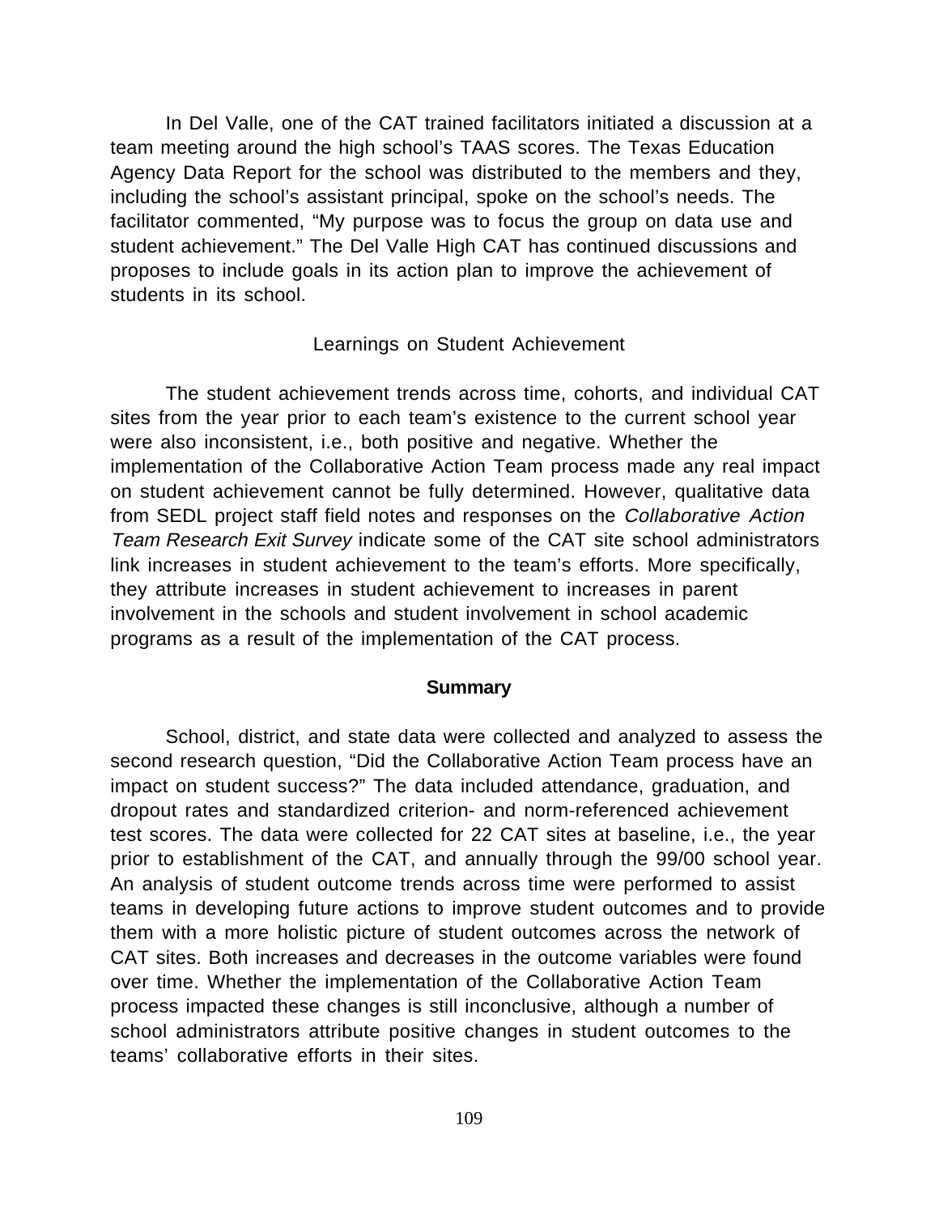In Del Valle, one of the CAT trained facilitators initiated a discussion at a team meeting around the high school's TAAS scores. The Texas Education Agency Data Report for the school was distributed to the members and they, including the school's assistant principal, spoke on the school's needs. The facilitator commented, "My purpose was to focus the group on data use and student achievement." The Del Valle High CAT has continued discussions and proposes to include goals in its action plan to improve the achievement of students in its school.

### Learnings on Student Achievement

The student achievement trends across time, cohorts, and individual CAT sites from the year prior to each team's existence to the current school year were also inconsistent, i.e., both positive and negative. Whether the implementation of the Collaborative Action Team process made any real impact on student achievement cannot be fully determined. However, qualitative data from SEDL project staff field notes and responses on the *Collaborative Action Team Research Exit Survey* indicate some of the CAT site school administrators link increases in student achievement to the team's efforts. More specifically, they attribute increases in student achievement to increases in parent involvement in the schools and student involvement in school academic programs as a result of the implementation of the CAT process.

## Summary

School, district, and state data were collected and analyzed to assess the second research question, "Did the Collaborative Action Team process have an impact on student success?" The data included attendance, graduation, and dropout rates and standardized criterion- and norm-referenced achievement test scores. The data were collected for 22 CAT sites at baseline, i.e., the year prior to establishment of the CAT, and annually through the 99/00 school year. An analysis of student outcome trends across time were performed to assist teams in developing future actions to improve student outcomes and to provide them with a more holistic picture of student outcomes across the network of CAT sites. Both increases and decreases in the outcome variables were found over time. Whether the implementation of the Collaborative Action Team process impacted these changes is still inconclusive, although a number of school administrators attribute positive changes in student outcomes to the teams' collaborative efforts in their sites.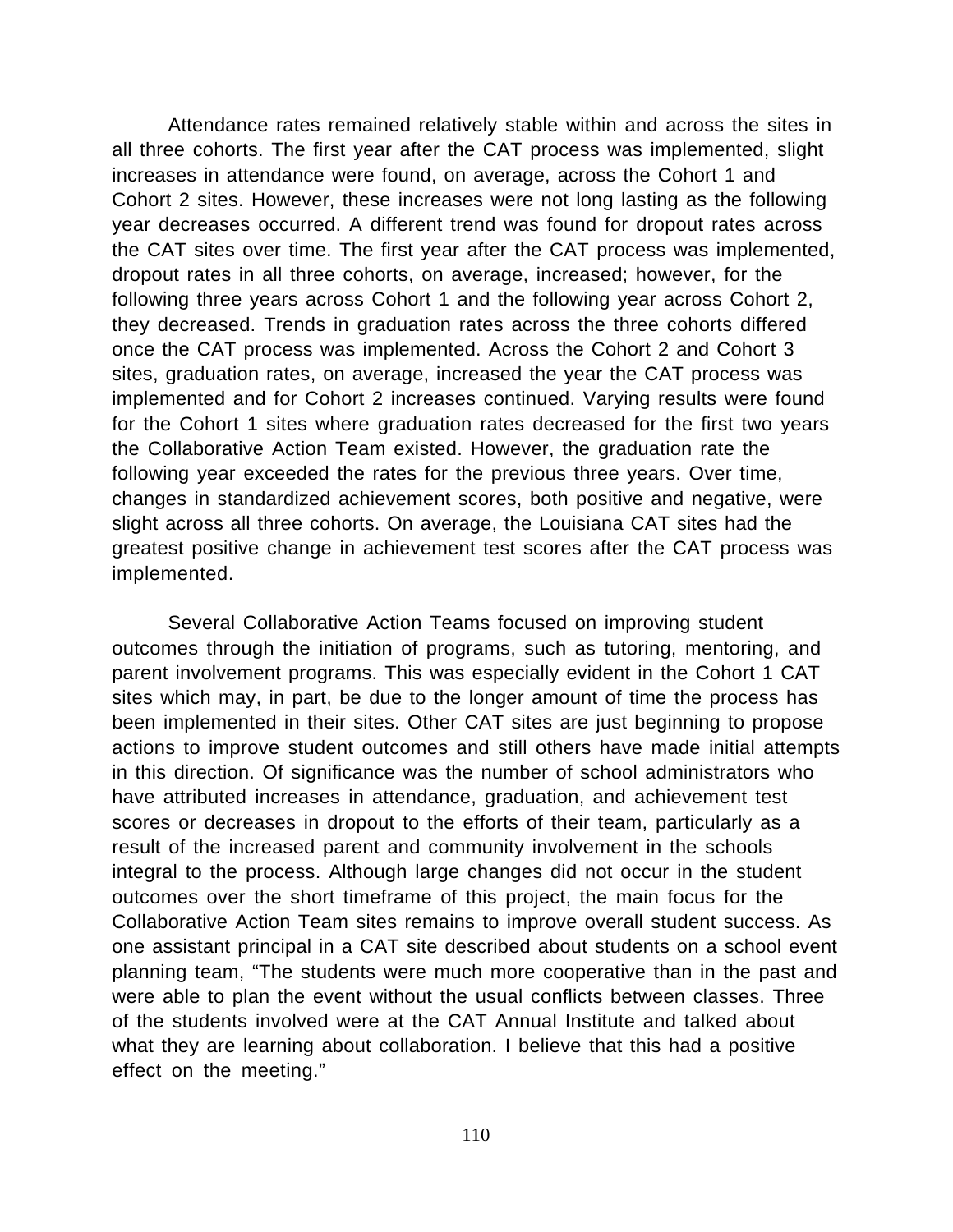Attendance rates remained relatively stable within and across the sites in all three cohorts. The first year after the CAT process was implemented, slight increases in attendance were found, on average, across the Cohort 1 and Cohort 2 sites. However, these increases were not long lasting as the following year decreases occurred. A different trend was found for dropout rates across the CAT sites over time. The first year after the CAT process was implemented, dropout rates in all three cohorts, on average, increased; however, for the following three years across Cohort 1 and the following year across Cohort 2, they decreased. Trends in graduation rates across the three cohorts differed once the CAT process was implemented. Across the Cohort 2 and Cohort 3 sites, graduation rates, on average, increased the year the CAT process was implemented and for Cohort 2 increases continued. Varying results were found for the Cohort 1 sites where graduation rates decreased for the first two years the Collaborative Action Team existed. However, the graduation rate the following year exceeded the rates for the previous three years. Over time, changes in standardized achievement scores, both positive and negative, were slight across all three cohorts. On average, the Louisiana CAT sites had the greatest positive change in achievement test scores after the CAT process was implemented.

Several Collaborative Action Teams focused on improving student outcomes through the initiation of programs, such as tutoring, mentoring, and parent involvement programs. This was especially evident in the Cohort 1 CAT sites which may, in part, be due to the longer amount of time the process has been implemented in their sites. Other CAT sites are just beginning to propose actions to improve student outcomes and still others have made initial attempts in this direction. Of significance was the number of school administrators who have attributed increases in attendance, graduation, and achievement test scores or decreases in dropout to the efforts of their team, particularly as a result of the increased parent and community involvement in the schools integral to the process. Although large changes did not occur in the student outcomes over the short timeframe of this project, the main focus for the Collaborative Action Team sites remains to improve overall student success. As one assistant principal in a CAT site described about students on a school event planning team, "The students were much more cooperative than in the past and were able to plan the event without the usual conflicts between classes. Three of the students involved were at the CAT Annual Institute and talked about what they are learning about collaboration. I believe that this had a positive effect on the meeting."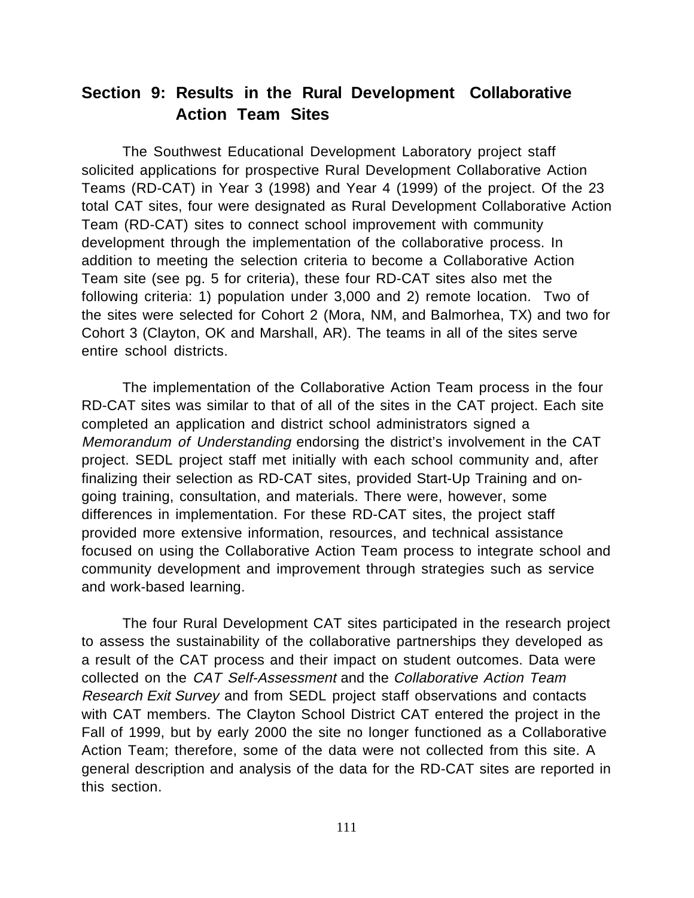## Section 9: Results in the Rural Development Collaborative Action Team Sites

The Southwest Educational Development Laboratory project staff solicited applications for prospective Rural Development Collaborative Action Teams (RD-CAT) in Year 3 (1998) and Year 4 (1999) of the project. Of the 23 total CAT sites, four were designated as Rural Development Collaborative Action Team (RD-CAT) sites to connect school improvement with community development through the implementation of the collaborative process. In addition to meeting the selection criteria to become a Collaborative Action Team site (see pg. 5 for criteria), these four RD-CAT sites also met the following criteria: 1) population under 3,000 and 2) remote location. Two of the sites were selected for Cohort 2 (Mora, NM, and Balmorhea, TX) and two for Cohort 3 (Clayton, OK and Marshall, AR). The teams in all of the sites serve entire school districts.

The implementation of the Collaborative Action Team process in the four RD-CAT sites was similar to that of all of the sites in the CAT project. Each site completed an application and district school administrators signed a *Memorandum of Understanding* endorsing the district's involvement in the CAT project. SEDL project staff met initially with each school community and, after finalizing their selection as RD-CAT sites, provided Start-Up Training and on-going training, consultation, and materials. There were, however, some differences in implementation. For these RD-CAT sites, the project staff provided more extensive information, resources, and technical assistance focused on using the Collaborative Action Team process to integrate school and community development and improvement through strategies such as service and work-based learning.

The four Rural Development CAT sites participated in the research project to assess the sustainability of the collaborative partnerships they developed as a result of the CAT process and their impact on student outcomes. Data were collected on the *CAT Self-Assessment* and the *Collaborative Action Team Research Exit Survey* and from SEDL project staff observations and contacts with CAT members. The Clayton School District CAT entered the project in the Fall of 1999, but by early 2000 the site no longer functioned as a Collaborative Action Team; therefore, some of the data were not collected from this site. A general description and analysis of the data for the RD-CAT sites are reported in this section.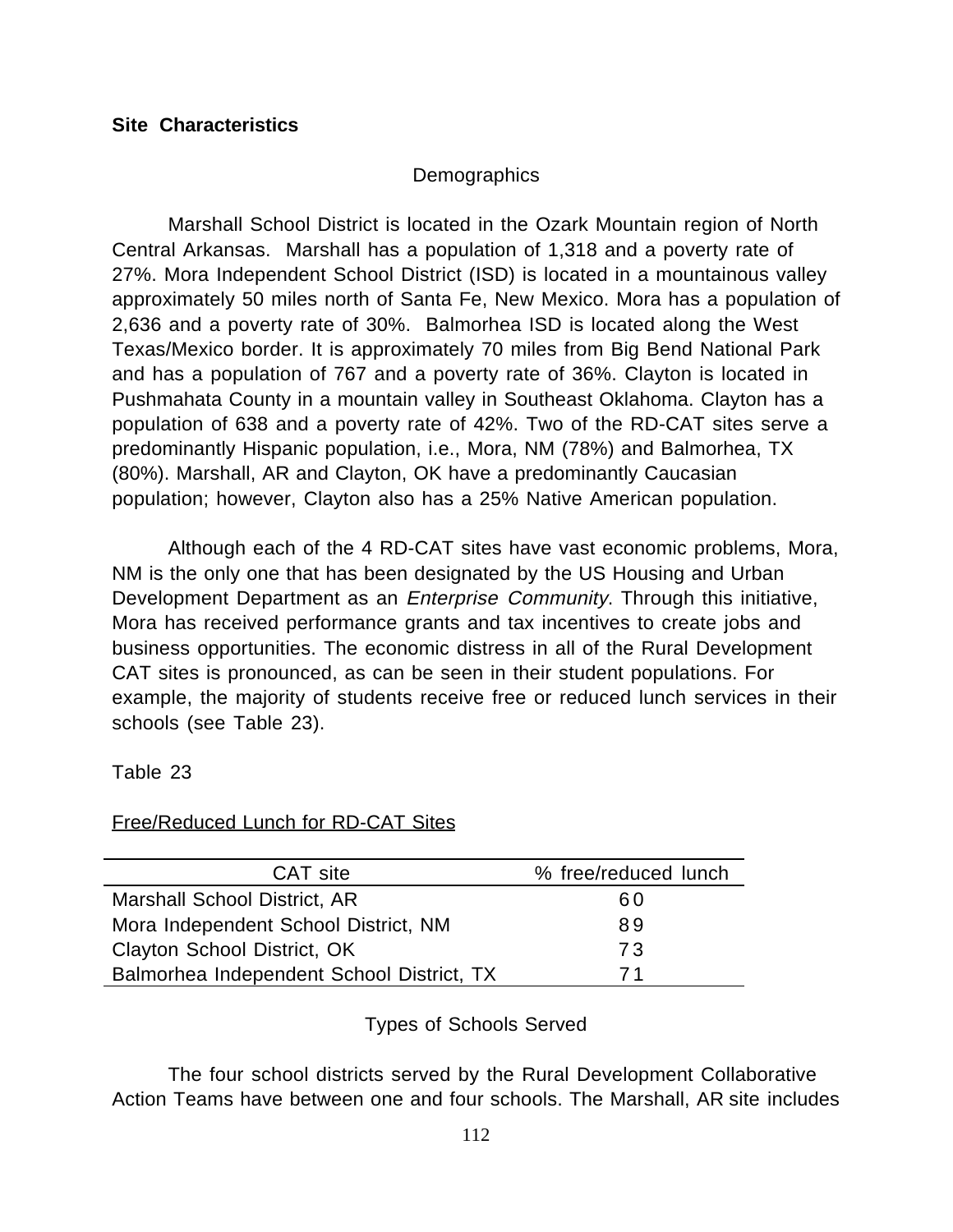**Site Characteristics**

Demographics

Marshall School District is located in the Ozark Mountain region of North Central Arkansas. Marshall has a population of 1,318 and a poverty rate of 27%. Mora Independent School District (ISD) is located in a mountainous valley approximately 50 miles north of Santa Fe, New Mexico. Mora has a population of 2,636 and a poverty rate of 30%. Balmorhea ISD is located along the West Texas/Mexico border. It is approximately 70 miles from Big Bend National Park and has a population of 767 and a poverty rate of 36%. Clayton is located in Pushmahata County in a mountain valley in Southeast Oklahoma. Clayton has a population of 638 and a poverty rate of 42%. Two of the RD-CAT sites serve a predominantly Hispanic population, i.e., Mora, NM (78%) and Balmorhea, TX (80%). Marshall, AR and Clayton, OK have a predominantly Caucasian population; however, Clayton also has a 25% Native American population.

Although each of the 4 RD-CAT sites have vast economic problems, Mora, NM is the only one that has been designated by the US Housing and Urban Development Department as an *Enterprise Community*. Through this initiative, Mora has received performance grants and tax incentives to create jobs and business opportunities. The economic distress in all of the Rural Development CAT sites is pronounced, as can be seen in their student populations. For example, the majority of students receive free or reduced lunch services in their schools (see Table 23).

Table 23

Free/Reduced Lunch for RD-CAT Sites

| CAT site | % free/reduced lunch |
|---|---|
| Marshall School District, AR | 60 |
| Mora Independent School District, NM | 89 |
| Clayton School District, OK | 73 |
| Balmorhea Independent School District, TX | 71 |

Types of Schools Served

The four school districts served by the Rural Development Collaborative Action Teams have between one and four schools. The Marshall, AR site includes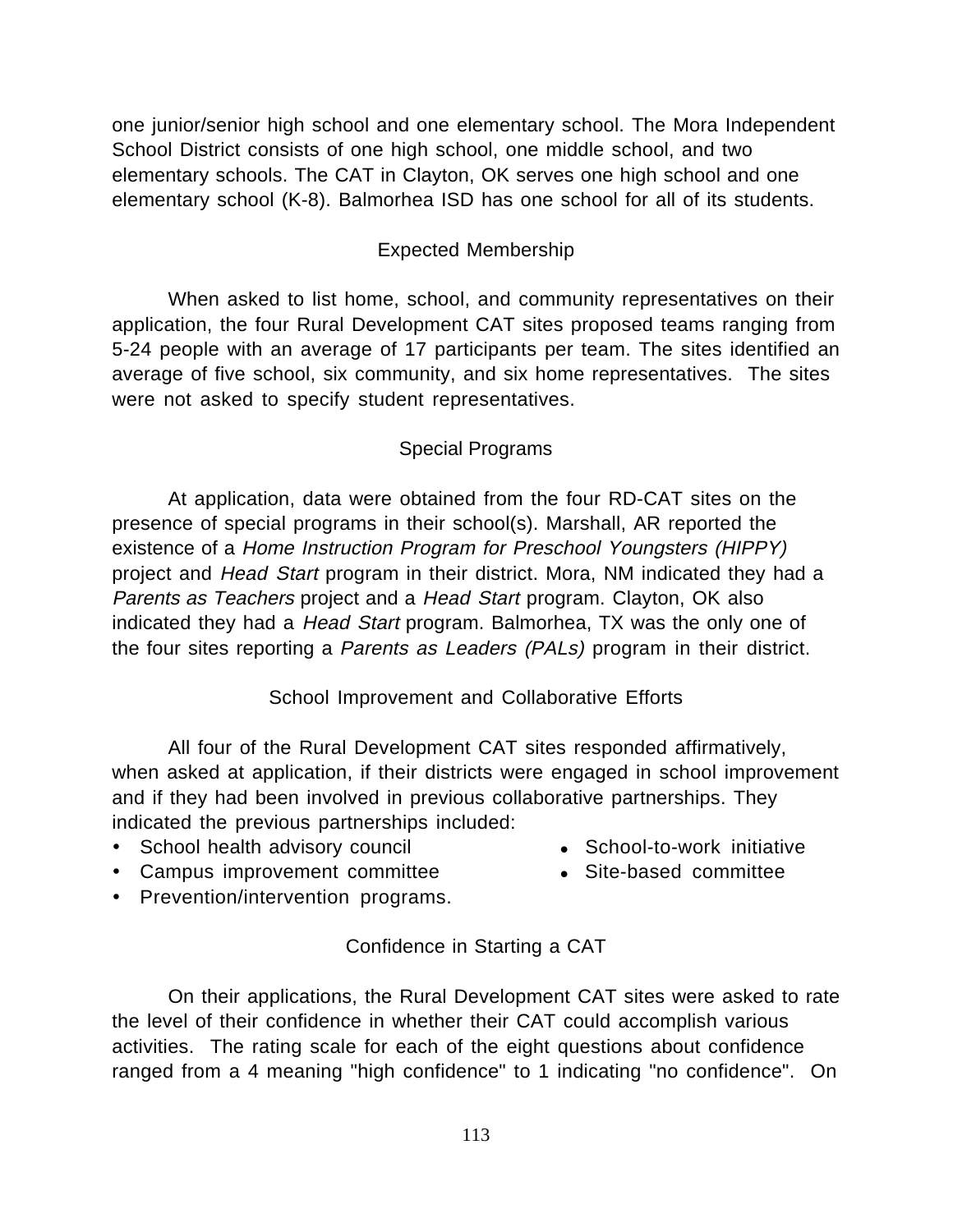one junior/senior high school and one elementary school. The Mora Independent School District consists of one high school, one middle school, and two elementary schools. The CAT in Clayton, OK serves one high school and one elementary school (K-8). Balmorhea ISD has one school for all of its students.

## Expected Membership

When asked to list home, school, and community representatives on their application, the four Rural Development CAT sites proposed teams ranging from 5-24 people with an average of 17 participants per team. The sites identified an average of five school, six community, and six home representatives. The sites were not asked to specify student representatives.

## Special Programs

At application, data were obtained from the four RD-CAT sites on the presence of special programs in their school(s). Marshall, AR reported the existence of a *Home Instruction Program for Preschool Youngsters (HIPPY)* project and *Head Start* program in their district. Mora, NM indicated they had a *Parents as Teachers* project and a *Head Start* program. Clayton, OK also indicated they had a *Head Start* program. Balmorhea, TX was the only one of the four sites reporting a *Parents as Leaders (PALs)* program in their district.

## School Improvement and Collaborative Efforts

All four of the Rural Development CAT sites responded affirmatively, when asked at application, if their districts were engaged in school improvement and if they had been involved in previous collaborative partnerships. They indicated the previous partnerships included:

- School health advisory council
- Campus improvement committee
- Prevention/intervention programs.
- School-to-work initiative
- Site-based committee

## Confidence in Starting a CAT

On their applications, the Rural Development CAT sites were asked to rate the level of their confidence in whether their CAT could accomplish various activities. The rating scale for each of the eight questions about confidence ranged from a 4 meaning "high confidence" to 1 indicating "no confidence". On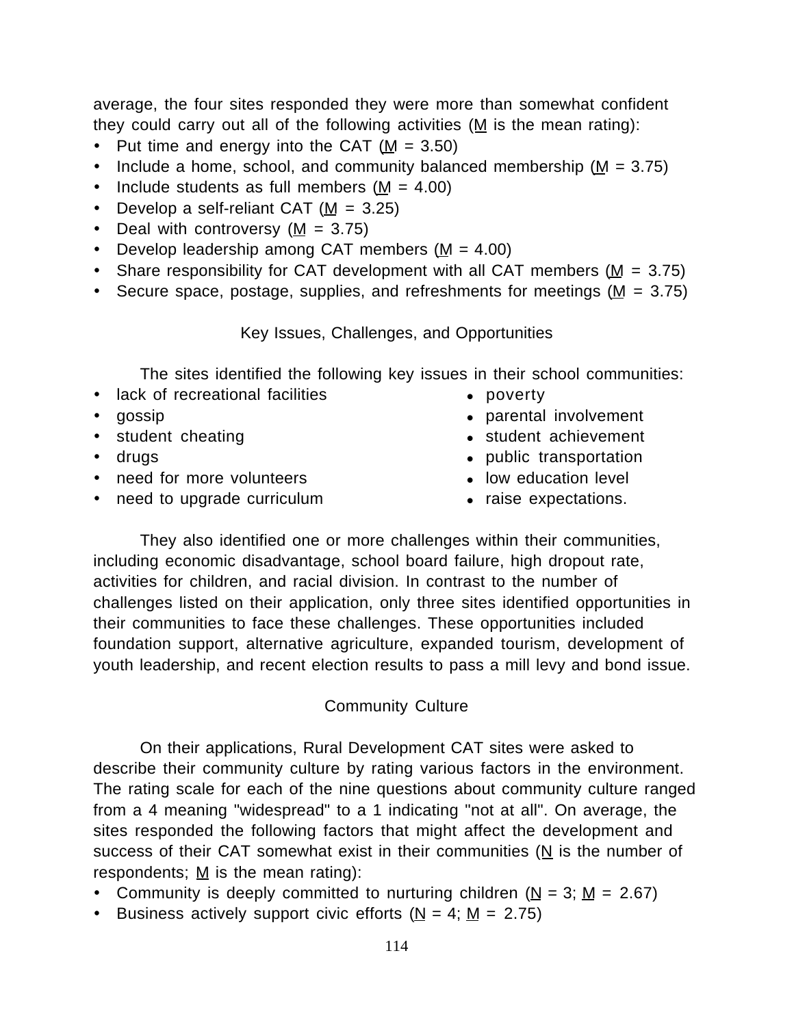average, the four sites responded they were more than somewhat confident they could carry out all of the following activities (M is the mean rating):

- Put time and energy into the CAT (M = 3.50)
- Include a home, school, and community balanced membership (M = 3.75)
- Include students as full members (M = 4.00)
- Develop a self-reliant CAT (M = 3.25)
- Deal with controversy (M = 3.75)
- Develop leadership among CAT members (M = 4.00)
- Share responsibility for CAT development with all CAT members (M = 3.75)
- Secure space, postage, supplies, and refreshments for meetings (M = 3.75)

### Key Issues, Challenges, and Opportunities

The sites identified the following key issues in their school communities:

- lack of recreational facilities
- gossip
- student cheating
- drugs
- need for more volunteers
- need to upgrade curriculum
- poverty
- parental involvement
- student achievement
- public transportation
- low education level
- raise expectations.

They also identified one or more challenges within their communities, including economic disadvantage, school board failure, high dropout rate, activities for children, and racial division. In contrast to the number of challenges listed on their application, only three sites identified opportunities in their communities to face these challenges. These opportunities included foundation support, alternative agriculture, expanded tourism, development of youth leadership, and recent election results to pass a mill levy and bond issue.

### Community Culture

On their applications, Rural Development CAT sites were asked to describe their community culture by rating various factors in the environment. The rating scale for each of the nine questions about community culture ranged from a 4 meaning "widespread" to a 1 indicating "not at all". On average, the sites responded the following factors that might affect the development and success of their CAT somewhat exist in their communities (N is the number of respondents; M is the mean rating):

- Community is deeply committed to nurturing children (N = 3; M = 2.67)
- Business actively support civic efforts (N = 4; M = 2.75)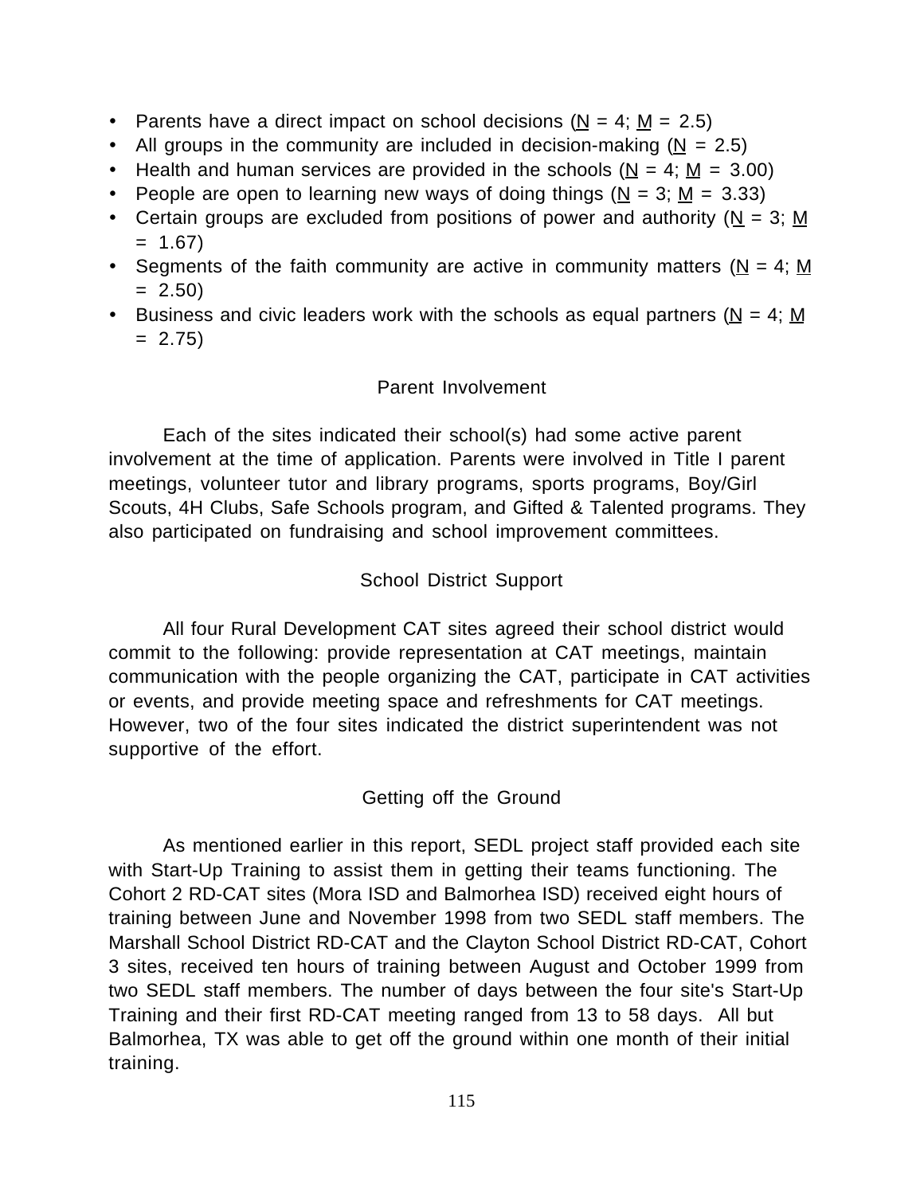- Parents have a direct impact on school decisions ($N$ = 4; $M$ = 2.5)
- All groups in the community are included in decision-making ($N$ = 2.5)
- Health and human services are provided in the schools ($N$ = 4; $M$ = 3.00)
- People are open to learning new ways of doing things ($N$ = 3; $M$ = 3.33)
- Certain groups are excluded from positions of power and authority ($N$ = 3; $M$ = 1.67)
- Segments of the faith community are active in community matters ($N$ = 4; $M$ = 2.50)
- Business and civic leaders work with the schools as equal partners ($N$ = 4; $M$ = 2.75)

## Parent Involvement

Each of the sites indicated their school(s) had some active parent involvement at the time of application. Parents were involved in Title I parent meetings, volunteer tutor and library programs, sports programs, Boy/Girl Scouts, 4H Clubs, Safe Schools program, and Gifted & Talented programs. They also participated on fundraising and school improvement committees.

## School District Support

All four Rural Development CAT sites agreed their school district would commit to the following: provide representation at CAT meetings, maintain communication with the people organizing the CAT, participate in CAT activities or events, and provide meeting space and refreshments for CAT meetings. However, two of the four sites indicated the district superintendent was not supportive of the effort.

## Getting off the Ground

As mentioned earlier in this report, SEDL project staff provided each site with Start-Up Training to assist them in getting their teams functioning. The Cohort 2 RD-CAT sites (Mora ISD and Balmorhea ISD) received eight hours of training between June and November 1998 from two SEDL staff members. The Marshall School District RD-CAT and the Clayton School District RD-CAT, Cohort 3 sites, received ten hours of training between August and October 1999 from two SEDL staff members. The number of days between the four site's Start-Up Training and their first RD-CAT meeting ranged from 13 to 58 days. All but Balmorhea, TX was able to get off the ground within one month of their initial training.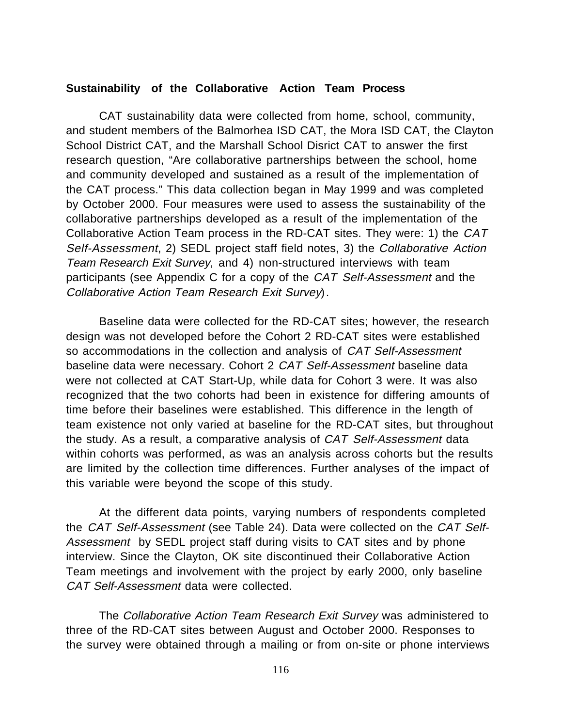**Sustainability of the Collaborative Action Team Process**

CAT sustainability data were collected from home, school, community, and student members of the Balmorhea ISD CAT, the Mora ISD CAT, the Clayton School District CAT, and the Marshall School Disrict CAT to answer the first research question, "Are collaborative partnerships between the school, home and community developed and sustained as a result of the implementation of the CAT process." This data collection began in May 1999 and was completed by October 2000. Four measures were used to assess the sustainability of the collaborative partnerships developed as a result of the implementation of the Collaborative Action Team process in the RD-CAT sites. They were: 1) the *CAT Self-Assessment*, 2) SEDL project staff field notes, 3) the *Collaborative Action Team Research Exit Survey*, and 4) non-structured interviews with team participants (see Appendix C for a copy of the *CAT Self-Assessment* and the *Collaborative Action Team Research Exit Survey*).

Baseline data were collected for the RD-CAT sites; however, the research design was not developed before the Cohort 2 RD-CAT sites were established so accommodations in the collection and analysis of *CAT Self-Assessment* baseline data were necessary. Cohort 2 *CAT Self-Assessment* baseline data were not collected at CAT Start-Up, while data for Cohort 3 were. It was also recognized that the two cohorts had been in existence for differing amounts of time before their baselines were established. This difference in the length of team existence not only varied at baseline for the RD-CAT sites, but throughout the study. As a result, a comparative analysis of *CAT Self-Assessment* data within cohorts was performed, as was an analysis across cohorts but the results are limited by the collection time differences. Further analyses of the impact of this variable were beyond the scope of this study.

At the different data points, varying numbers of respondents completed the *CAT Self-Assessment* (see Table 24). Data were collected on the *CAT Self-Assessment* by SEDL project staff during visits to CAT sites and by phone interview. Since the Clayton, OK site discontinued their Collaborative Action Team meetings and involvement with the project by early 2000, only baseline *CAT Self-Assessment* data were collected.

The *Collaborative Action Team Research Exit Survey* was administered to three of the RD-CAT sites between August and October 2000. Responses to the survey were obtained through a mailing or from on-site or phone interviews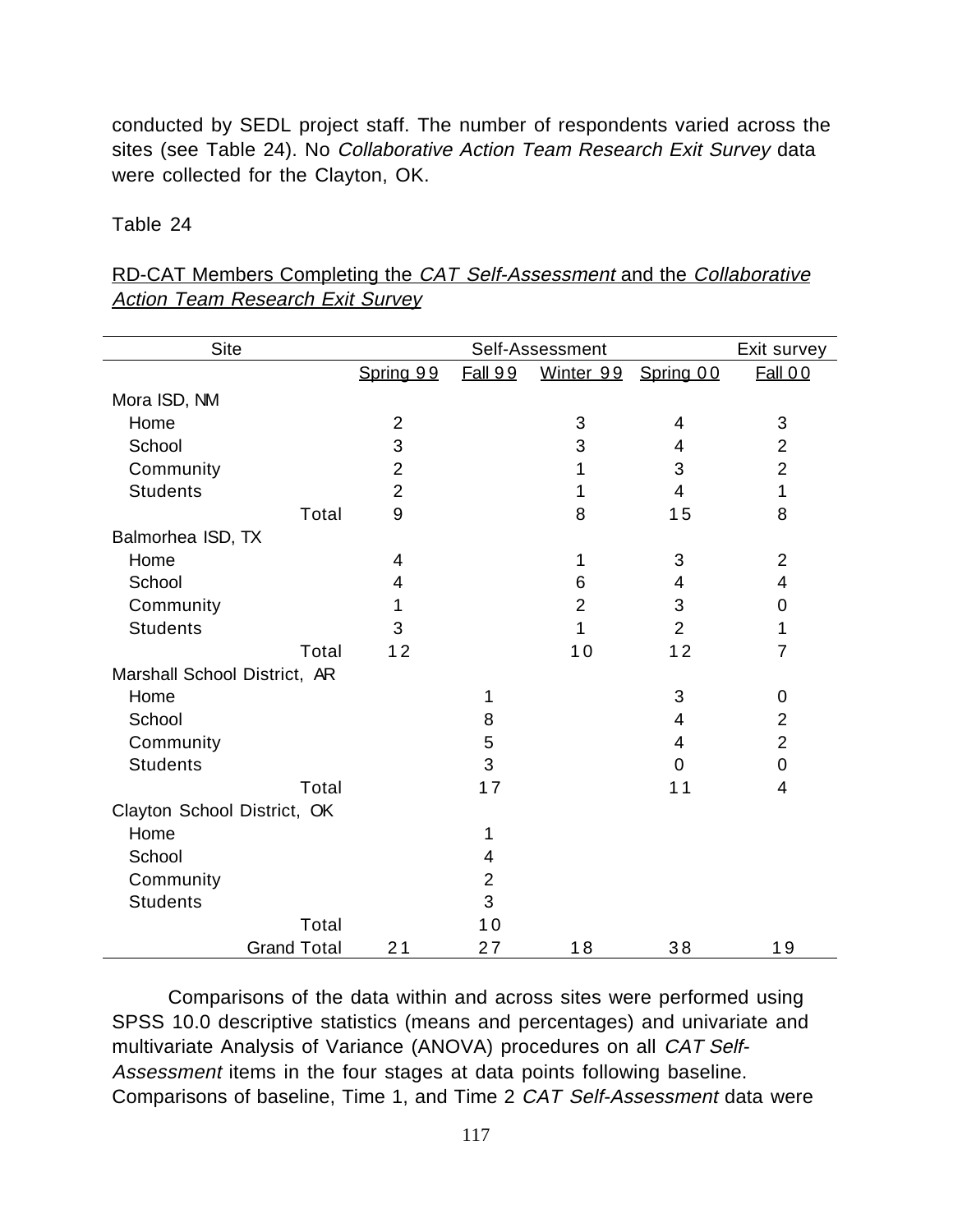conducted by SEDL project staff. The number of respondents varied across the sites (see Table 24). No *Collaborative Action Team Research Exit Survey* data were collected for the Clayton, OK.

Table 24

RD-CAT Members Completing the *CAT Self-Assessment* and the *Collaborative Action Team Research Exit Survey*

| Site | Self-Assessment | | | | Exit survey |
|---|---|---|---|---|---|
| | Spring 99 | Fall 99 | Winter 99 | Spring 00 | Fall 00 |
| Mora ISD, NM | | | | | |
| Home | 2 | | 3 | 4 | 3 |
| School | 3 | | 3 | 4 | 2 |
| Community | 2 | | 1 | 3 | 2 |
| Students | 2 | | 1 | 4 | 1 |
| Total | 9 | | 8 | 15 | 8 |
| Balmorhea ISD, TX | | | | | |
| Home | 4 | | 1 | 3 | 2 |
| School | 4 | | 6 | 4 | 4 |
| Community | 1 | | 2 | 3 | 0 |
| Students | 3 | | 1 | 2 | 1 |
| Total | 12 | | 10 | 12 | 7 |
| Marshall School District, AR | | | | | |
| Home | | 1 | | 3 | 0 |
| School | | 8 | | 4 | 2 |
| Community | | 5 | | 4 | 2 |
| Students | | 3 | | 0 | 0 |
| Total | | 17 | | 11 | 4 |
| Clayton School District, OK | | | | | |
| Home | | 1 | | | |
| School | | 4 | | | |
| Community | | 2 | | | |
| Students | | 3 | | | |
| Total | | 10 | | | |
| Grand Total | 21 | 27 | 18 | 38 | 19 |

Comparisons of the data within and across sites were performed using SPSS 10.0 descriptive statistics (means and percentages) and univariate and multivariate Analysis of Variance (ANOVA) procedures on all *CAT Self-Assessment* items in the four stages at data points following baseline. Comparisons of baseline, Time 1, and Time 2 *CAT Self-Assessment* data were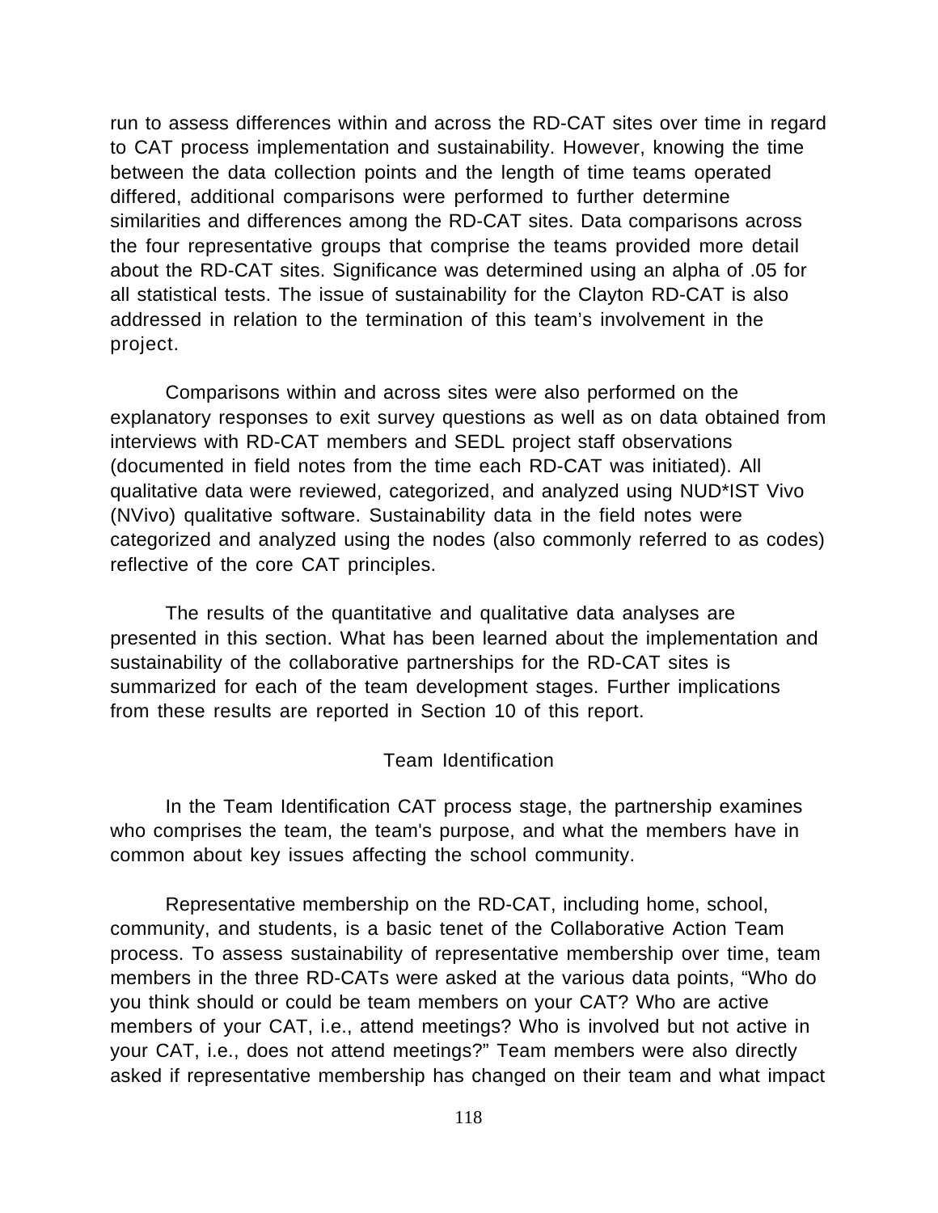run to assess differences within and across the RD-CAT sites over time in regard to CAT process implementation and sustainability. However, knowing the time between the data collection points and the length of time teams operated differed, additional comparisons were performed to further determine similarities and differences among the RD-CAT sites. Data comparisons across the four representative groups that comprise the teams provided more detail about the RD-CAT sites. Significance was determined using an alpha of .05 for all statistical tests. The issue of sustainability for the Clayton RD-CAT is also addressed in relation to the termination of this team's involvement in the project.

Comparisons within and across sites were also performed on the explanatory responses to exit survey questions as well as on data obtained from interviews with RD-CAT members and SEDL project staff observations (documented in field notes from the time each RD-CAT was initiated). All qualitative data were reviewed, categorized, and analyzed using NUD*IST Vivo (NVivo) qualitative software. Sustainability data in the field notes were categorized and analyzed using the nodes (also commonly referred to as codes) reflective of the core CAT principles.

The results of the quantitative and qualitative data analyses are presented in this section. What has been learned about the implementation and sustainability of the collaborative partnerships for the RD-CAT sites is summarized for each of the team development stages. Further implications from these results are reported in Section 10 of this report.

## Team Identification

In the Team Identification CAT process stage, the partnership examines who comprises the team, the team's purpose, and what the members have in common about key issues affecting the school community.

Representative membership on the RD-CAT, including home, school, community, and students, is a basic tenet of the Collaborative Action Team process. To assess sustainability of representative membership over time, team members in the three RD-CATs were asked at the various data points, "Who do you think should or could be team members on your CAT? Who are active members of your CAT, i.e., attend meetings? Who is involved but not active in your CAT, i.e., does not attend meetings?" Team members were also directly asked if representative membership has changed on their team and what impact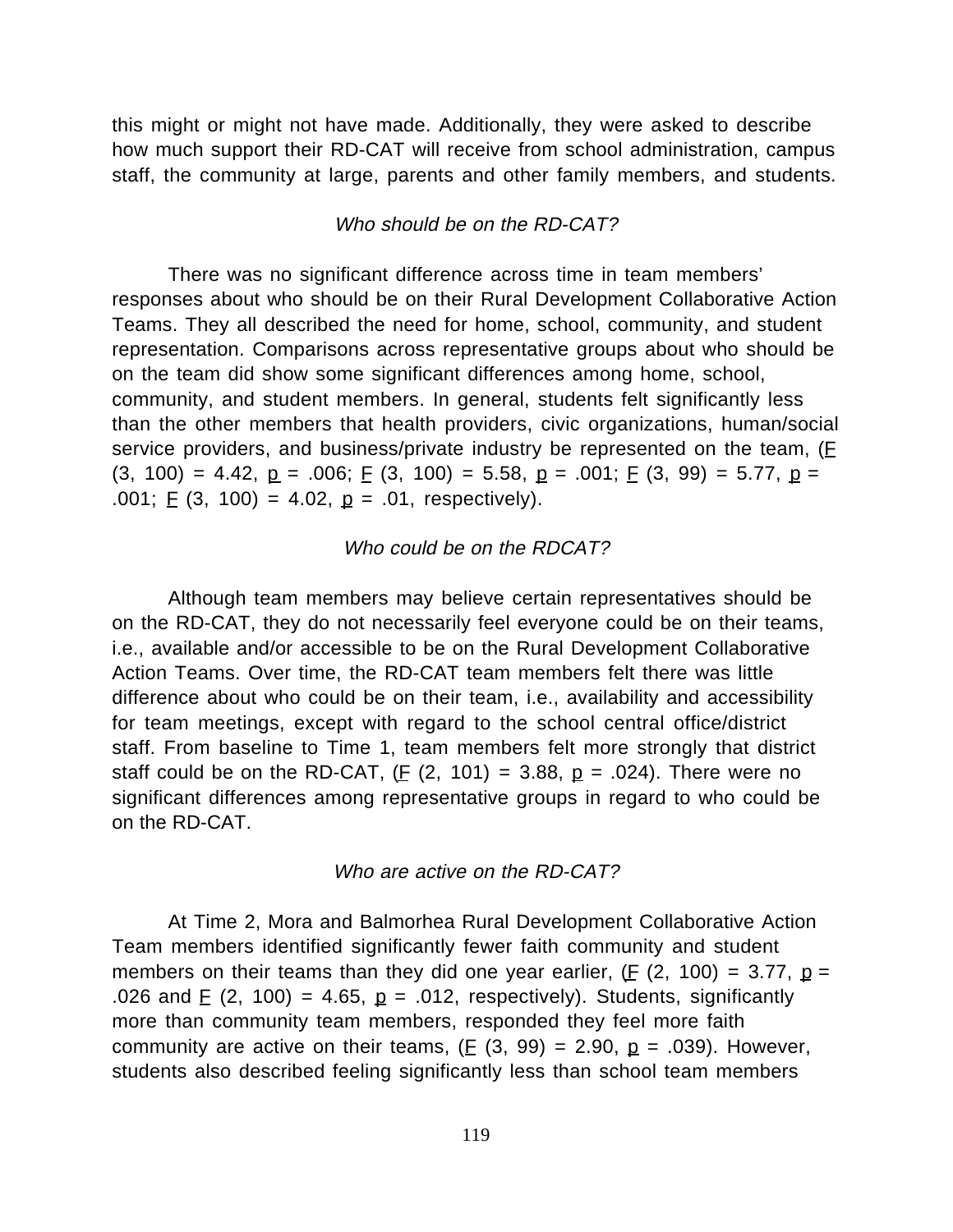this might or might not have made. Additionally, they were asked to describe how much support their RD-CAT will receive from school administration, campus staff, the community at large, parents and other family members, and students.

### *Who should be on the RD-CAT?*

There was no significant difference across time in team members' responses about who should be on their Rural Development Collaborative Action Teams. They all described the need for home, school, community, and student representation. Comparisons across representative groups about who should be on the team did show some significant differences among home, school, community, and student members. In general, students felt significantly less than the other members that health providers, civic organizations, human/social service providers, and business/private industry be represented on the team, ($F$ (3, 100) = 4.42, $p$ = .006; $F$ (3, 100) = 5.58, $p$ = .001; $F$ (3, 99) = 5.77, $p$ = .001; $F$ (3, 100) = 4.02, $p$ = .01, respectively).

### *Who could be on the RDCAT?*

Although team members may believe certain representatives should be on the RD-CAT, they do not necessarily feel everyone could be on their teams, i.e., available and/or accessible to be on the Rural Development Collaborative Action Teams. Over time, the RD-CAT team members felt there was little difference about who could be on their team, i.e., availability and accessibility for team meetings, except with regard to the school central office/district staff. From baseline to Time 1, team members felt more strongly that district staff could be on the RD-CAT, ($F$ (2, 101) = 3.88, $p$ = .024). There were no significant differences among representative groups in regard to who could be on the RD-CAT.

### *Who are active on the RD-CAT?*

At Time 2, Mora and Balmorhea Rural Development Collaborative Action Team members identified significantly fewer faith community and student members on their teams than they did one year earlier, ($F$ (2, 100) = 3.77, $p$ = .026 and $F$ (2, 100) = 4.65, $p$ = .012, respectively). Students, significantly more than community team members, responded they feel more faith community are active on their teams, ($F$ (3, 99) = 2.90, $p$ = .039). However, students also described feeling significantly less than school team members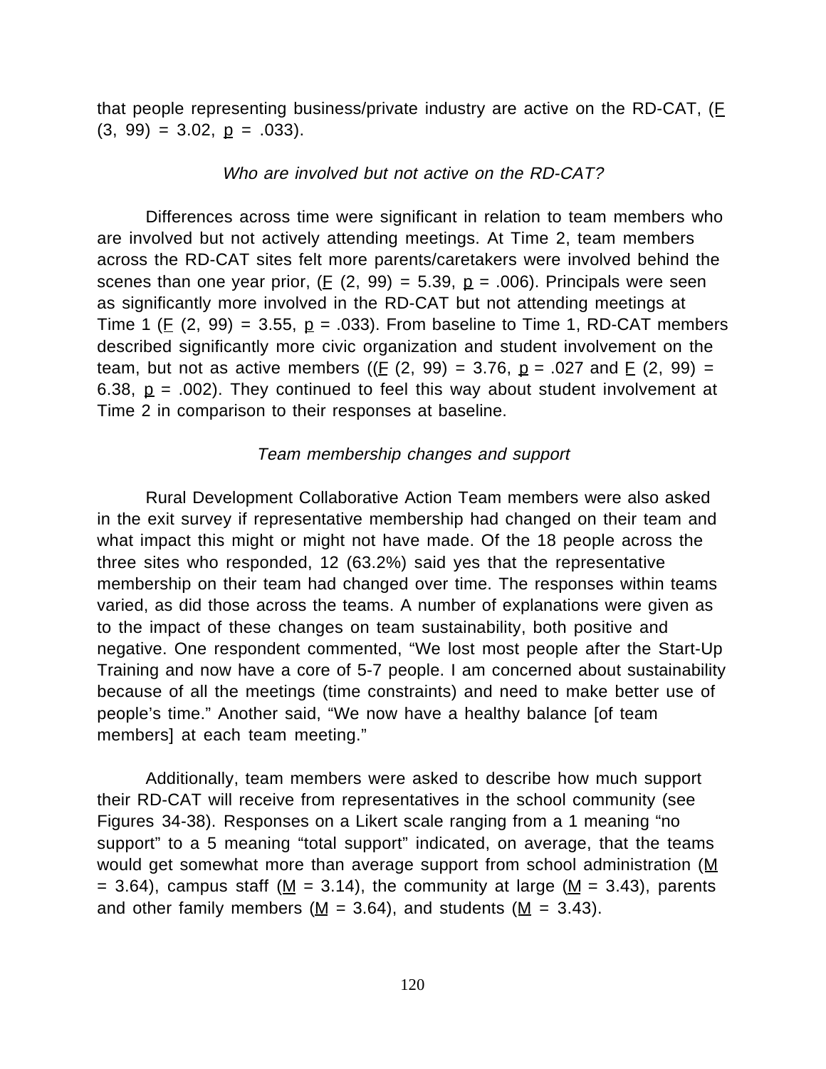that people representing business/private industry are active on the RD-CAT, ($F_{(3, 99)} = 3.02$, $p = .033$).

### *Who are involved but not active on the RD-CAT?*

Differences across time were significant in relation to team members who are involved but not actively attending meetings. At Time 2, team members across the RD-CAT sites felt more parents/caretakers were involved behind the scenes than one year prior, ($F_{(2, 99)} = 5.39$, $p = .006$). Principals were seen as significantly more involved in the RD-CAT but not attending meetings at Time 1 ($F_{(2, 99)} = 3.55$, $p = .033$). From baseline to Time 1, RD-CAT members described significantly more civic organization and student involvement on the team, but not as active members (($F_{(2, 99)} = 3.76$, $p = .027$ and $F_{(2, 99)} = 6.38$, $p = .002$). They continued to feel this way about student involvement at Time 2 in comparison to their responses at baseline.

### *Team membership changes and support*

Rural Development Collaborative Action Team members were also asked in the exit survey if representative membership had changed on their team and what impact this might or might not have made. Of the 18 people across the three sites who responded, 12 (63.2%) said yes that the representative membership on their team had changed over time. The responses within teams varied, as did those across the teams. A number of explanations were given as to the impact of these changes on team sustainability, both positive and negative. One respondent commented, "We lost most people after the Start-Up Training and now have a core of 5-7 people. I am concerned about sustainability because of all the meetings (time constraints) and need to make better use of people's time." Another said, "We now have a healthy balance [of team members] at each team meeting."

Additionally, team members were asked to describe how much support their RD-CAT will receive from representatives in the school community (see Figures 34-38). Responses on a Likert scale ranging from a 1 meaning "no support" to a 5 meaning "total support" indicated, on average, that the teams would get somewhat more than average support from school administration ($M = 3.64$), campus staff ($M = 3.14$), the community at large ($M = 3.43$), parents and other family members ($M = 3.64$), and students ($M = 3.43$).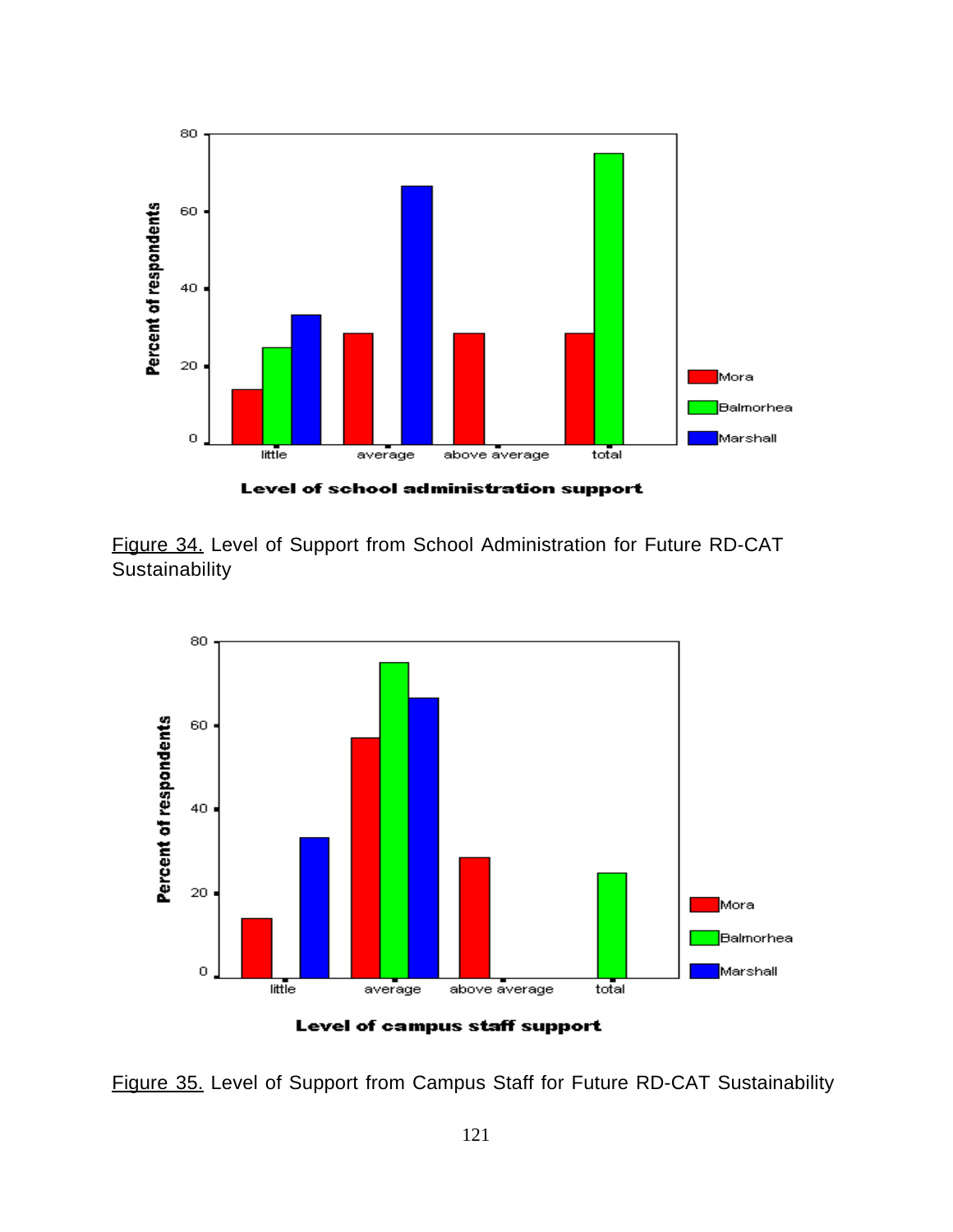Figure 34. Level of Support from School Administration for Future RD-CAT Sustainability

Figure 35. Level of Support from Campus Staff for Future RD-CAT Sustainability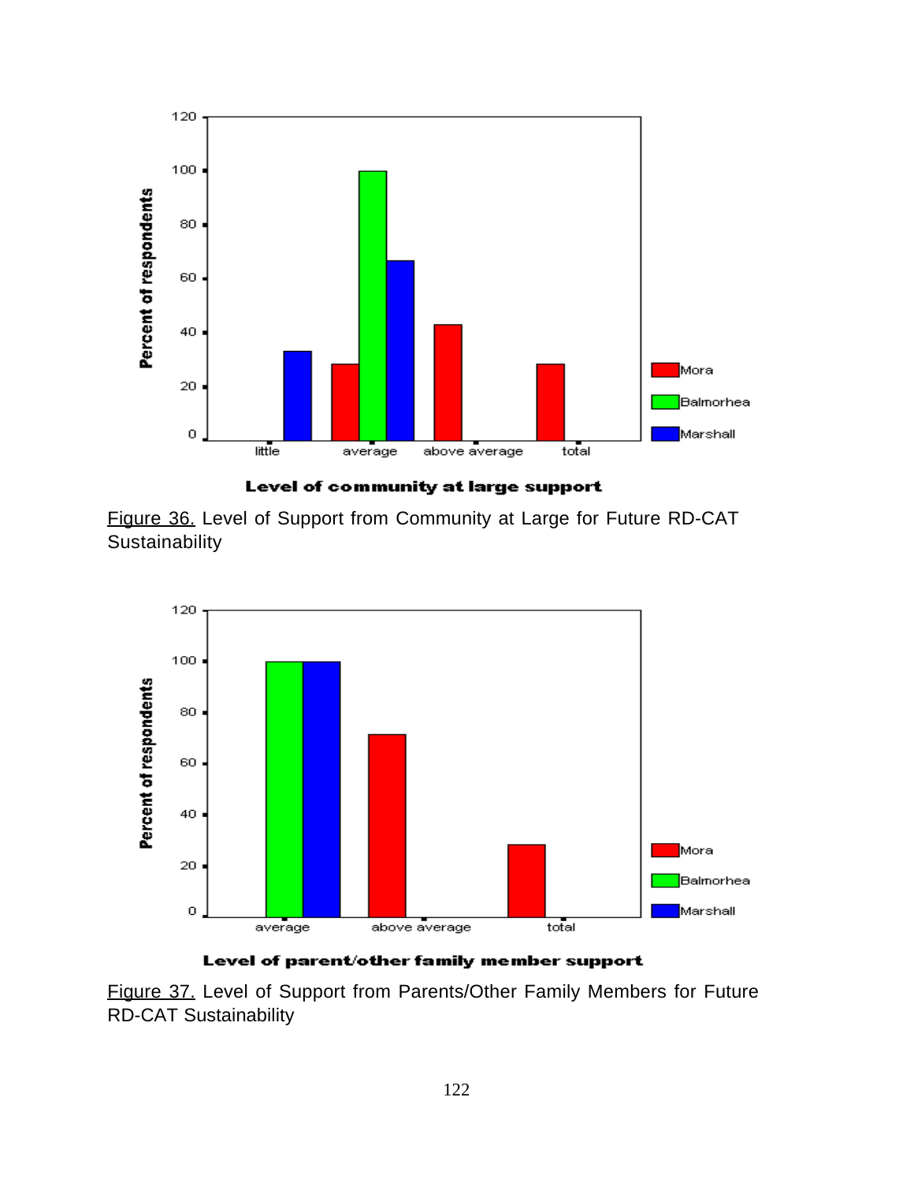Figure 36. Level of Support from Community at Large for Future RD-CAT Sustainability

Figure 37. Level of Support from Parents/Other Family Members for Future RD-CAT Sustainability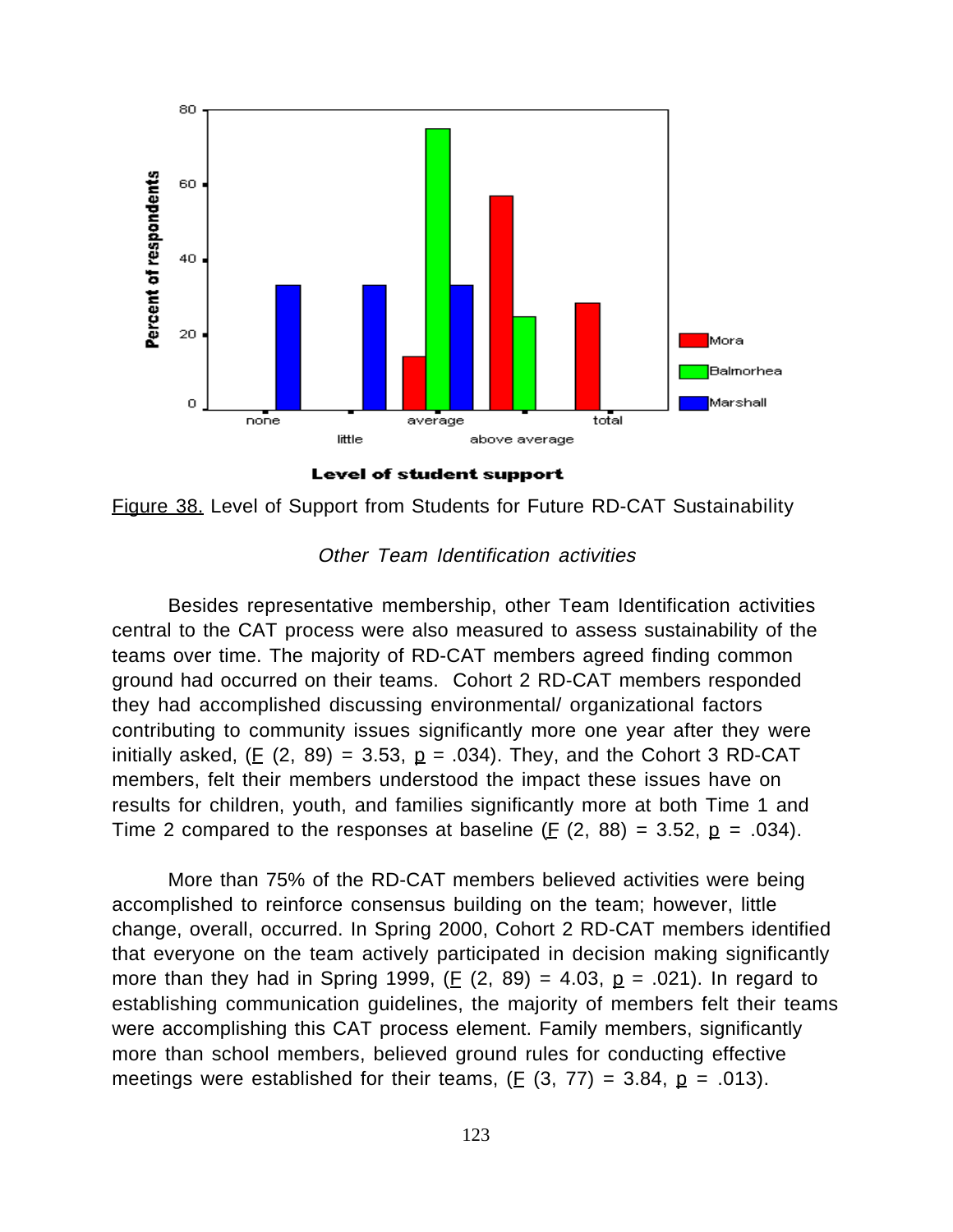Figure 38. Level of Support from Students for Future RD-CAT Sustainability

*Other Team Identification activities*

Besides representative membership, other Team Identification activities central to the CAT process were also measured to assess sustainability of the teams over time. The majority of RD-CAT members agreed finding common ground had occurred on their teams. Cohort 2 RD-CAT members responded they had accomplished discussing environmental/ organizational factors contributing to community issues significantly more one year after they were initially asked, ($F$ (2, 89) = 3.53, $p$ = .034). They, and the Cohort 3 RD-CAT members, felt their members understood the impact these issues have on results for children, youth, and families significantly more at both Time 1 and Time 2 compared to the responses at baseline ($F$ (2, 88) = 3.52, $p$ = .034).

More than 75% of the RD-CAT members believed activities were being accomplished to reinforce consensus building on the team; however, little change, overall, occurred. In Spring 2000, Cohort 2 RD-CAT members identified that everyone on the team actively participated in decision making significantly more than they had in Spring 1999, ($F$ (2, 89) = 4.03, $p$ = .021). In regard to establishing communication guidelines, the majority of members felt their teams were accomplishing this CAT process element. Family members, significantly more than school members, believed ground rules for conducting effective meetings were established for their teams, ($F$ (3, 77) = 3.84, $p$ = .013).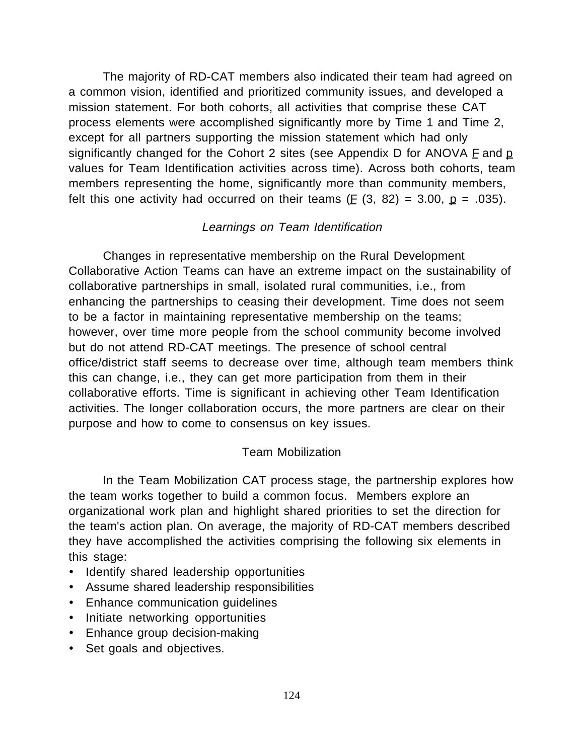The majority of RD-CAT members also indicated their team had agreed on a common vision, identified and prioritized community issues, and developed a mission statement. For both cohorts, all activities that comprise these CAT process elements were accomplished significantly more by Time 1 and Time 2, except for all partners supporting the mission statement which had only significantly changed for the Cohort 2 sites (see Appendix D for ANOVA $F$ and $p$ values for Team Identification activities across time). Across both cohorts, team members representing the home, significantly more than community members, felt this one activity had occurred on their teams ($F$ (3, 82) = 3.00, $p$ = .035).

### *Learnings on Team Identification*

Changes in representative membership on the Rural Development Collaborative Action Teams can have an extreme impact on the sustainability of collaborative partnerships in small, isolated rural communities, i.e., from enhancing the partnerships to ceasing their development. Time does not seem to be a factor in maintaining representative membership on the teams; however, over time more people from the school community become involved but do not attend RD-CAT meetings. The presence of school central office/district staff seems to decrease over time, although team members think this can change, i.e., they can get more participation from them in their collaborative efforts. Time is significant in achieving other Team Identification activities. The longer collaboration occurs, the more partners are clear on their purpose and how to come to consensus on key issues.

## Team Mobilization

In the Team Mobilization CAT process stage, the partnership explores how the team works together to build a common focus. Members explore an organizational work plan and highlight shared priorities to set the direction for the team's action plan. On average, the majority of RD-CAT members described they have accomplished the activities comprising the following six elements in this stage:

- Identify shared leadership opportunities
- Assume shared leadership responsibilities
- Enhance communication guidelines
- Initiate networking opportunities
- Enhance group decision-making
- Set goals and objectives.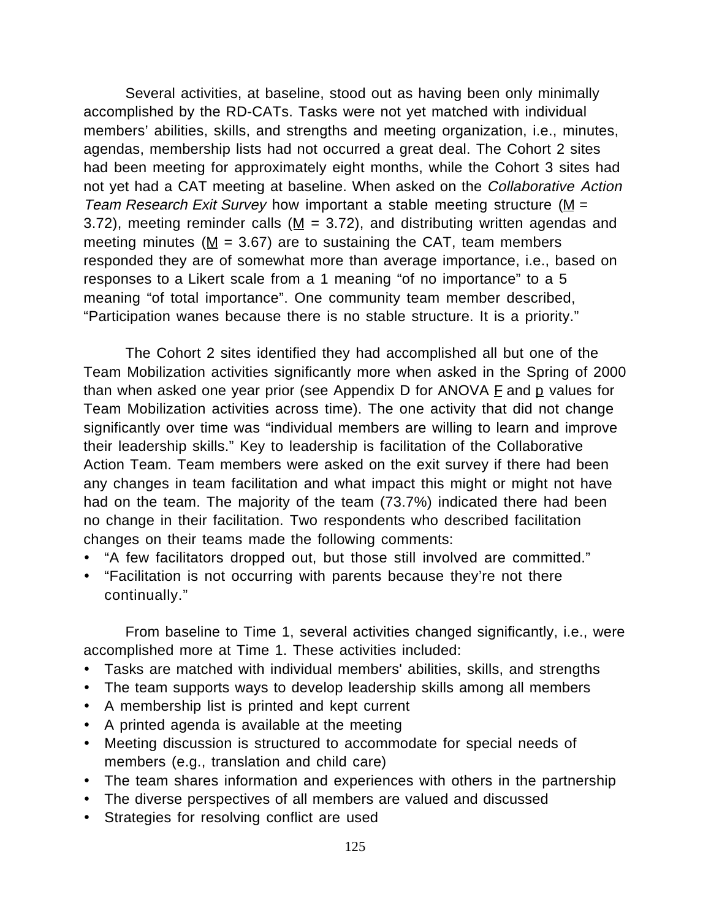Several activities, at baseline, stood out as having been only minimally accomplished by the RD-CATs. Tasks were not yet matched with individual members' abilities, skills, and strengths and meeting organization, i.e., minutes, agendas, membership lists had not occurred a great deal. The Cohort 2 sites had been meeting for approximately eight months, while the Cohort 3 sites had not yet had a CAT meeting at baseline. When asked on the *Collaborative Action Team Research Exit Survey* how important a stable meeting structure ($M$ = 3.72), meeting reminder calls ($M$ = 3.72), and distributing written agendas and meeting minutes ($M$ = 3.67) are to sustaining the CAT, team members responded they are of somewhat more than average importance, i.e., based on responses to a Likert scale from a 1 meaning "of no importance" to a 5 meaning "of total importance". One community team member described, "Participation wanes because there is no stable structure. It is a priority."

The Cohort 2 sites identified they had accomplished all but one of the Team Mobilization activities significantly more when asked in the Spring of 2000 than when asked one year prior (see Appendix D for ANOVA $F$ and $p$ values for Team Mobilization activities across time). The one activity that did not change significantly over time was "individual members are willing to learn and improve their leadership skills." Key to leadership is facilitation of the Collaborative Action Team. Team members were asked on the exit survey if there had been any changes in team facilitation and what impact this might or might not have had on the team. The majority of the team (73.7%) indicated there had been no change in their facilitation. Two respondents who described facilitation changes on their teams made the following comments:

- "A few facilitators dropped out, but those still involved are committed."
- "Facilitation is not occurring with parents because they're not there continually."

From baseline to Time 1, several activities changed significantly, i.e., were accomplished more at Time 1. These activities included:

- Tasks are matched with individual members' abilities, skills, and strengths
- The team supports ways to develop leadership skills among all members
- A membership list is printed and kept current
- A printed agenda is available at the meeting
- Meeting discussion is structured to accommodate for special needs of members (e.g., translation and child care)
- The team shares information and experiences with others in the partnership
- The diverse perspectives of all members are valued and discussed
- Strategies for resolving conflict are used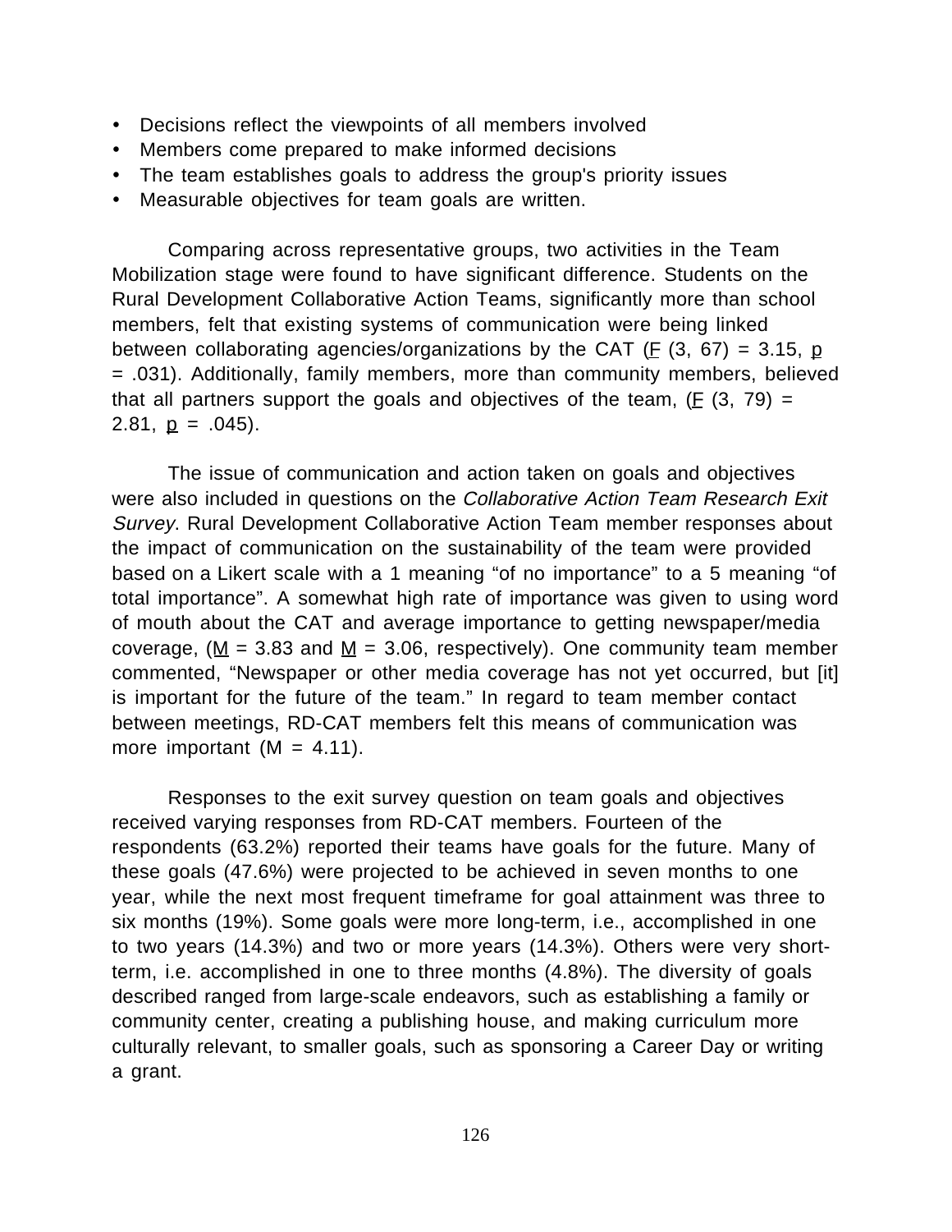- Decisions reflect the viewpoints of all members involved
- Members come prepared to make informed decisions
- The team establishes goals to address the group's priority issues
- Measurable objectives for team goals are written.

Comparing across representative groups, two activities in the Team Mobilization stage were found to have significant difference. Students on the Rural Development Collaborative Action Teams, significantly more than school members, felt that existing systems of communication were being linked between collaborating agencies/organizations by the CAT ($F$ (3, 67) = 3.15, $p$ = .031). Additionally, family members, more than community members, believed that all partners support the goals and objectives of the team, ($F$ (3, 79) = 2.81, $p$ = .045).

The issue of communication and action taken on goals and objectives were also included in questions on the *Collaborative Action Team Research Exit Survey*. Rural Development Collaborative Action Team member responses about the impact of communication on the sustainability of the team were provided based on a Likert scale with a 1 meaning "of no importance" to a 5 meaning "of total importance". A somewhat high rate of importance was given to using word of mouth about the CAT and average importance to getting newspaper/media coverage, ($M$ = 3.83 and $M$ = 3.06, respectively). One community team member commented, "Newspaper or other media coverage has not yet occurred, but [it] is important for the future of the team." In regard to team member contact between meetings, RD-CAT members felt this means of communication was more important (M = 4.11).

Responses to the exit survey question on team goals and objectives received varying responses from RD-CAT members. Fourteen of the respondents (63.2%) reported their teams have goals for the future. Many of these goals (47.6%) were projected to be achieved in seven months to one year, while the next most frequent timeframe for goal attainment was three to six months (19%). Some goals were more long-term, i.e., accomplished in one to two years (14.3%) and two or more years (14.3%). Others were very short-term, i.e. accomplished in one to three months (4.8%). The diversity of goals described ranged from large-scale endeavors, such as establishing a family or community center, creating a publishing house, and making curriculum more culturally relevant, to smaller goals, such as sponsoring a Career Day or writing a grant.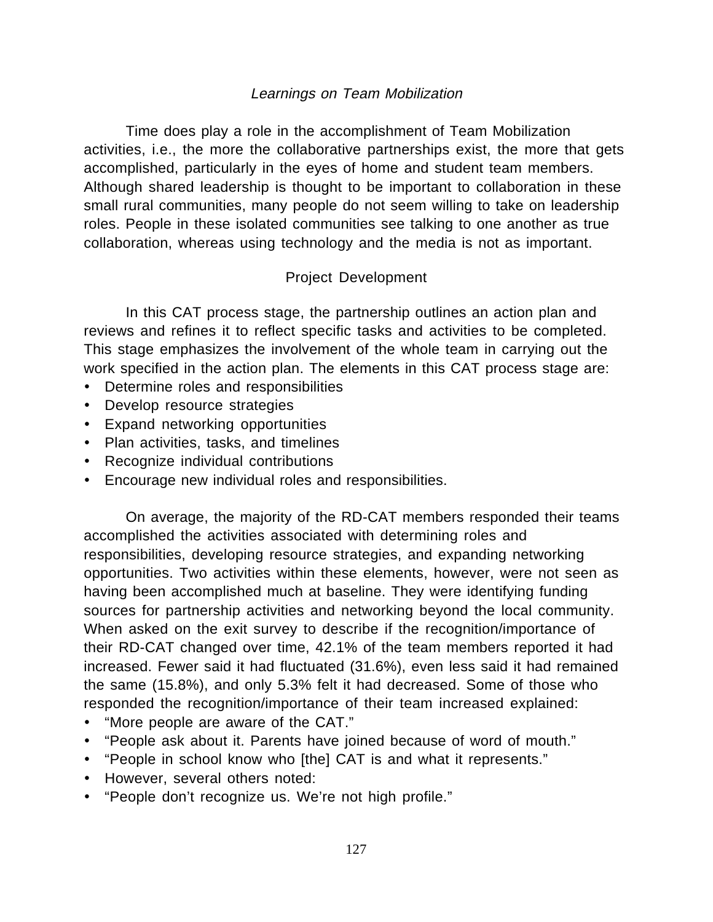### *Learnings on Team Mobilization*

Time does play a role in the accomplishment of Team Mobilization activities, i.e., the more the collaborative partnerships exist, the more that gets accomplished, particularly in the eyes of home and student team members. Although shared leadership is thought to be important to collaboration in these small rural communities, many people do not seem willing to take on leadership roles. People in these isolated communities see talking to one another as true collaboration, whereas using technology and the media is not as important.

## Project Development

In this CAT process stage, the partnership outlines an action plan and reviews and refines it to reflect specific tasks and activities to be completed. This stage emphasizes the involvement of the whole team in carrying out the work specified in the action plan. The elements in this CAT process stage are:

- Determine roles and responsibilities
- Develop resource strategies
- Expand networking opportunities
- Plan activities, tasks, and timelines
- Recognize individual contributions
- Encourage new individual roles and responsibilities.

On average, the majority of the RD-CAT members responded their teams accomplished the activities associated with determining roles and responsibilities, developing resource strategies, and expanding networking opportunities. Two activities within these elements, however, were not seen as having been accomplished much at baseline. They were identifying funding sources for partnership activities and networking beyond the local community. When asked on the exit survey to describe if the recognition/importance of their RD-CAT changed over time, 42.1% of the team members reported it had increased. Fewer said it had fluctuated (31.6%), even less said it had remained the same (15.8%), and only 5.3% felt it had decreased. Some of those who responded the recognition/importance of their team increased explained:

- "More people are aware of the CAT."
- "People ask about it. Parents have joined because of word of mouth."
- "People in school know who [the] CAT is and what it represents."
- However, several others noted:
- "People don't recognize us. We're not high profile."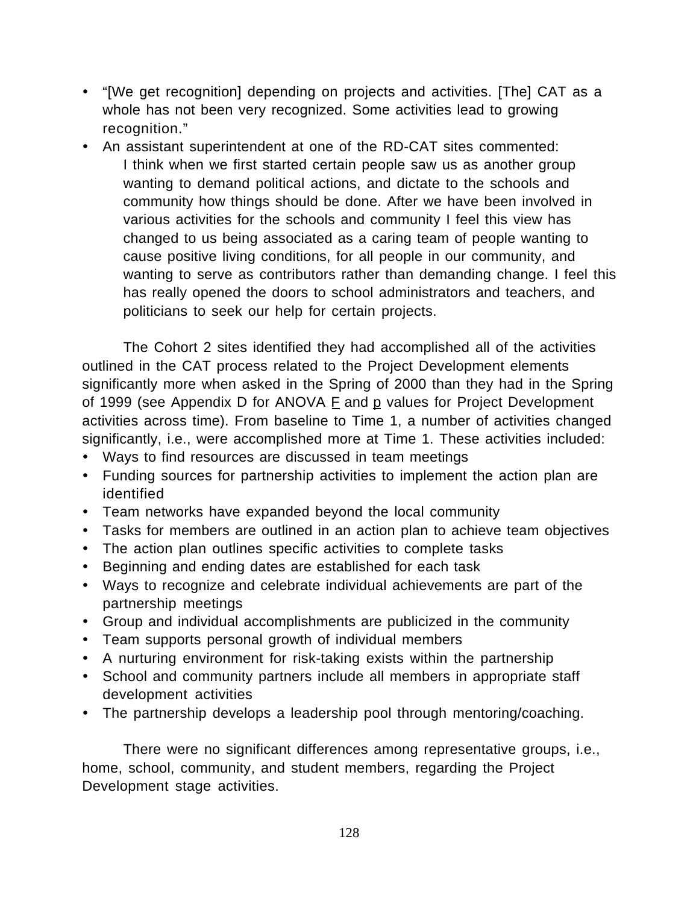- "[We get recognition] depending on projects and activities. [The] CAT as a whole has not been very recognized. Some activities lead to growing recognition."
- An assistant superintendent at one of the RD-CAT sites commented:

> I think when we first started certain people saw us as another group wanting to demand political actions, and dictate to the schools and community how things should be done. After we have been involved in various activities for the schools and community I feel this view has changed to us being associated as a caring team of people wanting to cause positive living conditions, for all people in our community, and wanting to serve as contributors rather than demanding change. I feel this has really opened the doors to school administrators and teachers, and politicians to seek our help for certain projects.

The Cohort 2 sites identified they had accomplished all of the activities outlined in the CAT process related to the Project Development elements significantly more when asked in the Spring of 2000 than they had in the Spring of 1999 (see Appendix D for ANOVA $F$ and $p$ values for Project Development activities across time). From baseline to Time 1, a number of activities changed significantly, i.e., were accomplished more at Time 1. These activities included:

- Ways to find resources are discussed in team meetings
- Funding sources for partnership activities to implement the action plan are identified
- Team networks have expanded beyond the local community
- Tasks for members are outlined in an action plan to achieve team objectives
- The action plan outlines specific activities to complete tasks
- Beginning and ending dates are established for each task
- Ways to recognize and celebrate individual achievements are part of the partnership meetings
- Group and individual accomplishments are publicized in the community
- Team supports personal growth of individual members
- A nurturing environment for risk-taking exists within the partnership
- School and community partners include all members in appropriate staff development activities
- The partnership develops a leadership pool through mentoring/coaching.

There were no significant differences among representative groups, i.e., home, school, community, and student members, regarding the Project Development stage activities.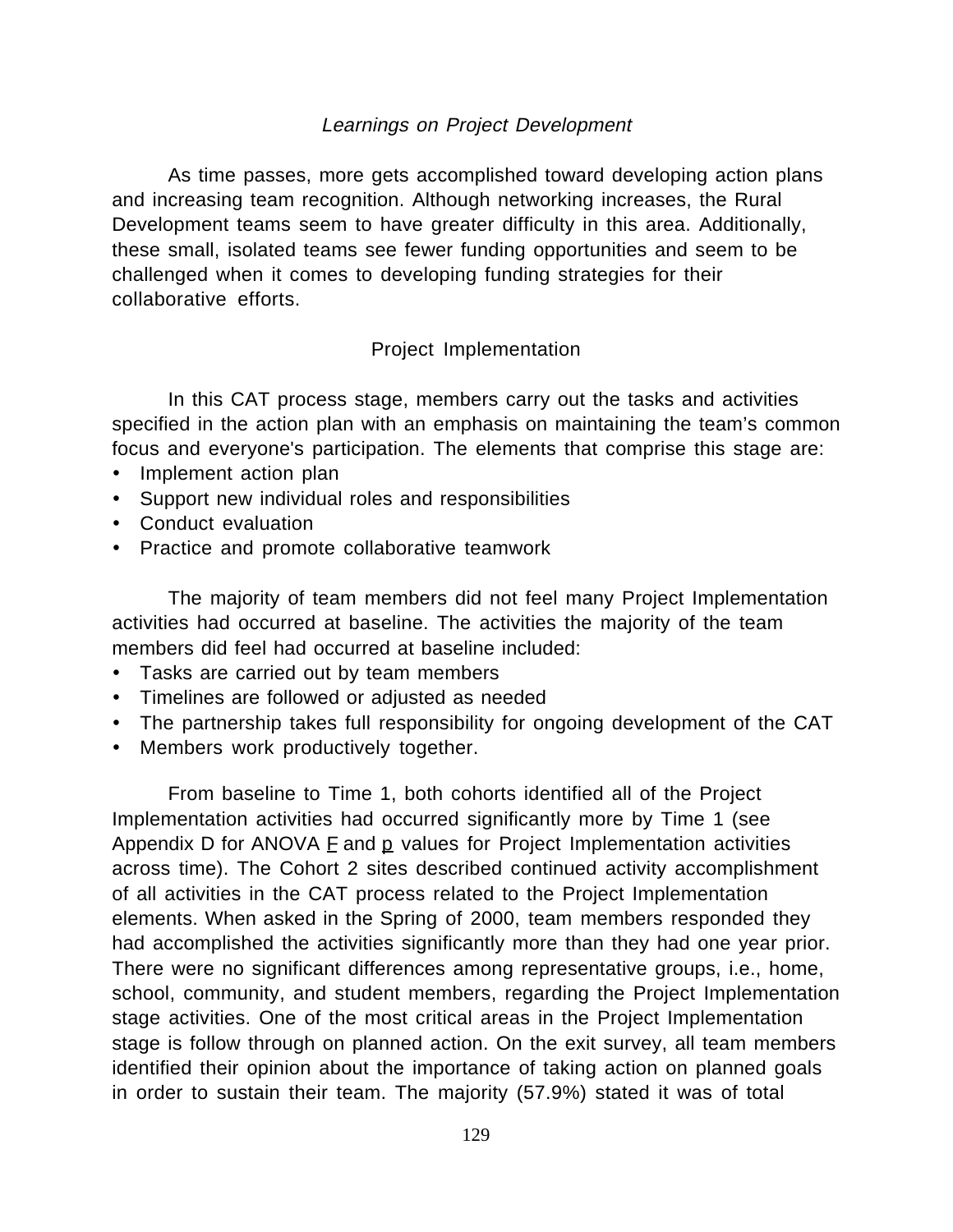### *Learnings on Project Development*

As time passes, more gets accomplished toward developing action plans and increasing team recognition. Although networking increases, the Rural Development teams seem to have greater difficulty in this area. Additionally, these small, isolated teams see fewer funding opportunities and seem to be challenged when it comes to developing funding strategies for their collaborative efforts.

## Project Implementation

In this CAT process stage, members carry out the tasks and activities specified in the action plan with an emphasis on maintaining the team's common focus and everyone's participation. The elements that comprise this stage are:

- Implement action plan
- Support new individual roles and responsibilities
- Conduct evaluation
- Practice and promote collaborative teamwork

The majority of team members did not feel many Project Implementation activities had occurred at baseline. The activities the majority of the team members did feel had occurred at baseline included:

- Tasks are carried out by team members
- Timelines are followed or adjusted as needed
- The partnership takes full responsibility for ongoing development of the CAT
- Members work productively together.

From baseline to Time 1, both cohorts identified all of the Project Implementation activities had occurred significantly more by Time 1 (see Appendix D for ANOVA $\underline{F}$ and $\underline{p}$ values for Project Implementation activities across time). The Cohort 2 sites described continued activity accomplishment of all activities in the CAT process related to the Project Implementation elements. When asked in the Spring of 2000, team members responded they had accomplished the activities significantly more than they had one year prior. There were no significant differences among representative groups, i.e., home, school, community, and student members, regarding the Project Implementation stage activities. One of the most critical areas in the Project Implementation stage is follow through on planned action. On the exit survey, all team members identified their opinion about the importance of taking action on planned goals in order to sustain their team. The majority (57.9%) stated it was of total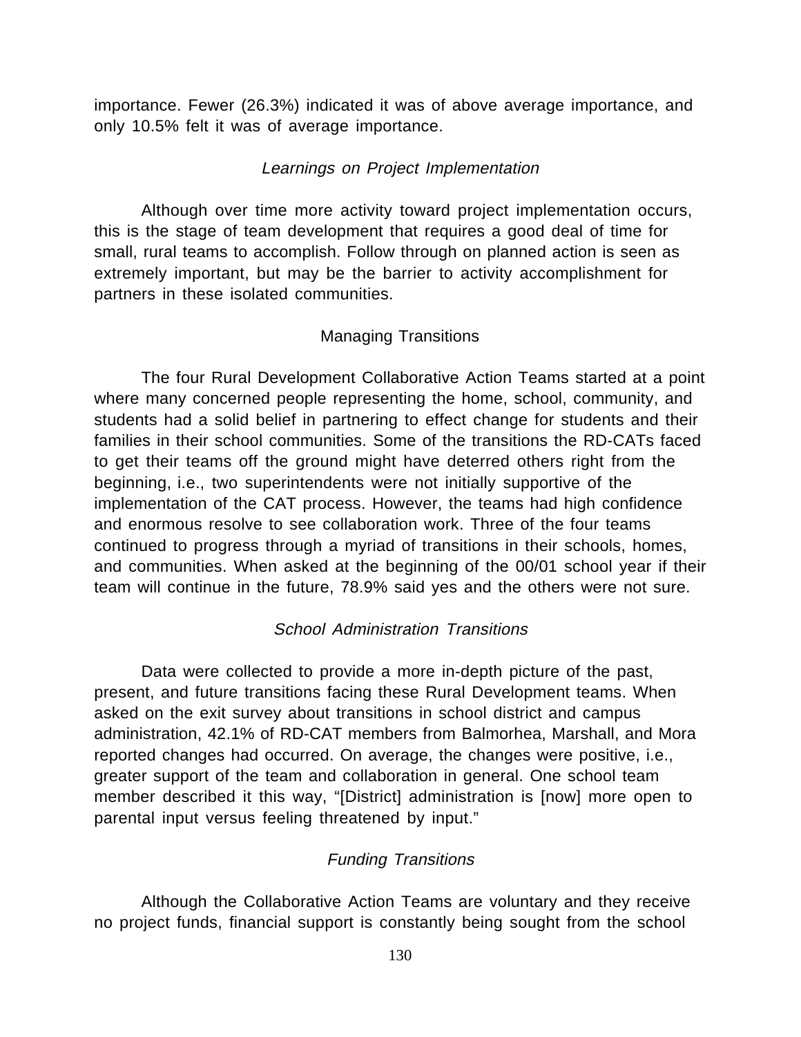importance. Fewer (26.3%) indicated it was of above average importance, and only 10.5% felt it was of average importance.

### *Learnings on Project Implementation*

Although over time more activity toward project implementation occurs, this is the stage of team development that requires a good deal of time for small, rural teams to accomplish. Follow through on planned action is seen as extremely important, but may be the barrier to activity accomplishment for partners in these isolated communities.

## Managing Transitions

The four Rural Development Collaborative Action Teams started at a point where many concerned people representing the home, school, community, and students had a solid belief in partnering to effect change for students and their families in their school communities. Some of the transitions the RD-CATs faced to get their teams off the ground might have deterred others right from the beginning, i.e., two superintendents were not initially supportive of the implementation of the CAT process. However, the teams had high confidence and enormous resolve to see collaboration work. Three of the four teams continued to progress through a myriad of transitions in their schools, homes, and communities. When asked at the beginning of the 00/01 school year if their team will continue in the future, 78.9% said yes and the others were not sure.

### *School Administration Transitions*

Data were collected to provide a more in-depth picture of the past, present, and future transitions facing these Rural Development teams. When asked on the exit survey about transitions in school district and campus administration, 42.1% of RD-CAT members from Balmorhea, Marshall, and Mora reported changes had occurred. On average, the changes were positive, i.e., greater support of the team and collaboration in general. One school team member described it this way, "[District] administration is [now] more open to parental input versus feeling threatened by input."

### *Funding Transitions*

Although the Collaborative Action Teams are voluntary and they receive no project funds, financial support is constantly being sought from the school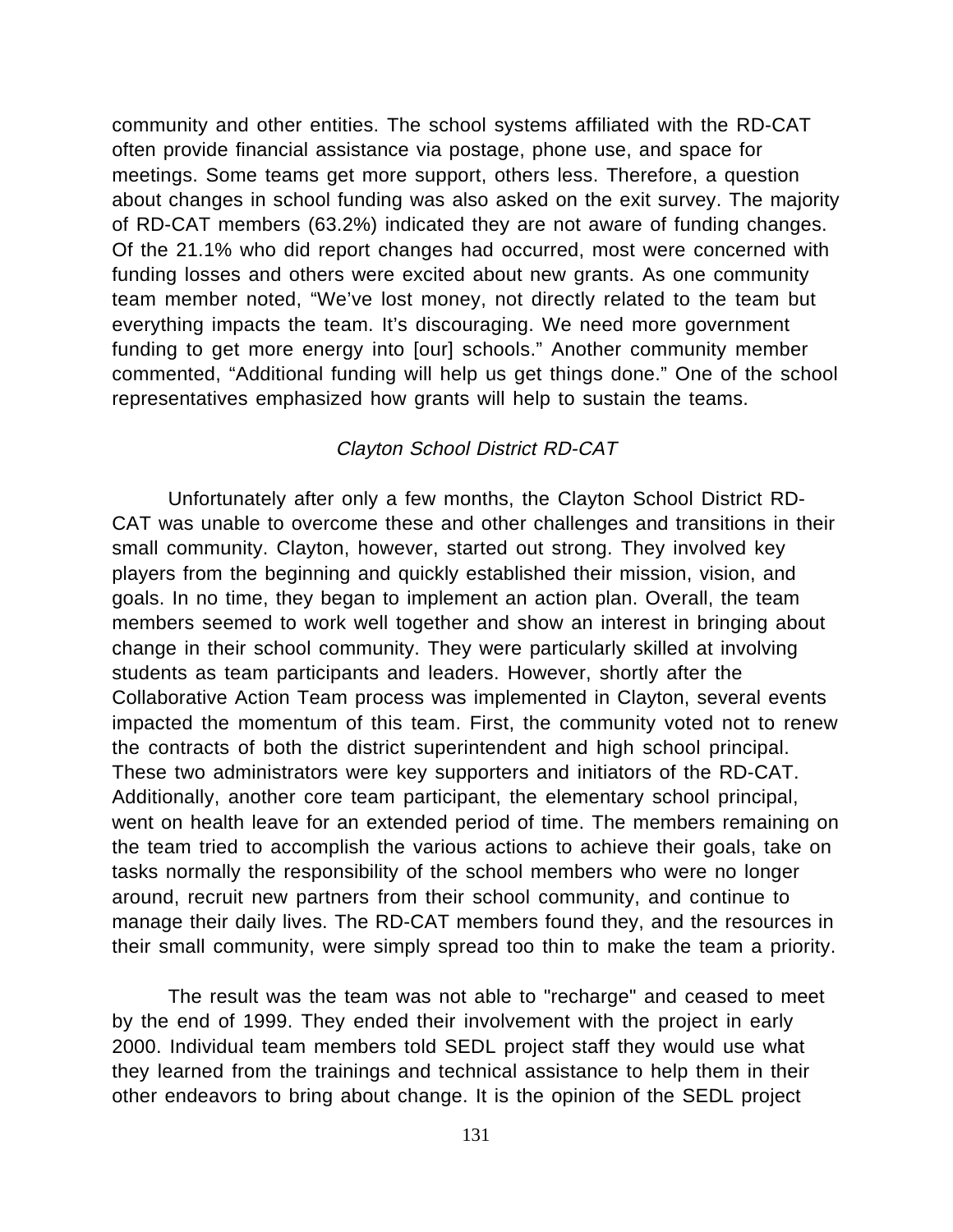community and other entities. The school systems affiliated with the RD-CAT often provide financial assistance via postage, phone use, and space for meetings. Some teams get more support, others less. Therefore, a question about changes in school funding was also asked on the exit survey. The majority of RD-CAT members (63.2%) indicated they are not aware of funding changes. Of the 21.1% who did report changes had occurred, most were concerned with funding losses and others were excited about new grants. As one community team member noted, "We've lost money, not directly related to the team but everything impacts the team. It's discouraging. We need more government funding to get more energy into [our] schools." Another community member commented, "Additional funding will help us get things done." One of the school representatives emphasized how grants will help to sustain the teams.

### *Clayton School District RD-CAT*

Unfortunately after only a few months, the Clayton School District RD-CAT was unable to overcome these and other challenges and transitions in their small community. Clayton, however, started out strong. They involved key players from the beginning and quickly established their mission, vision, and goals. In no time, they began to implement an action plan. Overall, the team members seemed to work well together and show an interest in bringing about change in their school community. They were particularly skilled at involving students as team participants and leaders. However, shortly after the Collaborative Action Team process was implemented in Clayton, several events impacted the momentum of this team. First, the community voted not to renew the contracts of both the district superintendent and high school principal. These two administrators were key supporters and initiators of the RD-CAT. Additionally, another core team participant, the elementary school principal, went on health leave for an extended period of time. The members remaining on the team tried to accomplish the various actions to achieve their goals, take on tasks normally the responsibility of the school members who were no longer around, recruit new partners from their school community, and continue to manage their daily lives. The RD-CAT members found they, and the resources in their small community, were simply spread too thin to make the team a priority.

The result was the team was not able to "recharge" and ceased to meet by the end of 1999. They ended their involvement with the project in early 2000. Individual team members told SEDL project staff they would use what they learned from the trainings and technical assistance to help them in their other endeavors to bring about change. It is the opinion of the SEDL project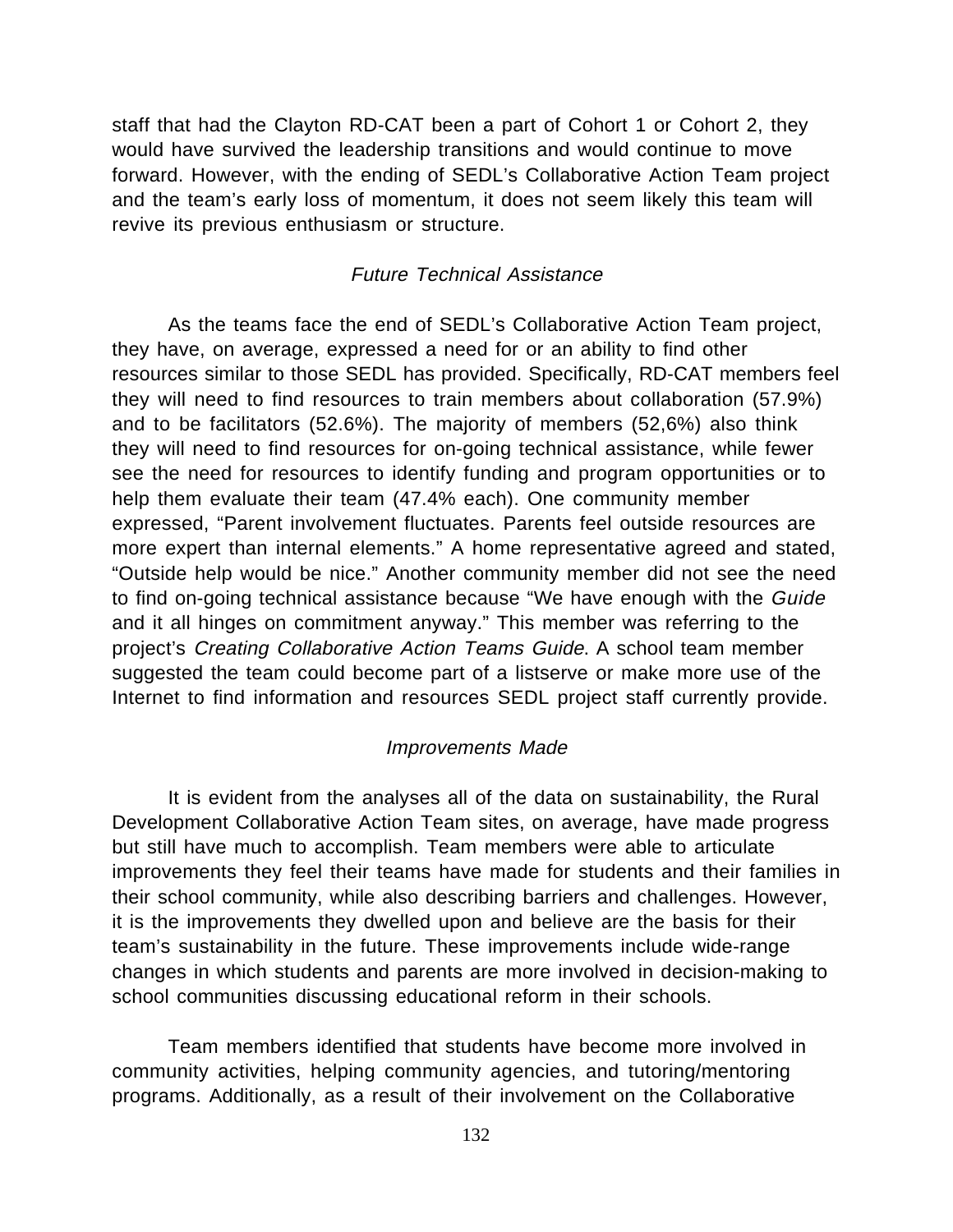staff that had the Clayton RD-CAT been a part of Cohort 1 or Cohort 2, they would have survived the leadership transitions and would continue to move forward. However, with the ending of SEDL's Collaborative Action Team project and the team's early loss of momentum, it does not seem likely this team will revive its previous enthusiasm or structure.

### *Future Technical Assistance*

As the teams face the end of SEDL's Collaborative Action Team project, they have, on average, expressed a need for or an ability to find other resources similar to those SEDL has provided. Specifically, RD-CAT members feel they will need to find resources to train members about collaboration (57.9%) and to be facilitators (52.6%). The majority of members (52,6%) also think they will need to find resources for on-going technical assistance, while fewer see the need for resources to identify funding and program opportunities or to help them evaluate their team (47.4% each). One community member expressed, "Parent involvement fluctuates. Parents feel outside resources are more expert than internal elements." A home representative agreed and stated, "Outside help would be nice." Another community member did not see the need to find on-going technical assistance because "We have enough with the *Guide* and it all hinges on commitment anyway." This member was referring to the project's *Creating Collaborative Action Teams Guide*. A school team member suggested the team could become part of a listserve or make more use of the Internet to find information and resources SEDL project staff currently provide.

### *Improvements Made*

It is evident from the analyses all of the data on sustainability, the Rural Development Collaborative Action Team sites, on average, have made progress but still have much to accomplish. Team members were able to articulate improvements they feel their teams have made for students and their families in their school community, while also describing barriers and challenges. However, it is the improvements they dwelled upon and believe are the basis for their team's sustainability in the future. These improvements include wide-range changes in which students and parents are more involved in decision-making to school communities discussing educational reform in their schools.

Team members identified that students have become more involved in community activities, helping community agencies, and tutoring/mentoring programs. Additionally, as a result of their involvement on the Collaborative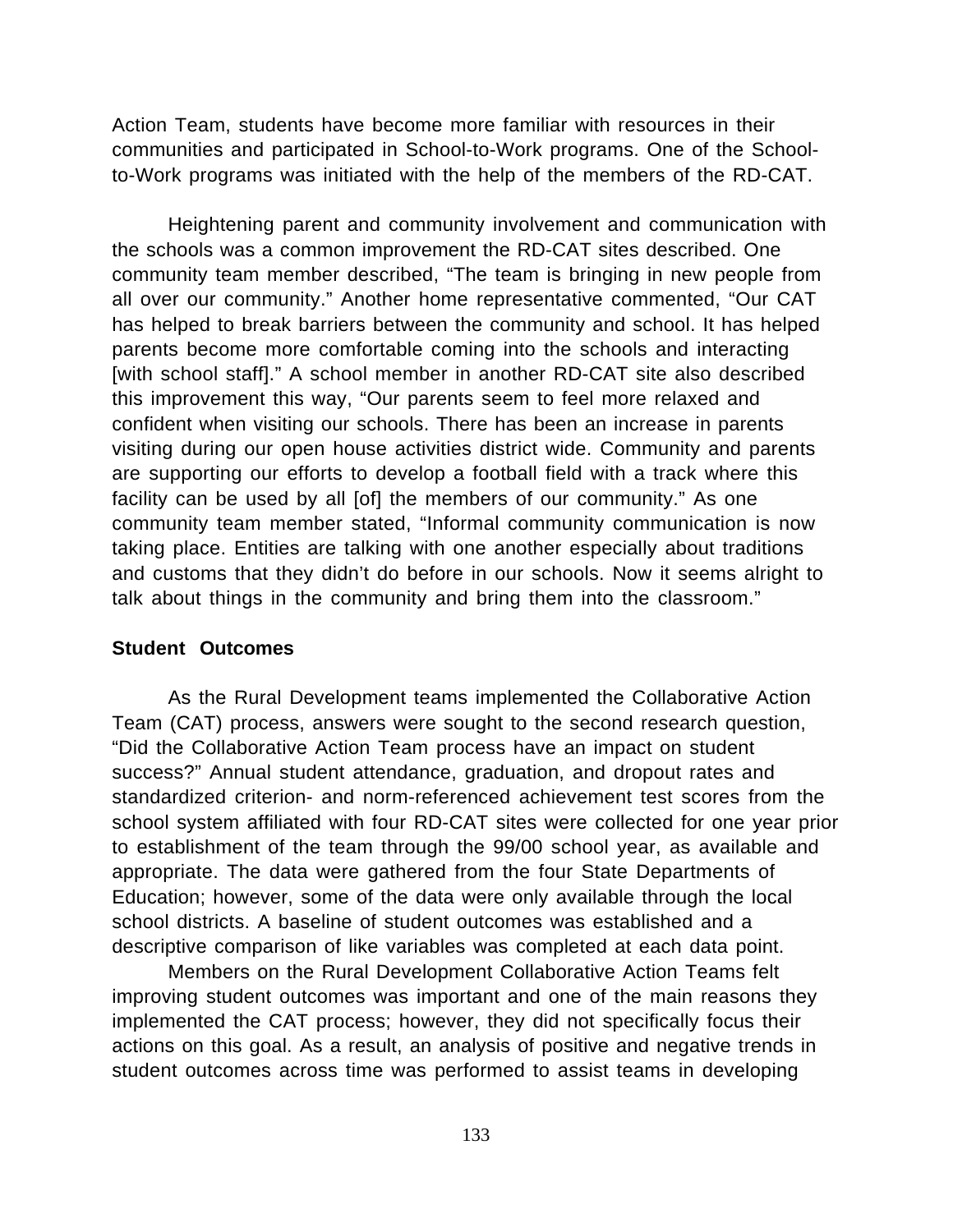Action Team, students have become more familiar with resources in their communities and participated in School-to-Work programs. One of the School-to-Work programs was initiated with the help of the members of the RD-CAT.

Heightening parent and community involvement and communication with the schools was a common improvement the RD-CAT sites described. One community team member described, "The team is bringing in new people from all over our community." Another home representative commented, "Our CAT has helped to break barriers between the community and school. It has helped parents become more comfortable coming into the schools and interacting [with school staff]." A school member in another RD-CAT site also described this improvement this way, "Our parents seem to feel more relaxed and confident when visiting our schools. There has been an increase in parents visiting during our open house activities district wide. Community and parents are supporting our efforts to develop a football field with a track where this facility can be used by all [of] the members of our community." As one community team member stated, "Informal community communication is now taking place. Entities are talking with one another especially about traditions and customs that they didn't do before in our schools. Now it seems alright to talk about things in the community and bring them into the classroom."

**Student Outcomes**

As the Rural Development teams implemented the Collaborative Action Team (CAT) process, answers were sought to the second research question, "Did the Collaborative Action Team process have an impact on student success?" Annual student attendance, graduation, and dropout rates and standardized criterion- and norm-referenced achievement test scores from the school system affiliated with four RD-CAT sites were collected for one year prior to establishment of the team through the 99/00 school year, as available and appropriate. The data were gathered from the four State Departments of Education; however, some of the data were only available through the local school districts. A baseline of student outcomes was established and a descriptive comparison of like variables was completed at each data point.

Members on the Rural Development Collaborative Action Teams felt improving student outcomes was important and one of the main reasons they implemented the CAT process; however, they did not specifically focus their actions on this goal. As a result, an analysis of positive and negative trends in student outcomes across time was performed to assist teams in developing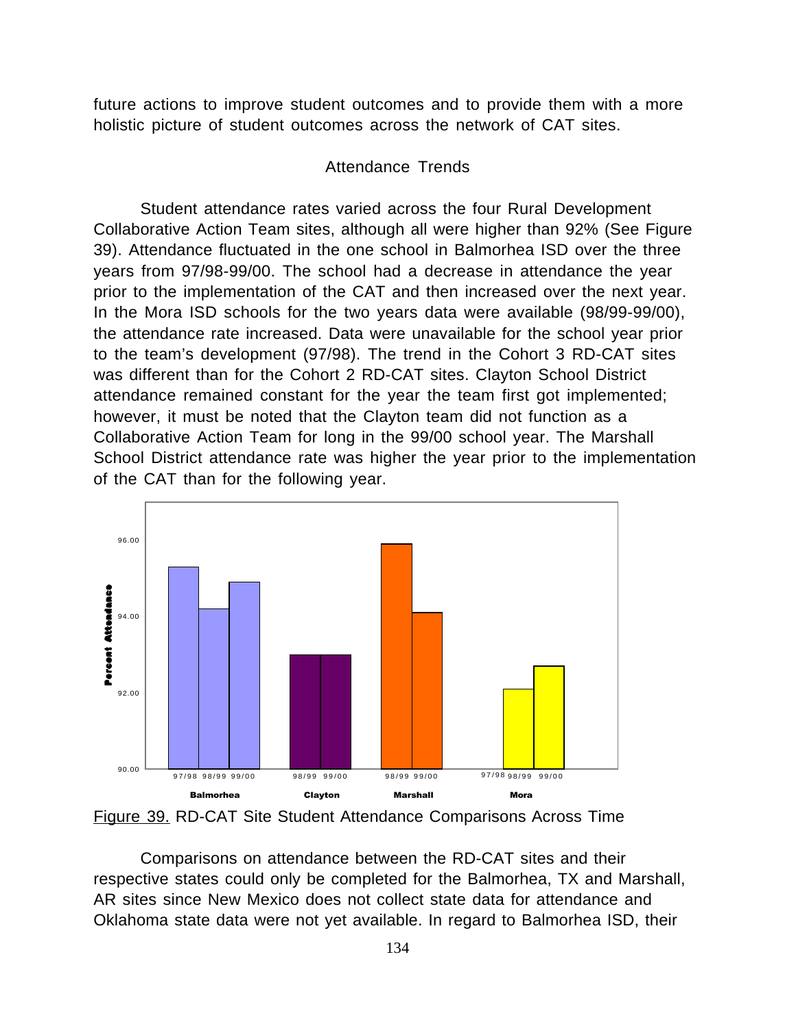future actions to improve student outcomes and to provide them with a more holistic picture of student outcomes across the network of CAT sites.

## Attendance Trends

Student attendance rates varied across the four Rural Development Collaborative Action Team sites, although all were higher than 92% (See Figure 39). Attendance fluctuated in the one school in Balmorhea ISD over the three years from 97/98-99/00. The school had a decrease in attendance the year prior to the implementation of the CAT and then increased over the next year. In the Mora ISD schools for the two years data were available (98/99-99/00), the attendance rate increased. Data were unavailable for the school year prior to the team's development (97/98). The trend in the Cohort 3 RD-CAT sites was different than for the Cohort 2 RD-CAT sites. Clayton School District attendance remained constant for the year the team first got implemented; however, it must be noted that the Clayton team did not function as a Collaborative Action Team for long in the 99/00 school year. The Marshall School District attendance rate was higher the year prior to the implementation of the CAT than for the following year.

Percent Attendance

96.00

94.00

92.00

90.00

97/98 98/99 99/00 | 98/99 99/00 | 98/99 99/00 | 97/98 98/99 99/00

Balmorhea | Clayton | Marshall | Mora

Figure 39. RD-CAT Site Student Attendance Comparisons Across Time

Comparisons on attendance between the RD-CAT sites and their respective states could only be completed for the Balmorhea, TX and Marshall, AR sites since New Mexico does not collect state data for attendance and Oklahoma state data were not yet available. In regard to Balmorhea ISD, their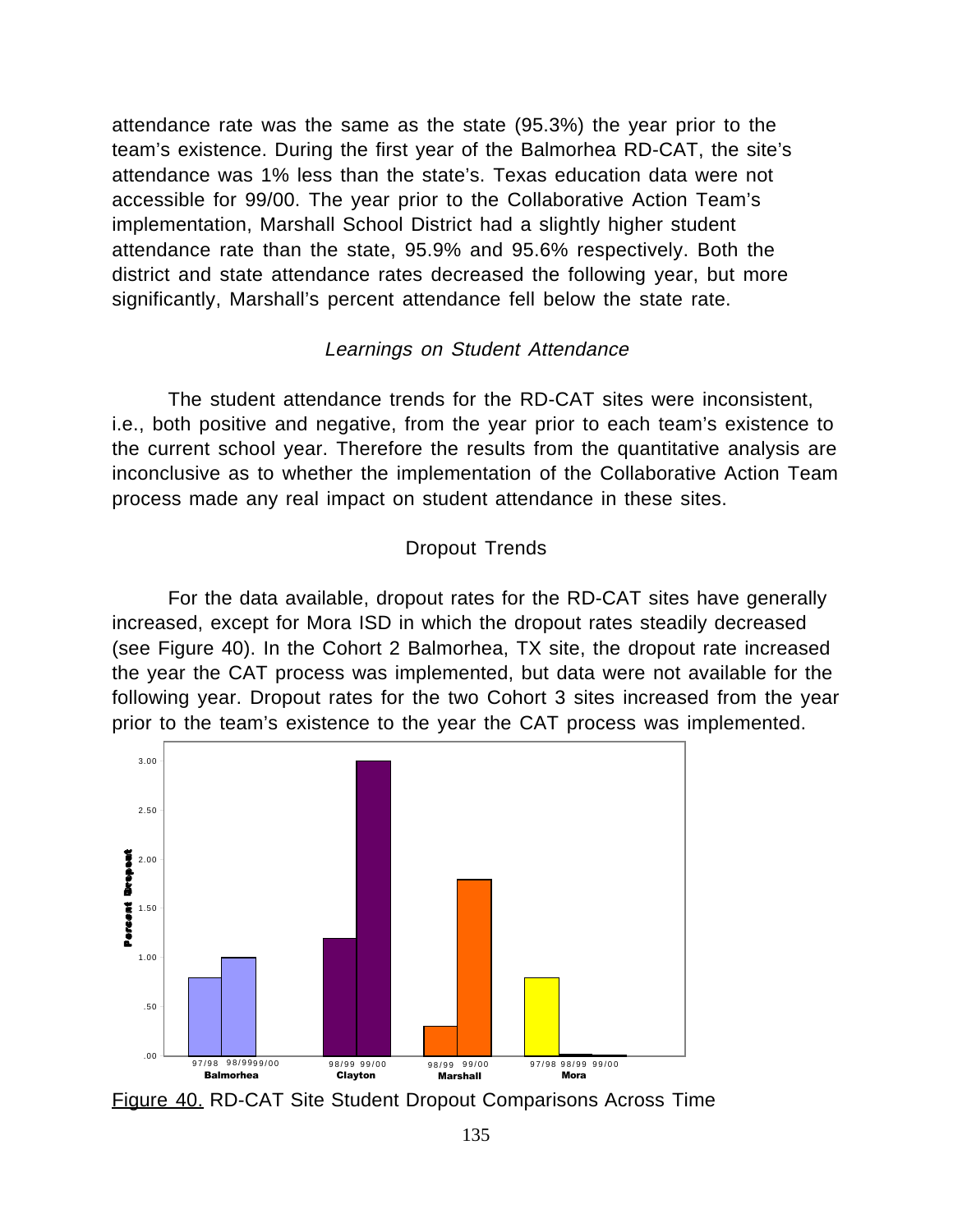attendance rate was the same as the state (95.3%) the year prior to the team's existence. During the first year of the Balmorhea RD-CAT, the site's attendance was 1% less than the state's. Texas education data were not accessible for 99/00. The year prior to the Collaborative Action Team's implementation, Marshall School District had a slightly higher student attendance rate than the state, 95.9% and 95.6% respectively. Both the district and state attendance rates decreased the following year, but more significantly, Marshall's percent attendance fell below the state rate.

### *Learnings on Student Attendance*

The student attendance trends for the RD-CAT sites were inconsistent, i.e., both positive and negative, from the year prior to each team's existence to the current school year. Therefore the results from the quantitative analysis are inconclusive as to whether the implementation of the Collaborative Action Team process made any real impact on student attendance in these sites.

### Dropout Trends

For the data available, dropout rates for the RD-CAT sites have generally increased, except for Mora ISD in which the dropout rates steadily decreased (see Figure 40). In the Cohort 2 Balmorhea, TX site, the dropout rate increased the year the CAT process was implemented, but data were not available for the following year. Dropout rates for the two Cohort 3 sites increased from the year prior to the team's existence to the year the CAT process was implemented.

Figure 40. RD-CAT Site Student Dropout Comparisons Across Time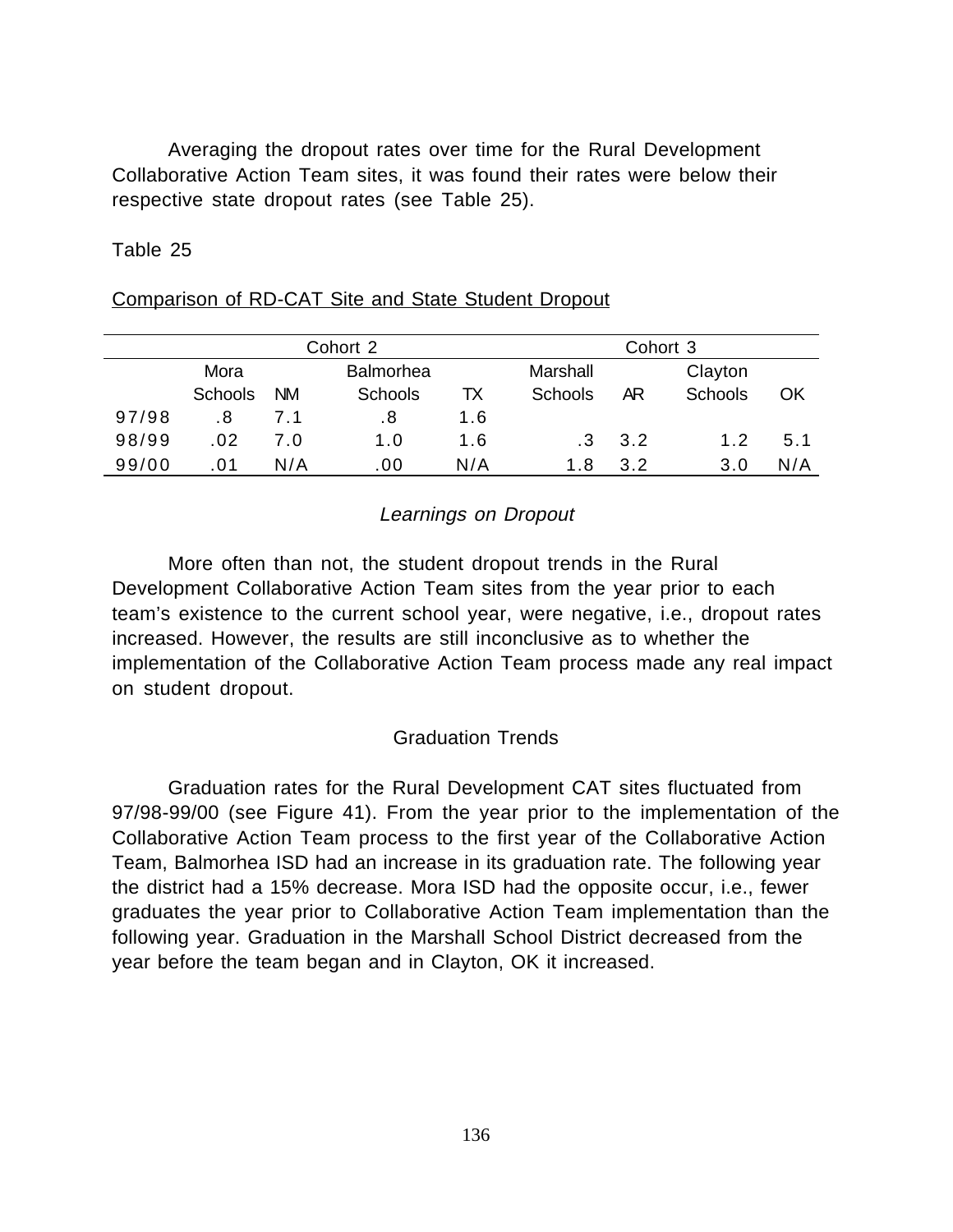Averaging the dropout rates over time for the Rural Development Collaborative Action Team sites, it was found their rates were below their respective state dropout rates (see Table 25).

Table 25

Comparison of RD-CAT Site and State Student Dropout

| | Cohort 2 | | | | Cohort 3 | | | |
|---|---|---|---|---|---|---|---|---|
| | Mora Schools | NM | Balmorhea Schools | TX | Marshall Schools | AR | Clayton Schools | OK |
| 97/98 | .8 | 7.1 | .8 | 1.6 | | | | |
| 98/99 | .02 | 7.0 | 1.0 | 1.6 | .3 | 3.2 | 1.2 | 5.1 |
| 99/00 | .01 | N/A | .00 | N/A | 1.8 | 3.2 | 3.0 | N/A |

### *Learnings on Dropout*

More often than not, the student dropout trends in the Rural Development Collaborative Action Team sites from the year prior to each team's existence to the current school year, were negative, i.e., dropout rates increased. However, the results are still inconclusive as to whether the implementation of the Collaborative Action Team process made any real impact on student dropout.

### Graduation Trends

Graduation rates for the Rural Development CAT sites fluctuated from 97/98-99/00 (see Figure 41). From the year prior to the implementation of the Collaborative Action Team process to the first year of the Collaborative Action Team, Balmorhea ISD had an increase in its graduation rate. The following year the district had a 15% decrease. Mora ISD had the opposite occur, i.e., fewer graduates the year prior to Collaborative Action Team implementation than the following year. Graduation in the Marshall School District decreased from the year before the team began and in Clayton, OK it increased.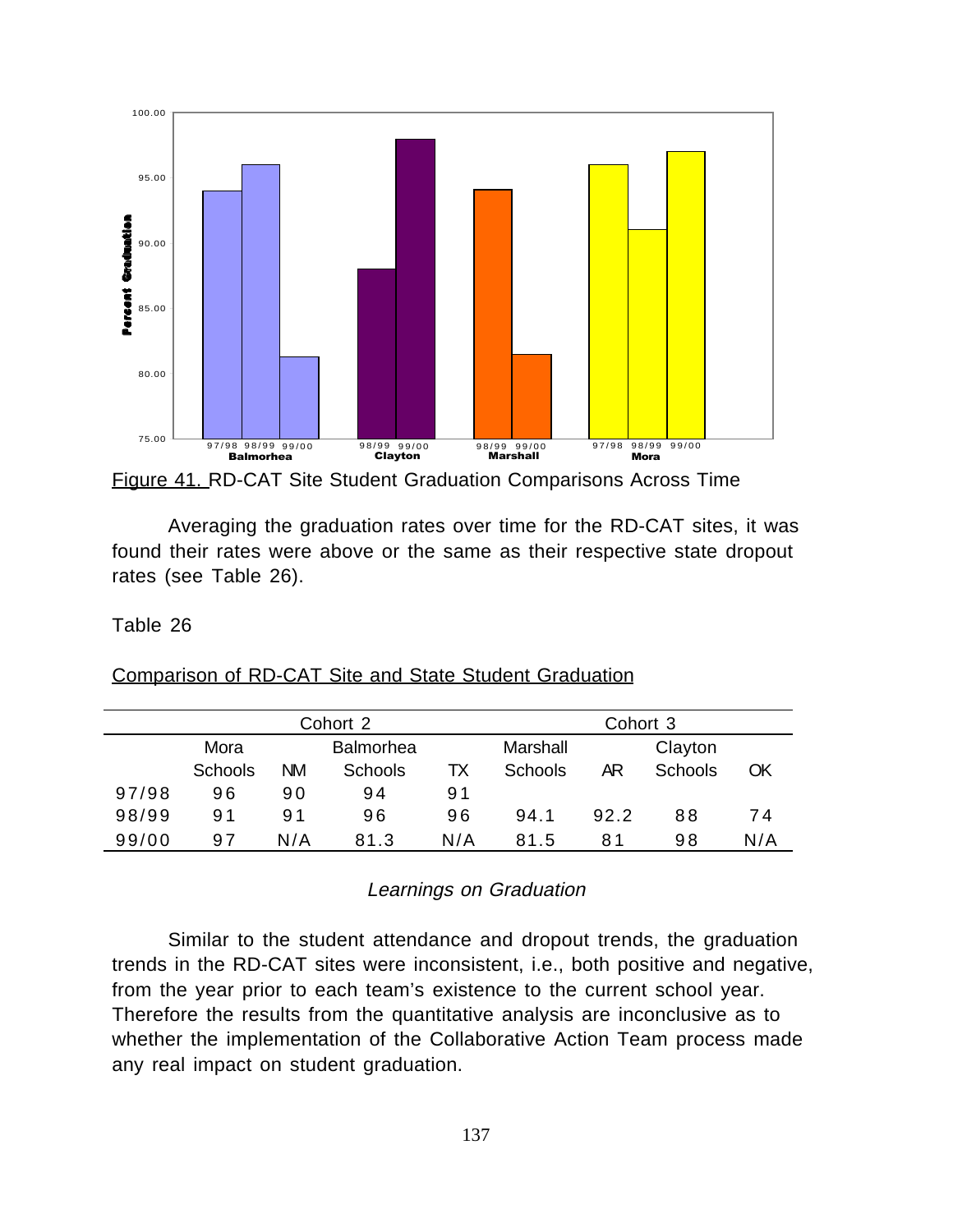Figure 41. RD-CAT Site Student Graduation Comparisons Across Time

Averaging the graduation rates over time for the RD-CAT sites, it was found their rates were above or the same as their respective state dropout rates (see Table 26).

Table 26

Comparison of RD-CAT Site and State Student Graduation

| | Cohort 2 | | | | Cohort 3 | | | |
|---|---|---|---|---|---|---|---|---|
| | Mora Schools | NM | Balmorhea Schools | TX | Marshall Schools | AR | Clayton Schools | OK |
| 97/98 | 96 | 90 | 94 | 91 | | | | |
| 98/99 | 91 | 91 | 96 | 96 | 94.1 | 92.2 | 88 | 74 |
| 99/00 | 97 | N/A | 81.3 | N/A | 81.5 | 81 | 98 | N/A |

### *Learnings on Graduation*

Similar to the student attendance and dropout trends, the graduation trends in the RD-CAT sites were inconsistent, i.e., both positive and negative, from the year prior to each team's existence to the current school year. Therefore the results from the quantitative analysis are inconclusive as to whether the implementation of the Collaborative Action Team process made any real impact on student graduation.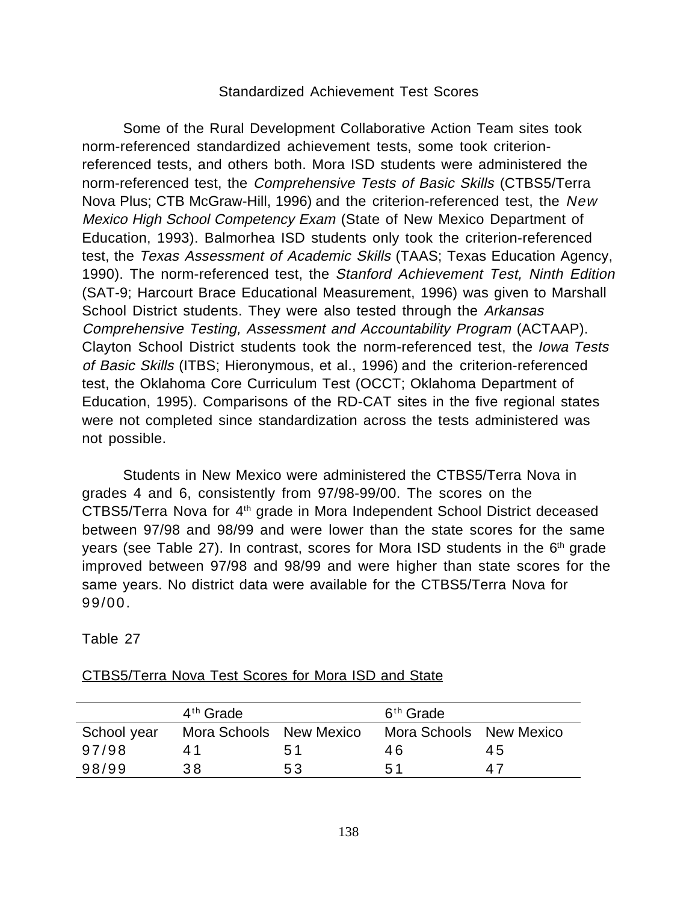## Standardized Achievement Test Scores

Some of the Rural Development Collaborative Action Team sites took norm-referenced standardized achievement tests, some took criterion-referenced tests, and others both. Mora ISD students were administered the norm-referenced test, the *Comprehensive Tests of Basic Skills* (CTBS5/Terra Nova Plus; CTB McGraw-Hill, 1996) and the criterion-referenced test, the *New Mexico High School Competency Exam* (State of New Mexico Department of Education, 1993). Balmorhea ISD students only took the criterion-referenced test, the *Texas Assessment of Academic Skills* (TAAS; Texas Education Agency, 1990). The norm-referenced test, the *Stanford Achievement Test, Ninth Edition* (SAT-9; Harcourt Brace Educational Measurement, 1996) was given to Marshall School District students. They were also tested through the *Arkansas Comprehensive Testing, Assessment and Accountability Program* (ACTAAP). Clayton School District students took the norm-referenced test, the *Iowa Tests of Basic Skills* (ITBS; Hieronymous, et al., 1996) and the criterion-referenced test, the Oklahoma Core Curriculum Test (OCCT; Oklahoma Department of Education, 1995). Comparisons of the RD-CAT sites in the five regional states were not completed since standardization across the tests administered was not possible.

Students in New Mexico were administered the CTBS5/Terra Nova in grades 4 and 6, consistently from 97/98-99/00. The scores on the CTBS5/Terra Nova for 4th grade in Mora Independent School District deceased between 97/98 and 98/99 and were lower than the state scores for the same years (see Table 27). In contrast, scores for Mora ISD students in the 6th grade improved between 97/98 and 98/99 and were higher than state scores for the same years. No district data were available for the CTBS5/Terra Nova for 99/00.

Table 27

CTBS5/Terra Nova Test Scores for Mora ISD and State

| | 4th Grade | | 6th Grade | |
|---|---|---|---|---|
| School year | Mora Schools | New Mexico | Mora Schools | New Mexico |
| 97/98 | 41 | 51 | 46 | 45 |
| 98/99 | 38 | 53 | 51 | 47 |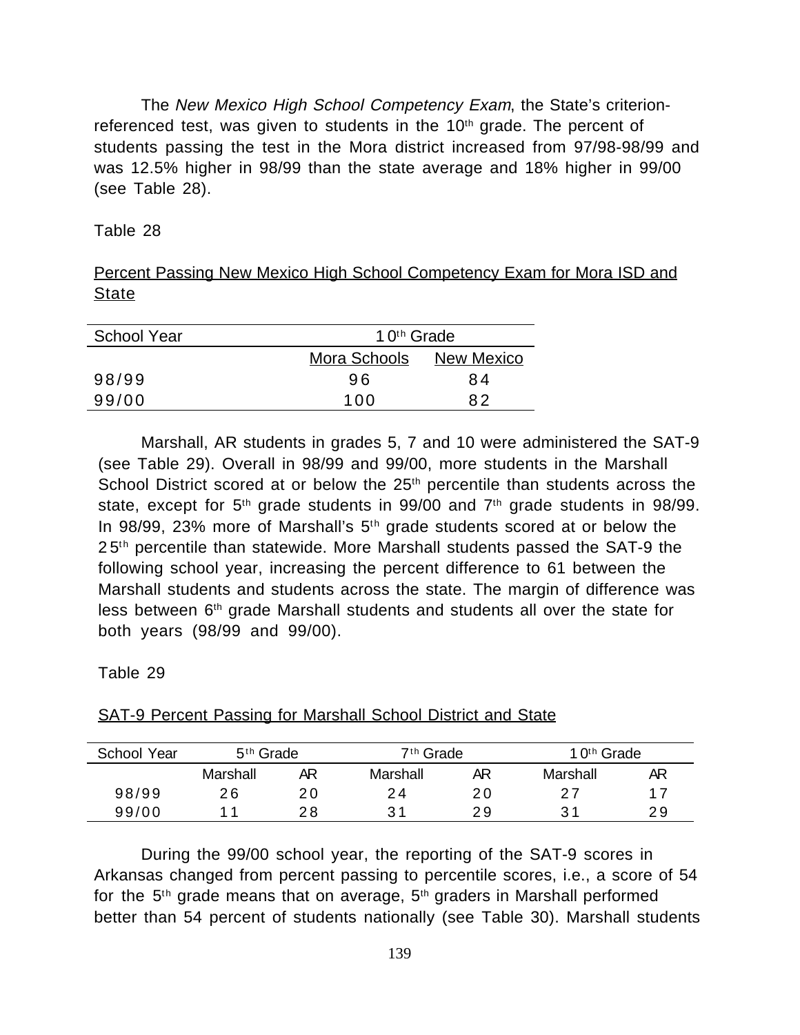The *New Mexico High School Competency Exam*, the State's criterion-referenced test, was given to students in the 10th grade. The percent of students passing the test in the Mora district increased from 97/98-98/99 and was 12.5% higher in 98/99 than the state average and 18% higher in 99/00 (see Table 28).

Table 28

<u>Percent Passing New Mexico High School Competency Exam for Mora ISD and State</u>

| School Year | 10th Grade | |
|---|---|---|
| | Mora Schools | New Mexico |
| 98/99 | 96 | 84 |
| 99/00 | 100 | 82 |

Marshall, AR students in grades 5, 7 and 10 were administered the SAT-9 (see Table 29). Overall in 98/99 and 99/00, more students in the Marshall School District scored at or below the 25th percentile than students across the state, except for 5th grade students in 99/00 and 7th grade students in 98/99. In 98/99, 23% more of Marshall's 5th grade students scored at or below the 25th percentile than statewide. More Marshall students passed the SAT-9 the following school year, increasing the percent difference to 61 between the Marshall students and students across the state. The margin of difference was less between 6th grade Marshall students and students all over the state for both years (98/99 and 99/00).

Table 29

<u>SAT-9 Percent Passing for Marshall School District and State</u>

| School Year | 5th Grade | | 7th Grade | | 10th Grade | |
|---|---|---|---|---|---|---|
| | Marshall | AR | Marshall | AR | Marshall | AR |
| 98/99 | 26 | 20 | 24 | 20 | 27 | 17 |
| 99/00 | 11 | 28 | 31 | 29 | 31 | 29 |

During the 99/00 school year, the reporting of the SAT-9 scores in Arkansas changed from percent passing to percentile scores, i.e., a score of 54 for the 5th grade means that on average, 5th graders in Marshall performed better than 54 percent of students nationally (see Table 30). Marshall students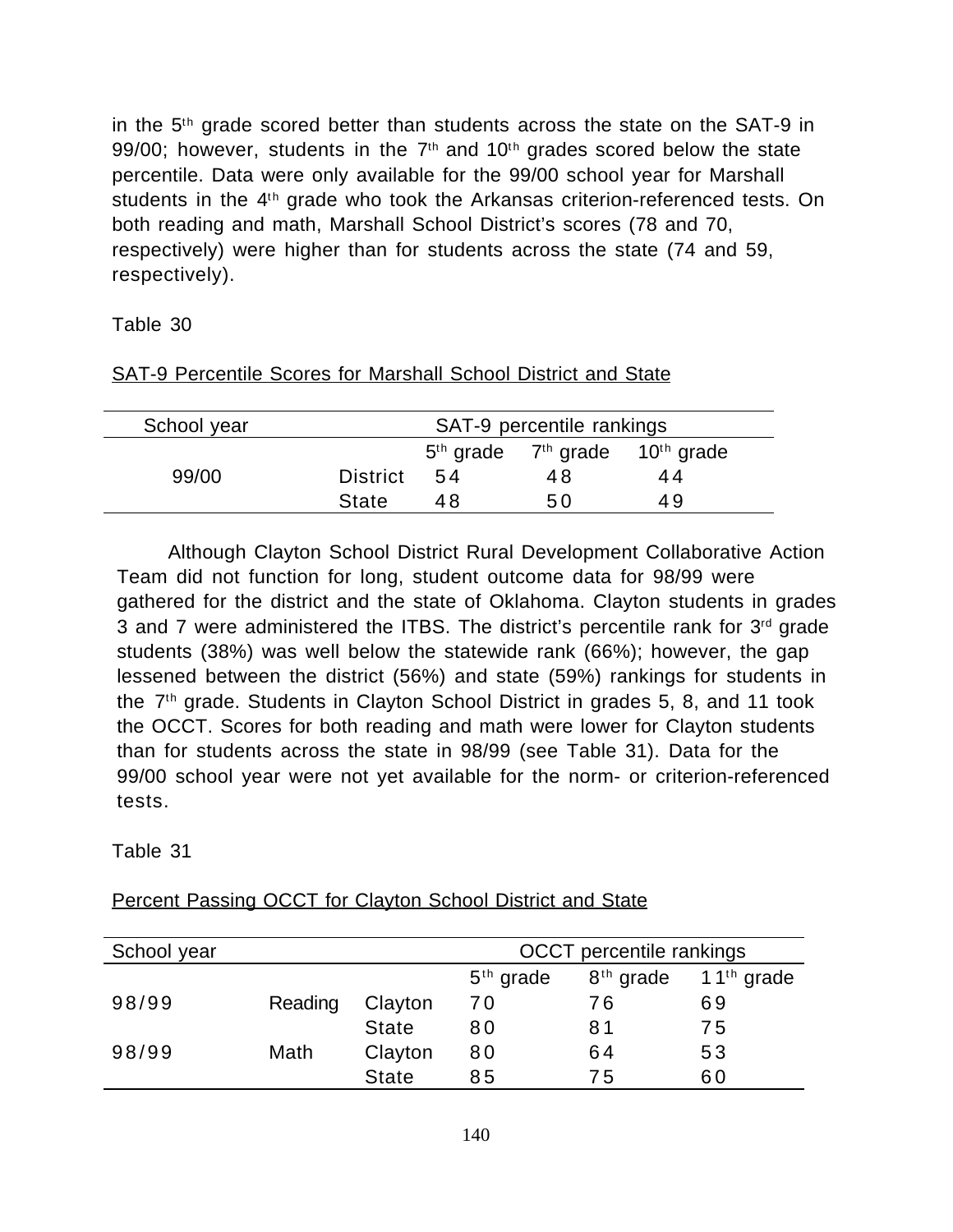in the 5th grade scored better than students across the state on the SAT-9 in 99/00; however, students in the 7th and 10th grades scored below the state percentile. Data were only available for the 99/00 school year for Marshall students in the 4th grade who took the Arkansas criterion-referenced tests. On both reading and math, Marshall School District's scores (78 and 70, respectively) were higher than for students across the state (74 and 59, respectively).

Table 30

SAT-9 Percentile Scores for Marshall School District and State

| School year | | SAT-9 percentile rankings | | |
|---|---|---|---|---|
| | | 5th grade | 7th grade | 10th grade |
| 99/00 | District | 54 | 48 | 44 |
| | State | 48 | 50 | 49 |

Although Clayton School District Rural Development Collaborative Action Team did not function for long, student outcome data for 98/99 were gathered for the district and the state of Oklahoma. Clayton students in grades 3 and 7 were administered the ITBS. The district's percentile rank for 3rd grade students (38%) was well below the statewide rank (66%); however, the gap lessened between the district (56%) and state (59%) rankings for students in the 7th grade. Students in Clayton School District in grades 5, 8, and 11 took the OCCT. Scores for both reading and math were lower for Clayton students than for students across the state in 98/99 (see Table 31). Data for the 99/00 school year were not yet available for the norm- or criterion-referenced tests.

Table 31

Percent Passing OCCT for Clayton School District and State

| School year | | | OCCT percentile rankings | | |
|---|---|---|---|---|---|
| | | | 5th grade | 8th grade | 11th grade |
| 98/99 | Reading | Clayton | 70 | 76 | 69 |
| | | State | 80 | 81 | 75 |
| 98/99 | Math | Clayton | 80 | 64 | 53 |
| | | State | 85 | 75 | 60 |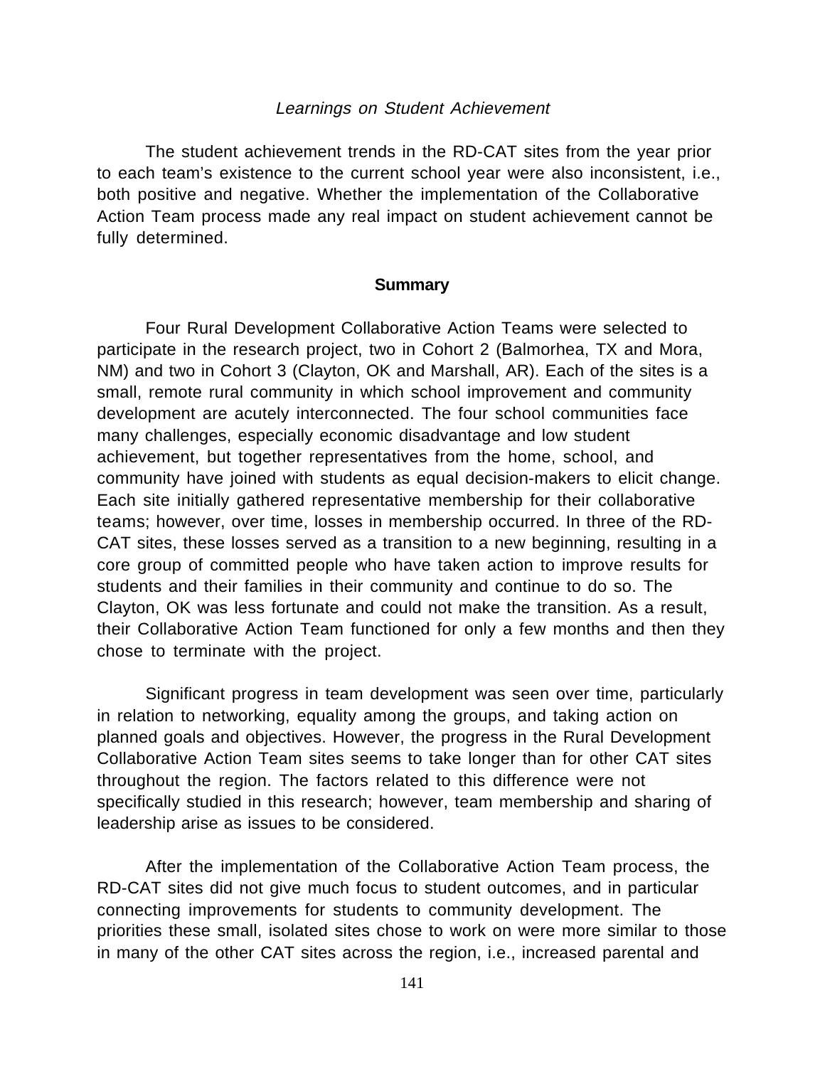*Learnings on Student Achievement*

The student achievement trends in the RD-CAT sites from the year prior to each team's existence to the current school year were also inconsistent, i.e., both positive and negative. Whether the implementation of the Collaborative Action Team process made any real impact on student achievement cannot be fully determined.

## Summary

Four Rural Development Collaborative Action Teams were selected to participate in the research project, two in Cohort 2 (Balmorhea, TX and Mora, NM) and two in Cohort 3 (Clayton, OK and Marshall, AR). Each of the sites is a small, remote rural community in which school improvement and community development are acutely interconnected. The four school communities face many challenges, especially economic disadvantage and low student achievement, but together representatives from the home, school, and community have joined with students as equal decision-makers to elicit change. Each site initially gathered representative membership for their collaborative teams; however, over time, losses in membership occurred. In three of the RD-CAT sites, these losses served as a transition to a new beginning, resulting in a core group of committed people who have taken action to improve results for students and their families in their community and continue to do so. The Clayton, OK was less fortunate and could not make the transition. As a result, their Collaborative Action Team functioned for only a few months and then they chose to terminate with the project.

Significant progress in team development was seen over time, particularly in relation to networking, equality among the groups, and taking action on planned goals and objectives. However, the progress in the Rural Development Collaborative Action Team sites seems to take longer than for other CAT sites throughout the region. The factors related to this difference were not specifically studied in this research; however, team membership and sharing of leadership arise as issues to be considered.

After the implementation of the Collaborative Action Team process, the RD-CAT sites did not give much focus to student outcomes, and in particular connecting improvements for students to community development. The priorities these small, isolated sites chose to work on were more similar to those in many of the other CAT sites across the region, i.e., increased parental and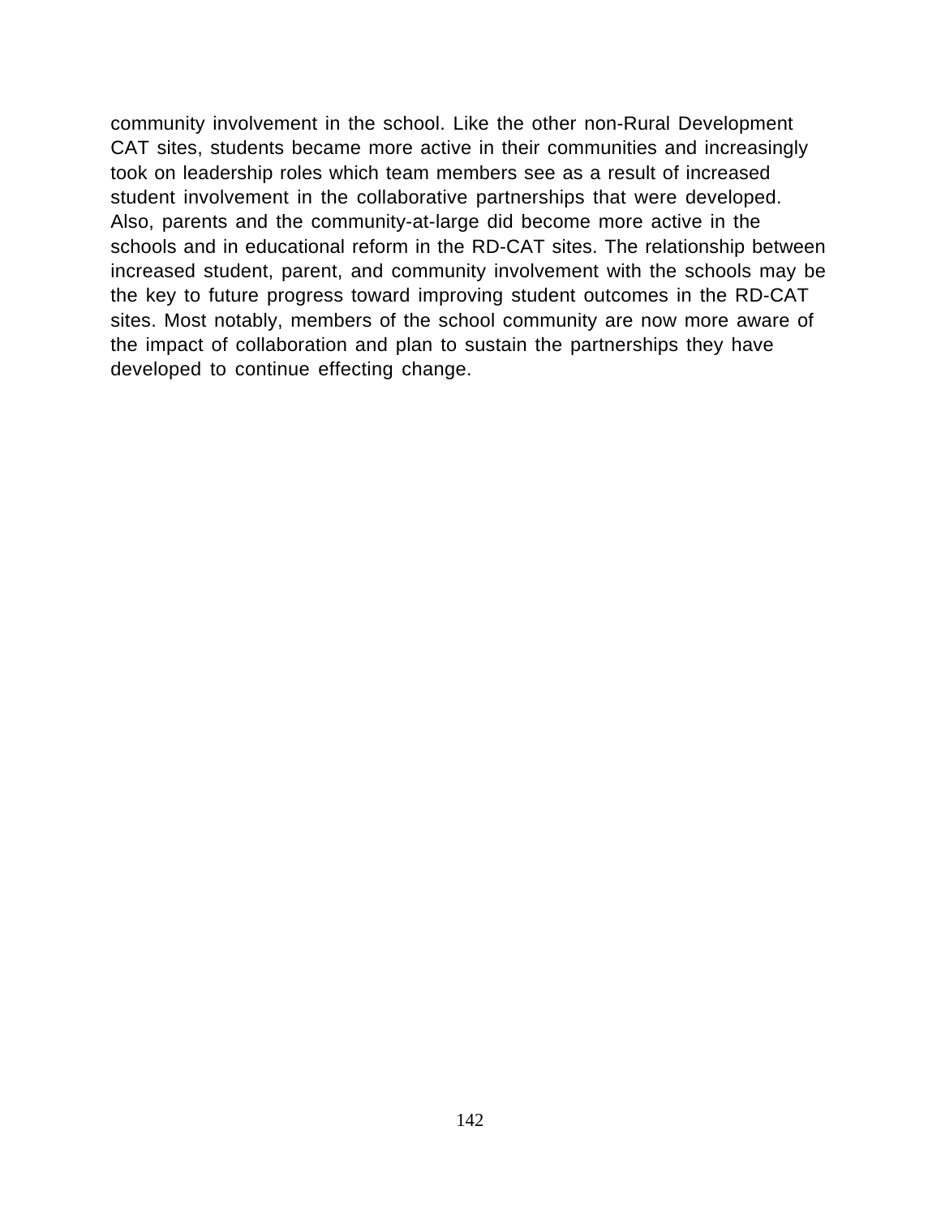community involvement in the school. Like the other non-Rural Development CAT sites, students became more active in their communities and increasingly took on leadership roles which team members see as a result of increased student involvement in the collaborative partnerships that were developed. Also, parents and the community-at-large did become more active in the schools and in educational reform in the RD-CAT sites. The relationship between increased student, parent, and community involvement with the schools may be the key to future progress toward improving student outcomes in the RD-CAT sites. Most notably, members of the school community are now more aware of the impact of collaboration and plan to sustain the partnerships they have developed to continue effecting change.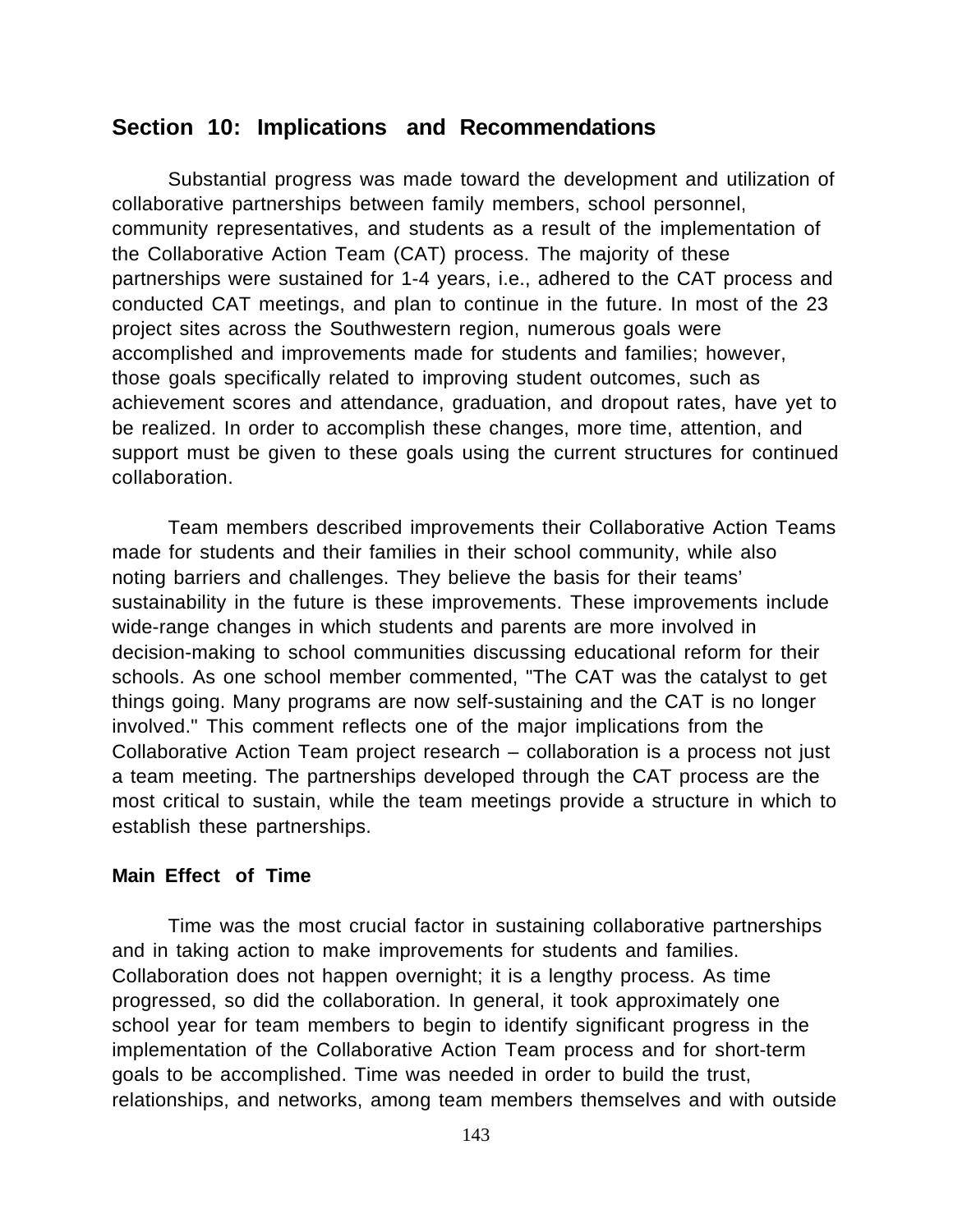## Section 10: Implications and Recommendations

Substantial progress was made toward the development and utilization of collaborative partnerships between family members, school personnel, community representatives, and students as a result of the implementation of the Collaborative Action Team (CAT) process. The majority of these partnerships were sustained for 1-4 years, i.e., adhered to the CAT process and conducted CAT meetings, and plan to continue in the future. In most of the 23 project sites across the Southwestern region, numerous goals were accomplished and improvements made for students and families; however, those goals specifically related to improving student outcomes, such as achievement scores and attendance, graduation, and dropout rates, have yet to be realized. In order to accomplish these changes, more time, attention, and support must be given to these goals using the current structures for continued collaboration.

Team members described improvements their Collaborative Action Teams made for students and their families in their school community, while also noting barriers and challenges. They believe the basis for their teams' sustainability in the future is these improvements. These improvements include wide-range changes in which students and parents are more involved in decision-making to school communities discussing educational reform for their schools. As one school member commented, "The CAT was the catalyst to get things going. Many programs are now self-sustaining and the CAT is no longer involved." This comment reflects one of the major implications from the Collaborative Action Team project research – collaboration is a process not just a team meeting. The partnerships developed through the CAT process are the most critical to sustain, while the team meetings provide a structure in which to establish these partnerships.

### Main Effect of Time

Time was the most crucial factor in sustaining collaborative partnerships and in taking action to make improvements for students and families. Collaboration does not happen overnight; it is a lengthy process. As time progressed, so did the collaboration. In general, it took approximately one school year for team members to begin to identify significant progress in the implementation of the Collaborative Action Team process and for short-term goals to be accomplished. Time was needed in order to build the trust, relationships, and networks, among team members themselves and with outside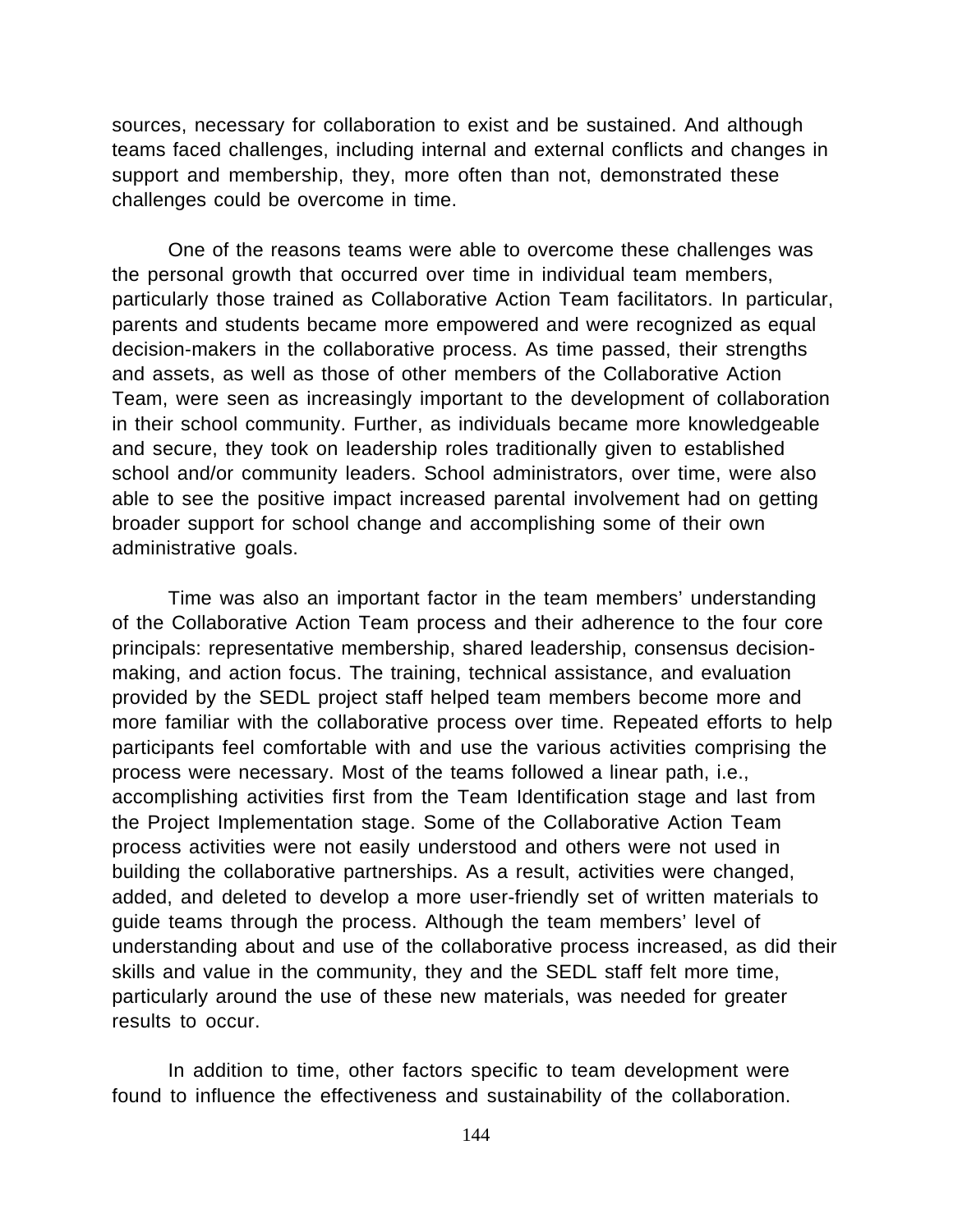sources, necessary for collaboration to exist and be sustained. And although teams faced challenges, including internal and external conflicts and changes in support and membership, they, more often than not, demonstrated these challenges could be overcome in time.

One of the reasons teams were able to overcome these challenges was the personal growth that occurred over time in individual team members, particularly those trained as Collaborative Action Team facilitators. In particular, parents and students became more empowered and were recognized as equal decision-makers in the collaborative process. As time passed, their strengths and assets, as well as those of other members of the Collaborative Action Team, were seen as increasingly important to the development of collaboration in their school community. Further, as individuals became more knowledgeable and secure, they took on leadership roles traditionally given to established school and/or community leaders. School administrators, over time, were also able to see the positive impact increased parental involvement had on getting broader support for school change and accomplishing some of their own administrative goals.

Time was also an important factor in the team members' understanding of the Collaborative Action Team process and their adherence to the four core principals: representative membership, shared leadership, consensus decision-making, and action focus. The training, technical assistance, and evaluation provided by the SEDL project staff helped team members become more and more familiar with the collaborative process over time. Repeated efforts to help participants feel comfortable with and use the various activities comprising the process were necessary. Most of the teams followed a linear path, i.e., accomplishing activities first from the Team Identification stage and last from the Project Implementation stage. Some of the Collaborative Action Team process activities were not easily understood and others were not used in building the collaborative partnerships. As a result, activities were changed, added, and deleted to develop a more user-friendly set of written materials to guide teams through the process. Although the team members' level of understanding about and use of the collaborative process increased, as did their skills and value in the community, they and the SEDL staff felt more time, particularly around the use of these new materials, was needed for greater results to occur.

In addition to time, other factors specific to team development were found to influence the effectiveness and sustainability of the collaboration.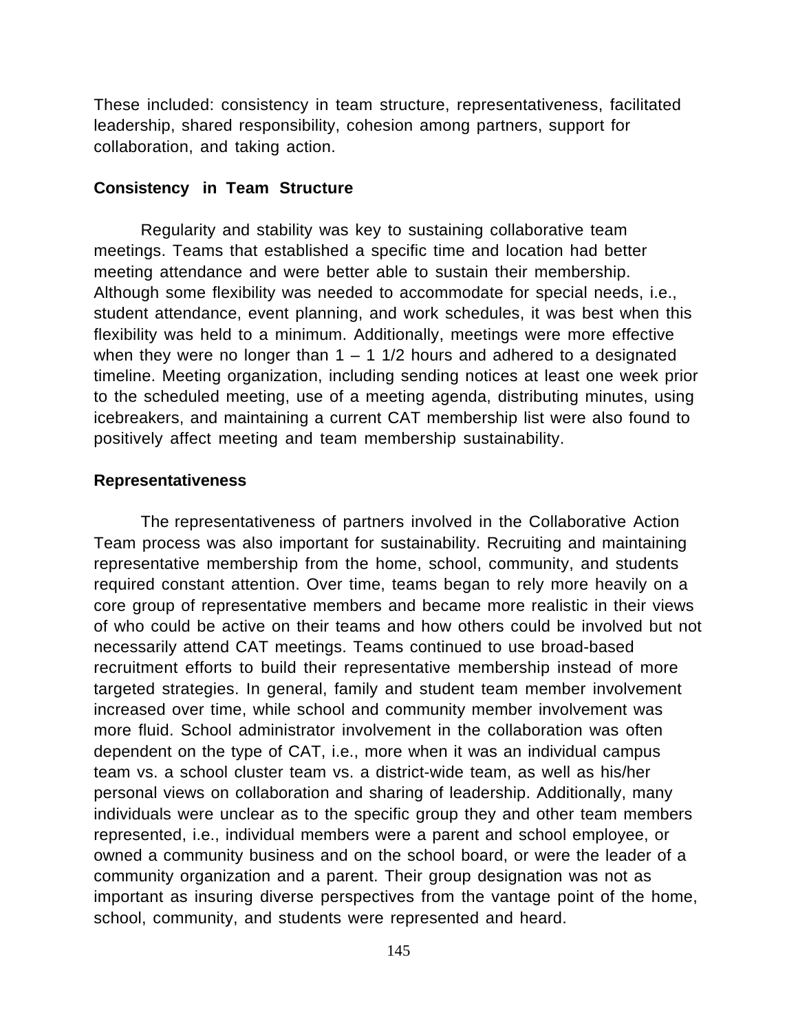These included: consistency in team structure, representativeness, facilitated leadership, shared responsibility, cohesion among partners, support for collaboration, and taking action.

**Consistency in Team Structure**

Regularity and stability was key to sustaining collaborative team meetings. Teams that established a specific time and location had better meeting attendance and were better able to sustain their membership. Although some flexibility was needed to accommodate for special needs, i.e., student attendance, event planning, and work schedules, it was best when this flexibility was held to a minimum. Additionally, meetings were more effective when they were no longer than 1 – 1 1/2 hours and adhered to a designated timeline. Meeting organization, including sending notices at least one week prior to the scheduled meeting, use of a meeting agenda, distributing minutes, using icebreakers, and maintaining a current CAT membership list were also found to positively affect meeting and team membership sustainability.

**Representativeness**

The representativeness of partners involved in the Collaborative Action Team process was also important for sustainability. Recruiting and maintaining representative membership from the home, school, community, and students required constant attention. Over time, teams began to rely more heavily on a core group of representative members and became more realistic in their views of who could be active on their teams and how others could be involved but not necessarily attend CAT meetings. Teams continued to use broad-based recruitment efforts to build their representative membership instead of more targeted strategies. In general, family and student team member involvement increased over time, while school and community member involvement was more fluid. School administrator involvement in the collaboration was often dependent on the type of CAT, i.e., more when it was an individual campus team vs. a school cluster team vs. a district-wide team, as well as his/her personal views on collaboration and sharing of leadership. Additionally, many individuals were unclear as to the specific group they and other team members represented, i.e., individual members were a parent and school employee, or owned a community business and on the school board, or were the leader of a community organization and a parent. Their group designation was not as important as insuring diverse perspectives from the vantage point of the home, school, community, and students were represented and heard.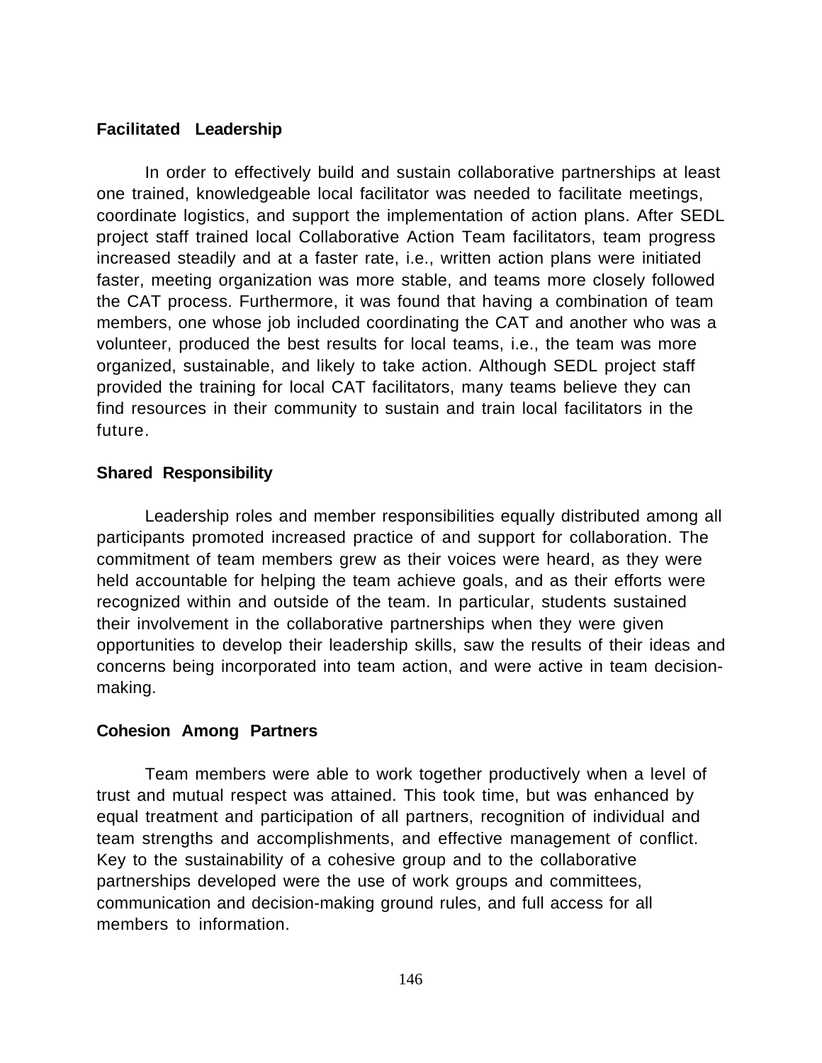### Facilitated Leadership

In order to effectively build and sustain collaborative partnerships at least one trained, knowledgeable local facilitator was needed to facilitate meetings, coordinate logistics, and support the implementation of action plans. After SEDL project staff trained local Collaborative Action Team facilitators, team progress increased steadily and at a faster rate, i.e., written action plans were initiated faster, meeting organization was more stable, and teams more closely followed the CAT process. Furthermore, it was found that having a combination of team members, one whose job included coordinating the CAT and another who was a volunteer, produced the best results for local teams, i.e., the team was more organized, sustainable, and likely to take action. Although SEDL project staff provided the training for local CAT facilitators, many teams believe they can find resources in their community to sustain and train local facilitators in the future.

### Shared Responsibility

Leadership roles and member responsibilities equally distributed among all participants promoted increased practice of and support for collaboration. The commitment of team members grew as their voices were heard, as they were held accountable for helping the team achieve goals, and as their efforts were recognized within and outside of the team. In particular, students sustained their involvement in the collaborative partnerships when they were given opportunities to develop their leadership skills, saw the results of their ideas and concerns being incorporated into team action, and were active in team decision-making.

### Cohesion Among Partners

Team members were able to work together productively when a level of trust and mutual respect was attained. This took time, but was enhanced by equal treatment and participation of all partners, recognition of individual and team strengths and accomplishments, and effective management of conflict. Key to the sustainability of a cohesive group and to the collaborative partnerships developed were the use of work groups and committees, communication and decision-making ground rules, and full access for all members to information.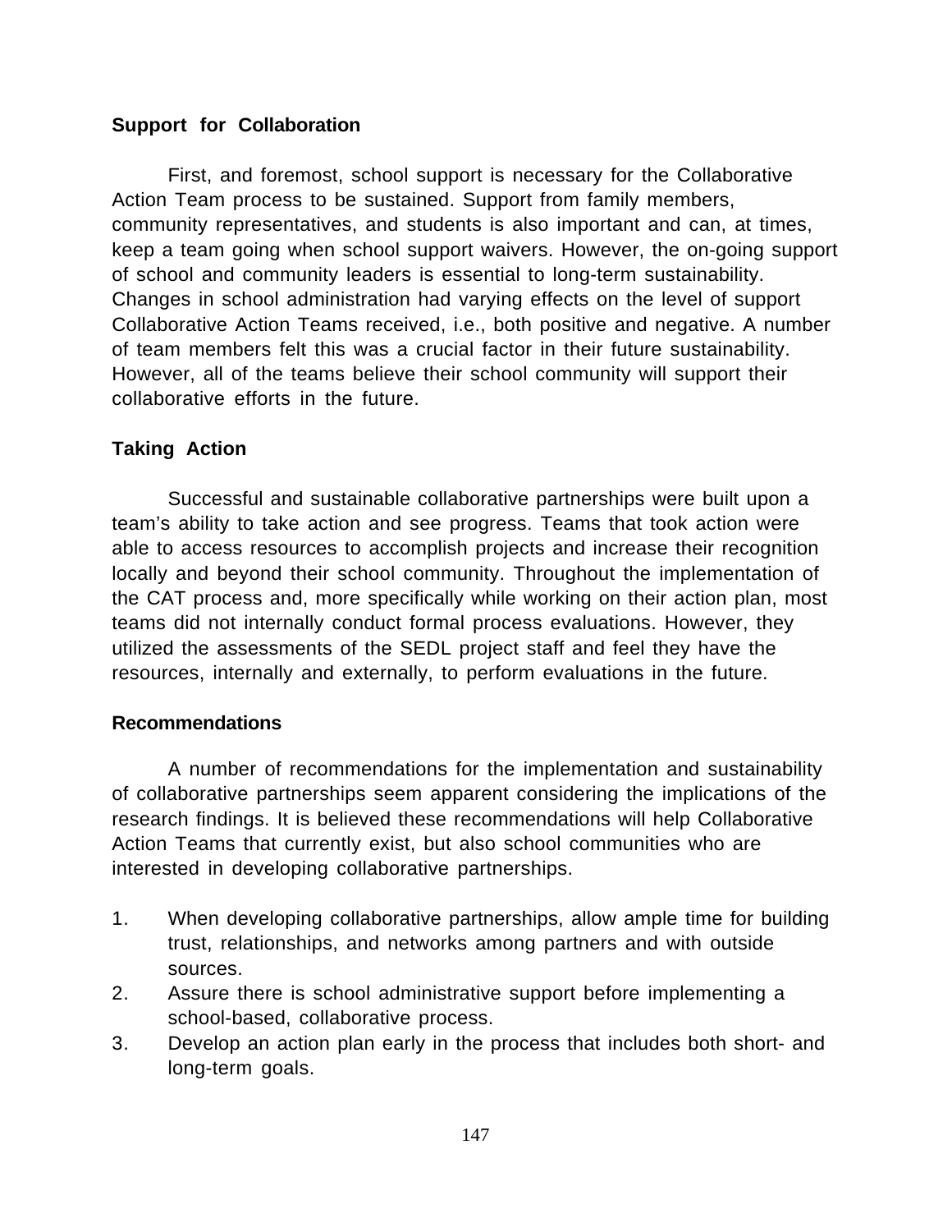**Support for Collaboration**

First, and foremost, school support is necessary for the Collaborative Action Team process to be sustained. Support from family members, community representatives, and students is also important and can, at times, keep a team going when school support waivers. However, the on-going support of school and community leaders is essential to long-term sustainability. Changes in school administration had varying effects on the level of support Collaborative Action Teams received, i.e., both positive and negative. A number of team members felt this was a crucial factor in their future sustainability. However, all of the teams believe their school community will support their collaborative efforts in the future.

**Taking Action**

Successful and sustainable collaborative partnerships were built upon a team's ability to take action and see progress. Teams that took action were able to access resources to accomplish projects and increase their recognition locally and beyond their school community. Throughout the implementation of the CAT process and, more specifically while working on their action plan, most teams did not internally conduct formal process evaluations. However, they utilized the assessments of the SEDL project staff and feel they have the resources, internally and externally, to perform evaluations in the future.

**Recommendations**

A number of recommendations for the implementation and sustainability of collaborative partnerships seem apparent considering the implications of the research findings. It is believed these recommendations will help Collaborative Action Teams that currently exist, but also school communities who are interested in developing collaborative partnerships.

1. When developing collaborative partnerships, allow ample time for building trust, relationships, and networks among partners and with outside sources.
2. Assure there is school administrative support before implementing a school-based, collaborative process.
3. Develop an action plan early in the process that includes both short- and long-term goals.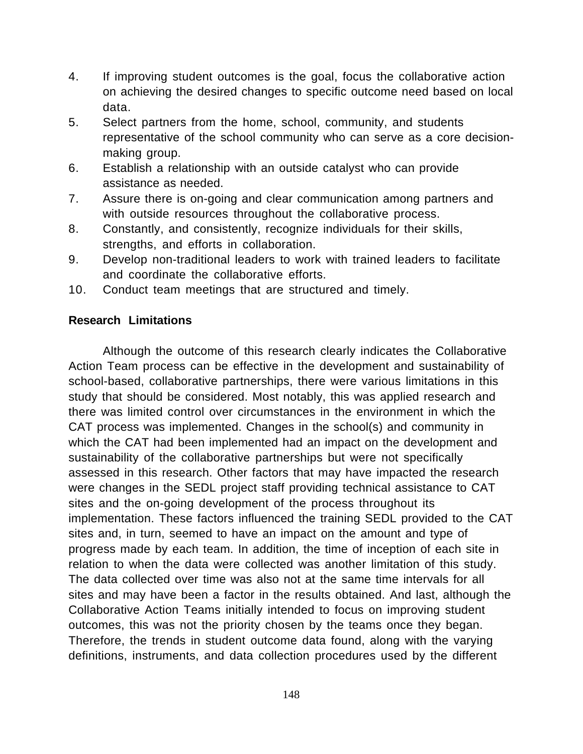4. If improving student outcomes is the goal, focus the collaborative action on achieving the desired changes to specific outcome need based on local data.
5. Select partners from the home, school, community, and students representative of the school community who can serve as a core decision-making group.
6. Establish a relationship with an outside catalyst who can provide assistance as needed.
7. Assure there is on-going and clear communication among partners and with outside resources throughout the collaborative process.
8. Constantly, and consistently, recognize individuals for their skills, strengths, and efforts in collaboration.
9. Develop non-traditional leaders to work with trained leaders to facilitate and coordinate the collaborative efforts.
10. Conduct team meetings that are structured and timely.

**Research Limitations**

Although the outcome of this research clearly indicates the Collaborative Action Team process can be effective in the development and sustainability of school-based, collaborative partnerships, there were various limitations in this study that should be considered. Most notably, this was applied research and there was limited control over circumstances in the environment in which the CAT process was implemented. Changes in the school(s) and community in which the CAT had been implemented had an impact on the development and sustainability of the collaborative partnerships but were not specifically assessed in this research. Other factors that may have impacted the research were changes in the SEDL project staff providing technical assistance to CAT sites and the on-going development of the process throughout its implementation. These factors influenced the training SEDL provided to the CAT sites and, in turn, seemed to have an impact on the amount and type of progress made by each team. In addition, the time of inception of each site in relation to when the data were collected was another limitation of this study. The data collected over time was also not at the same time intervals for all sites and may have been a factor in the results obtained. And last, although the Collaborative Action Teams initially intended to focus on improving student outcomes, this was not the priority chosen by the teams once they began. Therefore, the trends in student outcome data found, along with the varying definitions, instruments, and data collection procedures used by the different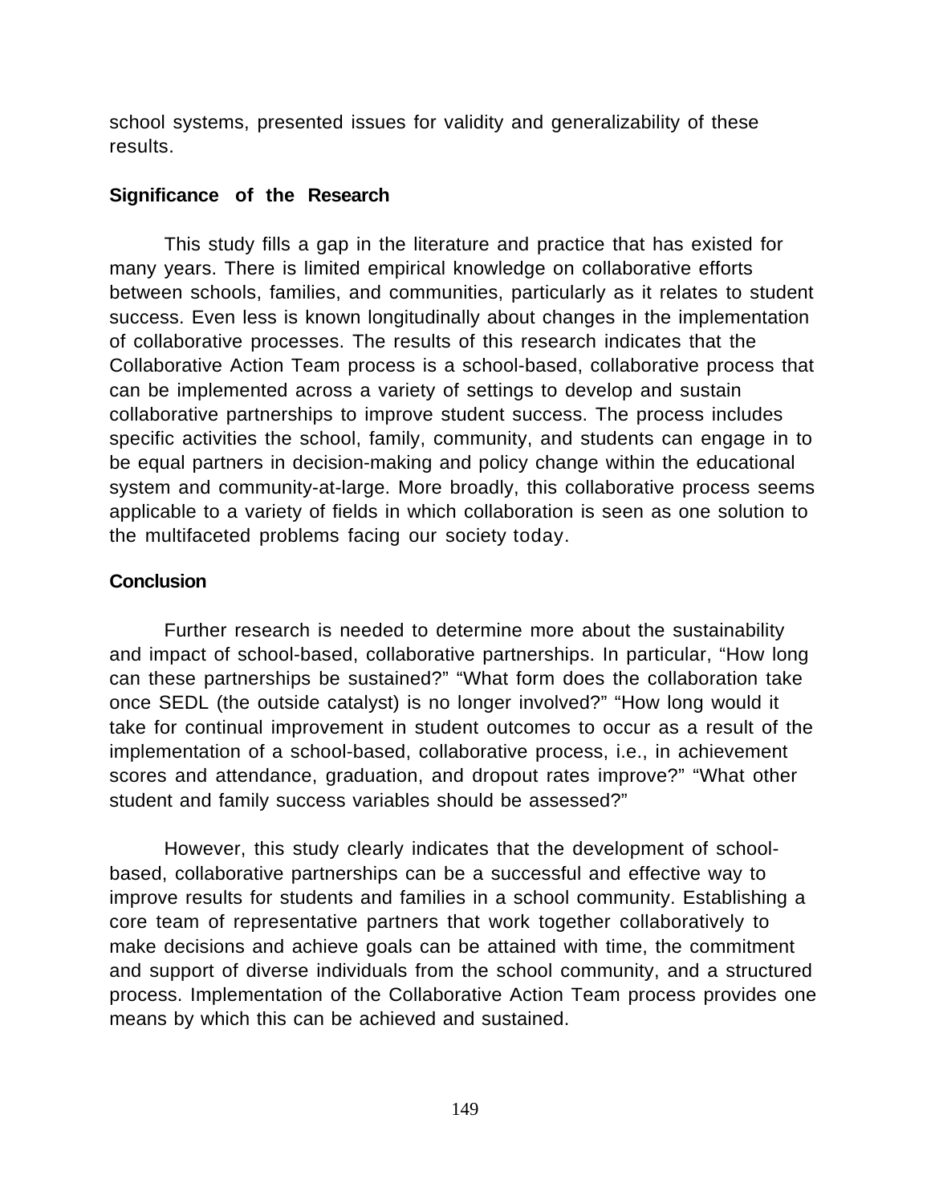school systems, presented issues for validity and generalizability of these results.

### Significance of the Research

This study fills a gap in the literature and practice that has existed for many years. There is limited empirical knowledge on collaborative efforts between schools, families, and communities, particularly as it relates to student success. Even less is known longitudinally about changes in the implementation of collaborative processes. The results of this research indicates that the Collaborative Action Team process is a school-based, collaborative process that can be implemented across a variety of settings to develop and sustain collaborative partnerships to improve student success. The process includes specific activities the school, family, community, and students can engage in to be equal partners in decision-making and policy change within the educational system and community-at-large. More broadly, this collaborative process seems applicable to a variety of fields in which collaboration is seen as one solution to the multifaceted problems facing our society today.

### Conclusion

Further research is needed to determine more about the sustainability and impact of school-based, collaborative partnerships. In particular, "How long can these partnerships be sustained?" "What form does the collaboration take once SEDL (the outside catalyst) is no longer involved?" "How long would it take for continual improvement in student outcomes to occur as a result of the implementation of a school-based, collaborative process, i.e., in achievement scores and attendance, graduation, and dropout rates improve?" "What other student and family success variables should be assessed?"

However, this study clearly indicates that the development of school-based, collaborative partnerships can be a successful and effective way to improve results for students and families in a school community. Establishing a core team of representative partners that work together collaboratively to make decisions and achieve goals can be attained with time, the commitment and support of diverse individuals from the school community, and a structured process. Implementation of the Collaborative Action Team process provides one means by which this can be achieved and sustained.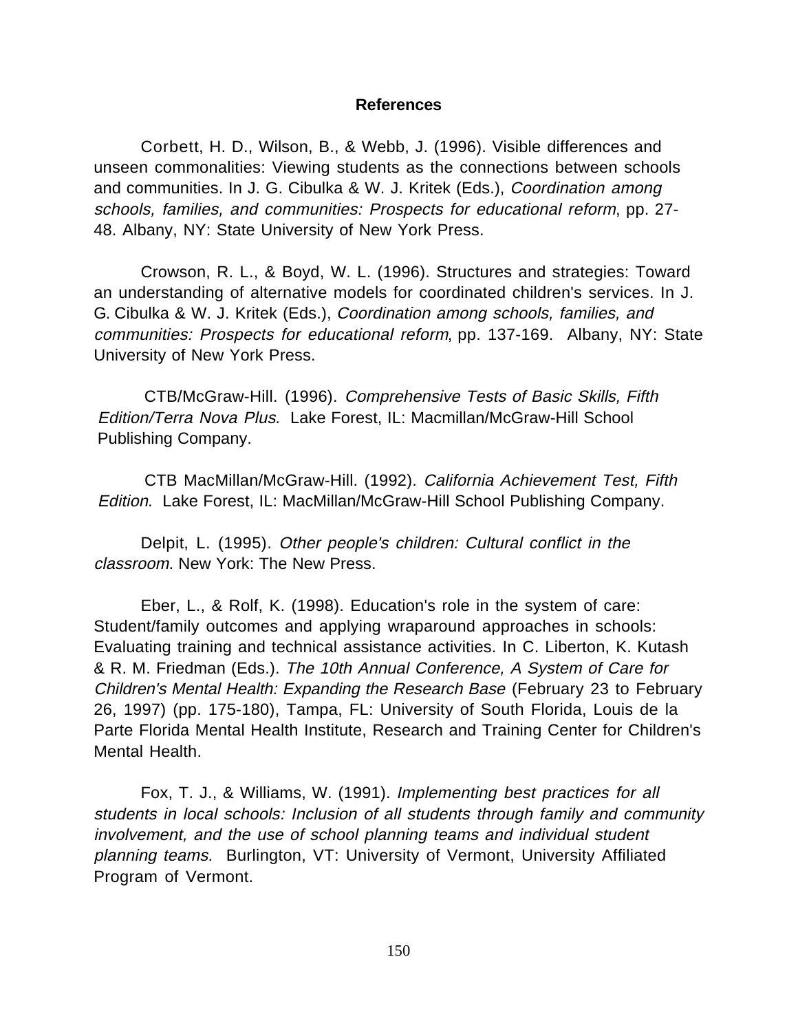## References

Corbett, H. D., Wilson, B., & Webb, J. (1996). Visible differences and unseen commonalities: Viewing students as the connections between schools and communities. In J. G. Cibulka & W. J. Kritek (Eds.), *Coordination among schools, families, and communities: Prospects for educational reform*, pp. 27-48. Albany, NY: State University of New York Press.

Crowson, R. L., & Boyd, W. L. (1996). Structures and strategies: Toward an understanding of alternative models for coordinated children's services. In J. G. Cibulka & W. J. Kritek (Eds.), *Coordination among schools, families, and communities: Prospects for educational reform*, pp. 137-169. Albany, NY: State University of New York Press.

CTB/McGraw-Hill. (1996). *Comprehensive Tests of Basic Skills, Fifth Edition/Terra Nova Plus*. Lake Forest, IL: Macmillan/McGraw-Hill School Publishing Company.

CTB MacMillan/McGraw-Hill. (1992). *California Achievement Test, Fifth Edition*. Lake Forest, IL: MacMillan/McGraw-Hill School Publishing Company.

Delpit, L. (1995). *Other people's children: Cultural conflict in the classroom*. New York: The New Press.

Eber, L., & Rolf, K. (1998). Education's role in the system of care: Student/family outcomes and applying wraparound approaches in schools: Evaluating training and technical assistance activities. In C. Liberton, K. Kutash & R. M. Friedman (Eds.). *The 10th Annual Conference, A System of Care for Children's Mental Health: Expanding the Research Base* (February 23 to February 26, 1997) (pp. 175-180), Tampa, FL: University of South Florida, Louis de la Parte Florida Mental Health Institute, Research and Training Center for Children's Mental Health.

Fox, T. J., & Williams, W. (1991). *Implementing best practices for all students in local schools: Inclusion of all students through family and community involvement, and the use of school planning teams and individual student planning teams.* Burlington, VT: University of Vermont, University Affiliated Program of Vermont.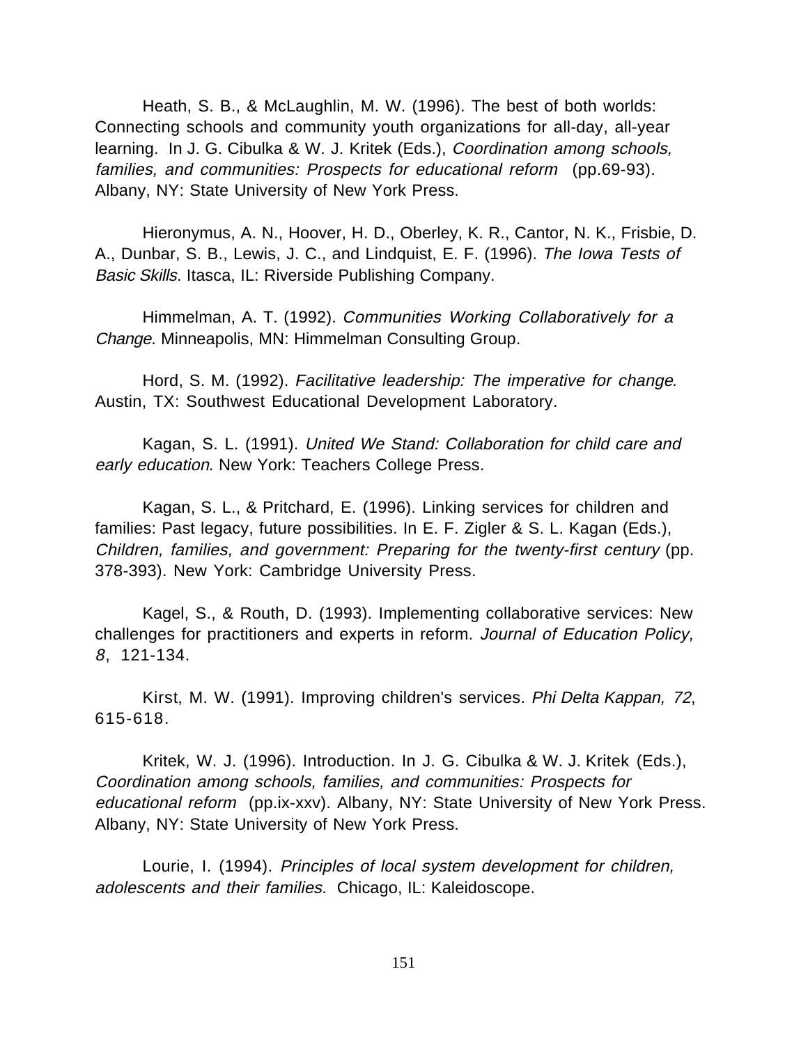Heath, S. B., & McLaughlin, M. W. (1996). The best of both worlds: Connecting schools and community youth organizations for all-day, all-year learning. In J. G. Cibulka & W. J. Kritek (Eds.), *Coordination among schools, families, and communities: Prospects for educational reform* (pp.69-93). Albany, NY: State University of New York Press.

Hieronymus, A. N., Hoover, H. D., Oberley, K. R., Cantor, N. K., Frisbie, D. A., Dunbar, S. B., Lewis, J. C., and Lindquist, E. F. (1996). *The Iowa Tests of Basic Skills*. Itasca, IL: Riverside Publishing Company.

Himmelman, A. T. (1992). *Communities Working Collaboratively for a Change*. Minneapolis, MN: Himmelman Consulting Group.

Hord, S. M. (1992). *Facilitative leadership: The imperative for change*. Austin, TX: Southwest Educational Development Laboratory.

Kagan, S. L. (1991). *United We Stand: Collaboration for child care and early education*. New York: Teachers College Press.

Kagan, S. L., & Pritchard, E. (1996). Linking services for children and families: Past legacy, future possibilities. In E. F. Zigler & S. L. Kagan (Eds.), *Children, families, and government: Preparing for the twenty-first century* (pp. 378-393). New York: Cambridge University Press.

Kagel, S., & Routh, D. (1993). Implementing collaborative services: New challenges for practitioners and experts in reform. *Journal of Education Policy, 8*, 121-134.

Kirst, M. W. (1991). Improving children's services. *Phi Delta Kappan, 72*, 615-618.

Kritek, W. J. (1996). Introduction. In J. G. Cibulka & W. J. Kritek (Eds.), *Coordination among schools, families, and communities: Prospects for educational reform* (pp.ix-xxv). Albany, NY: State University of New York Press. Albany, NY: State University of New York Press.

Lourie, I. (1994). *Principles of local system development for children, adolescents and their families.* Chicago, IL: Kaleidoscope.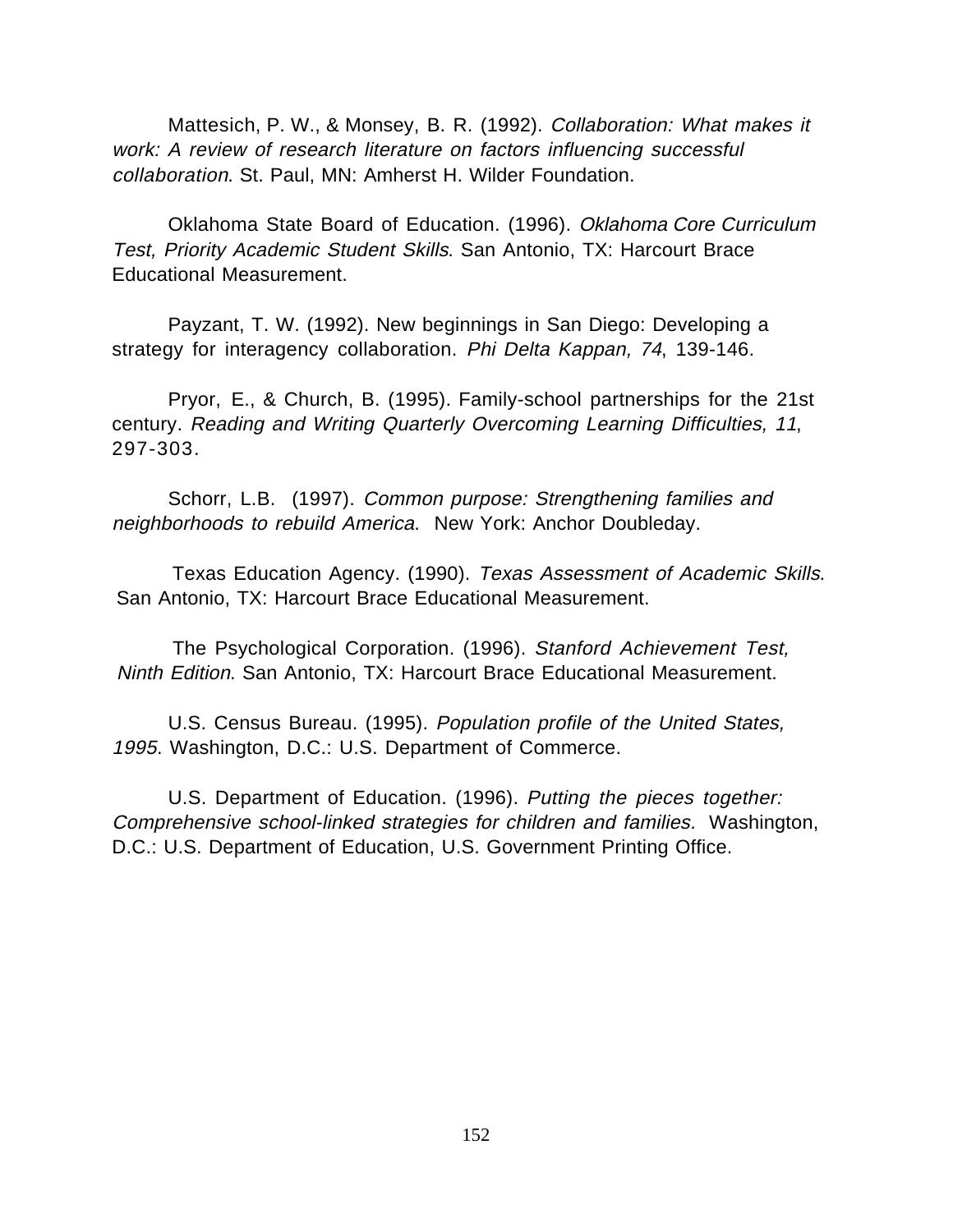Mattesich, P. W., & Monsey, B. R. (1992). *Collaboration: What makes it work: A review of research literature on factors influencing successful collaboration*. St. Paul, MN: Amherst H. Wilder Foundation.

Oklahoma State Board of Education. (1996). *Oklahoma Core Curriculum Test, Priority Academic Student Skills*. San Antonio, TX: Harcourt Brace Educational Measurement.

Payzant, T. W. (1992). New beginnings in San Diego: Developing a strategy for interagency collaboration. *Phi Delta Kappan, 74*, 139-146.

Pryor, E., & Church, B. (1995). Family-school partnerships for the 21st century. *Reading and Writing Quarterly Overcoming Learning Difficulties, 11*, 297-303.

Schorr, L.B. (1997). *Common purpose: Strengthening families and neighborhoods to rebuild America.* New York: Anchor Doubleday.

Texas Education Agency. (1990). *Texas Assessment of Academic Skills*. San Antonio, TX: Harcourt Brace Educational Measurement.

The Psychological Corporation. (1996). *Stanford Achievement Test, Ninth Edition*. San Antonio, TX: Harcourt Brace Educational Measurement.

U.S. Census Bureau. (1995). *Population profile of the United States, 1995*. Washington, D.C.: U.S. Department of Commerce.

U.S. Department of Education. (1996). *Putting the pieces together: Comprehensive school-linked strategies for children and families.* Washington, D.C.: U.S. Department of Education, U.S. Government Printing Office.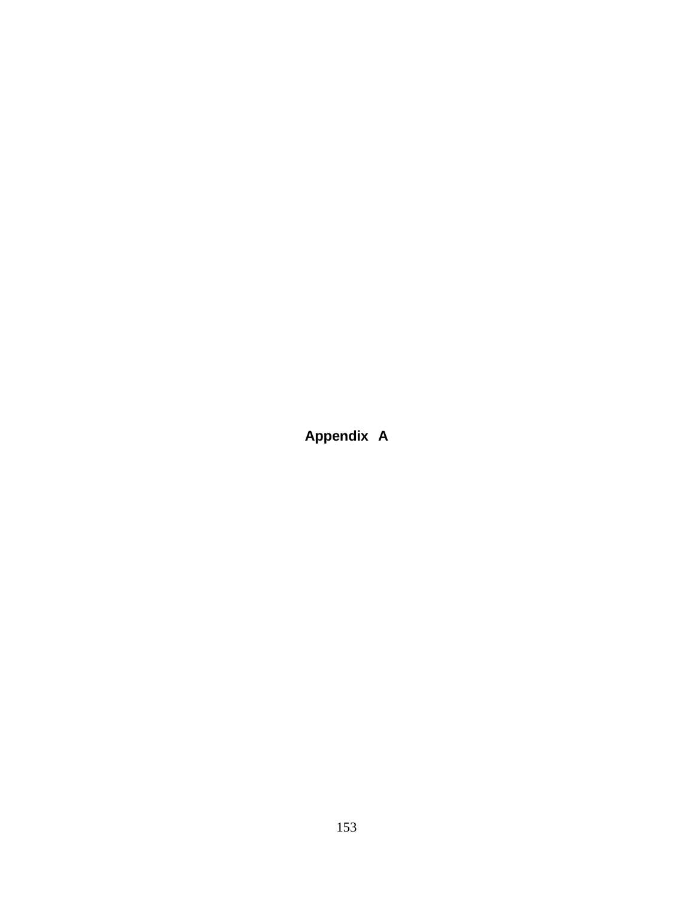# Appendix A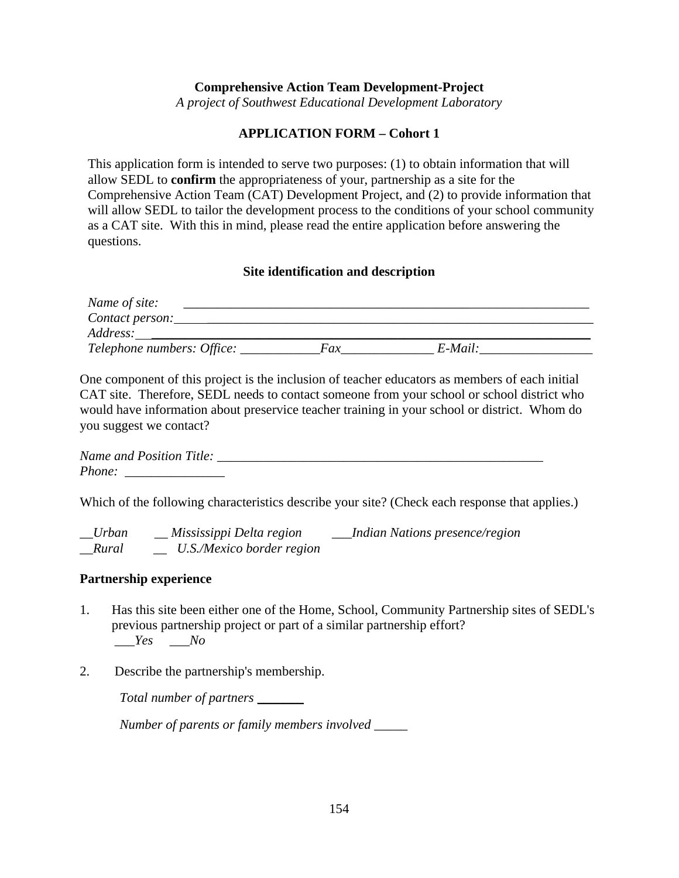**Comprehensive Action Team Development-Project**

*A project of Southwest Educational Development Laboratory*

**APPLICATION FORM – Cohort 1**

This application form is intended to serve two purposes: (1) to obtain information that will allow SEDL to **confirm** the appropriateness of your, partnership as a site for the Comprehensive Action Team (CAT) Development Project, and (2) to provide information that will allow SEDL to tailor the development process to the conditions of your school community as a CAT site. With this in mind, please read the entire application before answering the questions.

**Site identification and description**

*Name of site:* ________________________________________________________________

*Contact person:* ______________________________________________________________

*Address:* ____________________________________________________________________

*Telephone numbers: Office:* ____________*Fax*______________ *E-Mail:*_________________

One component of this project is the inclusion of teacher educators as members of each initial CAT site. Therefore, SEDL needs to contact someone from your school or school district who would have information about preservice teacher training in your school or district. Whom do you suggest we contact?

*Name and Position Title:* ___________________________________________________

*Phone:* _______________

Which of the following characteristics describe your site? (Check each response that applies.)

__*Urban* __ *Mississippi Delta region* ___*Indian Nations presence/region*

__*Rural* __ *U.S./Mexico border region*

**Partnership experience**

1. Has this site been either one of the Home, School, Community Partnership sites of SEDL's previous partnership project or part of a similar partnership effort?

   ___*Yes* ___*No*

2. Describe the partnership's membership.

   *Total number of partners* _______

   *Number of parents or family members involved* _____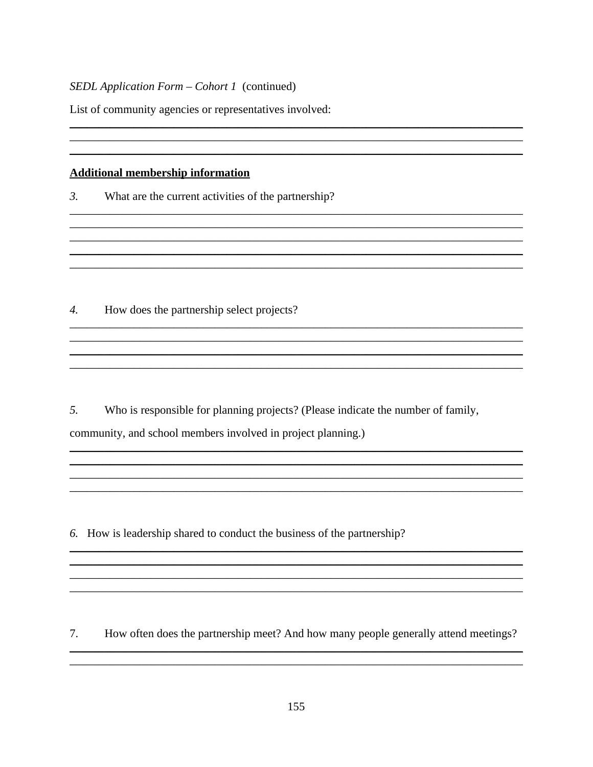*SEDL Application Form – Cohort 1* (continued)

List of community agencies or representatives involved:

______________________________________________________________________________
______________________________________________________________________________
______________________________________________________________________________

**<u>Additional membership information</u>**

*3.* What are the current activities of the partnership?

______________________________________________________________________________
______________________________________________________________________________
______________________________________________________________________________
______________________________________________________________________________
______________________________________________________________________________

*4.* How does the partnership select projects?

______________________________________________________________________________
______________________________________________________________________________
______________________________________________________________________________
______________________________________________________________________________

*5.* Who is responsible for planning projects? (Please indicate the number of family, community, and school members involved in project planning.)

______________________________________________________________________________
______________________________________________________________________________
______________________________________________________________________________
______________________________________________________________________________

*6.* How is leadership shared to conduct the business of the partnership?

______________________________________________________________________________
______________________________________________________________________________
______________________________________________________________________________
______________________________________________________________________________

7. How often does the partnership meet? And how many people generally attend meetings?

______________________________________________________________________________
______________________________________________________________________________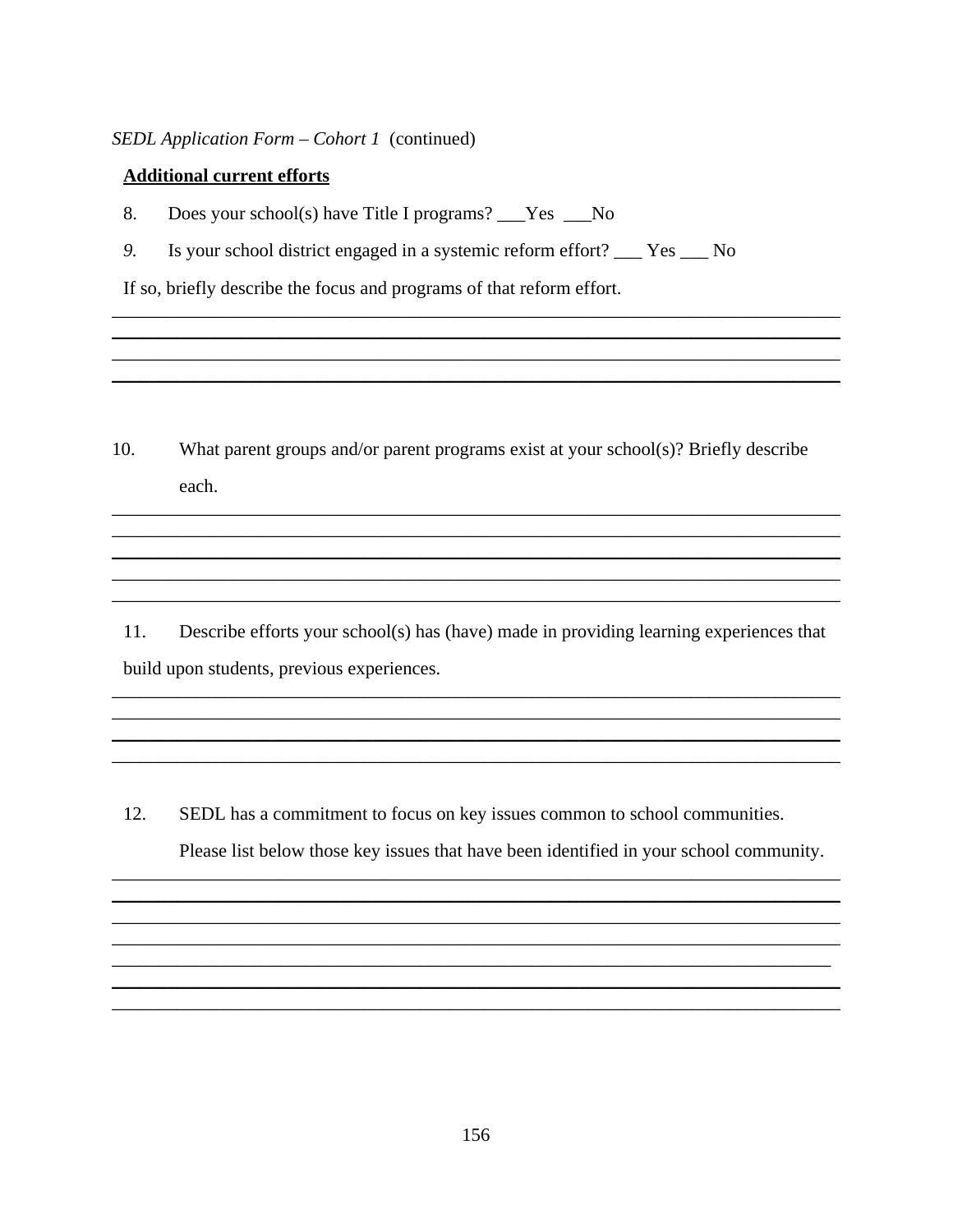*SEDL Application Form – Cohort 1* (continued)

**Additional current efforts**

8. Does your school(s) have Title I programs? ___Yes ___No

*9.* Is your school district engaged in a systemic reform effort? ___ Yes ___ No

If so, briefly describe the focus and programs of that reform effort.

_______________________________________________________________________________
_______________________________________________________________________________
_______________________________________________________________________________
_______________________________________________________________________________

10. What parent groups and/or parent programs exist at your school(s)? Briefly describe each.

_______________________________________________________________________________
_______________________________________________________________________________
_______________________________________________________________________________
_______________________________________________________________________________
_______________________________________________________________________________

11. Describe efforts your school(s) has (have) made in providing learning experiences that build upon students, previous experiences.

_______________________________________________________________________________
_______________________________________________________________________________
_______________________________________________________________________________
_______________________________________________________________________________

12. SEDL has a commitment to focus on key issues common to school communities. Please list below those key issues that have been identified in your school community.

_______________________________________________________________________________
_______________________________________________________________________________
_______________________________________________________________________________
_______________________________________________________________________________
_______________________________________________________________________________
_______________________________________________________________________________
_______________________________________________________________________________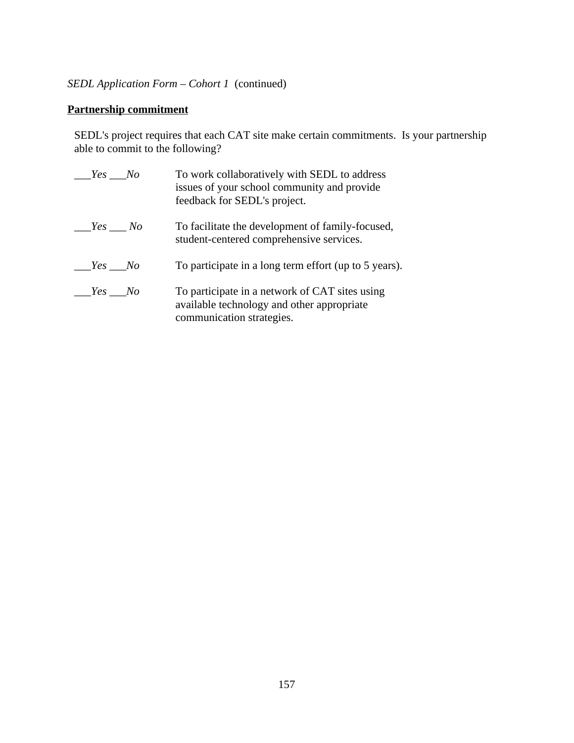*SEDL Application Form – Cohort 1* (continued)

**Partnership commitment**

SEDL's project requires that each CAT site make certain commitments. Is your partnership able to commit to the following?

| | |
|---|---|
| ___*Yes* ___*No* | To work collaboratively with SEDL to address issues of your school community and provide feedback for SEDL's project. |
| ___*Yes* ___ *No* | To facilitate the development of family-focused, student-centered comprehensive services. |
| ___*Yes* ___*No* | To participate in a long term effort (up to 5 years). |
| ___*Yes* ___*No* | To participate in a network of CAT sites using available technology and other appropriate communication strategies. |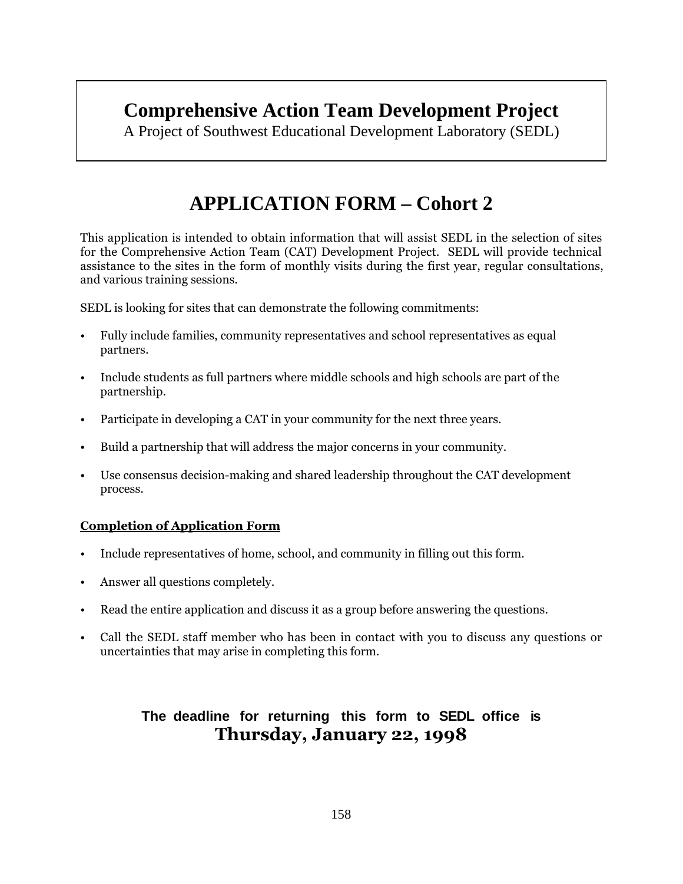# Comprehensive Action Team Development Project

A Project of Southwest Educational Development Laboratory (SEDL)

## APPLICATION FORM – Cohort 2

This application is intended to obtain information that will assist SEDL in the selection of sites for the Comprehensive Action Team (CAT) Development Project. SEDL will provide technical assistance to the sites in the form of monthly visits during the first year, regular consultations, and various training sessions.

SEDL is looking for sites that can demonstrate the following commitments:

- Fully include families, community representatives and school representatives as equal partners.
- Include students as full partners where middle schools and high schools are part of the partnership.
- Participate in developing a CAT in your community for the next three years.
- Build a partnership that will address the major concerns in your community.
- Use consensus decision-making and shared leadership throughout the CAT development process.

**Completion of Application Form**

- Include representatives of home, school, and community in filling out this form.
- Answer all questions completely.
- Read the entire application and discuss it as a group before answering the questions.
- Call the SEDL staff member who has been in contact with you to discuss any questions or uncertainties that may arise in completing this form.

**The deadline for returning this form to SEDL office is**
**Thursday, January 22, 1998**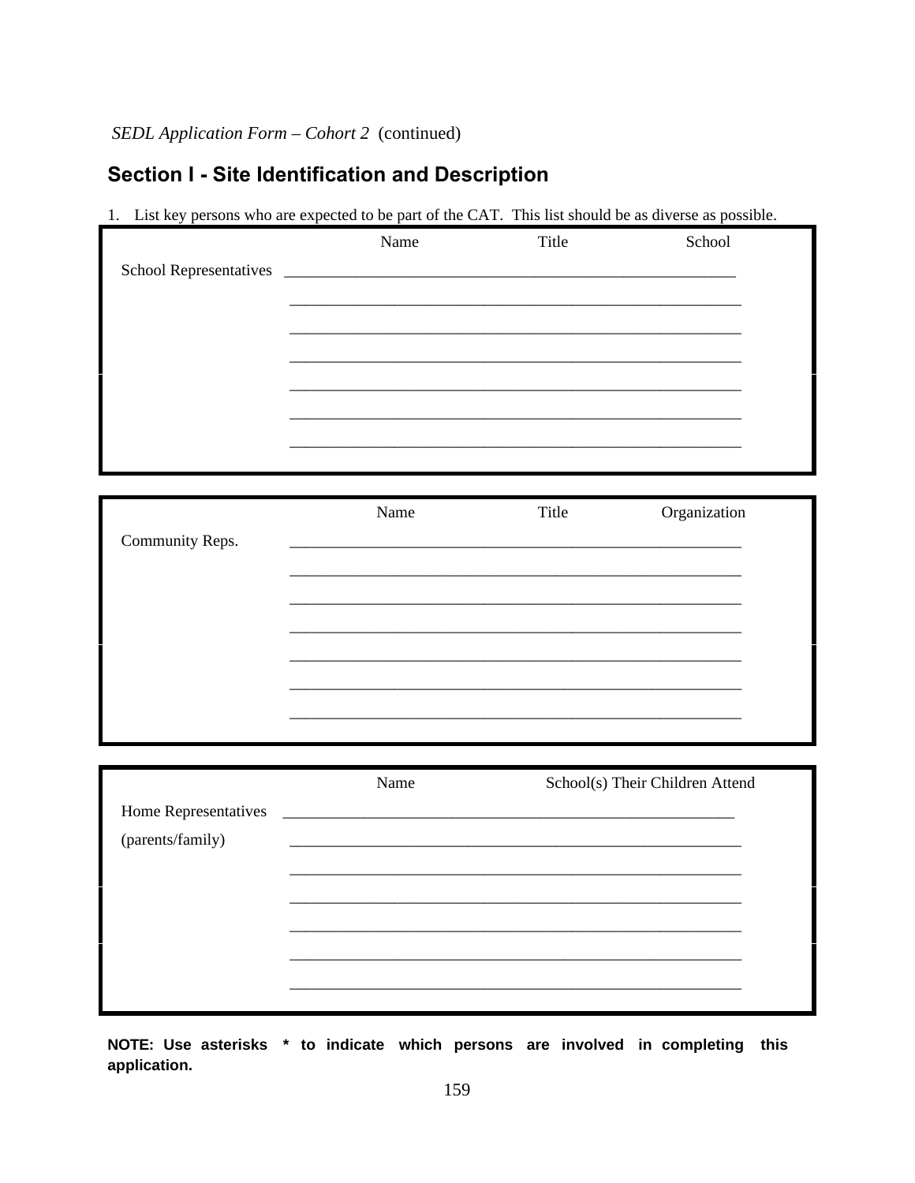*SEDL Application Form – Cohort 2* (continued)

## Section I - Site Identification and Description

1. List key persons who are expected to be part of the CAT. This list should be as diverse as possible.

| | Name | Title | School |
|---|---|---|---|
| School Representatives | | | |
| | | | |
| | | | |
| | | | |
| | | | |
| | | | |
| | | | |

| | Name | Title | Organization |
|---|---|---|---|
| Community Reps. | | | |
| | | | |
| | | | |
| | | | |
| | | | |
| | | | |
| | | | |

| | Name | School(s) Their Children Attend |
|---|---|---|
| Home Representatives (parents/family) | | |
| | | |
| | | |
| | | |
| | | |
| | | |
| | | |

**NOTE: Use asterisks * to indicate which persons are involved in completing this application.**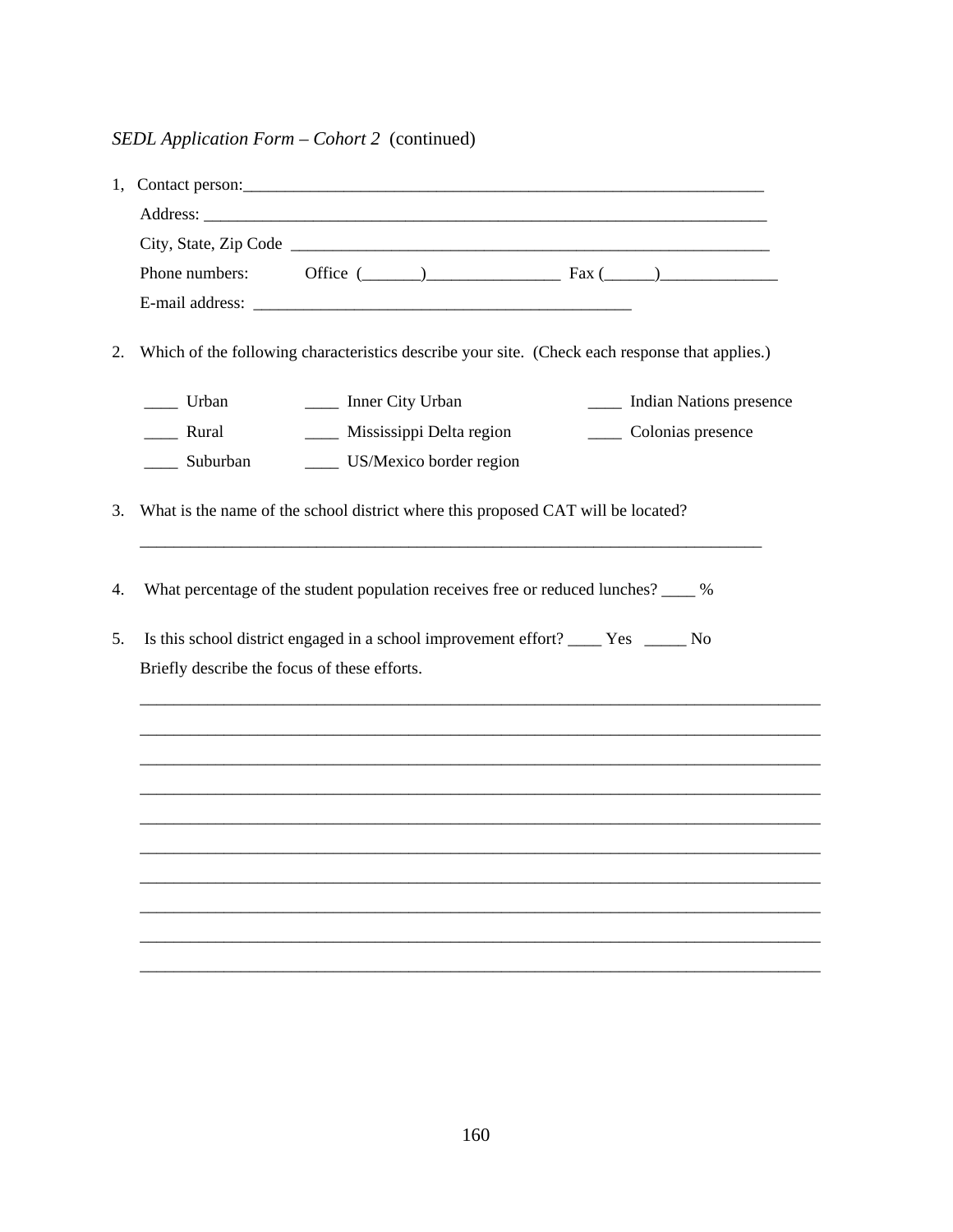*SEDL Application Form – Cohort 2* (continued)

1, Contact person:_______________________________________________________________

Address: _______________________________________________________________________

City, State, Zip Code ____________________________________________________________

Phone numbers: Office (_______)________________ Fax (______)______________

E-mail address: _____________________________________________

2. Which of the following characteristics describe your site. (Check each response that applies.)

____ Urban ____ Inner City Urban ____ Indian Nations presence

____ Rural ____ Mississippi Delta region ____ Colonias presence

____ Suburban ____ US/Mexico border region

3. What is the name of the school district where this proposed CAT will be located?

___________________________________________________________________________

4. What percentage of the student population receives free or reduced lunches? ____ %

5. Is this school district engaged in a school improvement effort? ____ Yes _____ No

Briefly describe the focus of these efforts.

___________________________________________________________________________

___________________________________________________________________________

___________________________________________________________________________

___________________________________________________________________________

___________________________________________________________________________

___________________________________________________________________________

___________________________________________________________________________

___________________________________________________________________________

___________________________________________________________________________

___________________________________________________________________________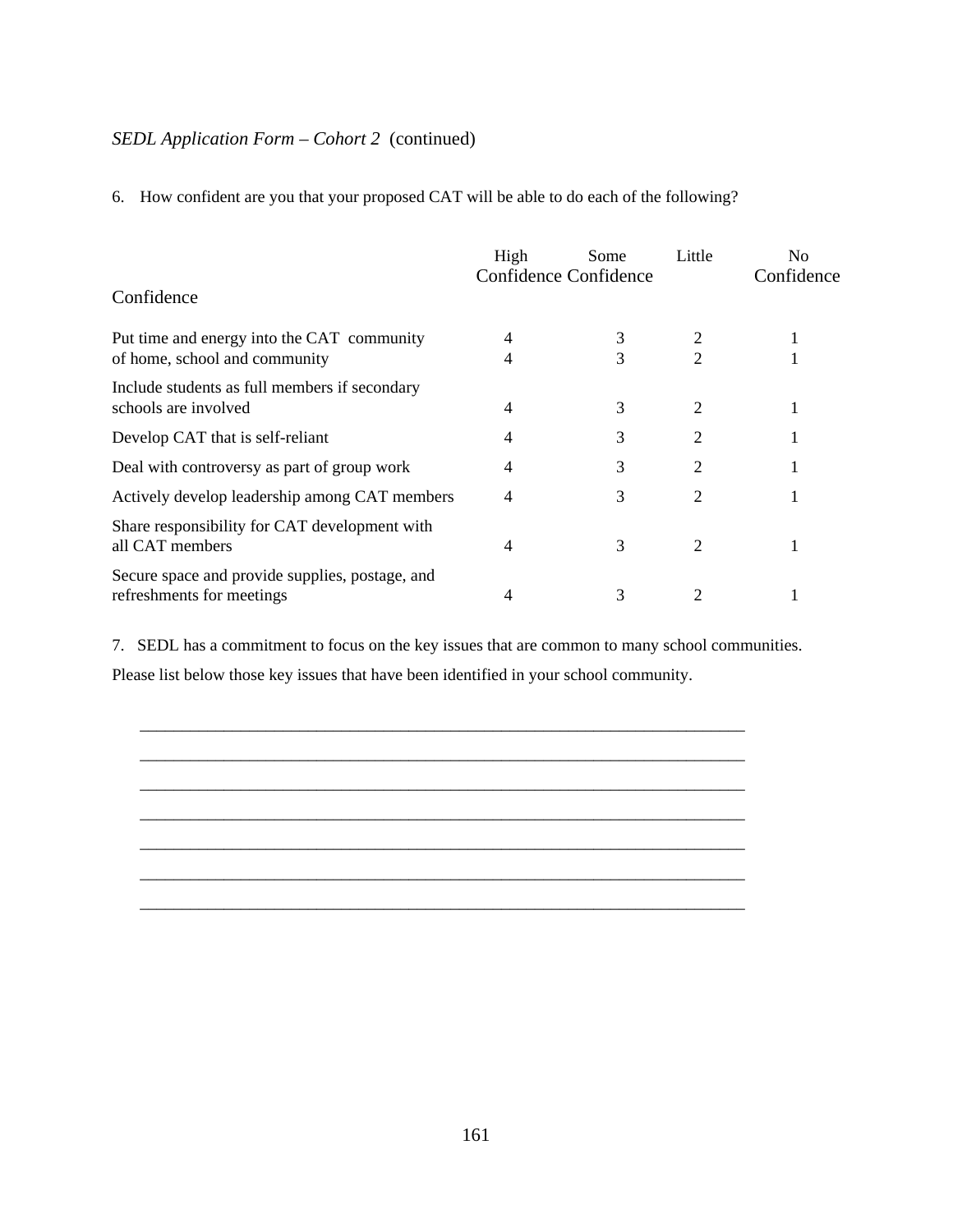*SEDL Application Form – Cohort 2* (continued)

6. How confident are you that your proposed CAT will be able to do each of the following?

| | High Confidence | Some Confidence | Little Confidence | No Confidence |
|---|---|---|---|---|
| Put time and energy into the CAT community | 4 | 3 | 2 | 1 |
| of home, school and community | 4 | 3 | 2 | 1 |
| Include students as full members if secondary schools are involved | 4 | 3 | 2 | 1 |
| Develop CAT that is self-reliant | 4 | 3 | 2 | 1 |
| Deal with controversy as part of group work | 4 | 3 | 2 | 1 |
| Actively develop leadership among CAT members | 4 | 3 | 2 | 1 |
| Share responsibility for CAT development with all CAT members | 4 | 3 | 2 | 1 |
| Secure space and provide supplies, postage, and refreshments for meetings | 4 | 3 | 2 | 1 |

7. SEDL has a commitment to focus on the key issues that are common to many school communities. Please list below those key issues that have been identified in your school community.

___________________________________________________________________________

___________________________________________________________________________

___________________________________________________________________________

___________________________________________________________________________

___________________________________________________________________________

___________________________________________________________________________

___________________________________________________________________________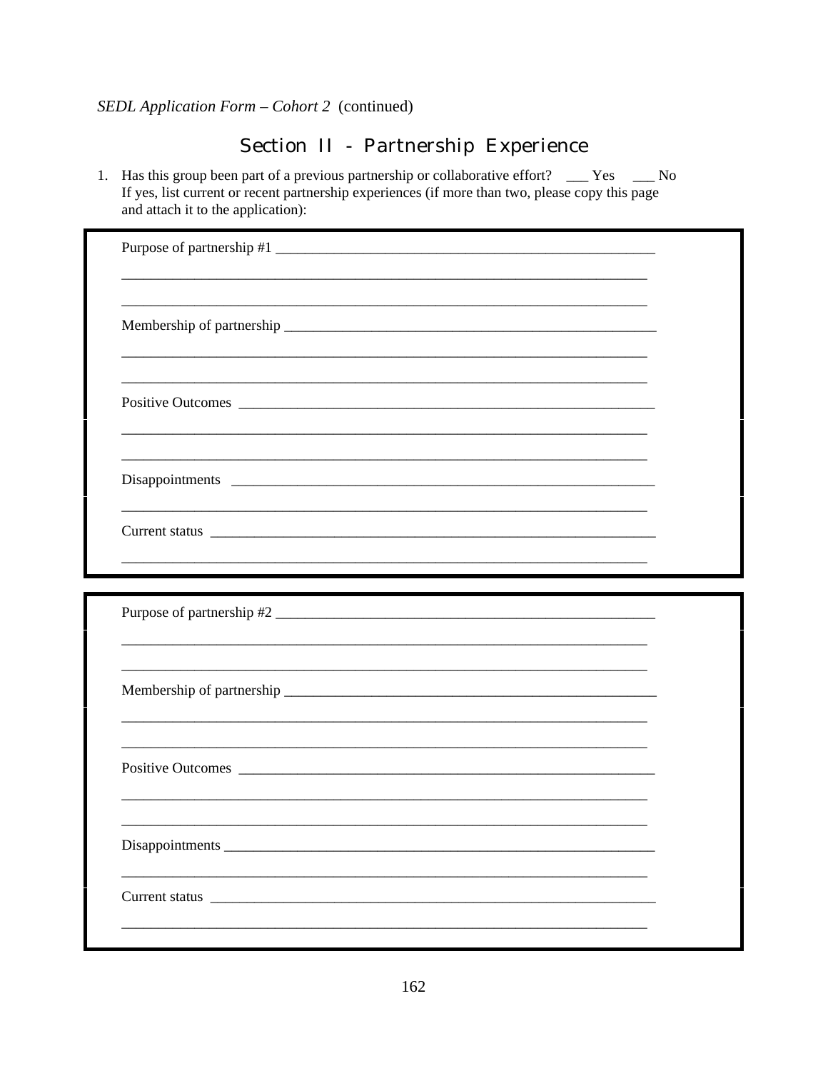*SEDL Application Form – Cohort 2* (continued)

## Section II - Partnership Experience

1. Has this group been part of a previous partnership or collaborative effort? ___ Yes ___ No
   If yes, list current or recent partnership experiences (if more than two, please copy this page and attach it to the application):

Purpose of partnership #1 ______________________________________________________

__________________________________________________________________________

__________________________________________________________________________

Membership of partnership ______________________________________________________

__________________________________________________________________________

__________________________________________________________________________

Positive Outcomes ___________________________________________________________

__________________________________________________________________________

__________________________________________________________________________

Disappointments ____________________________________________________________

__________________________________________________________________________

Current status ______________________________________________________________

__________________________________________________________________________

Purpose of partnership #2 ______________________________________________________

__________________________________________________________________________

__________________________________________________________________________

Membership of partnership ______________________________________________________

__________________________________________________________________________

__________________________________________________________________________

Positive Outcomes ___________________________________________________________

__________________________________________________________________________

__________________________________________________________________________

Disappointments ____________________________________________________________

__________________________________________________________________________

Current status ______________________________________________________________

__________________________________________________________________________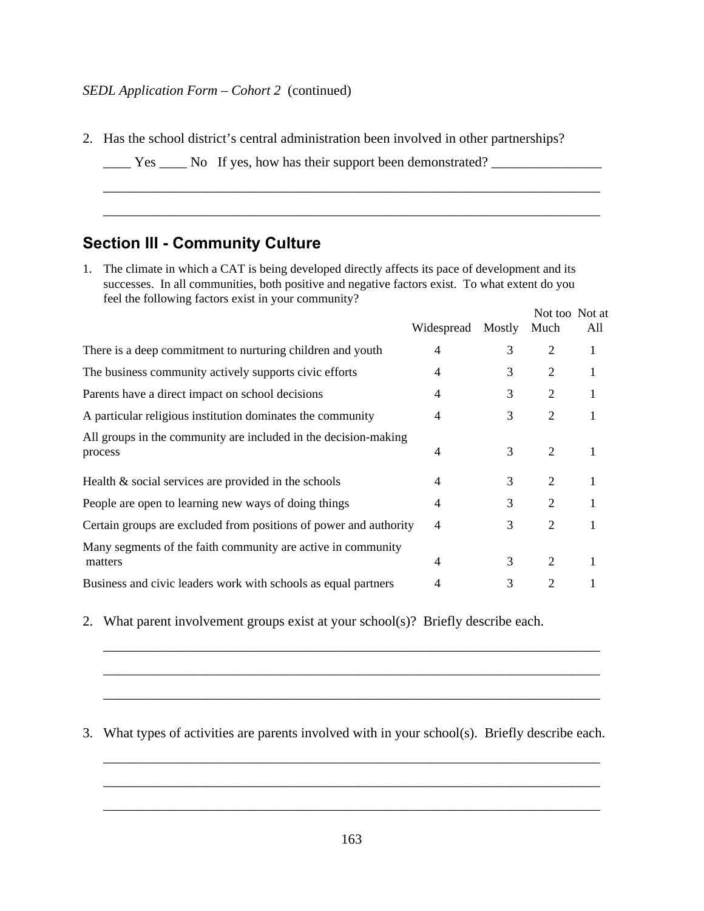*SEDL Application Form – Cohort 2* (continued)

2. Has the school district's central administration been involved in other partnerships?

   ____ Yes ____ No   If yes, how has their support been demonstrated? ________________

   ___________________________________________________________________________

   ___________________________________________________________________________

## Section III - Community Culture

1. The climate in which a CAT is being developed directly affects its pace of development and its successes. In all communities, both positive and negative factors exist. To what extent do you feel the following factors exist in your community?

| | Widespread | Mostly | Not too Much | Not at All |
|---|---|---|---|---|
| There is a deep commitment to nurturing children and youth | 4 | 3 | 2 | 1 |
| The business community actively supports civic efforts | 4 | 3 | 2 | 1 |
| Parents have a direct impact on school decisions | 4 | 3 | 2 | 1 |
| A particular religious institution dominates the community | 4 | 3 | 2 | 1 |
| All groups in the community are included in the decision-making process | 4 | 3 | 2 | 1 |
| Health & social services are provided in the schools | 4 | 3 | 2 | 1 |
| People are open to learning new ways of doing things | 4 | 3 | 2 | 1 |
| Certain groups are excluded from positions of power and authority | 4 | 3 | 2 | 1 |
| Many segments of the faith community are active in community matters | 4 | 3 | 2 | 1 |
| Business and civic leaders work with schools as equal partners | 4 | 3 | 2 | 1 |

2. What parent involvement groups exist at your school(s)? Briefly describe each.

   ___________________________________________________________________________

   ___________________________________________________________________________

   ___________________________________________________________________________

3. What types of activities are parents involved with in your school(s). Briefly describe each.

   ___________________________________________________________________________

   ___________________________________________________________________________

   ___________________________________________________________________________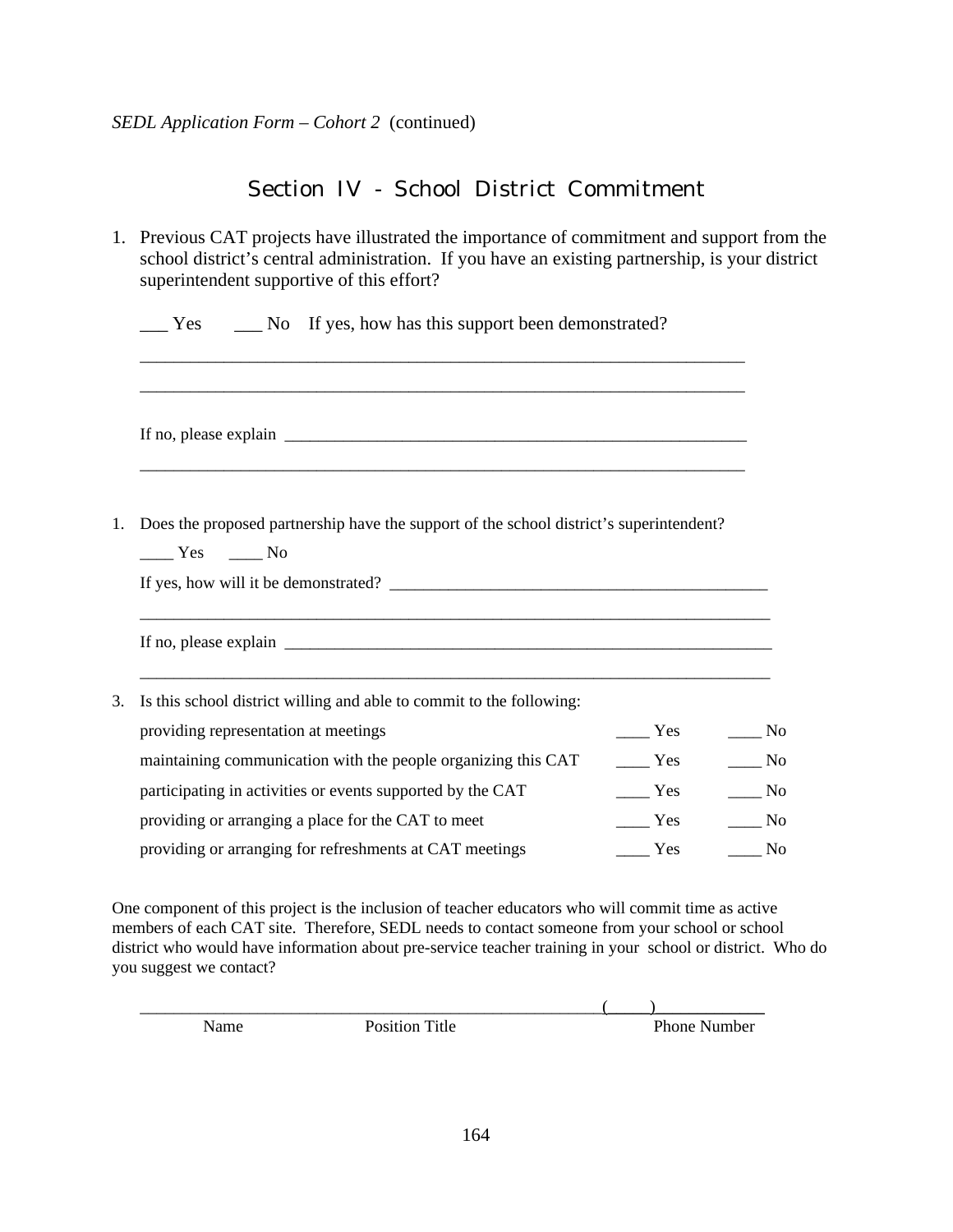*SEDL Application Form – Cohort 2* (continued)

## Section IV - School District Commitment

1. Previous CAT projects have illustrated the importance of commitment and support from the school district's central administration. If you have an existing partnership, is your district superintendent supportive of this effort?

   ___ Yes    ___ No    If yes, how has this support been demonstrated?

   ________________________________________________________________________

   ________________________________________________________________________

   If no, please explain ________________________________________________________

   ________________________________________________________________________

1. Does the proposed partnership have the support of the school district's superintendent?

   ____ Yes    ____ No

   If yes, how will it be demonstrated? ______________________________________________

   ________________________________________________________________________

   If no, please explain ________________________________________________________

   ________________________________________________________________________

3. Is this school district willing and able to commit to the following:

| | | |
|---|---|---|
| providing representation at meetings | ____ Yes | ____ No |
| maintaining communication with the people organizing this CAT | ____ Yes | ____ No |
| participating in activities or events supported by the CAT | ____ Yes | ____ No |
| providing or arranging a place for the CAT to meet | ____ Yes | ____ No |
| providing or arranging for refreshments at CAT meetings | ____ Yes | ____ No |

One component of this project is the inclusion of teacher educators who will commit time as active members of each CAT site. Therefore, SEDL needs to contact someone from your school or school district who would have information about pre-service teacher training in your school or district. Who do you suggest we contact?

__________________________________________________________(_____)____________

Name    Position Title    Phone Number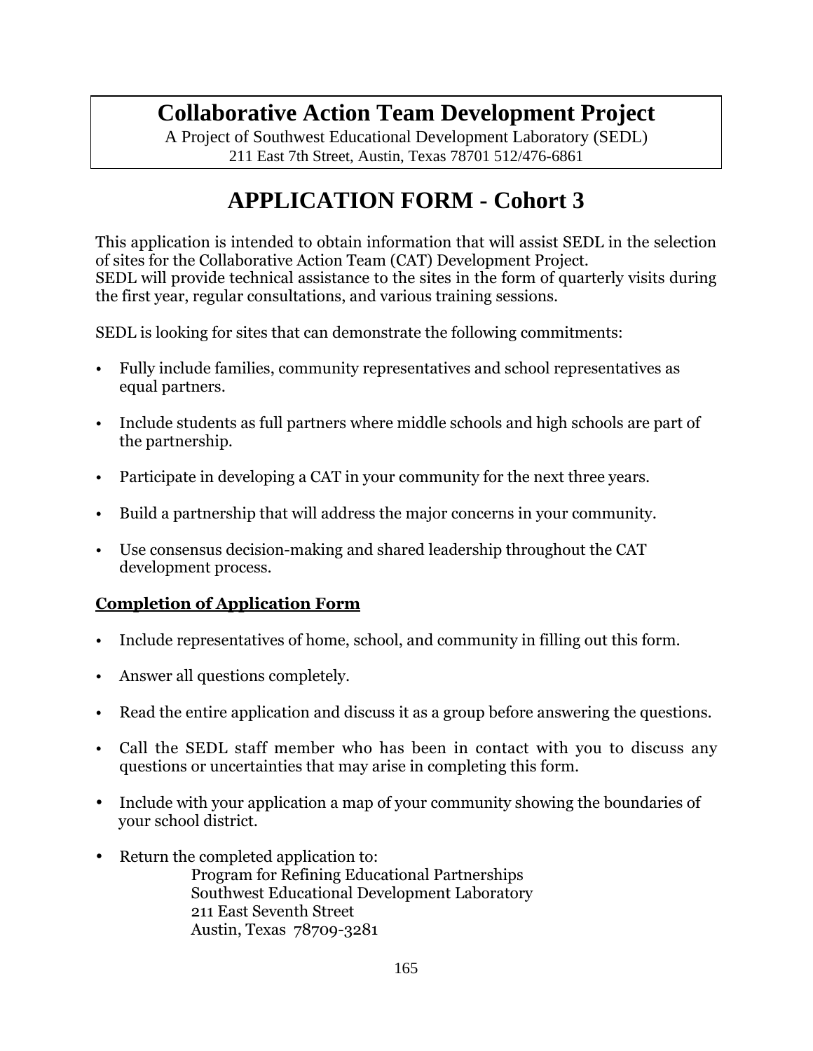# Collaborative Action Team Development Project

A Project of Southwest Educational Development Laboratory (SEDL)
211 East 7th Street, Austin, Texas 78701 512/476-6861

# APPLICATION FORM - Cohort 3

This application is intended to obtain information that will assist SEDL in the selection of sites for the Collaborative Action Team (CAT) Development Project.
SEDL will provide technical assistance to the sites in the form of quarterly visits during the first year, regular consultations, and various training sessions.

SEDL is looking for sites that can demonstrate the following commitments:

- Fully include families, community representatives and school representatives as equal partners.
- Include students as full partners where middle schools and high schools are part of the partnership.
- Participate in developing a CAT in your community for the next three years.
- Build a partnership that will address the major concerns in your community.
- Use consensus decision-making and shared leadership throughout the CAT development process.

**Completion of Application Form**

- Include representatives of home, school, and community in filling out this form.
- Answer all questions completely.
- Read the entire application and discuss it as a group before answering the questions.
- Call the SEDL staff member who has been in contact with you to discuss any questions or uncertainties that may arise in completing this form.
- Include with your application a map of your community showing the boundaries of your school district.
- Return the completed application to:
  Program for Refining Educational Partnerships
  Southwest Educational Development Laboratory
  211 East Seventh Street
  Austin, Texas 78709-3281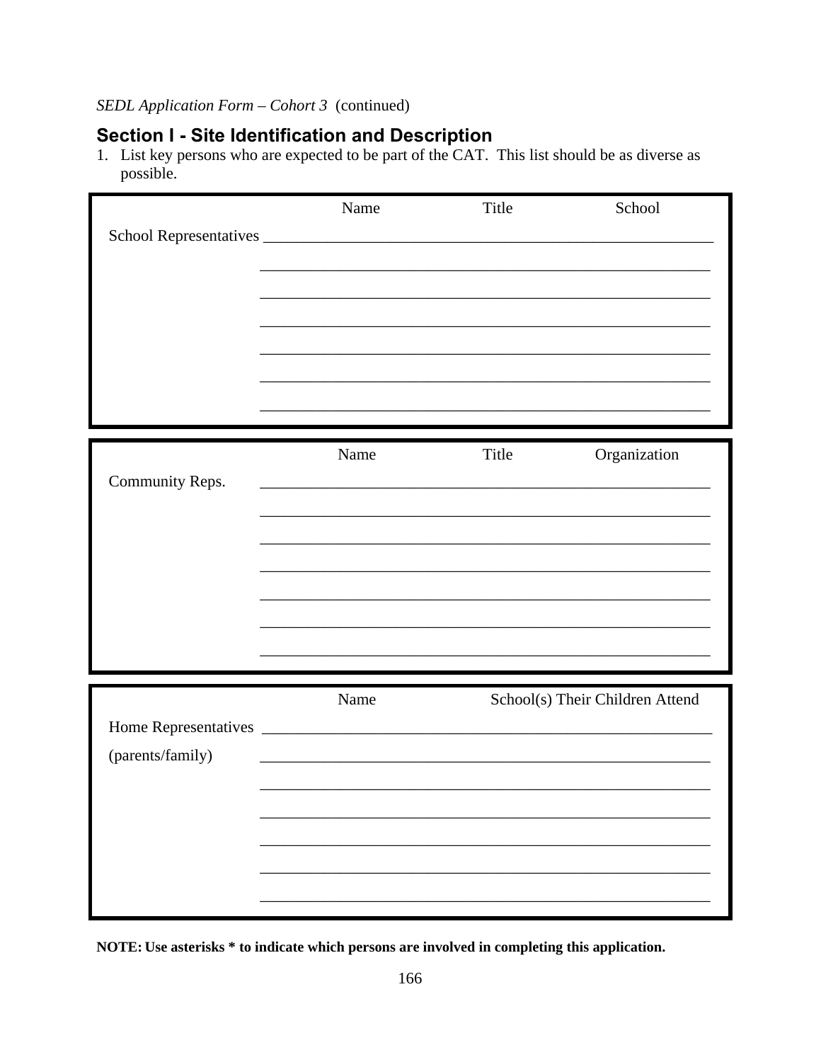*SEDL Application Form – Cohort 3* (continued)

## Section I - Site Identification and Description

1. List key persons who are expected to be part of the CAT. This list should be as diverse as possible.

| | Name | Title | School |
|---|---|---|---|
| School Representatives | | | |
| | | | |
| | | | |
| | | | |
| | | | |
| | | | |
| | | | |

| | Name | Title | Organization |
|---|---|---|---|
| Community Reps. | | | |
| | | | |
| | | | |
| | | | |
| | | | |
| | | | |
| | | | |

| | Name | School(s) Their Children Attend |
|---|---|---|
| Home Representatives | | |
| (parents/family) | | |
| | | |
| | | |
| | | |
| | | |
| | | |

**NOTE: Use asterisks * to indicate which persons are involved in completing this application.**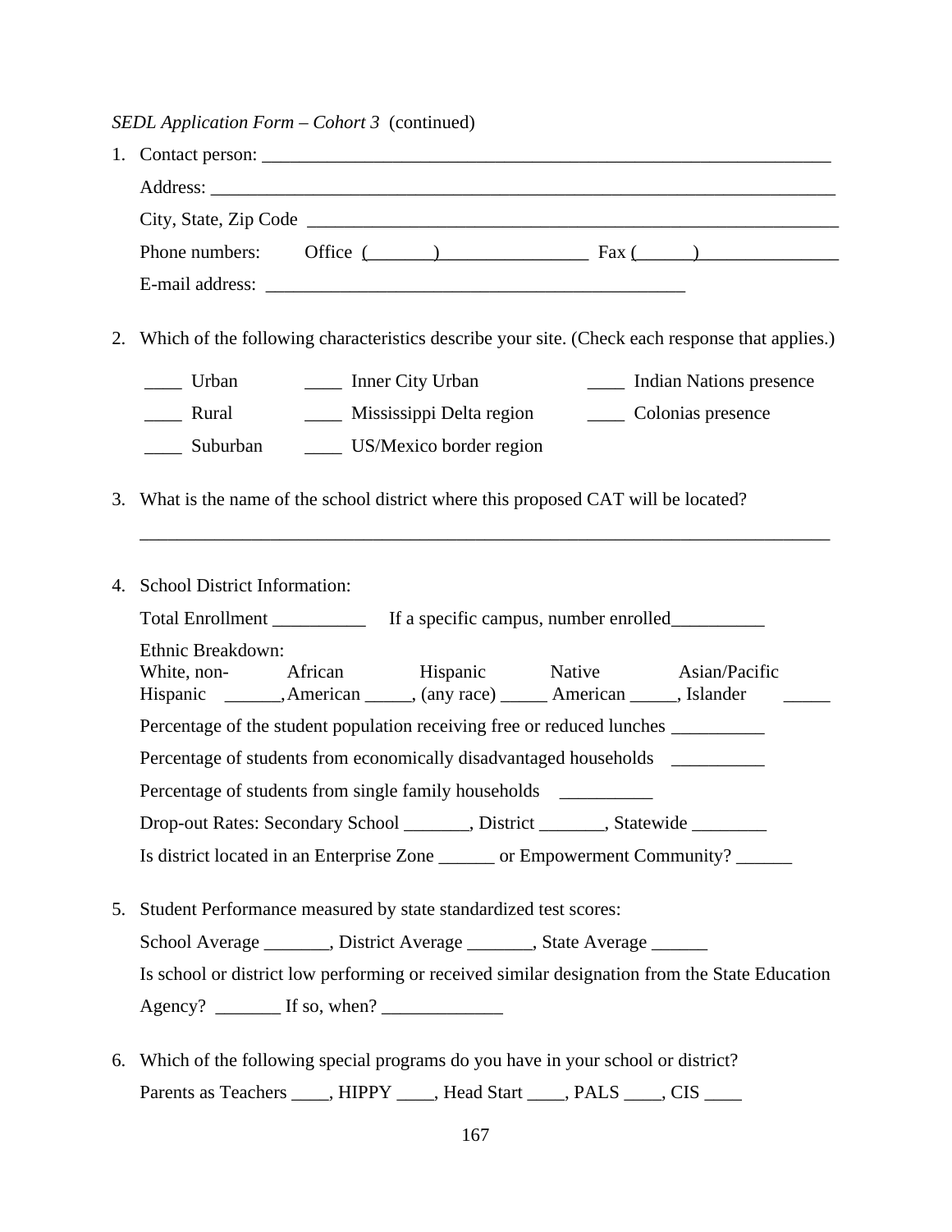*SEDL Application Form – Cohort 3* (continued)

1. Contact person: ___________________________________________________________

   Address: _________________________________________________________________

   City, State, Zip Code ______________________________________________________

   Phone numbers: Office (_______)________________ Fax (______)_______________

   E-mail address: _____________________________________________

2. Which of the following characteristics describe your site. (Check each response that applies.)

   ____ Urban ____ Inner City Urban ____ Indian Nations presence

   ____ Rural ____ Mississippi Delta region ____ Colonias presence

   ____ Suburban ____ US/Mexico border region

3. What is the name of the school district where this proposed CAT will be located?

   ___________________________________________________________________________

4. School District Information:

   Total Enrollment __________ If a specific campus, number enrolled__________

   Ethnic Breakdown:
   White, non-Hispanic ______, African American _____, Hispanic (any race) _____ Native American _____, Asian/Pacific Islander _____

   Percentage of the student population receiving free or reduced lunches __________

   Percentage of students from economically disadvantaged households __________

   Percentage of students from single family households __________

   Drop-out Rates: Secondary School _______, District _______, Statewide ________

   Is district located in an Enterprise Zone ______ or Empowerment Community? ______

5. Student Performance measured by state standardized test scores:

   School Average _______, District Average _______, State Average ______

   Is school or district low performing or received similar designation from the State Education Agency? _______ If so, when? _____________

6. Which of the following special programs do you have in your school or district?

   Parents as Teachers ____, HIPPY ____, Head Start ____, PALS ____, CIS ____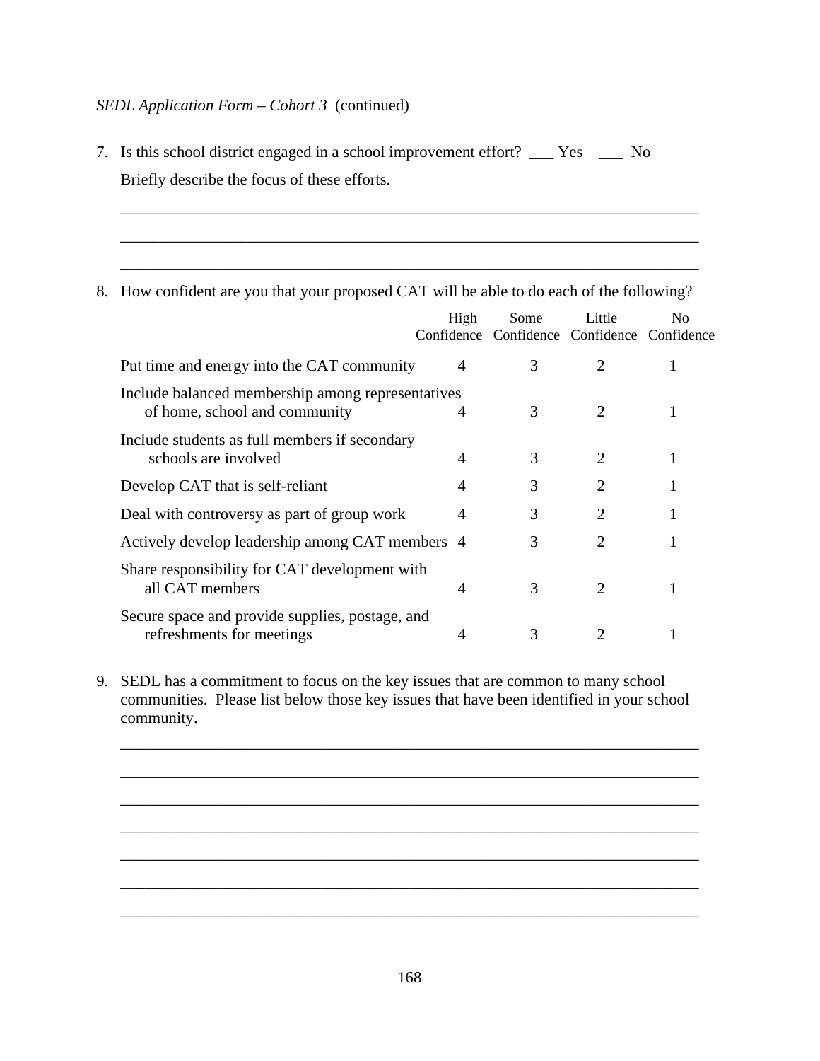*SEDL Application Form – Cohort 3* (continued)

7. Is this school district engaged in a school improvement effort? ___ Yes ___ No

   Briefly describe the focus of these efforts.

   ______________________________________________________________________

   ______________________________________________________________________

   ______________________________________________________________________

8. How confident are you that your proposed CAT will be able to do each of the following?

| | High Confidence | Some Confidence | Little Confidence | No Confidence |
|---|---|---|---|---|
| Put time and energy into the CAT community | 4 | 3 | 2 | 1 |
| Include balanced membership among representatives of home, school and community | 4 | 3 | 2 | 1 |
| Include students as full members if secondary schools are involved | 4 | 3 | 2 | 1 |
| Develop CAT that is self-reliant | 4 | 3 | 2 | 1 |
| Deal with controversy as part of group work | 4 | 3 | 2 | 1 |
| Actively develop leadership among CAT members | 4 | 3 | 2 | 1 |
| Share responsibility for CAT development with all CAT members | 4 | 3 | 2 | 1 |
| Secure space and provide supplies, postage, and refreshments for meetings | 4 | 3 | 2 | 1 |

9. SEDL has a commitment to focus on the key issues that are common to many school communities. Please list below those key issues that have been identified in your school community.

   ______________________________________________________________________

   ______________________________________________________________________

   ______________________________________________________________________

   ______________________________________________________________________

   ______________________________________________________________________

   ______________________________________________________________________

   ______________________________________________________________________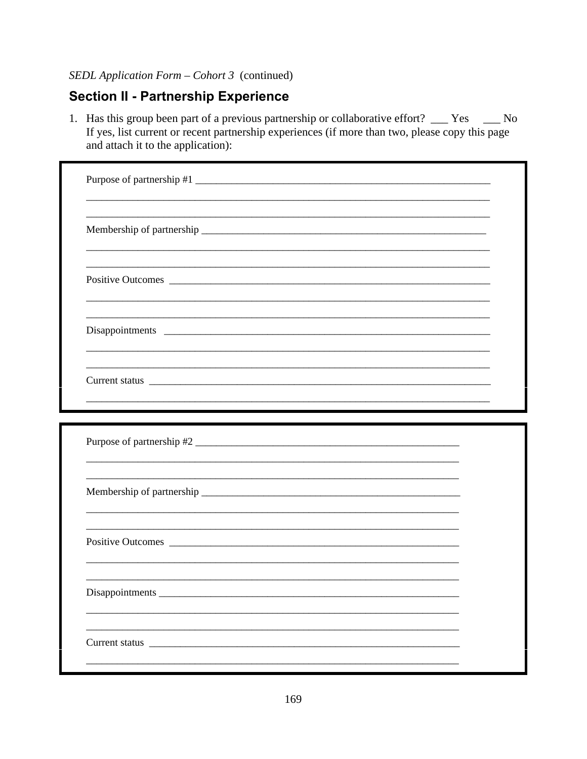*SEDL Application Form – Cohort 3* (continued)

## Section II - Partnership Experience

1. Has this group been part of a previous partnership or collaborative effort? ___ Yes ___ No
   If yes, list current or recent partnership experiences (if more than two, please copy this page and attach it to the application):

Purpose of partnership #1 ____________________________________________________________

______________________________________________________________________________

______________________________________________________________________________

Membership of partnership ___________________________________________________________

______________________________________________________________________________

______________________________________________________________________________

Positive Outcomes _________________________________________________________________

______________________________________________________________________________

______________________________________________________________________________

Disappointments __________________________________________________________________

______________________________________________________________________________

______________________________________________________________________________

Current status ____________________________________________________________________

______________________________________________________________________________

Purpose of partnership #2 ____________________________________________________

__________________________________________________________________________

__________________________________________________________________________

Membership of partnership ___________________________________________________

__________________________________________________________________________

__________________________________________________________________________

Positive Outcomes _________________________________________________________

__________________________________________________________________________

__________________________________________________________________________

Disappointments __________________________________________________________

__________________________________________________________________________

__________________________________________________________________________

Current status ____________________________________________________________

__________________________________________________________________________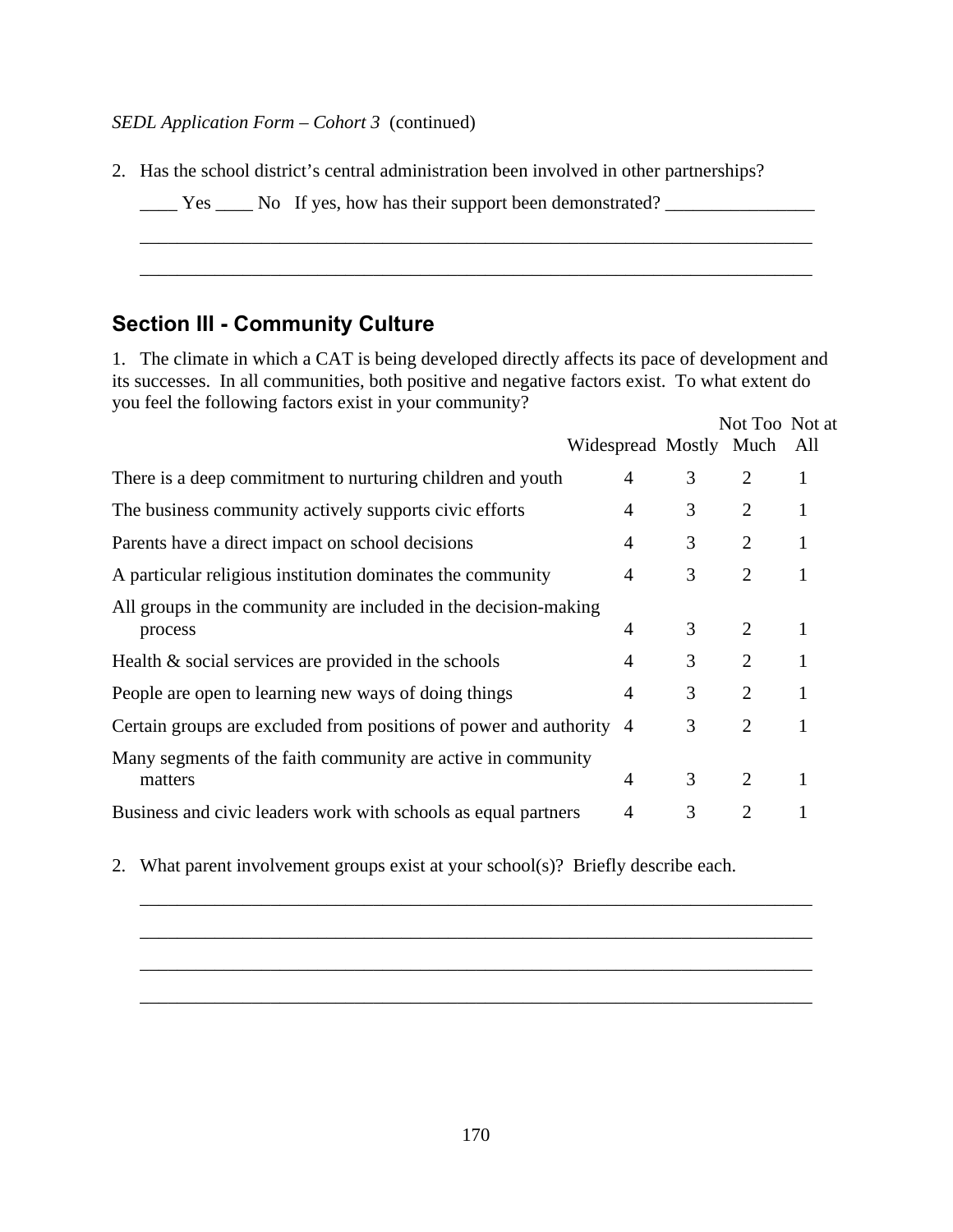*SEDL Application Form – Cohort 3* (continued)

2. Has the school district's central administration been involved in other partnerships?

   ____ Yes ____ No   If yes, how has their support been demonstrated? ________________

   ___________________________________________________________________________

   ___________________________________________________________________________

## Section III - Community Culture

1. The climate in which a CAT is being developed directly affects its pace of development and its successes. In all communities, both positive and negative factors exist. To what extent do you feel the following factors exist in your community?

| | Widespread | Mostly | Not Too Much | Not at All |
|---|---|---|---|---|
| There is a deep commitment to nurturing children and youth | 4 | 3 | 2 | 1 |
| The business community actively supports civic efforts | 4 | 3 | 2 | 1 |
| Parents have a direct impact on school decisions | 4 | 3 | 2 | 1 |
| A particular religious institution dominates the community | 4 | 3 | 2 | 1 |
| All groups in the community are included in the decision-making process | 4 | 3 | 2 | 1 |
| Health & social services are provided in the schools | 4 | 3 | 2 | 1 |
| People are open to learning new ways of doing things | 4 | 3 | 2 | 1 |
| Certain groups are excluded from positions of power and authority | 4 | 3 | 2 | 1 |
| Many segments of the faith community are active in community matters | 4 | 3 | 2 | 1 |
| Business and civic leaders work with schools as equal partners | 4 | 3 | 2 | 1 |

2. What parent involvement groups exist at your school(s)? Briefly describe each.

   ___________________________________________________________________________

   ___________________________________________________________________________

   ___________________________________________________________________________

   ___________________________________________________________________________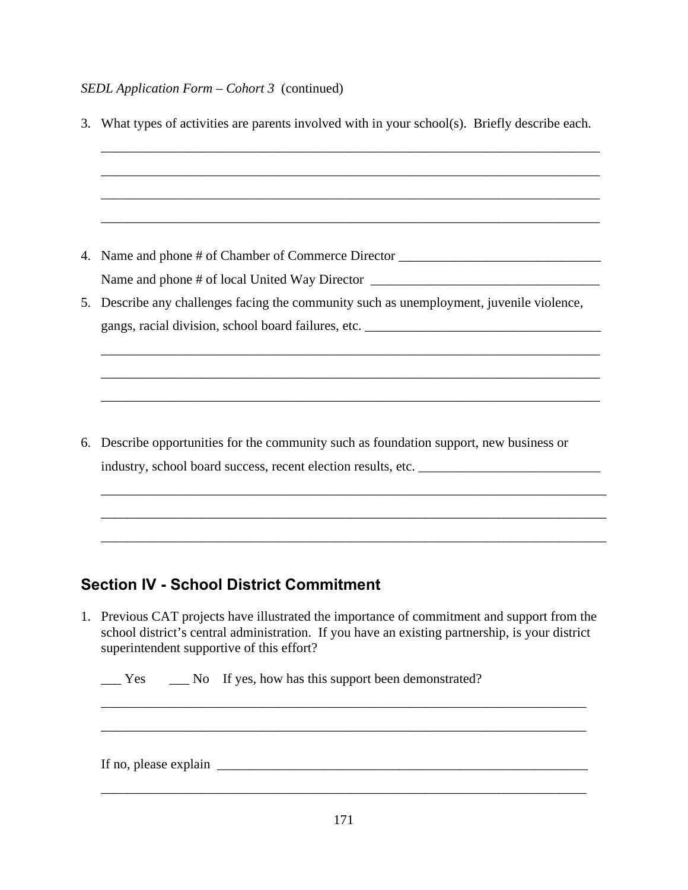*SEDL Application Form – Cohort 3* (continued)

3. What types of activities are parents involved with in your school(s). Briefly describe each.

   ____________________________________________________________________________

   ____________________________________________________________________________

   ____________________________________________________________________________

   ____________________________________________________________________________

4. Name and phone # of Chamber of Commerce Director ______________________________

   Name and phone # of local United Way Director __________________________________

5. Describe any challenges facing the community such as unemployment, juvenile violence, gangs, racial division, school board failures, etc. ___________________________________

   ____________________________________________________________________________

   ____________________________________________________________________________

   ____________________________________________________________________________

6. Describe opportunities for the community such as foundation support, new business or industry, school board success, recent election results, etc. ___________________________

   ____________________________________________________________________________

   ____________________________________________________________________________

   ____________________________________________________________________________

## Section IV - School District Commitment

1. Previous CAT projects have illustrated the importance of commitment and support from the school district's central administration. If you have an existing partnership, is your district superintendent supportive of this effort?

   ___ Yes ___ No If yes, how has this support been demonstrated?

   ____________________________________________________________________________

   ____________________________________________________________________________

   If no, please explain _________________________________________________________

   ____________________________________________________________________________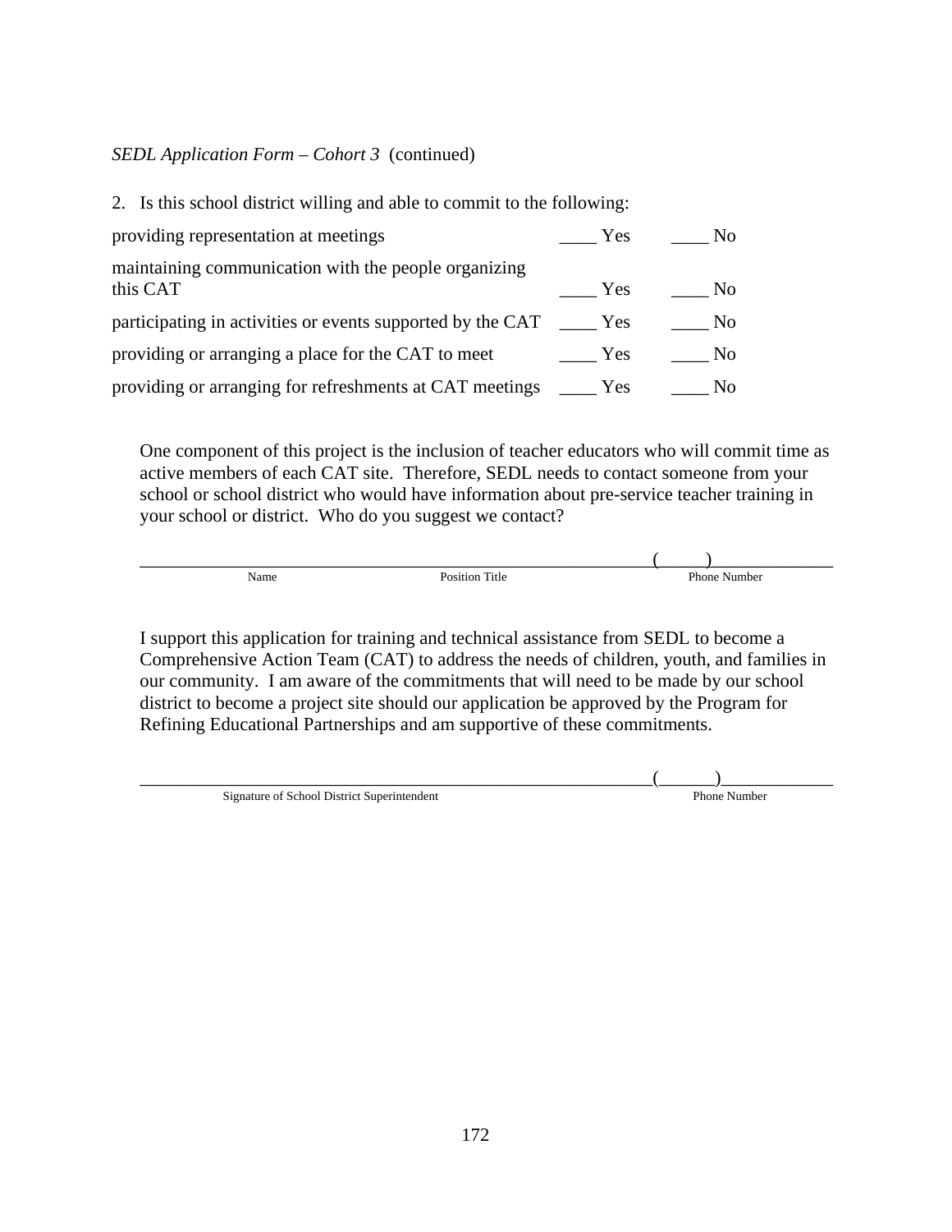*SEDL Application Form – Cohort 3* (continued)

2. Is this school district willing and able to commit to the following:

| | | |
|---|---|---|
| providing representation at meetings | ____ Yes | ____ No |
| maintaining communication with the people organizing this CAT | ____ Yes | ____ No |
| participating in activities or events supported by the CAT | ____ Yes | ____ No |
| providing or arranging a place for the CAT to meet | ____ Yes | ____ No |
| providing or arranging for refreshments at CAT meetings | ____ Yes | ____ No |

One component of this project is the inclusion of teacher educators who will commit time as active members of each CAT site. Therefore, SEDL needs to contact someone from your school or school district who would have information about pre-service teacher training in your school or district. Who do you suggest we contact?

_______________________________________________________________(______)_____________

Name                    Position Title                    Phone Number

I support this application for training and technical assistance from SEDL to become a Comprehensive Action Team (CAT) to address the needs of children, youth, and families in our community. I am aware of the commitments that will need to be made by our school district to become a project site should our application be approved by the Program for Refining Educational Partnerships and am supportive of these commitments.

_______________________________________________________________(______)_____________

Signature of School District Superintendent                    Phone Number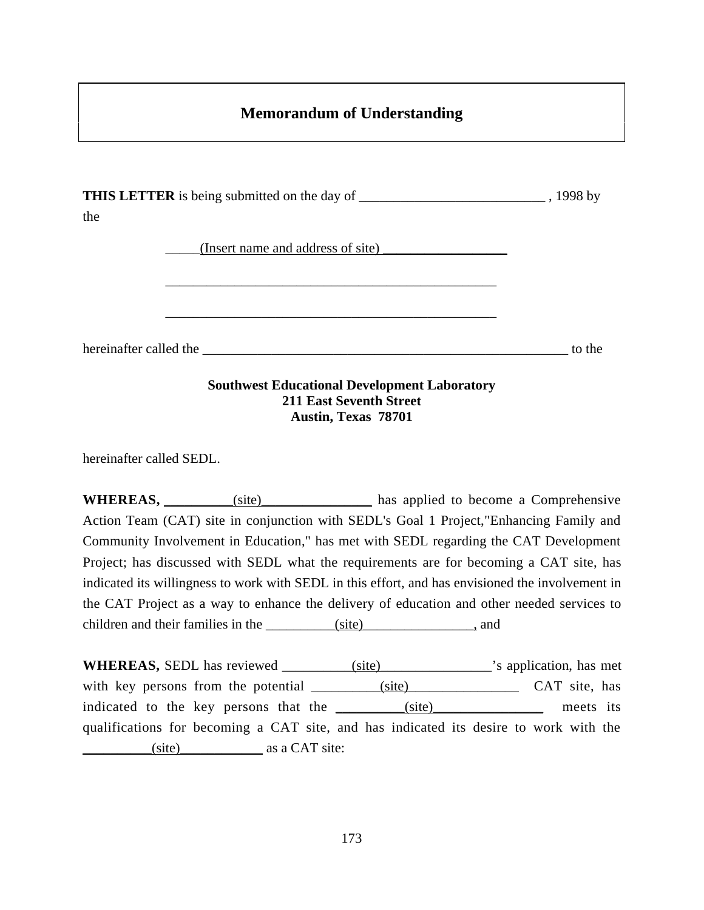# Memorandum of Understanding

**THIS LETTER** is being submitted on the day of ___________________________ , 1998 by the

_____(Insert name and address of site) __________________

_________________________________________________

_________________________________________________

hereinafter called the _______________________________________________________ to the

**Southwest Educational Development Laboratory**
**211 East Seventh Street**
**Austin, Texas 78701**

hereinafter called SEDL.

**WHEREAS,** __________(site)________________ has applied to become a Comprehensive Action Team (CAT) site in conjunction with SEDL's Goal 1 Project,"Enhancing Family and Community Involvement in Education," has met with SEDL regarding the CAT Development Project; has discussed with SEDL what the requirements are for becoming a CAT site, has indicated its willingness to work with SEDL in this effort, and has envisioned the involvement in the CAT Project as a way to enhance the delivery of education and other needed services to children and their families in the __________(site)________________, and

**WHEREAS,** SEDL has reviewed __________(site)________________'s application, has met with key persons from the potential __________(site)________________ CAT site, has indicated to the key persons that the __________(site)________________ meets its qualifications for becoming a CAT site, and has indicated its desire to work with the __________(site)____________ as a CAT site: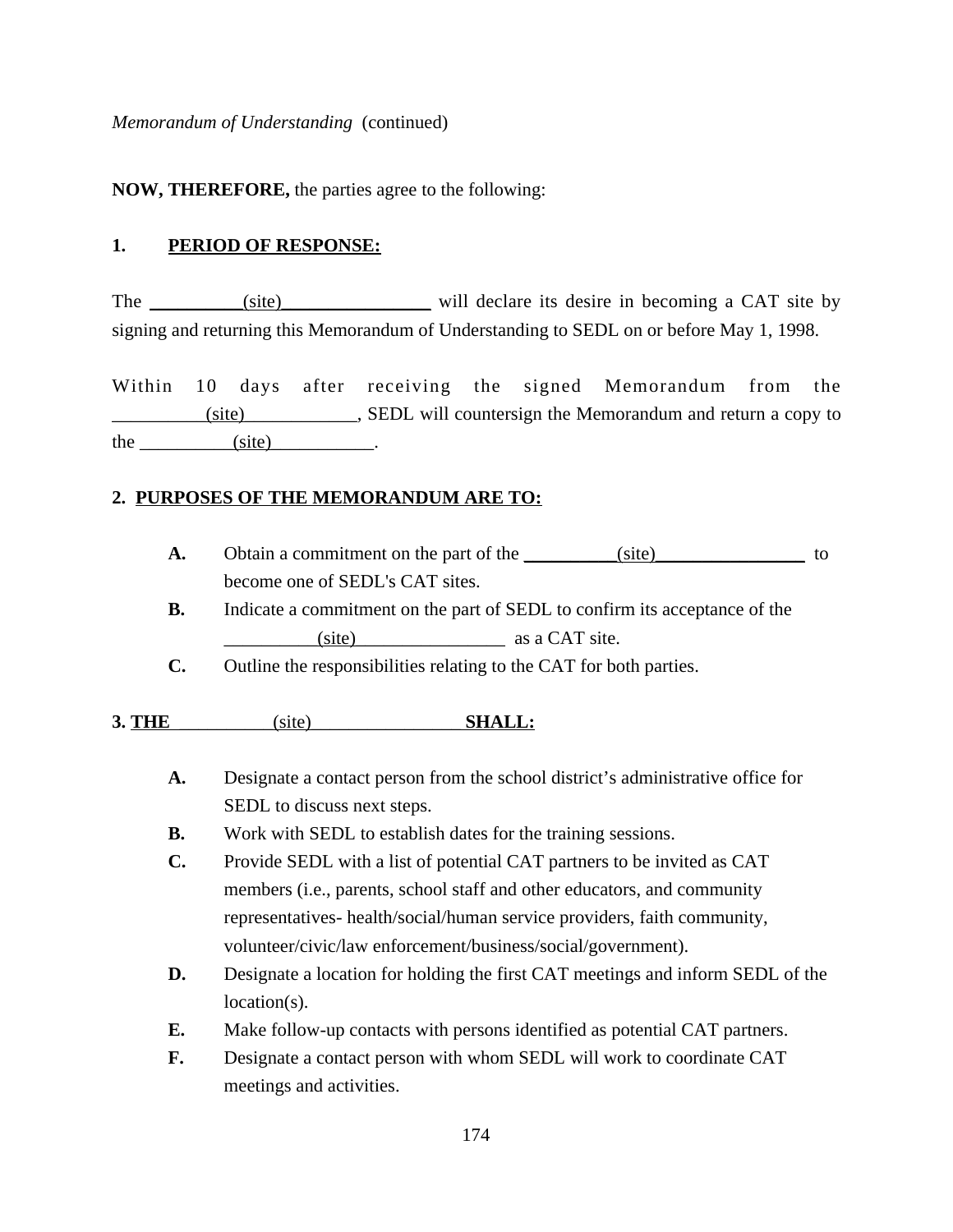*Memorandum of Understanding* (continued)

**NOW, THEREFORE,** the parties agree to the following:

**1. PERIOD OF RESPONSE:**

The __________(site)________________ will declare its desire in becoming a CAT site by signing and returning this Memorandum of Understanding to SEDL on or before May 1, 1998.

Within 10 days after receiving the signed Memorandum from the __________(site)____________, SEDL will countersign the Memorandum and return a copy to the __________(site)___________.

**2. PURPOSES OF THE MEMORANDUM ARE TO:**

- **A.** Obtain a commitment on the part of the __________(site)________________ to become one of SEDL's CAT sites.
- **B.** Indicate a commitment on the part of SEDL to confirm its acceptance of the __________(site)________________ as a CAT site.
- **C.** Outline the responsibilities relating to the CAT for both parties.

**3. THE __________(site)________________ SHALL:**

- **A.** Designate a contact person from the school district's administrative office for SEDL to discuss next steps.
- **B.** Work with SEDL to establish dates for the training sessions.
- **C.** Provide SEDL with a list of potential CAT partners to be invited as CAT members (i.e., parents, school staff and other educators, and community representatives- health/social/human service providers, faith community, volunteer/civic/law enforcement/business/social/government).
- **D.** Designate a location for holding the first CAT meetings and inform SEDL of the location(s).
- **E.** Make follow-up contacts with persons identified as potential CAT partners.
- **F.** Designate a contact person with whom SEDL will work to coordinate CAT meetings and activities.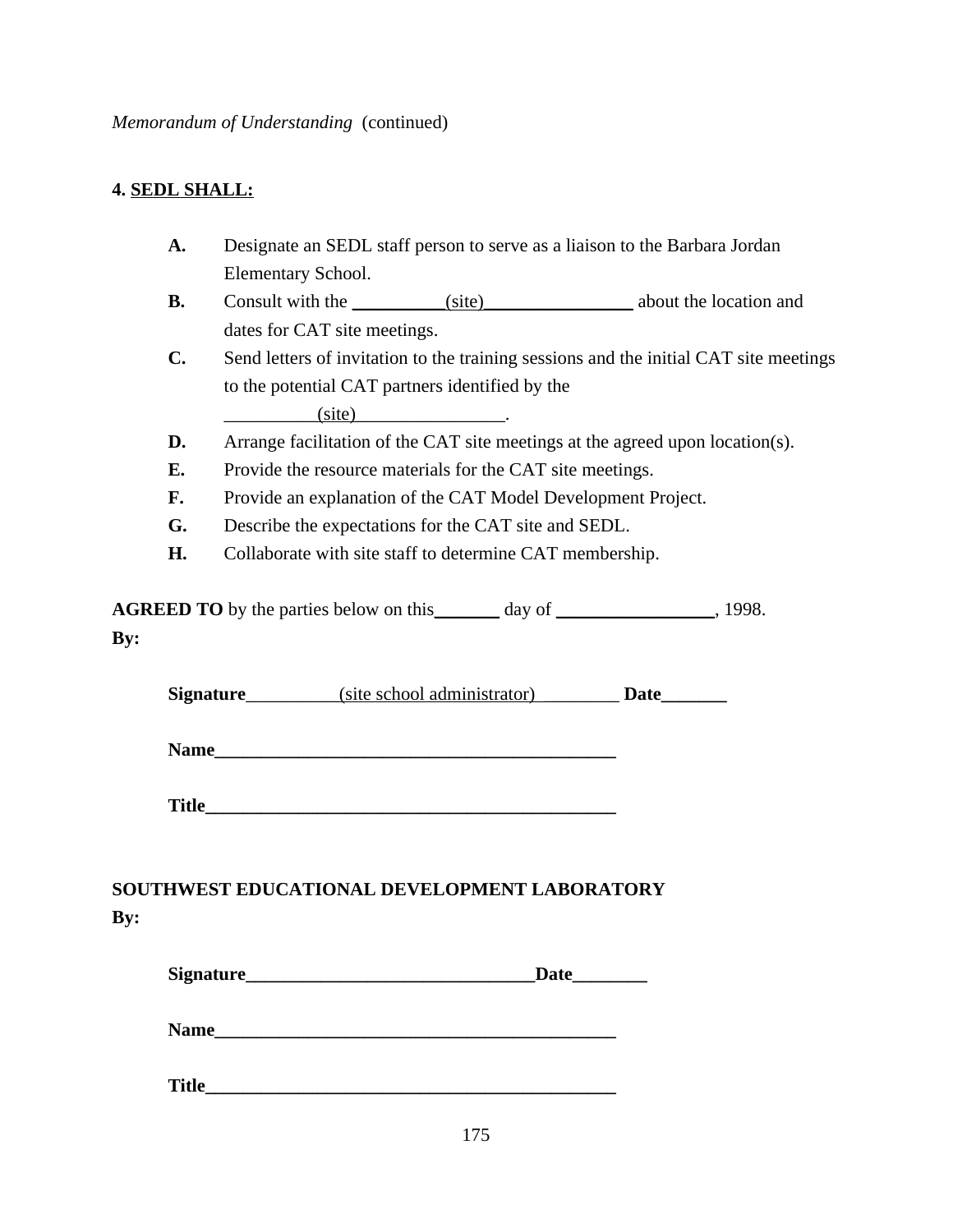*Memorandum of Understanding* (continued)

**4. SEDL SHALL:**

- **A.** Designate an SEDL staff person to serve as a liaison to the Barbara Jordan Elementary School.
- **B.** Consult with the __________(site)________________ about the location and dates for CAT site meetings.
- **C.** Send letters of invitation to the training sessions and the initial CAT site meetings to the potential CAT partners identified by the __________(site)________________.
- **D.** Arrange facilitation of the CAT site meetings at the agreed upon location(s).
- **E.** Provide the resource materials for the CAT site meetings.
- **F.** Provide an explanation of the CAT Model Development Project.
- **G.** Describe the expectations for the CAT site and SEDL.
- **H.** Collaborate with site staff to determine CAT membership.

**AGREED TO** by the parties below on this_______ day of _________________, 1998.

**By:**

**Signature**__________(site school administrator)_________ **Date**_______

**Name**_____________________________________________

**Title**______________________________________________

**SOUTHWEST EDUCATIONAL DEVELOPMENT LABORATORY**

**By:**

**Signature**_______________________________**Date**________

**Name**_____________________________________________

**Title**______________________________________________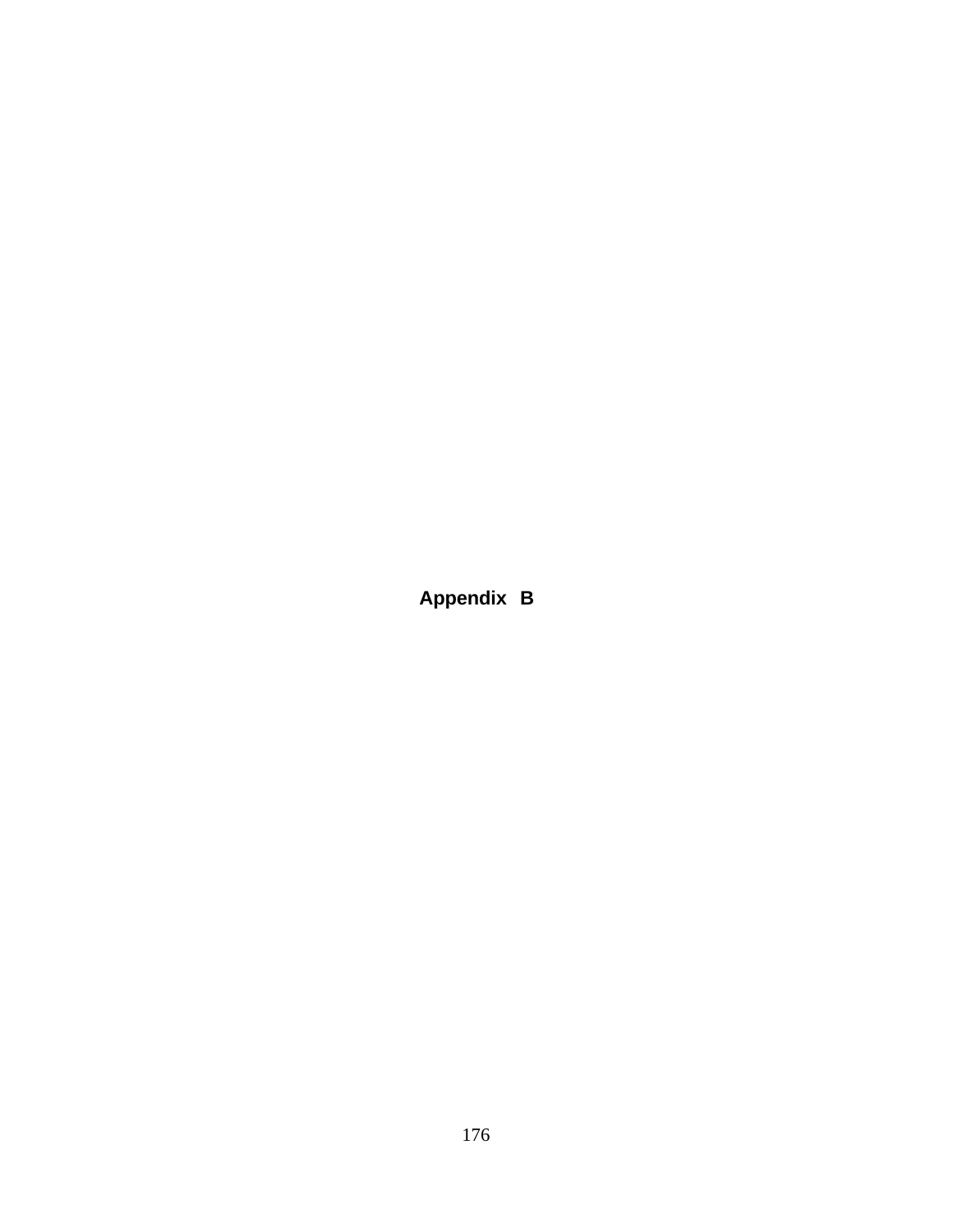# Appendix B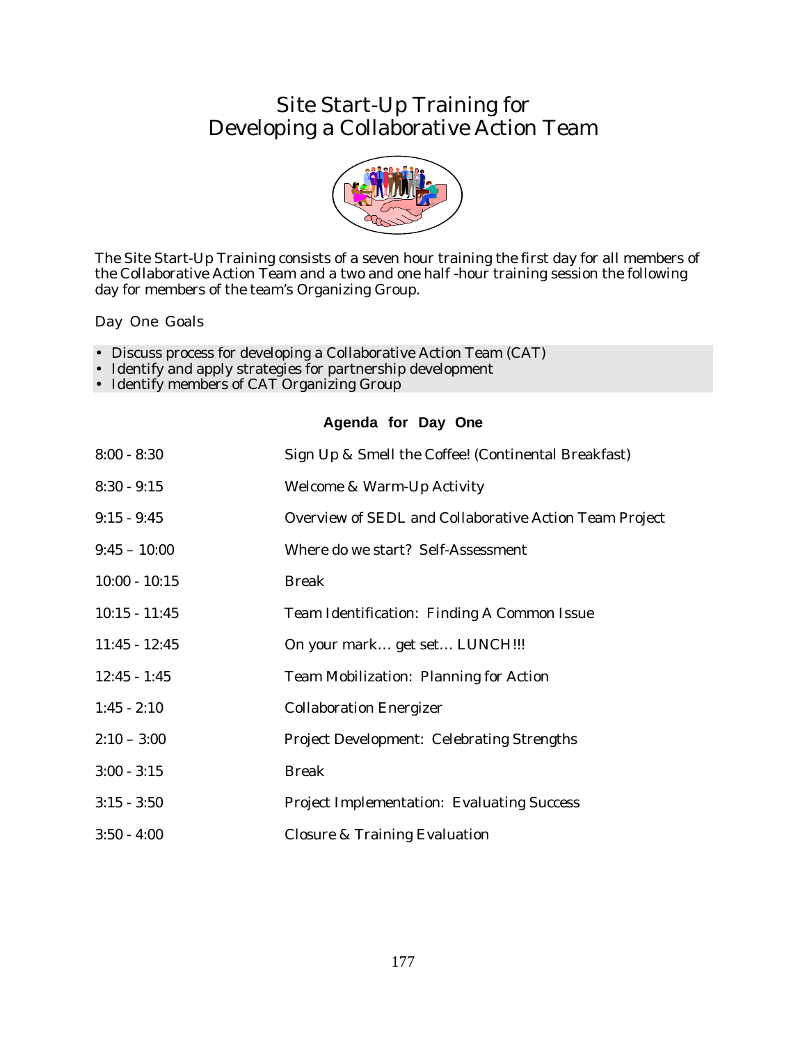# Site Start-Up Training for Developing a Collaborative Action Team

The Site Start-Up Training consists of a seven hour training the first day for all members of the Collaborative Action Team and a two and one half -hour training session the following day for members of the team's Organizing Group.

## Day One Goals

- Discuss process for developing a Collaborative Action Team (CAT)
- Identify and apply strategies for partnership development
- Identify members of CAT Organizing Group

### Agenda for Day One

| | |
|---|---|
| 8:00 - 8:30 | Sign Up & Smell the Coffee! (Continental Breakfast) |
| 8:30 - 9:15 | Welcome & Warm-Up Activity |
| 9:15 - 9:45 | Overview of SEDL and Collaborative Action Team Project |
| 9:45 – 10:00 | Where do we start? Self-Assessment |
| 10:00 - 10:15 | Break |
| 10:15 - 11:45 | Team Identification: Finding A Common Issue |
| 11:45 - 12:45 | On your mark… get set… LUNCH!!! |
| 12:45 - 1:45 | Team Mobilization: Planning for Action |
| 1:45 - 2:10 | Collaboration Energizer |
| 2:10 – 3:00 | Project Development: Celebrating Strengths |
| 3:00 - 3:15 | Break |
| 3:15 - 3:50 | Project Implementation: Evaluating Success |
| 3:50 - 4:00 | Closure & Training Evaluation |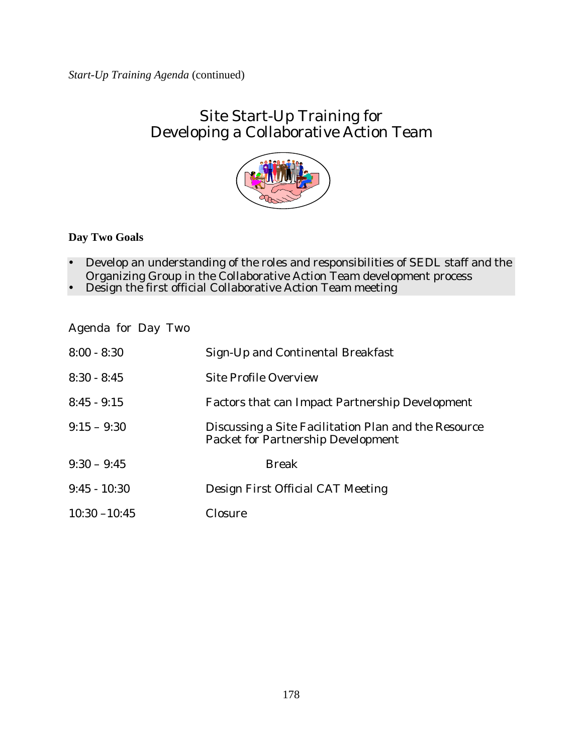*Start-Up Training Agenda* (continued)

# Site Start-Up Training for Developing a Collaborative Action Team

**Day Two Goals**

- Develop an understanding of the roles and responsibilities of SEDL staff and the Organizing Group in the Collaborative Action Team development process
- Design the first official Collaborative Action Team meeting

Agenda for Day Two

| | |
|---|---|
| 8:00 - 8:30 | Sign-Up and Continental Breakfast |
| 8:30 - 8:45 | Site Profile Overview |
| 8:45 - 9:15 | Factors that can Impact Partnership Development |
| 9:15 – 9:30 | Discussing a Site Facilitation Plan and the Resource Packet for Partnership Development |
| 9:30 – 9:45 | Break |
| 9:45 - 10:30 | Design First Official CAT Meeting |
| 10:30 –10:45 | Closure |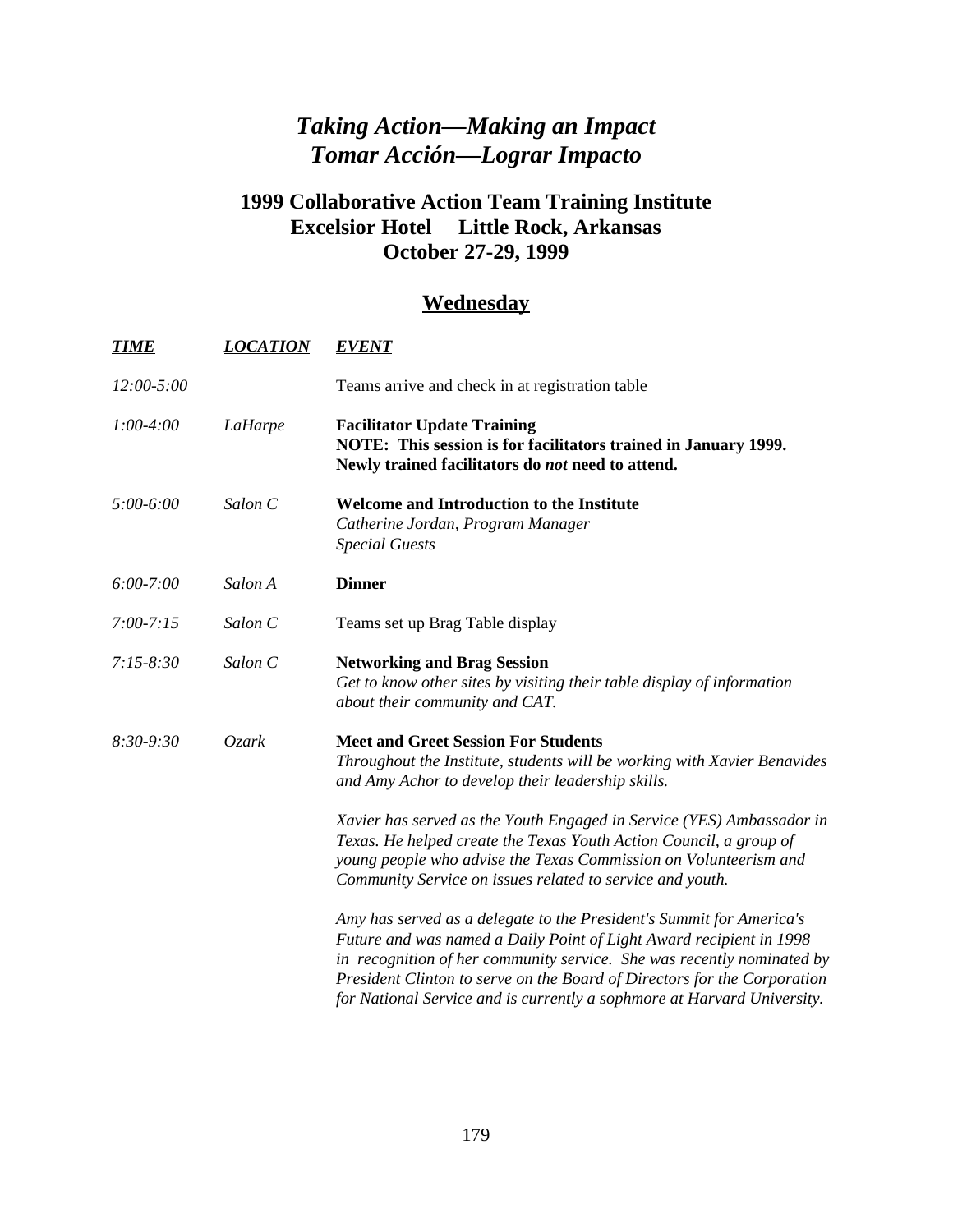# *Taking Action—Making an Impact*
# *Tomar Acción—Lograr Impacto*

## 1999 Collaborative Action Team Training Institute
## Excelsior Hotel    Little Rock, Arkansas
## October 27-29, 1999

### Wednesday

| ***TIME*** | ***LOCATION*** | ***EVENT*** |
|---|---|---|
| *12:00-5:00* | | Teams arrive and check in at registration table |
| *1:00-4:00* | *LaHarpe* | **Facilitator Update Training**<br>**NOTE: This session is for facilitators trained in January 1999. Newly trained facilitators do *not* need to attend.** |
| *5:00-6:00* | *Salon C* | **Welcome and Introduction to the Institute**<br>*Catherine Jordan, Program Manager*<br>*Special Guests* |
| *6:00-7:00* | *Salon A* | **Dinner** |
| *7:00-7:15* | *Salon C* | Teams set up Brag Table display |
| *7:15-8:30* | *Salon C* | **Networking and Brag Session**<br>*Get to know other sites by visiting their table display of information about their community and CAT.* |
| *8:30-9:30* | *Ozark* | **Meet and Greet Session For Students**<br>*Throughout the Institute, students will be working with Xavier Benavides and Amy Achor to develop their leadership skills.*<br><br>*Xavier has served as the Youth Engaged in Service (YES) Ambassador in Texas. He helped create the Texas Youth Action Council, a group of young people who advise the Texas Commission on Volunteerism and Community Service on issues related to service and youth.*<br><br>*Amy has served as a delegate to the President's Summit for America's Future and was named a Daily Point of Light Award recipient in 1998 in recognition of her community service. She was recently nominated by President Clinton to serve on the Board of Directors for the Corporation for National Service and is currently a sophmore at Harvard University.* |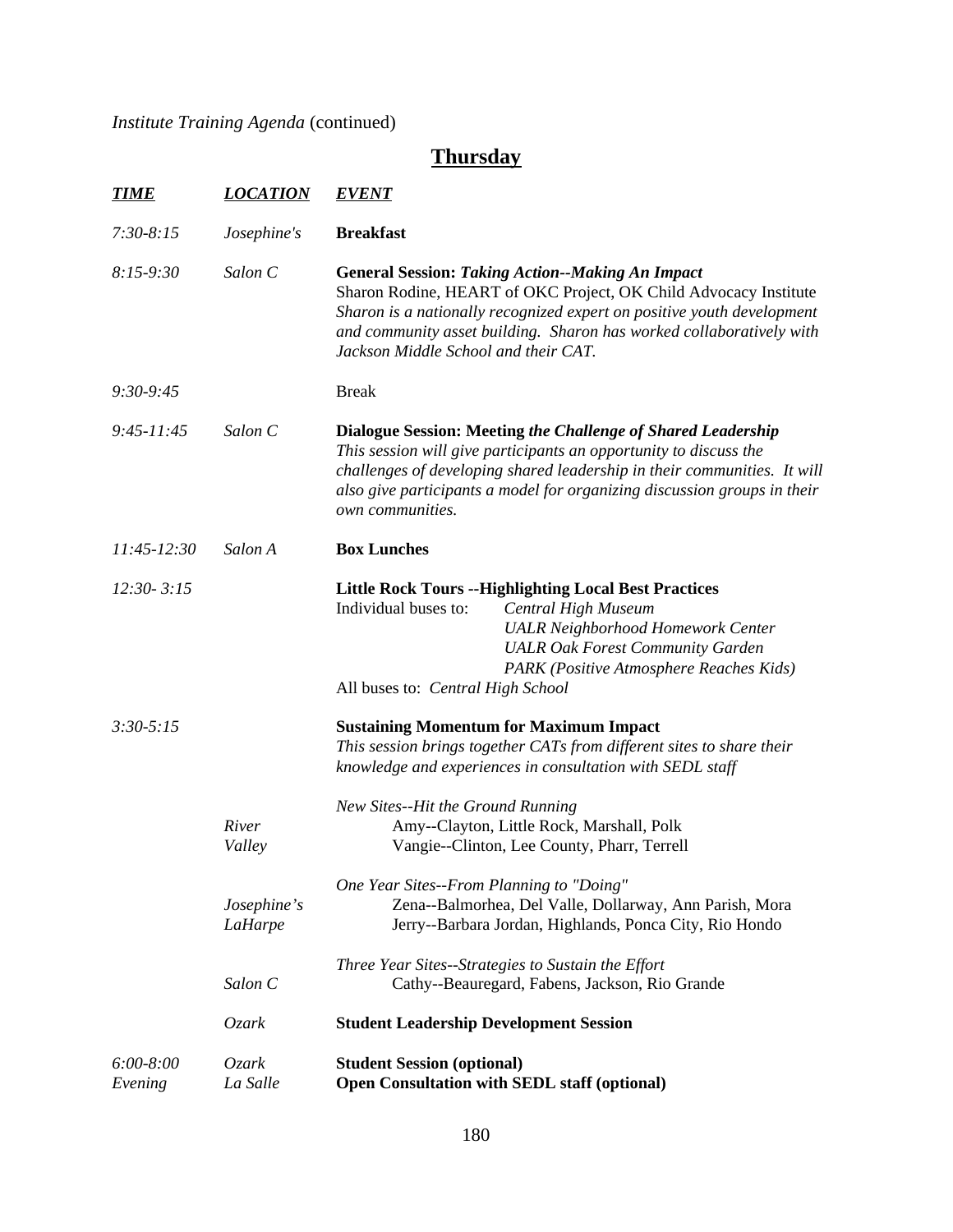*Institute Training Agenda* (continued)

# Thursday

| ***TIME*** | ***LOCATION*** | ***EVENT*** |
|---|---|---|
| *7:30-8:15* | *Josephine's* | **Breakfast** |
| *8:15-9:30* | *Salon C* | **General Session: *Taking Action--Making An Impact***<br>Sharon Rodine, HEART of OKC Project, OK Child Advocacy Institute<br>*Sharon is a nationally recognized expert on positive youth development and community asset building. Sharon has worked collaboratively with Jackson Middle School and their CAT.* |
| *9:30-9:45* | | Break |
| *9:45-11:45* | *Salon C* | **Dialogue Session: Meeting *the Challenge of Shared Leadership***<br>*This session will give participants an opportunity to discuss the challenges of developing shared leadership in their communities. It will also give participants a model for organizing discussion groups in their own communities.* |
| *11:45-12:30* | *Salon A* | **Box Lunches** |
| *12:30- 3:15* | | **Little Rock Tours --Highlighting Local Best Practices**<br>Individual buses to: *Central High Museum*; *UALR Neighborhood Homework Center*; *UALR Oak Forest Community Garden*; *PARK (Positive Atmosphere Reaches Kids)*<br>All buses to: *Central High School* |
| *3:30-5:15* | | **Sustaining Momentum for Maximum Impact**<br>*This session brings together CATs from different sites to share their knowledge and experiences in consultation with SEDL staff* |
| | | *New Sites--Hit the Ground Running* |
| | *River* | Amy--Clayton, Little Rock, Marshall, Polk |
| | *Valley* | Vangie--Clinton, Lee County, Pharr, Terrell |
| | | *One Year Sites--From Planning to "Doing"* |
| | *Josephine's* | Zena--Balmorhea, Del Valle, Dollarway, Ann Parish, Mora |
| | *LaHarpe* | Jerry--Barbara Jordan, Highlands, Ponca City, Rio Hondo |
| | | *Three Year Sites--Strategies to Sustain the Effort* |
| | *Salon C* | Cathy--Beauregard, Fabens, Jackson, Rio Grande |
| | *Ozark* | **Student Leadership Development Session** |
| *6:00-8:00* | *Ozark* | **Student Session (optional)** |
| *Evening* | *La Salle* | **Open Consultation with SEDL staff (optional)** |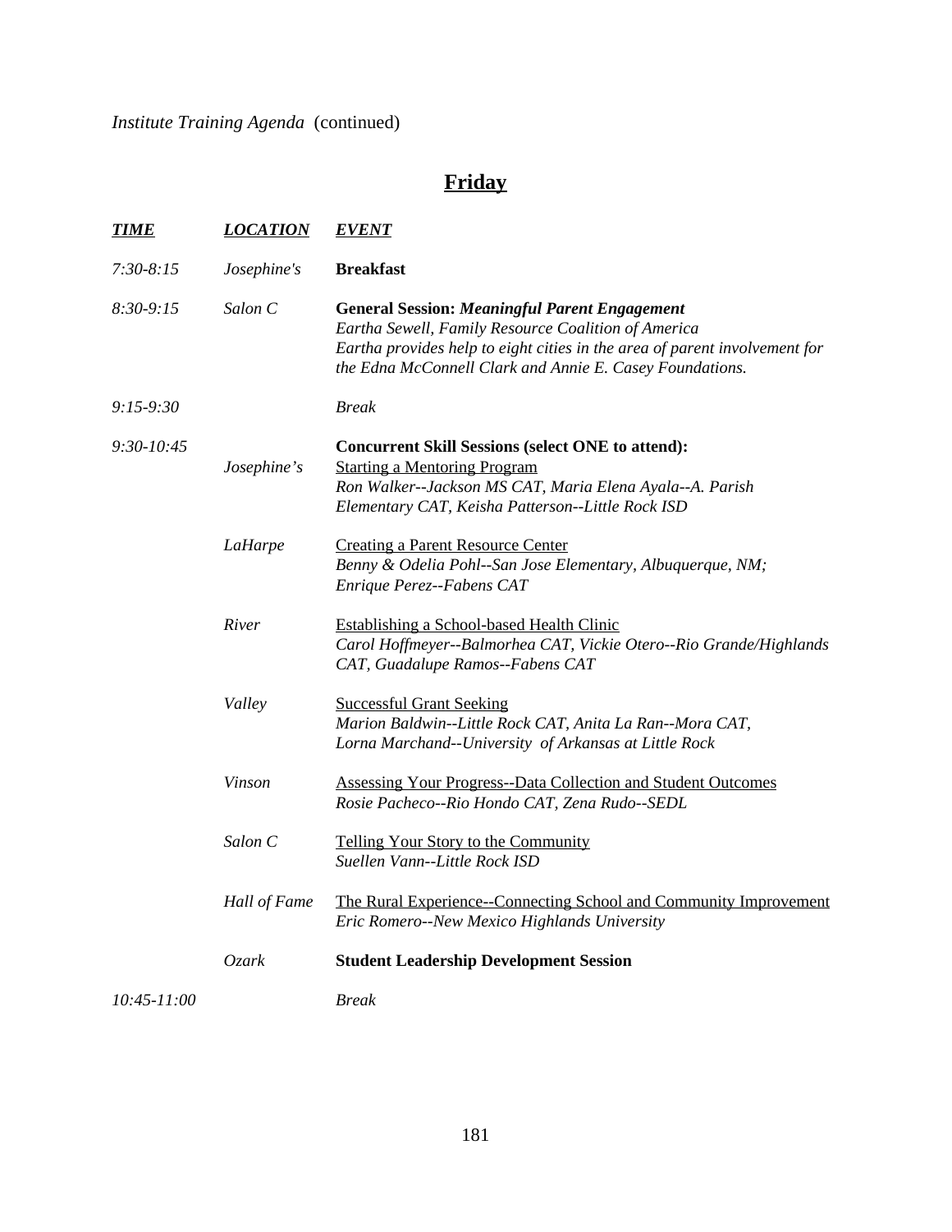*Institute Training Agenda* (continued)

# Friday

| ***TIME*** | ***LOCATION*** | ***EVENT*** |
|---|---|---|
| *7:30-8:15* | *Josephine's* | **Breakfast** |
| *8:30-9:15* | *Salon C* | **General Session: *Meaningful Parent Engagement***<br>*Eartha Sewell, Family Resource Coalition of America*<br>*Eartha provides help to eight cities in the area of parent involvement for the Edna McConnell Clark and Annie E. Casey Foundations.* |
| *9:15-9:30* | | *Break* |
| *9:30-10:45* | | **Concurrent Skill Sessions (select ONE to attend):** |
| | *Josephine's* | Starting a Mentoring Program<br>*Ron Walker--Jackson MS CAT, Maria Elena Ayala--A. Parish Elementary CAT, Keisha Patterson--Little Rock ISD* |
| | *LaHarpe* | Creating a Parent Resource Center<br>*Benny & Odelia Pohl--San Jose Elementary, Albuquerque, NM; Enrique Perez--Fabens CAT* |
| | *River* | Establishing a School-based Health Clinic<br>*Carol Hoffmeyer--Balmorhea CAT, Vickie Otero--Rio Grande/Highlands CAT, Guadalupe Ramos--Fabens CAT* |
| | *Valley* | Successful Grant Seeking<br>*Marion Baldwin--Little Rock CAT, Anita La Ran--Mora CAT, Lorna Marchand--University of Arkansas at Little Rock* |
| | *Vinson* | Assessing Your Progress--Data Collection and Student Outcomes<br>*Rosie Pacheco--Rio Hondo CAT, Zena Rudo--SEDL* |
| | *Salon C* | Telling Your Story to the Community<br>*Suellen Vann--Little Rock ISD* |
| | *Hall of Fame* | The Rural Experience--Connecting School and Community Improvement<br>*Eric Romero--New Mexico Highlands University* |
| | *Ozark* | **Student Leadership Development Session** |
| *10:45-11:00* | | *Break* |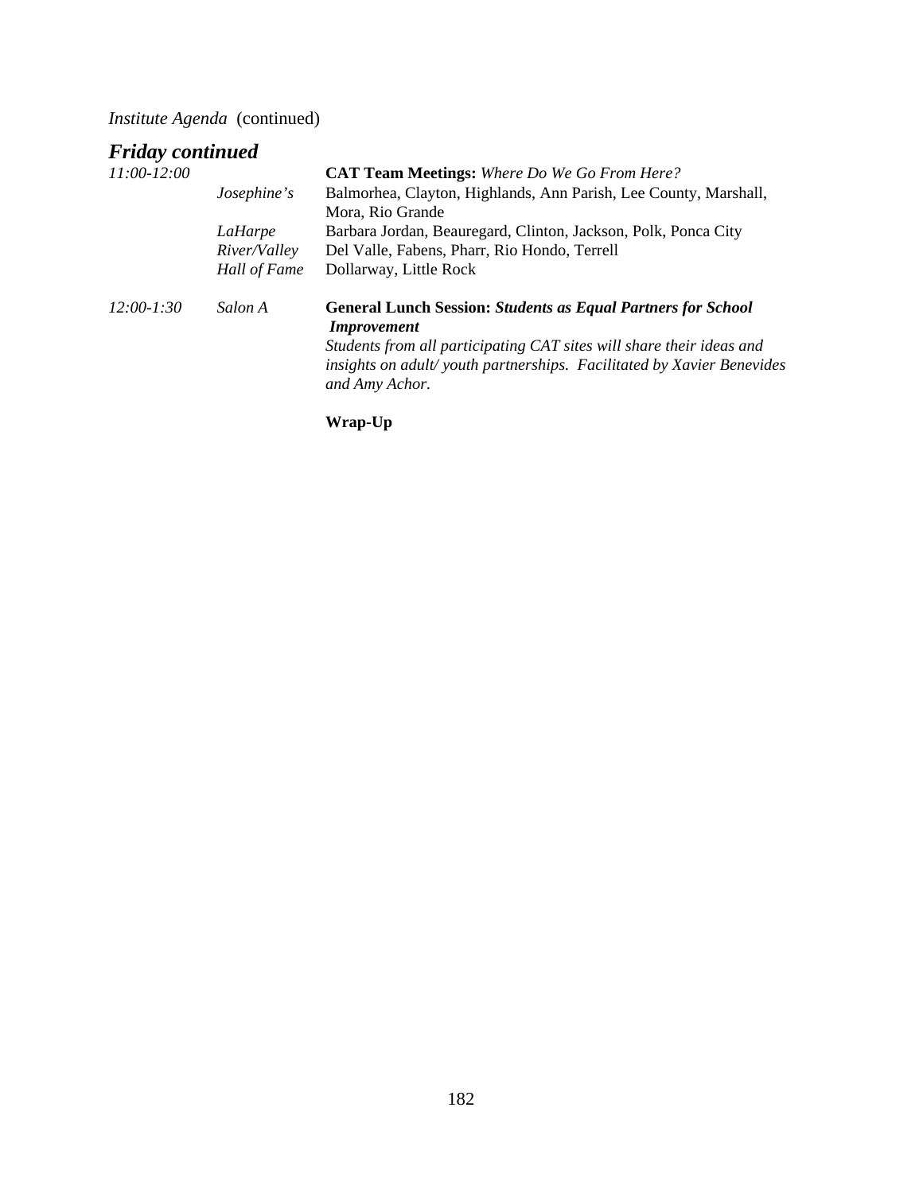*Institute Agenda* (continued)

## *Friday continued*

| | | |
|---|---|---|
| *11:00-12:00* | | **CAT Team Meetings:** *Where Do We Go From Here?* |
| | *Josephine's* | Balmorhea, Clayton, Highlands, Ann Parish, Lee County, Marshall, Mora, Rio Grande |
| | *LaHarpe* | Barbara Jordan, Beauregard, Clinton, Jackson, Polk, Ponca City |
| | *River/Valley* | Del Valle, Fabens, Pharr, Rio Hondo, Terrell |
| | *Hall of Fame* | Dollarway, Little Rock |
| *12:00-1:30* | *Salon A* | **General Lunch Session: *Students as Equal Partners for School Improvement***<br>*Students from all participating CAT sites will share their ideas and insights on adult/ youth partnerships. Facilitated by Xavier Benevides and Amy Achor.* |
| | | **Wrap-Up** |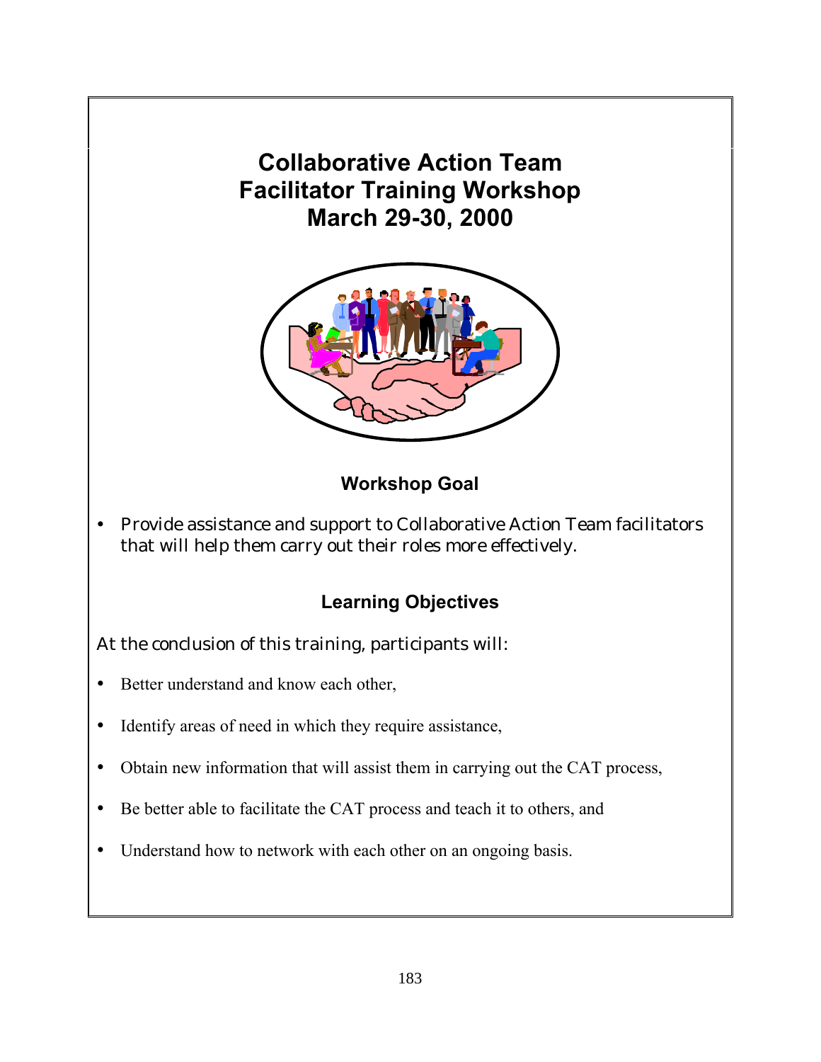# Collaborative Action Team Facilitator Training Workshop March 29-30, 2000

## Workshop Goal

- Provide assistance and support to Collaborative Action Team facilitators that will help them carry out their roles more effectively.

## Learning Objectives

At the conclusion of this training, participants will:

- Better understand and know each other,
- Identify areas of need in which they require assistance,
- Obtain new information that will assist them in carrying out the CAT process,
- Be better able to facilitate the CAT process and teach it to others, and
- Understand how to network with each other on an ongoing basis.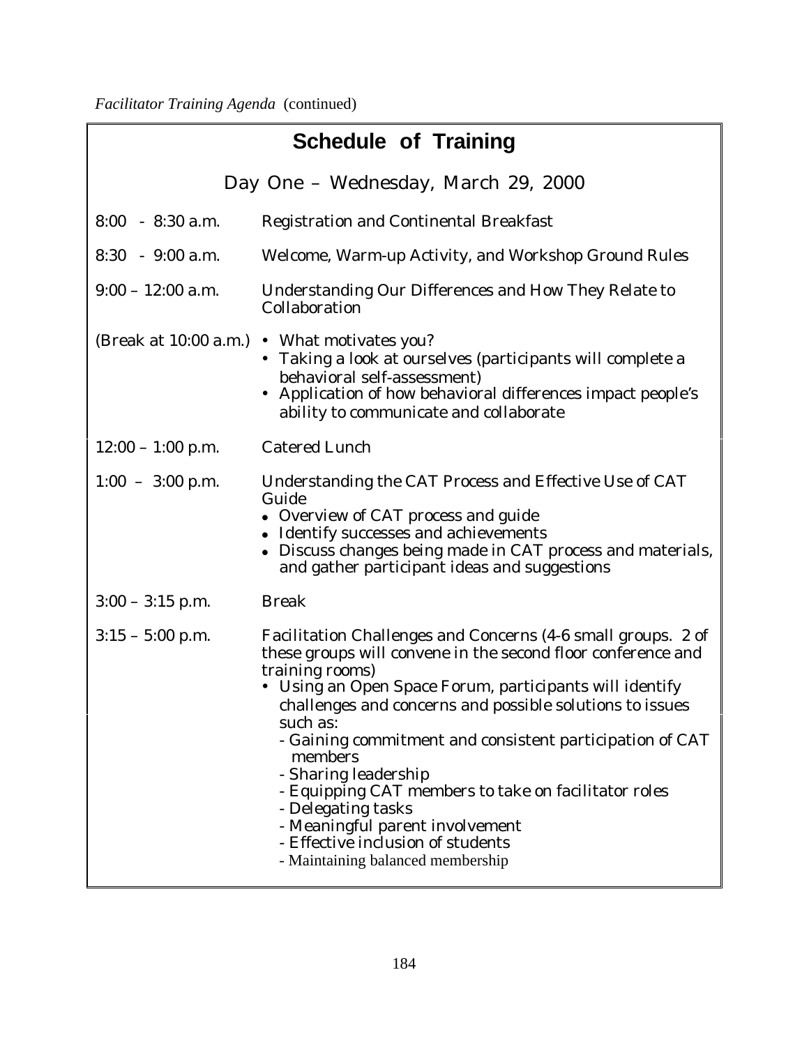*Facilitator Training Agenda* (continued)

## Schedule of Training

### Day One – Wednesday, March 29, 2000

| | |
|---|---|
| 8:00 - 8:30 a.m. | Registration and Continental Breakfast |
| 8:30 - 9:00 a.m. | Welcome, Warm-up Activity, and Workshop Ground Rules |
| 9:00 – 12:00 a.m. | Understanding Our Differences and How They Relate to Collaboration |
| (Break at 10:00 a.m.) | • What motivates you?<br>• Taking a look at ourselves (participants will complete a behavioral self-assessment)<br>• Application of how behavioral differences impact people's ability to communicate and collaborate |
| 12:00 – 1:00 p.m. | Catered Lunch |
| 1:00 – 3:00 p.m. | Understanding the CAT Process and Effective Use of CAT Guide<br>• Overview of CAT process and guide<br>• Identify successes and achievements<br>• Discuss changes being made in CAT process and materials, and gather participant ideas and suggestions |
| 3:00 – 3:15 p.m. | Break |
| 3:15 – 5:00 p.m. | Facilitation Challenges and Concerns (4-6 small groups. 2 of these groups will convene in the second floor conference and training rooms)<br>• Using an Open Space Forum, participants will identify challenges and concerns and possible solutions to issues such as:<br>- Gaining commitment and consistent participation of CAT members<br>- Sharing leadership<br>- Equipping CAT members to take on facilitator roles<br>- Delegating tasks<br>- Meaningful parent involvement<br>- Effective inclusion of students<br>- Maintaining balanced membership |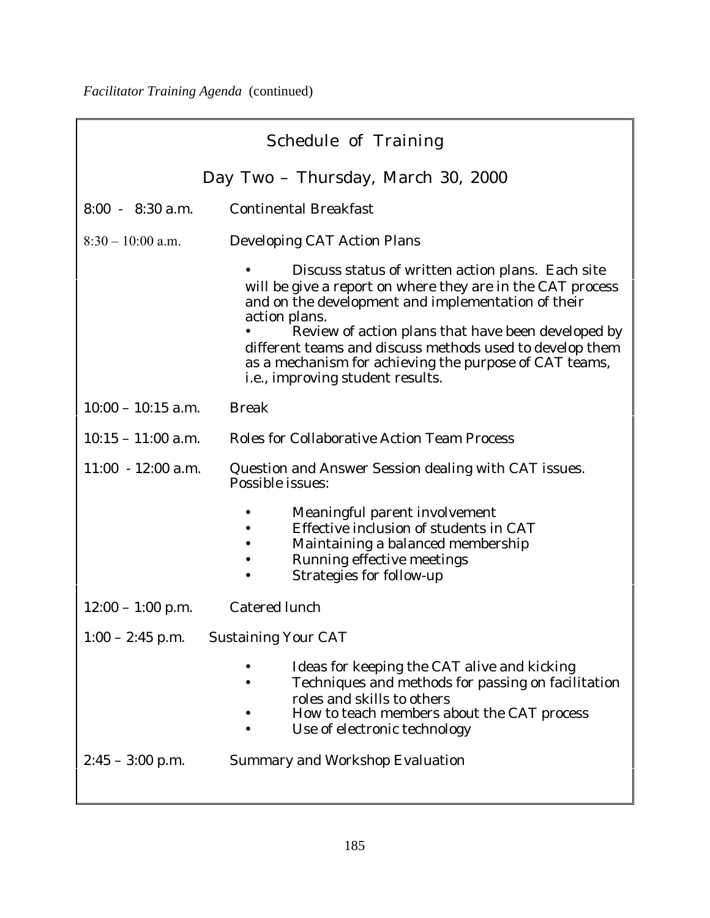*Facilitator Training Agenda* (continued)

## Schedule of Training

### Day Two – Thursday, March 30, 2000

| | |
|---|---|
| 8:00 - 8:30 a.m. | Continental Breakfast |
| 8:30 – 10:00 a.m. | Developing CAT Action Plans<br>• Discuss status of written action plans. Each site will be give a report on where they are in the CAT process and on the development and implementation of their action plans.<br>• Review of action plans that have been developed by different teams and discuss methods used to develop them as a mechanism for achieving the purpose of CAT teams, i.e., improving student results. |
| 10:00 – 10:15 a.m. | Break |
| 10:15 – 11:00 a.m. | Roles for Collaborative Action Team Process |
| 11:00 - 12:00 a.m. | Question and Answer Session dealing with CAT issues. Possible issues:<br>• Meaningful parent involvement<br>• Effective inclusion of students in CAT<br>• Maintaining a balanced membership<br>• Running effective meetings<br>• Strategies for follow-up |
| 12:00 – 1:00 p.m. | Catered lunch |
| 1:00 – 2:45 p.m. | Sustaining Your CAT<br>• Ideas for keeping the CAT alive and kicking<br>• Techniques and methods for passing on facilitation roles and skills to others<br>• How to teach members about the CAT process<br>• Use of electronic technology |
| 2:45 – 3:00 p.m. | Summary and Workshop Evaluation |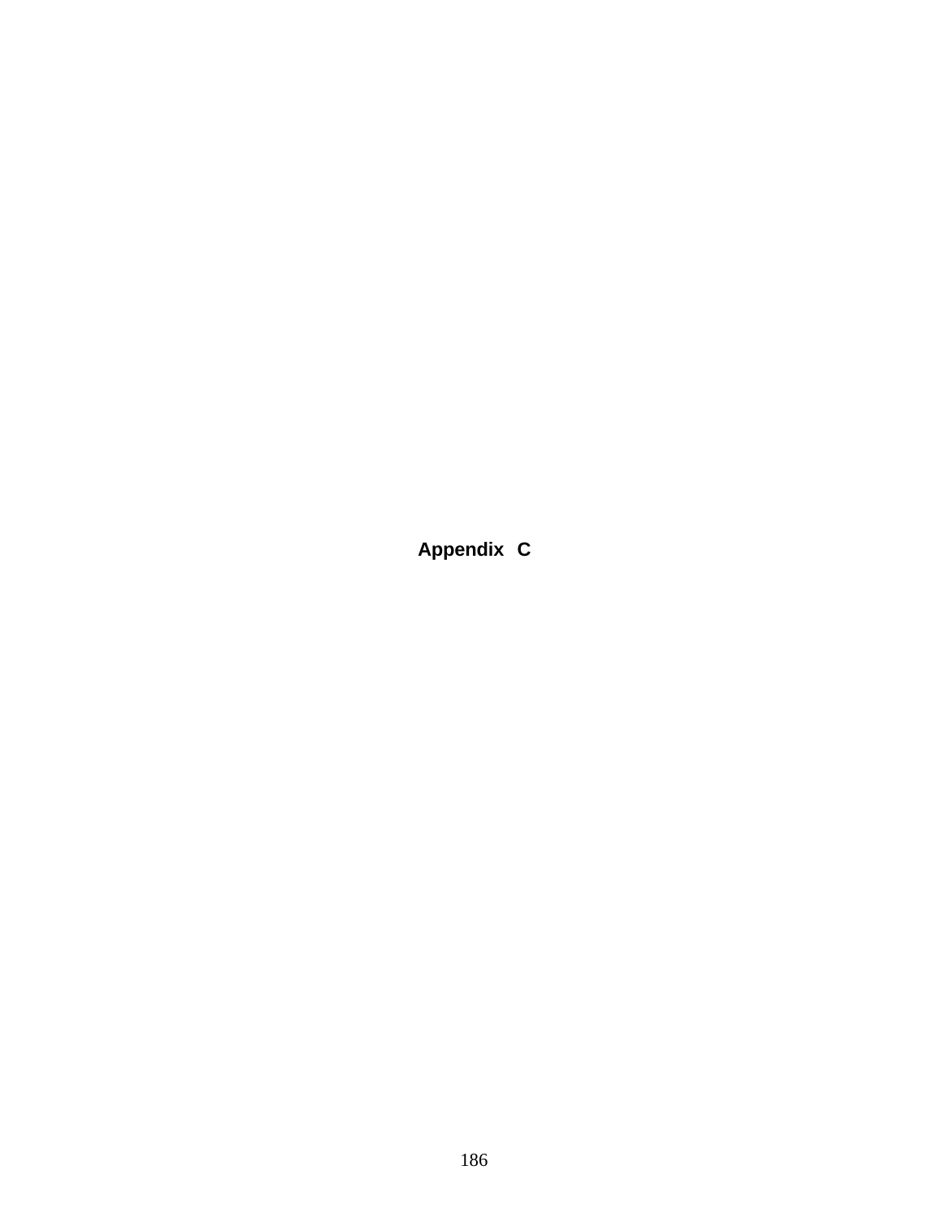# Appendix C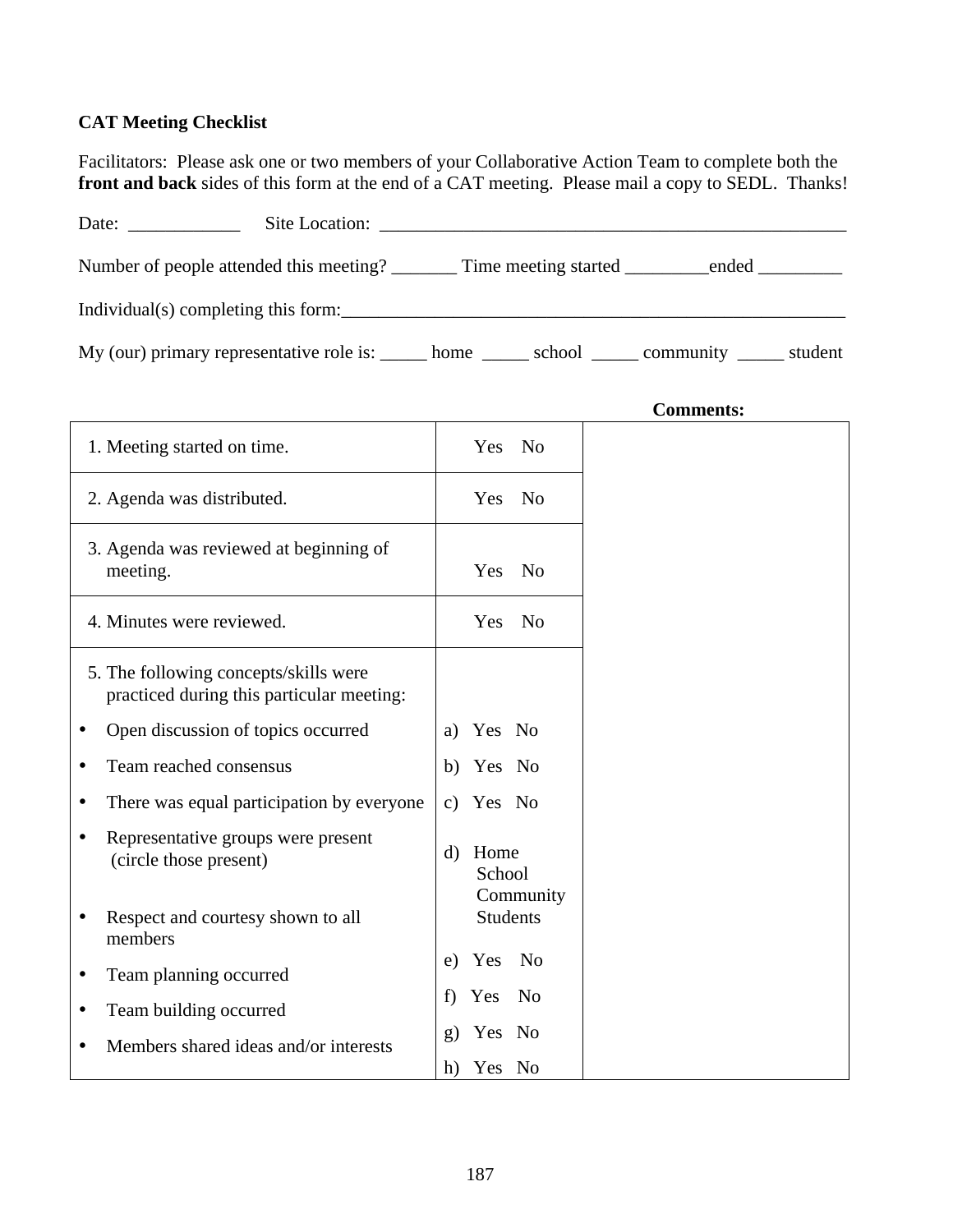**CAT Meeting Checklist**

Facilitators: Please ask one or two members of your Collaborative Action Team to complete both the **front and back** sides of this form at the end of a CAT meeting. Please mail a copy to SEDL. Thanks!

Date: ____________ Site Location: ____________________________________________________

Number of people attended this meeting? _______ Time meeting started _________ended _________

Individual(s) completing this form:________________________________________________________

My (our) primary representative role is: _____ home _____ school _____ community _____ student

| | | **Comments:** |
|---|---|---|
| 1. Meeting started on time. | Yes No | |
| 2. Agenda was distributed. | Yes No | |
| 3. Agenda was reviewed at beginning of meeting. | Yes No | |
| 4. Minutes were reviewed. | Yes No | |
| 5. The following concepts/skills were practiced during this particular meeting: | | |
| • Open discussion of topics occurred | a) Yes No | |
| • Team reached consensus | b) Yes No | |
| • There was equal participation by everyone | c) Yes No | |
| • Representative groups were present (circle those present) | d) Home School Community Students | |
| • Respect and courtesy shown to all members | e) Yes No | |
| • Team planning occurred | f) Yes No | |
| • Team building occurred | g) Yes No | |
| • Members shared ideas and/or interests | h) Yes No | |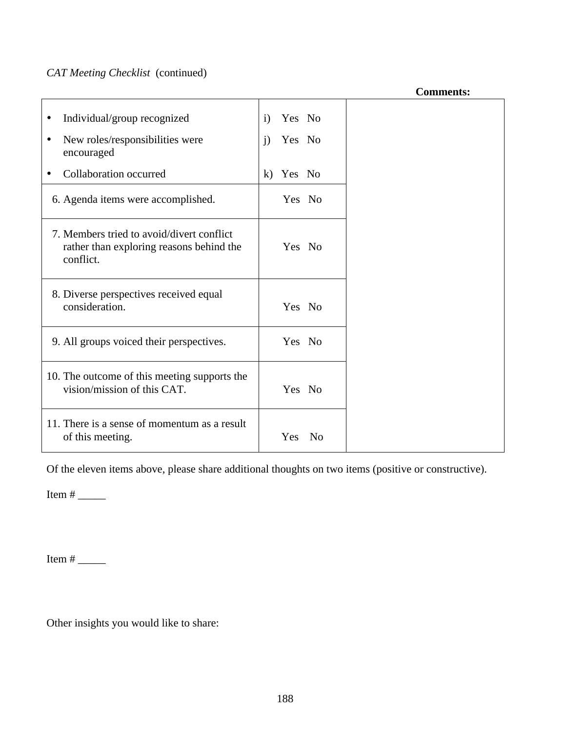*CAT Meeting Checklist* (continued)

| | | **Comments:** |
|---|---|---|
| • Individual/group recognized<br>• New roles/responsibilities were encouraged<br>• Collaboration occurred | i) Yes No<br>j) Yes No<br>k) Yes No | |
| 6. Agenda items were accomplished. | Yes No | |
| 7. Members tried to avoid/divert conflict rather than exploring reasons behind the conflict. | Yes No | |
| 8. Diverse perspectives received equal consideration. | Yes No | |
| 9. All groups voiced their perspectives. | Yes No | |
| 10. The outcome of this meeting supports the vision/mission of this CAT. | Yes No | |
| 11. There is a sense of momentum as a result of this meeting. | Yes No | |

Of the eleven items above, please share additional thoughts on two items (positive or constructive).

Item # _____

Item # _____

Other insights you would like to share: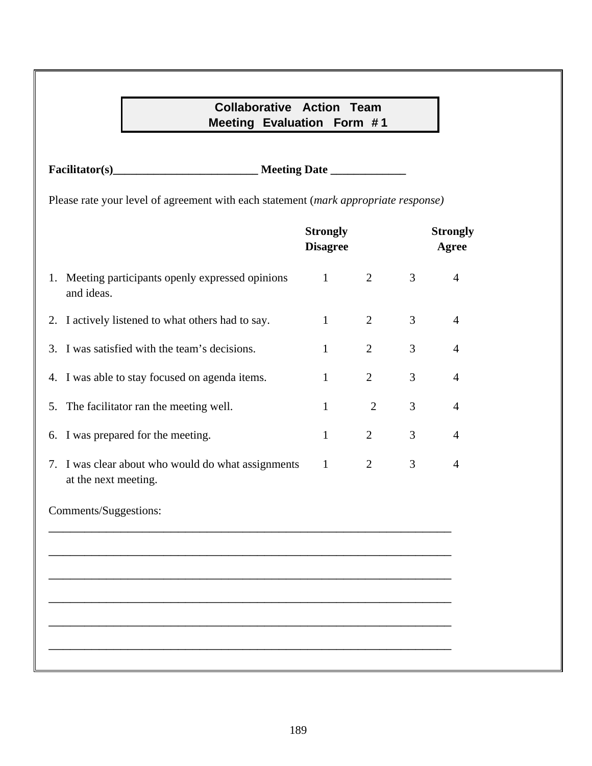## Collaborative Action Team Meeting Evaluation Form # 1

**Facilitator(s)\_\_\_\_\_\_\_\_\_\_\_\_\_\_\_\_\_\_\_\_\_\_\_\_\_\_ Meeting Date \_\_\_\_\_\_\_\_\_\_\_\_\_**

Please rate your level of agreement with each statement (*mark appropriate response)*

| | Strongly Disagree | | | Strongly Agree |
|---|---|---|---|---|
| 1. Meeting participants openly expressed opinions and ideas. | 1 | 2 | 3 | 4 |
| 2. I actively listened to what others had to say. | 1 | 2 | 3 | 4 |
| 3. I was satisfied with the team's decisions. | 1 | 2 | 3 | 4 |
| 4. I was able to stay focused on agenda items. | 1 | 2 | 3 | 4 |
| 5. The facilitator ran the meeting well. | 1 | 2 | 3 | 4 |
| 6. I was prepared for the meeting. | 1 | 2 | 3 | 4 |
| 7. I was clear about who would do what assignments at the next meeting. | 1 | 2 | 3 | 4 |

Comments/Suggestions:

\_\_\_\_\_\_\_\_\_\_\_\_\_\_\_\_\_\_\_\_\_\_\_\_\_\_\_\_\_\_\_\_\_\_\_\_\_\_\_\_\_\_\_\_\_\_\_\_\_\_\_\_\_\_\_\_\_\_\_\_\_\_\_\_\_\_

\_\_\_\_\_\_\_\_\_\_\_\_\_\_\_\_\_\_\_\_\_\_\_\_\_\_\_\_\_\_\_\_\_\_\_\_\_\_\_\_\_\_\_\_\_\_\_\_\_\_\_\_\_\_\_\_\_\_\_\_\_\_\_\_\_\_

\_\_\_\_\_\_\_\_\_\_\_\_\_\_\_\_\_\_\_\_\_\_\_\_\_\_\_\_\_\_\_\_\_\_\_\_\_\_\_\_\_\_\_\_\_\_\_\_\_\_\_\_\_\_\_\_\_\_\_\_\_\_\_\_\_\_

\_\_\_\_\_\_\_\_\_\_\_\_\_\_\_\_\_\_\_\_\_\_\_\_\_\_\_\_\_\_\_\_\_\_\_\_\_\_\_\_\_\_\_\_\_\_\_\_\_\_\_\_\_\_\_\_\_\_\_\_\_\_\_\_\_\_

\_\_\_\_\_\_\_\_\_\_\_\_\_\_\_\_\_\_\_\_\_\_\_\_\_\_\_\_\_\_\_\_\_\_\_\_\_\_\_\_\_\_\_\_\_\_\_\_\_\_\_\_\_\_\_\_\_\_\_\_\_\_\_\_\_\_

\_\_\_\_\_\_\_\_\_\_\_\_\_\_\_\_\_\_\_\_\_\_\_\_\_\_\_\_\_\_\_\_\_\_\_\_\_\_\_\_\_\_\_\_\_\_\_\_\_\_\_\_\_\_\_\_\_\_\_\_\_\_\_\_\_\_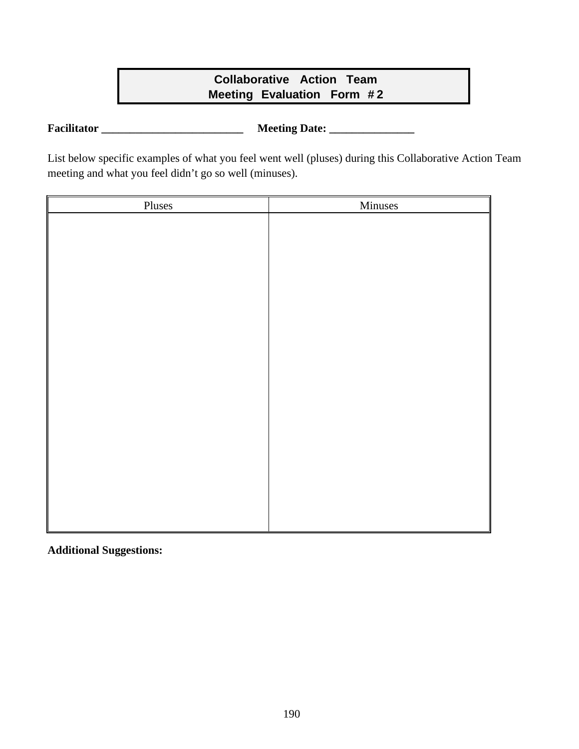# Collaborative Action Team Meeting Evaluation Form # 2

**Facilitator ___________________________** **Meeting Date: ________________**

List below specific examples of what you feel went well (pluses) during this Collaborative Action Team meeting and what you feel didn't go so well (minuses).

| Pluses | Minuses |
| --- | --- |
| | |

**Additional Suggestions:**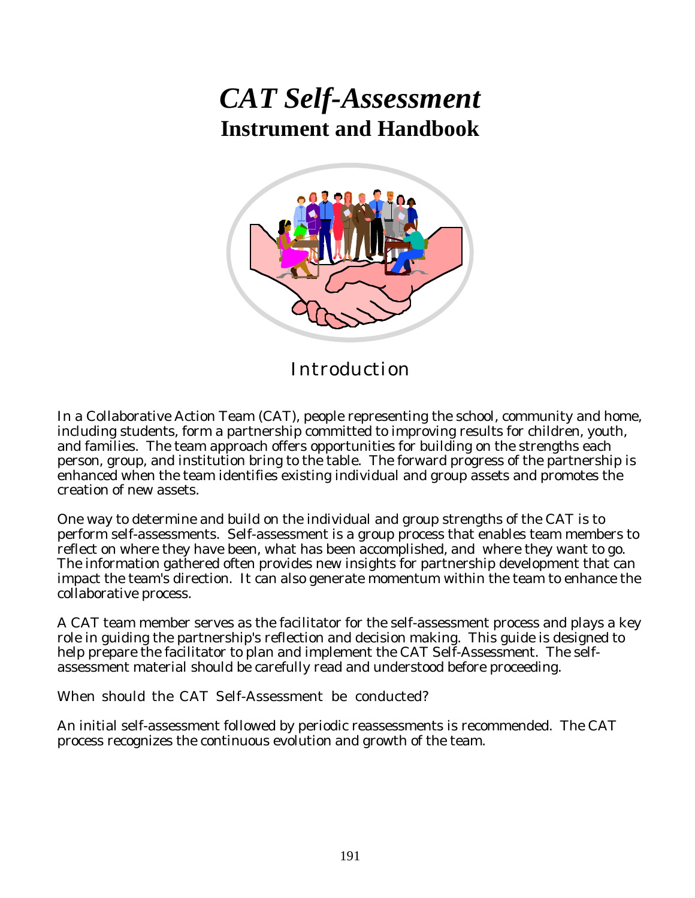# *CAT Self-Assessment*

## Instrument and Handbook

## Introduction

In a Collaborative Action Team (CAT), people representing the school, community and home, including students, form a partnership committed to improving results for children, youth, and families. The team approach offers opportunities for building on the strengths each person, group, and institution bring to the table. The forward progress of the partnership is enhanced when the team identifies existing individual and group assets and promotes the creation of new assets.

One way to determine and build on the individual and group strengths of the CAT is to perform self-assessments. Self-assessment is a group process that enables team members to reflect on where they have been, what has been accomplished, and where they want to go. The information gathered often provides new insights for partnership development that can impact the team's direction. It can also generate momentum within the team to enhance the collaborative process.

A CAT team member serves as the facilitator for the self-assessment process and plays a key role in guiding the partnership's reflection and decision making. This guide is designed to help prepare the facilitator to plan and implement the CAT Self-Assessment. The self-assessment material should be carefully read and understood before proceeding.

### When should the CAT Self-Assessment be conducted?

An initial self-assessment followed by periodic reassessments is recommended. The CAT process recognizes the continuous evolution and growth of the team.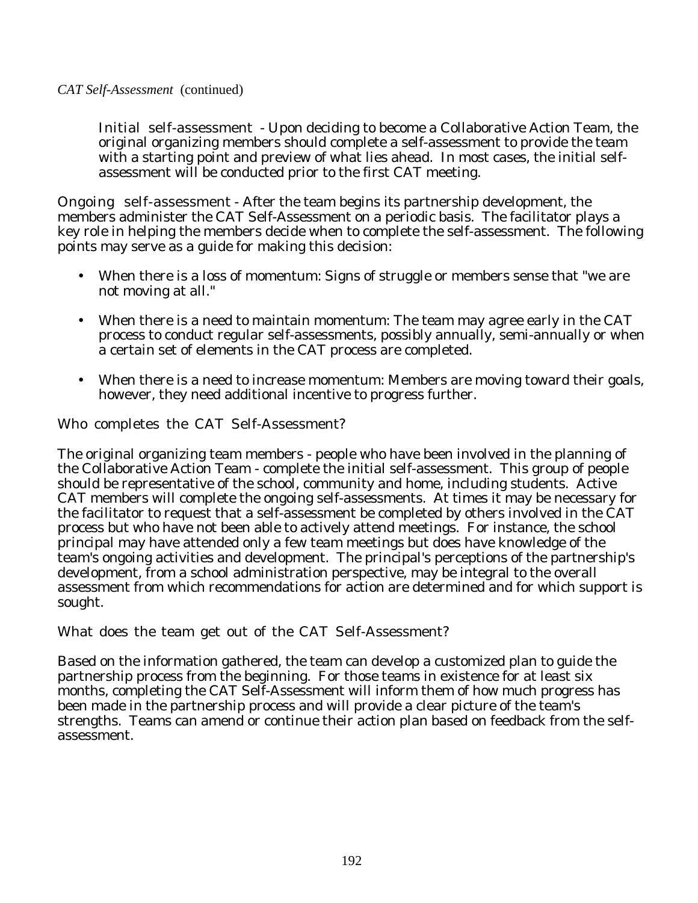*CAT Self-Assessment* (continued)

Initial self-assessment - Upon deciding to become a Collaborative Action Team, the original organizing members should complete a self-assessment to provide the team with a starting point and preview of what lies ahead. In most cases, the initial self-assessment will be conducted prior to the first CAT meeting.

Ongoing self-assessment - After the team begins its partnership development, the members administer the CAT Self-Assessment on a periodic basis. The facilitator plays a key role in helping the members decide when to complete the self-assessment. The following points may serve as a guide for making this decision:

- When there is a loss of momentum: Signs of struggle or members sense that "we are not moving at all."
- When there is a need to maintain momentum: The team may agree early in the CAT process to conduct regular self-assessments, possibly annually, semi-annually or when a certain set of elements in the CAT process are completed.
- When there is a need to increase momentum: Members are moving toward their goals, however, they need additional incentive to progress further.

Who completes the CAT Self-Assessment?

The original organizing team members - people who have been involved in the planning of the Collaborative Action Team - complete the initial self-assessment. This group of people should be representative of the school, community and home, including students. Active CAT members will complete the ongoing self-assessments. At times it may be necessary for the facilitator to request that a self-assessment be completed by others involved in the CAT process but who have not been able to actively attend meetings. For instance, the school principal may have attended only a few team meetings but does have knowledge of the team's ongoing activities and development. The principal's perceptions of the partnership's development, from a school administration perspective, may be integral to the overall assessment from which recommendations for action are determined and for which support is sought.

What does the team get out of the CAT Self-Assessment?

Based on the information gathered, the team can develop a customized plan to guide the partnership process from the beginning. For those teams in existence for at least six months, completing the CAT Self-Assessment will inform them of how much progress has been made in the partnership process and will provide a clear picture of the team's strengths. Teams can amend or continue their action plan based on feedback from the self-assessment.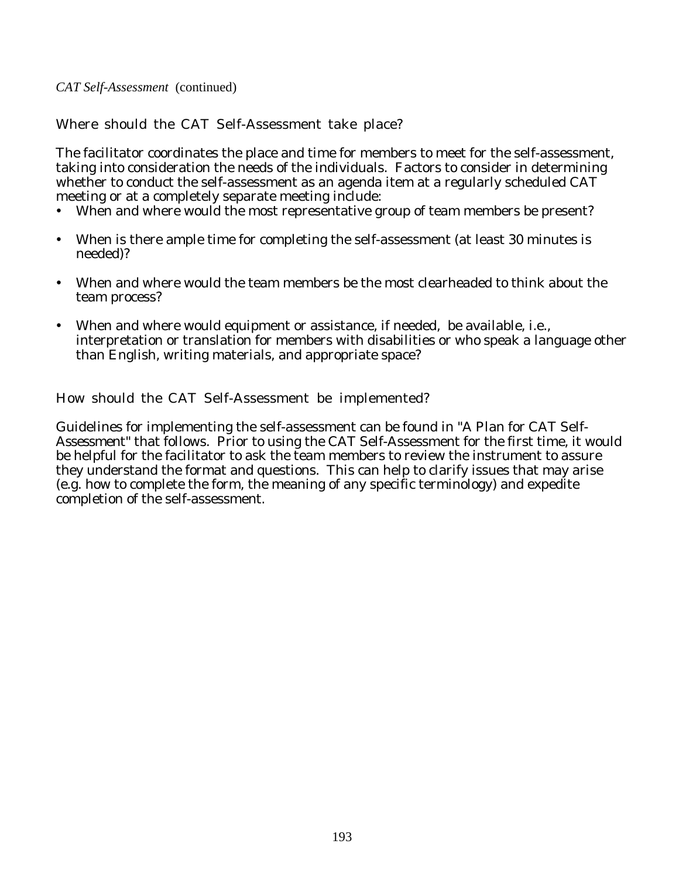*CAT Self-Assessment* (continued)

## Where should the CAT Self-Assessment take place?

The facilitator coordinates the place and time for members to meet for the self-assessment, taking into consideration the needs of the individuals. Factors to consider in determining whether to conduct the self-assessment as an agenda item at a regularly scheduled CAT meeting or at a completely separate meeting include:

- When and where would the most representative group of team members be present?
- When is there ample time for completing the self-assessment (at least 30 minutes is needed)?
- When and where would the team members be the most clearheaded to think about the team process?
- When and where would equipment or assistance, if needed, be available, i.e., interpretation or translation for members with disabilities or who speak a language other than English, writing materials, and appropriate space?

## How should the CAT Self-Assessment be implemented?

Guidelines for implementing the self-assessment can be found in "A Plan for CAT Self-Assessment" that follows. Prior to using the CAT Self-Assessment for the first time, it would be helpful for the facilitator to ask the team members to review the instrument to assure they understand the format and questions. This can help to clarify issues that may arise (e.g. how to complete the form, the meaning of any specific terminology) and expedite completion of the self-assessment.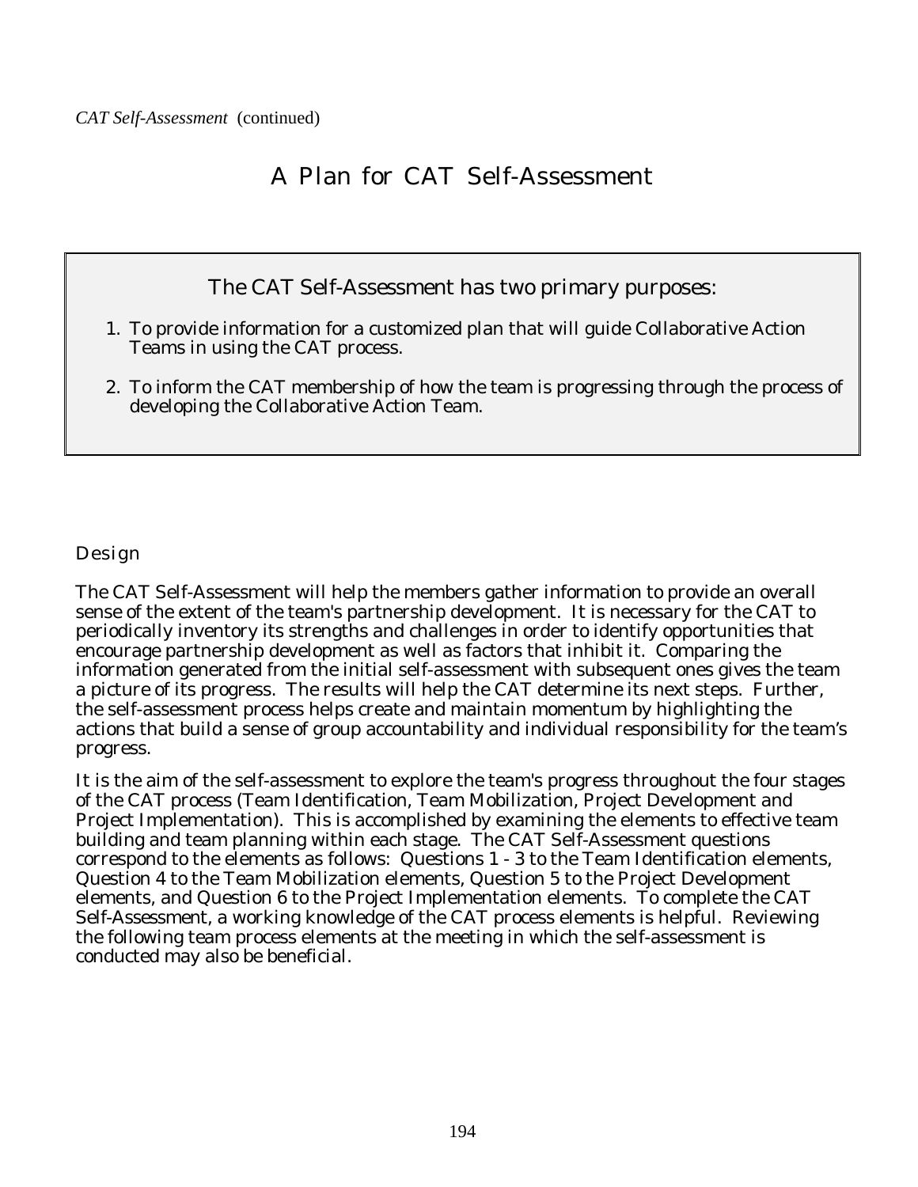*CAT Self-Assessment* (continued)

# A Plan for CAT Self-Assessment

## The CAT Self-Assessment has two primary purposes:

1. To provide information for a customized plan that will guide Collaborative Action Teams in using the CAT process.
2. To inform the CAT membership of how the team is progressing through the process of developing the Collaborative Action Team.

### Design

The CAT Self-Assessment will help the members gather information to provide an overall sense of the extent of the team's partnership development. It is necessary for the CAT to periodically inventory its strengths and challenges in order to identify opportunities that encourage partnership development as well as factors that inhibit it. Comparing the information generated from the initial self-assessment with subsequent ones gives the team a picture of its progress. The results will help the CAT determine its next steps. Further, the self-assessment process helps create and maintain momentum by highlighting the actions that build a sense of group accountability and individual responsibility for the team's progress.

It is the aim of the self-assessment to explore the team's progress throughout the four stages of the CAT process (Team Identification, Team Mobilization, Project Development and Project Implementation). This is accomplished by examining the elements to effective team building and team planning within each stage. The CAT Self-Assessment questions correspond to the elements as follows: Questions 1 - 3 to the Team Identification elements, Question 4 to the Team Mobilization elements, Question 5 to the Project Development elements, and Question 6 to the Project Implementation elements. To complete the CAT Self-Assessment, a working knowledge of the CAT process elements is helpful. Reviewing the following team process elements at the meeting in which the self-assessment is conducted may also be beneficial.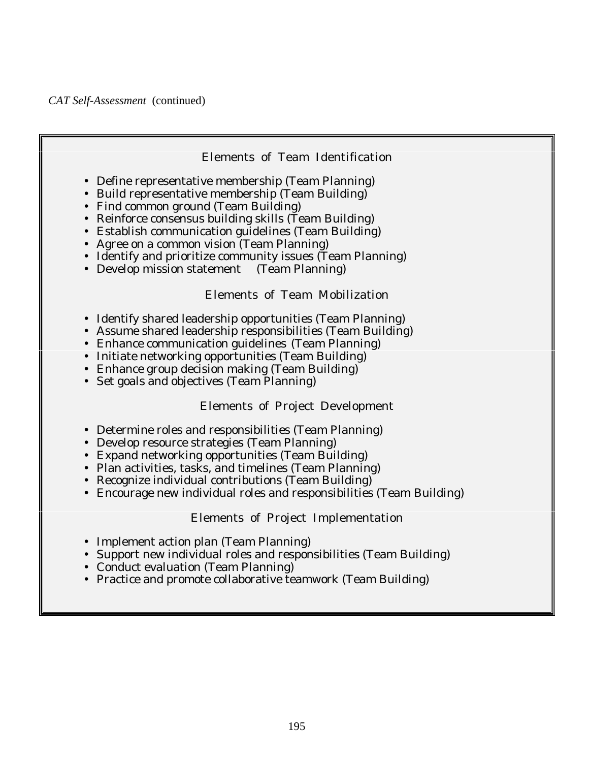*CAT Self-Assessment* (continued)

### Elements of Team Identification

- Define representative membership (Team Planning)
- Build representative membership (Team Building)
- Find common ground (Team Building)
- Reinforce consensus building skills (Team Building)
- Establish communication guidelines (Team Building)
- Agree on a common vision (Team Planning)
- Identify and prioritize community issues (Team Planning)
- Develop mission statement (Team Planning)

### Elements of Team Mobilization

- Identify shared leadership opportunities (Team Planning)
- Assume shared leadership responsibilities (Team Building)
- Enhance communication guidelines (Team Planning)
- Initiate networking opportunities (Team Building)
- Enhance group decision making (Team Building)
- Set goals and objectives (Team Planning)

### Elements of Project Development

- Determine roles and responsibilities (Team Planning)
- Develop resource strategies (Team Planning)
- Expand networking opportunities (Team Building)
- Plan activities, tasks, and timelines (Team Planning)
- Recognize individual contributions (Team Building)
- Encourage new individual roles and responsibilities (Team Building)

### Elements of Project Implementation

- Implement action plan (Team Planning)
- Support new individual roles and responsibilities (Team Building)
- Conduct evaluation (Team Planning)
- Practice and promote collaborative teamwork (Team Building)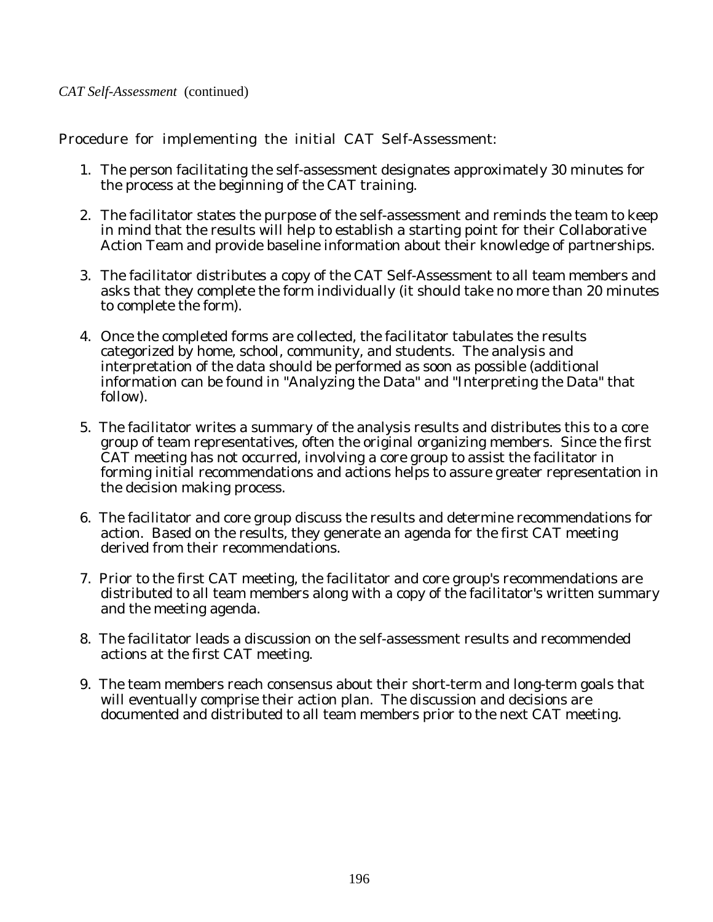*CAT Self-Assessment* (continued)

Procedure for implementing the initial CAT Self-Assessment:

1. The person facilitating the self-assessment designates approximately 30 minutes for the process at the beginning of the CAT training.

2. The facilitator states the purpose of the self-assessment and reminds the team to keep in mind that the results will help to establish a starting point for their Collaborative Action Team and provide baseline information about their knowledge of partnerships.

3. The facilitator distributes a copy of the CAT Self-Assessment to all team members and asks that they complete the form individually (it should take no more than 20 minutes to complete the form).

4. Once the completed forms are collected, the facilitator tabulates the results categorized by home, school, community, and students. The analysis and interpretation of the data should be performed as soon as possible (additional information can be found in "Analyzing the Data" and "Interpreting the Data" that follow).

5. The facilitator writes a summary of the analysis results and distributes this to a core group of team representatives, often the original organizing members. Since the first CAT meeting has not occurred, involving a core group to assist the facilitator in forming initial recommendations and actions helps to assure greater representation in the decision making process.

6. The facilitator and core group discuss the results and determine recommendations for action. Based on the results, they generate an agenda for the first CAT meeting derived from their recommendations.

7. Prior to the first CAT meeting, the facilitator and core group's recommendations are distributed to all team members along with a copy of the facilitator's written summary and the meeting agenda.

8. The facilitator leads a discussion on the self-assessment results and recommended actions at the first CAT meeting.

9. The team members reach consensus about their short-term and long-term goals that will eventually comprise their action plan. The discussion and decisions are documented and distributed to all team members prior to the next CAT meeting.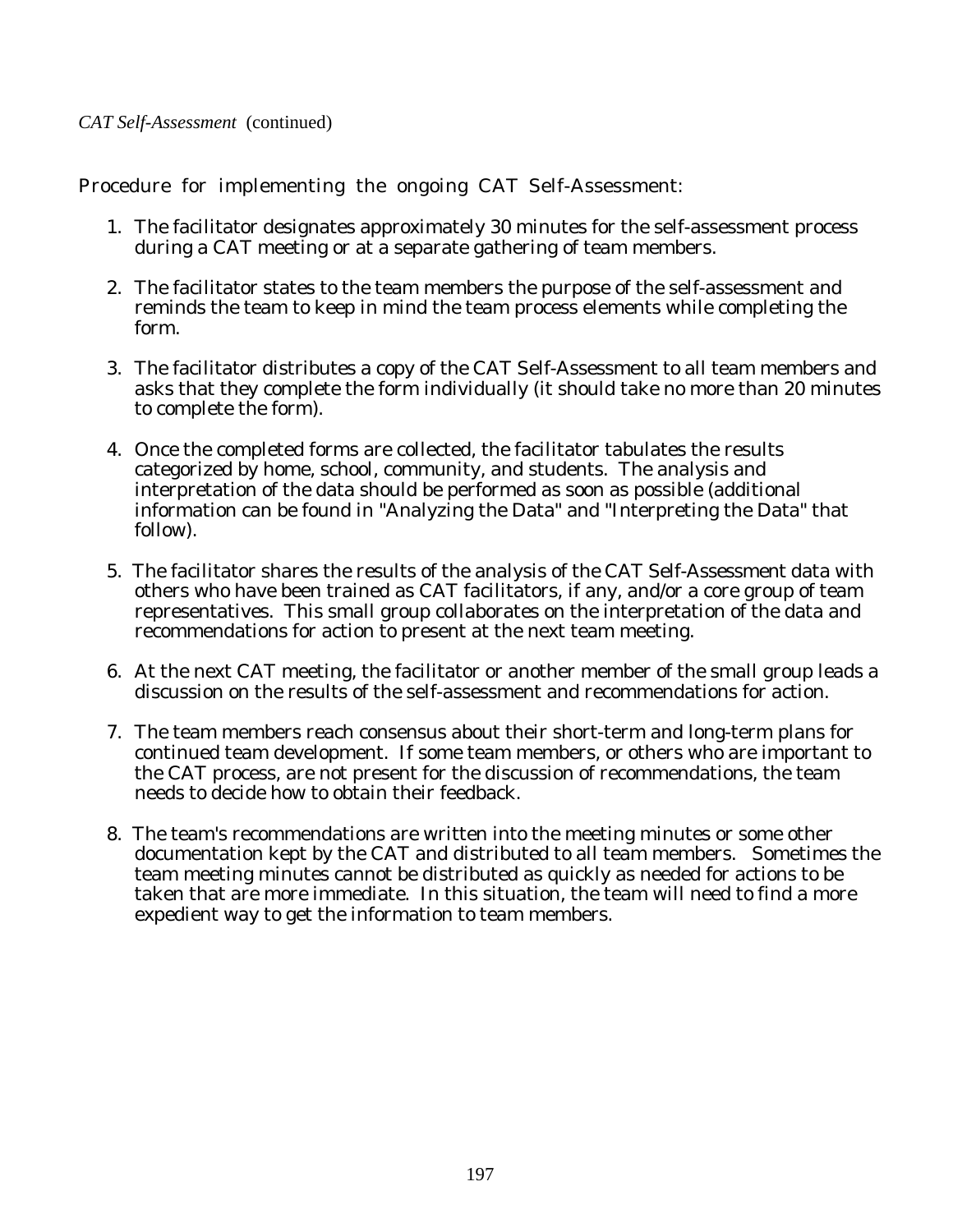*CAT Self-Assessment* (continued)

Procedure for implementing the ongoing CAT Self-Assessment:

1. The facilitator designates approximately 30 minutes for the self-assessment process during a CAT meeting or at a separate gathering of team members.

2. The facilitator states to the team members the purpose of the self-assessment and reminds the team to keep in mind the team process elements while completing the form.

3. The facilitator distributes a copy of the CAT Self-Assessment to all team members and asks that they complete the form individually (it should take no more than 20 minutes to complete the form).

4. Once the completed forms are collected, the facilitator tabulates the results categorized by home, school, community, and students. The analysis and interpretation of the data should be performed as soon as possible (additional information can be found in "Analyzing the Data" and "Interpreting the Data" that follow).

5. The facilitator shares the results of the analysis of the CAT Self-Assessment data with others who have been trained as CAT facilitators, if any, and/or a core group of team representatives. This small group collaborates on the interpretation of the data and recommendations for action to present at the next team meeting.

6. At the next CAT meeting, the facilitator or another member of the small group leads a discussion on the results of the self-assessment and recommendations for action.

7. The team members reach consensus about their short-term and long-term plans for continued team development. If some team members, or others who are important to the CAT process, are not present for the discussion of recommendations, the team needs to decide how to obtain their feedback.

8. The team's recommendations are written into the meeting minutes or some other documentation kept by the CAT and distributed to all team members. Sometimes the team meeting minutes cannot be distributed as quickly as needed for actions to be taken that are more immediate. In this situation, the team will need to find a more expedient way to get the information to team members.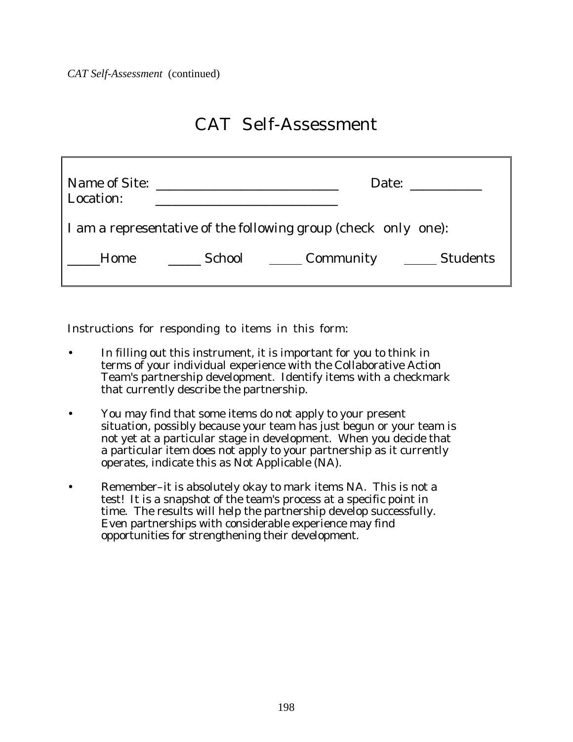*CAT Self-Assessment* (continued)

# CAT Self-Assessment

Name of Site: ___________________________ Date: __________
Location: ___________________________

I am a representative of the following group (check only one):

_____Home _____ School _____ Community _____ Students

Instructions for responding to items in this form:

- In filling out this instrument, it is important for you to think in terms of your individual experience with the Collaborative Action Team's partnership development. Identify items with a checkmark that currently describe the partnership.
- You may find that some items do not apply to your present situation, possibly because your team has just begun or your team is not yet at a particular stage in development. When you decide that a particular item does not apply to your partnership as it currently operates, indicate this as Not Applicable (NA).
- Remember–it is absolutely okay to mark items NA. This is not a test! It is a snapshot of the team's process at a specific point in time. The results will help the partnership develop successfully. Even partnerships with considerable experience may find opportunities for strengthening their development.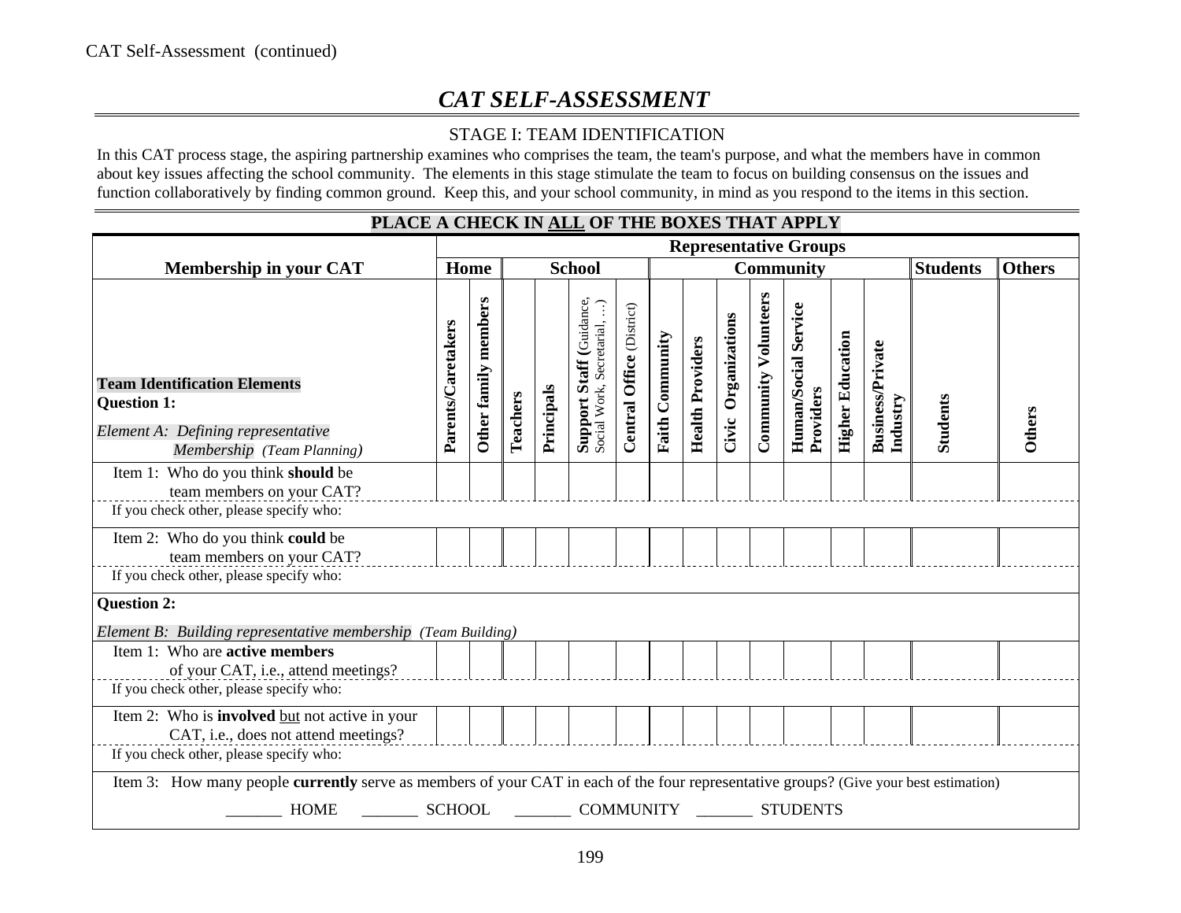CAT Self-Assessment (continued)

# *CAT SELF-ASSESSMENT*

## STAGE I: TEAM IDENTIFICATION

In this CAT process stage, the aspiring partnership examines who comprises the team, the team's purpose, and what the members have in common about key issues affecting the school community. The elements in this stage stimulate the team to focus on building consensus on the issues and function collaboratively by finding common ground. Keep this, and your school community, in mind as you respond to the items in this section.

**PLACE A CHECK IN ALL OF THE BOXES THAT APPLY**

| Membership in your CAT | Representative Groups | | | | | | | | | | | | | | |
|---|---|---|---|---|---|---|---|---|---|---|---|---|---|---|---|
| | Home | | School | | | | Community | | | | | | | Students | Others |
| **Team Identification Elements**<br>**Question 1:**<br>*Element A: Defining representative Membership (Team Planning)* | **Parents/Caretakers** | **Other family members** | **Teachers** | **Principals** | **Support Staff** (Guidance, Social Work, Secretarial, …) | **Central Office** (District) | **Faith Community** | **Health Providers** | **Civic Organizations** | **Community Volunteers** | **Human/Social Service Providers** | **Higher Education** | **Business/Private Industry** | **Students** | **Others** |
| Item 1: Who do you think **should** be team members on your CAT? | | | | | | | | | | | | | | | |
| If you check other, please specify who: | | | | | | | | | | | | | | | |
| Item 2: Who do you think **could** be team members on your CAT? | | | | | | | | | | | | | | | |
| If you check other, please specify who: | | | | | | | | | | | | | | | |
| **Question 2:**<br>*Element B: Building representative membership (Team Building)* | | | | | | | | | | | | | | | |
| Item 1: Who are **active members** of your CAT, i.e., attend meetings? | | | | | | | | | | | | | | | |
| If you check other, please specify who: | | | | | | | | | | | | | | | |
| Item 2: Who is **involved** but not active in your CAT, i.e., does not attend meetings? | | | | | | | | | | | | | | | |
| If you check other, please specify who: | | | | | | | | | | | | | | | |

Item 3: How many people **currently** serve as members of your CAT in each of the four representative groups? (Give your best estimation)

_______ HOME _______ SCHOOL _______ COMMUNITY _______ STUDENTS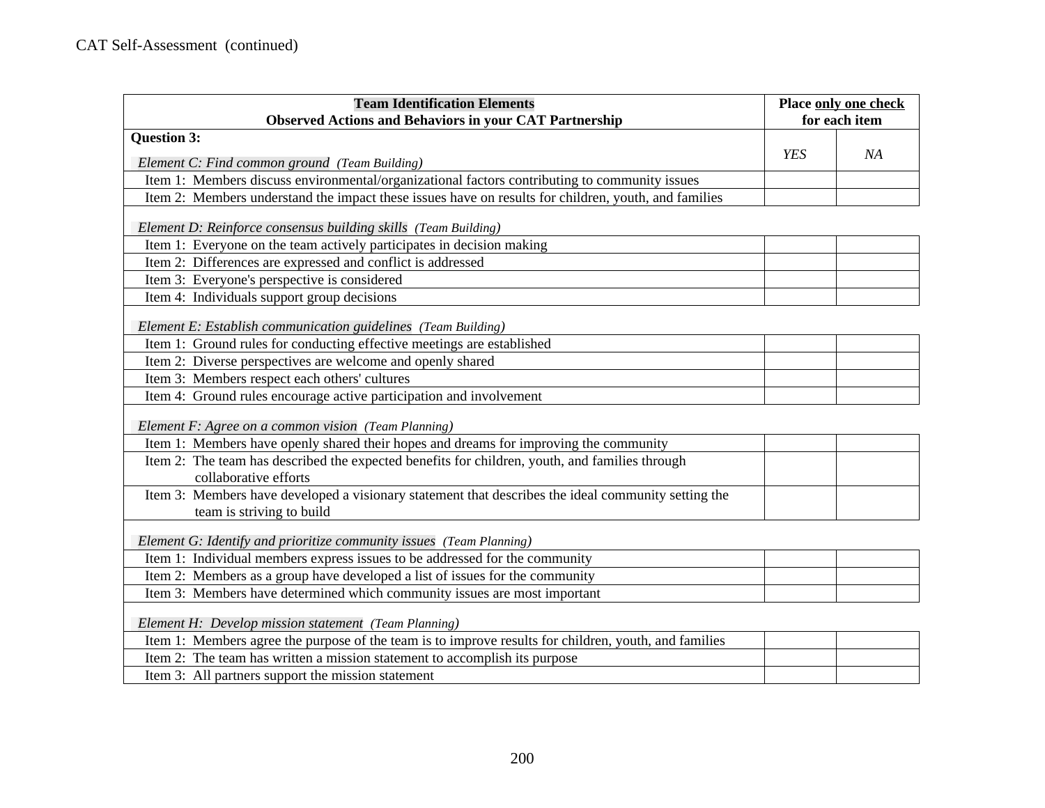CAT Self-Assessment (continued)

| **Team Identification Elements**<br>**Observed Actions and Behaviors in your CAT Partnership** | **Place only one check for each item** | |
|---|---|---|
| **Question 3:** | | |
| *Element C: Find common ground (Team Building)* | *YES* | *NA* |
| Item 1: Members discuss environmental/organizational factors contributing to community issues | | |
| Item 2: Members understand the impact these issues have on results for children, youth, and families | | |
| *Element D: Reinforce consensus building skills (Team Building)* | | |
| Item 1: Everyone on the team actively participates in decision making | | |
| Item 2: Differences are expressed and conflict is addressed | | |
| Item 3: Everyone's perspective is considered | | |
| Item 4: Individuals support group decisions | | |
| *Element E: Establish communication guidelines (Team Building)* | | |
| Item 1: Ground rules for conducting effective meetings are established | | |
| Item 2: Diverse perspectives are welcome and openly shared | | |
| Item 3: Members respect each others' cultures | | |
| Item 4: Ground rules encourage active participation and involvement | | |
| *Element F: Agree on a common vision (Team Planning)* | | |
| Item 1: Members have openly shared their hopes and dreams for improving the community | | |
| Item 2: The team has described the expected benefits for children, youth, and families through collaborative efforts | | |
| Item 3: Members have developed a visionary statement that describes the ideal community setting the team is striving to build | | |
| *Element G: Identify and prioritize community issues (Team Planning)* | | |
| Item 1: Individual members express issues to be addressed for the community | | |
| Item 2: Members as a group have developed a list of issues for the community | | |
| Item 3: Members have determined which community issues are most important | | |
| *Element H: Develop mission statement (Team Planning)* | | |
| Item 1: Members agree the purpose of the team is to improve results for children, youth, and families | | |
| Item 2: The team has written a mission statement to accomplish its purpose | | |
| Item 3: All partners support the mission statement | | |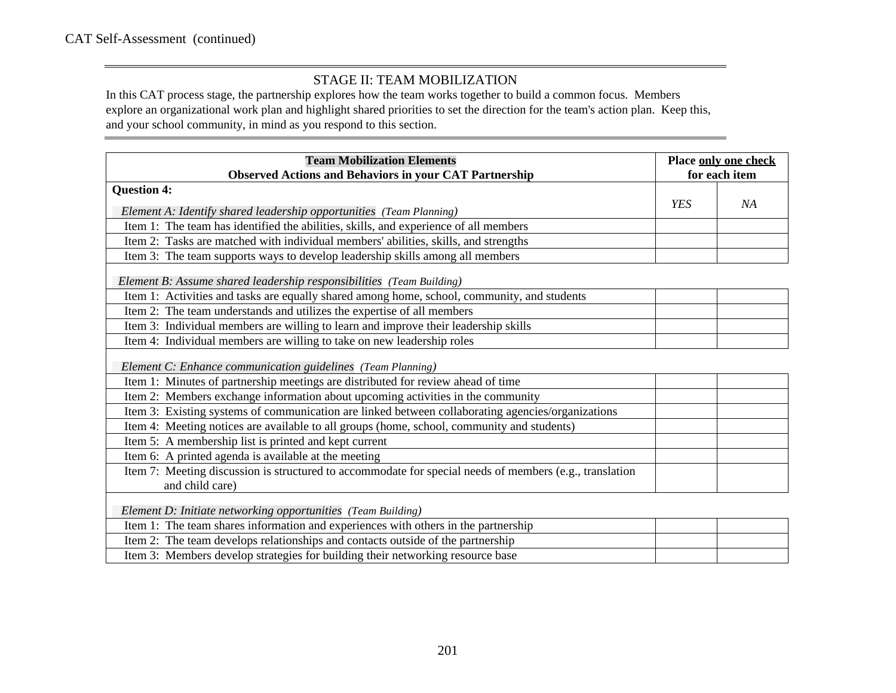CAT Self-Assessment (continued)

## STAGE II: TEAM MOBILIZATION

In this CAT process stage, the partnership explores how the team works together to build a common focus. Members explore an organizational work plan and highlight shared priorities to set the direction for the team's action plan. Keep this, and your school community, in mind as you respond to this section.

| **Team Mobilization Elements**<br>**Observed Actions and Behaviors in your CAT Partnership** | **Place only one check for each item** | |
|---|---|---|
| **Question 4:** | | |
| *Element A: Identify shared leadership opportunities (Team Planning)* | *YES* | *NA* |
| Item 1: The team has identified the abilities, skills, and experience of all members | | |
| Item 2: Tasks are matched with individual members' abilities, skills, and strengths | | |
| Item 3: The team supports ways to develop leadership skills among all members | | |
| *Element B: Assume shared leadership responsibilities (Team Building)* | | |
| Item 1: Activities and tasks are equally shared among home, school, community, and students | | |
| Item 2: The team understands and utilizes the expertise of all members | | |
| Item 3: Individual members are willing to learn and improve their leadership skills | | |
| Item 4: Individual members are willing to take on new leadership roles | | |
| *Element C: Enhance communication guidelines (Team Planning)* | | |
| Item 1: Minutes of partnership meetings are distributed for review ahead of time | | |
| Item 2: Members exchange information about upcoming activities in the community | | |
| Item 3: Existing systems of communication are linked between collaborating agencies/organizations | | |
| Item 4: Meeting notices are available to all groups (home, school, community and students) | | |
| Item 5: A membership list is printed and kept current | | |
| Item 6: A printed agenda is available at the meeting | | |
| Item 7: Meeting discussion is structured to accommodate for special needs of members (e.g., translation and child care) | | |
| *Element D: Initiate networking opportunities (Team Building)* | | |
| Item 1: The team shares information and experiences with others in the partnership | | |
| Item 2: The team develops relationships and contacts outside of the partnership | | |
| Item 3: Members develop strategies for building their networking resource base | | |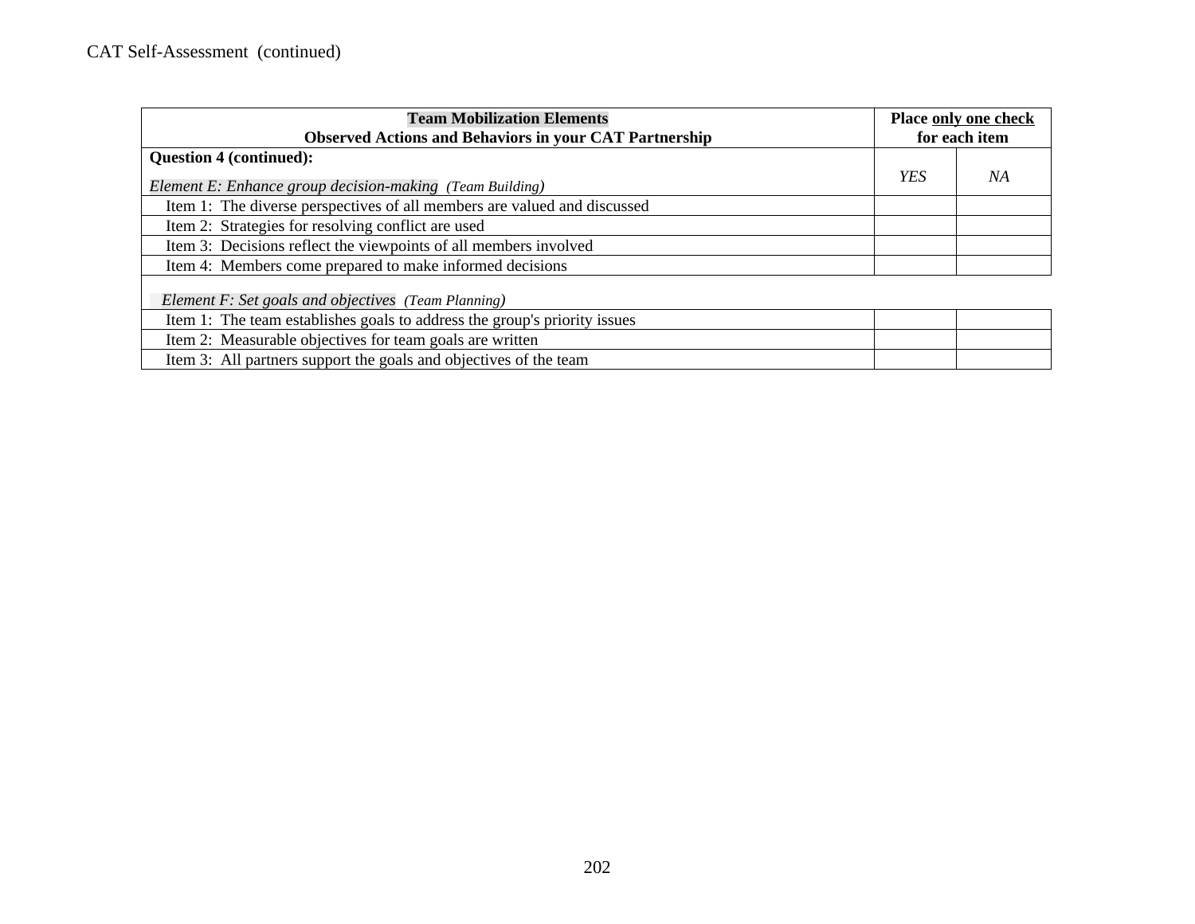CAT Self-Assessment (continued)

| **Team Mobilization Elements**<br>**Observed Actions and Behaviors in your CAT Partnership** | **Place only one check for each item** | |
|---|---|---|
| **Question 4 (continued):**<br>*Element E: Enhance group decision-making (Team Building)* | *YES* | *NA* |
| Item 1: The diverse perspectives of all members are valued and discussed | | |
| Item 2: Strategies for resolving conflict are used | | |
| Item 3: Decisions reflect the viewpoints of all members involved | | |
| Item 4: Members come prepared to make informed decisions | | |
| *Element F: Set goals and objectives (Team Planning)* | | |
| Item 1: The team establishes goals to address the group's priority issues | | |
| Item 2: Measurable objectives for team goals are written | | |
| Item 3: All partners support the goals and objectives of the team | | |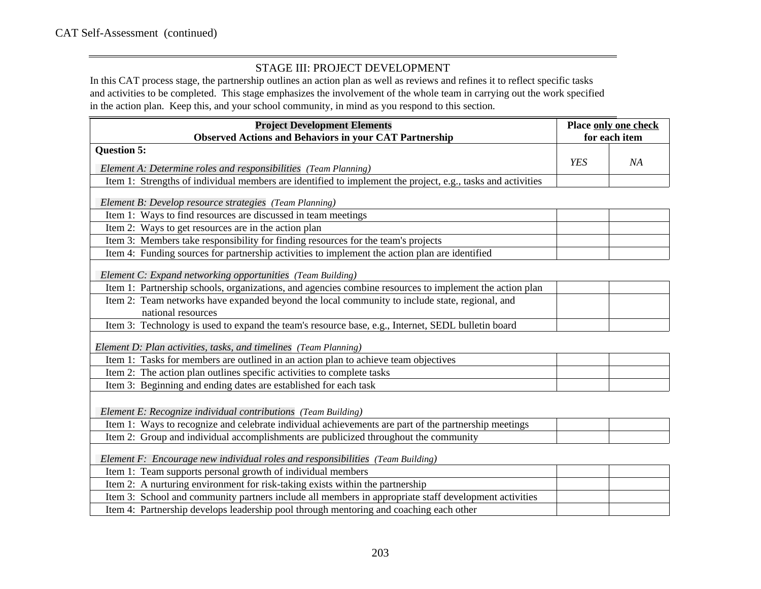CAT Self-Assessment (continued)

## STAGE III: PROJECT DEVELOPMENT

In this CAT process stage, the partnership outlines an action plan as well as reviews and refines it to reflect specific tasks and activities to be completed. This stage emphasizes the involvement of the whole team in carrying out the work specified in the action plan. Keep this, and your school community, in mind as you respond to this section.

| **Project Development Elements**<br>**Observed Actions and Behaviors in your CAT Partnership** | **Place only one check for each item** | |
|---|---|---|
| **Question 5:**<br>*Element A: Determine roles and responsibilities (Team Planning)* | *YES* | *NA* |
| Item 1: Strengths of individual members are identified to implement the project, e.g., tasks and activities | | |
| *Element B: Develop resource strategies (Team Planning)* | | |
| Item 1: Ways to find resources are discussed in team meetings | | |
| Item 2: Ways to get resources are in the action plan | | |
| Item 3: Members take responsibility for finding resources for the team's projects | | |
| Item 4: Funding sources for partnership activities to implement the action plan are identified | | |
| *Element C: Expand networking opportunities (Team Building)* | | |
| Item 1: Partnership schools, organizations, and agencies combine resources to implement the action plan | | |
| Item 2: Team networks have expanded beyond the local community to include state, regional, and national resources | | |
| Item 3: Technology is used to expand the team's resource base, e.g., Internet, SEDL bulletin board | | |
| *Element D: Plan activities, tasks, and timelines (Team Planning)* | | |
| Item 1: Tasks for members are outlined in an action plan to achieve team objectives | | |
| Item 2: The action plan outlines specific activities to complete tasks | | |
| Item 3: Beginning and ending dates are established for each task | | |
| *Element E: Recognize individual contributions (Team Building)* | | |
| Item 1: Ways to recognize and celebrate individual achievements are part of the partnership meetings | | |
| Item 2: Group and individual accomplishments are publicized throughout the community | | |
| *Element F: Encourage new individual roles and responsibilities (Team Building)* | | |
| Item 1: Team supports personal growth of individual members | | |
| Item 2: A nurturing environment for risk-taking exists within the partnership | | |
| Item 3: School and community partners include all members in appropriate staff development activities | | |
| Item 4: Partnership develops leadership pool through mentoring and coaching each other | | |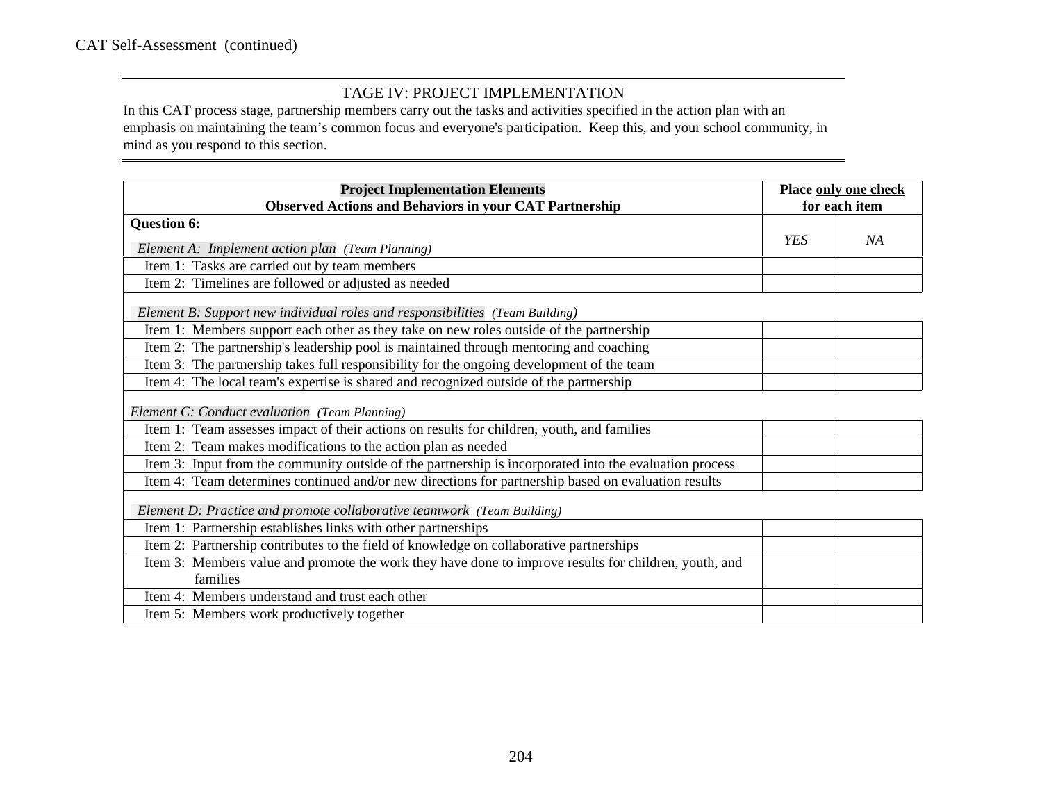CAT Self-Assessment (continued)

## TAGE IV: PROJECT IMPLEMENTATION

In this CAT process stage, partnership members carry out the tasks and activities specified in the action plan with an emphasis on maintaining the team's common focus and everyone's participation. Keep this, and your school community, in mind as you respond to this section.

| **Project Implementation Elements**<br>**Observed Actions and Behaviors in your CAT Partnership** | **Place only one check for each item** | |
|---|---|---|
| **Question 6:**<br>*Element A: Implement action plan (Team Planning)* | *YES* | *NA* |
| Item 1: Tasks are carried out by team members | | |
| Item 2: Timelines are followed or adjusted as needed | | |
| *Element B: Support new individual roles and responsibilities (Team Building)* | | |
| Item 1: Members support each other as they take on new roles outside of the partnership | | |
| Item 2: The partnership's leadership pool is maintained through mentoring and coaching | | |
| Item 3: The partnership takes full responsibility for the ongoing development of the team | | |
| Item 4: The local team's expertise is shared and recognized outside of the partnership | | |
| *Element C: Conduct evaluation (Team Planning)* | | |
| Item 1: Team assesses impact of their actions on results for children, youth, and families | | |
| Item 2: Team makes modifications to the action plan as needed | | |
| Item 3: Input from the community outside of the partnership is incorporated into the evaluation process | | |
| Item 4: Team determines continued and/or new directions for partnership based on evaluation results | | |
| *Element D: Practice and promote collaborative teamwork (Team Building)* | | |
| Item 1: Partnership establishes links with other partnerships | | |
| Item 2: Partnership contributes to the field of knowledge on collaborative partnerships | | |
| Item 3: Members value and promote the work they have done to improve results for children, youth, and families | | |
| Item 4: Members understand and trust each other | | |
| Item 5: Members work productively together | | |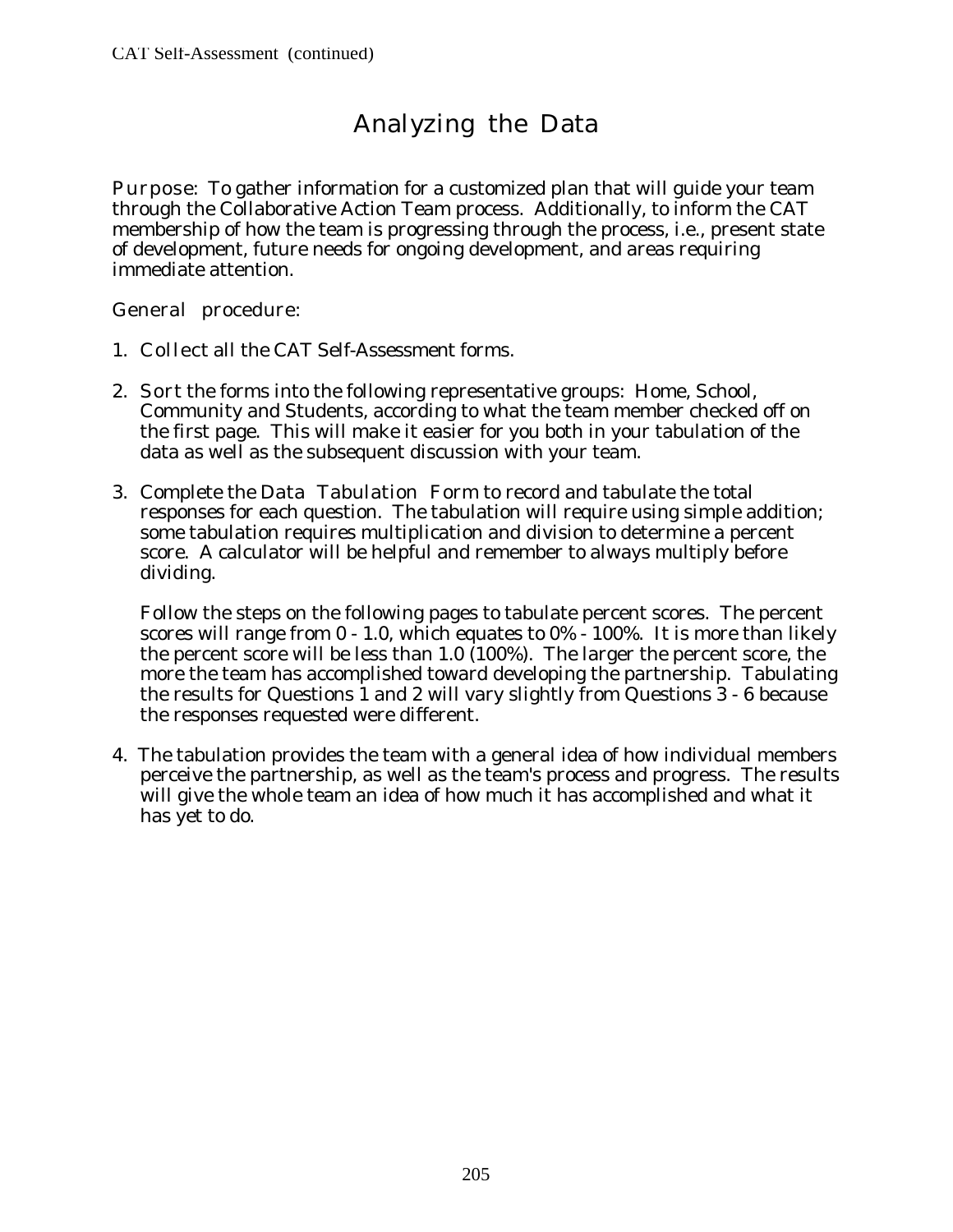# Analyzing the Data

Purpose: To gather information for a customized plan that will guide your team through the Collaborative Action Team process. Additionally, to inform the CAT membership of how the team is progressing through the process, i.e., present state of development, future needs for ongoing development, and areas requiring immediate attention.

General procedure:

1. Collect all the CAT Self-Assessment forms.

2. Sort the forms into the following representative groups: Home, School, Community and Students, according to what the team member checked off on the first page. This will make it easier for you both in your tabulation of the data as well as the subsequent discussion with your team.

3. Complete the *Data Tabulation* Form to record and tabulate the total responses for each question. The tabulation will require using simple addition; some tabulation requires multiplication and division to determine a percent score. A calculator will be helpful and remember to always multiply before dividing.

   Follow the steps on the following pages to tabulate percent scores. The percent scores will range from 0 - 1.0, which equates to 0% - 100%. It is more than likely the percent score will be less than 1.0 (100%). The larger the percent score, the more the team has accomplished toward developing the partnership. Tabulating the results for Questions 1 and 2 will vary slightly from Questions 3 - 6 because the responses requested were different.

4. The tabulation provides the team with a general idea of how individual members perceive the partnership, as well as the team's process and progress. The results will give the whole team an idea of how much it has accomplished and what it has yet to do.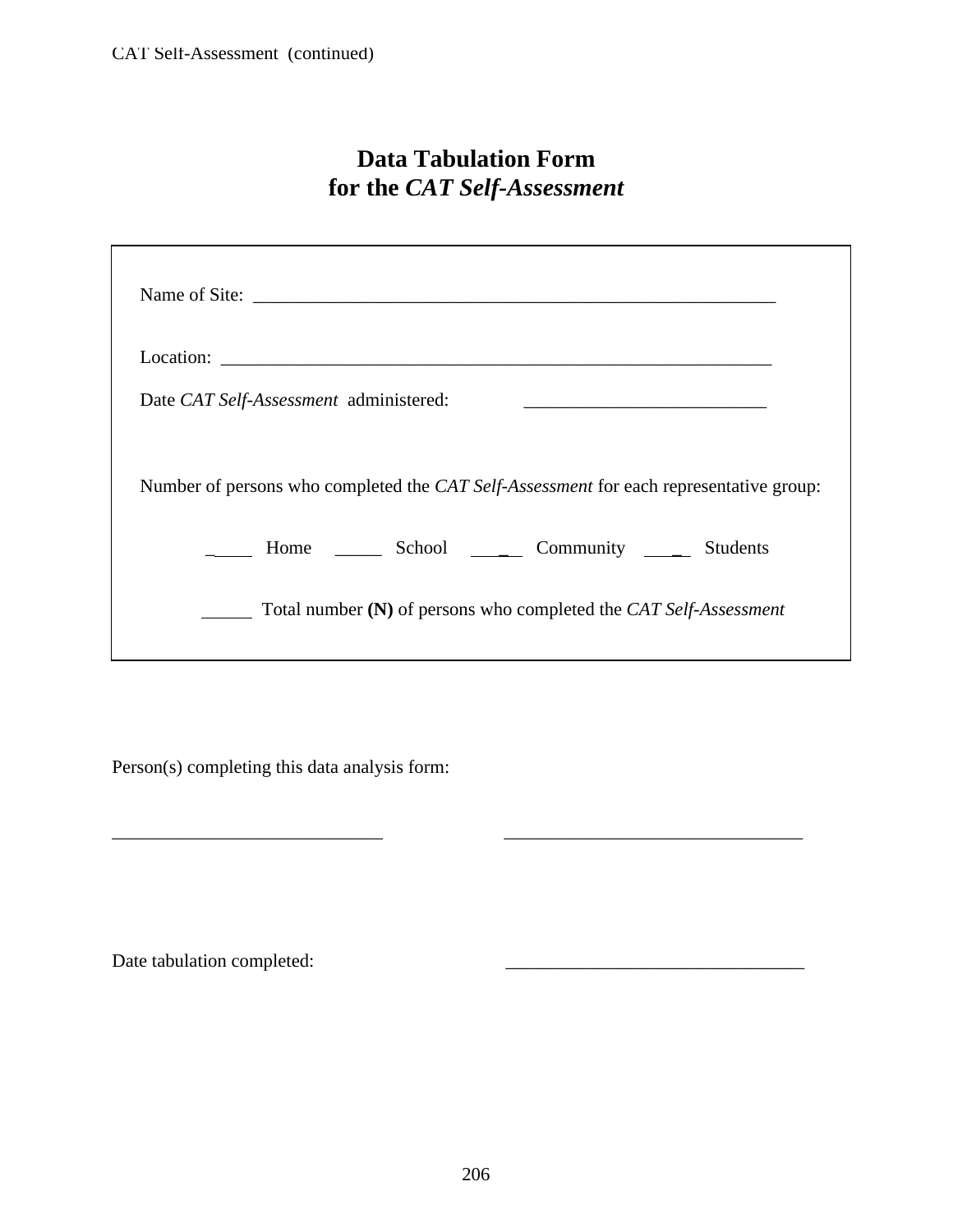# Data Tabulation Form
# for the *CAT Self-Assessment*

Name of Site: ___________________________________________________________

Location: _____________________________________________________________

Date *CAT Self-Assessment* administered: __________________________

Number of persons who completed the *CAT Self-Assessment* for each representative group:

_____ Home _____ School _____ Community _____ Students

_____ Total number **(N)** of persons who completed the *CAT Self-Assessment*

Person(s) completing this data analysis form:

_____________________________ _______________________________

Date tabulation completed: _______________________________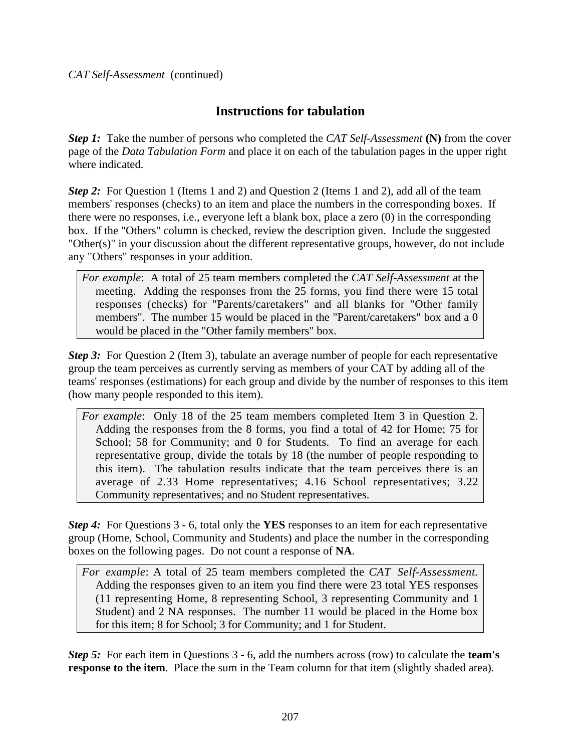*CAT Self-Assessment* (continued)

## Instructions for tabulation

***Step 1:*** Take the number of persons who completed the *CAT Self-Assessment* **(N)** from the cover page of the *Data Tabulation Form* and place it on each of the tabulation pages in the upper right where indicated.

***Step 2:*** For Question 1 (Items 1 and 2) and Question 2 (Items 1 and 2), add all of the team members' responses (checks) to an item and place the numbers in the corresponding boxes. If there were no responses, i.e., everyone left a blank box, place a zero (0) in the corresponding box. If the "Others" column is checked, review the description given. Include the suggested "Other(s)" in your discussion about the different representative groups, however, do not include any "Others" responses in your addition.

> *For example*: A total of 25 team members completed the *CAT Self-Assessment* at the meeting. Adding the responses from the 25 forms, you find there were 15 total responses (checks) for "Parents/caretakers" and all blanks for "Other family members". The number 15 would be placed in the "Parent/caretakers" box and a 0 would be placed in the "Other family members" box.

***Step 3:*** For Question 2 (Item 3), tabulate an average number of people for each representative group the team perceives as currently serving as members of your CAT by adding all of the teams' responses (estimations) for each group and divide by the number of responses to this item (how many people responded to this item).

> *For example*: Only 18 of the 25 team members completed Item 3 in Question 2. Adding the responses from the 8 forms, you find a total of 42 for Home; 75 for School; 58 for Community; and 0 for Students. To find an average for each representative group, divide the totals by 18 (the number of people responding to this item). The tabulation results indicate that the team perceives there is an average of 2.33 Home representatives; 4.16 School representatives; 3.22 Community representatives; and no Student representatives.

***Step 4:*** For Questions 3 - 6, total only the **YES** responses to an item for each representative group (Home, School, Community and Students) and place the number in the corresponding boxes on the following pages. Do not count a response of **NA**.

> *For example*: A total of 25 team members completed the *CAT Self-Assessment.* Adding the responses given to an item you find there were 23 total YES responses (11 representing Home, 8 representing School, 3 representing Community and 1 Student) and 2 NA responses. The number 11 would be placed in the Home box for this item; 8 for School; 3 for Community; and 1 for Student.

***Step 5:*** For each item in Questions 3 - 6, add the numbers across (row) to calculate the **team's response to the item**. Place the sum in the Team column for that item (slightly shaded area).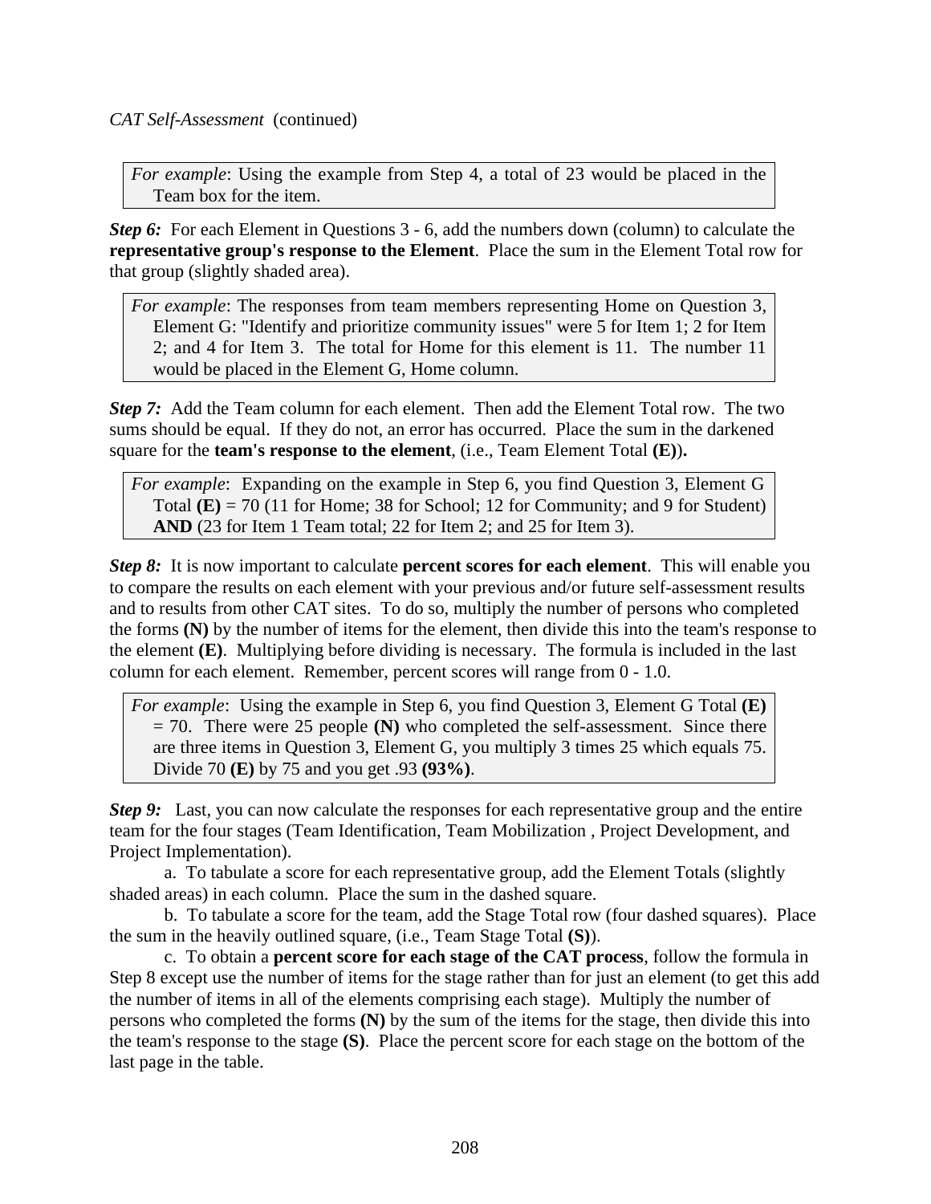*CAT Self-Assessment* (continued)

> *For example*: Using the example from Step 4, a total of 23 would be placed in the Team box for the item.

***Step 6:*** For each Element in Questions 3 - 6, add the numbers down (column) to calculate the **representative group's response to the Element**. Place the sum in the Element Total row for that group (slightly shaded area).

> *For example*: The responses from team members representing Home on Question 3, Element G: "Identify and prioritize community issues" were 5 for Item 1; 2 for Item 2; and 4 for Item 3. The total for Home for this element is 11. The number 11 would be placed in the Element G, Home column.

***Step 7:*** Add the Team column for each element. Then add the Element Total row. The two sums should be equal. If they do not, an error has occurred. Place the sum in the darkened square for the **team's response to the element**, (i.e., Team Element Total **(E)**)**.**

> *For example*: Expanding on the example in Step 6, you find Question 3, Element G Total **(E)** = 70 (11 for Home; 38 for School; 12 for Community; and 9 for Student) **AND** (23 for Item 1 Team total; 22 for Item 2; and 25 for Item 3).

***Step 8:*** It is now important to calculate **percent scores for each element**. This will enable you to compare the results on each element with your previous and/or future self-assessment results and to results from other CAT sites. To do so, multiply the number of persons who completed the forms **(N)** by the number of items for the element, then divide this into the team's response to the element **(E)**. Multiplying before dividing is necessary. The formula is included in the last column for each element. Remember, percent scores will range from 0 - 1.0.

> *For example*: Using the example in Step 6, you find Question 3, Element G Total **(E)** = 70. There were 25 people **(N)** who completed the self-assessment. Since there are three items in Question 3, Element G, you multiply 3 times 25 which equals 75. Divide 70 **(E)** by 75 and you get .93 **(93%)**.

***Step 9:*** Last, you can now calculate the responses for each representative group and the entire team for the four stages (Team Identification, Team Mobilization , Project Development, and Project Implementation).

a. To tabulate a score for each representative group, add the Element Totals (slightly shaded areas) in each column. Place the sum in the dashed square.

b. To tabulate a score for the team, add the Stage Total row (four dashed squares). Place the sum in the heavily outlined square, (i.e., Team Stage Total **(S)**).

c. To obtain a **percent score for each stage of the CAT process**, follow the formula in Step 8 except use the number of items for the stage rather than for just an element (to get this add the number of items in all of the elements comprising each stage). Multiply the number of persons who completed the forms **(N)** by the sum of the items for the stage, then divide this into the team's response to the stage **(S)**. Place the percent score for each stage on the bottom of the last page in the table.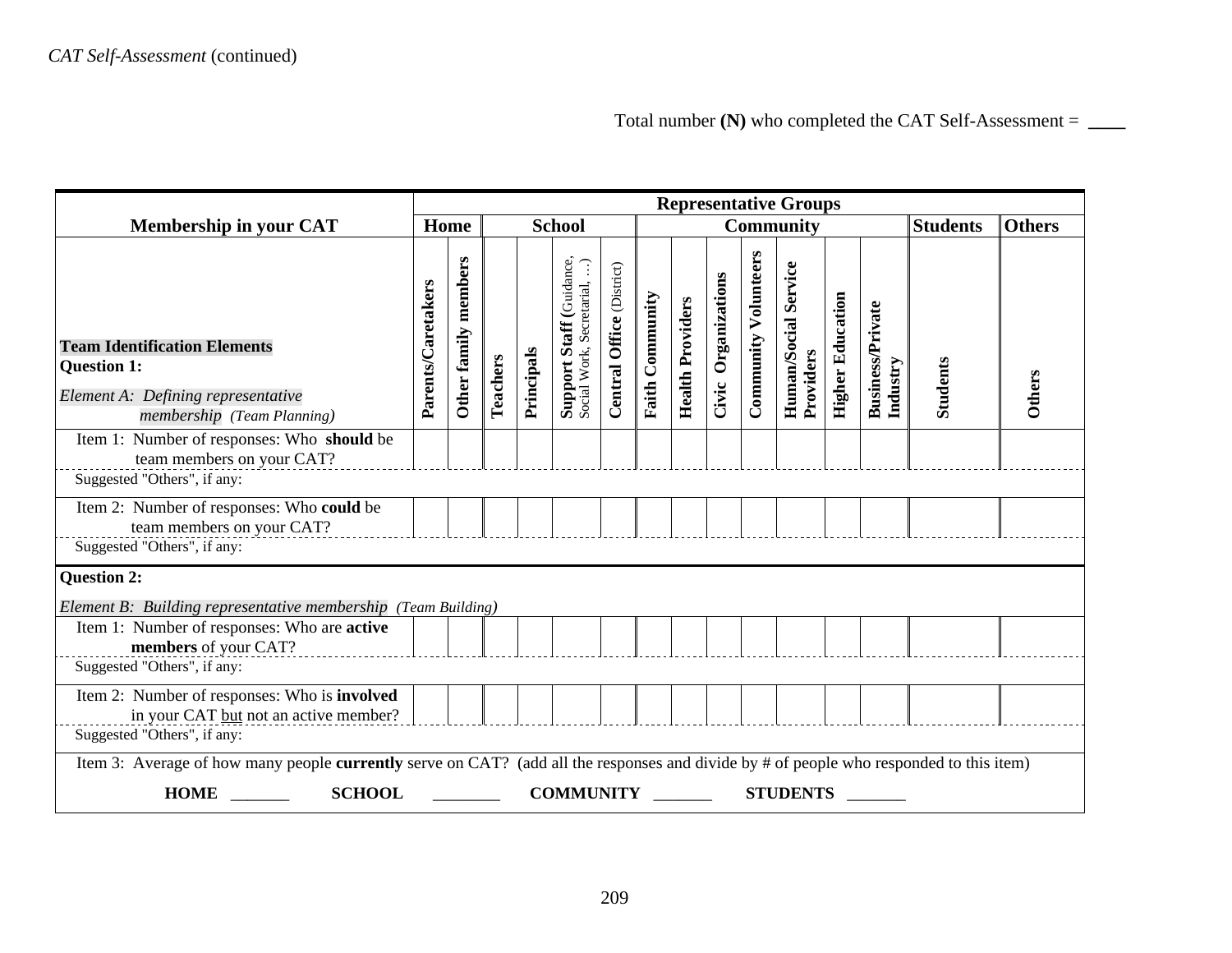*CAT Self-Assessment* (continued)

Total number **(N)** who completed the CAT Self-Assessment = ____

| Membership in your CAT | Representative Groups | | | | | | | | | | | | | | |
|---|---|---|---|---|---|---|---|---|---|---|---|---|---|---|---|
| | Home | | School | | | | Community | | | | | | | Students | Others |
| **Team Identification Elements** **Question 1:** *Element A: Defining representative membership (Team Planning)* | **Parents/Caretakers** | **Other family members** | **Teachers** | **Principals** | **Support Staff** (Guidance, Social Work, Secretarial, …) | **Central Office** (District) | **Faith Community** | **Health Providers** | **Civic Organizations** | **Community Volunteers** | **Human/Social Service Providers** | **Higher Education** | **Business/Private Industry** | **Students** | **Others** |
| Item 1: Number of responses: Who **should** be team members on your CAT? | | | | | | | | | | | | | | | |
| Suggested "Others", if any: | | | | | | | | | | | | | | | |
| Item 2: Number of responses: Who **could** be team members on your CAT? | | | | | | | | | | | | | | | |
| Suggested "Others", if any: | | | | | | | | | | | | | | | |
| **Question 2:** *Element B: Building representative membership (Team Building)* | | | | | | | | | | | | | | | |
| Item 1: Number of responses: Who are **active members** of your CAT? | | | | | | | | | | | | | | | |
| Suggested "Others", if any: | | | | | | | | | | | | | | | |
| Item 2: Number of responses: Who is **involved** in your CAT but not an active member? | | | | | | | | | | | | | | | |
| Suggested "Others", if any: | | | | | | | | | | | | | | | |

Item 3: Average of how many people **currently** serve on CAT? (add all the responses and divide by # of people who responded to this item)

**HOME** _______ **SCHOOL** ________ **COMMUNITY** _______ **STUDENTS** _______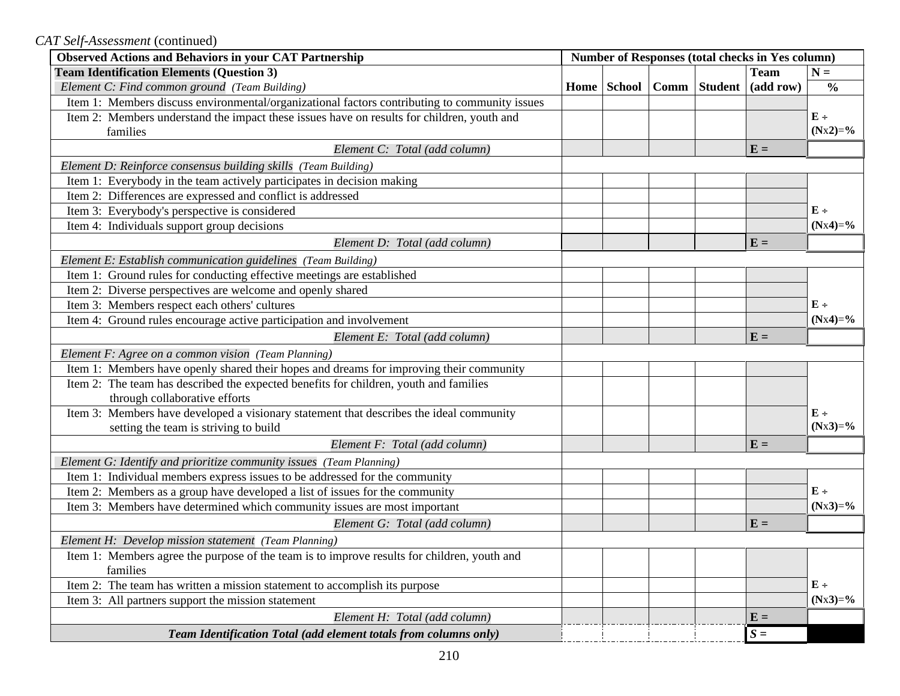*CAT Self-Assessment* (continued)

| Observed Actions and Behaviors in your CAT Partnership | Number of Responses (total checks in Yes column) | | | | | |
|---|---|---|---|---|---|---|
| **Team Identification Elements (Question 3)** | | | | | **Team** | **N =** |
| *Element C: Find common ground (Team Building)* | **Home** | **School** | **Comm** | **Student** | **(add row)** | **%** |
| Item 1: Members discuss environmental/organizational factors contributing to community issues | | | | | | |
| Item 2: Members understand the impact these issues have on results for children, youth and families | | | | | | **E ÷ (Nx2)=%** |
| *Element C: Total (add column)* | | | | | **E =** | |
| *Element D: Reinforce consensus building skills (Team Building)* | | | | | | |
| Item 1: Everybody in the team actively participates in decision making | | | | | | |
| Item 2: Differences are expressed and conflict is addressed | | | | | | |
| Item 3: Everybody's perspective is considered | | | | | | **E ÷** |
| Item 4: Individuals support group decisions | | | | | | **(Nx4)=%** |
| *Element D: Total (add column)* | | | | | **E =** | |
| *Element E: Establish communication guidelines (Team Building)* | | | | | | |
| Item 1: Ground rules for conducting effective meetings are established | | | | | | |
| Item 2: Diverse perspectives are welcome and openly shared | | | | | | |
| Item 3: Members respect each others' cultures | | | | | | **E ÷** |
| Item 4: Ground rules encourage active participation and involvement | | | | | | **(Nx4)=%** |
| *Element E: Total (add column)* | | | | | **E =** | |
| *Element F: Agree on a common vision (Team Planning)* | | | | | | |
| Item 1: Members have openly shared their hopes and dreams for improving their community | | | | | | |
| Item 2: The team has described the expected benefits for children, youth and families through collaborative efforts | | | | | | |
| Item 3: Members have developed a visionary statement that describes the ideal community setting the team is striving to build | | | | | | **E ÷ (Nx3)=%** |
| *Element F: Total (add column)* | | | | | **E =** | |
| *Element G: Identify and prioritize community issues (Team Planning)* | | | | | | |
| Item 1: Individual members express issues to be addressed for the community | | | | | | |
| Item 2: Members as a group have developed a list of issues for the community | | | | | | **E ÷** |
| Item 3: Members have determined which community issues are most important | | | | | | **(Nx3)=%** |
| *Element G: Total (add column)* | | | | | **E =** | |
| *Element H: Develop mission statement (Team Planning)* | | | | | | |
| Item 1: Members agree the purpose of the team is to improve results for children, youth and families | | | | | | |
| Item 2: The team has written a mission statement to accomplish its purpose | | | | | | **E ÷** |
| Item 3: All partners support the mission statement | | | | | | **(Nx3)=%** |
| *Element H: Total (add column)* | | | | | **E =** | |
| ***Team Identification Total (add element totals from columns only)*** | | | | | ***S =*** | |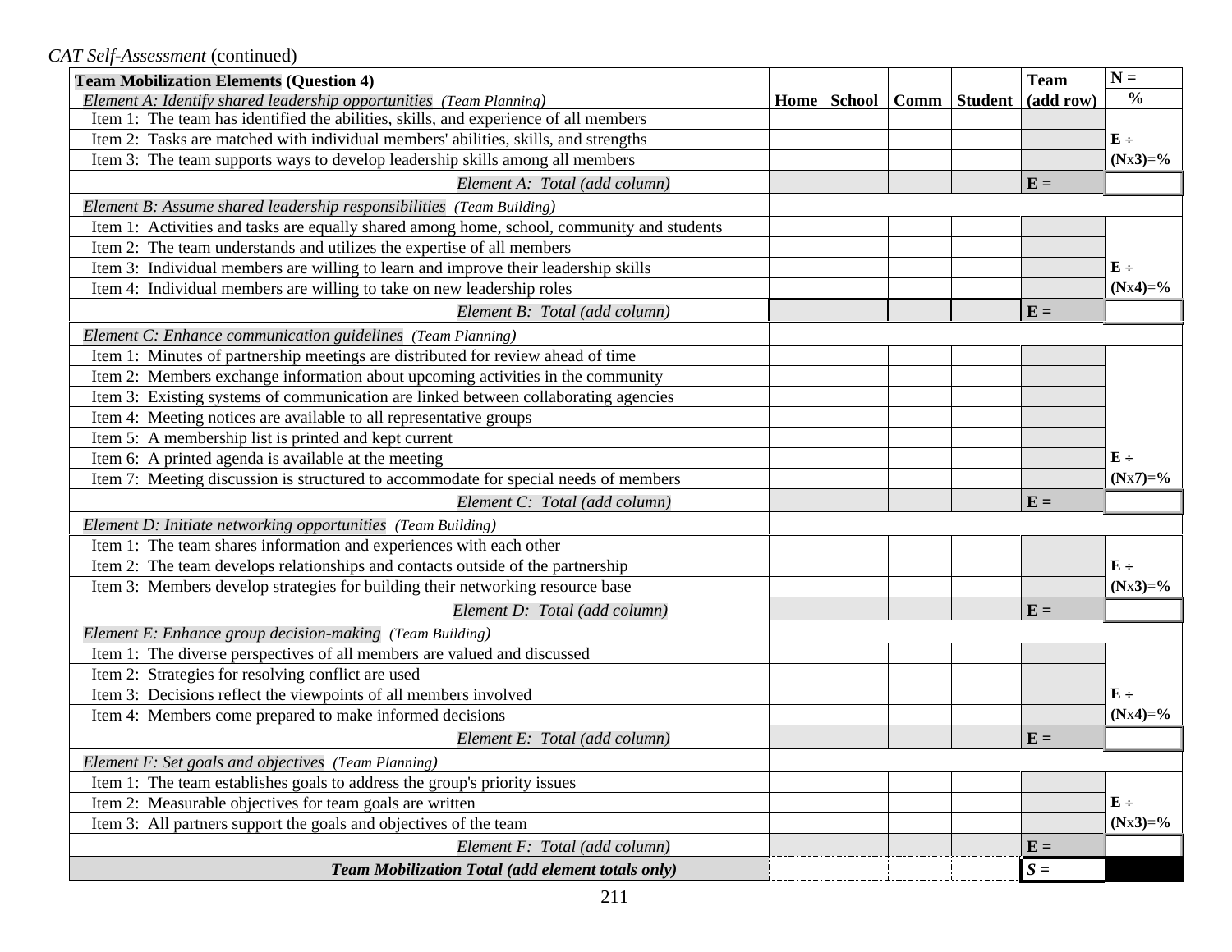*CAT Self-Assessment* (continued)

| **Team Mobilization Elements (Question 4)** *Element A: Identify shared leadership opportunities (Team Planning)* | Home | School | Comm | Student | Team (add row) | N = % |
|---|---|---|---|---|---|---|
| Item 1: The team has identified the abilities, skills, and experience of all members | | | | | | |
| Item 2: Tasks are matched with individual members' abilities, skills, and strengths | | | | | | E ÷ |
| Item 3: The team supports ways to develop leadership skills among all members | | | | | | (Nx3)=% |
| *Element A: Total (add column)* | | | | | E = | |
| *Element B: Assume shared leadership responsibilities (Team Building)* | | | | | | |
| Item 1: Activities and tasks are equally shared among home, school, community and students | | | | | | |
| Item 2: The team understands and utilizes the expertise of all members | | | | | | |
| Item 3: Individual members are willing to learn and improve their leadership skills | | | | | | E ÷ |
| Item 4: Individual members are willing to take on new leadership roles | | | | | | (Nx4)=% |
| *Element B: Total (add column)* | | | | | E = | |
| *Element C: Enhance communication guidelines (Team Planning)* | | | | | | |
| Item 1: Minutes of partnership meetings are distributed for review ahead of time | | | | | | |
| Item 2: Members exchange information about upcoming activities in the community | | | | | | |
| Item 3: Existing systems of communication are linked between collaborating agencies | | | | | | |
| Item 4: Meeting notices are available to all representative groups | | | | | | |
| Item 5: A membership list is printed and kept current | | | | | | |
| Item 6: A printed agenda is available at the meeting | | | | | | E ÷ |
| Item 7: Meeting discussion is structured to accommodate for special needs of members | | | | | | (Nx7)=% |
| *Element C: Total (add column)* | | | | | E = | |
| *Element D: Initiate networking opportunities (Team Building)* | | | | | | |
| Item 1: The team shares information and experiences with each other | | | | | | |
| Item 2: The team develops relationships and contacts outside of the partnership | | | | | | E ÷ |
| Item 3: Members develop strategies for building their networking resource base | | | | | | (Nx3)=% |
| *Element D: Total (add column)* | | | | | E = | |
| *Element E: Enhance group decision-making (Team Building)* | | | | | | |
| Item 1: The diverse perspectives of all members are valued and discussed | | | | | | |
| Item 2: Strategies for resolving conflict are used | | | | | | |
| Item 3: Decisions reflect the viewpoints of all members involved | | | | | | E ÷ |
| Item 4: Members come prepared to make informed decisions | | | | | | (Nx4)=% |
| *Element E: Total (add column)* | | | | | E = | |
| *Element F: Set goals and objectives (Team Planning)* | | | | | | |
| Item 1: The team establishes goals to address the group's priority issues | | | | | | |
| Item 2: Measurable objectives for team goals are written | | | | | | E ÷ |
| Item 3: All partners support the goals and objectives of the team | | | | | | (Nx3)=% |
| *Element F: Total (add column)* | | | | | E = | |
| ***Team Mobilization Total (add element totals only)*** | | | | | *S* = | |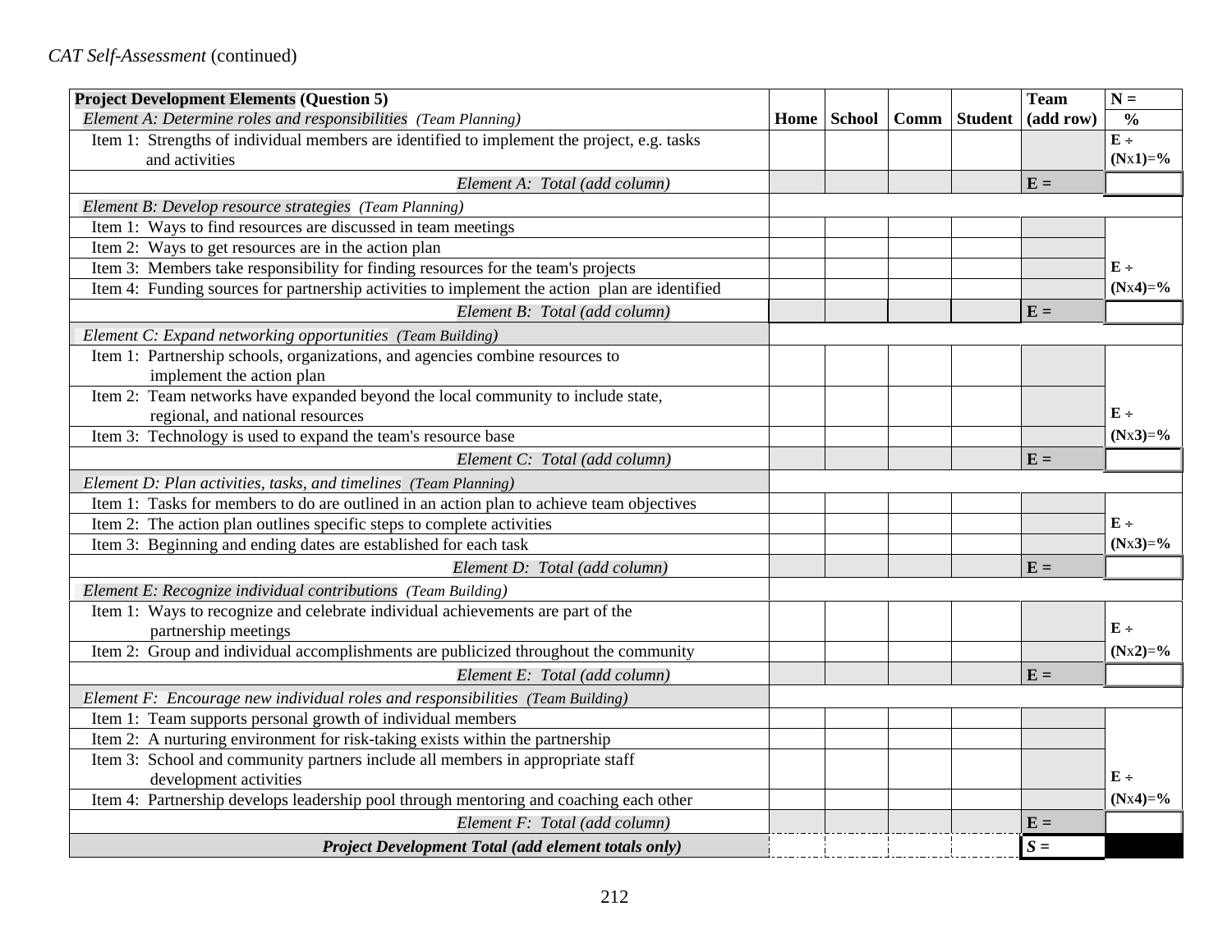*CAT Self-Assessment* (continued)

| **Project Development Elements (Question 5)** | | | | | **Team** | **N =** |
|---|---|---|---|---|---|---|
| *Element A: Determine roles and responsibilities (Team Planning)* | **Home** | **School** | **Comm** | **Student** | **(add row)** | **%** |
| Item 1: Strengths of individual members are identified to implement the project, e.g. tasks and activities | | | | | | **E ÷ (Nx1)=%** |
| *Element A: Total (add column)* | | | | | **E =** | |
| *Element B: Develop resource strategies (Team Planning)* | | | | | | |
| Item 1: Ways to find resources are discussed in team meetings | | | | | | |
| Item 2: Ways to get resources are in the action plan | | | | | | |
| Item 3: Members take responsibility for finding resources for the team's projects | | | | | | **E ÷** |
| Item 4: Funding sources for partnership activities to implement the action plan are identified | | | | | | **(Nx4)=%** |
| *Element B: Total (add column)* | | | | | **E =** | |
| *Element C: Expand networking opportunities (Team Building)* | | | | | | |
| Item 1: Partnership schools, organizations, and agencies combine resources to implement the action plan | | | | | | |
| Item 2: Team networks have expanded beyond the local community to include state, regional, and national resources | | | | | | **E ÷** |
| Item 3: Technology is used to expand the team's resource base | | | | | | **(Nx3)=%** |
| *Element C: Total (add column)* | | | | | **E =** | |
| *Element D: Plan activities, tasks, and timelines (Team Planning)* | | | | | | |
| Item 1: Tasks for members to do are outlined in an action plan to achieve team objectives | | | | | | |
| Item 2: The action plan outlines specific steps to complete activities | | | | | | **E ÷** |
| Item 3: Beginning and ending dates are established for each task | | | | | | **(Nx3)=%** |
| *Element D: Total (add column)* | | | | | **E =** | |
| *Element E: Recognize individual contributions (Team Building)* | | | | | | |
| Item 1: Ways to recognize and celebrate individual achievements are part of the partnership meetings | | | | | | **E ÷** |
| Item 2: Group and individual accomplishments are publicized throughout the community | | | | | | **(Nx2)=%** |
| *Element E: Total (add column)* | | | | | **E =** | |
| *Element F: Encourage new individual roles and responsibilities (Team Building)* | | | | | | |
| Item 1: Team supports personal growth of individual members | | | | | | |
| Item 2: A nurturing environment for risk-taking exists within the partnership | | | | | | |
| Item 3: School and community partners include all members in appropriate staff development activities | | | | | | **E ÷** |
| Item 4: Partnership develops leadership pool through mentoring and coaching each other | | | | | | **(Nx4)=%** |
| *Element F: Total (add column)* | | | | | **E =** | |
| ***Project Development Total (add element totals only)*** | | | | | ***S =*** | |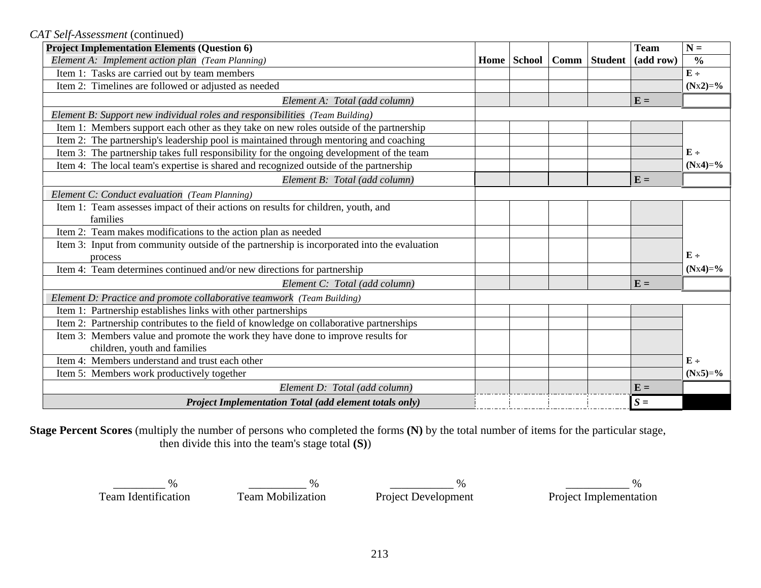*CAT Self-Assessment* (continued)

| **Project Implementation Elements (Question 6)** | | | | | **Team** | **N =** |
|---|---|---|---|---|---|---|
| *Element A: Implement action plan (Team Planning)* | **Home** | **School** | **Comm** | **Student** | **(add row)** | **%** |
| Item 1: Tasks are carried out by team members | | | | | | **E ÷** |
| Item 2: Timelines are followed or adjusted as needed | | | | | | **(Nx2)=%** |
| *Element A: Total (add column)* | | | | | **E =** | |
| *Element B: Support new individual roles and responsibilities (Team Building)* | | | | | | |
| Item 1: Members support each other as they take on new roles outside of the partnership | | | | | | |
| Item 2: The partnership's leadership pool is maintained through mentoring and coaching | | | | | | |
| Item 3: The partnership takes full responsibility for the ongoing development of the team | | | | | | **E ÷** |
| Item 4: The local team's expertise is shared and recognized outside of the partnership | | | | | | **(Nx4)=%** |
| *Element B: Total (add column)* | | | | | **E =** | |
| *Element C: Conduct evaluation (Team Planning)* | | | | | | |
| Item 1: Team assesses impact of their actions on results for children, youth, and families | | | | | | |
| Item 2: Team makes modifications to the action plan as needed | | | | | | |
| Item 3: Input from community outside of the partnership is incorporated into the evaluation process | | | | | | **E ÷** |
| Item 4: Team determines continued and/or new directions for partnership | | | | | | **(Nx4)=%** |
| *Element C: Total (add column)* | | | | | **E =** | |
| *Element D: Practice and promote collaborative teamwork (Team Building)* | | | | | | |
| Item 1: Partnership establishes links with other partnerships | | | | | | |
| Item 2: Partnership contributes to the field of knowledge on collaborative partnerships | | | | | | |
| Item 3: Members value and promote the work they have done to improve results for children, youth and families | | | | | | |
| Item 4: Members understand and trust each other | | | | | | **E ÷** |
| Item 5: Members work productively together | | | | | | **(Nx5)=%** |
| *Element D: Total (add column)* | | | | | **E =** | |
| ***Project Implementation Total (add element totals only)*** | | | | | ***S =*** | |

**Stage Percent Scores** (multiply the number of persons who completed the forms **(N)** by the total number of items for the particular stage, then divide this into the team's stage total **(S)**)

| _________ % | __________ % | ___________ % | ___________ % |
|---|---|---|---|
| Team Identification | Team Mobilization | Project Development | Project Implementation |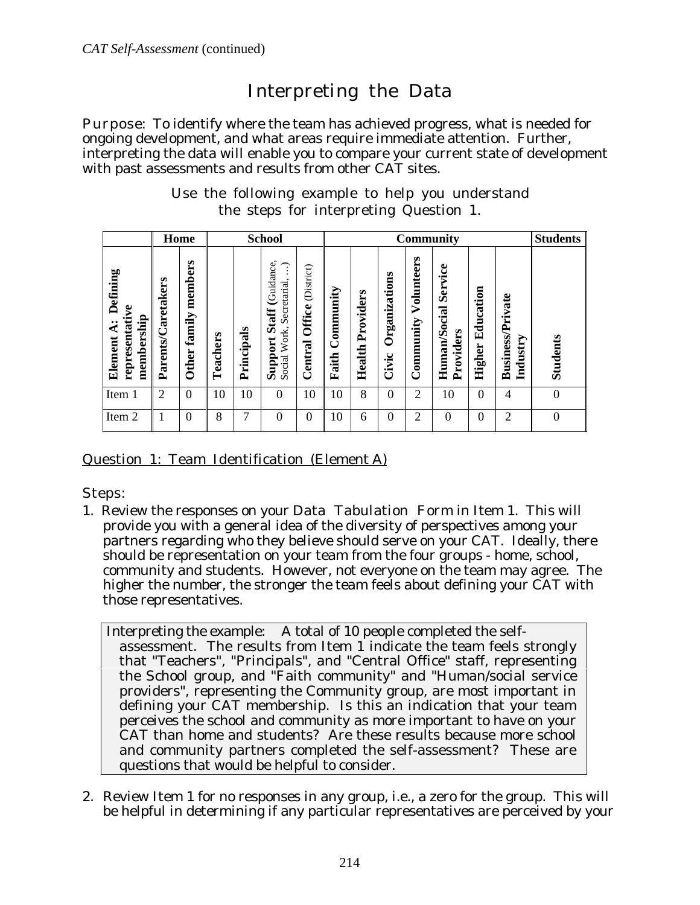*CAT Self-Assessment* (continued)

# Interpreting the Data

Purpose: To identify where the team has achieved progress, what is needed for ongoing development, and what areas require immediate attention. Further, interpreting the data will enable you to compare your current state of development with past assessments and results from other CAT sites.

Use the following example to help you understand the steps for interpreting Question 1.

| | Home | | School | | | | Community | | | | | | | Students |
|---|---|---|---|---|---|---|---|---|---|---|---|---|---|---|
| **Element A: Defining representative membership** | **Parents/Caretakers** | **Other family members** | **Teachers** | **Principals** | **Support Staff** (Guidance, Social Work, Secretarial, …) | **Central Office** (District) | **Faith Community** | **Health Providers** | **Civic Organizations** | **Community Volunteers** | **Human/Social Service Providers** | **Higher Education** | **Business/Private Industry** | **Students** |
| Item 1 | 2 | 0 | 10 | 10 | 0 | 10 | 10 | 8 | 0 | 2 | 10 | 0 | 4 | 0 |
| Item 2 | 1 | 0 | 8 | 7 | 0 | 0 | 10 | 6 | 0 | 2 | 0 | 0 | 2 | 0 |

Question 1: Team Identification (Element A)

Steps:

1. Review the responses on your Data Tabulation Form in Item 1. This will provide you with a general idea of the diversity of perspectives among your partners regarding who they believe should serve on your CAT. Ideally, there should be representation on your team from the four groups - home, school, community and students. However, not everyone on the team may agree. The higher the number, the stronger the team feels about defining your CAT with those representatives.

   Interpreting the example: A total of 10 people completed the self-assessment. The results from Item 1 indicate the team feels strongly that "Teachers", "Principals", and "Central Office" staff, representing the School group, and "Faith community" and "Human/social service providers", representing the Community group, are most important in defining your CAT membership. Is this an indication that your team perceives the school and community as more important to have on your CAT than home and students? Are these results because more school and community partners completed the self-assessment? These are questions that would be helpful to consider.

2. Review Item 1 for no responses in any group, i.e., a zero for the group. This will be helpful in determining if any particular representatives are perceived by your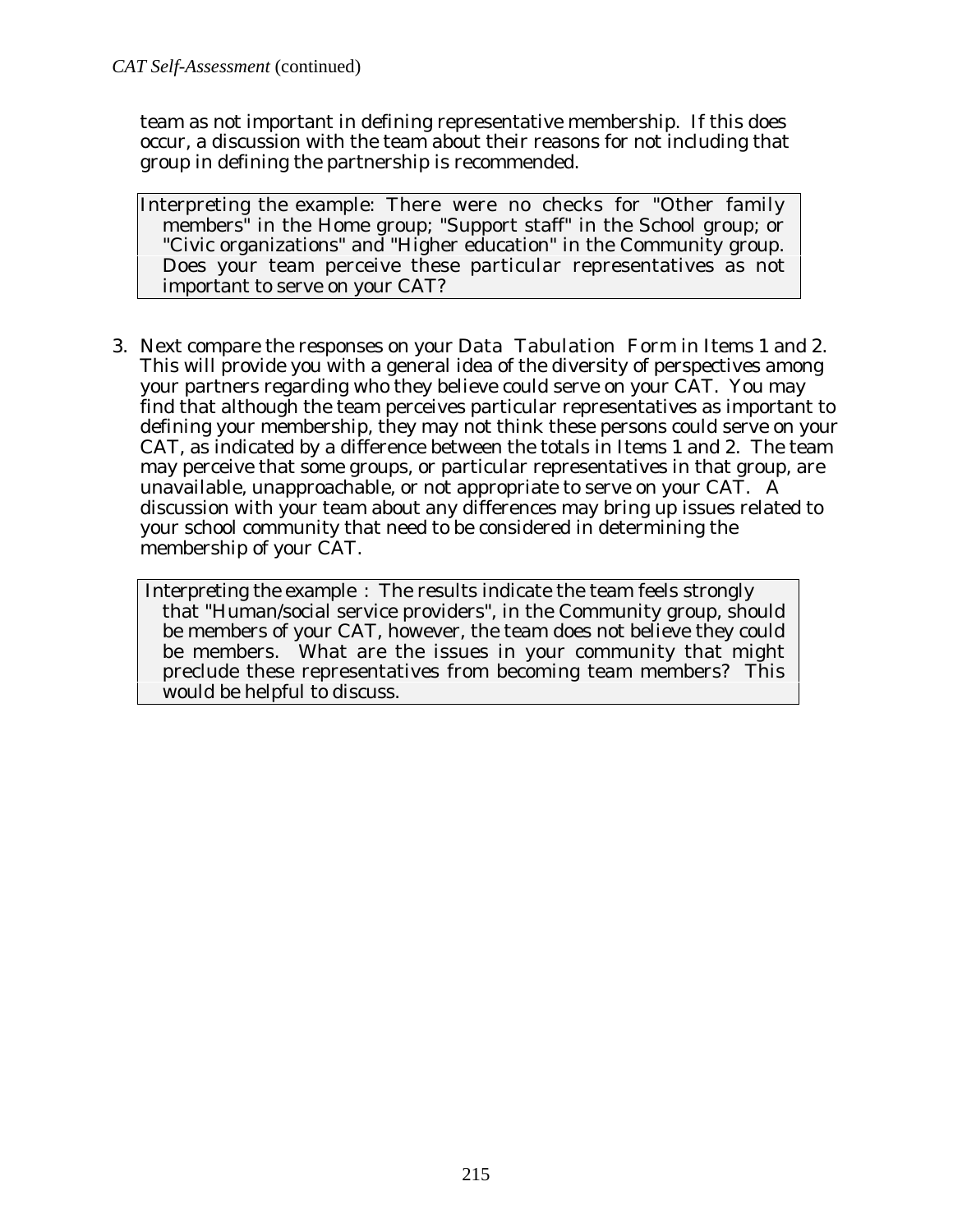team as not important in defining representative membership. If this does occur, a discussion with the team about their reasons for not including that group in defining the partnership is recommended.

> Interpreting the example: There were no checks for "Other family members" in the Home group; "Support staff" in the School group; or "Civic organizations" and "Higher education" in the Community group. Does your team perceive these particular representatives as not important to serve on your CAT?

3. Next compare the responses on your Data Tabulation Form in Items 1 and 2. This will provide you with a general idea of the diversity of perspectives among your partners regarding who they believe could serve on your CAT. You may find that although the team perceives particular representatives as important to defining your membership, they may not think these persons could serve on your CAT, as indicated by a difference between the totals in Items 1 and 2. The team may perceive that some groups, or particular representatives in that group, are unavailable, unapproachable, or not appropriate to serve on your CAT. A discussion with your team about any differences may bring up issues related to your school community that need to be considered in determining the membership of your CAT.

> Interpreting the example : The results indicate the team feels strongly that "Human/social service providers", in the Community group, should be members of your CAT, however, the team does not believe they could be members. What are the issues in your community that might preclude these representatives from becoming team members? This would be helpful to discuss.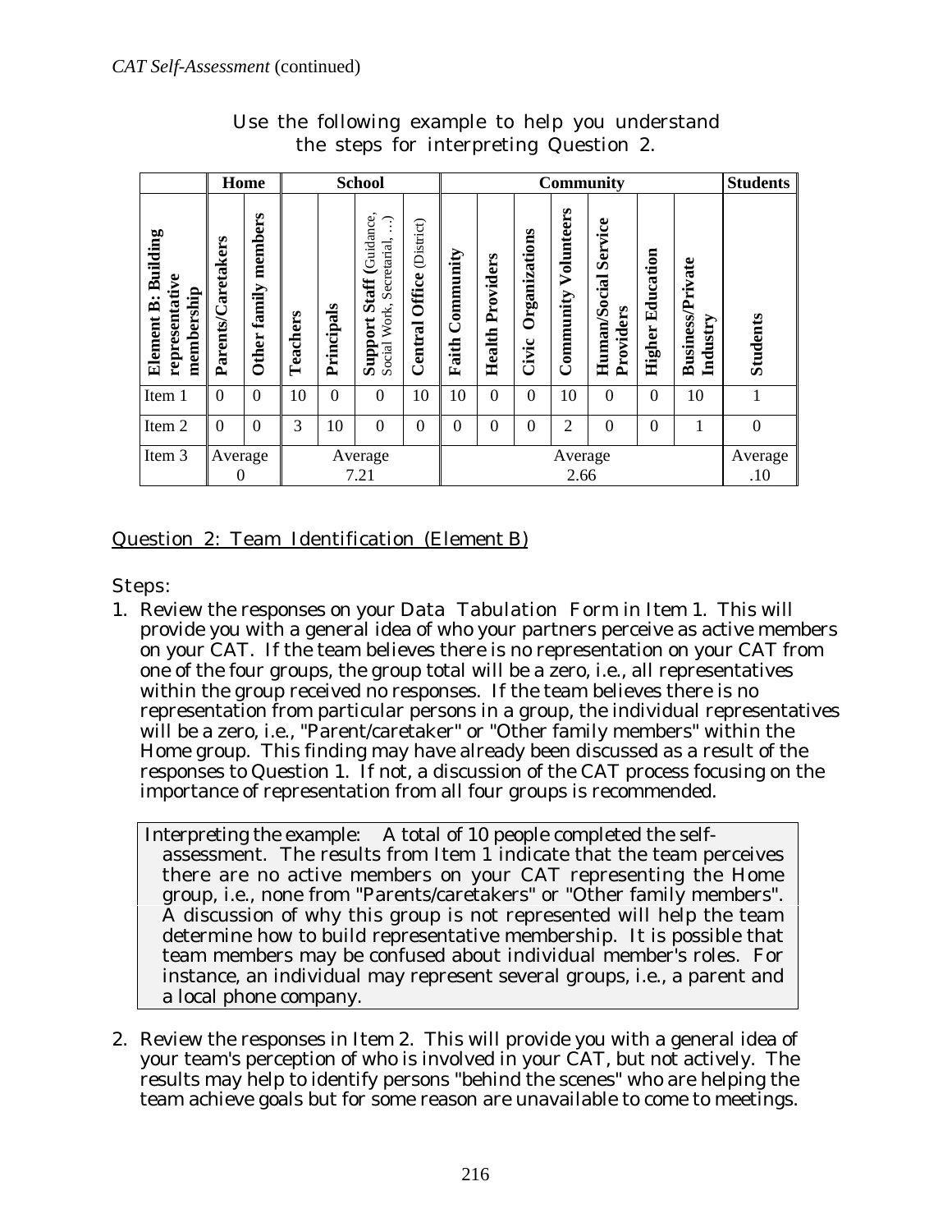*CAT Self-Assessment* (continued)

Use the following example to help you understand the steps for interpreting Question 2.

| | Home | | School | | | | Community | | | | | | | Students |
|---|---|---|---|---|---|---|---|---|---|---|---|---|---|---|
| **Element B: Building representative membership** | **Parents/Caretakers** | **Other family members** | **Teachers** | **Principals** | **Support Staff** (Guidance, Social Work, Secretarial, …) | **Central Office** (District) | **Faith Community** | **Health Providers** | **Civic Organizations** | **Community Volunteers** | **Human/Social Service Providers** | **Higher Education** | **Business/Private Industry** | **Students** |
| Item 1 | 0 | 0 | 10 | 0 | 0 | 10 | 10 | 0 | 0 | 10 | 0 | 0 | 10 | 1 |
| Item 2 | 0 | 0 | 3 | 10 | 0 | 0 | 0 | 0 | 0 | 2 | 0 | 0 | 1 | 0 |
| Item 3 | Average 0 | | Average 7.21 | | | | Average 2.66 | | | | | | | Average .10 |

## Question 2: Team Identification (Element B)

Steps:

1. Review the responses on your Data Tabulation Form in Item 1. This will provide you with a general idea of who your partners perceive as active members on your CAT. If the team believes there is no representation on your CAT from one of the four groups, the group total will be a zero, i.e., all representatives within the group received no responses. If the team believes there is no representation from particular persons in a group, the individual representatives will be a zero, i.e., "Parent/caretaker" or "Other family members" within the Home group. This finding may have already been discussed as a result of the responses to Question 1. If not, a discussion of the CAT process focusing on the importance of representation from all four groups is recommended.

> Interpreting the example: A total of 10 people completed the self-assessment. The results from Item 1 indicate that the team perceives there are no active members on your CAT representing the Home group, i.e., none from "Parents/caretakers" or "Other family members". A discussion of why this group is not represented will help the team determine how to build representative membership. It is possible that team members may be confused about individual member's roles. For instance, an individual may represent several groups, i.e., a parent and a local phone company.

2. Review the responses in Item 2. This will provide you with a general idea of your team's perception of who is involved in your CAT, but not actively. The results may help to identify persons "behind the scenes" who are helping the team achieve goals but for some reason are unavailable to come to meetings.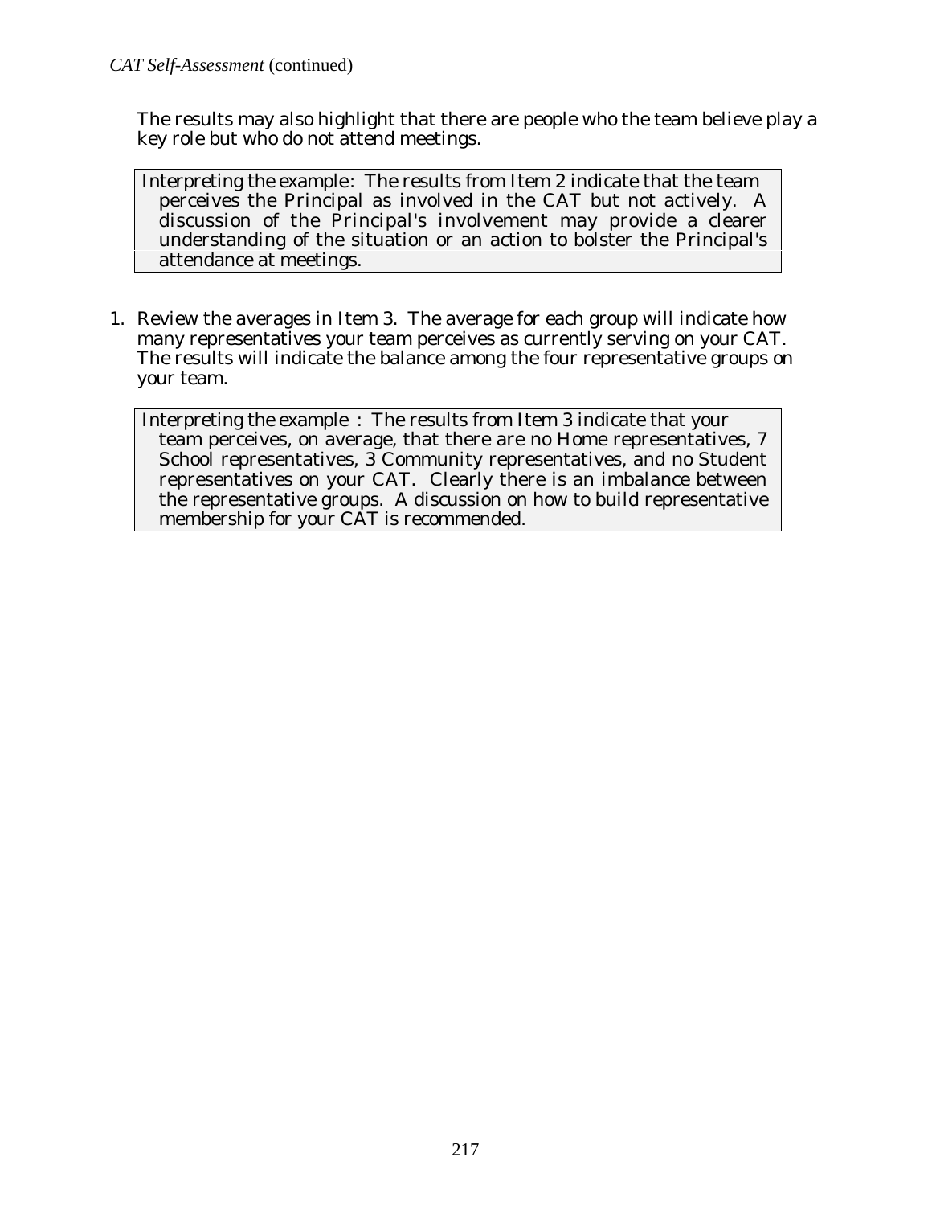The results may also highlight that there are people who the team believe play a key role but who do not attend meetings.

> Interpreting the example: The results from Item 2 indicate that the team perceives the Principal as involved in the CAT but not actively. A discussion of the Principal's involvement may provide a clearer understanding of the situation or an action to bolster the Principal's attendance at meetings.

1. Review the averages in Item 3. The average for each group will indicate how many representatives your team perceives as currently serving on your CAT. The results will indicate the balance among the four representative groups on your team.

> Interpreting the example : The results from Item 3 indicate that your team perceives, on average, that there are no Home representatives, 7 School representatives, 3 Community representatives, and no Student representatives on your CAT. Clearly there is an imbalance between the representative groups. A discussion on how to build representative membership for your CAT is recommended.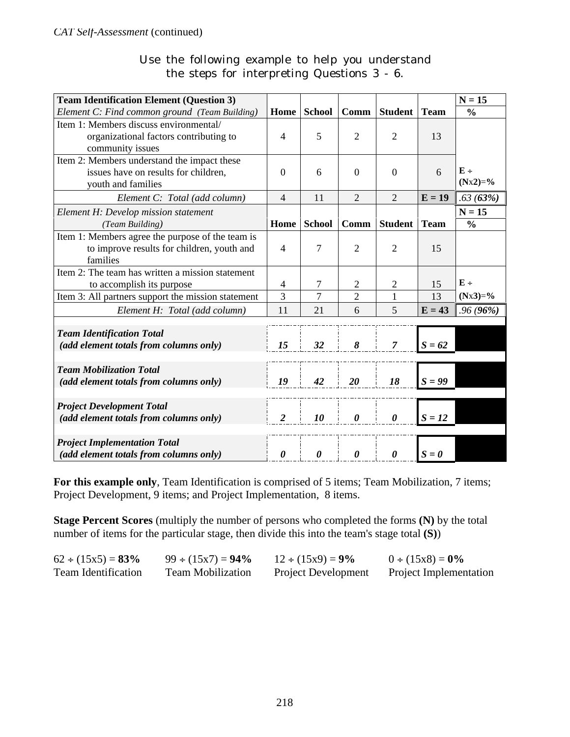*CAT Self-Assessment* (continued)

Use the following example to help you understand the steps for interpreting Questions 3 - 6.

| **Team Identification Element (Question 3)** <br> *Element C: Find common ground (Team Building)* | **Home** | **School** | **Comm** | **Student** | **Team** | **N = 15** <br> **%** |
|---|---|---|---|---|---|---|
| Item 1: Members discuss environmental/ organizational factors contributing to community issues | 4 | 5 | 2 | 2 | 13 | |
| Item 2: Members understand the impact these issues have on results for children, youth and families | 0 | 6 | 0 | 0 | 6 | **E ÷ (N**x**2)**=**%** |
| *Element C: Total (add column)* | 4 | 11 | 2 | 2 | **E = 19** | *.63 (**63%**)* |
| *Element H: Develop mission statement (Team Building)* | **Home** | **School** | **Comm** | **Student** | **Team** | **N = 15** <br> **%** |
| Item 1: Members agree the purpose of the team is to improve results for children, youth and families | 4 | 7 | 2 | 2 | 15 | |
| Item 2: The team has written a mission statement to accomplish its purpose | 4 | 7 | 2 | 2 | 15 | **E ÷ (N**x**3)**=**%** |
| Item 3: All partners support the mission statement | 3 | 7 | 2 | 1 | 13 | |
| *Element H: Total (add column)* | 11 | 21 | 6 | 5 | **E = 43** | *.96 (**96%**)* |
| ***Team Identification Total (add element totals from columns only)*** | ***15*** | ***32*** | ***8*** | ***7*** | ***S = 62*** | |
| ***Team Mobilization Total (add element totals from columns only)*** | ***19*** | ***42*** | ***20*** | ***18*** | ***S = 99*** | |
| ***Project Development Total (add element totals from columns only)*** | ***2*** | ***10*** | ***0*** | ***0*** | ***S = 12*** | |
| ***Project Implementation Total (add element totals from columns only)*** | ***0*** | ***0*** | ***0*** | ***0*** | ***S = 0*** | |

**For this example only**, Team Identification is comprised of 5 items; Team Mobilization, 7 items; Project Development, 9 items; and Project Implementation, 8 items.

**Stage Percent Scores** (multiply the number of persons who completed the forms **(N)** by the total number of items for the particular stage, then divide this into the team's stage total **(S)**)

| 62 ÷ (15x5) = **83%** | 99 ÷ (15x7) = **94%** | 12 ÷ (15x9) = **9%** | 0 ÷ (15x8) = **0%** |
|---|---|---|---|
| Team Identification | Team Mobilization | Project Development | Project Implementation |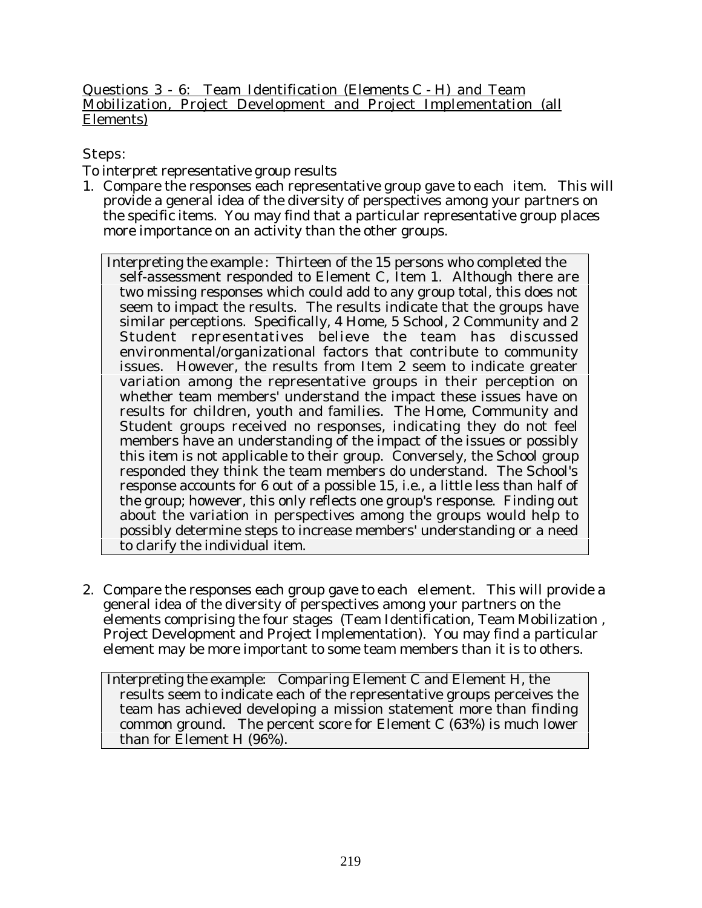Questions 3 - 6: Team Identification (Elements C - H) and Team Mobilization, Project Development and Project Implementation (all Elements)

Steps:

To interpret representative group results

1. Compare the responses each representative group gave to each item. This will provide a general idea of the diversity of perspectives among your partners on the specific items. You may find that a particular representative group places more importance on an activity than the other groups.

> Interpreting the example : Thirteen of the 15 persons who completed the self-assessment responded to Element C, Item 1. Although there are two missing responses which could add to any group total, this does not seem to impact the results. The results indicate that the groups have similar perceptions. Specifically, 4 Home, 5 School, 2 Community and 2 Student representatives believe the team has discussed environmental/organizational factors that contribute to community issues. However, the results from Item 2 seem to indicate greater variation among the representative groups in their perception on whether team members' understand the impact these issues have on results for children, youth and families. The Home, Community and Student groups received no responses, indicating they do not feel members have an understanding of the impact of the issues or possibly this item is not applicable to their group. Conversely, the School group responded they think the team members do understand. The School's response accounts for 6 out of a possible 15, i.e., a little less than half of the group; however, this only reflects one group's response. Finding out about the variation in perspectives among the groups would help to possibly determine steps to increase members' understanding or a need to clarify the individual item.

2. Compare the responses each group gave to each element. This will provide a general idea of the diversity of perspectives among your partners on the elements comprising the four stages (Team Identification, Team Mobilization , Project Development and Project Implementation). You may find a particular element may be more important to some team members than it is to others.

> Interpreting the example: Comparing Element C and Element H, the results seem to indicate each of the representative groups perceives the team has achieved developing a mission statement more than finding common ground. The percent score for Element C (63%) is much lower than for Element H (96%).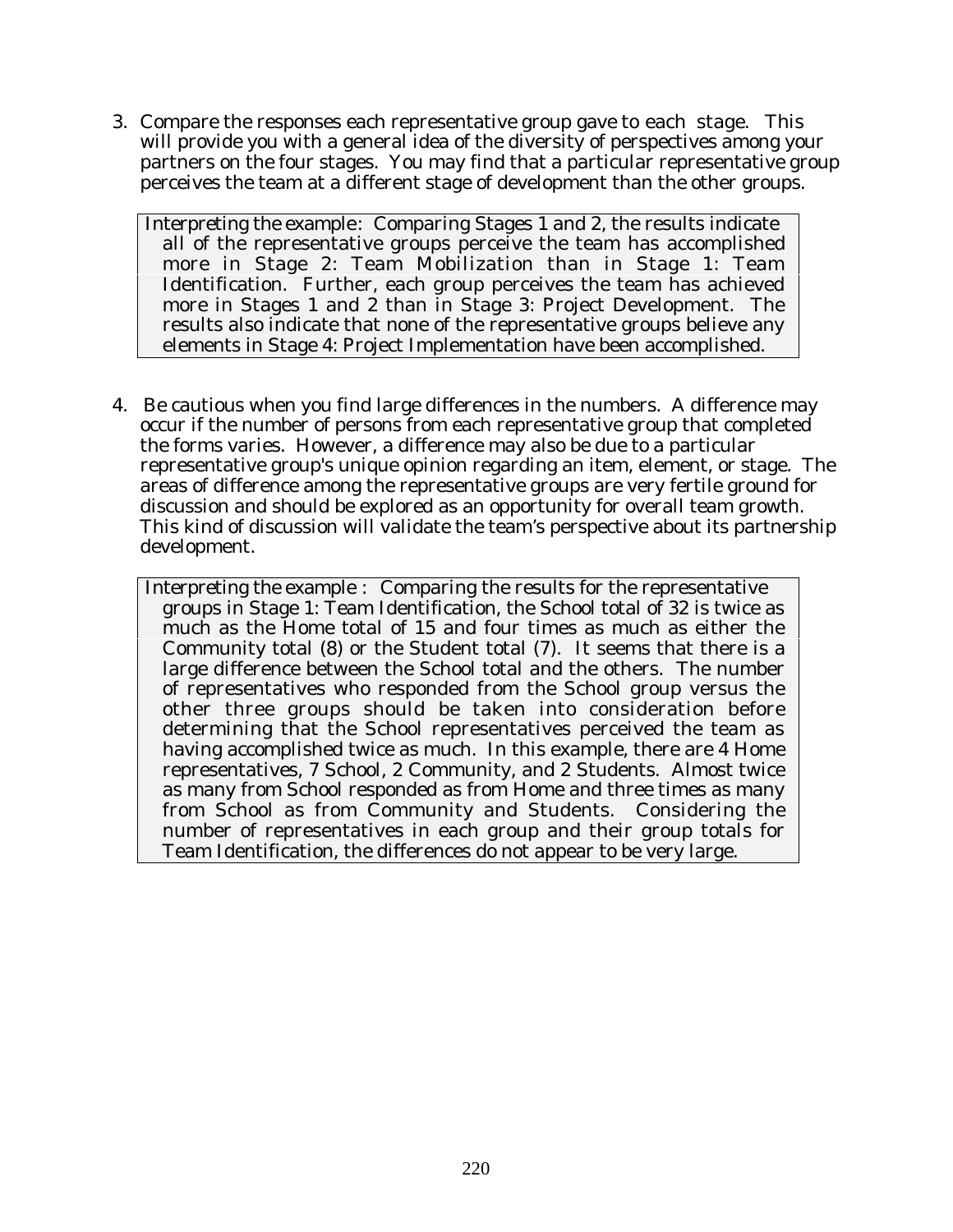3. Compare the responses each representative group gave to each stage. This will provide you with a general idea of the diversity of perspectives among your partners on the four stages. You may find that a particular representative group perceives the team at a different stage of development than the other groups.

> Interpreting the example: Comparing Stages 1 and 2, the results indicate all of the representative groups perceive the team has accomplished more in Stage 2: Team Mobilization than in Stage 1: Team Identification. Further, each group perceives the team has achieved more in Stages 1 and 2 than in Stage 3: Project Development. The results also indicate that none of the representative groups believe any elements in Stage 4: Project Implementation have been accomplished.

4. Be cautious when you find large differences in the numbers. A difference may occur if the number of persons from each representative group that completed the forms varies. However, a difference may also be due to a particular representative group's unique opinion regarding an item, element, or stage. The areas of difference among the representative groups are very fertile ground for discussion and should be explored as an opportunity for overall team growth. This kind of discussion will validate the team's perspective about its partnership development.

> Interpreting the example : Comparing the results for the representative groups in Stage 1: Team Identification, the School total of 32 is twice as much as the Home total of 15 and four times as much as either the Community total (8) or the Student total (7). It seems that there is a large difference between the School total and the others. The number of representatives who responded from the School group versus the other three groups should be taken into consideration before determining that the School representatives perceived the team as having accomplished twice as much. In this example, there are 4 Home representatives, 7 School, 2 Community, and 2 Students. Almost twice as many from School responded as from Home and three times as many from School as from Community and Students. Considering the number of representatives in each group and their group totals for Team Identification, the differences do not appear to be very large.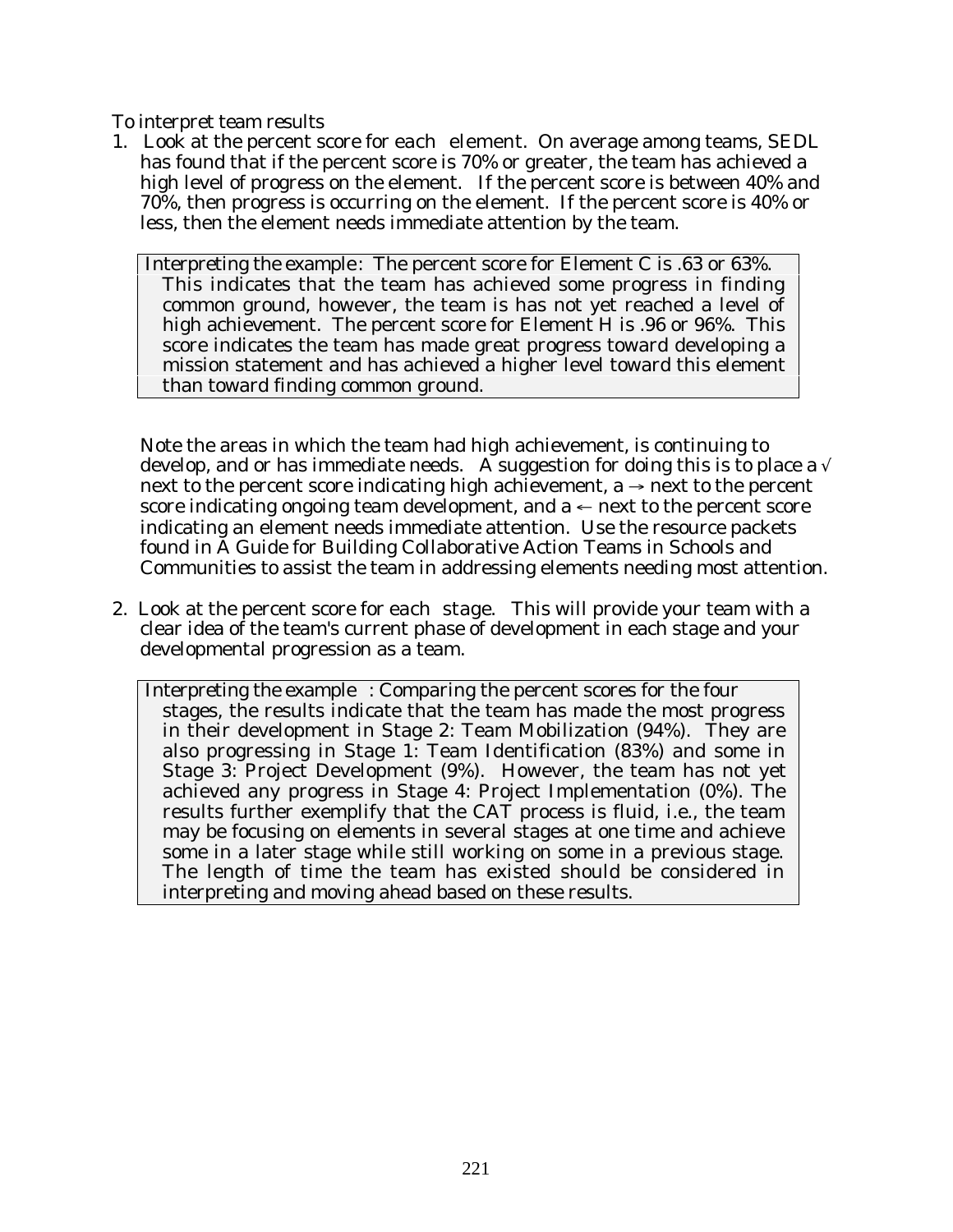To interpret team results

1. *Look at the percent score for each element.* On average among teams, SEDL has found that if the percent score is 70% or greater, the team has achieved a high level of progress on the element. If the percent score is between 40% and 70%, then progress is occurring on the element. If the percent score is 40% or less, then the element needs immediate attention by the team.

   > *Interpreting the example:* The percent score for Element C is .63 or 63%. This indicates that the team has achieved some progress in finding common ground, however, the team is has not yet reached a level of high achievement. The percent score for Element H is .96 or 96%. This score indicates the team has made great progress toward developing a mission statement and has achieved a higher level toward this element than toward finding common ground.

   Note the areas in which the team had high achievement, is continuing to develop, and or has immediate needs. A suggestion for doing this is to place a √ next to the percent score indicating high achievement, a → next to the percent score indicating ongoing team development, and a ← next to the percent score indicating an element needs immediate attention. Use the resource packets found in *A Guide for Building Collaborative Action Teams in Schools and Communities* to assist the team in addressing elements needing most attention.

2. *Look at the percent score for each stage.* This will provide your team with a clear idea of the team's current phase of development in each stage and your developmental progression as a team.

   > *Interpreting the example:* Comparing the percent scores for the four stages, the results indicate that the team has made the most progress in their development in Stage 2: Team Mobilization (94%). They are also progressing in Stage 1: Team Identification (83%) and some in Stage 3: Project Development (9%). However, the team has not yet achieved any progress in Stage 4: Project Implementation (0%). The results further exemplify that the CAT process is fluid, i.e., the team may be focusing on elements in several stages at one time and achieve some in a later stage while still working on some in a previous stage. The length of time the team has existed should be considered in interpreting and moving ahead based on these results.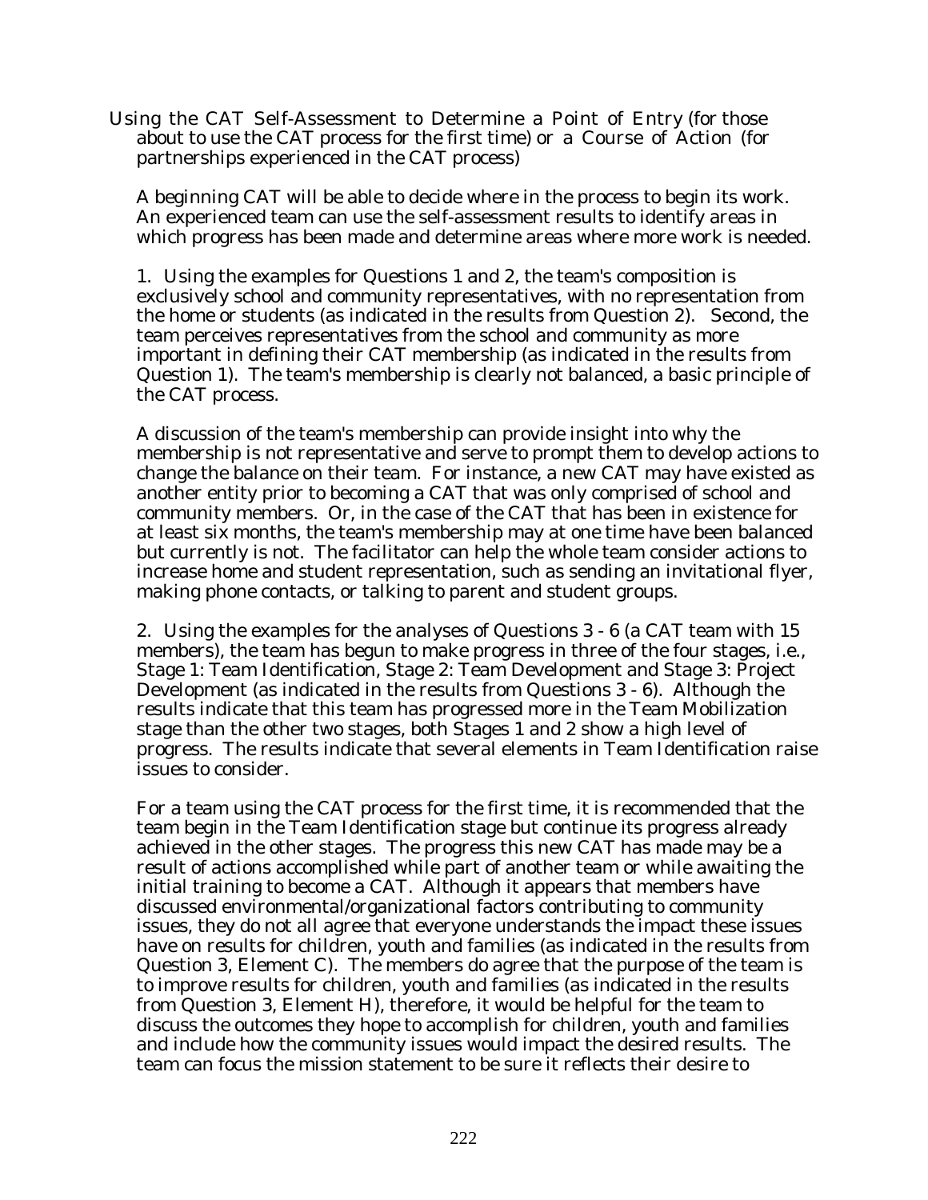Using the CAT Self-Assessment to Determine a Point of Entry (for those about to use the CAT process for the first time) or a Course of Action (for partnerships experienced in the CAT process)

A beginning CAT will be able to decide where in the process to begin its work. An experienced team can use the self-assessment results to identify areas in which progress has been made and determine areas where more work is needed.

1. Using the examples for Questions 1 and 2, the team's composition is exclusively school and community representatives, with no representation from the home or students (as indicated in the results from Question 2). Second, the team perceives representatives from the school and community as more important in defining their CAT membership (as indicated in the results from Question 1). The team's membership is clearly not balanced, a basic principle of the CAT process.

A discussion of the team's membership can provide insight into why the membership is not representative and serve to prompt them to develop actions to change the balance on their team. For instance, a new CAT may have existed as another entity prior to becoming a CAT that was only comprised of school and community members. Or, in the case of the CAT that has been in existence for at least six months, the team's membership may at one time have been balanced but currently is not. The facilitator can help the whole team consider actions to increase home and student representation, such as sending an invitational flyer, making phone contacts, or talking to parent and student groups.

2. Using the examples for the analyses of Questions 3 - 6 (a CAT team with 15 members), the team has begun to make progress in three of the four stages, i.e., Stage 1: Team Identification, Stage 2: Team Development and Stage 3: Project Development (as indicated in the results from Questions 3 - 6). Although the results indicate that this team has progressed more in the Team Mobilization stage than the other two stages, both Stages 1 and 2 show a high level of progress. The results indicate that several elements in Team Identification raise issues to consider.

For a team using the CAT process for the first time, it is recommended that the team begin in the Team Identification stage but continue its progress already achieved in the other stages. The progress this new CAT has made may be a result of actions accomplished while part of another team or while awaiting the initial training to become a CAT. Although it appears that members have discussed environmental/organizational factors contributing to community issues, they do not all agree that everyone understands the impact these issues have on results for children, youth and families (as indicated in the results from Question 3, Element C). The members do agree that the purpose of the team is to improve results for children, youth and families (as indicated in the results from Question 3, Element H), therefore, it would be helpful for the team to discuss the outcomes they hope to accomplish for children, youth and families and include how the community issues would impact the desired results. The team can focus the mission statement to be sure it reflects their desire to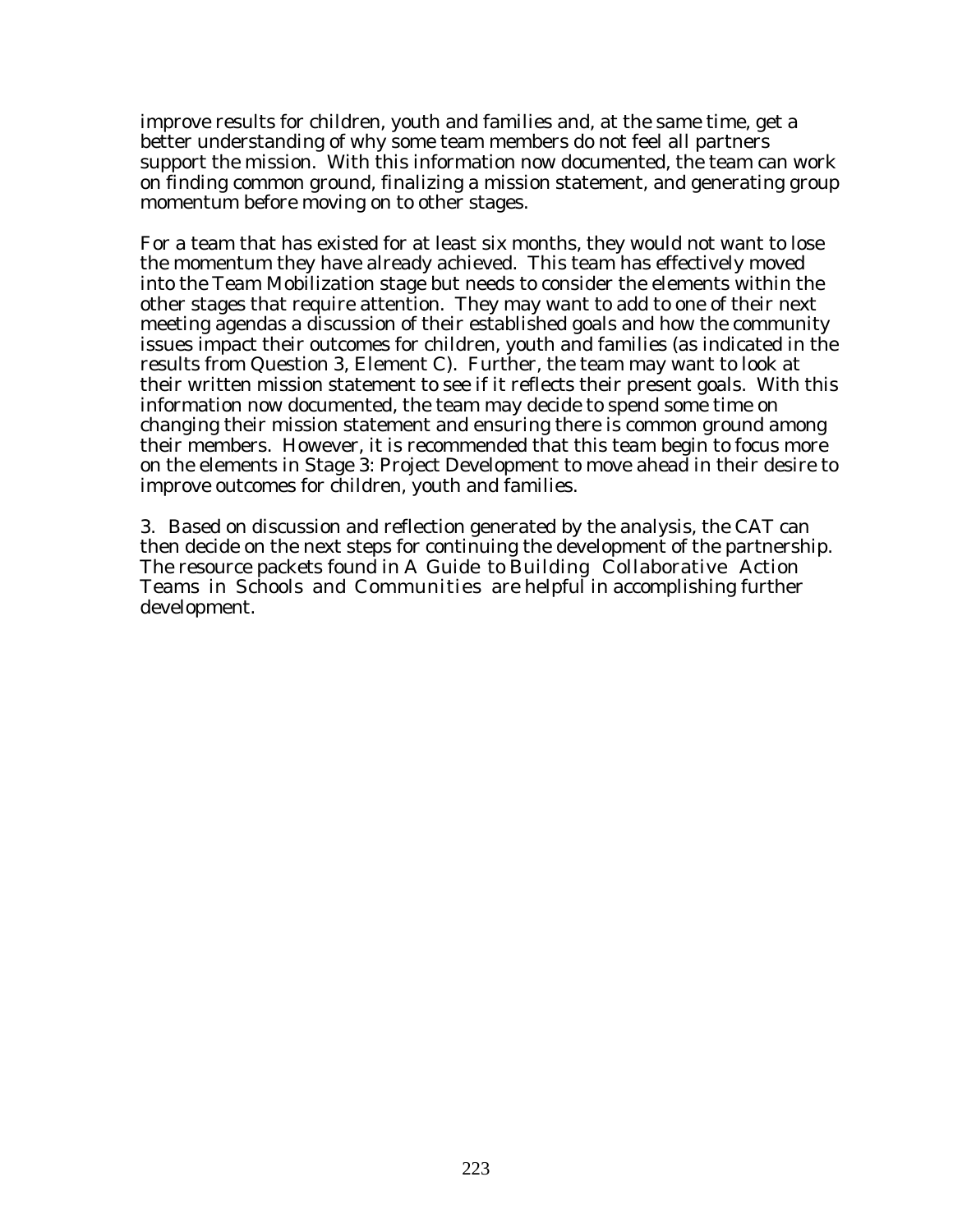improve results for children, youth and families and, at the same time, get a better understanding of why some team members do not feel all partners support the mission. With this information now documented, the team can work on finding common ground, finalizing a mission statement, and generating group momentum before moving on to other stages.

For a team that has existed for at least six months, they would not want to lose the momentum they have already achieved. This team has effectively moved into the Team Mobilization stage but needs to consider the elements within the other stages that require attention. They may want to add to one of their next meeting agendas a discussion of their established goals and how the community issues impact their outcomes for children, youth and families (as indicated in the results from Question 3, Element C). Further, the team may want to look at their written mission statement to see if it reflects their present goals. With this information now documented, the team may decide to spend some time on changing their mission statement and ensuring there is common ground among their members. However, it is recommended that this team begin to focus more on the elements in Stage 3: Project Development to move ahead in their desire to improve outcomes for children, youth and families.

3. Based on discussion and reflection generated by the analysis, the CAT can then decide on the next steps for continuing the development of the partnership. The resource packets found in *A Guide to Building Collaborative Action Teams in Schools and Communities* are helpful in accomplishing further development.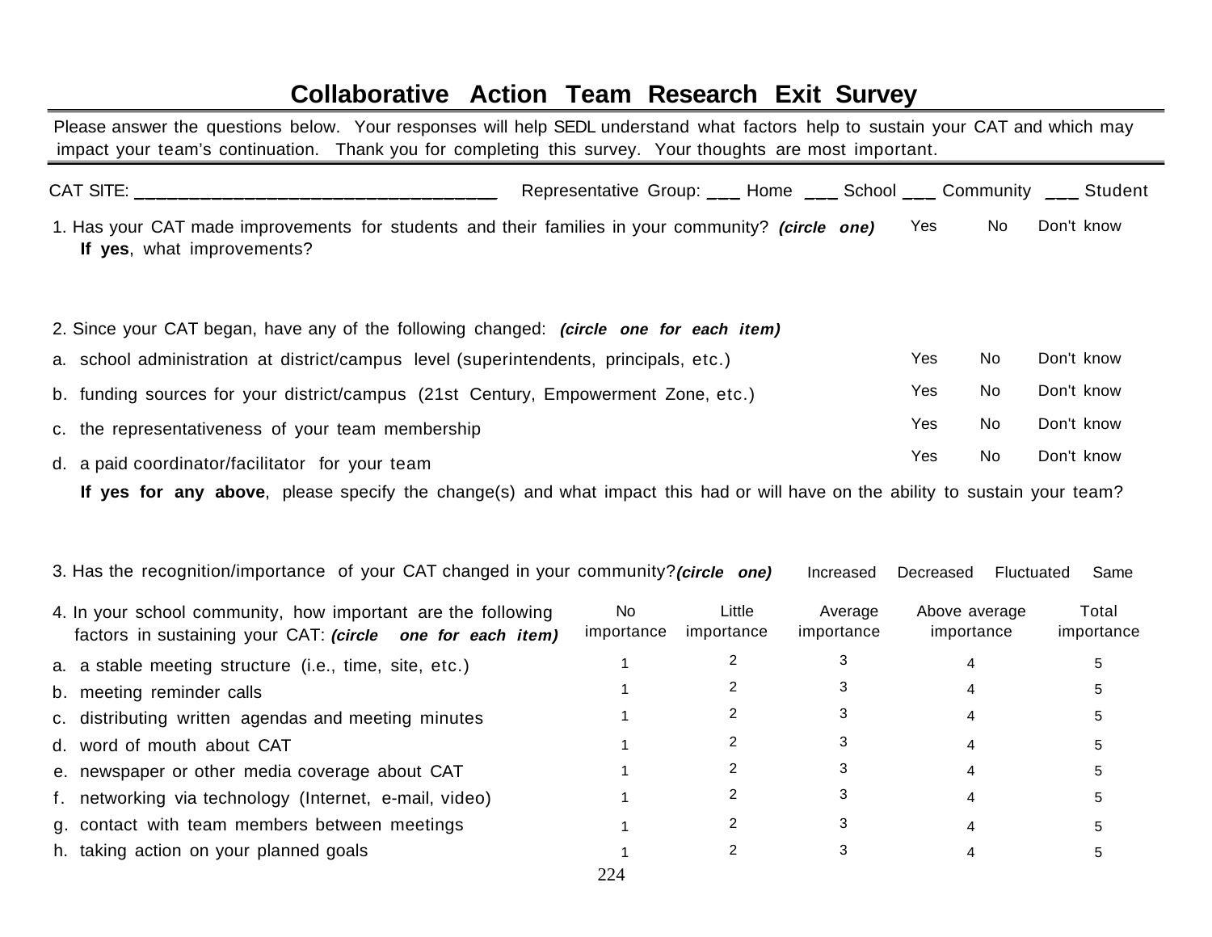# Collaborative Action Team Research Exit Survey

Please answer the questions below. Your responses will help SEDL understand what factors help to sustain your CAT and which may impact your team's continuation. Thank you for completing this survey. Your thoughts are most important.

CAT SITE: ___________________________________ Representative Group: ___ Home ___ School ___ Community ___ Student

1. Has your CAT made improvements for students and their families in your community? ***(circle one)*** Yes No Don't know
   **If yes**, what improvements?

2. Since your CAT began, have any of the following changed: ***(circle one for each item)***

| | | | |
|---|---|---|---|
| a. school administration at district/campus level (superintendents, principals, etc.) | Yes | No | Don't know |
| b. funding sources for your district/campus (21st Century, Empowerment Zone, etc.) | Yes | No | Don't know |
| c. the representativeness of your team membership | Yes | No | Don't know |
| d. a paid coordinator/facilitator for your team | Yes | No | Don't know |

   **If yes for any above**, please specify the change(s) and what impact this had or will have on the ability to sustain your team?

3. Has the recognition/importance of your CAT changed in your community? ***(circle one)*** Increased Decreased Fluctuated Same

| 4. In your school community, how important are the following factors in sustaining your CAT: ***(circle one for each item)*** | No importance | Little importance | Average importance | Above average importance | Total importance |
|---|---|---|---|---|---|
| a. a stable meeting structure (i.e., time, site, etc.) | 1 | 2 | 3 | 4 | 5 |
| b. meeting reminder calls | 1 | 2 | 3 | 4 | 5 |
| c. distributing written agendas and meeting minutes | 1 | 2 | 3 | 4 | 5 |
| d. word of mouth about CAT | 1 | 2 | 3 | 4 | 5 |
| e. newspaper or other media coverage about CAT | 1 | 2 | 3 | 4 | 5 |
| f. networking via technology (Internet, e-mail, video) | 1 | 2 | 3 | 4 | 5 |
| g. contact with team members between meetings | 1 | 2 | 3 | 4 | 5 |
| h. taking action on your planned goals | 1 | 2 | 3 | 4 | 5 |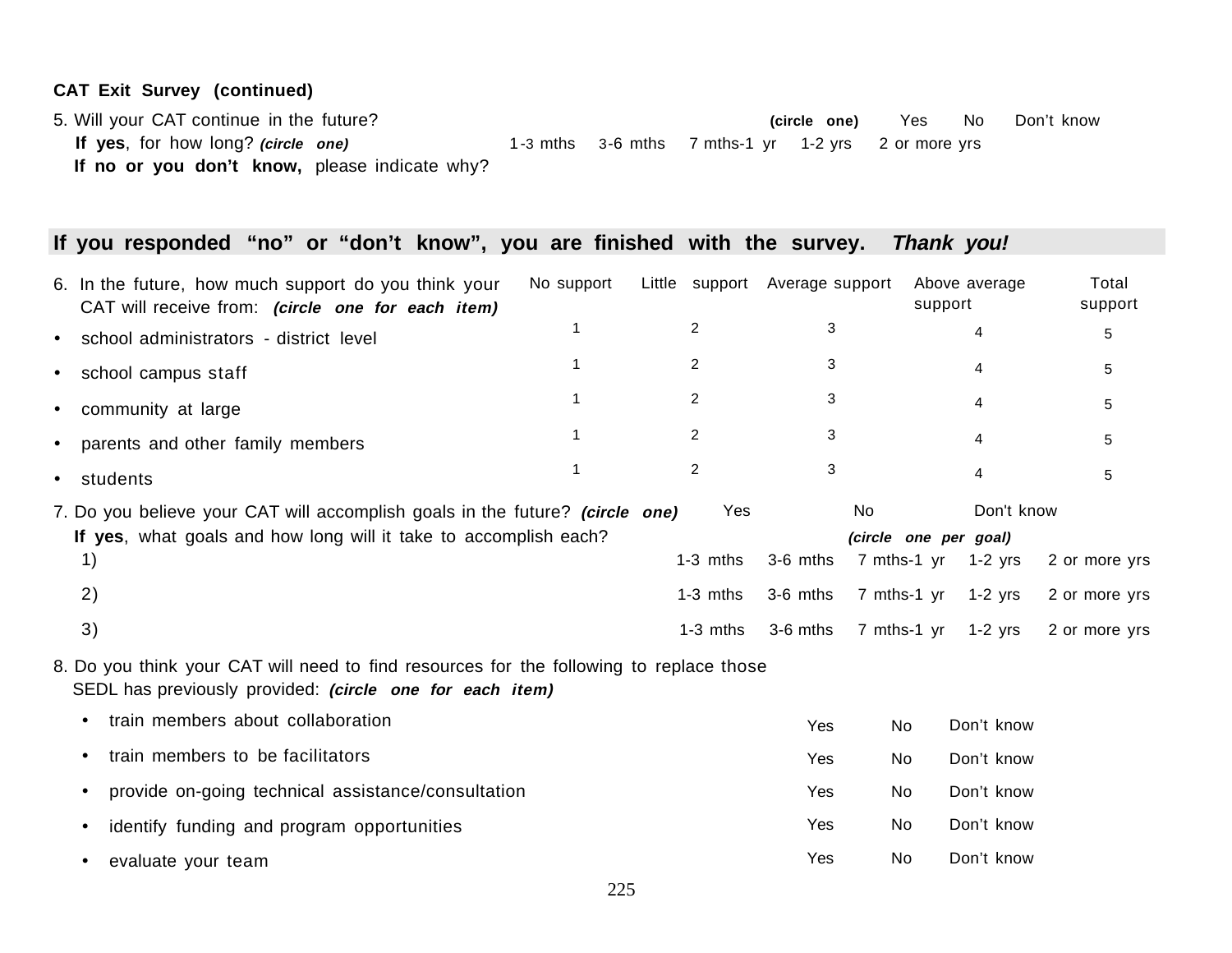**CAT Exit Survey (continued)**

5. Will your CAT continue in the future? ***(circle one)*** Yes No Don't know

   **If yes**, for how long? ***(circle one)*** 1-3 mths 3-6 mths 7 mths-1 yr 1-2 yrs 2 or more yrs

   **If no or you don't know,** please indicate why?

**If you responded "no" or "don't know", you are finished with the survey. *Thank you!***

6. In the future, how much support do you think your CAT will receive from: ***(circle one for each item)***

| | No support | Little support | Average support | Above average support | Total support |
|---|---|---|---|---|---|
| • school administrators - district level | 1 | 2 | 3 | 4 | 5 |
| • school campus staff | 1 | 2 | 3 | 4 | 5 |
| • community at large | 1 | 2 | 3 | 4 | 5 |
| • parents and other family members | 1 | 2 | 3 | 4 | 5 |
| • students | 1 | 2 | 3 | 4 | 5 |

7. Do you believe your CAT will accomplish goals in the future? ***(circle one)*** Yes No Don't know

   **If yes**, what goals and how long will it take to accomplish each? ***(circle one per goal)***

| | | | | | |
|---|---|---|---|---|---|
| 1) | 1-3 mths | 3-6 mths | 7 mths-1 yr | 1-2 yrs | 2 or more yrs |
| 2) | 1-3 mths | 3-6 mths | 7 mths-1 yr | 1-2 yrs | 2 or more yrs |
| 3) | 1-3 mths | 3-6 mths | 7 mths-1 yr | 1-2 yrs | 2 or more yrs |

8. Do you think your CAT will need to find resources for the following to replace those SEDL has previously provided: ***(circle one for each item)***

| | | | |
|---|---|---|---|
| • train members about collaboration | Yes | No | Don't know |
| • train members to be facilitators | Yes | No | Don't know |
| • provide on-going technical assistance/consultation | Yes | No | Don't know |
| • identify funding and program opportunities | Yes | No | Don't know |
| • evaluate your team | Yes | No | Don't know |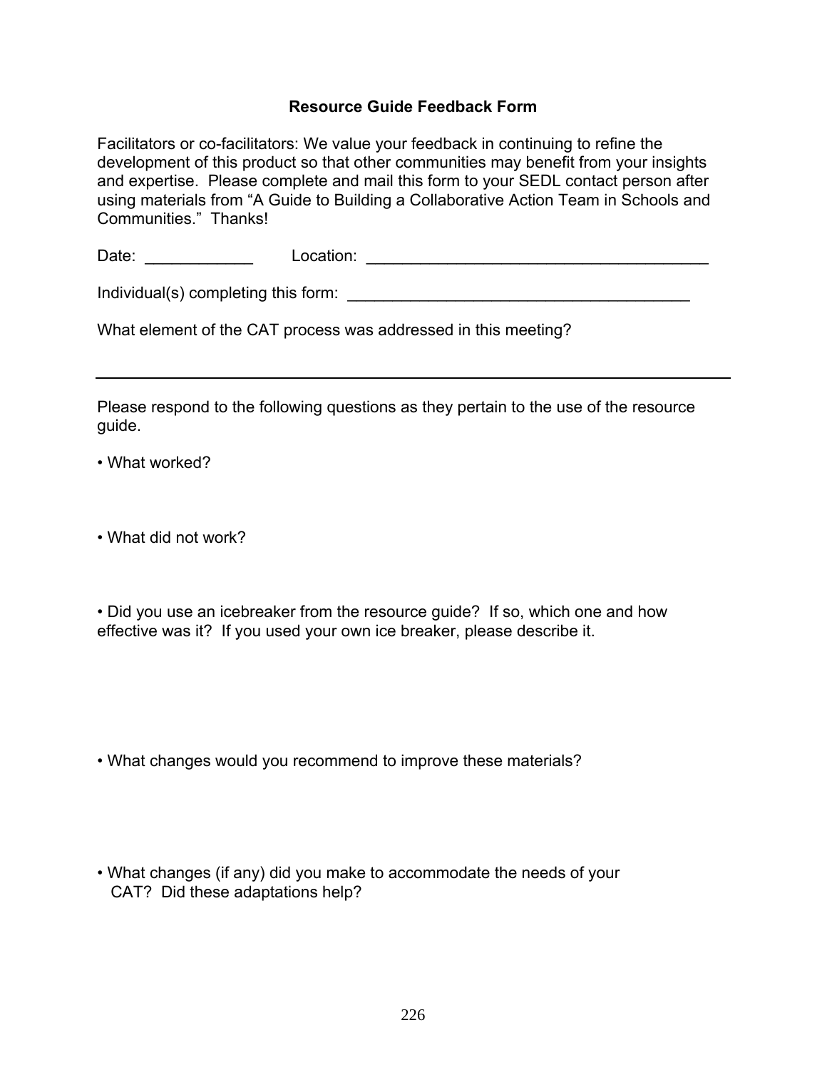### Resource Guide Feedback Form

Facilitators or co-facilitators: We value your feedback in continuing to refine the development of this product so that other communities may benefit from your insights and expertise. Please complete and mail this form to your SEDL contact person after using materials from "A Guide to Building a Collaborative Action Team in Schools and Communities." Thanks!

Date: ____________ Location: ______________________________________

Individual(s) completing this form: ______________________________________

What element of the CAT process was addressed in this meeting?

---

Please respond to the following questions as they pertain to the use of the resource guide.

- What worked?

- What did not work?

- Did you use an icebreaker from the resource guide? If so, which one and how effective was it? If you used your own ice breaker, please describe it.

- What changes would you recommend to improve these materials?

- What changes (if any) did you make to accommodate the needs of your CAT? Did these adaptations help?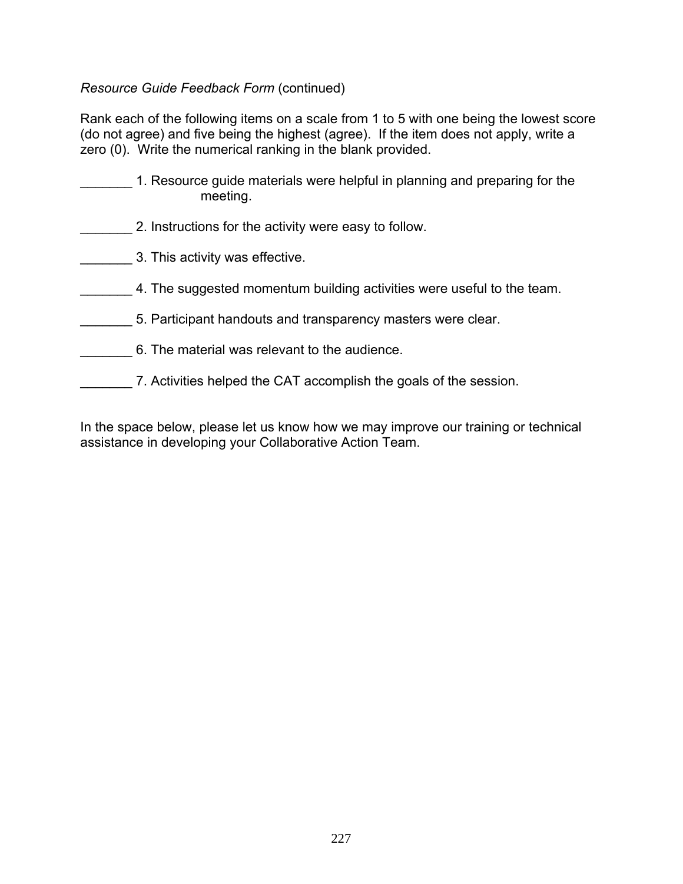*Resource Guide Feedback Form* (continued)

Rank each of the following items on a scale from 1 to 5 with one being the lowest score (do not agree) and five being the highest (agree). If the item does not apply, write a zero (0). Write the numerical ranking in the blank provided.

_______ 1. Resource guide materials were helpful in planning and preparing for the meeting.

_______ 2. Instructions for the activity were easy to follow.

_______ 3. This activity was effective.

_______ 4. The suggested momentum building activities were useful to the team.

_______ 5. Participant handouts and transparency masters were clear.

_______ 6. The material was relevant to the audience.

_______ 7. Activities helped the CAT accomplish the goals of the session.

In the space below, please let us know how we may improve our training or technical assistance in developing your Collaborative Action Team.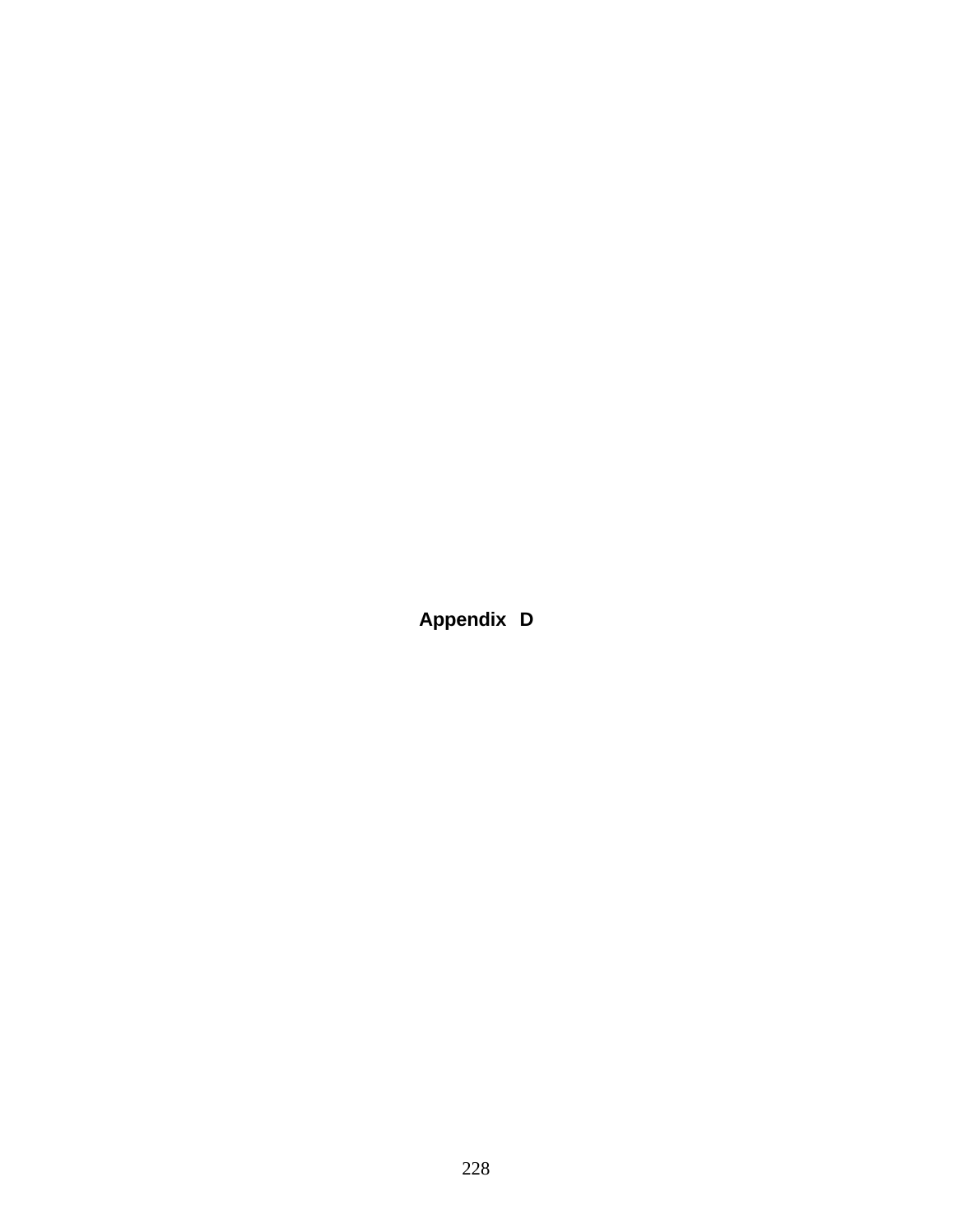# Appendix D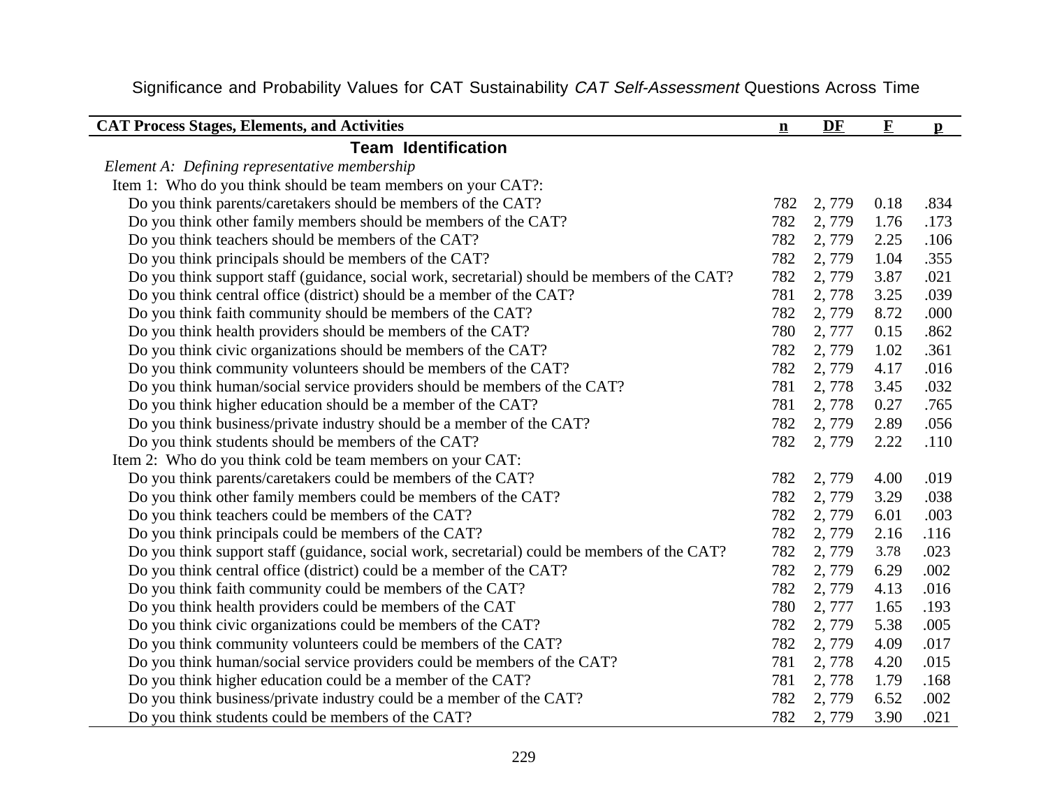Significance and Probability Values for CAT Sustainability *CAT Self-Assessment* Questions Across Time

| CAT Process Stages, Elements, and Activities | n | DF | F | p |
|---|---|---|---|---|
| **Team Identification** | | | | |
| *Element A: Defining representative membership* | | | | |
| Item 1: Who do you think should be team members on your CAT?: | | | | |
| Do you think parents/caretakers should be members of the CAT? | 782 | 2, 779 | 0.18 | .834 |
| Do you think other family members should be members of the CAT? | 782 | 2, 779 | 1.76 | .173 |
| Do you think teachers should be members of the CAT? | 782 | 2, 779 | 2.25 | .106 |
| Do you think principals should be members of the CAT? | 782 | 2, 779 | 1.04 | .355 |
| Do you think support staff (guidance, social work, secretarial) should be members of the CAT? | 782 | 2, 779 | 3.87 | .021 |
| Do you think central office (district) should be a member of the CAT? | 781 | 2, 778 | 3.25 | .039 |
| Do you think faith community should be members of the CAT? | 782 | 2, 779 | 8.72 | .000 |
| Do you think health providers should be members of the CAT? | 780 | 2, 777 | 0.15 | .862 |
| Do you think civic organizations should be members of the CAT? | 782 | 2, 779 | 1.02 | .361 |
| Do you think community volunteers should be members of the CAT? | 782 | 2, 779 | 4.17 | .016 |
| Do you think human/social service providers should be members of the CAT? | 781 | 2, 778 | 3.45 | .032 |
| Do you think higher education should be a member of the CAT? | 781 | 2, 778 | 0.27 | .765 |
| Do you think business/private industry should be a member of the CAT? | 782 | 2, 779 | 2.89 | .056 |
| Do you think students should be members of the CAT? | 782 | 2, 779 | 2.22 | .110 |
| Item 2: Who do you think cold be team members on your CAT: | | | | |
| Do you think parents/caretakers could be members of the CAT? | 782 | 2, 779 | 4.00 | .019 |
| Do you think other family members could be members of the CAT? | 782 | 2, 779 | 3.29 | .038 |
| Do you think teachers could be members of the CAT? | 782 | 2, 779 | 6.01 | .003 |
| Do you think principals could be members of the CAT? | 782 | 2, 779 | 2.16 | .116 |
| Do you think support staff (guidance, social work, secretarial) could be members of the CAT? | 782 | 2, 779 | 3.78 | .023 |
| Do you think central office (district) could be a member of the CAT? | 782 | 2, 779 | 6.29 | .002 |
| Do you think faith community could be members of the CAT? | 782 | 2, 779 | 4.13 | .016 |
| Do you think health providers could be members of the CAT | 780 | 2, 777 | 1.65 | .193 |
| Do you think civic organizations could be members of the CAT? | 782 | 2, 779 | 5.38 | .005 |
| Do you think community volunteers could be members of the CAT? | 782 | 2, 779 | 4.09 | .017 |
| Do you think human/social service providers could be members of the CAT? | 781 | 2, 778 | 4.20 | .015 |
| Do you think higher education could be a member of the CAT? | 781 | 2, 778 | 1.79 | .168 |
| Do you think business/private industry could be a member of the CAT? | 782 | 2, 779 | 6.52 | .002 |
| Do you think students could be members of the CAT? | 782 | 2, 779 | 3.90 | .021 |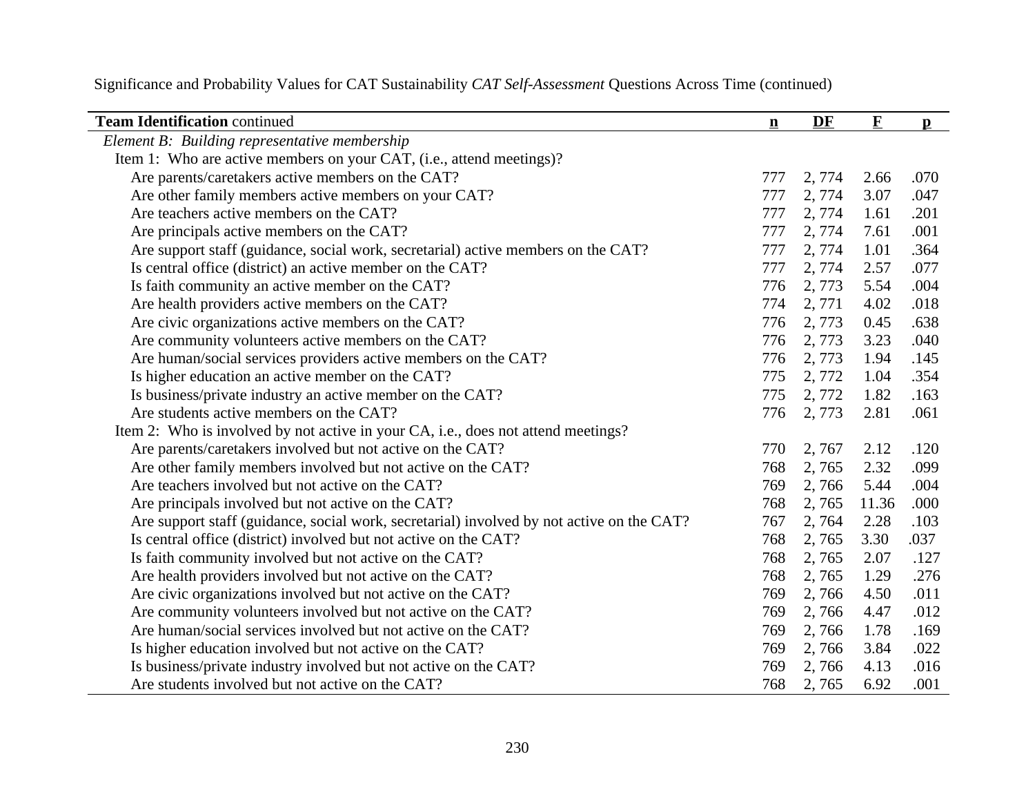Significance and Probability Values for CAT Sustainability *CAT Self-Assessment* Questions Across Time (continued)

| **Team Identification** continued | n | DF | F | p |
|---|---|---|---|---|
| *Element B: Building representative membership* | | | | |
| Item 1: Who are active members on your CAT, (i.e., attend meetings)? | | | | |
| Are parents/caretakers active members on the CAT? | 777 | 2, 774 | 2.66 | .070 |
| Are other family members active members on your CAT? | 777 | 2, 774 | 3.07 | .047 |
| Are teachers active members on the CAT? | 777 | 2, 774 | 1.61 | .201 |
| Are principals active members on the CAT? | 777 | 2, 774 | 7.61 | .001 |
| Are support staff (guidance, social work, secretarial) active members on the CAT? | 777 | 2, 774 | 1.01 | .364 |
| Is central office (district) an active member on the CAT? | 777 | 2, 774 | 2.57 | .077 |
| Is faith community an active member on the CAT? | 776 | 2, 773 | 5.54 | .004 |
| Are health providers active members on the CAT? | 774 | 2, 771 | 4.02 | .018 |
| Are civic organizations active members on the CAT? | 776 | 2, 773 | 0.45 | .638 |
| Are community volunteers active members on the CAT? | 776 | 2, 773 | 3.23 | .040 |
| Are human/social services providers active members on the CAT? | 776 | 2, 773 | 1.94 | .145 |
| Is higher education an active member on the CAT? | 775 | 2, 772 | 1.04 | .354 |
| Is business/private industry an active member on the CAT? | 775 | 2, 772 | 1.82 | .163 |
| Are students active members on the CAT? | 776 | 2, 773 | 2.81 | .061 |
| Item 2: Who is involved by not active in your CA, i.e., does not attend meetings? | | | | |
| Are parents/caretakers involved but not active on the CAT? | 770 | 2, 767 | 2.12 | .120 |
| Are other family members involved but not active on the CAT? | 768 | 2, 765 | 2.32 | .099 |
| Are teachers involved but not active on the CAT? | 769 | 2, 766 | 5.44 | .004 |
| Are principals involved but not active on the CAT? | 768 | 2, 765 | 11.36 | .000 |
| Are support staff (guidance, social work, secretarial) involved by not active on the CAT? | 767 | 2, 764 | 2.28 | .103 |
| Is central office (district) involved but not active on the CAT? | 768 | 2, 765 | 3.30 | .037 |
| Is faith community involved but not active on the CAT? | 768 | 2, 765 | 2.07 | .127 |
| Are health providers involved but not active on the CAT? | 768 | 2, 765 | 1.29 | .276 |
| Are civic organizations involved but not active on the CAT? | 769 | 2, 766 | 4.50 | .011 |
| Are community volunteers involved but not active on the CAT? | 769 | 2, 766 | 4.47 | .012 |
| Are human/social services involved but not active on the CAT? | 769 | 2, 766 | 1.78 | .169 |
| Is higher education involved but not active on the CAT? | 769 | 2, 766 | 3.84 | .022 |
| Is business/private industry involved but not active on the CAT? | 769 | 2, 766 | 4.13 | .016 |
| Are students involved but not active on the CAT? | 768 | 2, 765 | 6.92 | .001 |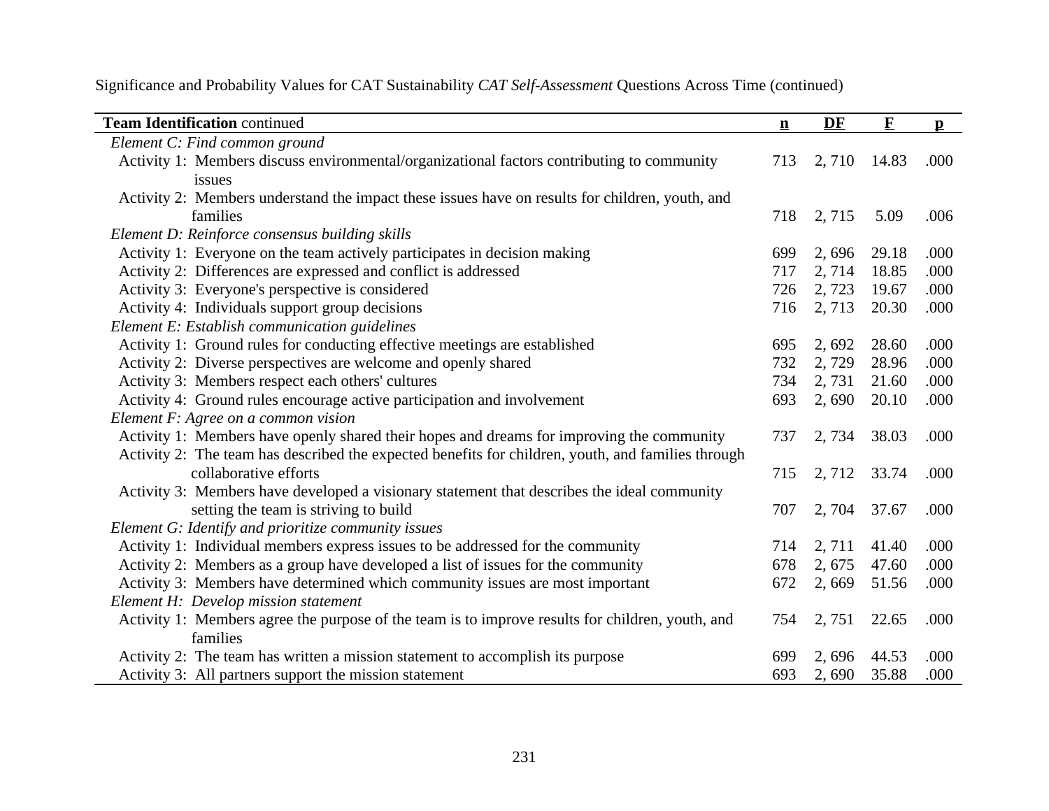Significance and Probability Values for CAT Sustainability *CAT Self-Assessment* Questions Across Time (continued)

| **Team Identification** continued | n | DF | F | p |
|---|---|---|---|---|
| *Element C: Find common ground* | | | | |
| Activity 1: Members discuss environmental/organizational factors contributing to community issues | 713 | 2, 710 | 14.83 | .000 |
| Activity 2: Members understand the impact these issues have on results for children, youth, and families | 718 | 2, 715 | 5.09 | .006 |
| *Element D: Reinforce consensus building skills* | | | | |
| Activity 1: Everyone on the team actively participates in decision making | 699 | 2, 696 | 29.18 | .000 |
| Activity 2: Differences are expressed and conflict is addressed | 717 | 2, 714 | 18.85 | .000 |
| Activity 3: Everyone's perspective is considered | 726 | 2, 723 | 19.67 | .000 |
| Activity 4: Individuals support group decisions | 716 | 2, 713 | 20.30 | .000 |
| *Element E: Establish communication guidelines* | | | | |
| Activity 1: Ground rules for conducting effective meetings are established | 695 | 2, 692 | 28.60 | .000 |
| Activity 2: Diverse perspectives are welcome and openly shared | 732 | 2, 729 | 28.96 | .000 |
| Activity 3: Members respect each others' cultures | 734 | 2, 731 | 21.60 | .000 |
| Activity 4: Ground rules encourage active participation and involvement | 693 | 2, 690 | 20.10 | .000 |
| *Element F: Agree on a common vision* | | | | |
| Activity 1: Members have openly shared their hopes and dreams for improving the community | 737 | 2, 734 | 38.03 | .000 |
| Activity 2: The team has described the expected benefits for children, youth, and families through collaborative efforts | 715 | 2, 712 | 33.74 | .000 |
| Activity 3: Members have developed a visionary statement that describes the ideal community setting the team is striving to build | 707 | 2, 704 | 37.67 | .000 |
| *Element G: Identify and prioritize community issues* | | | | |
| Activity 1: Individual members express issues to be addressed for the community | 714 | 2, 711 | 41.40 | .000 |
| Activity 2: Members as a group have developed a list of issues for the community | 678 | 2, 675 | 47.60 | .000 |
| Activity 3: Members have determined which community issues are most important | 672 | 2, 669 | 51.56 | .000 |
| *Element H: Develop mission statement* | | | | |
| Activity 1: Members agree the purpose of the team is to improve results for children, youth, and families | 754 | 2, 751 | 22.65 | .000 |
| Activity 2: The team has written a mission statement to accomplish its purpose | 699 | 2, 696 | 44.53 | .000 |
| Activity 3: All partners support the mission statement | 693 | 2, 690 | 35.88 | .000 |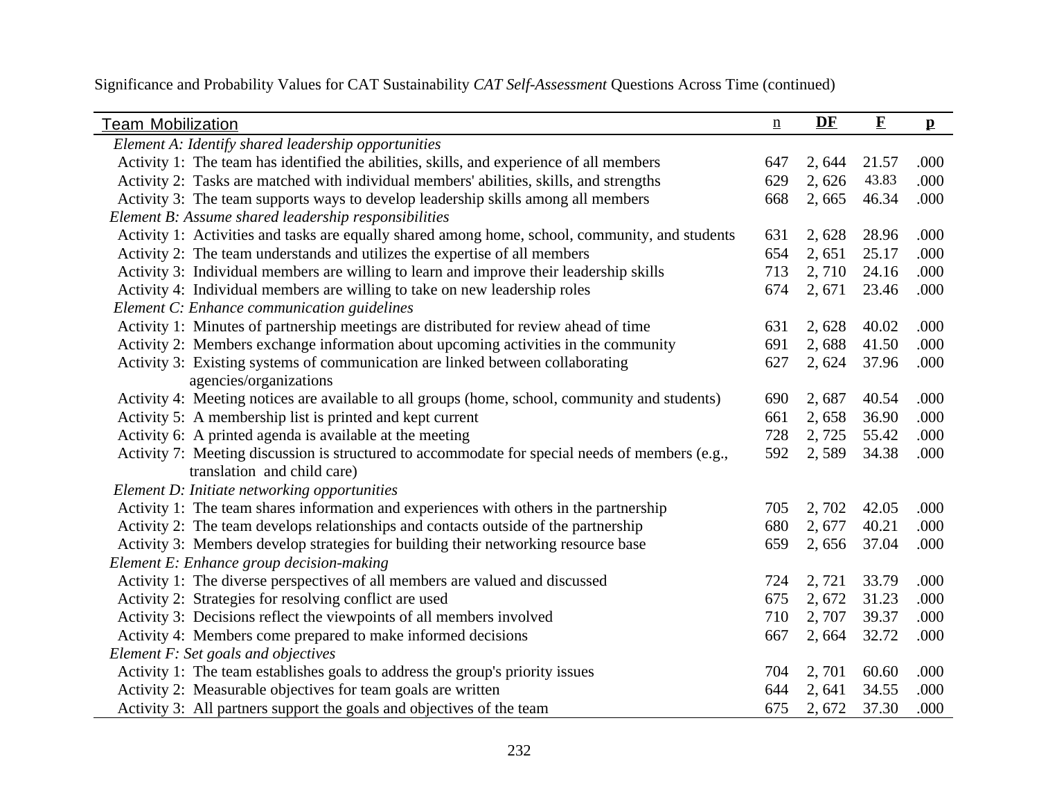Significance and Probability Values for CAT Sustainability *CAT Self-Assessment* Questions Across Time (continued)

| Team Mobilization | n | DF | F | p |
|---|---|---|---|---|
| *Element A: Identify shared leadership opportunities* | | | | |
| Activity 1: The team has identified the abilities, skills, and experience of all members | 647 | 2, 644 | 21.57 | .000 |
| Activity 2: Tasks are matched with individual members' abilities, skills, and strengths | 629 | 2, 626 | 43.83 | .000 |
| Activity 3: The team supports ways to develop leadership skills among all members | 668 | 2, 665 | 46.34 | .000 |
| *Element B: Assume shared leadership responsibilities* | | | | |
| Activity 1: Activities and tasks are equally shared among home, school, community, and students | 631 | 2, 628 | 28.96 | .000 |
| Activity 2: The team understands and utilizes the expertise of all members | 654 | 2, 651 | 25.17 | .000 |
| Activity 3: Individual members are willing to learn and improve their leadership skills | 713 | 2, 710 | 24.16 | .000 |
| Activity 4: Individual members are willing to take on new leadership roles | 674 | 2, 671 | 23.46 | .000 |
| *Element C: Enhance communication guidelines* | | | | |
| Activity 1: Minutes of partnership meetings are distributed for review ahead of time | 631 | 2, 628 | 40.02 | .000 |
| Activity 2: Members exchange information about upcoming activities in the community | 691 | 2, 688 | 41.50 | .000 |
| Activity 3: Existing systems of communication are linked between collaborating agencies/organizations | 627 | 2, 624 | 37.96 | .000 |
| Activity 4: Meeting notices are available to all groups (home, school, community and students) | 690 | 2, 687 | 40.54 | .000 |
| Activity 5: A membership list is printed and kept current | 661 | 2, 658 | 36.90 | .000 |
| Activity 6: A printed agenda is available at the meeting | 728 | 2, 725 | 55.42 | .000 |
| Activity 7: Meeting discussion is structured to accommodate for special needs of members (e.g., translation and child care) | 592 | 2, 589 | 34.38 | .000 |
| *Element D: Initiate networking opportunities* | | | | |
| Activity 1: The team shares information and experiences with others in the partnership | 705 | 2, 702 | 42.05 | .000 |
| Activity 2: The team develops relationships and contacts outside of the partnership | 680 | 2, 677 | 40.21 | .000 |
| Activity 3: Members develop strategies for building their networking resource base | 659 | 2, 656 | 37.04 | .000 |
| *Element E: Enhance group decision-making* | | | | |
| Activity 1: The diverse perspectives of all members are valued and discussed | 724 | 2, 721 | 33.79 | .000 |
| Activity 2: Strategies for resolving conflict are used | 675 | 2, 672 | 31.23 | .000 |
| Activity 3: Decisions reflect the viewpoints of all members involved | 710 | 2, 707 | 39.37 | .000 |
| Activity 4: Members come prepared to make informed decisions | 667 | 2, 664 | 32.72 | .000 |
| *Element F: Set goals and objectives* | | | | |
| Activity 1: The team establishes goals to address the group's priority issues | 704 | 2, 701 | 60.60 | .000 |
| Activity 2: Measurable objectives for team goals are written | 644 | 2, 641 | 34.55 | .000 |
| Activity 3: All partners support the goals and objectives of the team | 675 | 2, 672 | 37.30 | .000 |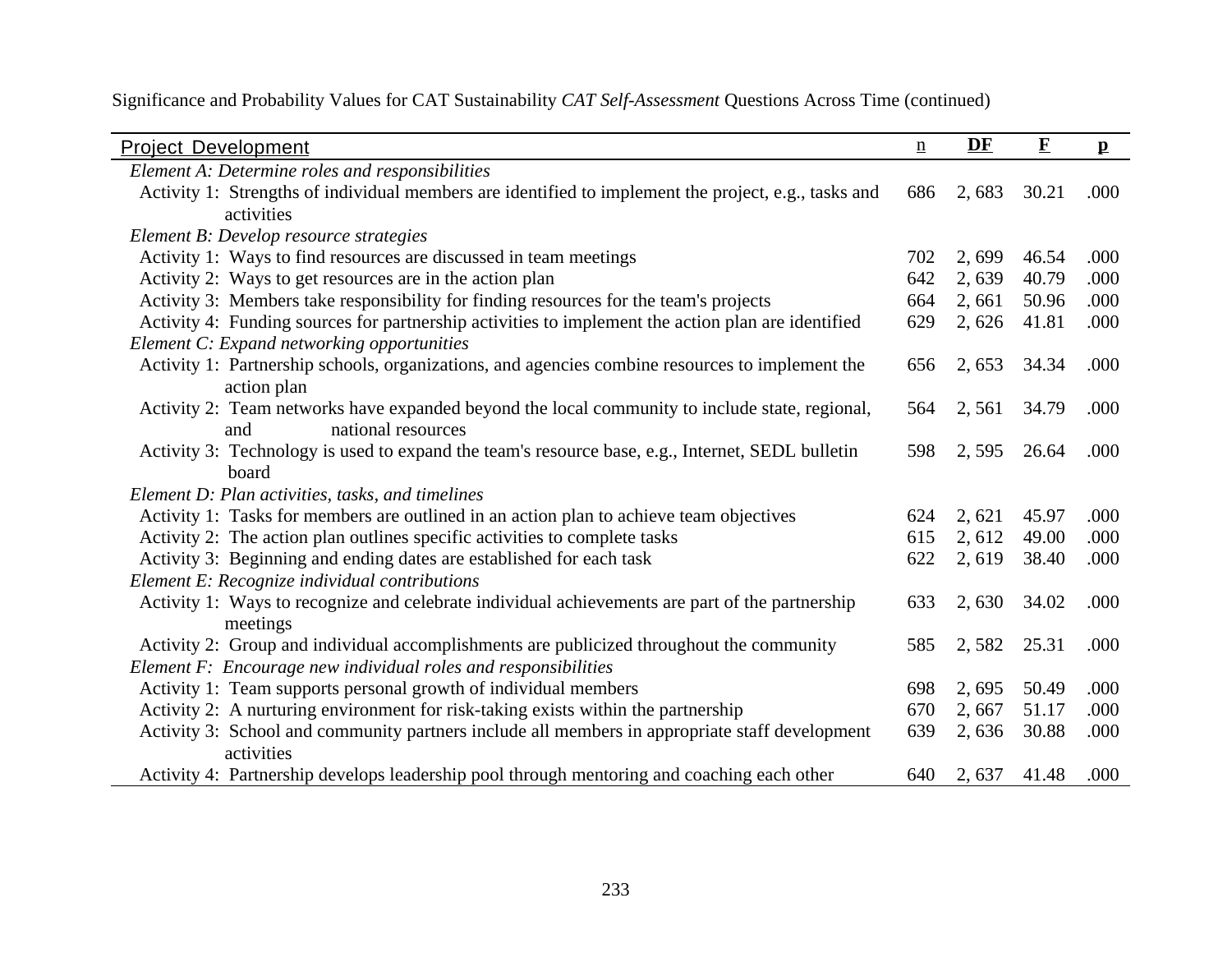Significance and Probability Values for CAT Sustainability *CAT Self-Assessment* Questions Across Time (continued)

| Project Development | n | DF | F | p |
|---|---|---|---|---|
| *Element A: Determine roles and responsibilities* | | | | |
| Activity 1: Strengths of individual members are identified to implement the project, e.g., tasks and activities | 686 | 2, 683 | 30.21 | .000 |
| *Element B: Develop resource strategies* | | | | |
| Activity 1: Ways to find resources are discussed in team meetings | 702 | 2, 699 | 46.54 | .000 |
| Activity 2: Ways to get resources are in the action plan | 642 | 2, 639 | 40.79 | .000 |
| Activity 3: Members take responsibility for finding resources for the team's projects | 664 | 2, 661 | 50.96 | .000 |
| Activity 4: Funding sources for partnership activities to implement the action plan are identified | 629 | 2, 626 | 41.81 | .000 |
| *Element C: Expand networking opportunities* | | | | |
| Activity 1: Partnership schools, organizations, and agencies combine resources to implement the action plan | 656 | 2, 653 | 34.34 | .000 |
| Activity 2: Team networks have expanded beyond the local community to include state, regional, and national resources | 564 | 2, 561 | 34.79 | .000 |
| Activity 3: Technology is used to expand the team's resource base, e.g., Internet, SEDL bulletin board | 598 | 2, 595 | 26.64 | .000 |
| *Element D: Plan activities, tasks, and timelines* | | | | |
| Activity 1: Tasks for members are outlined in an action plan to achieve team objectives | 624 | 2, 621 | 45.97 | .000 |
| Activity 2: The action plan outlines specific activities to complete tasks | 615 | 2, 612 | 49.00 | .000 |
| Activity 3: Beginning and ending dates are established for each task | 622 | 2, 619 | 38.40 | .000 |
| *Element E: Recognize individual contributions* | | | | |
| Activity 1: Ways to recognize and celebrate individual achievements are part of the partnership meetings | 633 | 2, 630 | 34.02 | .000 |
| Activity 2: Group and individual accomplishments are publicized throughout the community | 585 | 2, 582 | 25.31 | .000 |
| *Element F: Encourage new individual roles and responsibilities* | | | | |
| Activity 1: Team supports personal growth of individual members | 698 | 2, 695 | 50.49 | .000 |
| Activity 2: A nurturing environment for risk-taking exists within the partnership | 670 | 2, 667 | 51.17 | .000 |
| Activity 3: School and community partners include all members in appropriate staff development activities | 639 | 2, 636 | 30.88 | .000 |
| Activity 4: Partnership develops leadership pool through mentoring and coaching each other | 640 | 2, 637 | 41.48 | .000 |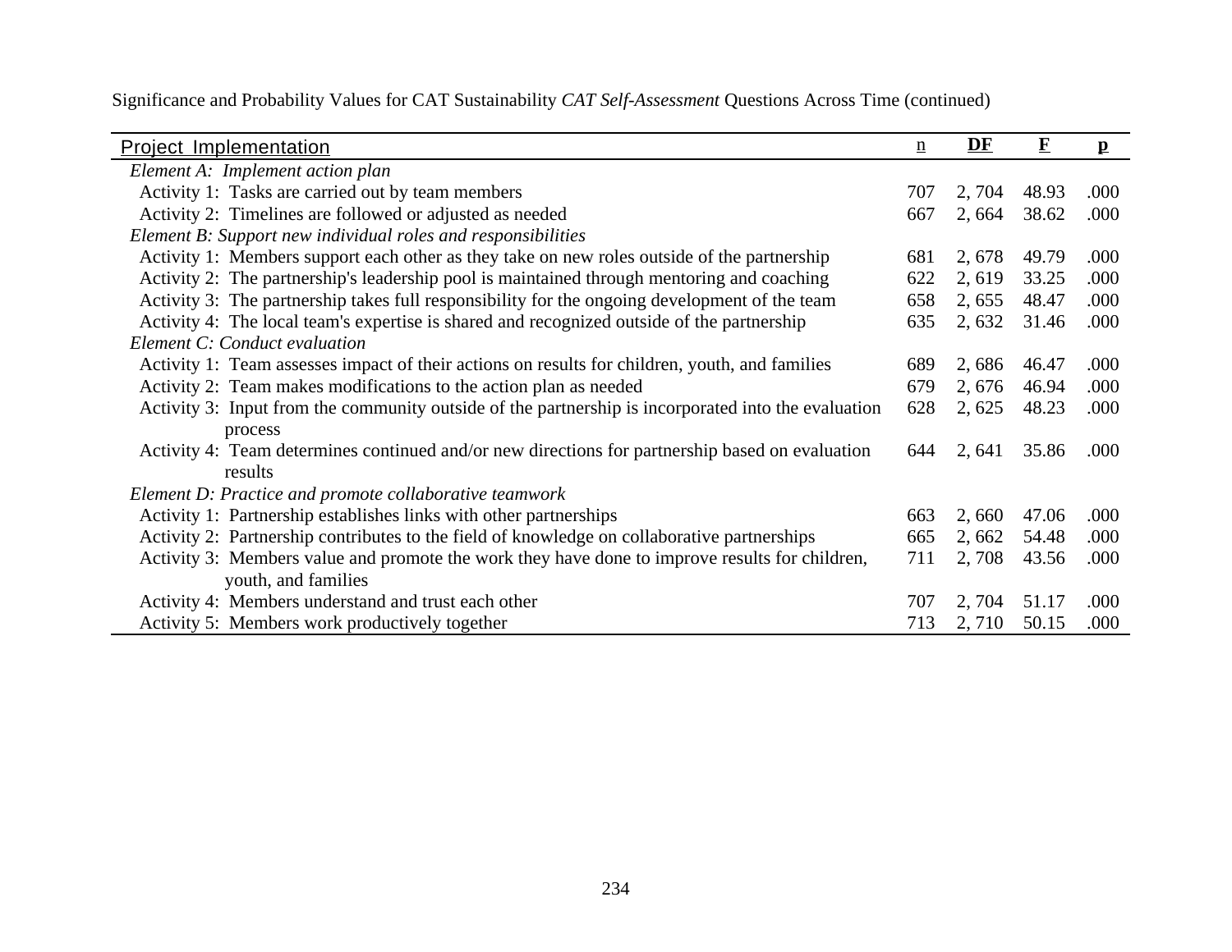Significance and Probability Values for CAT Sustainability *CAT Self-Assessment* Questions Across Time (continued)

| Project Implementation | n | DF | F | p |
|---|---|---|---|---|
| *Element A: Implement action plan* | | | | |
| Activity 1: Tasks are carried out by team members | 707 | 2, 704 | 48.93 | .000 |
| Activity 2: Timelines are followed or adjusted as needed | 667 | 2, 664 | 38.62 | .000 |
| *Element B: Support new individual roles and responsibilities* | | | | |
| Activity 1: Members support each other as they take on new roles outside of the partnership | 681 | 2, 678 | 49.79 | .000 |
| Activity 2: The partnership's leadership pool is maintained through mentoring and coaching | 622 | 2, 619 | 33.25 | .000 |
| Activity 3: The partnership takes full responsibility for the ongoing development of the team | 658 | 2, 655 | 48.47 | .000 |
| Activity 4: The local team's expertise is shared and recognized outside of the partnership | 635 | 2, 632 | 31.46 | .000 |
| *Element C: Conduct evaluation* | | | | |
| Activity 1: Team assesses impact of their actions on results for children, youth, and families | 689 | 2, 686 | 46.47 | .000 |
| Activity 2: Team makes modifications to the action plan as needed | 679 | 2, 676 | 46.94 | .000 |
| Activity 3: Input from the community outside of the partnership is incorporated into the evaluation process | 628 | 2, 625 | 48.23 | .000 |
| Activity 4: Team determines continued and/or new directions for partnership based on evaluation results | 644 | 2, 641 | 35.86 | .000 |
| *Element D: Practice and promote collaborative teamwork* | | | | |
| Activity 1: Partnership establishes links with other partnerships | 663 | 2, 660 | 47.06 | .000 |
| Activity 2: Partnership contributes to the field of knowledge on collaborative partnerships | 665 | 2, 662 | 54.48 | .000 |
| Activity 3: Members value and promote the work they have done to improve results for children, youth, and families | 711 | 2, 708 | 43.56 | .000 |
| Activity 4: Members understand and trust each other | 707 | 2, 704 | 51.17 | .000 |
| Activity 5: Members work productively together | 713 | 2, 710 | 50.15 | .000 |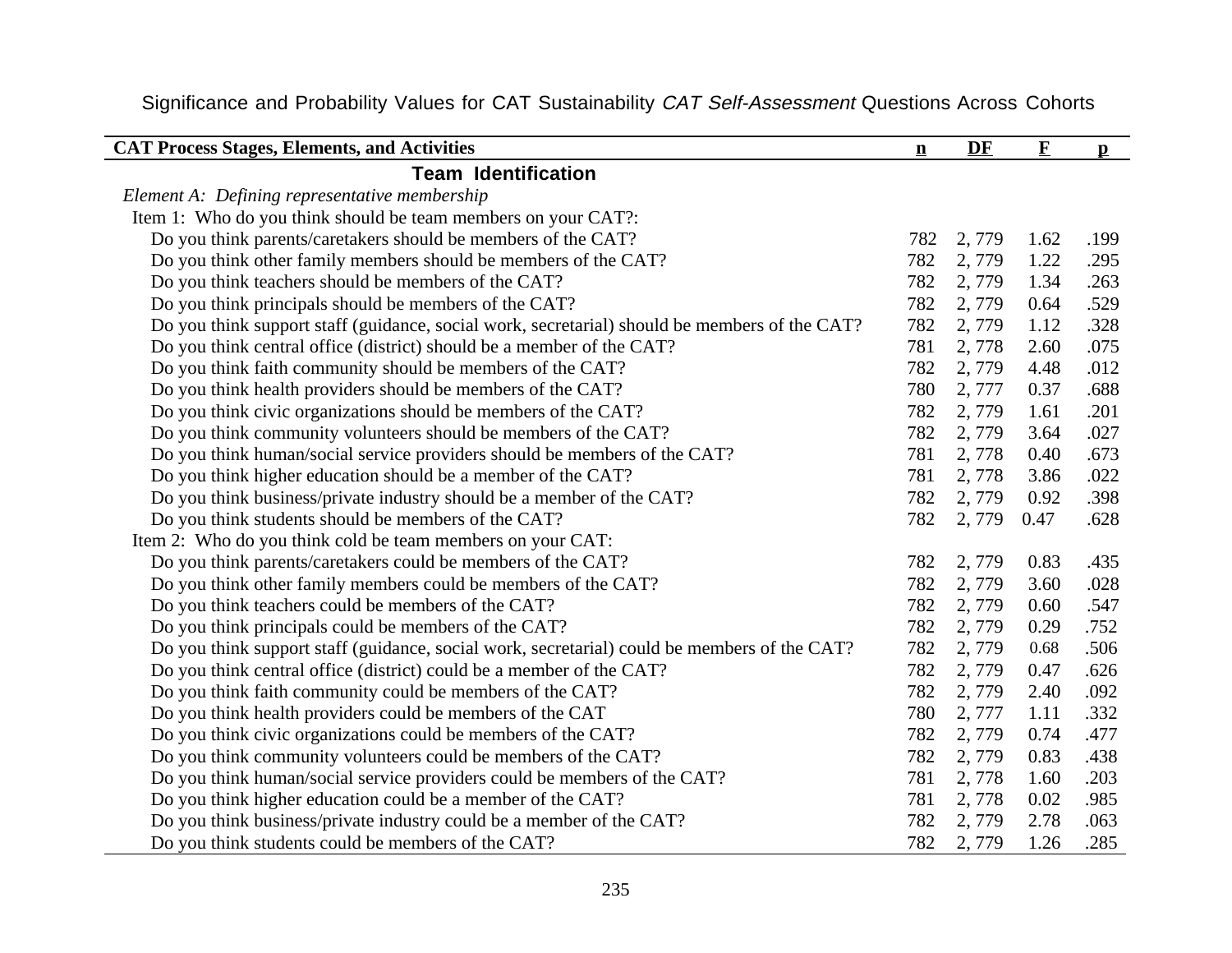Significance and Probability Values for CAT Sustainability *CAT Self-Assessment* Questions Across Cohorts

| CAT Process Stages, Elements, and Activities | n | DF | F | p |
|---|---|---|---|---|
| **Team Identification** | | | | |
| *Element A: Defining representative membership* | | | | |
| Item 1: Who do you think should be team members on your CAT?: | | | | |
| Do you think parents/caretakers should be members of the CAT? | 782 | 2, 779 | 1.62 | .199 |
| Do you think other family members should be members of the CAT? | 782 | 2, 779 | 1.22 | .295 |
| Do you think teachers should be members of the CAT? | 782 | 2, 779 | 1.34 | .263 |
| Do you think principals should be members of the CAT? | 782 | 2, 779 | 0.64 | .529 |
| Do you think support staff (guidance, social work, secretarial) should be members of the CAT? | 782 | 2, 779 | 1.12 | .328 |
| Do you think central office (district) should be a member of the CAT? | 781 | 2, 778 | 2.60 | .075 |
| Do you think faith community should be members of the CAT? | 782 | 2, 779 | 4.48 | .012 |
| Do you think health providers should be members of the CAT? | 780 | 2, 777 | 0.37 | .688 |
| Do you think civic organizations should be members of the CAT? | 782 | 2, 779 | 1.61 | .201 |
| Do you think community volunteers should be members of the CAT? | 782 | 2, 779 | 3.64 | .027 |
| Do you think human/social service providers should be members of the CAT? | 781 | 2, 778 | 0.40 | .673 |
| Do you think higher education should be a member of the CAT? | 781 | 2, 778 | 3.86 | .022 |
| Do you think business/private industry should be a member of the CAT? | 782 | 2, 779 | 0.92 | .398 |
| Do you think students should be members of the CAT? | 782 | 2, 779 | 0.47 | .628 |
| Item 2: Who do you think cold be team members on your CAT: | | | | |
| Do you think parents/caretakers could be members of the CAT? | 782 | 2, 779 | 0.83 | .435 |
| Do you think other family members could be members of the CAT? | 782 | 2, 779 | 3.60 | .028 |
| Do you think teachers could be members of the CAT? | 782 | 2, 779 | 0.60 | .547 |
| Do you think principals could be members of the CAT? | 782 | 2, 779 | 0.29 | .752 |
| Do you think support staff (guidance, social work, secretarial) could be members of the CAT? | 782 | 2, 779 | 0.68 | .506 |
| Do you think central office (district) could be a member of the CAT? | 782 | 2, 779 | 0.47 | .626 |
| Do you think faith community could be members of the CAT? | 782 | 2, 779 | 2.40 | .092 |
| Do you think health providers could be members of the CAT | 780 | 2, 777 | 1.11 | .332 |
| Do you think civic organizations could be members of the CAT? | 782 | 2, 779 | 0.74 | .477 |
| Do you think community volunteers could be members of the CAT? | 782 | 2, 779 | 0.83 | .438 |
| Do you think human/social service providers could be members of the CAT? | 781 | 2, 778 | 1.60 | .203 |
| Do you think higher education could be a member of the CAT? | 781 | 2, 778 | 0.02 | .985 |
| Do you think business/private industry could be a member of the CAT? | 782 | 2, 779 | 2.78 | .063 |
| Do you think students could be members of the CAT? | 782 | 2, 779 | 1.26 | .285 |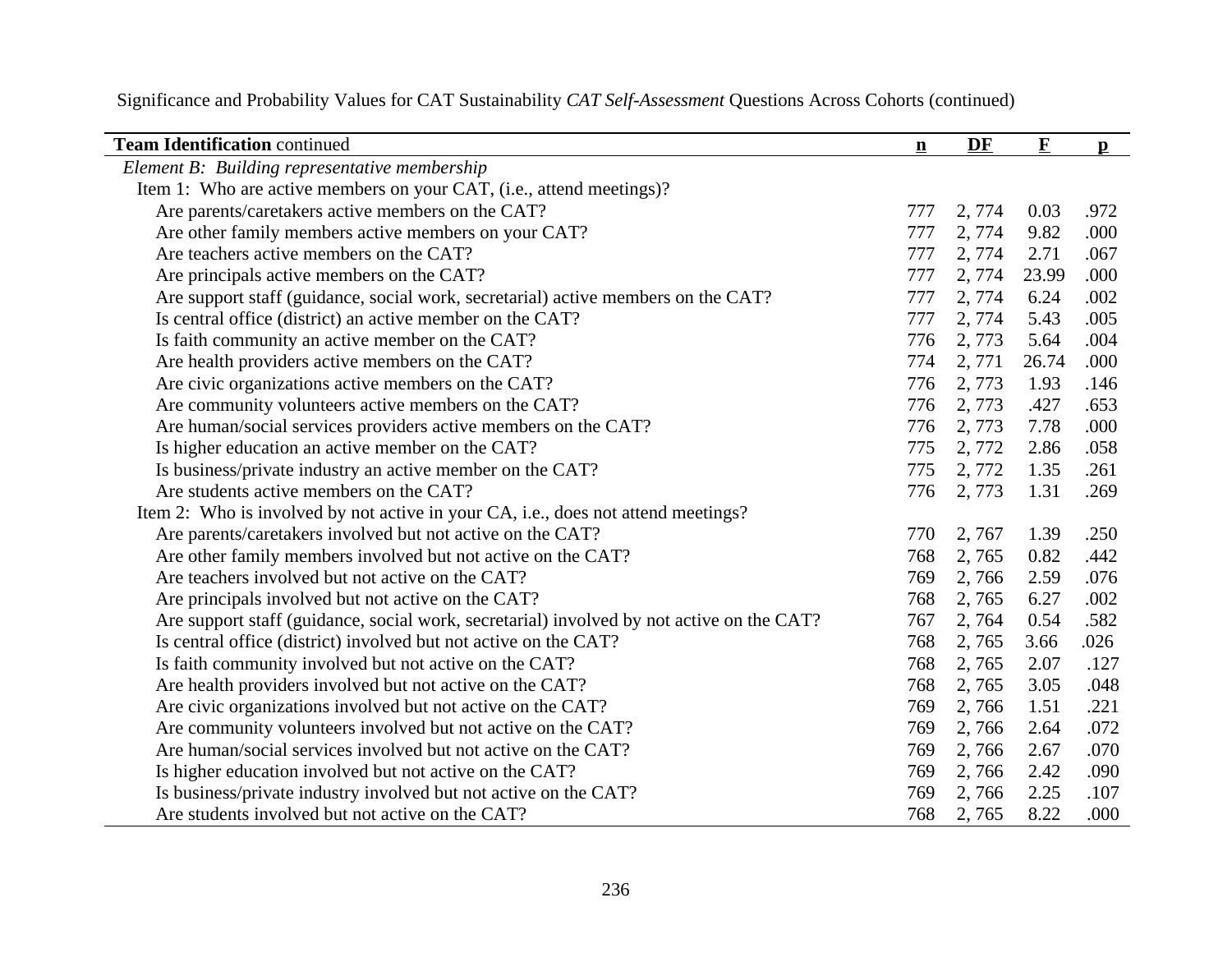Significance and Probability Values for CAT Sustainability *CAT Self-Assessment* Questions Across Cohorts (continued)

| **Team Identification** continued | n | DF | F | p |
|---|---|---|---|---|
| *Element B: Building representative membership* | | | | |
| Item 1: Who are active members on your CAT, (i.e., attend meetings)? | | | | |
| Are parents/caretakers active members on the CAT? | 777 | 2, 774 | 0.03 | .972 |
| Are other family members active members on your CAT? | 777 | 2, 774 | 9.82 | .000 |
| Are teachers active members on the CAT? | 777 | 2, 774 | 2.71 | .067 |
| Are principals active members on the CAT? | 777 | 2, 774 | 23.99 | .000 |
| Are support staff (guidance, social work, secretarial) active members on the CAT? | 777 | 2, 774 | 6.24 | .002 |
| Is central office (district) an active member on the CAT? | 777 | 2, 774 | 5.43 | .005 |
| Is faith community an active member on the CAT? | 776 | 2, 773 | 5.64 | .004 |
| Are health providers active members on the CAT? | 774 | 2, 771 | 26.74 | .000 |
| Are civic organizations active members on the CAT? | 776 | 2, 773 | 1.93 | .146 |
| Are community volunteers active members on the CAT? | 776 | 2, 773 | .427 | .653 |
| Are human/social services providers active members on the CAT? | 776 | 2, 773 | 7.78 | .000 |
| Is higher education an active member on the CAT? | 775 | 2, 772 | 2.86 | .058 |
| Is business/private industry an active member on the CAT? | 775 | 2, 772 | 1.35 | .261 |
| Are students active members on the CAT? | 776 | 2, 773 | 1.31 | .269 |
| Item 2: Who is involved by not active in your CA, i.e., does not attend meetings? | | | | |
| Are parents/caretakers involved but not active on the CAT? | 770 | 2, 767 | 1.39 | .250 |
| Are other family members involved but not active on the CAT? | 768 | 2, 765 | 0.82 | .442 |
| Are teachers involved but not active on the CAT? | 769 | 2, 766 | 2.59 | .076 |
| Are principals involved but not active on the CAT? | 768 | 2, 765 | 6.27 | .002 |
| Are support staff (guidance, social work, secretarial) involved by not active on the CAT? | 767 | 2, 764 | 0.54 | .582 |
| Is central office (district) involved but not active on the CAT? | 768 | 2, 765 | 3.66 | .026 |
| Is faith community involved but not active on the CAT? | 768 | 2, 765 | 2.07 | .127 |
| Are health providers involved but not active on the CAT? | 768 | 2, 765 | 3.05 | .048 |
| Are civic organizations involved but not active on the CAT? | 769 | 2, 766 | 1.51 | .221 |
| Are community volunteers involved but not active on the CAT? | 769 | 2, 766 | 2.64 | .072 |
| Are human/social services involved but not active on the CAT? | 769 | 2, 766 | 2.67 | .070 |
| Is higher education involved but not active on the CAT? | 769 | 2, 766 | 2.42 | .090 |
| Is business/private industry involved but not active on the CAT? | 769 | 2, 766 | 2.25 | .107 |
| Are students involved but not active on the CAT? | 768 | 2, 765 | 8.22 | .000 |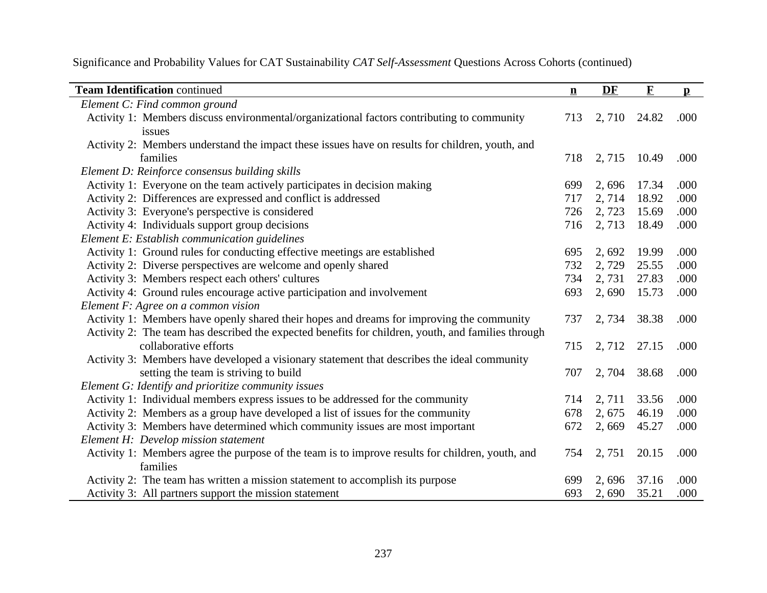Significance and Probability Values for CAT Sustainability *CAT Self-Assessment* Questions Across Cohorts (continued)

| **Team Identification** continued | **n** | **DF** | **F** | **p** |
|---|---|---|---|---|
| *Element C: Find common ground* | | | | |
| Activity 1: Members discuss environmental/organizational factors contributing to community issues | 713 | 2, 710 | 24.82 | .000 |
| Activity 2: Members understand the impact these issues have on results for children, youth, and families | 718 | 2, 715 | 10.49 | .000 |
| *Element D: Reinforce consensus building skills* | | | | |
| Activity 1: Everyone on the team actively participates in decision making | 699 | 2, 696 | 17.34 | .000 |
| Activity 2: Differences are expressed and conflict is addressed | 717 | 2, 714 | 18.92 | .000 |
| Activity 3: Everyone's perspective is considered | 726 | 2, 723 | 15.69 | .000 |
| Activity 4: Individuals support group decisions | 716 | 2, 713 | 18.49 | .000 |
| *Element E: Establish communication guidelines* | | | | |
| Activity 1: Ground rules for conducting effective meetings are established | 695 | 2, 692 | 19.99 | .000 |
| Activity 2: Diverse perspectives are welcome and openly shared | 732 | 2, 729 | 25.55 | .000 |
| Activity 3: Members respect each others' cultures | 734 | 2, 731 | 27.83 | .000 |
| Activity 4: Ground rules encourage active participation and involvement | 693 | 2, 690 | 15.73 | .000 |
| *Element F: Agree on a common vision* | | | | |
| Activity 1: Members have openly shared their hopes and dreams for improving the community | 737 | 2, 734 | 38.38 | .000 |
| Activity 2: The team has described the expected benefits for children, youth, and families through collaborative efforts | 715 | 2, 712 | 27.15 | .000 |
| Activity 3: Members have developed a visionary statement that describes the ideal community setting the team is striving to build | 707 | 2, 704 | 38.68 | .000 |
| *Element G: Identify and prioritize community issues* | | | | |
| Activity 1: Individual members express issues to be addressed for the community | 714 | 2, 711 | 33.56 | .000 |
| Activity 2: Members as a group have developed a list of issues for the community | 678 | 2, 675 | 46.19 | .000 |
| Activity 3: Members have determined which community issues are most important | 672 | 2, 669 | 45.27 | .000 |
| *Element H: Develop mission statement* | | | | |
| Activity 1: Members agree the purpose of the team is to improve results for children, youth, and families | 754 | 2, 751 | 20.15 | .000 |
| Activity 2: The team has written a mission statement to accomplish its purpose | 699 | 2, 696 | 37.16 | .000 |
| Activity 3: All partners support the mission statement | 693 | 2, 690 | 35.21 | .000 |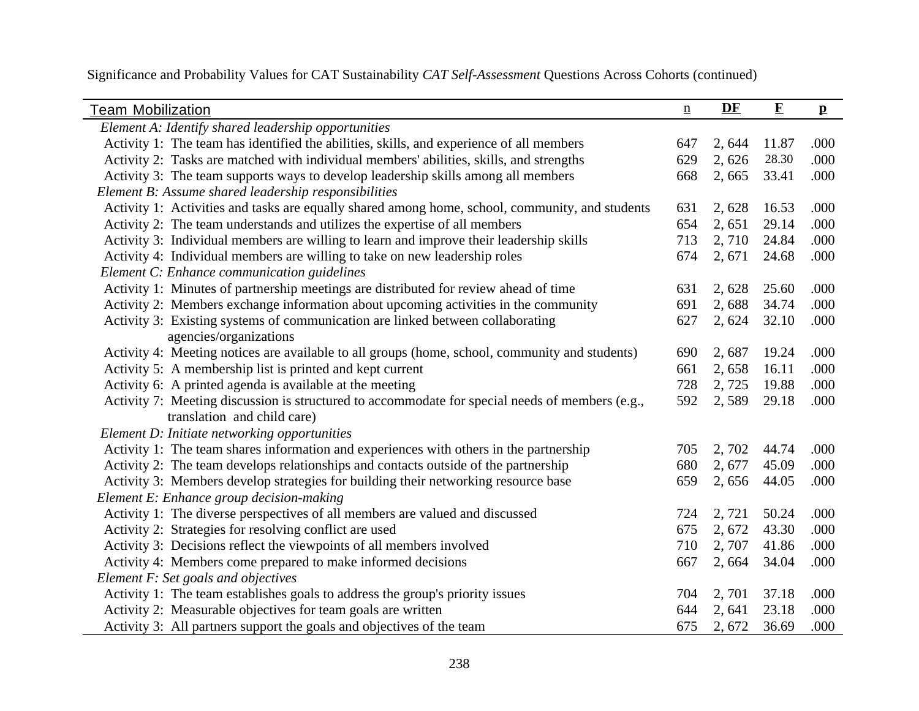Significance and Probability Values for CAT Sustainability *CAT Self-Assessment* Questions Across Cohorts (continued)

| Team Mobilization | n | DF | F | p |
|---|---|---|---|---|
| *Element A: Identify shared leadership opportunities* | | | | |
| Activity 1: The team has identified the abilities, skills, and experience of all members | 647 | 2, 644 | 11.87 | .000 |
| Activity 2: Tasks are matched with individual members' abilities, skills, and strengths | 629 | 2, 626 | 28.30 | .000 |
| Activity 3: The team supports ways to develop leadership skills among all members | 668 | 2, 665 | 33.41 | .000 |
| *Element B: Assume shared leadership responsibilities* | | | | |
| Activity 1: Activities and tasks are equally shared among home, school, community, and students | 631 | 2, 628 | 16.53 | .000 |
| Activity 2: The team understands and utilizes the expertise of all members | 654 | 2, 651 | 29.14 | .000 |
| Activity 3: Individual members are willing to learn and improve their leadership skills | 713 | 2, 710 | 24.84 | .000 |
| Activity 4: Individual members are willing to take on new leadership roles | 674 | 2, 671 | 24.68 | .000 |
| *Element C: Enhance communication guidelines* | | | | |
| Activity 1: Minutes of partnership meetings are distributed for review ahead of time | 631 | 2, 628 | 25.60 | .000 |
| Activity 2: Members exchange information about upcoming activities in the community | 691 | 2, 688 | 34.74 | .000 |
| Activity 3: Existing systems of communication are linked between collaborating agencies/organizations | 627 | 2, 624 | 32.10 | .000 |
| Activity 4: Meeting notices are available to all groups (home, school, community and students) | 690 | 2, 687 | 19.24 | .000 |
| Activity 5: A membership list is printed and kept current | 661 | 2, 658 | 16.11 | .000 |
| Activity 6: A printed agenda is available at the meeting | 728 | 2, 725 | 19.88 | .000 |
| Activity 7: Meeting discussion is structured to accommodate for special needs of members (e.g., translation and child care) | 592 | 2, 589 | 29.18 | .000 |
| *Element D: Initiate networking opportunities* | | | | |
| Activity 1: The team shares information and experiences with others in the partnership | 705 | 2, 702 | 44.74 | .000 |
| Activity 2: The team develops relationships and contacts outside of the partnership | 680 | 2, 677 | 45.09 | .000 |
| Activity 3: Members develop strategies for building their networking resource base | 659 | 2, 656 | 44.05 | .000 |
| *Element E: Enhance group decision-making* | | | | |
| Activity 1: The diverse perspectives of all members are valued and discussed | 724 | 2, 721 | 50.24 | .000 |
| Activity 2: Strategies for resolving conflict are used | 675 | 2, 672 | 43.30 | .000 |
| Activity 3: Decisions reflect the viewpoints of all members involved | 710 | 2, 707 | 41.86 | .000 |
| Activity 4: Members come prepared to make informed decisions | 667 | 2, 664 | 34.04 | .000 |
| *Element F: Set goals and objectives* | | | | |
| Activity 1: The team establishes goals to address the group's priority issues | 704 | 2, 701 | 37.18 | .000 |
| Activity 2: Measurable objectives for team goals are written | 644 | 2, 641 | 23.18 | .000 |
| Activity 3: All partners support the goals and objectives of the team | 675 | 2, 672 | 36.69 | .000 |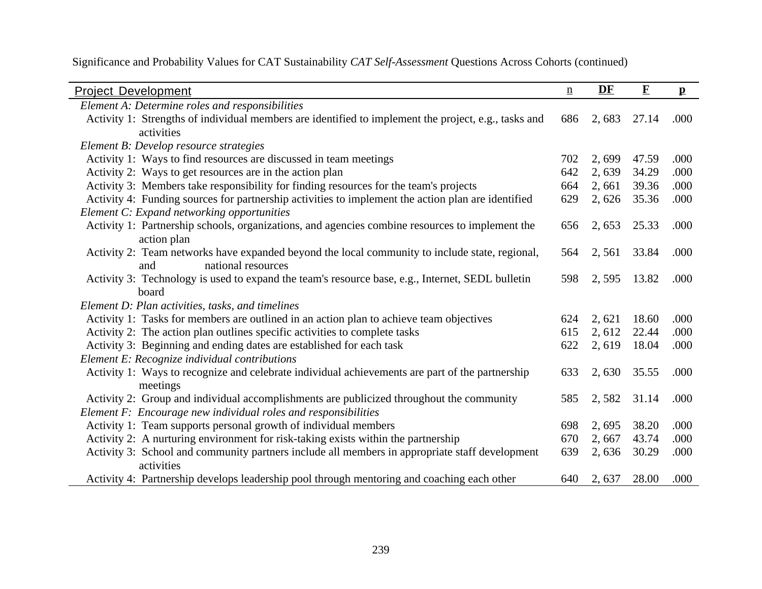Significance and Probability Values for CAT Sustainability *CAT Self-Assessment* Questions Across Cohorts (continued)

| Project Development | n | DF | F | p |
|---|---|---|---|---|
| *Element A: Determine roles and responsibilities* | | | | |
| Activity 1: Strengths of individual members are identified to implement the project, e.g., tasks and activities | 686 | 2, 683 | 27.14 | .000 |
| *Element B: Develop resource strategies* | | | | |
| Activity 1: Ways to find resources are discussed in team meetings | 702 | 2, 699 | 47.59 | .000 |
| Activity 2: Ways to get resources are in the action plan | 642 | 2, 639 | 34.29 | .000 |
| Activity 3: Members take responsibility for finding resources for the team's projects | 664 | 2, 661 | 39.36 | .000 |
| Activity 4: Funding sources for partnership activities to implement the action plan are identified | 629 | 2, 626 | 35.36 | .000 |
| *Element C: Expand networking opportunities* | | | | |
| Activity 1: Partnership schools, organizations, and agencies combine resources to implement the action plan | 656 | 2, 653 | 25.33 | .000 |
| Activity 2: Team networks have expanded beyond the local community to include state, regional, and national resources | 564 | 2, 561 | 33.84 | .000 |
| Activity 3: Technology is used to expand the team's resource base, e.g., Internet, SEDL bulletin board | 598 | 2, 595 | 13.82 | .000 |
| *Element D: Plan activities, tasks, and timelines* | | | | |
| Activity 1: Tasks for members are outlined in an action plan to achieve team objectives | 624 | 2, 621 | 18.60 | .000 |
| Activity 2: The action plan outlines specific activities to complete tasks | 615 | 2, 612 | 22.44 | .000 |
| Activity 3: Beginning and ending dates are established for each task | 622 | 2, 619 | 18.04 | .000 |
| *Element E: Recognize individual contributions* | | | | |
| Activity 1: Ways to recognize and celebrate individual achievements are part of the partnership meetings | 633 | 2, 630 | 35.55 | .000 |
| Activity 2: Group and individual accomplishments are publicized throughout the community | 585 | 2, 582 | 31.14 | .000 |
| *Element F: Encourage new individual roles and responsibilities* | | | | |
| Activity 1: Team supports personal growth of individual members | 698 | 2, 695 | 38.20 | .000 |
| Activity 2: A nurturing environment for risk-taking exists within the partnership | 670 | 2, 667 | 43.74 | .000 |
| Activity 3: School and community partners include all members in appropriate staff development activities | 639 | 2, 636 | 30.29 | .000 |
| Activity 4: Partnership develops leadership pool through mentoring and coaching each other | 640 | 2, 637 | 28.00 | .000 |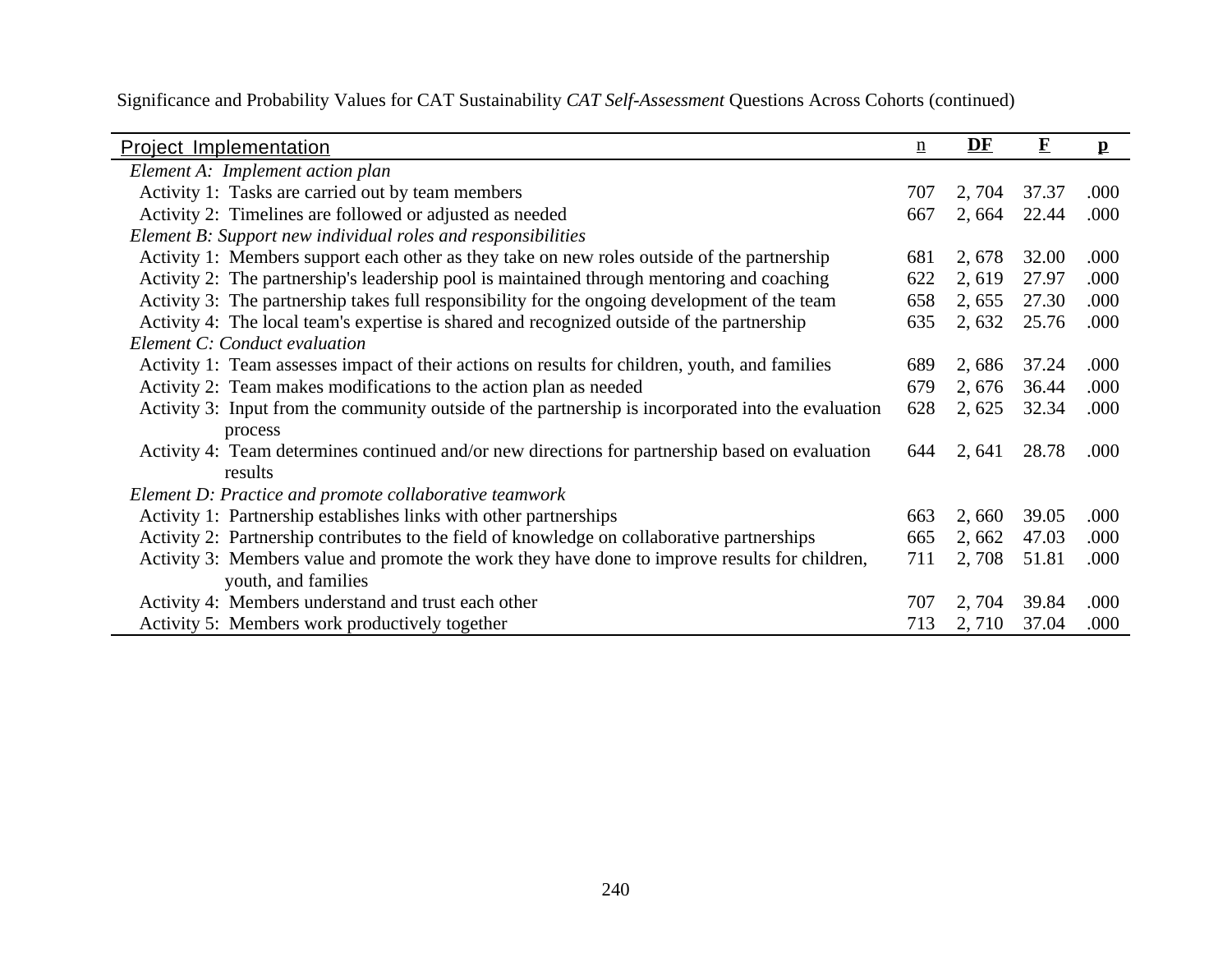Significance and Probability Values for CAT Sustainability *CAT Self-Assessment* Questions Across Cohorts (continued)

| Project Implementation | n | DF | F | p |
|---|---|---|---|---|
| *Element A: Implement action plan* | | | | |
| Activity 1: Tasks are carried out by team members | 707 | 2, 704 | 37.37 | .000 |
| Activity 2: Timelines are followed or adjusted as needed | 667 | 2, 664 | 22.44 | .000 |
| *Element B: Support new individual roles and responsibilities* | | | | |
| Activity 1: Members support each other as they take on new roles outside of the partnership | 681 | 2, 678 | 32.00 | .000 |
| Activity 2: The partnership's leadership pool is maintained through mentoring and coaching | 622 | 2, 619 | 27.97 | .000 |
| Activity 3: The partnership takes full responsibility for the ongoing development of the team | 658 | 2, 655 | 27.30 | .000 |
| Activity 4: The local team's expertise is shared and recognized outside of the partnership | 635 | 2, 632 | 25.76 | .000 |
| *Element C: Conduct evaluation* | | | | |
| Activity 1: Team assesses impact of their actions on results for children, youth, and families | 689 | 2, 686 | 37.24 | .000 |
| Activity 2: Team makes modifications to the action plan as needed | 679 | 2, 676 | 36.44 | .000 |
| Activity 3: Input from the community outside of the partnership is incorporated into the evaluation process | 628 | 2, 625 | 32.34 | .000 |
| Activity 4: Team determines continued and/or new directions for partnership based on evaluation results | 644 | 2, 641 | 28.78 | .000 |
| *Element D: Practice and promote collaborative teamwork* | | | | |
| Activity 1: Partnership establishes links with other partnerships | 663 | 2, 660 | 39.05 | .000 |
| Activity 2: Partnership contributes to the field of knowledge on collaborative partnerships | 665 | 2, 662 | 47.03 | .000 |
| Activity 3: Members value and promote the work they have done to improve results for children, youth, and families | 711 | 2, 708 | 51.81 | .000 |
| Activity 4: Members understand and trust each other | 707 | 2, 704 | 39.84 | .000 |
| Activity 5: Members work productively together | 713 | 2, 710 | 37.04 | .000 |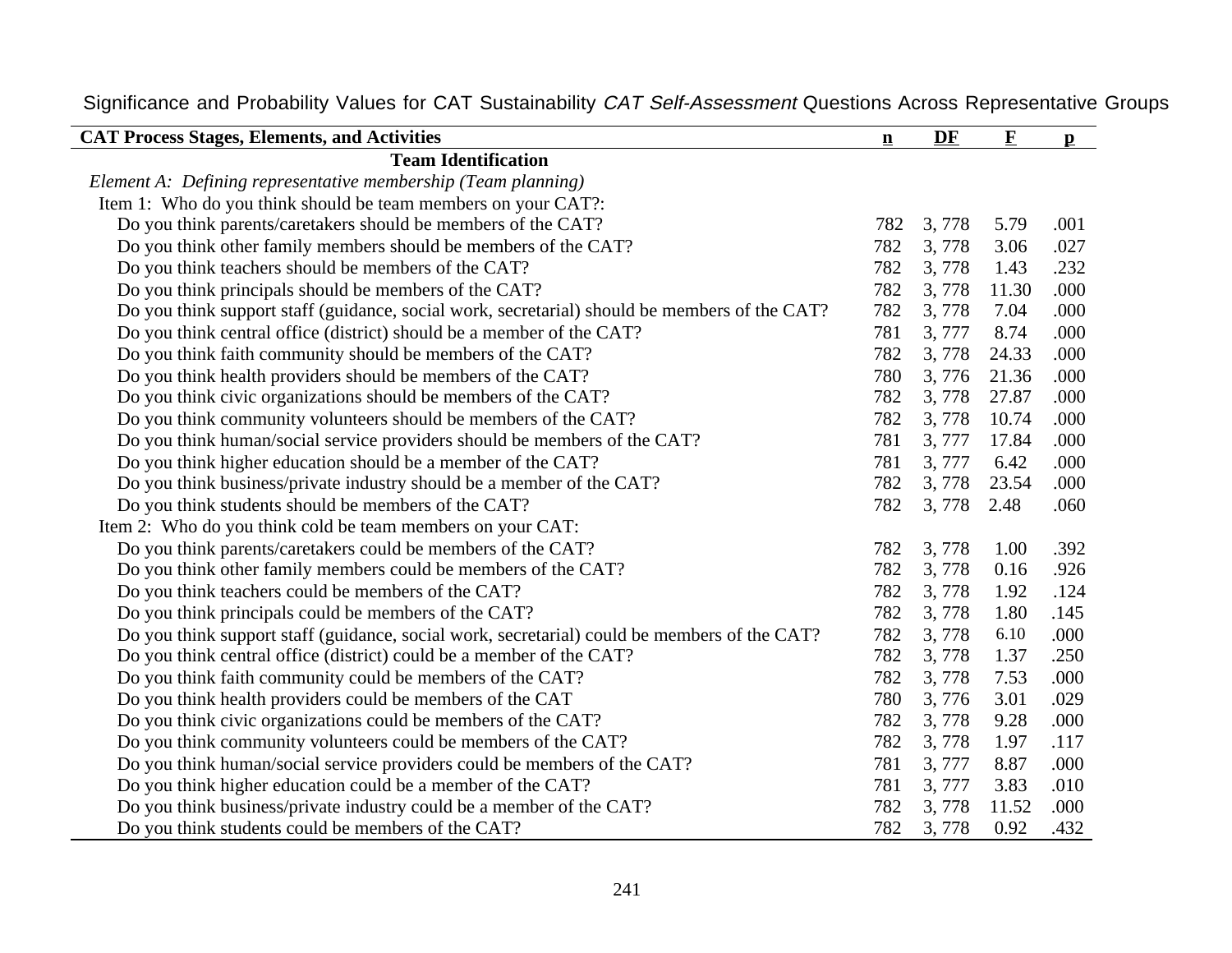Significance and Probability Values for CAT Sustainability *CAT Self-Assessment* Questions Across Representative Groups

| CAT Process Stages, Elements, and Activities | n | DF | F | p |
|---|---|---|---|---|
| **Team Identification** | | | | |
| *Element A: Defining representative membership (Team planning)* | | | | |
| Item 1: Who do you think should be team members on your CAT?: | | | | |
| Do you think parents/caretakers should be members of the CAT? | 782 | 3, 778 | 5.79 | .001 |
| Do you think other family members should be members of the CAT? | 782 | 3, 778 | 3.06 | .027 |
| Do you think teachers should be members of the CAT? | 782 | 3, 778 | 1.43 | .232 |
| Do you think principals should be members of the CAT? | 782 | 3, 778 | 11.30 | .000 |
| Do you think support staff (guidance, social work, secretarial) should be members of the CAT? | 782 | 3, 778 | 7.04 | .000 |
| Do you think central office (district) should be a member of the CAT? | 781 | 3, 777 | 8.74 | .000 |
| Do you think faith community should be members of the CAT? | 782 | 3, 778 | 24.33 | .000 |
| Do you think health providers should be members of the CAT? | 780 | 3, 776 | 21.36 | .000 |
| Do you think civic organizations should be members of the CAT? | 782 | 3, 778 | 27.87 | .000 |
| Do you think community volunteers should be members of the CAT? | 782 | 3, 778 | 10.74 | .000 |
| Do you think human/social service providers should be members of the CAT? | 781 | 3, 777 | 17.84 | .000 |
| Do you think higher education should be a member of the CAT? | 781 | 3, 777 | 6.42 | .000 |
| Do you think business/private industry should be a member of the CAT? | 782 | 3, 778 | 23.54 | .000 |
| Do you think students should be members of the CAT? | 782 | 3, 778 | 2.48 | .060 |
| Item 2: Who do you think cold be team members on your CAT: | | | | |
| Do you think parents/caretakers could be members of the CAT? | 782 | 3, 778 | 1.00 | .392 |
| Do you think other family members could be members of the CAT? | 782 | 3, 778 | 0.16 | .926 |
| Do you think teachers could be members of the CAT? | 782 | 3, 778 | 1.92 | .124 |
| Do you think principals could be members of the CAT? | 782 | 3, 778 | 1.80 | .145 |
| Do you think support staff (guidance, social work, secretarial) could be members of the CAT? | 782 | 3, 778 | 6.10 | .000 |
| Do you think central office (district) could be a member of the CAT? | 782 | 3, 778 | 1.37 | .250 |
| Do you think faith community could be members of the CAT? | 782 | 3, 778 | 7.53 | .000 |
| Do you think health providers could be members of the CAT | 780 | 3, 776 | 3.01 | .029 |
| Do you think civic organizations could be members of the CAT? | 782 | 3, 778 | 9.28 | .000 |
| Do you think community volunteers could be members of the CAT? | 782 | 3, 778 | 1.97 | .117 |
| Do you think human/social service providers could be members of the CAT? | 781 | 3, 777 | 8.87 | .000 |
| Do you think higher education could be a member of the CAT? | 781 | 3, 777 | 3.83 | .010 |
| Do you think business/private industry could be a member of the CAT? | 782 | 3, 778 | 11.52 | .000 |
| Do you think students could be members of the CAT? | 782 | 3, 778 | 0.92 | .432 |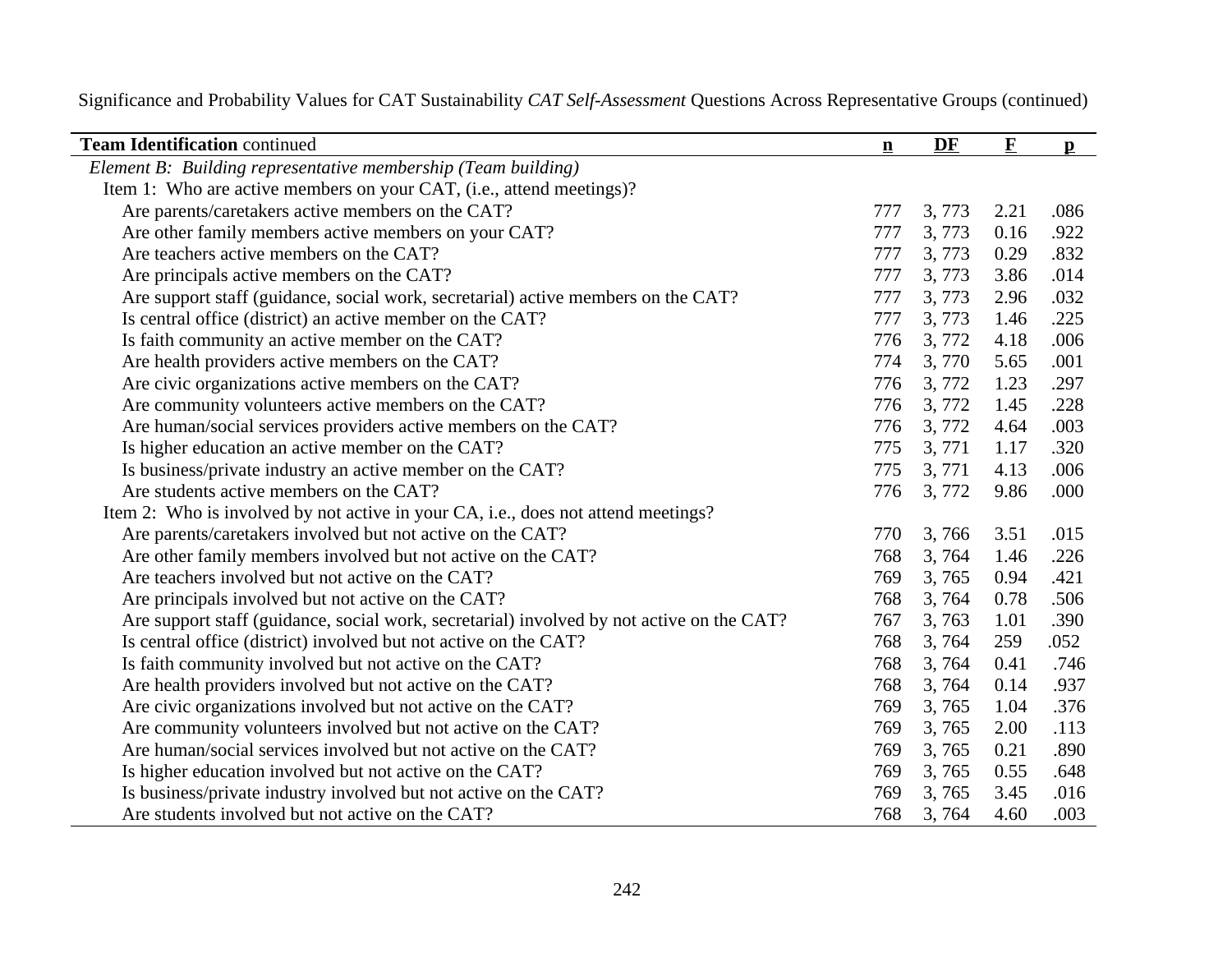Significance and Probability Values for CAT Sustainability *CAT Self-Assessment* Questions Across Representative Groups (continued)

| **Team Identification** continued | **n** | **DF** | **F** | **p** |
|---|---|---|---|---|
| *Element B: Building representative membership (Team building)* | | | | |
| Item 1: Who are active members on your CAT, (i.e., attend meetings)? | | | | |
| Are parents/caretakers active members on the CAT? | 777 | 3, 773 | 2.21 | .086 |
| Are other family members active members on your CAT? | 777 | 3, 773 | 0.16 | .922 |
| Are teachers active members on the CAT? | 777 | 3, 773 | 0.29 | .832 |
| Are principals active members on the CAT? | 777 | 3, 773 | 3.86 | .014 |
| Are support staff (guidance, social work, secretarial) active members on the CAT? | 777 | 3, 773 | 2.96 | .032 |
| Is central office (district) an active member on the CAT? | 777 | 3, 773 | 1.46 | .225 |
| Is faith community an active member on the CAT? | 776 | 3, 772 | 4.18 | .006 |
| Are health providers active members on the CAT? | 774 | 3, 770 | 5.65 | .001 |
| Are civic organizations active members on the CAT? | 776 | 3, 772 | 1.23 | .297 |
| Are community volunteers active members on the CAT? | 776 | 3, 772 | 1.45 | .228 |
| Are human/social services providers active members on the CAT? | 776 | 3, 772 | 4.64 | .003 |
| Is higher education an active member on the CAT? | 775 | 3, 771 | 1.17 | .320 |
| Is business/private industry an active member on the CAT? | 775 | 3, 771 | 4.13 | .006 |
| Are students active members on the CAT? | 776 | 3, 772 | 9.86 | .000 |
| Item 2: Who is involved by not active in your CA, i.e., does not attend meetings? | | | | |
| Are parents/caretakers involved but not active on the CAT? | 770 | 3, 766 | 3.51 | .015 |
| Are other family members involved but not active on the CAT? | 768 | 3, 764 | 1.46 | .226 |
| Are teachers involved but not active on the CAT? | 769 | 3, 765 | 0.94 | .421 |
| Are principals involved but not active on the CAT? | 768 | 3, 764 | 0.78 | .506 |
| Are support staff (guidance, social work, secretarial) involved by not active on the CAT? | 767 | 3, 763 | 1.01 | .390 |
| Is central office (district) involved but not active on the CAT? | 768 | 3, 764 | 259 | .052 |
| Is faith community involved but not active on the CAT? | 768 | 3, 764 | 0.41 | .746 |
| Are health providers involved but not active on the CAT? | 768 | 3, 764 | 0.14 | .937 |
| Are civic organizations involved but not active on the CAT? | 769 | 3, 765 | 1.04 | .376 |
| Are community volunteers involved but not active on the CAT? | 769 | 3, 765 | 2.00 | .113 |
| Are human/social services involved but not active on the CAT? | 769 | 3, 765 | 0.21 | .890 |
| Is higher education involved but not active on the CAT? | 769 | 3, 765 | 0.55 | .648 |
| Is business/private industry involved but not active on the CAT? | 769 | 3, 765 | 3.45 | .016 |
| Are students involved but not active on the CAT? | 768 | 3, 764 | 4.60 | .003 |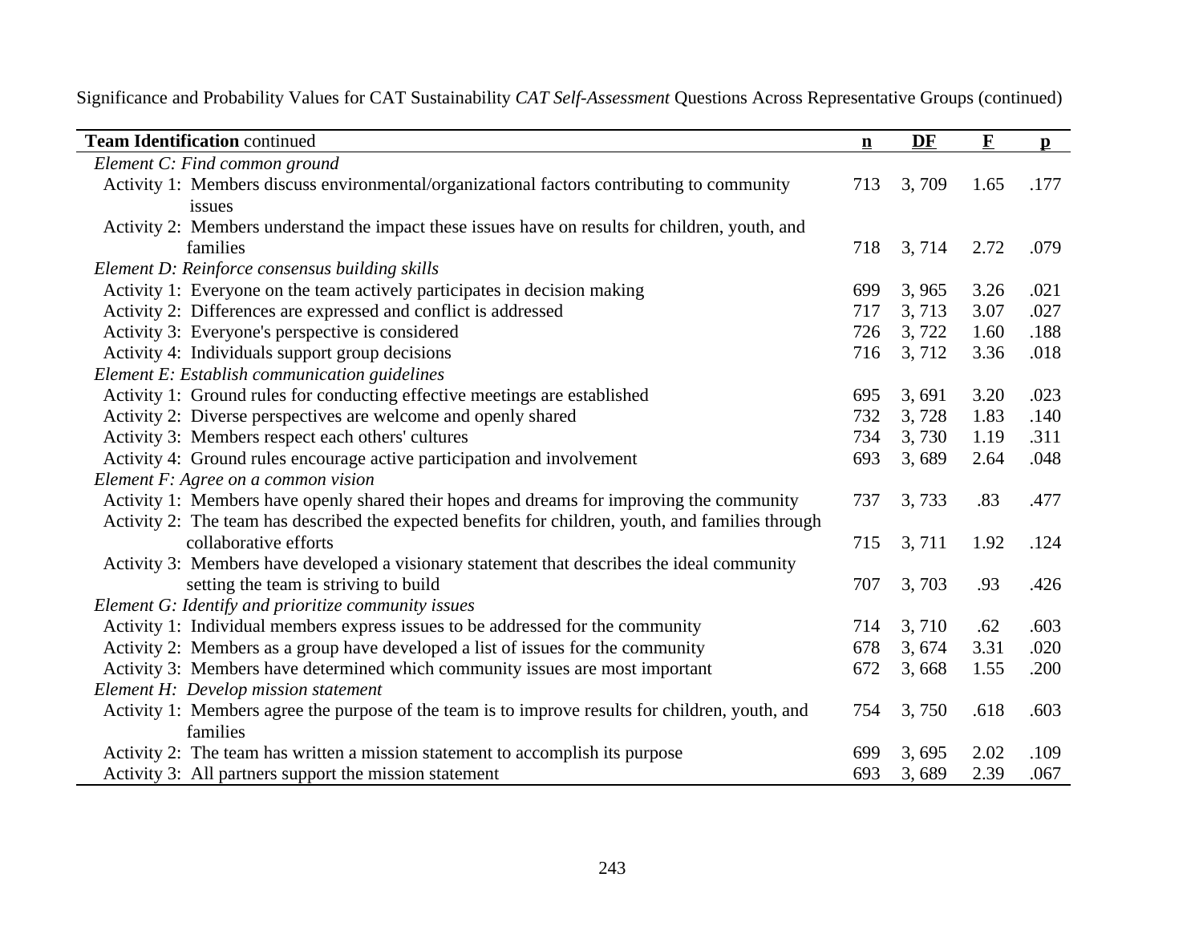Significance and Probability Values for CAT Sustainability *CAT Self-Assessment* Questions Across Representative Groups (continued)

| **Team Identification** continued | n | DF | F | p |
|---|---|---|---|---|
| *Element C: Find common ground* | | | | |
| Activity 1: Members discuss environmental/organizational factors contributing to community issues | 713 | 3, 709 | 1.65 | .177 |
| Activity 2: Members understand the impact these issues have on results for children, youth, and families | 718 | 3, 714 | 2.72 | .079 |
| *Element D: Reinforce consensus building skills* | | | | |
| Activity 1: Everyone on the team actively participates in decision making | 699 | 3, 965 | 3.26 | .021 |
| Activity 2: Differences are expressed and conflict is addressed | 717 | 3, 713 | 3.07 | .027 |
| Activity 3: Everyone's perspective is considered | 726 | 3, 722 | 1.60 | .188 |
| Activity 4: Individuals support group decisions | 716 | 3, 712 | 3.36 | .018 |
| *Element E: Establish communication guidelines* | | | | |
| Activity 1: Ground rules for conducting effective meetings are established | 695 | 3, 691 | 3.20 | .023 |
| Activity 2: Diverse perspectives are welcome and openly shared | 732 | 3, 728 | 1.83 | .140 |
| Activity 3: Members respect each others' cultures | 734 | 3, 730 | 1.19 | .311 |
| Activity 4: Ground rules encourage active participation and involvement | 693 | 3, 689 | 2.64 | .048 |
| *Element F: Agree on a common vision* | | | | |
| Activity 1: Members have openly shared their hopes and dreams for improving the community | 737 | 3, 733 | .83 | .477 |
| Activity 2: The team has described the expected benefits for children, youth, and families through collaborative efforts | 715 | 3, 711 | 1.92 | .124 |
| Activity 3: Members have developed a visionary statement that describes the ideal community setting the team is striving to build | 707 | 3, 703 | .93 | .426 |
| *Element G: Identify and prioritize community issues* | | | | |
| Activity 1: Individual members express issues to be addressed for the community | 714 | 3, 710 | .62 | .603 |
| Activity 2: Members as a group have developed a list of issues for the community | 678 | 3, 674 | 3.31 | .020 |
| Activity 3: Members have determined which community issues are most important | 672 | 3, 668 | 1.55 | .200 |
| *Element H: Develop mission statement* | | | | |
| Activity 1: Members agree the purpose of the team is to improve results for children, youth, and families | 754 | 3, 750 | .618 | .603 |
| Activity 2: The team has written a mission statement to accomplish its purpose | 699 | 3, 695 | 2.02 | .109 |
| Activity 3: All partners support the mission statement | 693 | 3, 689 | 2.39 | .067 |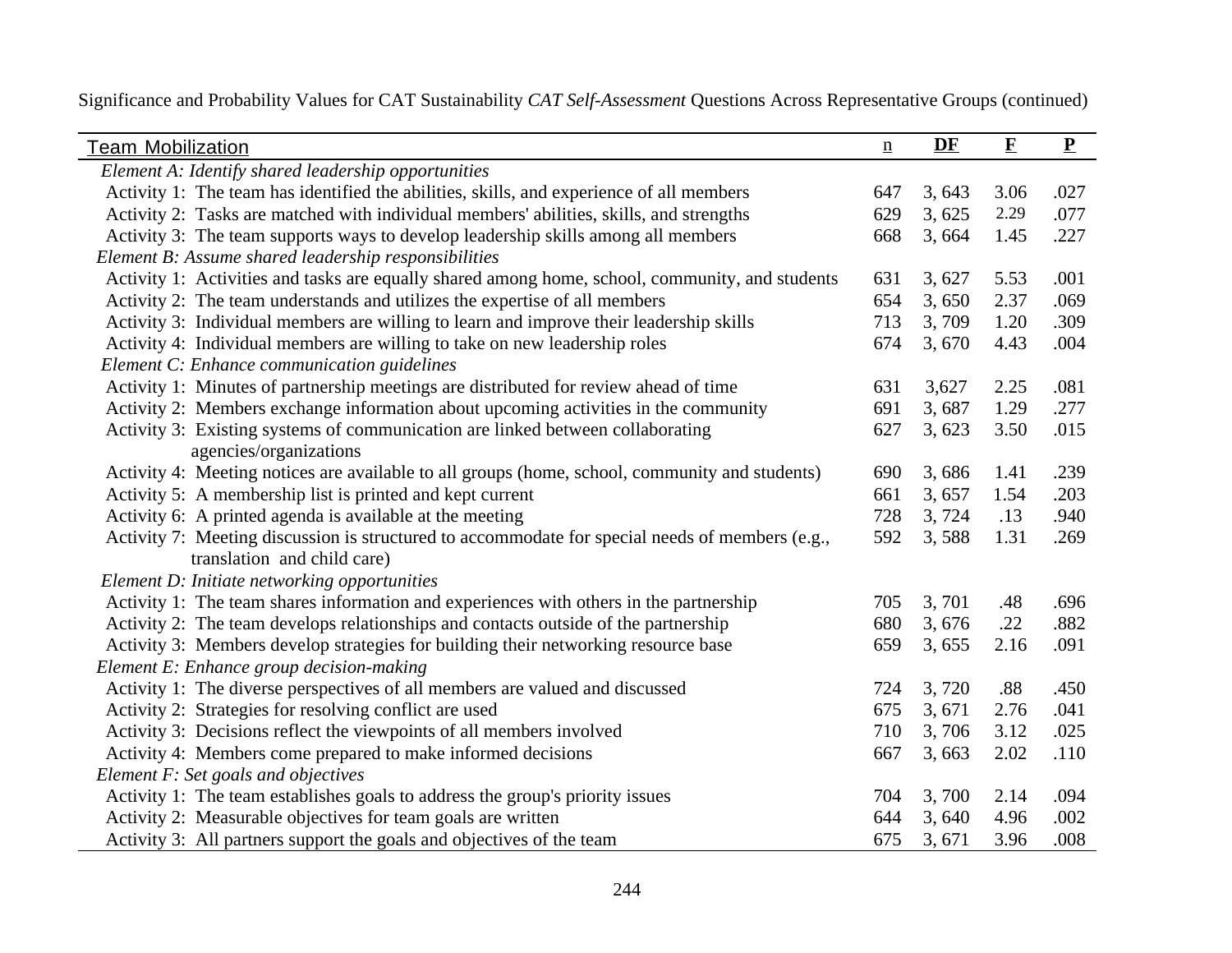Significance and Probability Values for CAT Sustainability *CAT Self-Assessment* Questions Across Representative Groups (continued)

| Team Mobilization | n | DF | F | P |
|---|---|---|---|---|
| *Element A: Identify shared leadership opportunities* | | | | |
| Activity 1: The team has identified the abilities, skills, and experience of all members | 647 | 3, 643 | 3.06 | .027 |
| Activity 2: Tasks are matched with individual members' abilities, skills, and strengths | 629 | 3, 625 | 2.29 | .077 |
| Activity 3: The team supports ways to develop leadership skills among all members | 668 | 3, 664 | 1.45 | .227 |
| *Element B: Assume shared leadership responsibilities* | | | | |
| Activity 1: Activities and tasks are equally shared among home, school, community, and students | 631 | 3, 627 | 5.53 | .001 |
| Activity 2: The team understands and utilizes the expertise of all members | 654 | 3, 650 | 2.37 | .069 |
| Activity 3: Individual members are willing to learn and improve their leadership skills | 713 | 3, 709 | 1.20 | .309 |
| Activity 4: Individual members are willing to take on new leadership roles | 674 | 3, 670 | 4.43 | .004 |
| *Element C: Enhance communication guidelines* | | | | |
| Activity 1: Minutes of partnership meetings are distributed for review ahead of time | 631 | 3,627 | 2.25 | .081 |
| Activity 2: Members exchange information about upcoming activities in the community | 691 | 3, 687 | 1.29 | .277 |
| Activity 3: Existing systems of communication are linked between collaborating agencies/organizations | 627 | 3, 623 | 3.50 | .015 |
| Activity 4: Meeting notices are available to all groups (home, school, community and students) | 690 | 3, 686 | 1.41 | .239 |
| Activity 5: A membership list is printed and kept current | 661 | 3, 657 | 1.54 | .203 |
| Activity 6: A printed agenda is available at the meeting | 728 | 3, 724 | .13 | .940 |
| Activity 7: Meeting discussion is structured to accommodate for special needs of members (e.g., translation and child care) | 592 | 3, 588 | 1.31 | .269 |
| *Element D: Initiate networking opportunities* | | | | |
| Activity 1: The team shares information and experiences with others in the partnership | 705 | 3, 701 | .48 | .696 |
| Activity 2: The team develops relationships and contacts outside of the partnership | 680 | 3, 676 | .22 | .882 |
| Activity 3: Members develop strategies for building their networking resource base | 659 | 3, 655 | 2.16 | .091 |
| *Element E: Enhance group decision-making* | | | | |
| Activity 1: The diverse perspectives of all members are valued and discussed | 724 | 3, 720 | .88 | .450 |
| Activity 2: Strategies for resolving conflict are used | 675 | 3, 671 | 2.76 | .041 |
| Activity 3: Decisions reflect the viewpoints of all members involved | 710 | 3, 706 | 3.12 | .025 |
| Activity 4: Members come prepared to make informed decisions | 667 | 3, 663 | 2.02 | .110 |
| *Element F: Set goals and objectives* | | | | |
| Activity 1: The team establishes goals to address the group's priority issues | 704 | 3, 700 | 2.14 | .094 |
| Activity 2: Measurable objectives for team goals are written | 644 | 3, 640 | 4.96 | .002 |
| Activity 3: All partners support the goals and objectives of the team | 675 | 3, 671 | 3.96 | .008 |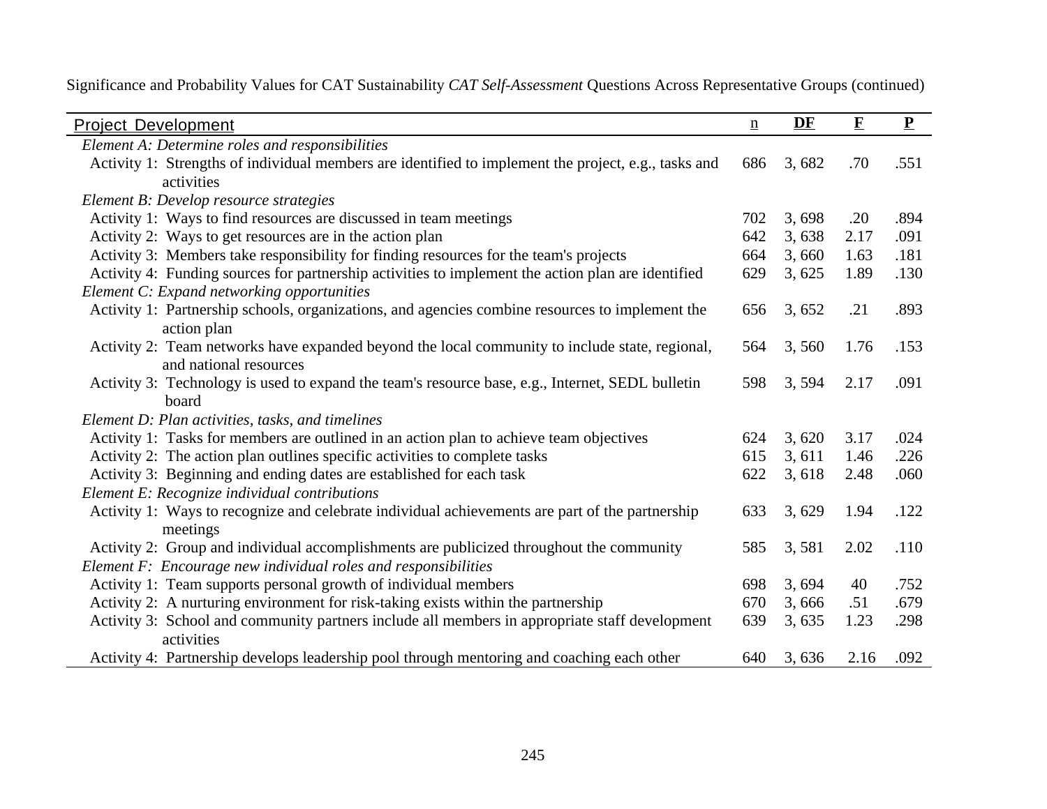Significance and Probability Values for CAT Sustainability *CAT Self-Assessment* Questions Across Representative Groups (continued)

| Project Development | n | DF | F | P |
|---|---|---|---|---|
| *Element A: Determine roles and responsibilities* | | | | |
| Activity 1: Strengths of individual members are identified to implement the project, e.g., tasks and activities | 686 | 3, 682 | .70 | .551 |
| *Element B: Develop resource strategies* | | | | |
| Activity 1: Ways to find resources are discussed in team meetings | 702 | 3, 698 | .20 | .894 |
| Activity 2: Ways to get resources are in the action plan | 642 | 3, 638 | 2.17 | .091 |
| Activity 3: Members take responsibility for finding resources for the team's projects | 664 | 3, 660 | 1.63 | .181 |
| Activity 4: Funding sources for partnership activities to implement the action plan are identified | 629 | 3, 625 | 1.89 | .130 |
| *Element C: Expand networking opportunities* | | | | |
| Activity 1: Partnership schools, organizations, and agencies combine resources to implement the action plan | 656 | 3, 652 | .21 | .893 |
| Activity 2: Team networks have expanded beyond the local community to include state, regional, and national resources | 564 | 3, 560 | 1.76 | .153 |
| Activity 3: Technology is used to expand the team's resource base, e.g., Internet, SEDL bulletin board | 598 | 3, 594 | 2.17 | .091 |
| *Element D: Plan activities, tasks, and timelines* | | | | |
| Activity 1: Tasks for members are outlined in an action plan to achieve team objectives | 624 | 3, 620 | 3.17 | .024 |
| Activity 2: The action plan outlines specific activities to complete tasks | 615 | 3, 611 | 1.46 | .226 |
| Activity 3: Beginning and ending dates are established for each task | 622 | 3, 618 | 2.48 | .060 |
| *Element E: Recognize individual contributions* | | | | |
| Activity 1: Ways to recognize and celebrate individual achievements are part of the partnership meetings | 633 | 3, 629 | 1.94 | .122 |
| Activity 2: Group and individual accomplishments are publicized throughout the community | 585 | 3, 581 | 2.02 | .110 |
| *Element F: Encourage new individual roles and responsibilities* | | | | |
| Activity 1: Team supports personal growth of individual members | 698 | 3, 694 | 40 | .752 |
| Activity 2: A nurturing environment for risk-taking exists within the partnership | 670 | 3, 666 | .51 | .679 |
| Activity 3: School and community partners include all members in appropriate staff development activities | 639 | 3, 635 | 1.23 | .298 |
| Activity 4: Partnership develops leadership pool through mentoring and coaching each other | 640 | 3, 636 | 2.16 | .092 |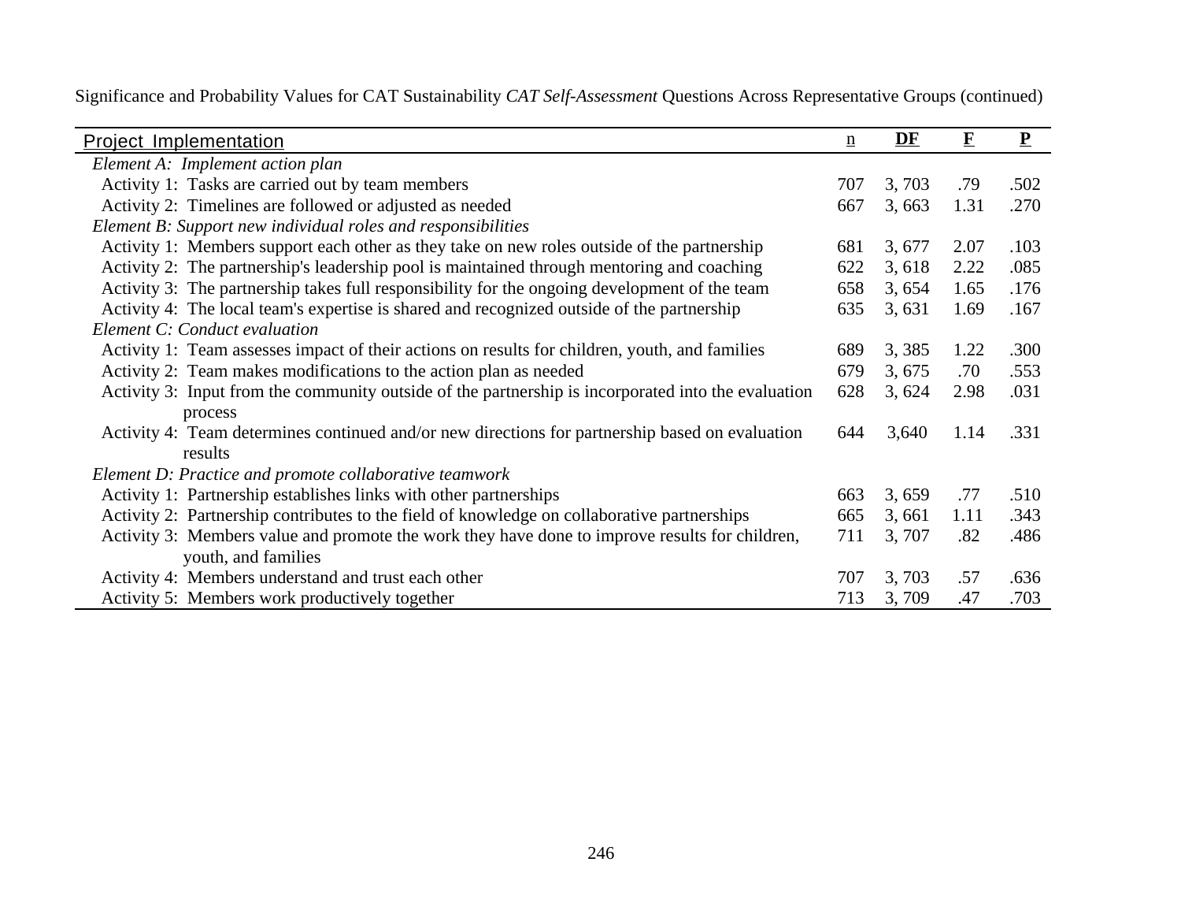Significance and Probability Values for CAT Sustainability *CAT Self-Assessment* Questions Across Representative Groups (continued)

| Project Implementation | n | DF | F | P |
|---|---|---|---|---|
| *Element A: Implement action plan* | | | | |
| Activity 1: Tasks are carried out by team members | 707 | 3, 703 | .79 | .502 |
| Activity 2: Timelines are followed or adjusted as needed | 667 | 3, 663 | 1.31 | .270 |
| *Element B: Support new individual roles and responsibilities* | | | | |
| Activity 1: Members support each other as they take on new roles outside of the partnership | 681 | 3, 677 | 2.07 | .103 |
| Activity 2: The partnership's leadership pool is maintained through mentoring and coaching | 622 | 3, 618 | 2.22 | .085 |
| Activity 3: The partnership takes full responsibility for the ongoing development of the team | 658 | 3, 654 | 1.65 | .176 |
| Activity 4: The local team's expertise is shared and recognized outside of the partnership | 635 | 3, 631 | 1.69 | .167 |
| *Element C: Conduct evaluation* | | | | |
| Activity 1: Team assesses impact of their actions on results for children, youth, and families | 689 | 3, 385 | 1.22 | .300 |
| Activity 2: Team makes modifications to the action plan as needed | 679 | 3, 675 | .70 | .553 |
| Activity 3: Input from the community outside of the partnership is incorporated into the evaluation process | 628 | 3, 624 | 2.98 | .031 |
| Activity 4: Team determines continued and/or new directions for partnership based on evaluation results | 644 | 3,640 | 1.14 | .331 |
| *Element D: Practice and promote collaborative teamwork* | | | | |
| Activity 1: Partnership establishes links with other partnerships | 663 | 3, 659 | .77 | .510 |
| Activity 2: Partnership contributes to the field of knowledge on collaborative partnerships | 665 | 3, 661 | 1.11 | .343 |
| Activity 3: Members value and promote the work they have done to improve results for children, youth, and families | 711 | 3, 707 | .82 | .486 |
| Activity 4: Members understand and trust each other | 707 | 3, 703 | .57 | .636 |
| Activity 5: Members work productively together | 713 | 3, 709 | .47 | .703 |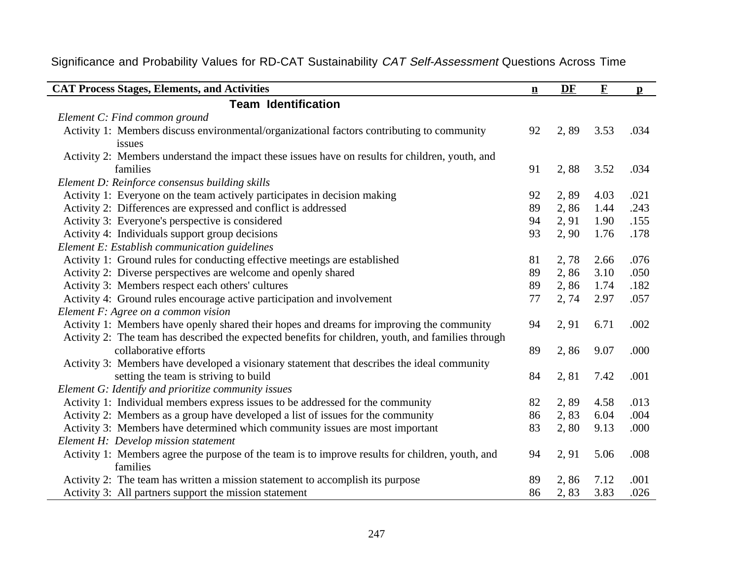Significance and Probability Values for RD-CAT Sustainability *CAT Self-Assessment* Questions Across Time

| CAT Process Stages, Elements, and Activities | n | DF | F | p |
|---|---|---|---|---|
| **Team Identification** | | | | |
| *Element C: Find common ground* | | | | |
| Activity 1: Members discuss environmental/organizational factors contributing to community issues | 92 | 2, 89 | 3.53 | .034 |
| Activity 2: Members understand the impact these issues have on results for children, youth, and families | 91 | 2, 88 | 3.52 | .034 |
| *Element D: Reinforce consensus building skills* | | | | |
| Activity 1: Everyone on the team actively participates in decision making | 92 | 2, 89 | 4.03 | .021 |
| Activity 2: Differences are expressed and conflict is addressed | 89 | 2, 86 | 1.44 | .243 |
| Activity 3: Everyone's perspective is considered | 94 | 2, 91 | 1.90 | .155 |
| Activity 4: Individuals support group decisions | 93 | 2, 90 | 1.76 | .178 |
| *Element E: Establish communication guidelines* | | | | |
| Activity 1: Ground rules for conducting effective meetings are established | 81 | 2, 78 | 2.66 | .076 |
| Activity 2: Diverse perspectives are welcome and openly shared | 89 | 2, 86 | 3.10 | .050 |
| Activity 3: Members respect each others' cultures | 89 | 2, 86 | 1.74 | .182 |
| Activity 4: Ground rules encourage active participation and involvement | 77 | 2, 74 | 2.97 | .057 |
| *Element F: Agree on a common vision* | | | | |
| Activity 1: Members have openly shared their hopes and dreams for improving the community | 94 | 2, 91 | 6.71 | .002 |
| Activity 2: The team has described the expected benefits for children, youth, and families through collaborative efforts | 89 | 2, 86 | 9.07 | .000 |
| Activity 3: Members have developed a visionary statement that describes the ideal community setting the team is striving to build | 84 | 2, 81 | 7.42 | .001 |
| *Element G: Identify and prioritize community issues* | | | | |
| Activity 1: Individual members express issues to be addressed for the community | 82 | 2, 89 | 4.58 | .013 |
| Activity 2: Members as a group have developed a list of issues for the community | 86 | 2, 83 | 6.04 | .004 |
| Activity 3: Members have determined which community issues are most important | 83 | 2, 80 | 9.13 | .000 |
| *Element H: Develop mission statement* | | | | |
| Activity 1: Members agree the purpose of the team is to improve results for children, youth, and families | 94 | 2, 91 | 5.06 | .008 |
| Activity 2: The team has written a mission statement to accomplish its purpose | 89 | 2, 86 | 7.12 | .001 |
| Activity 3: All partners support the mission statement | 86 | 2, 83 | 3.83 | .026 |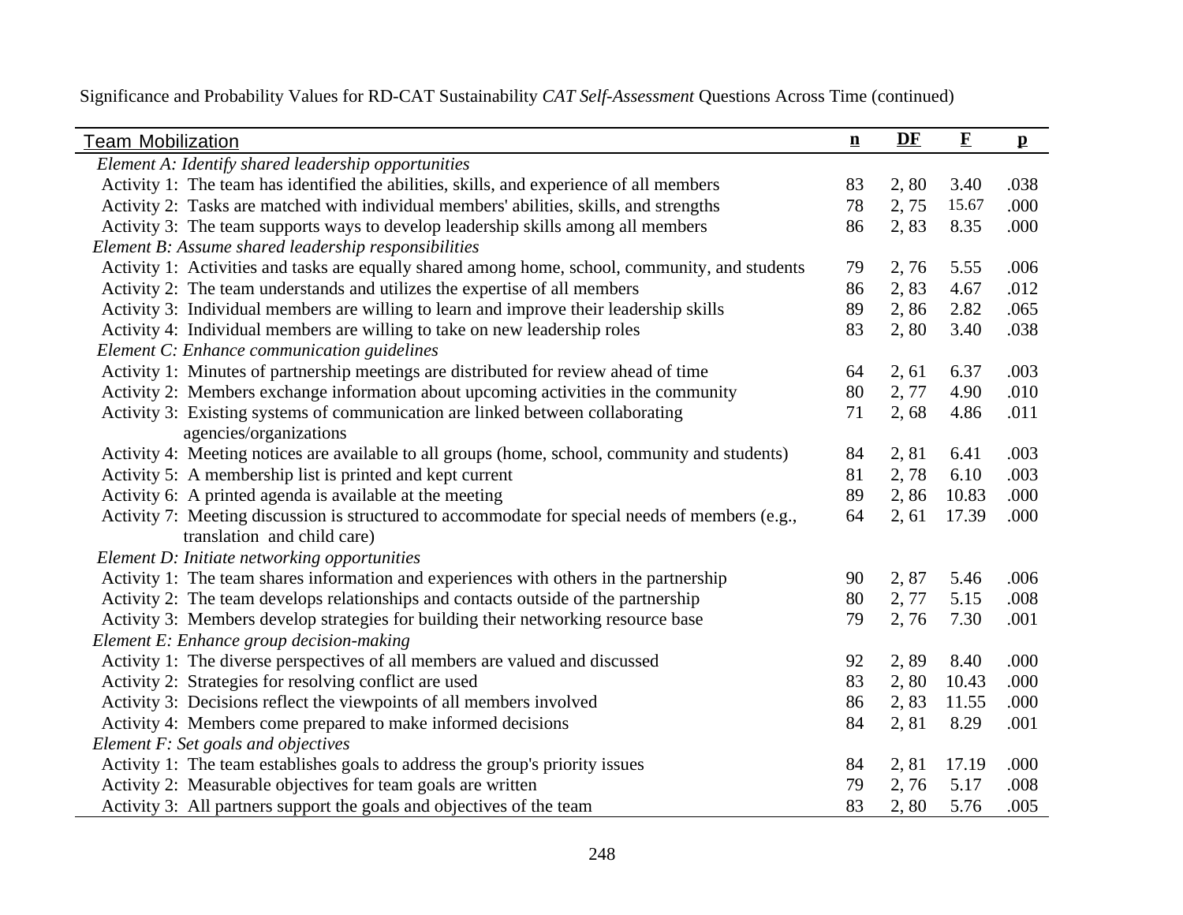Significance and Probability Values for RD-CAT Sustainability *CAT Self-Assessment* Questions Across Time (continued)

| Team Mobilization | n | DF | F | p |
|---|---|---|---|---|
| *Element A: Identify shared leadership opportunities* | | | | |
| Activity 1: The team has identified the abilities, skills, and experience of all members | 83 | 2, 80 | 3.40 | .038 |
| Activity 2: Tasks are matched with individual members' abilities, skills, and strengths | 78 | 2, 75 | 15.67 | .000 |
| Activity 3: The team supports ways to develop leadership skills among all members | 86 | 2, 83 | 8.35 | .000 |
| *Element B: Assume shared leadership responsibilities* | | | | |
| Activity 1: Activities and tasks are equally shared among home, school, community, and students | 79 | 2, 76 | 5.55 | .006 |
| Activity 2: The team understands and utilizes the expertise of all members | 86 | 2, 83 | 4.67 | .012 |
| Activity 3: Individual members are willing to learn and improve their leadership skills | 89 | 2, 86 | 2.82 | .065 |
| Activity 4: Individual members are willing to take on new leadership roles | 83 | 2, 80 | 3.40 | .038 |
| *Element C: Enhance communication guidelines* | | | | |
| Activity 1: Minutes of partnership meetings are distributed for review ahead of time | 64 | 2, 61 | 6.37 | .003 |
| Activity 2: Members exchange information about upcoming activities in the community | 80 | 2, 77 | 4.90 | .010 |
| Activity 3: Existing systems of communication are linked between collaborating agencies/organizations | 71 | 2, 68 | 4.86 | .011 |
| Activity 4: Meeting notices are available to all groups (home, school, community and students) | 84 | 2, 81 | 6.41 | .003 |
| Activity 5: A membership list is printed and kept current | 81 | 2, 78 | 6.10 | .003 |
| Activity 6: A printed agenda is available at the meeting | 89 | 2, 86 | 10.83 | .000 |
| Activity 7: Meeting discussion is structured to accommodate for special needs of members (e.g., translation and child care) | 64 | 2, 61 | 17.39 | .000 |
| *Element D: Initiate networking opportunities* | | | | |
| Activity 1: The team shares information and experiences with others in the partnership | 90 | 2, 87 | 5.46 | .006 |
| Activity 2: The team develops relationships and contacts outside of the partnership | 80 | 2, 77 | 5.15 | .008 |
| Activity 3: Members develop strategies for building their networking resource base | 79 | 2, 76 | 7.30 | .001 |
| *Element E: Enhance group decision-making* | | | | |
| Activity 1: The diverse perspectives of all members are valued and discussed | 92 | 2, 89 | 8.40 | .000 |
| Activity 2: Strategies for resolving conflict are used | 83 | 2, 80 | 10.43 | .000 |
| Activity 3: Decisions reflect the viewpoints of all members involved | 86 | 2, 83 | 11.55 | .000 |
| Activity 4: Members come prepared to make informed decisions | 84 | 2, 81 | 8.29 | .001 |
| *Element F: Set goals and objectives* | | | | |
| Activity 1: The team establishes goals to address the group's priority issues | 84 | 2, 81 | 17.19 | .000 |
| Activity 2: Measurable objectives for team goals are written | 79 | 2, 76 | 5.17 | .008 |
| Activity 3: All partners support the goals and objectives of the team | 83 | 2, 80 | 5.76 | .005 |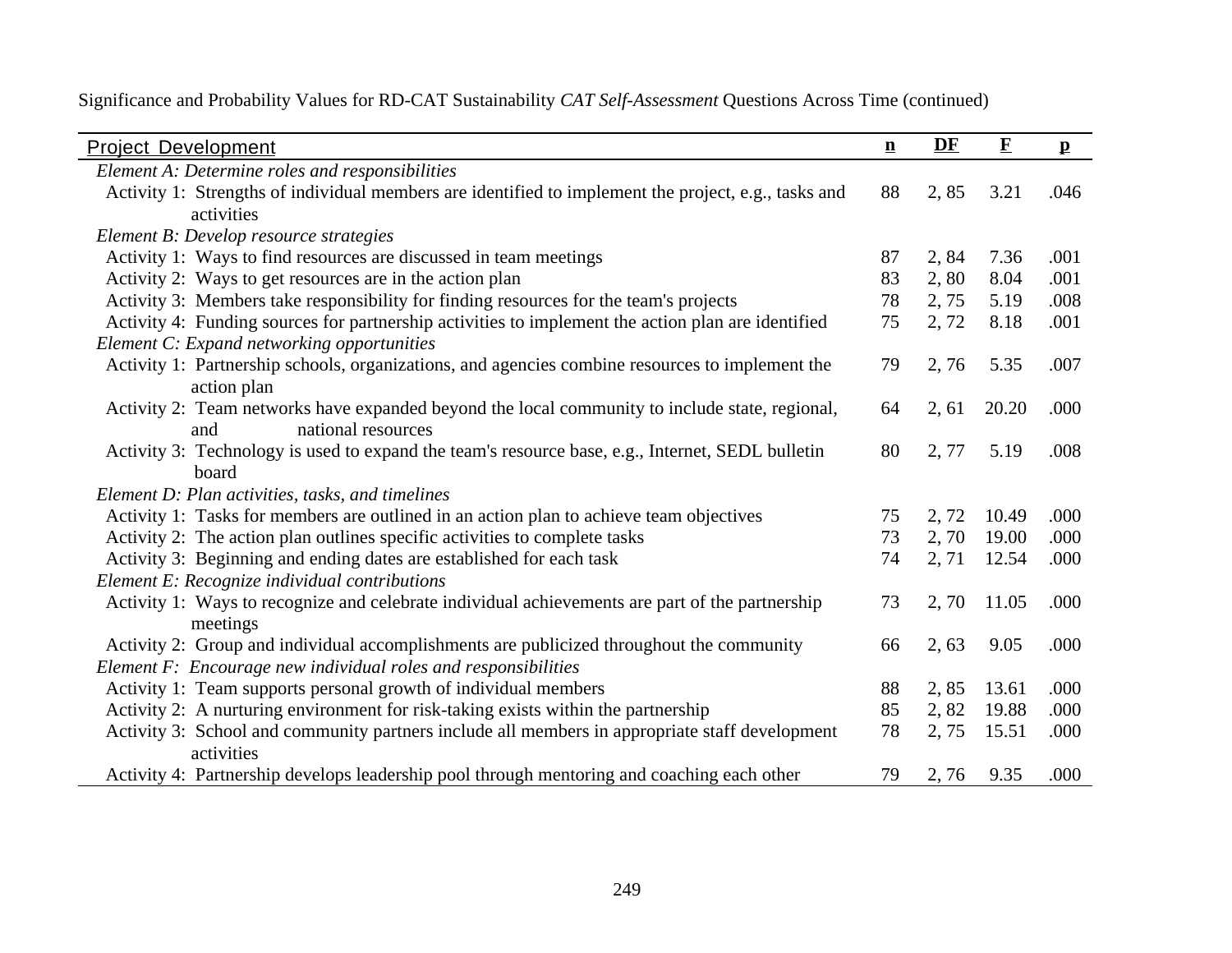Significance and Probability Values for RD-CAT Sustainability *CAT Self-Assessment* Questions Across Time (continued)

| Project Development | n | DF | F | p |
|---|---|---|---|---|
| *Element A: Determine roles and responsibilities* | | | | |
| Activity 1: Strengths of individual members are identified to implement the project, e.g., tasks and activities | 88 | 2, 85 | 3.21 | .046 |
| *Element B: Develop resource strategies* | | | | |
| Activity 1: Ways to find resources are discussed in team meetings | 87 | 2, 84 | 7.36 | .001 |
| Activity 2: Ways to get resources are in the action plan | 83 | 2, 80 | 8.04 | .001 |
| Activity 3: Members take responsibility for finding resources for the team's projects | 78 | 2, 75 | 5.19 | .008 |
| Activity 4: Funding sources for partnership activities to implement the action plan are identified | 75 | 2, 72 | 8.18 | .001 |
| *Element C: Expand networking opportunities* | | | | |
| Activity 1: Partnership schools, organizations, and agencies combine resources to implement the action plan | 79 | 2, 76 | 5.35 | .007 |
| Activity 2: Team networks have expanded beyond the local community to include state, regional, and national resources | 64 | 2, 61 | 20.20 | .000 |
| Activity 3: Technology is used to expand the team's resource base, e.g., Internet, SEDL bulletin board | 80 | 2, 77 | 5.19 | .008 |
| *Element D: Plan activities, tasks, and timelines* | | | | |
| Activity 1: Tasks for members are outlined in an action plan to achieve team objectives | 75 | 2, 72 | 10.49 | .000 |
| Activity 2: The action plan outlines specific activities to complete tasks | 73 | 2, 70 | 19.00 | .000 |
| Activity 3: Beginning and ending dates are established for each task | 74 | 2, 71 | 12.54 | .000 |
| *Element E: Recognize individual contributions* | | | | |
| Activity 1: Ways to recognize and celebrate individual achievements are part of the partnership meetings | 73 | 2, 70 | 11.05 | .000 |
| Activity 2: Group and individual accomplishments are publicized throughout the community | 66 | 2, 63 | 9.05 | .000 |
| *Element F: Encourage new individual roles and responsibilities* | | | | |
| Activity 1: Team supports personal growth of individual members | 88 | 2, 85 | 13.61 | .000 |
| Activity 2: A nurturing environment for risk-taking exists within the partnership | 85 | 2, 82 | 19.88 | .000 |
| Activity 3: School and community partners include all members in appropriate staff development activities | 78 | 2, 75 | 15.51 | .000 |
| Activity 4: Partnership develops leadership pool through mentoring and coaching each other | 79 | 2, 76 | 9.35 | .000 |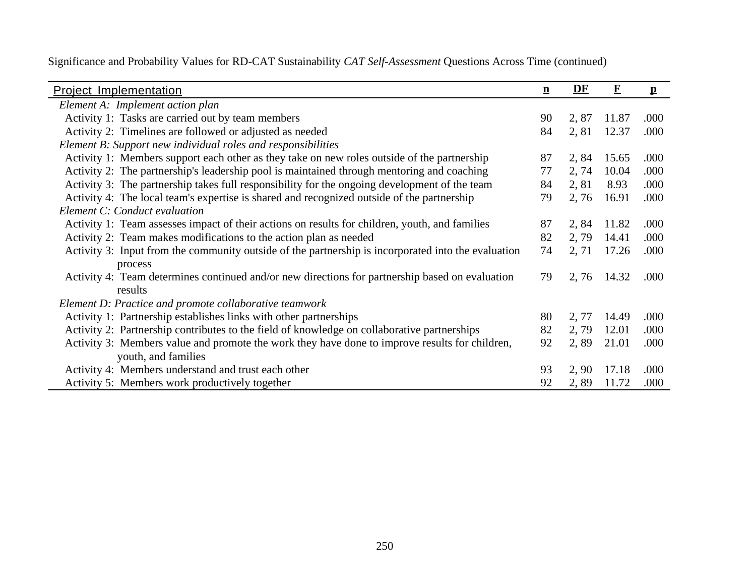Significance and Probability Values for RD-CAT Sustainability *CAT Self-Assessment* Questions Across Time (continued)

| Project Implementation | n | DF | F | p |
|---|---|---|---|---|
| *Element A: Implement action plan* | | | | |
| Activity 1: Tasks are carried out by team members | 90 | 2, 87 | 11.87 | .000 |
| Activity 2: Timelines are followed or adjusted as needed | 84 | 2, 81 | 12.37 | .000 |
| *Element B: Support new individual roles and responsibilities* | | | | |
| Activity 1: Members support each other as they take on new roles outside of the partnership | 87 | 2, 84 | 15.65 | .000 |
| Activity 2: The partnership's leadership pool is maintained through mentoring and coaching | 77 | 2, 74 | 10.04 | .000 |
| Activity 3: The partnership takes full responsibility for the ongoing development of the team | 84 | 2, 81 | 8.93 | .000 |
| Activity 4: The local team's expertise is shared and recognized outside of the partnership | 79 | 2, 76 | 16.91 | .000 |
| *Element C: Conduct evaluation* | | | | |
| Activity 1: Team assesses impact of their actions on results for children, youth, and families | 87 | 2, 84 | 11.82 | .000 |
| Activity 2: Team makes modifications to the action plan as needed | 82 | 2, 79 | 14.41 | .000 |
| Activity 3: Input from the community outside of the partnership is incorporated into the evaluation process | 74 | 2, 71 | 17.26 | .000 |
| Activity 4: Team determines continued and/or new directions for partnership based on evaluation results | 79 | 2, 76 | 14.32 | .000 |
| *Element D: Practice and promote collaborative teamwork* | | | | |
| Activity 1: Partnership establishes links with other partnerships | 80 | 2, 77 | 14.49 | .000 |
| Activity 2: Partnership contributes to the field of knowledge on collaborative partnerships | 82 | 2, 79 | 12.01 | .000 |
| Activity 3: Members value and promote the work they have done to improve results for children, youth, and families | 92 | 2, 89 | 21.01 | .000 |
| Activity 4: Members understand and trust each other | 93 | 2, 90 | 17.18 | .000 |
| Activity 5: Members work productively together | 92 | 2, 89 | 11.72 | .000 |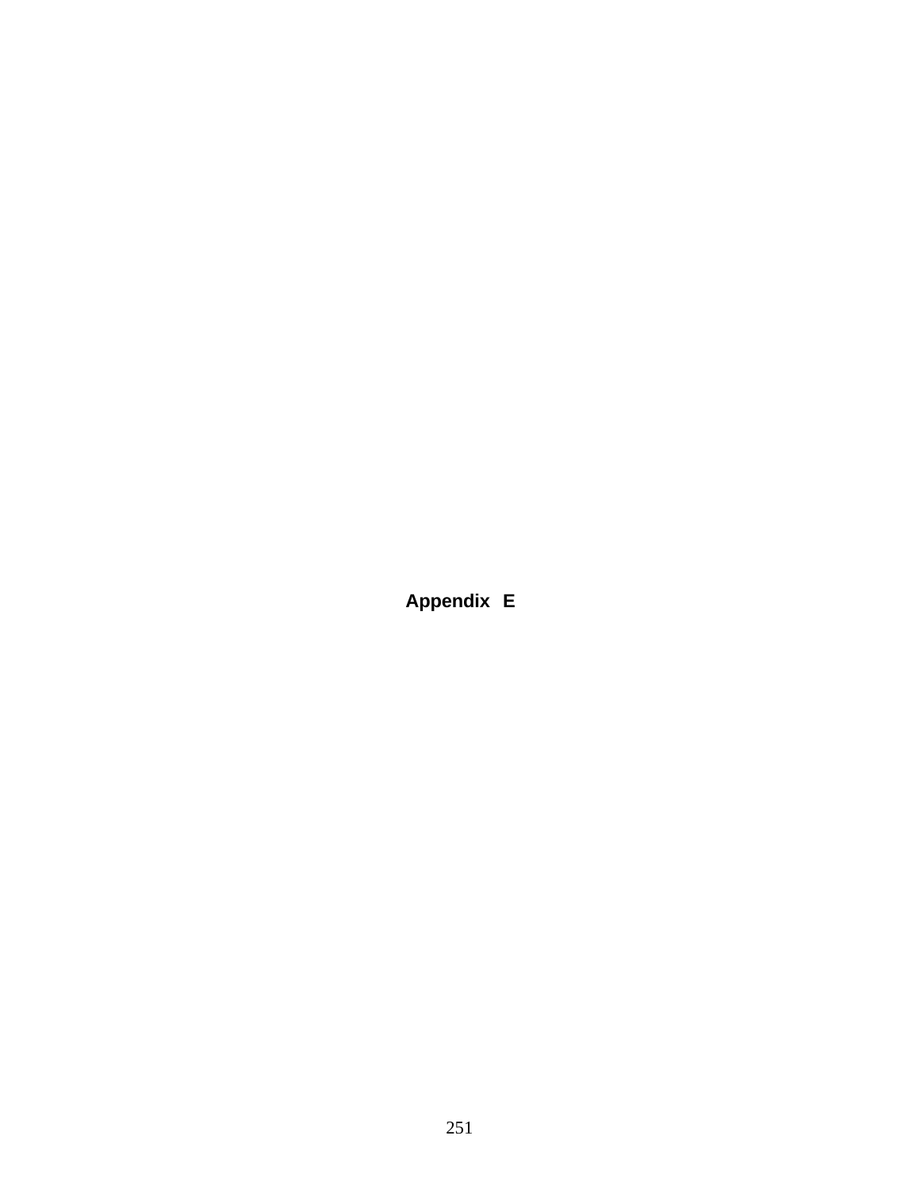# Appendix E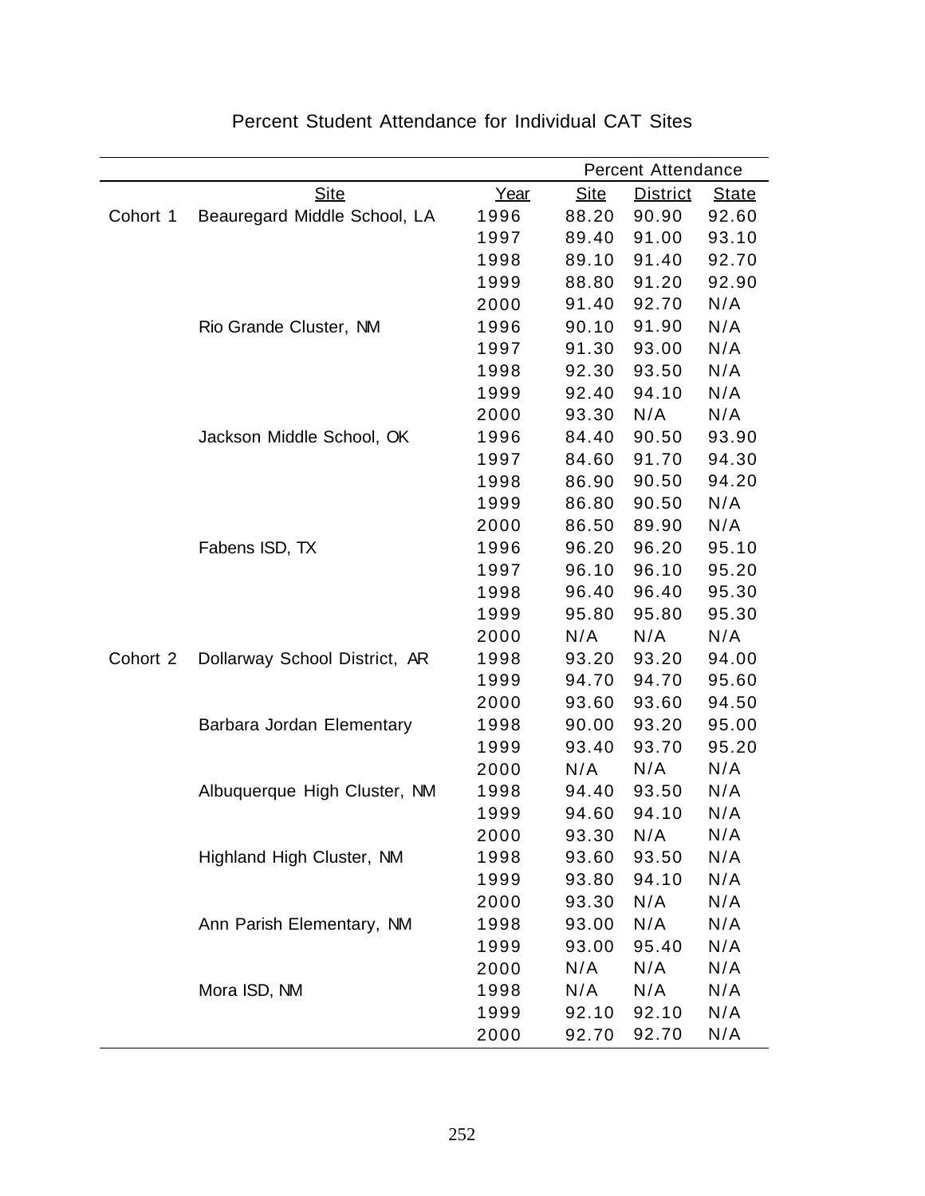Percent Student Attendance for Individual CAT Sites

| | | | Percent Attendance | | |
|---|---|---|---|---|---|
| | Site | Year | Site | District | State |
| Cohort 1 | Beauregard Middle School, LA | 1996 | 88.20 | 90.90 | 92.60 |
| | | 1997 | 89.40 | 91.00 | 93.10 |
| | | 1998 | 89.10 | 91.40 | 92.70 |
| | | 1999 | 88.80 | 91.20 | 92.90 |
| | | 2000 | 91.40 | 92.70 | N/A |
| | Rio Grande Cluster, NM | 1996 | 90.10 | 91.90 | N/A |
| | | 1997 | 91.30 | 93.00 | N/A |
| | | 1998 | 92.30 | 93.50 | N/A |
| | | 1999 | 92.40 | 94.10 | N/A |
| | | 2000 | 93.30 | N/A | N/A |
| | Jackson Middle School, OK | 1996 | 84.40 | 90.50 | 93.90 |
| | | 1997 | 84.60 | 91.70 | 94.30 |
| | | 1998 | 86.90 | 90.50 | 94.20 |
| | | 1999 | 86.80 | 90.50 | N/A |
| | | 2000 | 86.50 | 89.90 | N/A |
| | Fabens ISD, TX | 1996 | 96.20 | 96.20 | 95.10 |
| | | 1997 | 96.10 | 96.10 | 95.20 |
| | | 1998 | 96.40 | 96.40 | 95.30 |
| | | 1999 | 95.80 | 95.80 | 95.30 |
| | | 2000 | N/A | N/A | N/A |
| Cohort 2 | Dollarway School District, AR | 1998 | 93.20 | 93.20 | 94.00 |
| | | 1999 | 94.70 | 94.70 | 95.60 |
| | | 2000 | 93.60 | 93.60 | 94.50 |
| | Barbara Jordan Elementary | 1998 | 90.00 | 93.20 | 95.00 |
| | | 1999 | 93.40 | 93.70 | 95.20 |
| | | 2000 | N/A | N/A | N/A |
| | Albuquerque High Cluster, NM | 1998 | 94.40 | 93.50 | N/A |
| | | 1999 | 94.60 | 94.10 | N/A |
| | | 2000 | 93.30 | N/A | N/A |
| | Highland High Cluster, NM | 1998 | 93.60 | 93.50 | N/A |
| | | 1999 | 93.80 | 94.10 | N/A |
| | | 2000 | 93.30 | N/A | N/A |
| | Ann Parish Elementary, NM | 1998 | 93.00 | N/A | N/A |
| | | 1999 | 93.00 | 95.40 | N/A |
| | | 2000 | N/A | N/A | N/A |
| | Mora ISD, NM | 1998 | N/A | N/A | N/A |
| | | 1999 | 92.10 | 92.10 | N/A |
| | | 2000 | 92.70 | 92.70 | N/A |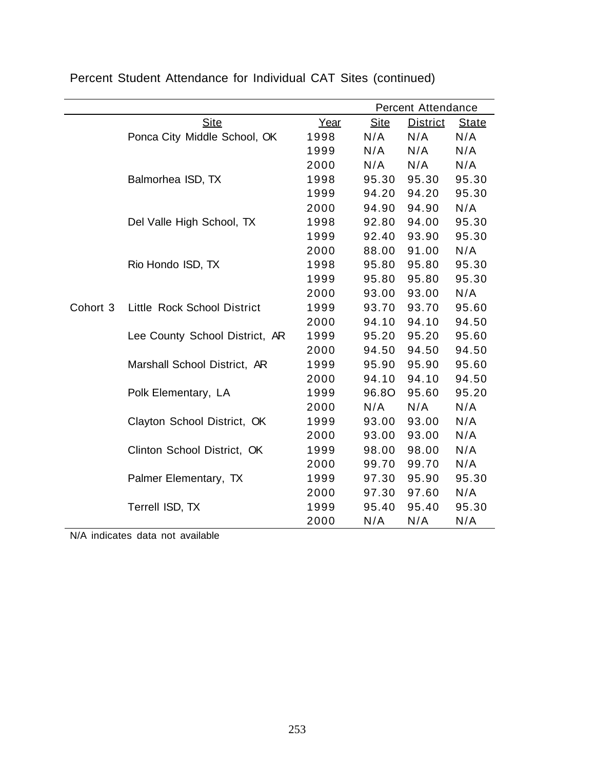Percent Student Attendance for Individual CAT Sites (continued)

| | Site | Year | Percent Attendance | | |
|---|---|---|---|---|---|
| | | | Site | District | State |
| | Ponca City Middle School, OK | 1998 | N/A | N/A | N/A |
| | | 1999 | N/A | N/A | N/A |
| | | 2000 | N/A | N/A | N/A |
| | Balmorhea ISD, TX | 1998 | 95.30 | 95.30 | 95.30 |
| | | 1999 | 94.20 | 94.20 | 95.30 |
| | | 2000 | 94.90 | 94.90 | N/A |
| | Del Valle High School, TX | 1998 | 92.80 | 94.00 | 95.30 |
| | | 1999 | 92.40 | 93.90 | 95.30 |
| | | 2000 | 88.00 | 91.00 | N/A |
| | Rio Hondo ISD, TX | 1998 | 95.80 | 95.80 | 95.30 |
| | | 1999 | 95.80 | 95.80 | 95.30 |
| | | 2000 | 93.00 | 93.00 | N/A |
| Cohort 3 | Little Rock School District | 1999 | 93.70 | 93.70 | 95.60 |
| | | 2000 | 94.10 | 94.10 | 94.50 |
| | Lee County School District, AR | 1999 | 95.20 | 95.20 | 95.60 |
| | | 2000 | 94.50 | 94.50 | 94.50 |
| | Marshall School District, AR | 1999 | 95.90 | 95.90 | 95.60 |
| | | 2000 | 94.10 | 94.10 | 94.50 |
| | Polk Elementary, LA | 1999 | 96.8O | 95.60 | 95.20 |
| | | 2000 | N/A | N/A | N/A |
| | Clayton School District, OK | 1999 | 93.00 | 93.00 | N/A |
| | | 2000 | 93.00 | 93.00 | N/A |
| | Clinton School District, OK | 1999 | 98.00 | 98.00 | N/A |
| | | 2000 | 99.70 | 99.70 | N/A |
| | Palmer Elementary, TX | 1999 | 97.30 | 95.90 | 95.30 |
| | | 2000 | 97.30 | 97.60 | N/A |
| | Terrell ISD, TX | 1999 | 95.40 | 95.40 | 95.30 |
| | | 2000 | N/A | N/A | N/A |

N/A indicates data not available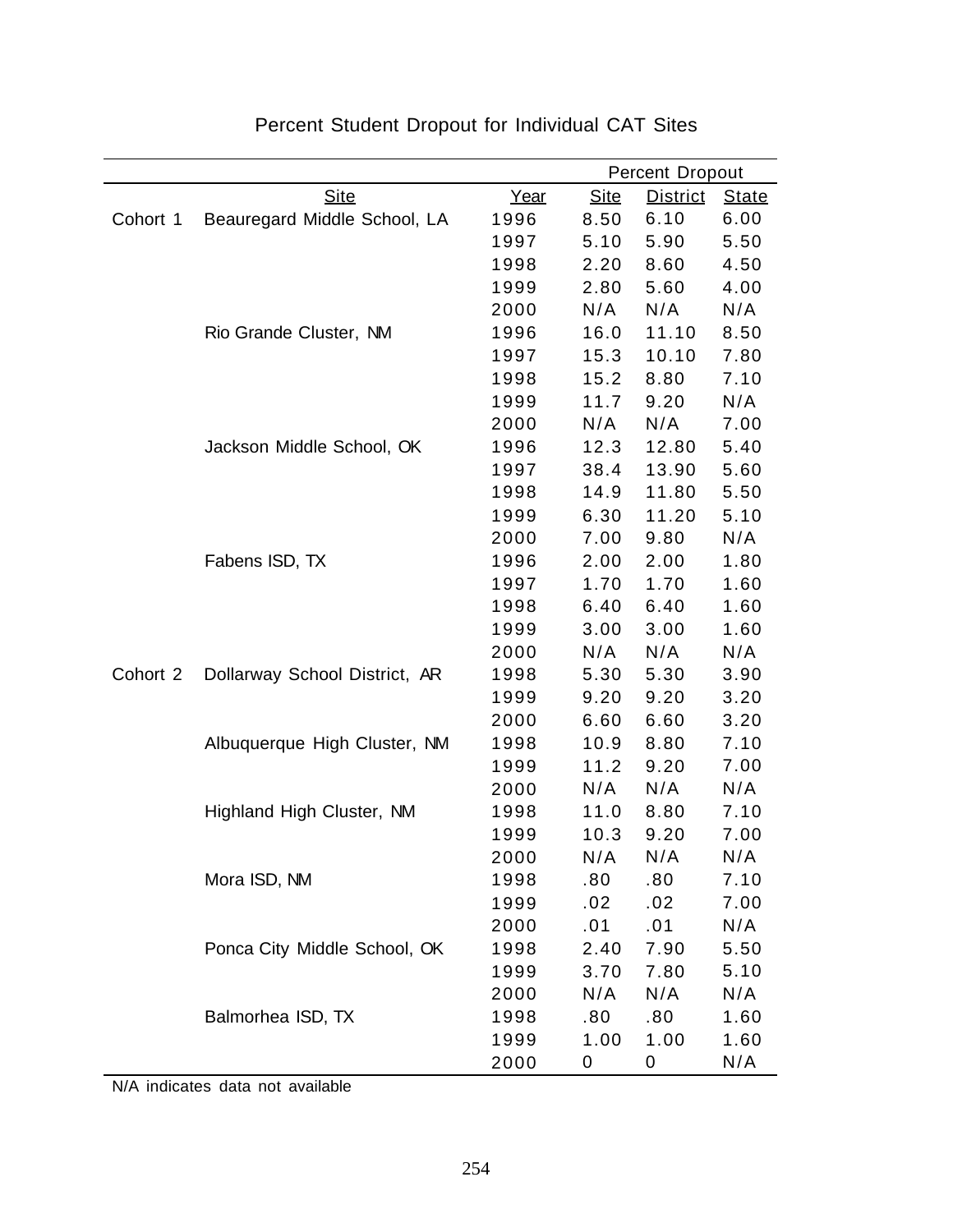# Percent Student Dropout for Individual CAT Sites

| | | | Percent Dropout | | |
|---|---|---|---|---|---|
| | Site | Year | Site | District | State |
| Cohort 1 | Beauregard Middle School, LA | 1996 | 8.50 | 6.10 | 6.00 |
| | | 1997 | 5.10 | 5.90 | 5.50 |
| | | 1998 | 2.20 | 8.60 | 4.50 |
| | | 1999 | 2.80 | 5.60 | 4.00 |
| | | 2000 | N/A | N/A | N/A |
| | Rio Grande Cluster, NM | 1996 | 16.0 | 11.10 | 8.50 |
| | | 1997 | 15.3 | 10.10 | 7.80 |
| | | 1998 | 15.2 | 8.80 | 7.10 |
| | | 1999 | 11.7 | 9.20 | N/A |
| | | 2000 | N/A | N/A | 7.00 |
| | Jackson Middle School, OK | 1996 | 12.3 | 12.80 | 5.40 |
| | | 1997 | 38.4 | 13.90 | 5.60 |
| | | 1998 | 14.9 | 11.80 | 5.50 |
| | | 1999 | 6.30 | 11.20 | 5.10 |
| | | 2000 | 7.00 | 9.80 | N/A |
| | Fabens ISD, TX | 1996 | 2.00 | 2.00 | 1.80 |
| | | 1997 | 1.70 | 1.70 | 1.60 |
| | | 1998 | 6.40 | 6.40 | 1.60 |
| | | 1999 | 3.00 | 3.00 | 1.60 |
| | | 2000 | N/A | N/A | N/A |
| Cohort 2 | Dollarway School District, AR | 1998 | 5.30 | 5.30 | 3.90 |
| | | 1999 | 9.20 | 9.20 | 3.20 |
| | | 2000 | 6.60 | 6.60 | 3.20 |
| | Albuquerque High Cluster, NM | 1998 | 10.9 | 8.80 | 7.10 |
| | | 1999 | 11.2 | 9.20 | 7.00 |
| | | 2000 | N/A | N/A | N/A |
| | Highland High Cluster, NM | 1998 | 11.0 | 8.80 | 7.10 |
| | | 1999 | 10.3 | 9.20 | 7.00 |
| | | 2000 | N/A | N/A | N/A |
| | Mora ISD, NM | 1998 | .80 | .80 | 7.10 |
| | | 1999 | .02 | .02 | 7.00 |
| | | 2000 | .01 | .01 | N/A |
| | Ponca City Middle School, OK | 1998 | 2.40 | 7.90 | 5.50 |
| | | 1999 | 3.70 | 7.80 | 5.10 |
| | | 2000 | N/A | N/A | N/A |
| | Balmorhea ISD, TX | 1998 | .80 | .80 | 1.60 |
| | | 1999 | 1.00 | 1.00 | 1.60 |
| | | 2000 | 0 | 0 | N/A |

N/A indicates data not available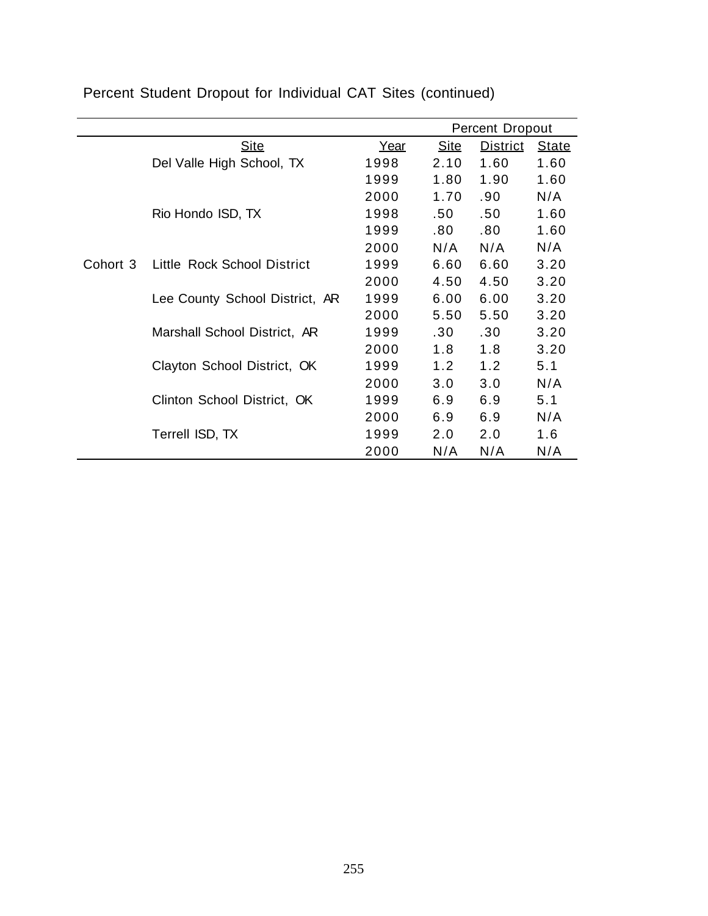Percent Student Dropout for Individual CAT Sites (continued)

| | | | Percent Dropout | | |
|---|---|---|---|---|---|
| | Site | Year | Site | District | State |
| | Del Valle High School, TX | 1998 | 2.10 | 1.60 | 1.60 |
| | | 1999 | 1.80 | 1.90 | 1.60 |
| | | 2000 | 1.70 | .90 | N/A |
| | Rio Hondo ISD, TX | 1998 | .50 | .50 | 1.60 |
| | | 1999 | .80 | .80 | 1.60 |
| | | 2000 | N/A | N/A | N/A |
| Cohort 3 | Little Rock School District | 1999 | 6.60 | 6.60 | 3.20 |
| | | 2000 | 4.50 | 4.50 | 3.20 |
| | Lee County School District, AR | 1999 | 6.00 | 6.00 | 3.20 |
| | | 2000 | 5.50 | 5.50 | 3.20 |
| | Marshall School District, AR | 1999 | .30 | .30 | 3.20 |
| | | 2000 | 1.8 | 1.8 | 3.20 |
| | Clayton School District, OK | 1999 | 1.2 | 1.2 | 5.1 |
| | | 2000 | 3.0 | 3.0 | N/A |
| | Clinton School District, OK | 1999 | 6.9 | 6.9 | 5.1 |
| | | 2000 | 6.9 | 6.9 | N/A |
| | Terrell ISD, TX | 1999 | 2.0 | 2.0 | 1.6 |
| | | 2000 | N/A | N/A | N/A |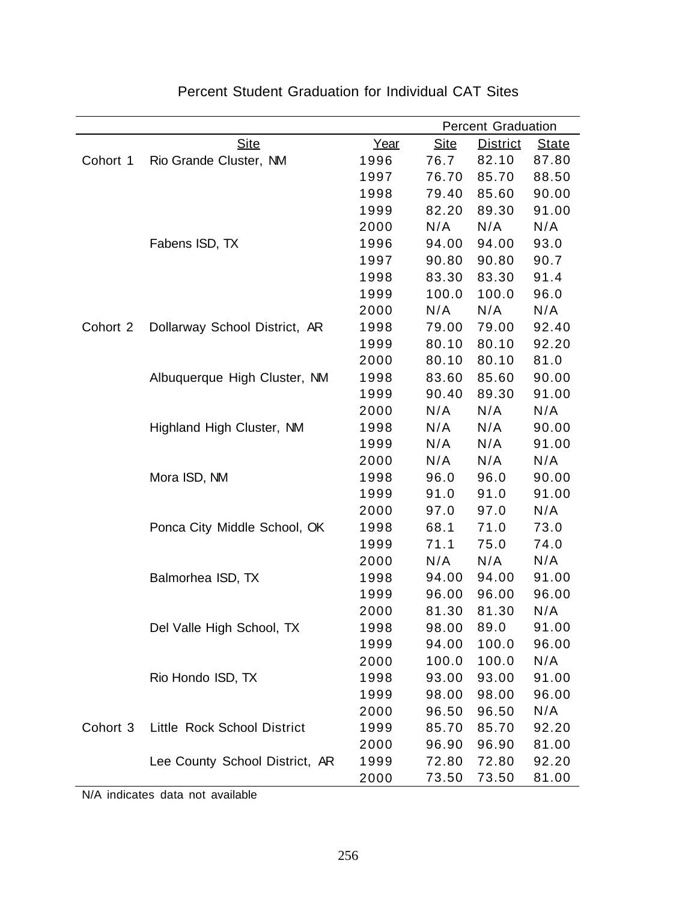Percent Student Graduation for Individual CAT Sites

| | | | Percent Graduation | | |
|---|---|---|---|---|---|
| | Site | Year | Site | District | State |
| Cohort 1 | Rio Grande Cluster, NM | 1996 | 76.7 | 82.10 | 87.80 |
| | | 1997 | 76.70 | 85.70 | 88.50 |
| | | 1998 | 79.40 | 85.60 | 90.00 |
| | | 1999 | 82.20 | 89.30 | 91.00 |
| | | 2000 | N/A | N/A | N/A |
| | Fabens ISD, TX | 1996 | 94.00 | 94.00 | 93.0 |
| | | 1997 | 90.80 | 90.80 | 90.7 |
| | | 1998 | 83.30 | 83.30 | 91.4 |
| | | 1999 | 100.0 | 100.0 | 96.0 |
| | | 2000 | N/A | N/A | N/A |
| Cohort 2 | Dollarway School District, AR | 1998 | 79.00 | 79.00 | 92.40 |
| | | 1999 | 80.10 | 80.10 | 92.20 |
| | | 2000 | 80.10 | 80.10 | 81.0 |
| | Albuquerque High Cluster, NM | 1998 | 83.60 | 85.60 | 90.00 |
| | | 1999 | 90.40 | 89.30 | 91.00 |
| | | 2000 | N/A | N/A | N/A |
| | Highland High Cluster, NM | 1998 | N/A | N/A | 90.00 |
| | | 1999 | N/A | N/A | 91.00 |
| | | 2000 | N/A | N/A | N/A |
| | Mora ISD, NM | 1998 | 96.0 | 96.0 | 90.00 |
| | | 1999 | 91.0 | 91.0 | 91.00 |
| | | 2000 | 97.0 | 97.0 | N/A |
| | Ponca City Middle School, OK | 1998 | 68.1 | 71.0 | 73.0 |
| | | 1999 | 71.1 | 75.0 | 74.0 |
| | | 2000 | N/A | N/A | N/A |
| | Balmorhea ISD, TX | 1998 | 94.00 | 94.00 | 91.00 |
| | | 1999 | 96.00 | 96.00 | 96.00 |
| | | 2000 | 81.30 | 81.30 | N/A |
| | Del Valle High School, TX | 1998 | 98.00 | 89.0 | 91.00 |
| | | 1999 | 94.00 | 100.0 | 96.00 |
| | | 2000 | 100.0 | 100.0 | N/A |
| | Rio Hondo ISD, TX | 1998 | 93.00 | 93.00 | 91.00 |
| | | 1999 | 98.00 | 98.00 | 96.00 |
| | | 2000 | 96.50 | 96.50 | N/A |
| Cohort 3 | Little Rock School District | 1999 | 85.70 | 85.70 | 92.20 |
| | | 2000 | 96.90 | 96.90 | 81.00 |
| | Lee County School District, AR | 1999 | 72.80 | 72.80 | 92.20 |
| | | 2000 | 73.50 | 73.50 | 81.00 |

N/A indicates data not available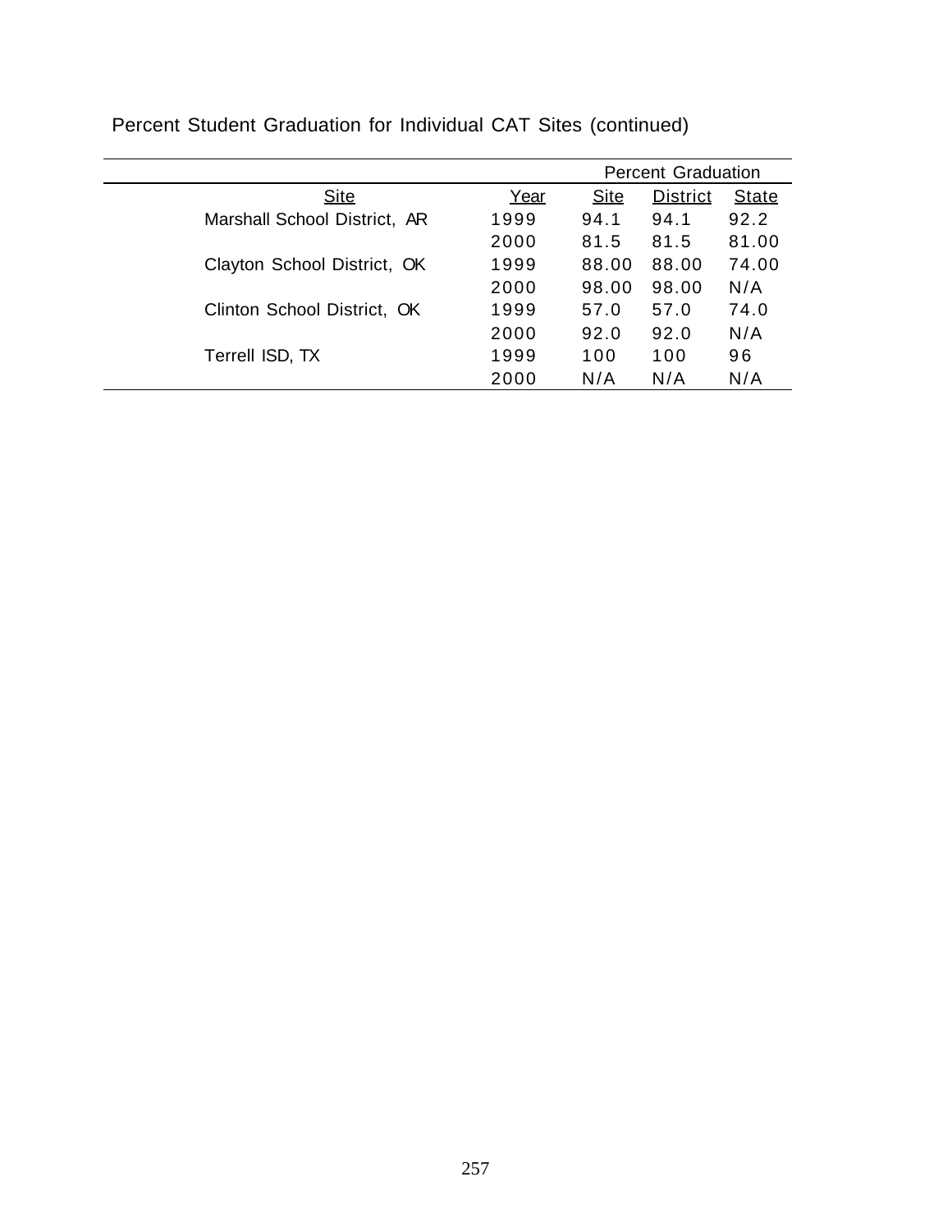Percent Student Graduation for Individual CAT Sites (continued)

| | | Percent Graduation | | |
|---|---|---|---|---|
| Site | Year | Site | District | State |
| Marshall School District, AR | 1999 | 94.1 | 94.1 | 92.2 |
| | 2000 | 81.5 | 81.5 | 81.00 |
| Clayton School District, OK | 1999 | 88.00 | 88.00 | 74.00 |
| | 2000 | 98.00 | 98.00 | N/A |
| Clinton School District, OK | 1999 | 57.0 | 57.0 | 74.0 |
| | 2000 | 92.0 | 92.0 | N/A |
| Terrell ISD, TX | 1999 | 100 | 100 | 96 |
| | 2000 | N/A | N/A | N/A |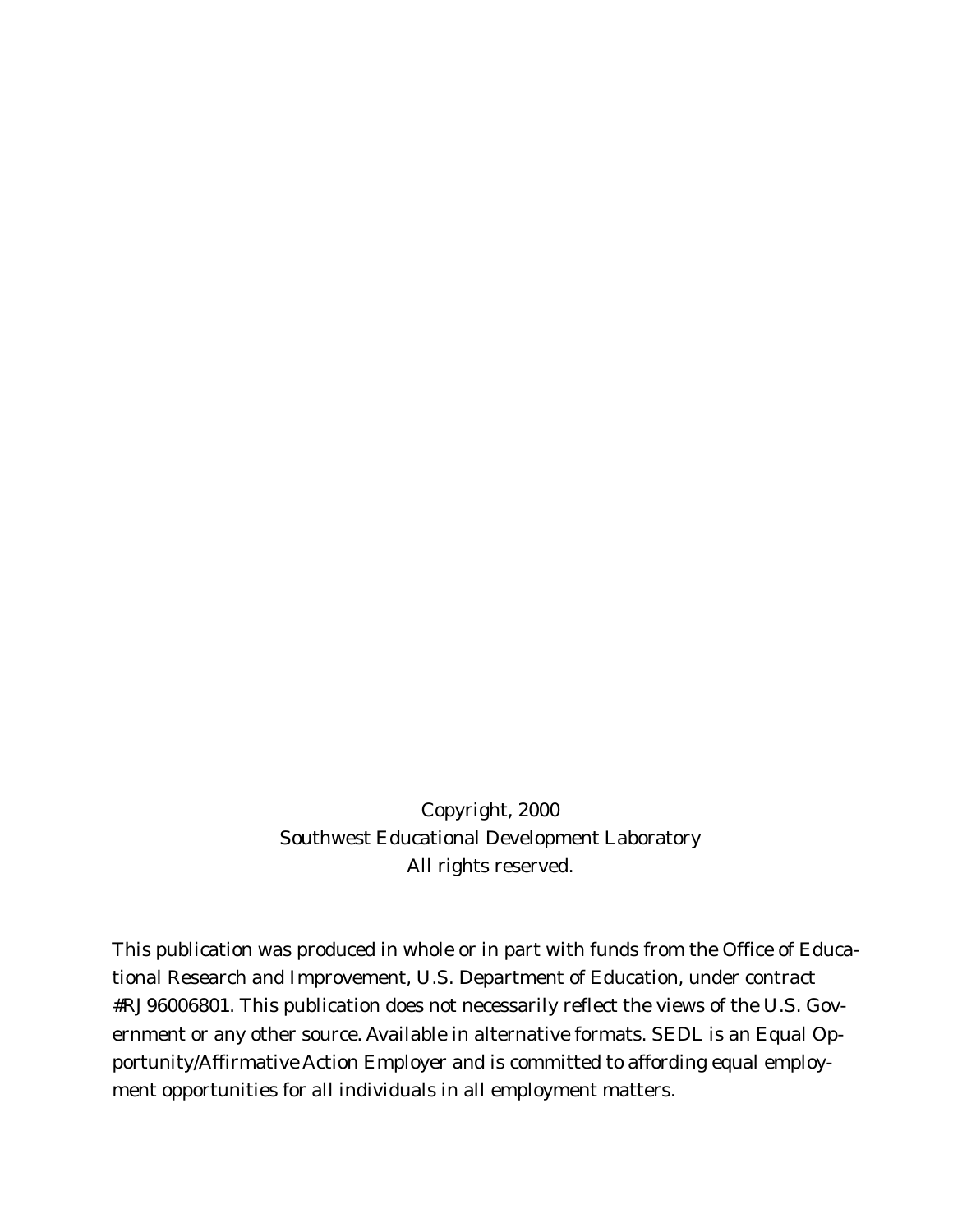Copyright, 2000  
Southwest Educational Development Laboratory  
All rights reserved.

This publication was produced in whole or in part with funds from the Office of Educational Research and Improvement, U.S. Department of Education, under contract #RJ96006801. This publication does not necessarily reflect the views of the U.S. Government or any other source. Available in alternative formats. SEDL is an Equal Opportunity/Affirmative Action Employer and is committed to affording equal employment opportunities for all individuals in all employment matters.